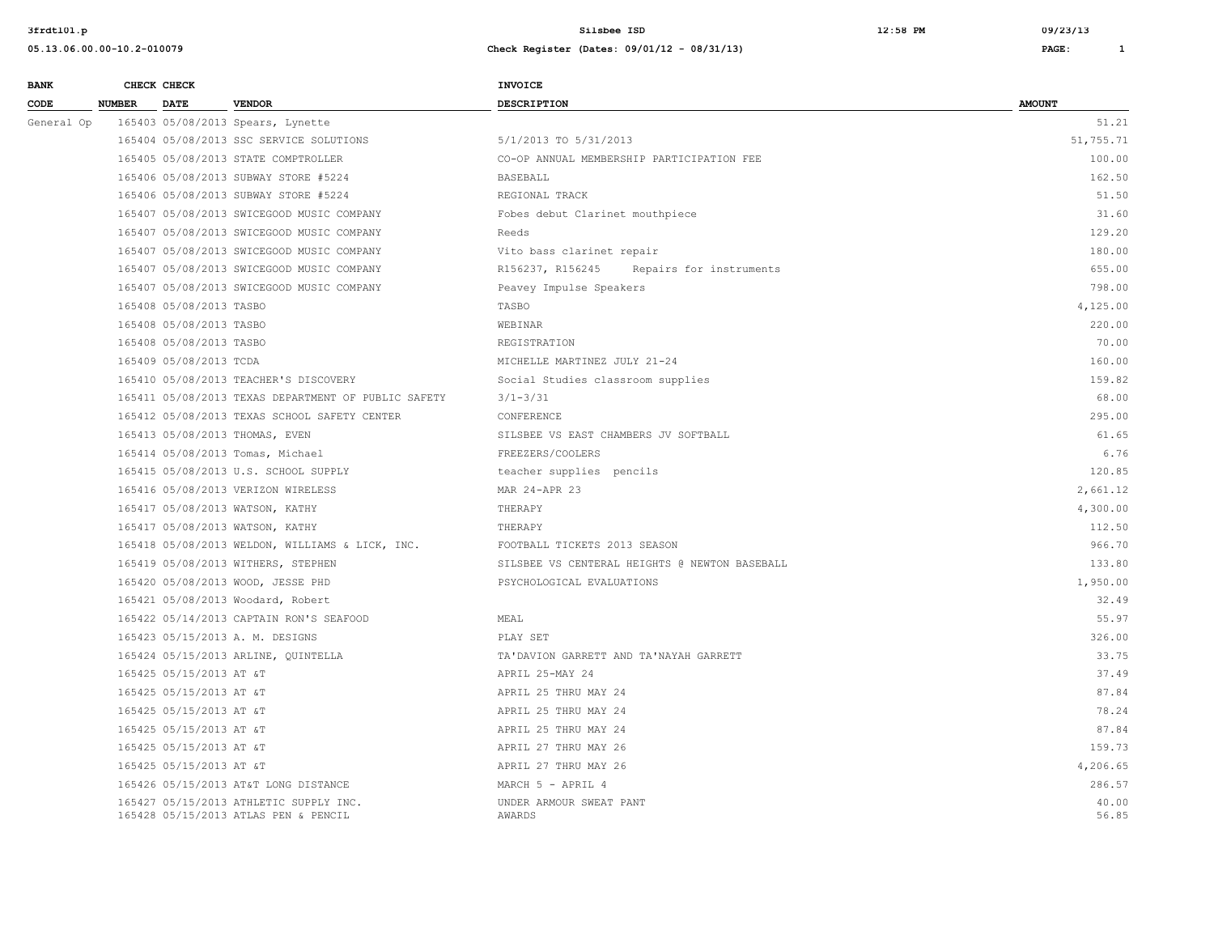| BANK CODE | CHECK NUMBER | CHECK DATE | VENDOR | INVOICE DESCRIPTION | AMOUNT |
|---|---|---|---|---|---|
| General Op | 165403 | 05/08/2013 | Spears, Lynette | | 51.21 |
| | 165404 | 05/08/2013 | SSC SERVICE SOLUTIONS | 5/1/2013 TO 5/31/2013 | 51,755.71 |
| | 165405 | 05/08/2013 | STATE COMPTROLLER | CO-OP ANNUAL MEMBERSHIP PARTICIPATION FEE | 100.00 |
| | 165406 | 05/08/2013 | SUBWAY STORE #5224 | BASEBALL | 162.50 |
| | 165406 | 05/08/2013 | SUBWAY STORE #5224 | REGIONAL TRACK | 51.50 |
| | 165407 | 05/08/2013 | SWICEGOOD MUSIC COMPANY | Fobes debut Clarinet mouthpiece | 31.60 |
| | 165407 | 05/08/2013 | SWICEGOOD MUSIC COMPANY | Reeds | 129.20 |
| | 165407 | 05/08/2013 | SWICEGOOD MUSIC COMPANY | Vito bass clarinet repair | 180.00 |
| | 165407 | 05/08/2013 | SWICEGOOD MUSIC COMPANY | R156237, R156245 Repairs for instruments | 655.00 |
| | 165407 | 05/08/2013 | SWICEGOOD MUSIC COMPANY | Peavey Impulse Speakers | 798.00 |
| | 165408 | 05/08/2013 | TASBO | TASBO | 4,125.00 |
| | 165408 | 05/08/2013 | TASBO | WEBINAR | 220.00 |
| | 165408 | 05/08/2013 | TASBO | REGISTRATION | 70.00 |
| | 165409 | 05/08/2013 | TCDA | MICHELLE MARTINEZ JULY 21-24 | 160.00 |
| | 165410 | 05/08/2013 | TEACHER'S DISCOVERY | Social Studies classroom supplies | 159.82 |
| | 165411 | 05/08/2013 | TEXAS DEPARTMENT OF PUBLIC SAFETY | 3/1-3/31 | 68.00 |
| | 165412 | 05/08/2013 | TEXAS SCHOOL SAFETY CENTER | CONFERENCE | 295.00 |
| | 165413 | 05/08/2013 | THOMAS, EVEN | SILSBEE VS EAST CHAMBERS JV SOFTBALL | 61.65 |
| | 165414 | 05/08/2013 | Tomas, Michael | FREEZERS/COOLERS | 6.76 |
| | 165415 | 05/08/2013 | U.S. SCHOOL SUPPLY | teacher supplies pencils | 120.85 |
| | 165416 | 05/08/2013 | VERIZON WIRELESS | MAR 24-APR 23 | 2,661.12 |
| | 165417 | 05/08/2013 | WATSON, KATHY | THERAPY | 4,300.00 |
| | 165417 | 05/08/2013 | WATSON, KATHY | THERAPY | 112.50 |
| | 165418 | 05/08/2013 | WELDON, WILLIAMS & LICK, INC. | FOOTBALL TICKETS 2013 SEASON | 966.70 |
| | 165419 | 05/08/2013 | WITHERS, STEPHEN | SILSBEE VS CENTERAL HEIGHTS @ NEWTON BASEBALL | 133.80 |
| | 165420 | 05/08/2013 | WOOD, JESSE PHD | PSYCHOLOGICAL EVALUATIONS | 1,950.00 |
| | 165421 | 05/08/2013 | Woodard, Robert | | 32.49 |
| | 165422 | 05/14/2013 | CAPTAIN RON'S SEAFOOD | MEAL | 55.97 |
| | 165423 | 05/15/2013 | A. M. DESIGNS | PLAY SET | 326.00 |
| | 165424 | 05/15/2013 | ARLINE, QUINTELLA | TA'DAVION GARRETT AND TA'NAYAH GARRETT | 33.75 |
| | 165425 | 05/15/2013 | AT &T | APRIL 25-MAY 24 | 37.49 |
| | 165425 | 05/15/2013 | AT &T | APRIL 25 THRU MAY 24 | 87.84 |
| | 165425 | 05/15/2013 | AT &T | APRIL 25 THRU MAY 24 | 78.24 |
| | 165425 | 05/15/2013 | AT &T | APRIL 25 THRU MAY 24 | 87.84 |
| | 165425 | 05/15/2013 | AT &T | APRIL 27 THRU MAY 26 | 159.73 |
| | 165425 | 05/15/2013 | AT &T | APRIL 27 THRU MAY 26 | 4,206.65 |
| | 165426 | 05/15/2013 | AT&T LONG DISTANCE | MARCH 5 - APRIL 4 | 286.57 |
| | 165427 | 05/15/2013 | ATHLETIC SUPPLY INC. | UNDER ARMOUR SWEAT PANT | 40.00 |
| | 165428 | 05/15/2013 | ATLAS PEN & PENCIL | AWARDS | 56.85 |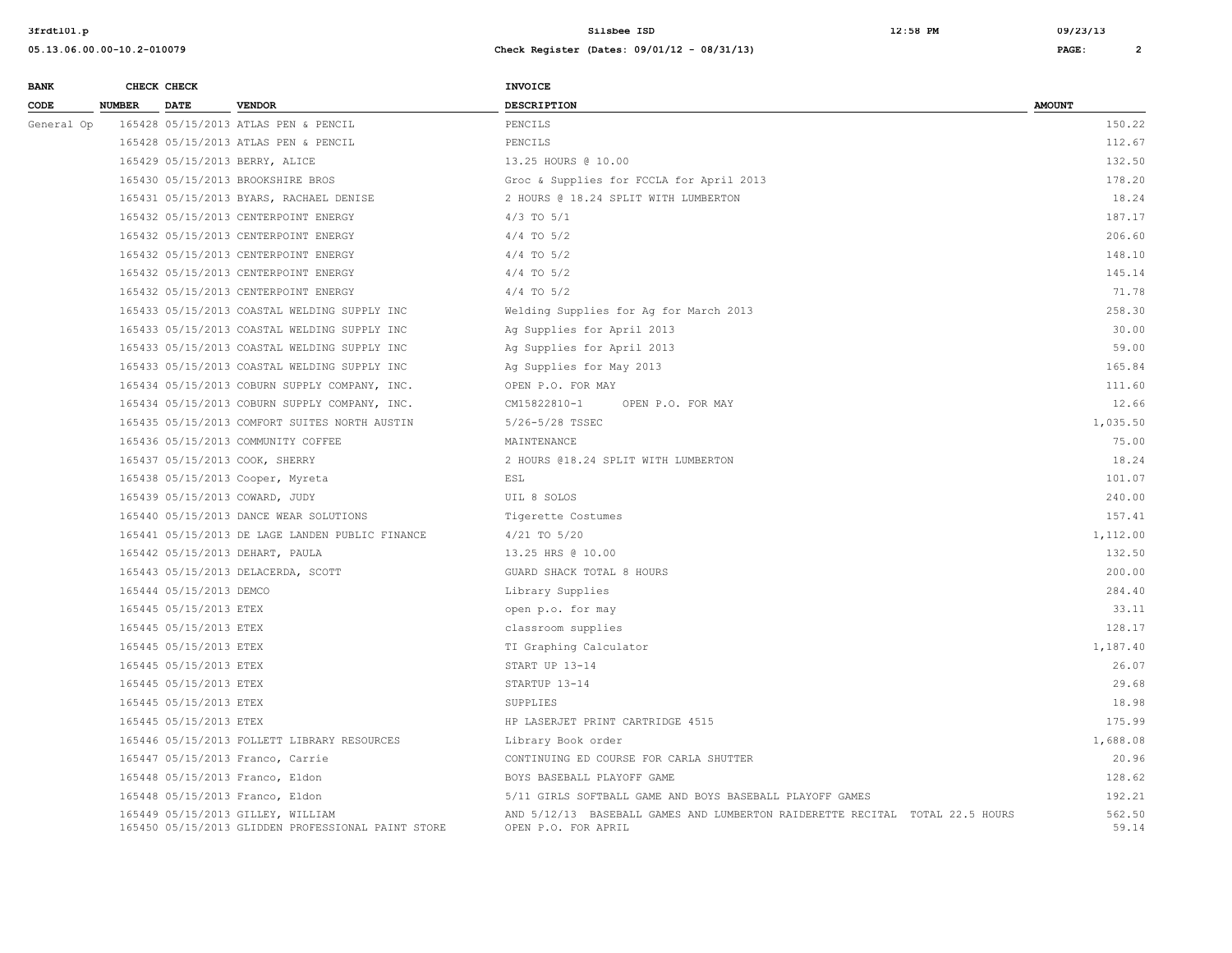| BANK CODE | CHECK NUMBER | CHECK DATE | VENDOR | INVOICE DESCRIPTION | AMOUNT |
|---|---|---|---|---|---|
| General Op | 165428 | 05/15/2013 | ATLAS PEN & PENCIL | PENCILS | 150.22 |
| | 165428 | 05/15/2013 | ATLAS PEN & PENCIL | PENCILS | 112.67 |
| | 165429 | 05/15/2013 | BERRY, ALICE | 13.25 HOURS @ 10.00 | 132.50 |
| | 165430 | 05/15/2013 | BROOKSHIRE BROS | Groc & Supplies for FCCLA for April 2013 | 178.20 |
| | 165431 | 05/15/2013 | BYARS, RACHAEL DENISE | 2 HOURS @ 18.24 SPLIT WITH LUMBERTON | 18.24 |
| | 165432 | 05/15/2013 | CENTERPOINT ENERGY | 4/3 TO 5/1 | 187.17 |
| | 165432 | 05/15/2013 | CENTERPOINT ENERGY | 4/4 TO 5/2 | 206.60 |
| | 165432 | 05/15/2013 | CENTERPOINT ENERGY | 4/4 TO 5/2 | 148.10 |
| | 165432 | 05/15/2013 | CENTERPOINT ENERGY | 4/4 TO 5/2 | 145.14 |
| | 165432 | 05/15/2013 | CENTERPOINT ENERGY | 4/4 TO 5/2 | 71.78 |
| | 165433 | 05/15/2013 | COASTAL WELDING SUPPLY INC | Welding Supplies for Ag for March 2013 | 258.30 |
| | 165433 | 05/15/2013 | COASTAL WELDING SUPPLY INC | Ag Supplies for April 2013 | 30.00 |
| | 165433 | 05/15/2013 | COASTAL WELDING SUPPLY INC | Ag Supplies for April 2013 | 59.00 |
| | 165433 | 05/15/2013 | COASTAL WELDING SUPPLY INC | Ag Supplies for May 2013 | 165.84 |
| | 165434 | 05/15/2013 | COBURN SUPPLY COMPANY, INC. | OPEN P.O. FOR MAY | 111.60 |
| | 165434 | 05/15/2013 | COBURN SUPPLY COMPANY, INC. | CM15822810-1 OPEN P.O. FOR MAY | 12.66 |
| | 165435 | 05/15/2013 | COMFORT SUITES NORTH AUSTIN | 5/26-5/28 TSSEC | 1,035.50 |
| | 165436 | 05/15/2013 | COMMUNITY COFFEE | MAINTENANCE | 75.00 |
| | 165437 | 05/15/2013 | COOK, SHERRY | 2 HOURS @18.24 SPLIT WITH LUMBERTON | 18.24 |
| | 165438 | 05/15/2013 | Cooper, Myreta | ESL | 101.07 |
| | 165439 | 05/15/2013 | COWARD, JUDY | UIL 8 SOLOS | 240.00 |
| | 165440 | 05/15/2013 | DANCE WEAR SOLUTIONS | Tigerette Costumes | 157.41 |
| | 165441 | 05/15/2013 | DE LAGE LANDEN PUBLIC FINANCE | 4/21 TO 5/20 | 1,112.00 |
| | 165442 | 05/15/2013 | DEHART, PAULA | 13.25 HRS @ 10.00 | 132.50 |
| | 165443 | 05/15/2013 | DELACERDA, SCOTT | GUARD SHACK TOTAL 8 HOURS | 200.00 |
| | 165444 | 05/15/2013 | DEMCO | Library Supplies | 284.40 |
| | 165445 | 05/15/2013 | ETEX | open p.o. for may | 33.11 |
| | 165445 | 05/15/2013 | ETEX | classroom supplies | 128.17 |
| | 165445 | 05/15/2013 | ETEX | TI Graphing Calculator | 1,187.40 |
| | 165445 | 05/15/2013 | ETEX | START UP 13-14 | 26.07 |
| | 165445 | 05/15/2013 | ETEX | STARTUP 13-14 | 29.68 |
| | 165445 | 05/15/2013 | ETEX | SUPPLIES | 18.98 |
| | 165445 | 05/15/2013 | ETEX | HP LASERJET PRINT CARTRIDGE 4515 | 175.99 |
| | 165446 | 05/15/2013 | FOLLETT LIBRARY RESOURCES | Library Book order | 1,688.08 |
| | 165447 | 05/15/2013 | Franco, Carrie | CONTINUING ED COURSE FOR CARLA SHUTTER | 20.96 |
| | 165448 | 05/15/2013 | Franco, Eldon | BOYS BASEBALL PLAYOFF GAME | 128.62 |
| | 165448 | 05/15/2013 | Franco, Eldon | 5/11 GIRLS SOFTBALL GAME AND BOYS BASEBALL PLAYOFF GAMES | 192.21 |
| | 165449 | 05/15/2013 | GILLEY, WILLIAM | AND 5/12/13 BASEBALL GAMES AND LUMBERTON RAIDERETTE RECITAL TOTAL 22.5 HOURS | 562.50 |
| | 165450 | 05/15/2013 | GLIDDEN PROFESSIONAL PAINT STORE | OPEN P.O. FOR APRIL | 59.14 |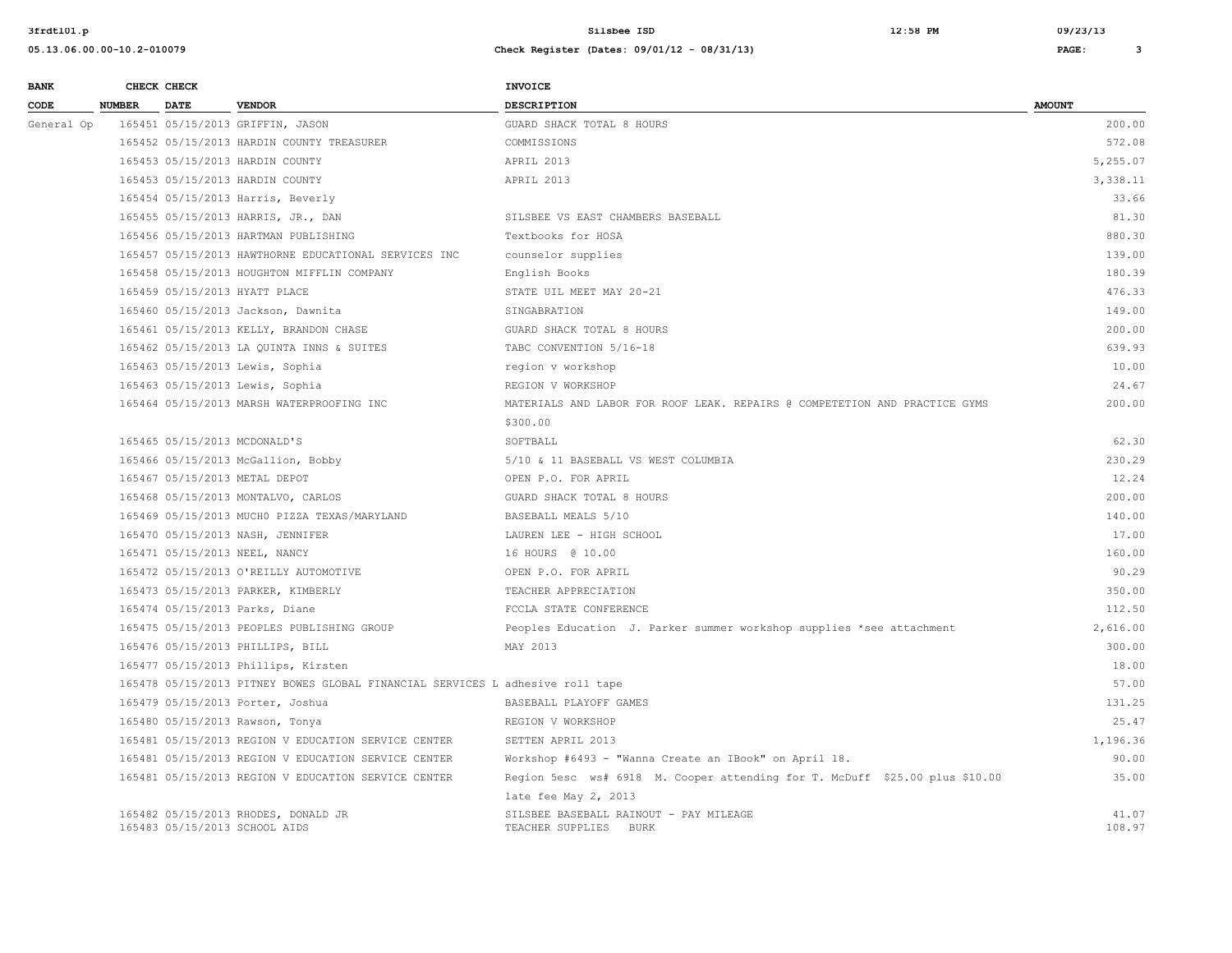| BANK CODE | CHECK NUMBER | CHECK DATE | VENDOR | INVOICE DESCRIPTION | AMOUNT |
|---|---|---|---|---|---|
| General Op | 165451 | 05/15/2013 | GRIFFIN, JASON | GUARD SHACK TOTAL 8 HOURS | 200.00 |
| | 165452 | 05/15/2013 | HARDIN COUNTY TREASURER | COMMISSIONS | 572.08 |
| | 165453 | 05/15/2013 | HARDIN COUNTY | APRIL 2013 | 5,255.07 |
| | 165453 | 05/15/2013 | HARDIN COUNTY | APRIL 2013 | 3,338.11 |
| | 165454 | 05/15/2013 | Harris, Beverly | | 33.66 |
| | 165455 | 05/15/2013 | HARRIS, JR., DAN | SILSBEE VS EAST CHAMBERS BASEBALL | 81.30 |
| | 165456 | 05/15/2013 | HARTMAN PUBLISHING | Textbooks for HOSA | 880.30 |
| | 165457 | 05/15/2013 | HAWTHORNE EDUCATIONAL SERVICES INC | counselor supplies | 139.00 |
| | 165458 | 05/15/2013 | HOUGHTON MIFFLIN COMPANY | English Books | 180.39 |
| | 165459 | 05/15/2013 | HYATT PLACE | STATE UIL MEET MAY 20-21 | 476.33 |
| | 165460 | 05/15/2013 | Jackson, Dawnita | SINGABRATION | 149.00 |
| | 165461 | 05/15/2013 | KELLY, BRANDON CHASE | GUARD SHACK TOTAL 8 HOURS | 200.00 |
| | 165462 | 05/15/2013 | LA QUINTA INNS & SUITES | TABC CONVENTION 5/16-18 | 639.93 |
| | 165463 | 05/15/2013 | Lewis, Sophia | region v workshop | 10.00 |
| | 165463 | 05/15/2013 | Lewis, Sophia | REGION V WORKSHOP | 24.67 |
| | 165464 | 05/15/2013 | MARSH WATERPROOFING INC | MATERIALS AND LABOR FOR ROOF LEAK. REPAIRS @ COMPETETION AND PRACTICE GYMS $300.00 | 200.00 |
| | 165465 | 05/15/2013 | MCDONALD'S | SOFTBALL | 62.30 |
| | 165466 | 05/15/2013 | McGallion, Bobby | 5/10 & 11 BASEBALL VS WEST COLUMBIA | 230.29 |
| | 165467 | 05/15/2013 | METAL DEPOT | OPEN P.O. FOR APRIL | 12.24 |
| | 165468 | 05/15/2013 | MONTALVO, CARLOS | GUARD SHACK TOTAL 8 HOURS | 200.00 |
| | 165469 | 05/15/2013 | MUCH0 PIZZA TEXAS/MARYLAND | BASEBALL MEALS 5/10 | 140.00 |
| | 165470 | 05/15/2013 | NASH, JENNIFER | LAUREN LEE - HIGH SCHOOL | 17.00 |
| | 165471 | 05/15/2013 | NEEL, NANCY | 16 HOURS @ 10.00 | 160.00 |
| | 165472 | 05/15/2013 | O'REILLY AUTOMOTIVE | OPEN P.O. FOR APRIL | 90.29 |
| | 165473 | 05/15/2013 | PARKER, KIMBERLY | TEACHER APPRECIATION | 350.00 |
| | 165474 | 05/15/2013 | Parks, Diane | FCCLA STATE CONFERENCE | 112.50 |
| | 165475 | 05/15/2013 | PEOPLES PUBLISHING GROUP | Peoples Education J. Parker summer workshop supplies *see attachment | 2,616.00 |
| | 165476 | 05/15/2013 | PHILLIPS, BILL | MAY 2013 | 300.00 |
| | 165477 | 05/15/2013 | Phillips, Kirsten | | 18.00 |
| | 165478 | 05/15/2013 | PITNEY BOWES GLOBAL FINANCIAL SERVICES L | adhesive roll tape | 57.00 |
| | 165479 | 05/15/2013 | Porter, Joshua | BASEBALL PLAYOFF GAMES | 131.25 |
| | 165480 | 05/15/2013 | Rawson, Tonya | REGION V WORKSHOP | 25.47 |
| | 165481 | 05/15/2013 | REGION V EDUCATION SERVICE CENTER | SETTEN APRIL 2013 | 1,196.36 |
| | 165481 | 05/15/2013 | REGION V EDUCATION SERVICE CENTER | Workshop #6493 - "Wanna Create an IBook" on April 18. | 90.00 |
| | 165481 | 05/15/2013 | REGION V EDUCATION SERVICE CENTER | Region 5esc ws# 6918 M. Cooper attending for T. McDuff $25.00 plus $10.00 late fee May 2, 2013 | 35.00 |
| | 165482 | 05/15/2013 | RHODES, DONALD JR | SILSBEE BASEBALL RAINOUT - PAY MILEAGE | 41.07 |
| | 165483 | 05/15/2013 | SCHOOL AIDS | TEACHER SUPPLIES BURK | 108.97 |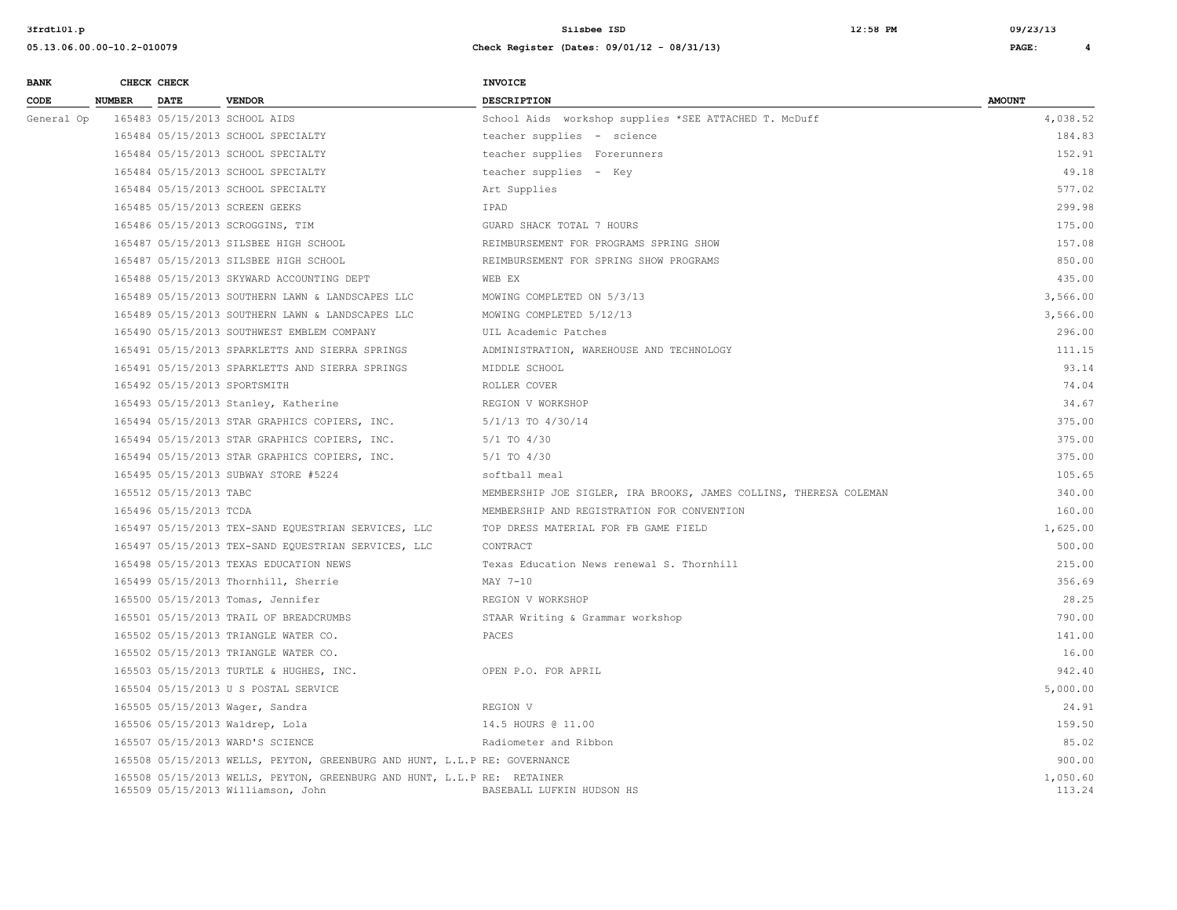| BANK CODE | CHECK NUMBER | CHECK DATE | VENDOR | INVOICE DESCRIPTION | AMOUNT |
|---|---|---|---|---|---|
| General Op | 165483 | 05/15/2013 | SCHOOL AIDS | School Aids workshop supplies *SEE ATTACHED T. McDuff | 4,038.52 |
| | 165484 | 05/15/2013 | SCHOOL SPECIALTY | teacher supplies - science | 184.83 |
| | 165484 | 05/15/2013 | SCHOOL SPECIALTY | teacher supplies Forerunners | 152.91 |
| | 165484 | 05/15/2013 | SCHOOL SPECIALTY | teacher supplies - Key | 49.18 |
| | 165484 | 05/15/2013 | SCHOOL SPECIALTY | Art Supplies | 577.02 |
| | 165485 | 05/15/2013 | SCREEN GEEKS | IPAD | 299.98 |
| | 165486 | 05/15/2013 | SCROGGINS, TIM | GUARD SHACK TOTAL 7 HOURS | 175.00 |
| | 165487 | 05/15/2013 | SILSBEE HIGH SCHOOL | REIMBURSEMENT FOR PROGRAMS SPRING SHOW | 157.08 |
| | 165487 | 05/15/2013 | SILSBEE HIGH SCHOOL | REIMBURSEMENT FOR SPRING SHOW PROGRAMS | 850.00 |
| | 165488 | 05/15/2013 | SKYWARD ACCOUNTING DEPT | WEB EX | 435.00 |
| | 165489 | 05/15/2013 | SOUTHERN LAWN & LANDSCAPES LLC | MOWING COMPLETED ON 5/3/13 | 3,566.00 |
| | 165489 | 05/15/2013 | SOUTHERN LAWN & LANDSCAPES LLC | MOWING COMPLETED 5/12/13 | 3,566.00 |
| | 165490 | 05/15/2013 | SOUTHWEST EMBLEM COMPANY | UIL Academic Patches | 296.00 |
| | 165491 | 05/15/2013 | SPARKLETTS AND SIERRA SPRINGS | ADMINISTRATION, WAREHOUSE AND TECHNOLOGY | 111.15 |
| | 165491 | 05/15/2013 | SPARKLETTS AND SIERRA SPRINGS | MIDDLE SCHOOL | 93.14 |
| | 165492 | 05/15/2013 | SPORTSMITH | ROLLER COVER | 74.04 |
| | 165493 | 05/15/2013 | Stanley, Katherine | REGION V WORKSHOP | 34.67 |
| | 165494 | 05/15/2013 | STAR GRAPHICS COPIERS, INC. | 5/1/13 TO 4/30/14 | 375.00 |
| | 165494 | 05/15/2013 | STAR GRAPHICS COPIERS, INC. | 5/1 TO 4/30 | 375.00 |
| | 165494 | 05/15/2013 | STAR GRAPHICS COPIERS, INC. | 5/1 TO 4/30 | 375.00 |
| | 165495 | 05/15/2013 | SUBWAY STORE #5224 | softball meal | 105.65 |
| | 165512 | 05/15/2013 | TABC | MEMBERSHIP JOE SIGLER, IRA BROOKS, JAMES COLLINS, THERESA COLEMAN | 340.00 |
| | 165496 | 05/15/2013 | TCDA | MEMBERSHIP AND REGISTRATION FOR CONVENTION | 160.00 |
| | 165497 | 05/15/2013 | TEX-SAND EQUESTRIAN SERVICES, LLC | TOP DRESS MATERIAL FOR FB GAME FIELD | 1,625.00 |
| | 165497 | 05/15/2013 | TEX-SAND EQUESTRIAN SERVICES, LLC | CONTRACT | 500.00 |
| | 165498 | 05/15/2013 | TEXAS EDUCATION NEWS | Texas Education News renewal S. Thornhill | 215.00 |
| | 165499 | 05/15/2013 | Thornhill, Sherrie | MAY 7-10 | 356.69 |
| | 165500 | 05/15/2013 | Tomas, Jennifer | REGION V WORKSHOP | 28.25 |
| | 165501 | 05/15/2013 | TRAIL OF BREADCRUMBS | STAAR Writing & Grammar workshop | 790.00 |
| | 165502 | 05/15/2013 | TRIANGLE WATER CO. | PACES | 141.00 |
| | 165502 | 05/15/2013 | TRIANGLE WATER CO. | | 16.00 |
| | 165503 | 05/15/2013 | TURTLE & HUGHES, INC. | OPEN P.O. FOR APRIL | 942.40 |
| | 165504 | 05/15/2013 | U S POSTAL SERVICE | | 5,000.00 |
| | 165505 | 05/15/2013 | Wager, Sandra | REGION V | 24.91 |
| | 165506 | 05/15/2013 | Waldrep, Lola | 14.5 HOURS @ 11.00 | 159.50 |
| | 165507 | 05/15/2013 | WARD'S SCIENCE | Radiometer and Ribbon | 85.02 |
| | 165508 | 05/15/2013 | WELLS, PEYTON, GREENBURG AND HUNT, L.L.P | RE: GOVERNANCE | 900.00 |
| | 165508 | 05/15/2013 | WELLS, PEYTON, GREENBURG AND HUNT, L.L.P | RE: RETAINER | 1,050.60 |
| | 165509 | 05/15/2013 | Williamson, John | BASEBALL LUFKIN HUDSON HS | 113.24 |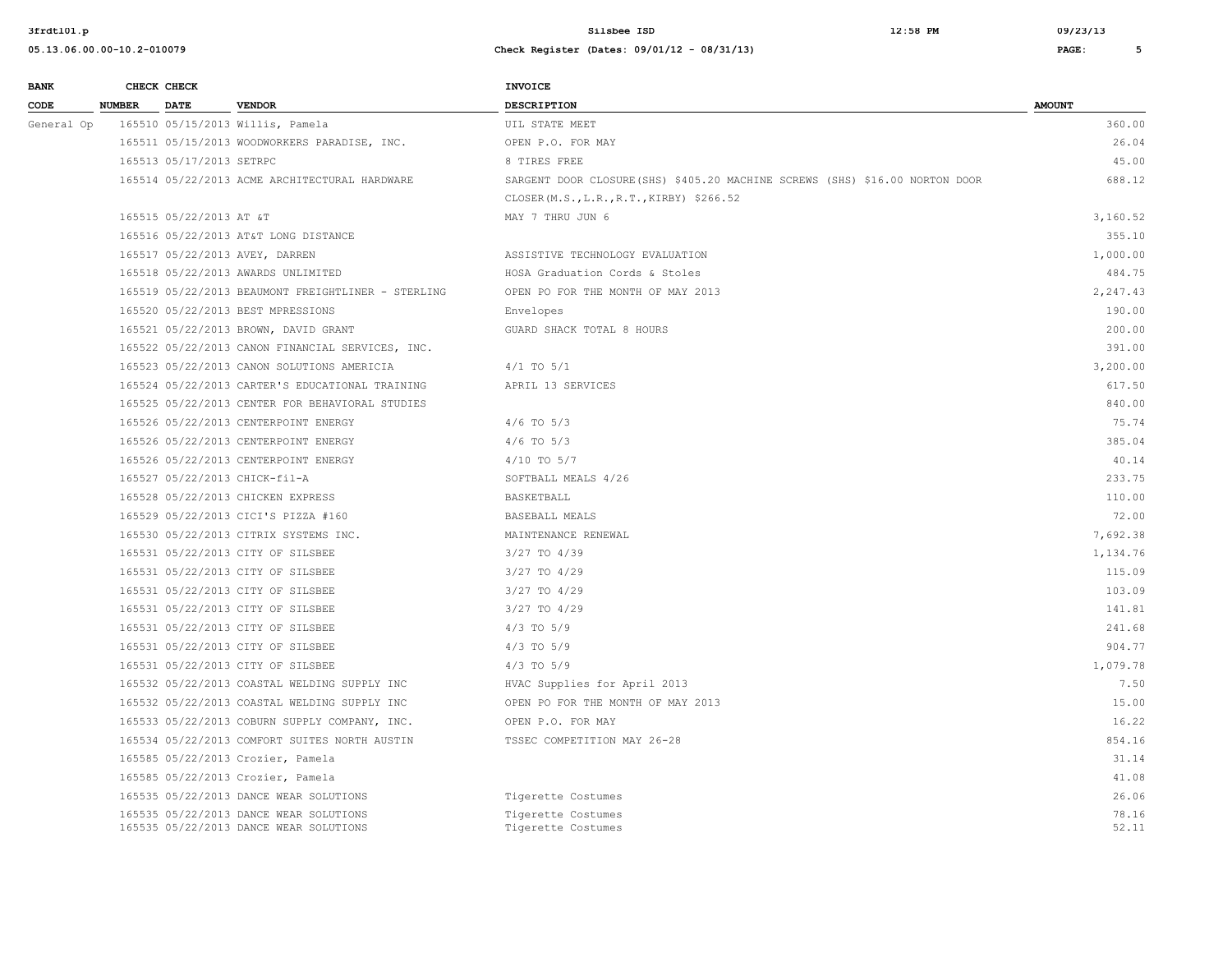| BANK CODE | CHECK NUMBER | CHECK DATE | VENDOR | INVOICE DESCRIPTION | AMOUNT |
|---|---|---|---|---|---|
| General Op | 165510 | 05/15/2013 | Willis, Pamela | UIL STATE MEET | 360.00 |
| | 165511 | 05/15/2013 | WOODWORKERS PARADISE, INC. | OPEN P.O. FOR MAY | 26.04 |
| | 165513 | 05/17/2013 | SETRPC | 8 TIRES FREE | 45.00 |
| | 165514 | 05/22/2013 | ACME ARCHITECTURAL HARDWARE | SARGENT DOOR CLOSURE(SHS) $405.20 MACHINE SCREWS (SHS) $16.00 NORTON DOOR CLOSER(M.S.,L.R.,R.T.,KIRBY) $266.52 | 688.12 |
| | 165515 | 05/22/2013 | AT &T | MAY 7 THRU JUN 6 | 3,160.52 |
| | 165516 | 05/22/2013 | AT&T LONG DISTANCE | | 355.10 |
| | 165517 | 05/22/2013 | AVEY, DARREN | ASSISTIVE TECHNOLOGY EVALUATION | 1,000.00 |
| | 165518 | 05/22/2013 | AWARDS UNLIMITED | HOSA Graduation Cords & Stoles | 484.75 |
| | 165519 | 05/22/2013 | BEAUMONT FREIGHTLINER - STERLING | OPEN PO FOR THE MONTH OF MAY 2013 | 2,247.43 |
| | 165520 | 05/22/2013 | BEST MPRESSIONS | Envelopes | 190.00 |
| | 165521 | 05/22/2013 | BROWN, DAVID GRANT | GUARD SHACK TOTAL 8 HOURS | 200.00 |
| | 165522 | 05/22/2013 | CANON FINANCIAL SERVICES, INC. | | 391.00 |
| | 165523 | 05/22/2013 | CANON SOLUTIONS AMERICIA | 4/1 TO 5/1 | 3,200.00 |
| | 165524 | 05/22/2013 | CARTER'S EDUCATIONAL TRAINING | APRIL 13 SERVICES | 617.50 |
| | 165525 | 05/22/2013 | CENTER FOR BEHAVIORAL STUDIES | | 840.00 |
| | 165526 | 05/22/2013 | CENTERPOINT ENERGY | 4/6 TO 5/3 | 75.74 |
| | 165526 | 05/22/2013 | CENTERPOINT ENERGY | 4/6 TO 5/3 | 385.04 |
| | 165526 | 05/22/2013 | CENTERPOINT ENERGY | 4/10 TO 5/7 | 40.14 |
| | 165527 | 05/22/2013 | CHICK-fil-A | SOFTBALL MEALS 4/26 | 233.75 |
| | 165528 | 05/22/2013 | CHICKEN EXPRESS | BASKETBALL | 110.00 |
| | 165529 | 05/22/2013 | CICI'S PIZZA #160 | BASEBALL MEALS | 72.00 |
| | 165530 | 05/22/2013 | CITRIX SYSTEMS INC. | MAINTENANCE RENEWAL | 7,692.38 |
| | 165531 | 05/22/2013 | CITY OF SILSBEE | 3/27 TO 4/39 | 1,134.76 |
| | 165531 | 05/22/2013 | CITY OF SILSBEE | 3/27 TO 4/29 | 115.09 |
| | 165531 | 05/22/2013 | CITY OF SILSBEE | 3/27 TO 4/29 | 103.09 |
| | 165531 | 05/22/2013 | CITY OF SILSBEE | 3/27 TO 4/29 | 141.81 |
| | 165531 | 05/22/2013 | CITY OF SILSBEE | 4/3 TO 5/9 | 241.68 |
| | 165531 | 05/22/2013 | CITY OF SILSBEE | 4/3 TO 5/9 | 904.77 |
| | 165531 | 05/22/2013 | CITY OF SILSBEE | 4/3 TO 5/9 | 1,079.78 |
| | 165532 | 05/22/2013 | COASTAL WELDING SUPPLY INC | HVAC Supplies for April 2013 | 7.50 |
| | 165532 | 05/22/2013 | COASTAL WELDING SUPPLY INC | OPEN PO FOR THE MONTH OF MAY 2013 | 15.00 |
| | 165533 | 05/22/2013 | COBURN SUPPLY COMPANY, INC. | OPEN P.O. FOR MAY | 16.22 |
| | 165534 | 05/22/2013 | COMFORT SUITES NORTH AUSTIN | TSSEC COMPETITION MAY 26-28 | 854.16 |
| | 165585 | 05/22/2013 | Crozier, Pamela | | 31.14 |
| | 165585 | 05/22/2013 | Crozier, Pamela | | 41.08 |
| | 165535 | 05/22/2013 | DANCE WEAR SOLUTIONS | Tigerette Costumes | 26.06 |
| | 165535 | 05/22/2013 | DANCE WEAR SOLUTIONS | Tigerette Costumes | 78.16 |
| | 165535 | 05/22/2013 | DANCE WEAR SOLUTIONS | Tigerette Costumes | 52.11 |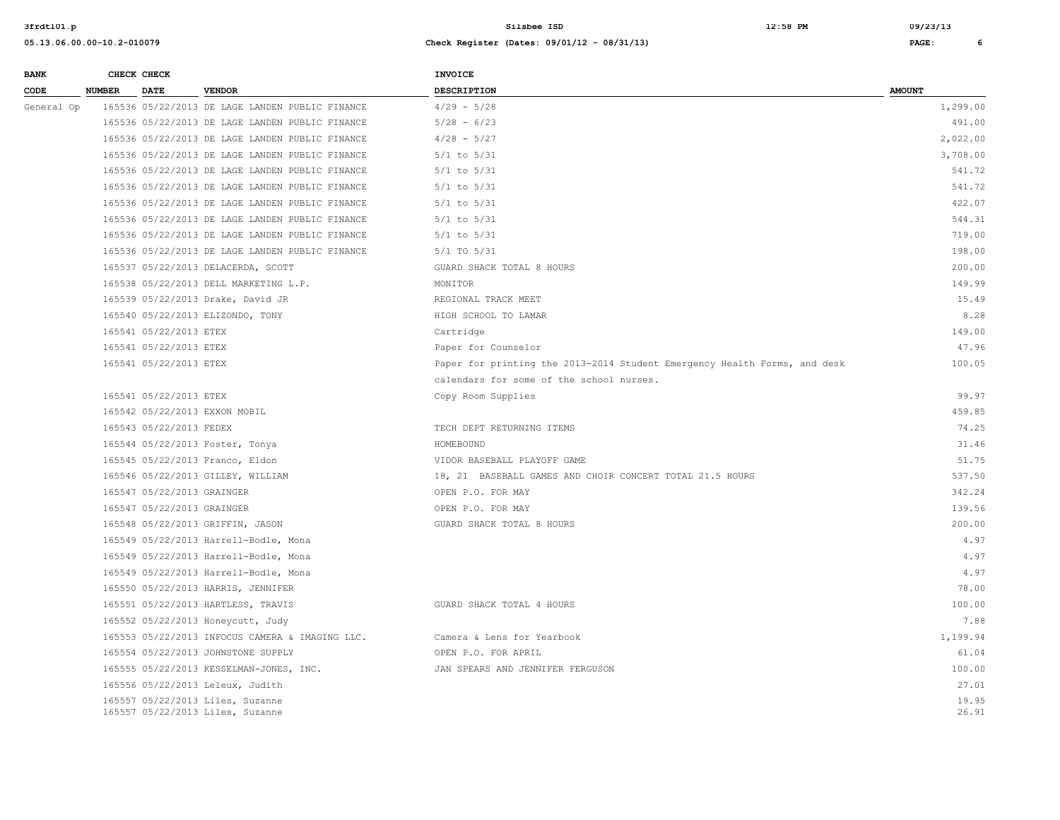| BANK CODE | CHECK NUMBER | CHECK DATE | VENDOR | INVOICE DESCRIPTION | AMOUNT |
|---|---|---|---|---|---|
| General Op | 165536 | 05/22/2013 | DE LAGE LANDEN PUBLIC FINANCE | 4/29 - 5/28 | 1,299.00 |
| | 165536 | 05/22/2013 | DE LAGE LANDEN PUBLIC FINANCE | 5/28 - 6/23 | 491.00 |
| | 165536 | 05/22/2013 | DE LAGE LANDEN PUBLIC FINANCE | 4/28 - 5/27 | 2,022.00 |
| | 165536 | 05/22/2013 | DE LAGE LANDEN PUBLIC FINANCE | 5/1 to 5/31 | 3,708.00 |
| | 165536 | 05/22/2013 | DE LAGE LANDEN PUBLIC FINANCE | 5/1 to 5/31 | 541.72 |
| | 165536 | 05/22/2013 | DE LAGE LANDEN PUBLIC FINANCE | 5/1 to 5/31 | 541.72 |
| | 165536 | 05/22/2013 | DE LAGE LANDEN PUBLIC FINANCE | 5/1 to 5/31 | 422.07 |
| | 165536 | 05/22/2013 | DE LAGE LANDEN PUBLIC FINANCE | 5/1 to 5/31 | 544.31 |
| | 165536 | 05/22/2013 | DE LAGE LANDEN PUBLIC FINANCE | 5/1 to 5/31 | 719.00 |
| | 165536 | 05/22/2013 | DE LAGE LANDEN PUBLIC FINANCE | 5/1 TO 5/31 | 198.00 |
| | 165537 | 05/22/2013 | DELACERDA, SCOTT | GUARD SHACK TOTAL 8 HOURS | 200.00 |
| | 165538 | 05/22/2013 | DELL MARKETING L.P. | MONITOR | 149.99 |
| | 165539 | 05/22/2013 | Drake, David JR | REGIONAL TRACK MEET | 15.49 |
| | 165540 | 05/22/2013 | ELIZONDO, TONY | HIGH SCHOOL TO LAMAR | 8.28 |
| | 165541 | 05/22/2013 | ETEX | Cartridge | 149.00 |
| | 165541 | 05/22/2013 | ETEX | Paper for Counselor | 47.96 |
| | 165541 | 05/22/2013 | ETEX | Paper for printing the 2013-2014 Student Emergency Health Forms, and desk calendars for some of the school nurses. | 100.05 |
| | 165541 | 05/22/2013 | ETEX | Copy Room Supplies | 99.97 |
| | 165542 | 05/22/2013 | EXXON MOBIL | | 459.85 |
| | 165543 | 05/22/2013 | FEDEX | TECH DEPT RETURNING ITEMS | 74.25 |
| | 165544 | 05/22/2013 | Foster, Tonya | HOMEBOUND | 31.46 |
| | 165545 | 05/22/2013 | Franco, Eldon | VIDOR BASEBALL PLAYOFF GAME | 51.75 |
| | 165546 | 05/22/2013 | GILLEY, WILLIAM | 18, 21 BASEBALL GAMES AND CHOIR CONCERT TOTAL 21.5 HOURS | 537.50 |
| | 165547 | 05/22/2013 | GRAINGER | OPEN P.O. FOR MAY | 342.24 |
| | 165547 | 05/22/2013 | GRAINGER | OPEN P.O. FOR MAY | 139.56 |
| | 165548 | 05/22/2013 | GRIFFIN, JASON | GUARD SHACK TOTAL 8 HOURS | 200.00 |
| | 165549 | 05/22/2013 | Harrell-Bodle, Mona | | 4.97 |
| | 165549 | 05/22/2013 | Harrell-Bodle, Mona | | 4.97 |
| | 165549 | 05/22/2013 | Harrell-Bodle, Mona | | 4.97 |
| | 165550 | 05/22/2013 | HARRIS, JENNIFER | | 78.00 |
| | 165551 | 05/22/2013 | HARTLESS, TRAVIS | GUARD SHACK TOTAL 4 HOURS | 100.00 |
| | 165552 | 05/22/2013 | Honeycutt, Judy | | 7.88 |
| | 165553 | 05/22/2013 | INFOCUS CAMERA & IMAGING LLC. | Camera & Lens for Yearbook | 1,199.94 |
| | 165554 | 05/22/2013 | JOHNSTONE SUPPLY | OPEN P.O. FOR APRIL | 61.04 |
| | 165555 | 05/22/2013 | KESSELMAN-JONES, INC. | JAN SPEARS AND JENNIFER FERGUSON | 100.00 |
| | 165556 | 05/22/2013 | Leleux, Judith | | 27.01 |
| | 165557 | 05/22/2013 | Liles, Suzanne | | 19.95 |
| | 165557 | 05/22/2013 | Liles, Suzanne | | 26.91 |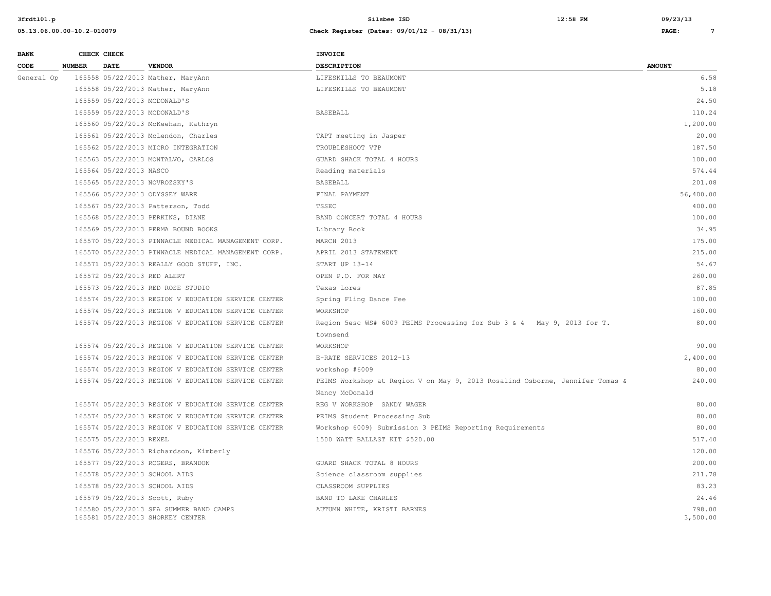| BANK CODE | CHECK NUMBER | CHECK DATE | VENDOR | INVOICE DESCRIPTION | AMOUNT |
|---|---|---|---|---|---|
| General Op | 165558 | 05/22/2013 | Mather, MaryAnn | LIFESKILLS TO BEAUMONT | 6.58 |
| | 165558 | 05/22/2013 | Mather, MaryAnn | LIFESKILLS TO BEAUMONT | 5.18 |
| | 165559 | 05/22/2013 | MCDONALD'S | | 24.50 |
| | 165559 | 05/22/2013 | MCDONALD'S | BASEBALL | 110.24 |
| | 165560 | 05/22/2013 | McKeehan, Kathryn | | 1,200.00 |
| | 165561 | 05/22/2013 | McLendon, Charles | TAPT meeting in Jasper | 20.00 |
| | 165562 | 05/22/2013 | MICRO INTEGRATION | TROUBLESHOOT VTP | 187.50 |
| | 165563 | 05/22/2013 | MONTALVO, CARLOS | GUARD SHACK TOTAL 4 HOURS | 100.00 |
| | 165564 | 05/22/2013 | NASCO | Reading materials | 574.44 |
| | 165565 | 05/22/2013 | NOVROZSKY'S | BASEBALL | 201.08 |
| | 165566 | 05/22/2013 | ODYSSEY WARE | FINAL PAYMENT | 56,400.00 |
| | 165567 | 05/22/2013 | Patterson, Todd | TSSEC | 400.00 |
| | 165568 | 05/22/2013 | PERKINS, DIANE | BAND CONCERT TOTAL 4 HOURS | 100.00 |
| | 165569 | 05/22/2013 | PERMA BOUND BOOKS | Library Book | 34.95 |
| | 165570 | 05/22/2013 | PINNACLE MEDICAL MANAGEMENT CORP. | MARCH 2013 | 175.00 |
| | 165570 | 05/22/2013 | PINNACLE MEDICAL MANAGEMENT CORP. | APRIL 2013 STATEMENT | 215.00 |
| | 165571 | 05/22/2013 | REALLY GOOD STUFF, INC. | START UP 13-14 | 54.67 |
| | 165572 | 05/22/2013 | RED ALERT | OPEN P.O. FOR MAY | 260.00 |
| | 165573 | 05/22/2013 | RED ROSE STUDIO | Texas Lores | 87.85 |
| | 165574 | 05/22/2013 | REGION V EDUCATION SERVICE CENTER | Spring Fling Dance Fee | 100.00 |
| | 165574 | 05/22/2013 | REGION V EDUCATION SERVICE CENTER | WORKSHOP | 160.00 |
| | 165574 | 05/22/2013 | REGION V EDUCATION SERVICE CENTER | Region 5esc WS# 6009 PEIMS Processing for Sub 3 & 4 May 9, 2013 for T. townsend | 80.00 |
| | 165574 | 05/22/2013 | REGION V EDUCATION SERVICE CENTER | WORKSHOP | 90.00 |
| | 165574 | 05/22/2013 | REGION V EDUCATION SERVICE CENTER | E-RATE SERVICES 2012-13 | 2,400.00 |
| | 165574 | 05/22/2013 | REGION V EDUCATION SERVICE CENTER | workshop #6009 | 80.00 |
| | 165574 | 05/22/2013 | REGION V EDUCATION SERVICE CENTER | PEIMS Workshop at Region V on May 9, 2013 Rosalind Osborne, Jennifer Tomas & Nancy McDonald | 240.00 |
| | 165574 | 05/22/2013 | REGION V EDUCATION SERVICE CENTER | REG V WORKSHOP SANDY WAGER | 80.00 |
| | 165574 | 05/22/2013 | REGION V EDUCATION SERVICE CENTER | PEIMS Student Processing Sub | 80.00 |
| | 165574 | 05/22/2013 | REGION V EDUCATION SERVICE CENTER | Workshop 6009) Submission 3 PEIMS Reporting Requirements | 80.00 |
| | 165575 | 05/22/2013 | REXEL | 1500 WATT BALLAST KIT $520.00 | 517.40 |
| | 165576 | 05/22/2013 | Richardson, Kimberly | | 120.00 |
| | 165577 | 05/22/2013 | ROGERS, BRANDON | GUARD SHACK TOTAL 8 HOURS | 200.00 |
| | 165578 | 05/22/2013 | SCHOOL AIDS | Science classroom supplies | 211.78 |
| | 165578 | 05/22/2013 | SCHOOL AIDS | CLASSROOM SUPPLIES | 83.23 |
| | 165579 | 05/22/2013 | Scott, Ruby | BAND TO LAKE CHARLES | 24.46 |
| | 165580 | 05/22/2013 | SFA SUMMER BAND CAMPS | AUTUMN WHITE, KRISTI BARNES | 798.00 |
| | 165581 | 05/22/2013 | SHORKEY CENTER | | 3,500.00 |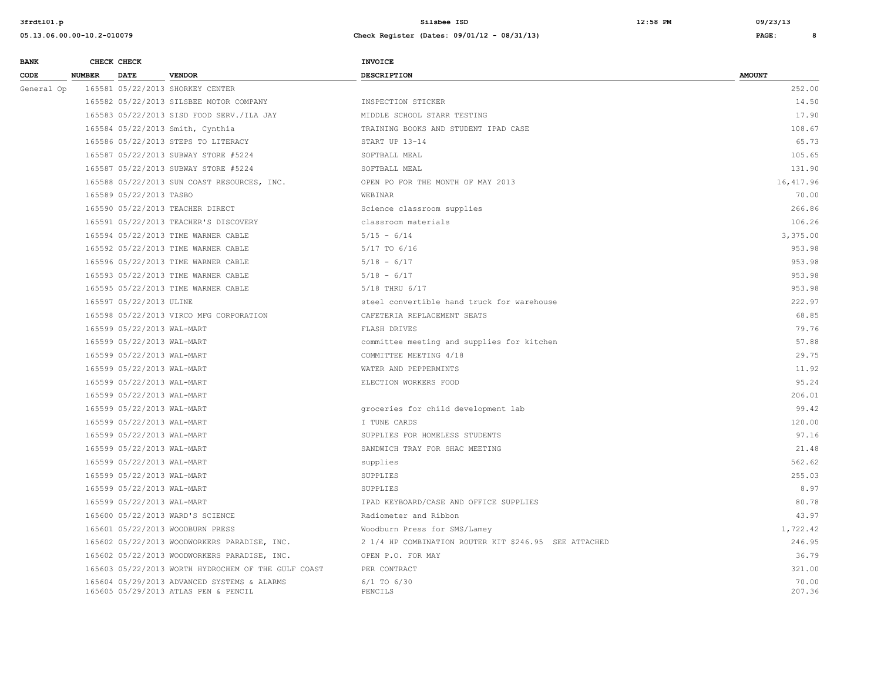| BANK CODE | CHECK NUMBER | CHECK DATE | VENDOR | INVOICE DESCRIPTION | AMOUNT |
|---|---|---|---|---|---|
| General Op | 165581 | 05/22/2013 | SHORKEY CENTER | | 252.00 |
| | 165582 | 05/22/2013 | SILSBEE MOTOR COMPANY | INSPECTION STICKER | 14.50 |
| | 165583 | 05/22/2013 | SISD FOOD SERV./ILA JAY | MIDDLE SCHOOL STARR TESTING | 17.90 |
| | 165584 | 05/22/2013 | Smith, Cynthia | TRAINING BOOKS AND STUDENT IPAD CASE | 108.67 |
| | 165586 | 05/22/2013 | STEPS TO LITERACY | START UP 13-14 | 65.73 |
| | 165587 | 05/22/2013 | SUBWAY STORE #5224 | SOFTBALL MEAL | 105.65 |
| | 165587 | 05/22/2013 | SUBWAY STORE #5224 | SOFTBALL MEAL | 131.90 |
| | 165588 | 05/22/2013 | SUN COAST RESOURCES, INC. | OPEN PO FOR THE MONTH OF MAY 2013 | 16,417.96 |
| | 165589 | 05/22/2013 | TASBO | WEBINAR | 70.00 |
| | 165590 | 05/22/2013 | TEACHER DIRECT | Science classroom supplies | 266.86 |
| | 165591 | 05/22/2013 | TEACHER'S DISCOVERY | classroom materials | 106.26 |
| | 165594 | 05/22/2013 | TIME WARNER CABLE | 5/15 - 6/14 | 3,375.00 |
| | 165592 | 05/22/2013 | TIME WARNER CABLE | 5/17 TO 6/16 | 953.98 |
| | 165596 | 05/22/2013 | TIME WARNER CABLE | 5/18 - 6/17 | 953.98 |
| | 165593 | 05/22/2013 | TIME WARNER CABLE | 5/18 - 6/17 | 953.98 |
| | 165595 | 05/22/2013 | TIME WARNER CABLE | 5/18 THRU 6/17 | 953.98 |
| | 165597 | 05/22/2013 | ULINE | steel convertible hand truck for warehouse | 222.97 |
| | 165598 | 05/22/2013 | VIRCO MFG CORPORATION | CAFETERIA REPLACEMENT SEATS | 68.85 |
| | 165599 | 05/22/2013 | WAL-MART | FLASH DRIVES | 79.76 |
| | 165599 | 05/22/2013 | WAL-MART | committee meeting and supplies for kitchen | 57.88 |
| | 165599 | 05/22/2013 | WAL-MART | COMMITTEE MEETING 4/18 | 29.75 |
| | 165599 | 05/22/2013 | WAL-MART | WATER AND PEPPERMINTS | 11.92 |
| | 165599 | 05/22/2013 | WAL-MART | ELECTION WORKERS FOOD | 95.24 |
| | 165599 | 05/22/2013 | WAL-MART | | 206.01 |
| | 165599 | 05/22/2013 | WAL-MART | groceries for child development lab | 99.42 |
| | 165599 | 05/22/2013 | WAL-MART | I TUNE CARDS | 120.00 |
| | 165599 | 05/22/2013 | WAL-MART | SUPPLIES FOR HOMELESS STUDENTS | 97.16 |
| | 165599 | 05/22/2013 | WAL-MART | SANDWICH TRAY FOR SHAC MEETING | 21.48 |
| | 165599 | 05/22/2013 | WAL-MART | supplies | 562.62 |
| | 165599 | 05/22/2013 | WAL-MART | SUPPLIES | 255.03 |
| | 165599 | 05/22/2013 | WAL-MART | SUPPLIES | 8.97 |
| | 165599 | 05/22/2013 | WAL-MART | IPAD KEYBOARD/CASE AND OFFICE SUPPLIES | 80.78 |
| | 165600 | 05/22/2013 | WARD'S SCIENCE | Radiometer and Ribbon | 43.97 |
| | 165601 | 05/22/2013 | WOODBURN PRESS | Woodburn Press for SMS/Lamey | 1,722.42 |
| | 165602 | 05/22/2013 | WOODWORKERS PARADISE, INC. | 2 1/4 HP COMBINATION ROUTER KIT $246.95 SEE ATTACHED | 246.95 |
| | 165602 | 05/22/2013 | WOODWORKERS PARADISE, INC. | OPEN P.O. FOR MAY | 36.79 |
| | 165603 | 05/22/2013 | WORTH HYDROCHEM OF THE GULF COAST | PER CONTRACT | 321.00 |
| | 165604 | 05/29/2013 | ADVANCED SYSTEMS & ALARMS | 6/1 TO 6/30 | 70.00 |
| | 165605 | 05/29/2013 | ATLAS PEN & PENCIL | PENCILS | 207.36 |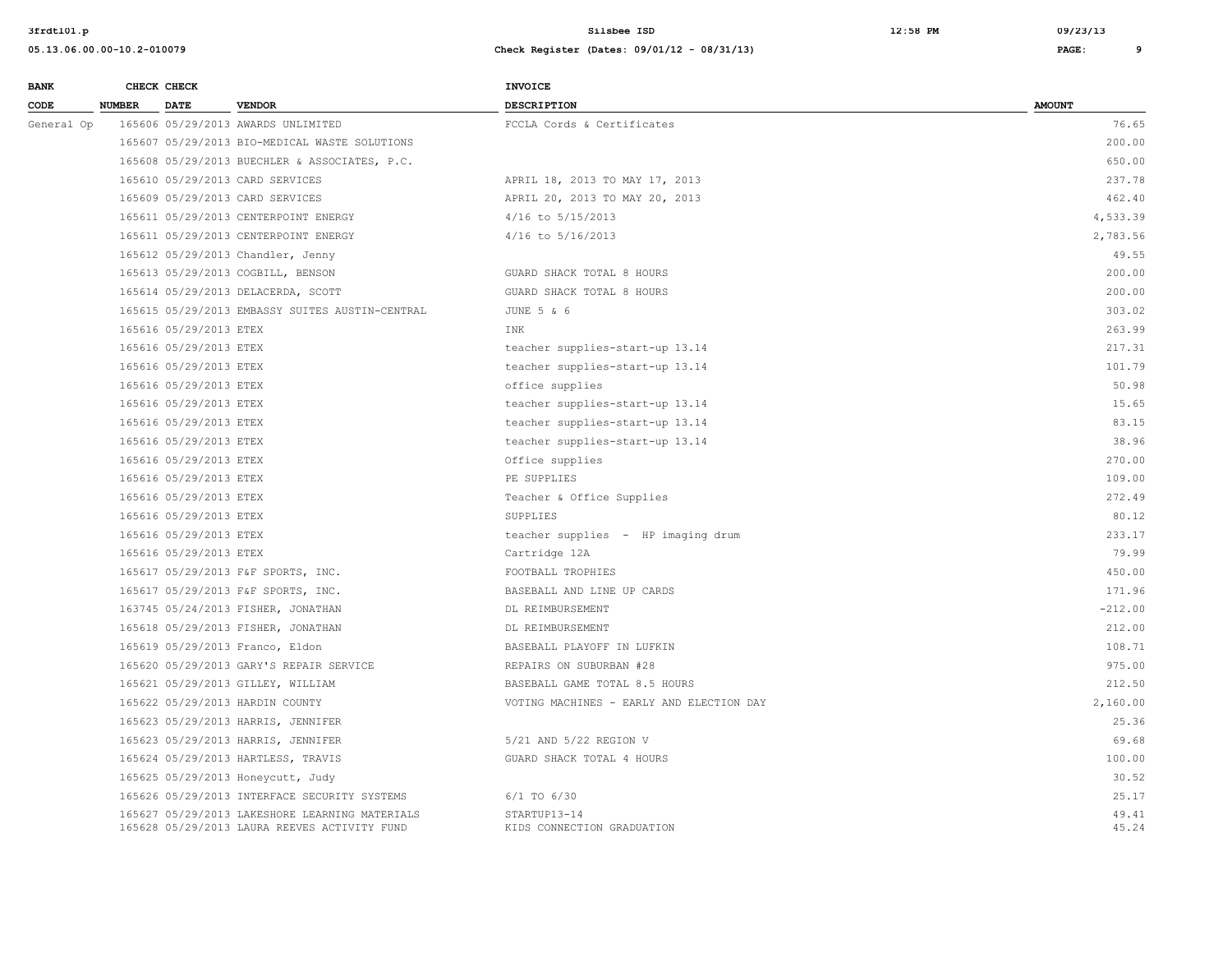| BANK CODE | CHECK NUMBER | CHECK DATE | VENDOR | INVOICE DESCRIPTION | AMOUNT |
|---|---|---|---|---|---|
| General Op | 165606 | 05/29/2013 | AWARDS UNLIMITED | FCCLA Cords & Certificates | 76.65 |
| | 165607 | 05/29/2013 | BIO-MEDICAL WASTE SOLUTIONS | | 200.00 |
| | 165608 | 05/29/2013 | BUECHLER & ASSOCIATES, P.C. | | 650.00 |
| | 165610 | 05/29/2013 | CARD SERVICES | APRIL 18, 2013 TO MAY 17, 2013 | 237.78 |
| | 165609 | 05/29/2013 | CARD SERVICES | APRIL 20, 2013 TO MAY 20, 2013 | 462.40 |
| | 165611 | 05/29/2013 | CENTERPOINT ENERGY | 4/16 to 5/15/2013 | 4,533.39 |
| | 165611 | 05/29/2013 | CENTERPOINT ENERGY | 4/16 to 5/16/2013 | 2,783.56 |
| | 165612 | 05/29/2013 | Chandler, Jenny | | 49.55 |
| | 165613 | 05/29/2013 | COGBILL, BENSON | GUARD SHACK TOTAL 8 HOURS | 200.00 |
| | 165614 | 05/29/2013 | DELACERDA, SCOTT | GUARD SHACK TOTAL 8 HOURS | 200.00 |
| | 165615 | 05/29/2013 | EMBASSY SUITES AUSTIN-CENTRAL | JUNE 5 & 6 | 303.02 |
| | 165616 | 05/29/2013 | ETEX | INK | 263.99 |
| | 165616 | 05/29/2013 | ETEX | teacher supplies-start-up 13.14 | 217.31 |
| | 165616 | 05/29/2013 | ETEX | teacher supplies-start-up 13.14 | 101.79 |
| | 165616 | 05/29/2013 | ETEX | office supplies | 50.98 |
| | 165616 | 05/29/2013 | ETEX | teacher supplies-start-up 13.14 | 15.65 |
| | 165616 | 05/29/2013 | ETEX | teacher supplies-start-up 13.14 | 83.15 |
| | 165616 | 05/29/2013 | ETEX | teacher supplies-start-up 13.14 | 38.96 |
| | 165616 | 05/29/2013 | ETEX | Office supplies | 270.00 |
| | 165616 | 05/29/2013 | ETEX | PE SUPPLIES | 109.00 |
| | 165616 | 05/29/2013 | ETEX | Teacher & Office Supplies | 272.49 |
| | 165616 | 05/29/2013 | ETEX | SUPPLIES | 80.12 |
| | 165616 | 05/29/2013 | ETEX | teacher supplies - HP imaging drum | 233.17 |
| | 165616 | 05/29/2013 | ETEX | Cartridge 12A | 79.99 |
| | 165617 | 05/29/2013 | F&F SPORTS, INC. | FOOTBALL TROPHIES | 450.00 |
| | 165617 | 05/29/2013 | F&F SPORTS, INC. | BASEBALL AND LINE UP CARDS | 171.96 |
| | 163745 | 05/24/2013 | FISHER, JONATHAN | DL REIMBURSEMENT | -212.00 |
| | 165618 | 05/29/2013 | FISHER, JONATHAN | DL REIMBURSEMENT | 212.00 |
| | 165619 | 05/29/2013 | Franco, Eldon | BASEBALL PLAYOFF IN LUFKIN | 108.71 |
| | 165620 | 05/29/2013 | GARY'S REPAIR SERVICE | REPAIRS ON SUBURBAN #28 | 975.00 |
| | 165621 | 05/29/2013 | GILLEY, WILLIAM | BASEBALL GAME TOTAL 8.5 HOURS | 212.50 |
| | 165622 | 05/29/2013 | HARDIN COUNTY | VOTING MACHINES - EARLY AND ELECTION DAY | 2,160.00 |
| | 165623 | 05/29/2013 | HARRIS, JENNIFER | | 25.36 |
| | 165623 | 05/29/2013 | HARRIS, JENNIFER | 5/21 AND 5/22 REGION V | 69.68 |
| | 165624 | 05/29/2013 | HARTLESS, TRAVIS | GUARD SHACK TOTAL 4 HOURS | 100.00 |
| | 165625 | 05/29/2013 | Honeycutt, Judy | | 30.52 |
| | 165626 | 05/29/2013 | INTERFACE SECURITY SYSTEMS | 6/1 TO 6/30 | 25.17 |
| | 165627 | 05/29/2013 | LAKESHORE LEARNING MATERIALS | STARTUP13-14 | 49.41 |
| | 165628 | 05/29/2013 | LAURA REEVES ACTIVITY FUND | KIDS CONNECTION GRADUATION | 45.24 |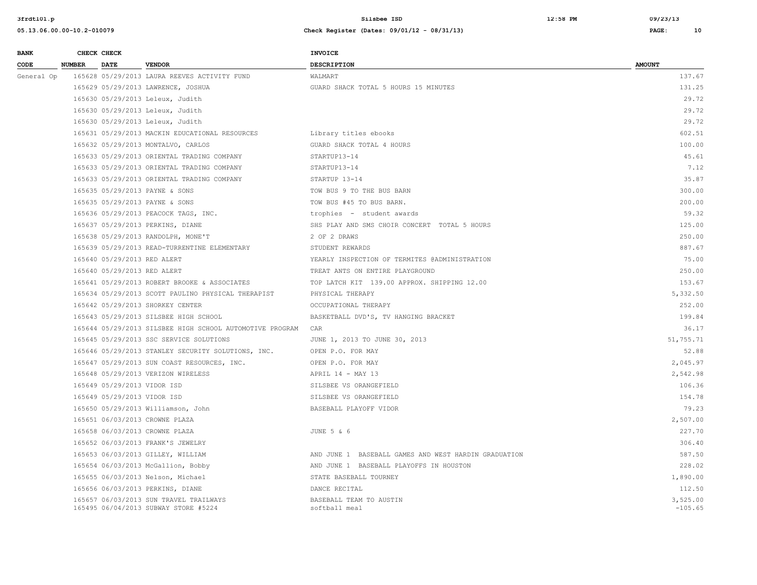| BANK CODE | CHECK NUMBER | CHECK DATE | VENDOR | INVOICE DESCRIPTION | AMOUNT |
|---|---|---|---|---|---|
| General Op | 165628 | 05/29/2013 | LAURA REEVES ACTIVITY FUND | WALMART | 137.67 |
| | 165629 | 05/29/2013 | LAWRENCE, JOSHUA | GUARD SHACK TOTAL 5 HOURS 15 MINUTES | 131.25 |
| | 165630 | 05/29/2013 | Leleux, Judith | | 29.72 |
| | 165630 | 05/29/2013 | Leleux, Judith | | 29.72 |
| | 165630 | 05/29/2013 | Leleux, Judith | | 29.72 |
| | 165631 | 05/29/2013 | MACKIN EDUCATIONAL RESOURCES | Library titles ebooks | 602.51 |
| | 165632 | 05/29/2013 | MONTALVO, CARLOS | GUARD SHACK TOTAL 4 HOURS | 100.00 |
| | 165633 | 05/29/2013 | ORIENTAL TRADING COMPANY | STARTUP13-14 | 45.61 |
| | 165633 | 05/29/2013 | ORIENTAL TRADING COMPANY | STARTUP13-14 | 7.12 |
| | 165633 | 05/29/2013 | ORIENTAL TRADING COMPANY | STARTUP 13-14 | 35.87 |
| | 165635 | 05/29/2013 | PAYNE & SONS | TOW BUS 9 TO THE BUS BARN | 300.00 |
| | 165635 | 05/29/2013 | PAYNE & SONS | TOW BUS #45 TO BUS BARN. | 200.00 |
| | 165636 | 05/29/2013 | PEACOCK TAGS, INC. | trophies - student awards | 59.32 |
| | 165637 | 05/29/2013 | PERKINS, DIANE | SHS PLAY AND SMS CHOIR CONCERT TOTAL 5 HOURS | 125.00 |
| | 165638 | 05/29/2013 | RANDOLPH, MONE'T | 2 OF 2 DRAWS | 250.00 |
| | 165639 | 05/29/2013 | READ-TURRENTINE ELEMENTARY | STUDENT REWARDS | 887.67 |
| | 165640 | 05/29/2013 | RED ALERT | YEARLY INSPECTION OF TERMITES @ADMINISTRATION | 75.00 |
| | 165640 | 05/29/2013 | RED ALERT | TREAT ANTS ON ENTIRE PLAYGROUND | 250.00 |
| | 165641 | 05/29/2013 | ROBERT BROOKE & ASSOCIATES | TOP LATCH KIT 139.00 APPROX. SHIPPING 12.00 | 153.67 |
| | 165634 | 05/29/2013 | SCOTT PAULINO PHYSICAL THERAPIST | PHYSICAL THERAPY | 5,332.50 |
| | 165642 | 05/29/2013 | SHORKEY CENTER | OCCUPATIONAL THERAPY | 252.00 |
| | 165643 | 05/29/2013 | SILSBEE HIGH SCHOOL | BASKETBALL DVD'S, TV HANGING BRACKET | 199.84 |
| | 165644 | 05/29/2013 | SILSBEE HIGH SCHOOL AUTOMOTIVE PROGRAM | CAR | 36.17 |
| | 165645 | 05/29/2013 | SSC SERVICE SOLUTIONS | JUNE 1, 2013 TO JUNE 30, 2013 | 51,755.71 |
| | 165646 | 05/29/2013 | STANLEY SECURITY SOLUTIONS, INC. | OPEN P.O. FOR MAY | 52.88 |
| | 165647 | 05/29/2013 | SUN COAST RESOURCES, INC. | OPEN P.O. FOR MAY | 2,045.97 |
| | 165648 | 05/29/2013 | VERIZON WIRELESS | APRIL 14 - MAY 13 | 2,542.98 |
| | 165649 | 05/29/2013 | VIDOR ISD | SILSBEE VS ORANGEFIELD | 106.36 |
| | 165649 | 05/29/2013 | VIDOR ISD | SILSBEE VS ORANGEFIELD | 154.78 |
| | 165650 | 05/29/2013 | Williamson, John | BASEBALL PLAYOFF VIDOR | 79.23 |
| | 165651 | 06/03/2013 | CROWNE PLAZA | | 2,507.00 |
| | 165658 | 06/03/2013 | CROWNE PLAZA | JUNE 5 & 6 | 227.70 |
| | 165652 | 06/03/2013 | FRANK'S JEWELRY | | 306.40 |
| | 165653 | 06/03/2013 | GILLEY, WILLIAM | AND JUNE 1 BASEBALL GAMES AND WEST HARDIN GRADUATION | 587.50 |
| | 165654 | 06/03/2013 | McGallion, Bobby | AND JUNE 1 BASEBALL PLAYOFFS IN HOUSTON | 228.02 |
| | 165655 | 06/03/2013 | Nelson, Michael | STATE BASEBALL TOURNEY | 1,890.00 |
| | 165656 | 06/03/2013 | PERKINS, DIANE | DANCE RECITAL | 112.50 |
| | 165657 | 06/03/2013 | SUN TRAVEL TRAILWAYS | BASEBALL TEAM TO AUSTIN | 3,525.00 |
| | 165495 | 06/04/2013 | SUBWAY STORE #5224 | softball meal | -105.65 |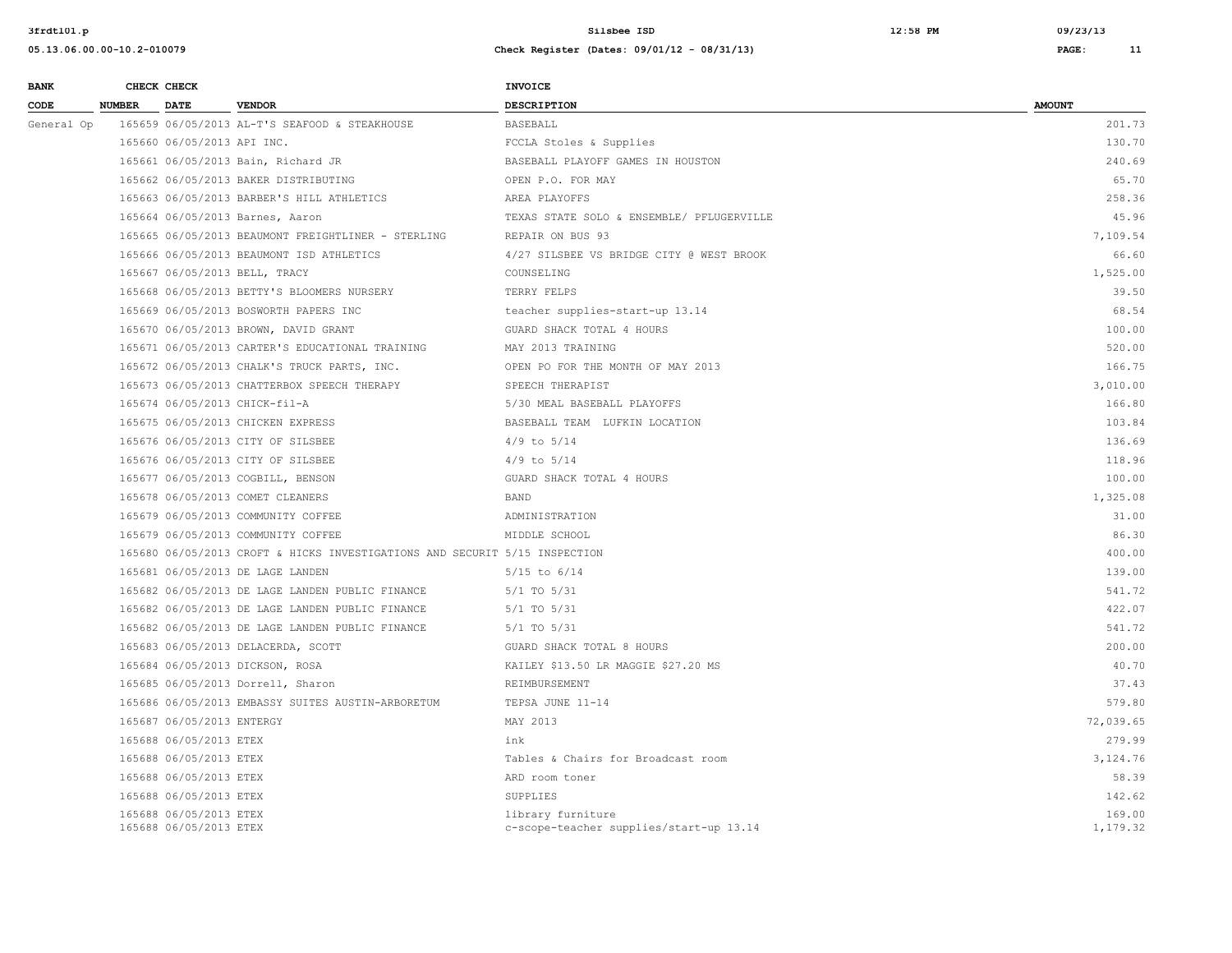| BANK CODE | CHECK NUMBER | CHECK DATE | VENDOR | INVOICE DESCRIPTION | AMOUNT |
|---|---|---|---|---|---|
| General Op | 165659 | 06/05/2013 | AL-T'S SEAFOOD & STEAKHOUSE | BASEBALL | 201.73 |
| | 165660 | 06/05/2013 | API INC. | FCCLA Stoles & Supplies | 130.70 |
| | 165661 | 06/05/2013 | Bain, Richard JR | BASEBALL PLAYOFF GAMES IN HOUSTON | 240.69 |
| | 165662 | 06/05/2013 | BAKER DISTRIBUTING | OPEN P.O. FOR MAY | 65.70 |
| | 165663 | 06/05/2013 | BARBER'S HILL ATHLETICS | AREA PLAYOFFS | 258.36 |
| | 165664 | 06/05/2013 | Barnes, Aaron | TEXAS STATE SOLO & ENSEMBLE/ PFLUGERVILLE | 45.96 |
| | 165665 | 06/05/2013 | BEAUMONT FREIGHTLINER - STERLING | REPAIR ON BUS 93 | 7,109.54 |
| | 165666 | 06/05/2013 | BEAUMONT ISD ATHLETICS | 4/27 SILSBEE VS BRIDGE CITY @ WEST BROOK | 66.60 |
| | 165667 | 06/05/2013 | BELL, TRACY | COUNSELING | 1,525.00 |
| | 165668 | 06/05/2013 | BETTY'S BLOOMERS NURSERY | TERRY FELPS | 39.50 |
| | 165669 | 06/05/2013 | BOSWORTH PAPERS INC | teacher supplies-start-up 13.14 | 68.54 |
| | 165670 | 06/05/2013 | BROWN, DAVID GRANT | GUARD SHACK TOTAL 4 HOURS | 100.00 |
| | 165671 | 06/05/2013 | CARTER'S EDUCATIONAL TRAINING | MAY 2013 TRAINING | 520.00 |
| | 165672 | 06/05/2013 | CHALK'S TRUCK PARTS, INC. | OPEN PO FOR THE MONTH OF MAY 2013 | 166.75 |
| | 165673 | 06/05/2013 | CHATTERBOX SPEECH THERAPY | SPEECH THERAPIST | 3,010.00 |
| | 165674 | 06/05/2013 | CHICK-fil-A | 5/30 MEAL BASEBALL PLAYOFFS | 166.80 |
| | 165675 | 06/05/2013 | CHICKEN EXPRESS | BASEBALL TEAM LUFKIN LOCATION | 103.84 |
| | 165676 | 06/05/2013 | CITY OF SILSBEE | 4/9 to 5/14 | 136.69 |
| | 165676 | 06/05/2013 | CITY OF SILSBEE | 4/9 to 5/14 | 118.96 |
| | 165677 | 06/05/2013 | COGBILL, BENSON | GUARD SHACK TOTAL 4 HOURS | 100.00 |
| | 165678 | 06/05/2013 | COMET CLEANERS | BAND | 1,325.08 |
| | 165679 | 06/05/2013 | COMMUNITY COFFEE | ADMINISTRATION | 31.00 |
| | 165679 | 06/05/2013 | COMMUNITY COFFEE | MIDDLE SCHOOL | 86.30 |
| | 165680 | 06/05/2013 | CROFT & HICKS INVESTIGATIONS AND SECURIT | 5/15 INSPECTION | 400.00 |
| | 165681 | 06/05/2013 | DE LAGE LANDEN | 5/15 to 6/14 | 139.00 |
| | 165682 | 06/05/2013 | DE LAGE LANDEN PUBLIC FINANCE | 5/1 TO 5/31 | 541.72 |
| | 165682 | 06/05/2013 | DE LAGE LANDEN PUBLIC FINANCE | 5/1 TO 5/31 | 422.07 |
| | 165682 | 06/05/2013 | DE LAGE LANDEN PUBLIC FINANCE | 5/1 TO 5/31 | 541.72 |
| | 165683 | 06/05/2013 | DELACERDA, SCOTT | GUARD SHACK TOTAL 8 HOURS | 200.00 |
| | 165684 | 06/05/2013 | DICKSON, ROSA | KAILEY $13.50 LR MAGGIE $27.20 MS | 40.70 |
| | 165685 | 06/05/2013 | Dorrell, Sharon | REIMBURSEMENT | 37.43 |
| | 165686 | 06/05/2013 | EMBASSY SUITES AUSTIN-ARBORETUM | TEPSA JUNE 11-14 | 579.80 |
| | 165687 | 06/05/2013 | ENTERGY | MAY 2013 | 72,039.65 |
| | 165688 | 06/05/2013 | ETEX | ink | 279.99 |
| | 165688 | 06/05/2013 | ETEX | Tables & Chairs for Broadcast room | 3,124.76 |
| | 165688 | 06/05/2013 | ETEX | ARD room toner | 58.39 |
| | 165688 | 06/05/2013 | ETEX | SUPPLIES | 142.62 |
| | 165688 | 06/05/2013 | ETEX | library furniture | 169.00 |
| | 165688 | 06/05/2013 | ETEX | c-scope-teacher supplies/start-up 13.14 | 1,179.32 |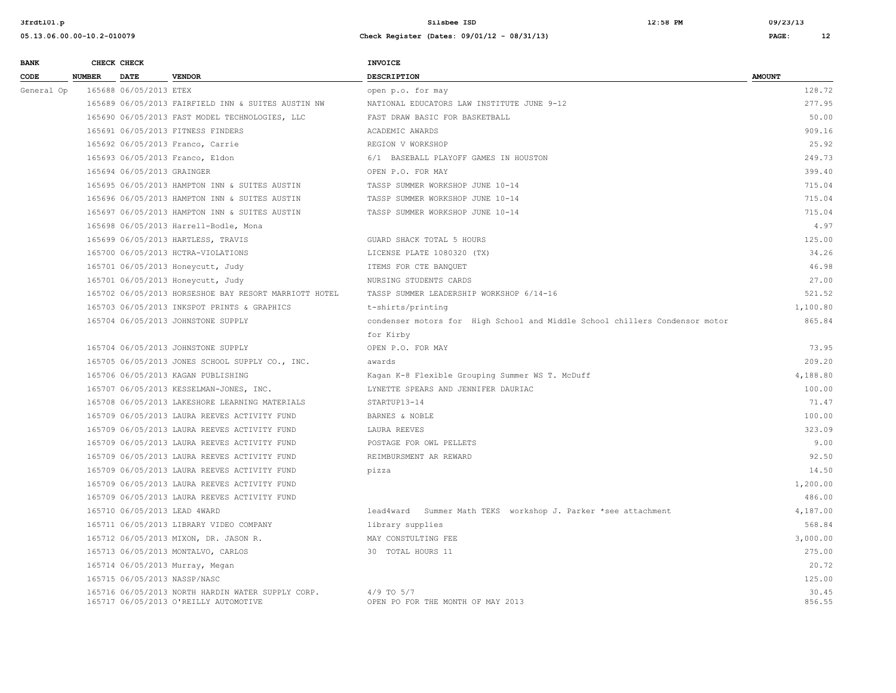| BANK CODE | CHECK NUMBER | CHECK DATE | VENDOR | INVOICE DESCRIPTION | AMOUNT |
|---|---|---|---|---|---|
| General Op | 165688 | 06/05/2013 | ETEX | open p.o. for may | 128.72 |
| | 165689 | 06/05/2013 | FAIRFIELD INN & SUITES AUSTIN NW | NATIONAL EDUCATORS LAW INSTITUTE JUNE 9-12 | 277.95 |
| | 165690 | 06/05/2013 | FAST MODEL TECHNOLOGIES, LLC | FAST DRAW BASIC FOR BASKETBALL | 50.00 |
| | 165691 | 06/05/2013 | FITNESS FINDERS | ACADEMIC AWARDS | 909.16 |
| | 165692 | 06/05/2013 | Franco, Carrie | REGION V WORKSHOP | 25.92 |
| | 165693 | 06/05/2013 | Franco, Eldon | 6/1 BASEBALL PLAYOFF GAMES IN HOUSTON | 249.73 |
| | 165694 | 06/05/2013 | GRAINGER | OPEN P.O. FOR MAY | 399.40 |
| | 165695 | 06/05/2013 | HAMPTON INN & SUITES AUSTIN | TASSP SUMMER WORKSHOP JUNE 10-14 | 715.04 |
| | 165696 | 06/05/2013 | HAMPTON INN & SUITES AUSTIN | TASSP SUMMER WORKSHOP JUNE 10-14 | 715.04 |
| | 165697 | 06/05/2013 | HAMPTON INN & SUITES AUSTIN | TASSP SUMMER WORKSHOP JUNE 10-14 | 715.04 |
| | 165698 | 06/05/2013 | Harrell-Bodle, Mona | | 4.97 |
| | 165699 | 06/05/2013 | HARTLESS, TRAVIS | GUARD SHACK TOTAL 5 HOURS | 125.00 |
| | 165700 | 06/05/2013 | HCTRA-VIOLATIONS | LICENSE PLATE 1080320 (TX) | 34.26 |
| | 165701 | 06/05/2013 | Honeycutt, Judy | ITEMS FOR CTE BANQUET | 46.98 |
| | 165701 | 06/05/2013 | Honeycutt, Judy | NURSING STUDENTS CARDS | 27.00 |
| | 165702 | 06/05/2013 | HORSESHOE BAY RESORT MARRIOTT HOTEL | TASSP SUMMER LEADERSHIP WORKSHOP 6/14-16 | 521.52 |
| | 165703 | 06/05/2013 | INKSPOT PRINTS & GRAPHICS | t-shirts/printing | 1,100.80 |
| | 165704 | 06/05/2013 | JOHNSTONE SUPPLY | condenser motors for High School and Middle School chillers Condensor motor for Kirby | 865.84 |
| | 165704 | 06/05/2013 | JOHNSTONE SUPPLY | OPEN P.O. FOR MAY | 73.95 |
| | 165705 | 06/05/2013 | JONES SCHOOL SUPPLY CO., INC. | awards | 209.20 |
| | 165706 | 06/05/2013 | KAGAN PUBLISHING | Kagan K-8 Flexible Grouping Summer WS T. McDuff | 4,188.80 |
| | 165707 | 06/05/2013 | KESSELMAN-JONES, INC. | LYNETTE SPEARS AND JENNIFER DAURIAC | 100.00 |
| | 165708 | 06/05/2013 | LAKESHORE LEARNING MATERIALS | STARTUP13-14 | 71.47 |
| | 165709 | 06/05/2013 | LAURA REEVES ACTIVITY FUND | BARNES & NOBLE | 100.00 |
| | 165709 | 06/05/2013 | LAURA REEVES ACTIVITY FUND | LAURA REEVES | 323.09 |
| | 165709 | 06/05/2013 | LAURA REEVES ACTIVITY FUND | POSTAGE FOR OWL PELLETS | 9.00 |
| | 165709 | 06/05/2013 | LAURA REEVES ACTIVITY FUND | REIMBURSMENT AR REWARD | 92.50 |
| | 165709 | 06/05/2013 | LAURA REEVES ACTIVITY FUND | pizza | 14.50 |
| | 165709 | 06/05/2013 | LAURA REEVES ACTIVITY FUND | | 1,200.00 |
| | 165709 | 06/05/2013 | LAURA REEVES ACTIVITY FUND | | 486.00 |
| | 165710 | 06/05/2013 | LEAD 4WARD | lead4ward Summer Math TEKS workshop J. Parker *see attachment | 4,187.00 |
| | 165711 | 06/05/2013 | LIBRARY VIDEO COMPANY | library supplies | 568.84 |
| | 165712 | 06/05/2013 | MIXON, DR. JASON R. | MAY CONSULTING FEE | 3,000.00 |
| | 165713 | 06/05/2013 | MONTALVO, CARLOS | 30 TOTAL HOURS 11 | 275.00 |
| | 165714 | 06/05/2013 | Murray, Megan | | 20.72 |
| | 165715 | 06/05/2013 | NASSP/NASC | | 125.00 |
| | 165716 | 06/05/2013 | NORTH HARDIN WATER SUPPLY CORP. | 4/9 TO 5/7 | 30.45 |
| | 165717 | 06/05/2013 | O'REILLY AUTOMOTIVE | OPEN PO FOR THE MONTH OF MAY 2013 | 856.55 |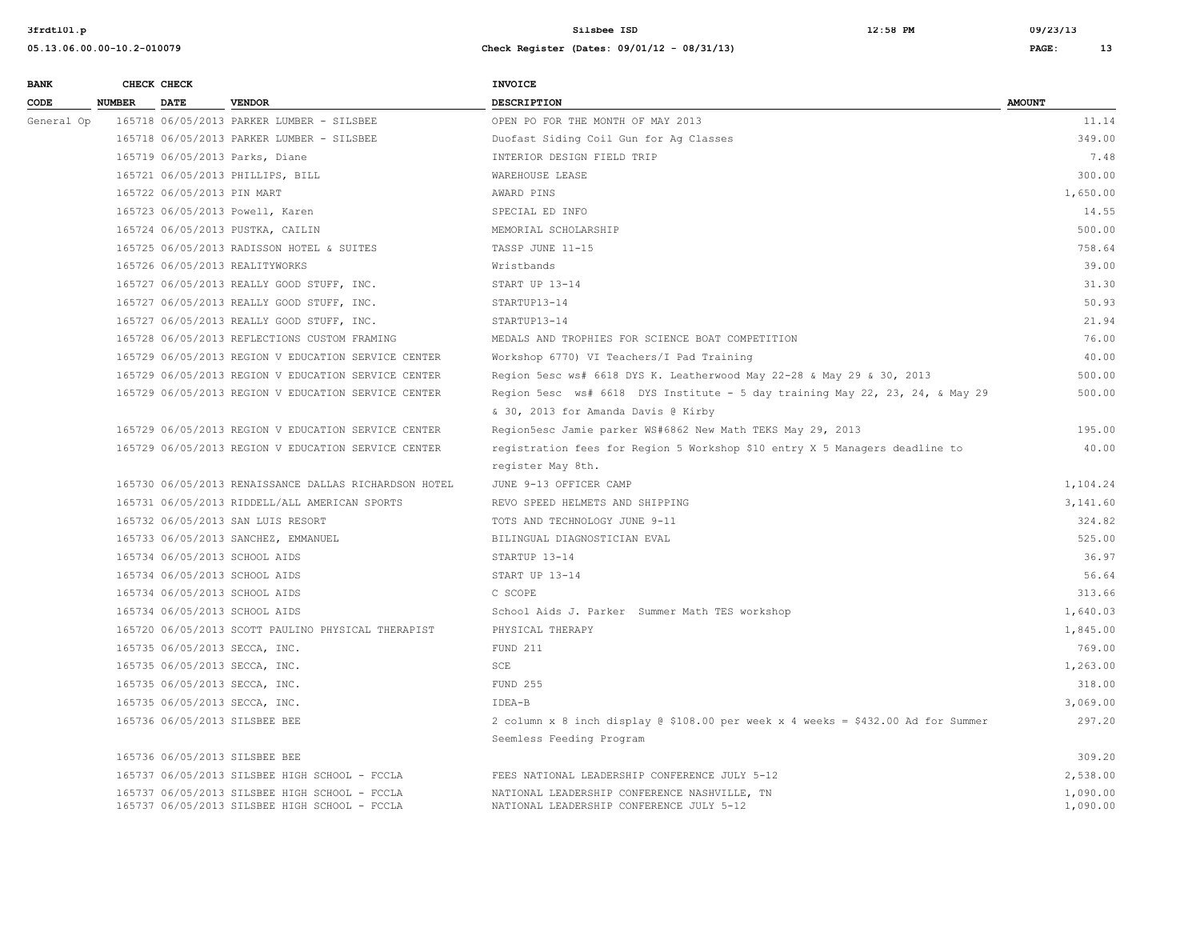| BANK CODE | CHECK NUMBER | CHECK DATE | VENDOR | INVOICE DESCRIPTION | AMOUNT |
|---|---|---|---|---|---|
| General Op | 165718 | 06/05/2013 | PARKER LUMBER - SILSBEE | OPEN PO FOR THE MONTH OF MAY 2013 | 11.14 |
| | 165718 | 06/05/2013 | PARKER LUMBER - SILSBEE | Duofast Siding Coil Gun for Ag Classes | 349.00 |
| | 165719 | 06/05/2013 | Parks, Diane | INTERIOR DESIGN FIELD TRIP | 7.48 |
| | 165721 | 06/05/2013 | PHILLIPS, BILL | WAREHOUSE LEASE | 300.00 |
| | 165722 | 06/05/2013 | PIN MART | AWARD PINS | 1,650.00 |
| | 165723 | 06/05/2013 | Powell, Karen | SPECIAL ED INFO | 14.55 |
| | 165724 | 06/05/2013 | PUSTKA, CAILIN | MEMORIAL SCHOLARSHIP | 500.00 |
| | 165725 | 06/05/2013 | RADISSON HOTEL & SUITES | TASSP JUNE 11-15 | 758.64 |
| | 165726 | 06/05/2013 | REALITYWORKS | Wristbands | 39.00 |
| | 165727 | 06/05/2013 | REALLY GOOD STUFF, INC. | START UP 13-14 | 31.30 |
| | 165727 | 06/05/2013 | REALLY GOOD STUFF, INC. | STARTUP13-14 | 50.93 |
| | 165727 | 06/05/2013 | REALLY GOOD STUFF, INC. | STARTUP13-14 | 21.94 |
| | 165728 | 06/05/2013 | REFLECTIONS CUSTOM FRAMING | MEDALS AND TROPHIES FOR SCIENCE BOAT COMPETITION | 76.00 |
| | 165729 | 06/05/2013 | REGION V EDUCATION SERVICE CENTER | Workshop 6770) VI Teachers/I Pad Training | 40.00 |
| | 165729 | 06/05/2013 | REGION V EDUCATION SERVICE CENTER | Region 5esc ws# 6618 DYS K. Leatherwood May 22-28 & May 29 & 30, 2013 | 500.00 |
| | 165729 | 06/05/2013 | REGION V EDUCATION SERVICE CENTER | Region 5esc ws# 6618 DYS Institute - 5 day training May 22, 23, 24, & May 29 & 30, 2013 for Amanda Davis @ Kirby | 500.00 |
| | 165729 | 06/05/2013 | REGION V EDUCATION SERVICE CENTER | Region5esc Jamie parker WS#6862 New Math TEKS May 29, 2013 | 195.00 |
| | 165729 | 06/05/2013 | REGION V EDUCATION SERVICE CENTER | registration fees for Region 5 Workshop $10 entry X 5 Managers deadline to register May 8th. | 40.00 |
| | 165730 | 06/05/2013 | RENAISSANCE DALLAS RICHARDSON HOTEL | JUNE 9-13 OFFICER CAMP | 1,104.24 |
| | 165731 | 06/05/2013 | RIDDELL/ALL AMERICAN SPORTS | REVO SPEED HELMETS AND SHIPPING | 3,141.60 |
| | 165732 | 06/05/2013 | SAN LUIS RESORT | TOTS AND TECHNOLOGY JUNE 9-11 | 324.82 |
| | 165733 | 06/05/2013 | SANCHEZ, EMMANUEL | BILINGUAL DIAGNOSTICIAN EVAL | 525.00 |
| | 165734 | 06/05/2013 | SCHOOL AIDS | STARTUP 13-14 | 36.97 |
| | 165734 | 06/05/2013 | SCHOOL AIDS | START UP 13-14 | 56.64 |
| | 165734 | 06/05/2013 | SCHOOL AIDS | C SCOPE | 313.66 |
| | 165734 | 06/05/2013 | SCHOOL AIDS | School Aids J. Parker Summer Math TES workshop | 1,640.03 |
| | 165720 | 06/05/2013 | SCOTT PAULINO PHYSICAL THERAPIST | PHYSICAL THERAPY | 1,845.00 |
| | 165735 | 06/05/2013 | SECCA, INC. | FUND 211 | 769.00 |
| | 165735 | 06/05/2013 | SECCA, INC. | SCE | 1,263.00 |
| | 165735 | 06/05/2013 | SECCA, INC. | FUND 255 | 318.00 |
| | 165735 | 06/05/2013 | SECCA, INC. | IDEA-B | 3,069.00 |
| | 165736 | 06/05/2013 | SILSBEE BEE | 2 column x 8 inch display @ $108.00 per week x 4 weeks = $432.00 Ad for Summer Seemless Feeding Program | 297.20 |
| | 165736 | 06/05/2013 | SILSBEE BEE | | 309.20 |
| | 165737 | 06/05/2013 | SILSBEE HIGH SCHOOL - FCCLA | FEES NATIONAL LEADERSHIP CONFERENCE JULY 5-12 | 2,538.00 |
| | 165737 | 06/05/2013 | SILSBEE HIGH SCHOOL - FCCLA | NATIONAL LEADERSHIP CONFERENCE NASHVILLE, TN | 1,090.00 |
| | 165737 | 06/05/2013 | SILSBEE HIGH SCHOOL - FCCLA | NATIONAL LEADERSHIP CONFERENCE JULY 5-12 | 1,090.00 |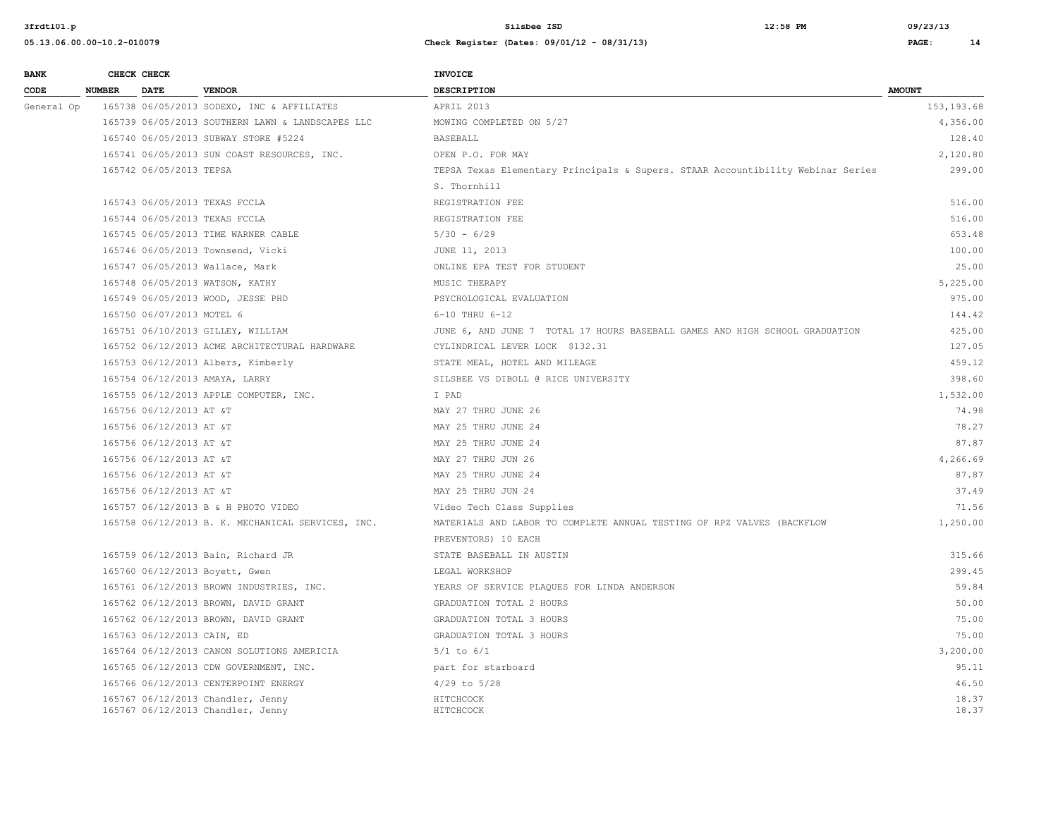| BANK CODE | CHECK NUMBER | CHECK DATE | VENDOR | INVOICE DESCRIPTION | AMOUNT |
|---|---|---|---|---|---|
| General Op | 165738 | 06/05/2013 | SODEXO, INC & AFFILIATES | APRIL 2013 | 153,193.68 |
| | 165739 | 06/05/2013 | SOUTHERN LAWN & LANDSCAPES LLC | MOWING COMPLETED ON 5/27 | 4,356.00 |
| | 165740 | 06/05/2013 | SUBWAY STORE #5224 | BASEBALL | 128.40 |
| | 165741 | 06/05/2013 | SUN COAST RESOURCES, INC. | OPEN P.O. FOR MAY | 2,120.80 |
| | 165742 | 06/05/2013 | TEPSA | TEPSA Texas Elementary Principals & Supers. STAAR Accountibility Webinar Series S. Thornhill | 299.00 |
| | 165743 | 06/05/2013 | TEXAS FCCLA | REGISTRATION FEE | 516.00 |
| | 165744 | 06/05/2013 | TEXAS FCCLA | REGISTRATION FEE | 516.00 |
| | 165745 | 06/05/2013 | TIME WARNER CABLE | 5/30 - 6/29 | 653.48 |
| | 165746 | 06/05/2013 | Townsend, Vicki | JUNE 11, 2013 | 100.00 |
| | 165747 | 06/05/2013 | Wallace, Mark | ONLINE EPA TEST FOR STUDENT | 25.00 |
| | 165748 | 06/05/2013 | WATSON, KATHY | MUSIC THERAPY | 5,225.00 |
| | 165749 | 06/05/2013 | WOOD, JESSE PHD | PSYCHOLOGICAL EVALUATION | 975.00 |
| | 165750 | 06/07/2013 | MOTEL 6 | 6-10 THRU 6-12 | 144.42 |
| | 165751 | 06/10/2013 | GILLEY, WILLIAM | JUNE 6, AND JUNE 7 TOTAL 17 HOURS BASEBALL GAMES AND HIGH SCHOOL GRADUATION | 425.00 |
| | 165752 | 06/12/2013 | ACME ARCHITECTURAL HARDWARE | CYLINDRICAL LEVER LOCK $132.31 | 127.05 |
| | 165753 | 06/12/2013 | Albers, Kimberly | STATE MEAL, HOTEL AND MILEAGE | 459.12 |
| | 165754 | 06/12/2013 | AMAYA, LARRY | SILSBEE VS DIBOLL @ RICE UNIVERSITY | 398.60 |
| | 165755 | 06/12/2013 | APPLE COMPUTER, INC. | I PAD | 1,532.00 |
| | 165756 | 06/12/2013 | AT &T | MAY 27 THRU JUNE 26 | 74.98 |
| | 165756 | 06/12/2013 | AT &T | MAY 25 THRU JUNE 24 | 78.27 |
| | 165756 | 06/12/2013 | AT &T | MAY 25 THRU JUNE 24 | 87.87 |
| | 165756 | 06/12/2013 | AT &T | MAY 27 THRU JUN 26 | 4,266.69 |
| | 165756 | 06/12/2013 | AT &T | MAY 25 THRU JUNE 24 | 87.87 |
| | 165756 | 06/12/2013 | AT &T | MAY 25 THRU JUN 24 | 37.49 |
| | 165757 | 06/12/2013 | B & H PHOTO VIDEO | Video Tech Class Supplies | 71.56 |
| | 165758 | 06/12/2013 | B. K. MECHANICAL SERVICES, INC. | MATERIALS AND LABOR TO COMPLETE ANNUAL TESTING OF RPZ VALVES (BACKFLOW PREVENTORS) 10 EACH | 1,250.00 |
| | 165759 | 06/12/2013 | Bain, Richard JR | STATE BASEBALL IN AUSTIN | 315.66 |
| | 165760 | 06/12/2013 | Boyett, Gwen | LEGAL WORKSHOP | 299.45 |
| | 165761 | 06/12/2013 | BROWN INDUSTRIES, INC. | YEARS OF SERVICE PLAQUES FOR LINDA ANDERSON | 59.84 |
| | 165762 | 06/12/2013 | BROWN, DAVID GRANT | GRADUATION TOTAL 2 HOURS | 50.00 |
| | 165762 | 06/12/2013 | BROWN, DAVID GRANT | GRADUATION TOTAL 3 HOURS | 75.00 |
| | 165763 | 06/12/2013 | CAIN, ED | GRADUATION TOTAL 3 HOURS | 75.00 |
| | 165764 | 06/12/2013 | CANON SOLUTIONS AMERICIA | 5/1 to 6/1 | 3,200.00 |
| | 165765 | 06/12/2013 | CDW GOVERNMENT, INC. | part for starboard | 95.11 |
| | 165766 | 06/12/2013 | CENTERPOINT ENERGY | 4/29 to 5/28 | 46.50 |
| | 165767 | 06/12/2013 | Chandler, Jenny | HITCHCOCK | 18.37 |
| | 165767 | 06/12/2013 | Chandler, Jenny | HITCHCOCK | 18.37 |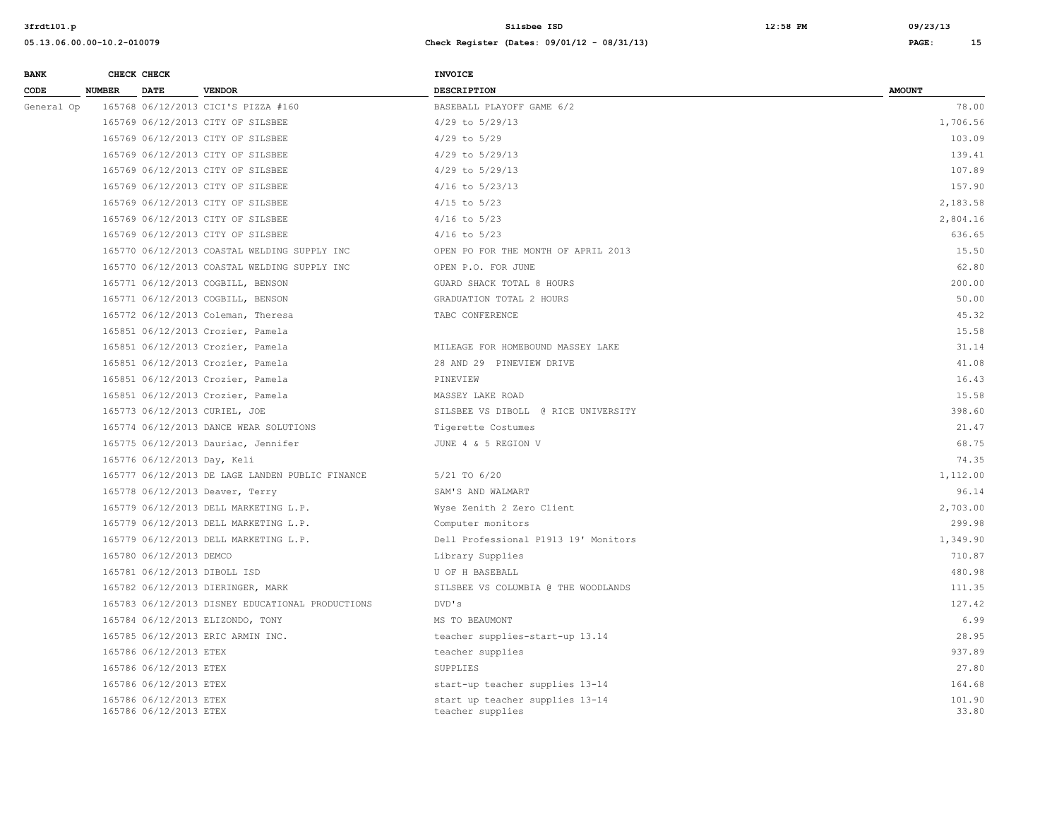| BANK CODE | CHECK NUMBER | CHECK DATE | VENDOR | INVOICE DESCRIPTION | AMOUNT |
|---|---|---|---|---|---|
| General Op | 165768 | 06/12/2013 | CICI'S PIZZA #160 | BASEBALL PLAYOFF GAME 6/2 | 78.00 |
| | 165769 | 06/12/2013 | CITY OF SILSBEE | 4/29 to 5/29/13 | 1,706.56 |
| | 165769 | 06/12/2013 | CITY OF SILSBEE | 4/29 to 5/29 | 103.09 |
| | 165769 | 06/12/2013 | CITY OF SILSBEE | 4/29 to 5/29/13 | 139.41 |
| | 165769 | 06/12/2013 | CITY OF SILSBEE | 4/29 to 5/29/13 | 107.89 |
| | 165769 | 06/12/2013 | CITY OF SILSBEE | 4/16 to 5/23/13 | 157.90 |
| | 165769 | 06/12/2013 | CITY OF SILSBEE | 4/15 to 5/23 | 2,183.58 |
| | 165769 | 06/12/2013 | CITY OF SILSBEE | 4/16 to 5/23 | 2,804.16 |
| | 165769 | 06/12/2013 | CITY OF SILSBEE | 4/16 to 5/23 | 636.65 |
| | 165770 | 06/12/2013 | COASTAL WELDING SUPPLY INC | OPEN PO FOR THE MONTH OF APRIL 2013 | 15.50 |
| | 165770 | 06/12/2013 | COASTAL WELDING SUPPLY INC | OPEN P.O. FOR JUNE | 62.80 |
| | 165771 | 06/12/2013 | COGBILL, BENSON | GUARD SHACK TOTAL 8 HOURS | 200.00 |
| | 165771 | 06/12/2013 | COGBILL, BENSON | GRADUATION TOTAL 2 HOURS | 50.00 |
| | 165772 | 06/12/2013 | Coleman, Theresa | TABC CONFERENCE | 45.32 |
| | 165851 | 06/12/2013 | Crozier, Pamela | | 15.58 |
| | 165851 | 06/12/2013 | Crozier, Pamela | MILEAGE FOR HOMEBOUND MASSEY LAKE | 31.14 |
| | 165851 | 06/12/2013 | Crozier, Pamela | 28 AND 29 PINEVIEW DRIVE | 41.08 |
| | 165851 | 06/12/2013 | Crozier, Pamela | PINEVIEW | 16.43 |
| | 165851 | 06/12/2013 | Crozier, Pamela | MASSEY LAKE ROAD | 15.58 |
| | 165773 | 06/12/2013 | CURIEL, JOE | SILSBEE VS DIBOLL @ RICE UNIVERSITY | 398.60 |
| | 165774 | 06/12/2013 | DANCE WEAR SOLUTIONS | Tigerette Costumes | 21.47 |
| | 165775 | 06/12/2013 | Dauriac, Jennifer | JUNE 4 & 5 REGION V | 68.75 |
| | 165776 | 06/12/2013 | Day, Keli | | 74.35 |
| | 165777 | 06/12/2013 | DE LAGE LANDEN PUBLIC FINANCE | 5/21 TO 6/20 | 1,112.00 |
| | 165778 | 06/12/2013 | Deaver, Terry | SAM'S AND WALMART | 96.14 |
| | 165779 | 06/12/2013 | DELL MARKETING L.P. | Wyse Zenith 2 Zero Client | 2,703.00 |
| | 165779 | 06/12/2013 | DELL MARKETING L.P. | Computer monitors | 299.98 |
| | 165779 | 06/12/2013 | DELL MARKETING L.P. | Dell Professional P1913 19' Monitors | 1,349.90 |
| | 165780 | 06/12/2013 | DEMCO | Library Supplies | 710.87 |
| | 165781 | 06/12/2013 | DIBOLL ISD | U OF H BASEBALL | 480.98 |
| | 165782 | 06/12/2013 | DIERINGER, MARK | SILSBEE VS COLUMBIA @ THE WOODLANDS | 111.35 |
| | 165783 | 06/12/2013 | DISNEY EDUCATIONAL PRODUCTIONS | DVD's | 127.42 |
| | 165784 | 06/12/2013 | ELIZONDO, TONY | MS TO BEAUMONT | 6.99 |
| | 165785 | 06/12/2013 | ERIC ARMIN INC. | teacher supplies-start-up 13.14 | 28.95 |
| | 165786 | 06/12/2013 | ETEX | teacher supplies | 937.89 |
| | 165786 | 06/12/2013 | ETEX | SUPPLIES | 27.80 |
| | 165786 | 06/12/2013 | ETEX | start-up teacher supplies 13-14 | 164.68 |
| | 165786 | 06/12/2013 | ETEX | start up teacher supplies 13-14 | 101.90 |
| | 165786 | 06/12/2013 | ETEX | teacher supplies | 33.80 |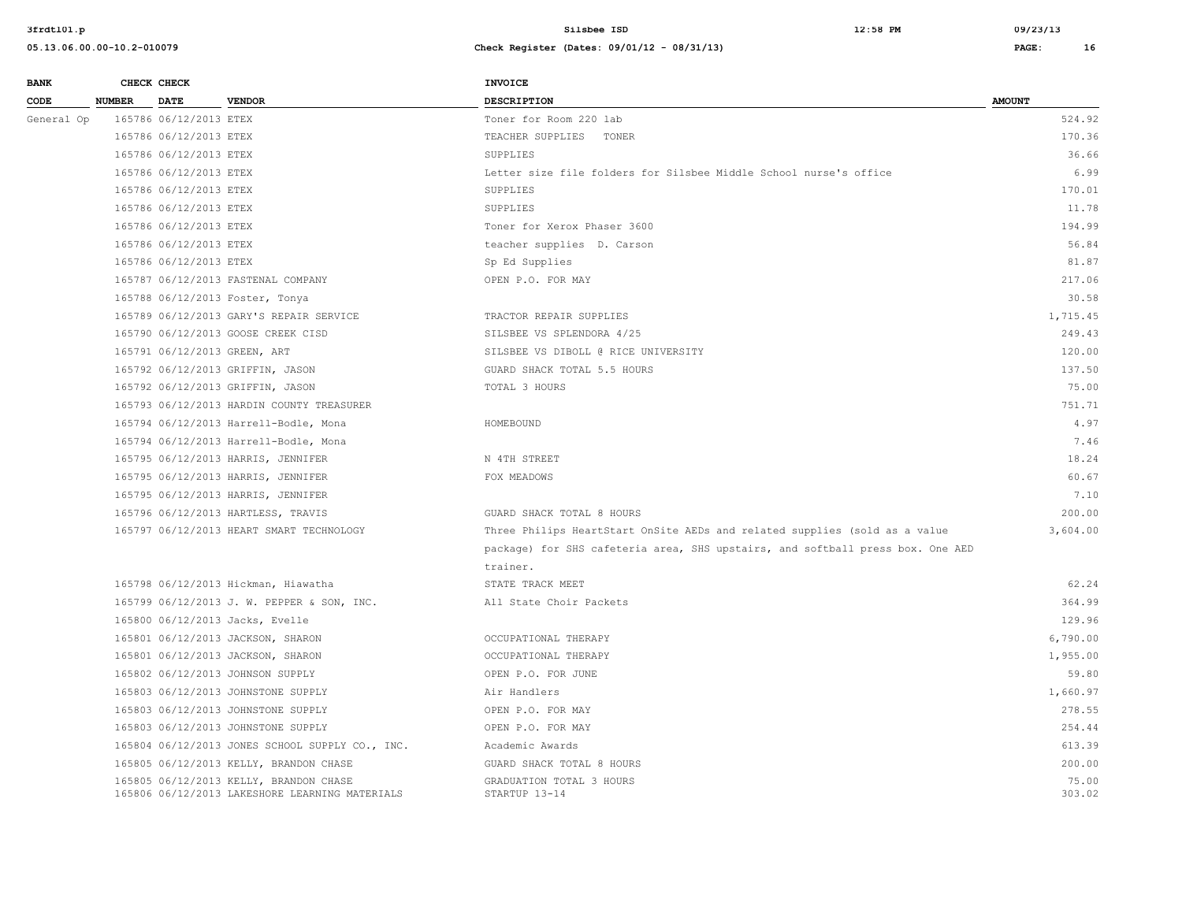| BANK CODE | CHECK NUMBER | CHECK DATE | VENDOR | INVOICE DESCRIPTION | AMOUNT |
|---|---|---|---|---|---|
| General Op | 165786 | 06/12/2013 | ETEX | Toner for Room 220 lab | 524.92 |
| | 165786 | 06/12/2013 | ETEX | TEACHER SUPPLIES TONER | 170.36 |
| | 165786 | 06/12/2013 | ETEX | SUPPLIES | 36.66 |
| | 165786 | 06/12/2013 | ETEX | Letter size file folders for Silsbee Middle School nurse's office | 6.99 |
| | 165786 | 06/12/2013 | ETEX | SUPPLIES | 170.01 |
| | 165786 | 06/12/2013 | ETEX | SUPPLIES | 11.78 |
| | 165786 | 06/12/2013 | ETEX | Toner for Xerox Phaser 3600 | 194.99 |
| | 165786 | 06/12/2013 | ETEX | teacher supplies D. Carson | 56.84 |
| | 165786 | 06/12/2013 | ETEX | Sp Ed Supplies | 81.87 |
| | 165787 | 06/12/2013 | FASTENAL COMPANY | OPEN P.O. FOR MAY | 217.06 |
| | 165788 | 06/12/2013 | Foster, Tonya | | 30.58 |
| | 165789 | 06/12/2013 | GARY'S REPAIR SERVICE | TRACTOR REPAIR SUPPLIES | 1,715.45 |
| | 165790 | 06/12/2013 | GOOSE CREEK CISD | SILSBEE VS SPLENDORA 4/25 | 249.43 |
| | 165791 | 06/12/2013 | GREEN, ART | SILSBEE VS DIBOLL @ RICE UNIVERSITY | 120.00 |
| | 165792 | 06/12/2013 | GRIFFIN, JASON | GUARD SHACK TOTAL 5.5 HOURS | 137.50 |
| | 165792 | 06/12/2013 | GRIFFIN, JASON | TOTAL 3 HOURS | 75.00 |
| | 165793 | 06/12/2013 | HARDIN COUNTY TREASURER | | 751.71 |
| | 165794 | 06/12/2013 | Harrell-Bodle, Mona | HOMEBOUND | 4.97 |
| | 165794 | 06/12/2013 | Harrell-Bodle, Mona | | 7.46 |
| | 165795 | 06/12/2013 | HARRIS, JENNIFER | N 4TH STREET | 18.24 |
| | 165795 | 06/12/2013 | HARRIS, JENNIFER | FOX MEADOWS | 60.67 |
| | 165795 | 06/12/2013 | HARRIS, JENNIFER | | 7.10 |
| | 165796 | 06/12/2013 | HARTLESS, TRAVIS | GUARD SHACK TOTAL 8 HOURS | 200.00 |
| | 165797 | 06/12/2013 | HEART SMART TECHNOLOGY | Three Philips HeartStart OnSite AEDs and related supplies (sold as a value package) for SHS cafeteria area, SHS upstairs, and softball press box. One AED trainer. | 3,604.00 |
| | 165798 | 06/12/2013 | Hickman, Hiawatha | STATE TRACK MEET | 62.24 |
| | 165799 | 06/12/2013 | J. W. PEPPER & SON, INC. | All State Choir Packets | 364.99 |
| | 165800 | 06/12/2013 | Jacks, Evelle | | 129.96 |
| | 165801 | 06/12/2013 | JACKSON, SHARON | OCCUPATIONAL THERAPY | 6,790.00 |
| | 165801 | 06/12/2013 | JACKSON, SHARON | OCCUPATIONAL THERAPY | 1,955.00 |
| | 165802 | 06/12/2013 | JOHNSON SUPPLY | OPEN P.O. FOR JUNE | 59.80 |
| | 165803 | 06/12/2013 | JOHNSTONE SUPPLY | Air Handlers | 1,660.97 |
| | 165803 | 06/12/2013 | JOHNSTONE SUPPLY | OPEN P.O. FOR MAY | 278.55 |
| | 165803 | 06/12/2013 | JOHNSTONE SUPPLY | OPEN P.O. FOR MAY | 254.44 |
| | 165804 | 06/12/2013 | JONES SCHOOL SUPPLY CO., INC. | Academic Awards | 613.39 |
| | 165805 | 06/12/2013 | KELLY, BRANDON CHASE | GUARD SHACK TOTAL 8 HOURS | 200.00 |
| | 165805 | 06/12/2013 | KELLY, BRANDON CHASE | GRADUATION TOTAL 3 HOURS | 75.00 |
| | 165806 | 06/12/2013 | LAKESHORE LEARNING MATERIALS | STARTUP 13-14 | 303.02 |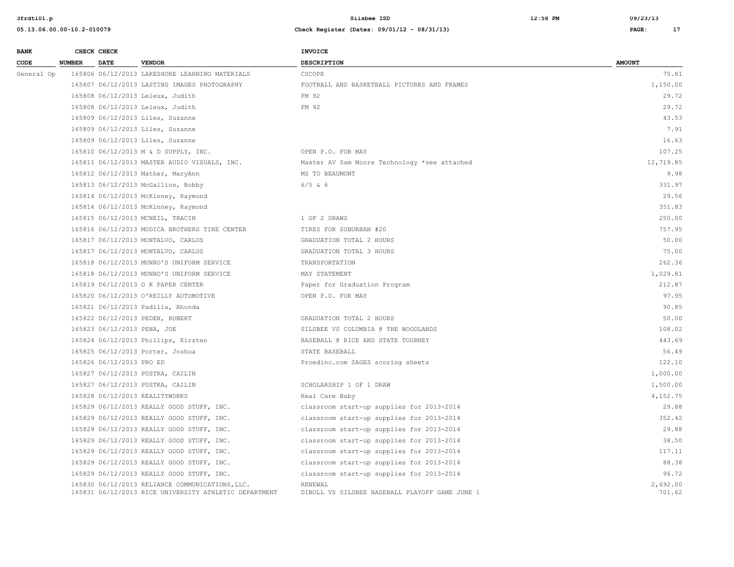| BANK CODE | CHECK NUMBER | CHECK DATE | VENDOR | INVOICE DESCRIPTION | AMOUNT |
|---|---|---|---|---|---|
| General Op | 165806 | 06/12/2013 | LAKESHORE LEARNING MATERIALS | CSCOPE | 75.81 |
| | 165807 | 06/12/2013 | LASTING IMAGES PHOTOGRAPHY | FOOTBALL AND BASKETBALL PICTURES AND FRAMES | 1,150.00 |
| | 165808 | 06/12/2013 | Leleux, Judith | FM 92 | 29.72 |
| | 165808 | 06/12/2013 | Leleux, Judith | FM 92 | 29.72 |
| | 165809 | 06/12/2013 | Liles, Suzanne | | 43.53 |
| | 165809 | 06/12/2013 | Liles, Suzanne | | 7.91 |
| | 165809 | 06/12/2013 | Liles, Suzanne | | 16.63 |
| | 165810 | 06/12/2013 | M & D SUPPLY, INC. | OPEN P.O. FOR MAY | 107.25 |
| | 165811 | 06/12/2013 | MASTER AUDIO VISUALS, INC. | Master AV Sam Moore Technology *see attached | 12,719.85 |
| | 165812 | 06/12/2013 | Mather, MaryAnn | MS TO BEAUMONT | 9.98 |
| | 165813 | 06/12/2013 | McGallion, Bobby | 6/5 & 6 | 331.97 |
| | 165814 | 06/12/2013 | McKinney, Raymond | | 29.56 |
| | 165814 | 06/12/2013 | McKinney, Raymond | | 351.83 |
| | 165815 | 06/12/2013 | MCNEIL, TRACIN | 1 OF 2 DRAWS | 250.00 |
| | 165816 | 06/12/2013 | MODICA BROTHERS TIRE CENTER | TIRES FOR SUBURBAN #20 | 757.95 |
| | 165817 | 06/12/2013 | MONTALVO, CARLOS | GRADUATION TOTAL 2 HOURS | 50.00 |
| | 165817 | 06/12/2013 | MONTALVO, CARLOS | GRADUATION TOTAL 3 HOURS | 75.00 |
| | 165818 | 06/12/2013 | MUNRO'S UNIFORM SERVICE | TRANSPORTATION | 262.36 |
| | 165818 | 06/12/2013 | MUNRO'S UNIFORM SERVICE | MAY STATEMENT | 1,029.81 |
| | 165819 | 06/12/2013 | O K PAPER CENTER | Paper for Graduation Program | 212.87 |
| | 165820 | 06/12/2013 | O'REILLY AUTOMOTIVE | OPEN P.O. FOR MAY | 97.95 |
| | 165821 | 06/12/2013 | Padilla, Rhonda | | 90.85 |
| | 165822 | 06/12/2013 | PEDEN, ROBERT | GRADUATION TOTAL 2 HOURS | 50.00 |
| | 165823 | 06/12/2013 | PENA, JOE | SILSBEE VS COLUMBIA @ THE WOODLANDS | 108.02 |
| | 165824 | 06/12/2013 | Phillips, Kirsten | BASEBALL @ RICE AND STATE TOURNEY | 443.69 |
| | 165825 | 06/12/2013 | Porter, Joshua | STATE BASEBALL | 56.49 |
| | 165826 | 06/12/2013 | PRO ED | Proedinc.com SAGES scoring sheets | 122.10 |
| | 165827 | 06/12/2013 | PUSTKA, CAILIN | | 1,000.00 |
| | 165827 | 06/12/2013 | PUSTKA, CAILIN | SCHOLARSHIP 1 OF 1 DRAW | 1,500.00 |
| | 165828 | 06/12/2013 | REALITYWORKS | Real Care Baby | 4,152.75 |
| | 165829 | 06/12/2013 | REALLY GOOD STUFF, INC. | classroom start-up supplies for 2013-2014 | 29.88 |
| | 165829 | 06/12/2013 | REALLY GOOD STUFF, INC. | classroom start-up supplies for 2013-2014 | 352.42 |
| | 165829 | 06/12/2013 | REALLY GOOD STUFF, INC. | classroom start-up supplies for 2013-2014 | 29.88 |
| | 165829 | 06/12/2013 | REALLY GOOD STUFF, INC. | classroom start-up supplies for 2013-2014 | 38.50 |
| | 165829 | 06/12/2013 | REALLY GOOD STUFF, INC. | classroom start-up supplies for 2013-2014 | 117.11 |
| | 165829 | 06/12/2013 | REALLY GOOD STUFF, INC. | classroom start-up supplies for 2013-2014 | 88.38 |
| | 165829 | 06/12/2013 | REALLY GOOD STUFF, INC. | classroom start-up supplies for 2013-2014 | 96.72 |
| | 165830 | 06/12/2013 | RELIANCE COMMUNICATIONS,LLC. | RENEWAL | 2,692.00 |
| | 165831 | 06/12/2013 | RICE UNIVERSITY ATHLETIC DEPARTMENT | DIBOLL VS SILSBEE BASEBALL PLAYOFF GAME JUNE 1 | 701.62 |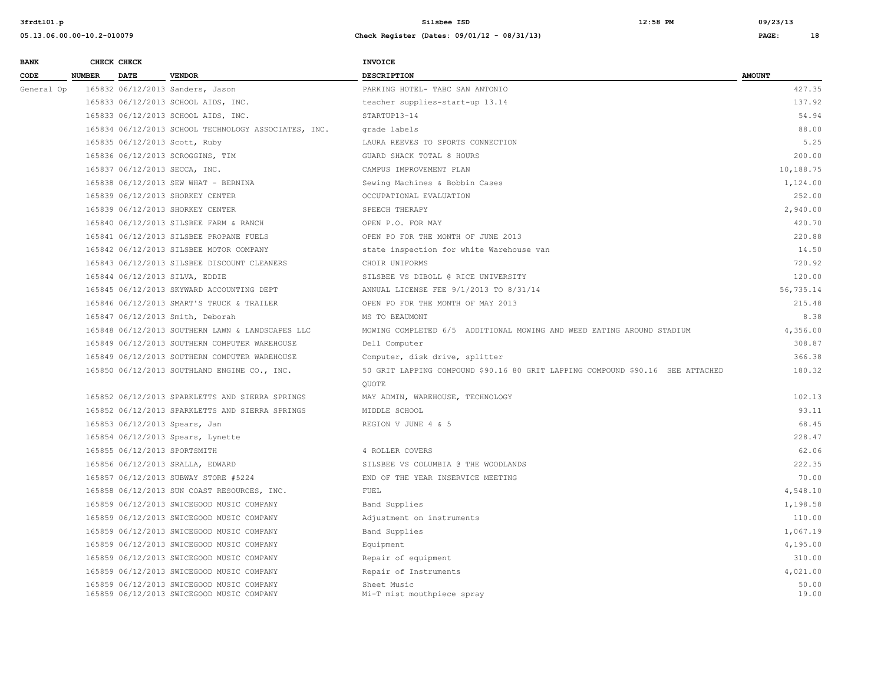| BANK CODE | CHECK NUMBER | CHECK DATE | VENDOR | INVOICE DESCRIPTION | AMOUNT |
|---|---|---|---|---|---|
| General Op | 165832 | 06/12/2013 | Sanders, Jason | PARKING HOTEL- TABC SAN ANTONIO | 427.35 |
| | 165833 | 06/12/2013 | SCHOOL AIDS, INC. | teacher supplies-start-up 13.14 | 137.92 |
| | 165833 | 06/12/2013 | SCHOOL AIDS, INC. | STARTUP13-14 | 54.94 |
| | 165834 | 06/12/2013 | SCHOOL TECHNOLOGY ASSOCIATES, INC. | grade labels | 88.00 |
| | 165835 | 06/12/2013 | Scott, Ruby | LAURA REEVES TO SPORTS CONNECTION | 5.25 |
| | 165836 | 06/12/2013 | SCROGGINS, TIM | GUARD SHACK TOTAL 8 HOURS | 200.00 |
| | 165837 | 06/12/2013 | SECCA, INC. | CAMPUS IMPROVEMENT PLAN | 10,188.75 |
| | 165838 | 06/12/2013 | SEW WHAT - BERNINA | Sewing Machines & Bobbin Cases | 1,124.00 |
| | 165839 | 06/12/2013 | SHORKEY CENTER | OCCUPATIONAL EVALUATION | 252.00 |
| | 165839 | 06/12/2013 | SHORKEY CENTER | SPEECH THERAPY | 2,940.00 |
| | 165840 | 06/12/2013 | SILSBEE FARM & RANCH | OPEN P.O. FOR MAY | 420.70 |
| | 165841 | 06/12/2013 | SILSBEE PROPANE FUELS | OPEN PO FOR THE MONTH OF JUNE 2013 | 220.88 |
| | 165842 | 06/12/2013 | SILSBEE MOTOR COMPANY | state inspection for white Warehouse van | 14.50 |
| | 165843 | 06/12/2013 | SILSBEE DISCOUNT CLEANERS | CHOIR UNIFORMS | 720.92 |
| | 165844 | 06/12/2013 | SILVA, EDDIE | SILSBEE VS DIBOLL @ RICE UNIVERSITY | 120.00 |
| | 165845 | 06/12/2013 | SKYWARD ACCOUNTING DEPT | ANNUAL LICENSE FEE 9/1/2013 TO 8/31/14 | 56,735.14 |
| | 165846 | 06/12/2013 | SMART'S TRUCK & TRAILER | OPEN PO FOR THE MONTH OF MAY 2013 | 215.48 |
| | 165847 | 06/12/2013 | Smith, Deborah | MS TO BEAUMONT | 8.38 |
| | 165848 | 06/12/2013 | SOUTHERN LAWN & LANDSCAPES LLC | MOWING COMPLETED 6/5 ADDITIONAL MOWING AND WEED EATING AROUND STADIUM | 4,356.00 |
| | 165849 | 06/12/2013 | SOUTHERN COMPUTER WAREHOUSE | Dell Computer | 308.87 |
| | 165849 | 06/12/2013 | SOUTHERN COMPUTER WAREHOUSE | Computer, disk drive, splitter | 366.38 |
| | 165850 | 06/12/2013 | SOUTHLAND ENGINE CO., INC. | 50 GRIT LAPPING COMPOUND $90.16 80 GRIT LAPPING COMPOUND $90.16 SEE ATTACHED QUOTE | 180.32 |
| | 165852 | 06/12/2013 | SPARKLETTS AND SIERRA SPRINGS | MAY ADMIN, WAREHOUSE, TECHNOLOGY | 102.13 |
| | 165852 | 06/12/2013 | SPARKLETTS AND SIERRA SPRINGS | MIDDLE SCHOOL | 93.11 |
| | 165853 | 06/12/2013 | Spears, Jan | REGION V JUNE 4 & 5 | 68.45 |
| | 165854 | 06/12/2013 | Spears, Lynette | | 228.47 |
| | 165855 | 06/12/2013 | SPORTSMITH | 4 ROLLER COVERS | 62.06 |
| | 165856 | 06/12/2013 | SRALLA, EDWARD | SILSBEE VS COLUMBIA @ THE WOODLANDS | 222.35 |
| | 165857 | 06/12/2013 | SUBWAY STORE #5224 | END OF THE YEAR INSERVICE MEETING | 70.00 |
| | 165858 | 06/12/2013 | SUN COAST RESOURCES, INC. | FUEL | 4,548.10 |
| | 165859 | 06/12/2013 | SWICEGOOD MUSIC COMPANY | Band Supplies | 1,198.58 |
| | 165859 | 06/12/2013 | SWICEGOOD MUSIC COMPANY | Adjustment on instruments | 110.00 |
| | 165859 | 06/12/2013 | SWICEGOOD MUSIC COMPANY | Band Supplies | 1,067.19 |
| | 165859 | 06/12/2013 | SWICEGOOD MUSIC COMPANY | Equipment | 4,195.00 |
| | 165859 | 06/12/2013 | SWICEGOOD MUSIC COMPANY | Repair of equipment | 310.00 |
| | 165859 | 06/12/2013 | SWICEGOOD MUSIC COMPANY | Repair of Instruments | 4,021.00 |
| | 165859 | 06/12/2013 | SWICEGOOD MUSIC COMPANY | Sheet Music | 50.00 |
| | 165859 | 06/12/2013 | SWICEGOOD MUSIC COMPANY | Mi-T mist mouthpiece spray | 19.00 |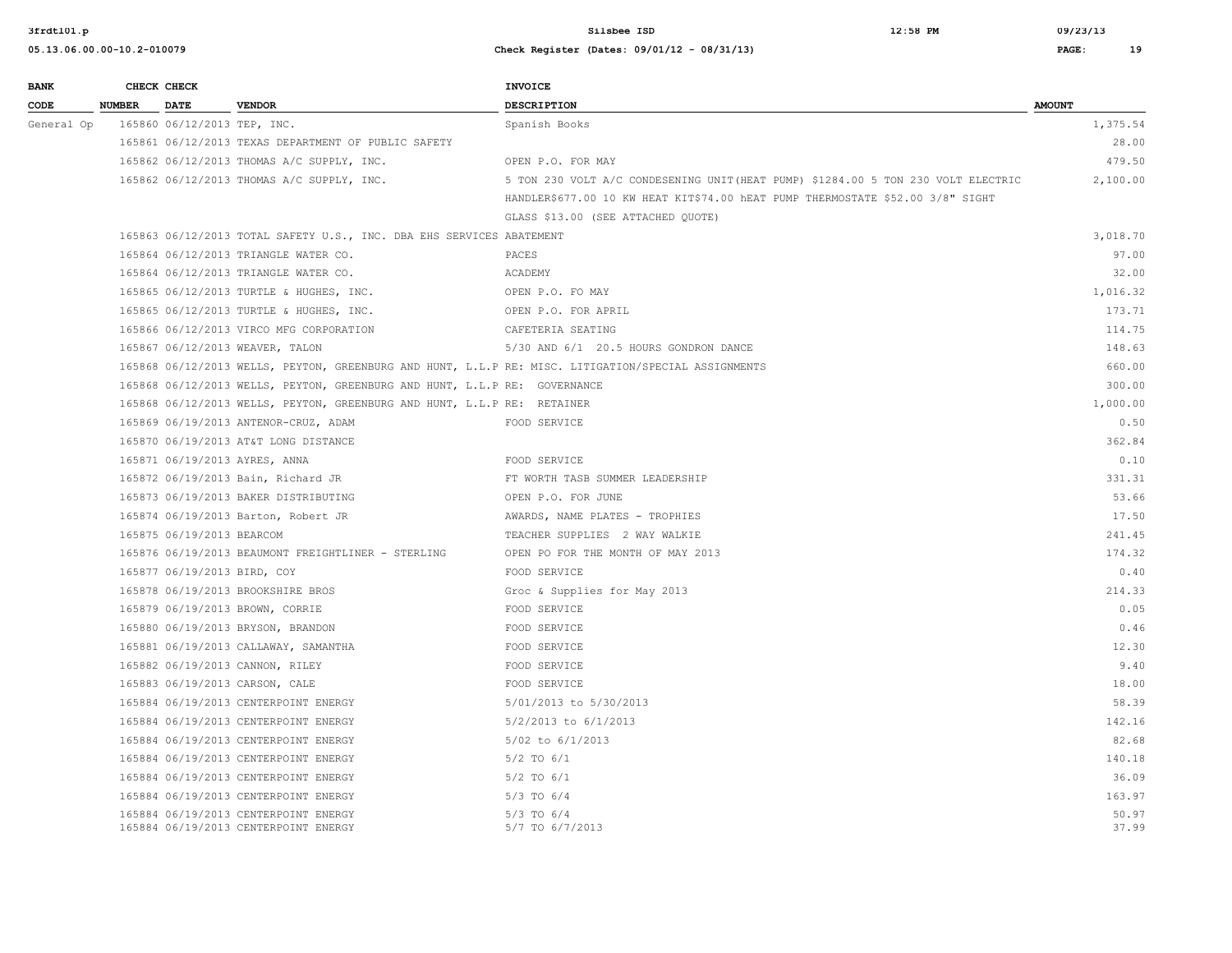| BANK CODE | CHECK NUMBER | CHECK DATE | VENDOR | INVOICE DESCRIPTION | AMOUNT |
|---|---|---|---|---|---|
| General Op | 165860 | 06/12/2013 | TEP, INC. | Spanish Books | 1,375.54 |
| | 165861 | 06/12/2013 | TEXAS DEPARTMENT OF PUBLIC SAFETY | | 28.00 |
| | 165862 | 06/12/2013 | THOMAS A/C SUPPLY, INC. | OPEN P.O. FOR MAY | 479.50 |
| | 165862 | 06/12/2013 | THOMAS A/C SUPPLY, INC. | 5 TON 230 VOLT A/C CONDESENING UNIT(HEAT PUMP) $1284.00 5 TON 230 VOLT ELECTRIC HANDLER$677.00 10 KW HEAT KIT$74.00 hEAT PUMP THERMOSTATE $52.00 3/8" SIGHT GLASS $13.00 (SEE ATTACHED QUOTE) | 2,100.00 |
| | 165863 | 06/12/2013 | TOTAL SAFETY U.S., INC. DBA EHS SERVICES | ABATEMENT | 3,018.70 |
| | 165864 | 06/12/2013 | TRIANGLE WATER CO. | PACES | 97.00 |
| | 165864 | 06/12/2013 | TRIANGLE WATER CO. | ACADEMY | 32.00 |
| | 165865 | 06/12/2013 | TURTLE & HUGHES, INC. | OPEN P.O. FO MAY | 1,016.32 |
| | 165865 | 06/12/2013 | TURTLE & HUGHES, INC. | OPEN P.O. FOR APRIL | 173.71 |
| | 165866 | 06/12/2013 | VIRCO MFG CORPORATION | CAFETERIA SEATING | 114.75 |
| | 165867 | 06/12/2013 | WEAVER, TALON | 5/30 AND 6/1 20.5 HOURS GONDRON DANCE | 148.63 |
| | 165868 | 06/12/2013 | WELLS, PEYTON, GREENBURG AND HUNT, L.L.P | RE: MISC. LITIGATION/SPECIAL ASSIGNMENTS | 660.00 |
| | 165868 | 06/12/2013 | WELLS, PEYTON, GREENBURG AND HUNT, L.L.P | RE: GOVERNANCE | 300.00 |
| | 165868 | 06/12/2013 | WELLS, PEYTON, GREENBURG AND HUNT, L.L.P | RE: RETAINER | 1,000.00 |
| | 165869 | 06/19/2013 | ANTENOR-CRUZ, ADAM | FOOD SERVICE | 0.50 |
| | 165870 | 06/19/2013 | AT&T LONG DISTANCE | | 362.84 |
| | 165871 | 06/19/2013 | AYRES, ANNA | FOOD SERVICE | 0.10 |
| | 165872 | 06/19/2013 | Bain, Richard JR | FT WORTH TASB SUMMER LEADERSHIP | 331.31 |
| | 165873 | 06/19/2013 | BAKER DISTRIBUTING | OPEN P.O. FOR JUNE | 53.66 |
| | 165874 | 06/19/2013 | Barton, Robert JR | AWARDS, NAME PLATES - TROPHIES | 17.50 |
| | 165875 | 06/19/2013 | BEARCOM | TEACHER SUPPLIES 2 WAY WALKIE | 241.45 |
| | 165876 | 06/19/2013 | BEAUMONT FREIGHTLINER - STERLING | OPEN PO FOR THE MONTH OF MAY 2013 | 174.32 |
| | 165877 | 06/19/2013 | BIRD, COY | FOOD SERVICE | 0.40 |
| | 165878 | 06/19/2013 | BROOKSHIRE BROS | Groc & Supplies for May 2013 | 214.33 |
| | 165879 | 06/19/2013 | BROWN, CORRIE | FOOD SERVICE | 0.05 |
| | 165880 | 06/19/2013 | BRYSON, BRANDON | FOOD SERVICE | 0.46 |
| | 165881 | 06/19/2013 | CALLAWAY, SAMANTHA | FOOD SERVICE | 12.30 |
| | 165882 | 06/19/2013 | CANNON, RILEY | FOOD SERVICE | 9.40 |
| | 165883 | 06/19/2013 | CARSON, CALE | FOOD SERVICE | 18.00 |
| | 165884 | 06/19/2013 | CENTERPOINT ENERGY | 5/01/2013 to 5/30/2013 | 58.39 |
| | 165884 | 06/19/2013 | CENTERPOINT ENERGY | 5/2/2013 to 6/1/2013 | 142.16 |
| | 165884 | 06/19/2013 | CENTERPOINT ENERGY | 5/02 to 6/1/2013 | 82.68 |
| | 165884 | 06/19/2013 | CENTERPOINT ENERGY | 5/2 TO 6/1 | 140.18 |
| | 165884 | 06/19/2013 | CENTERPOINT ENERGY | 5/2 TO 6/1 | 36.09 |
| | 165884 | 06/19/2013 | CENTERPOINT ENERGY | 5/3 TO 6/4 | 163.97 |
| | 165884 | 06/19/2013 | CENTERPOINT ENERGY | 5/3 TO 6/4 | 50.97 |
| | 165884 | 06/19/2013 | CENTERPOINT ENERGY | 5/7 TO 6/7/2013 | 37.99 |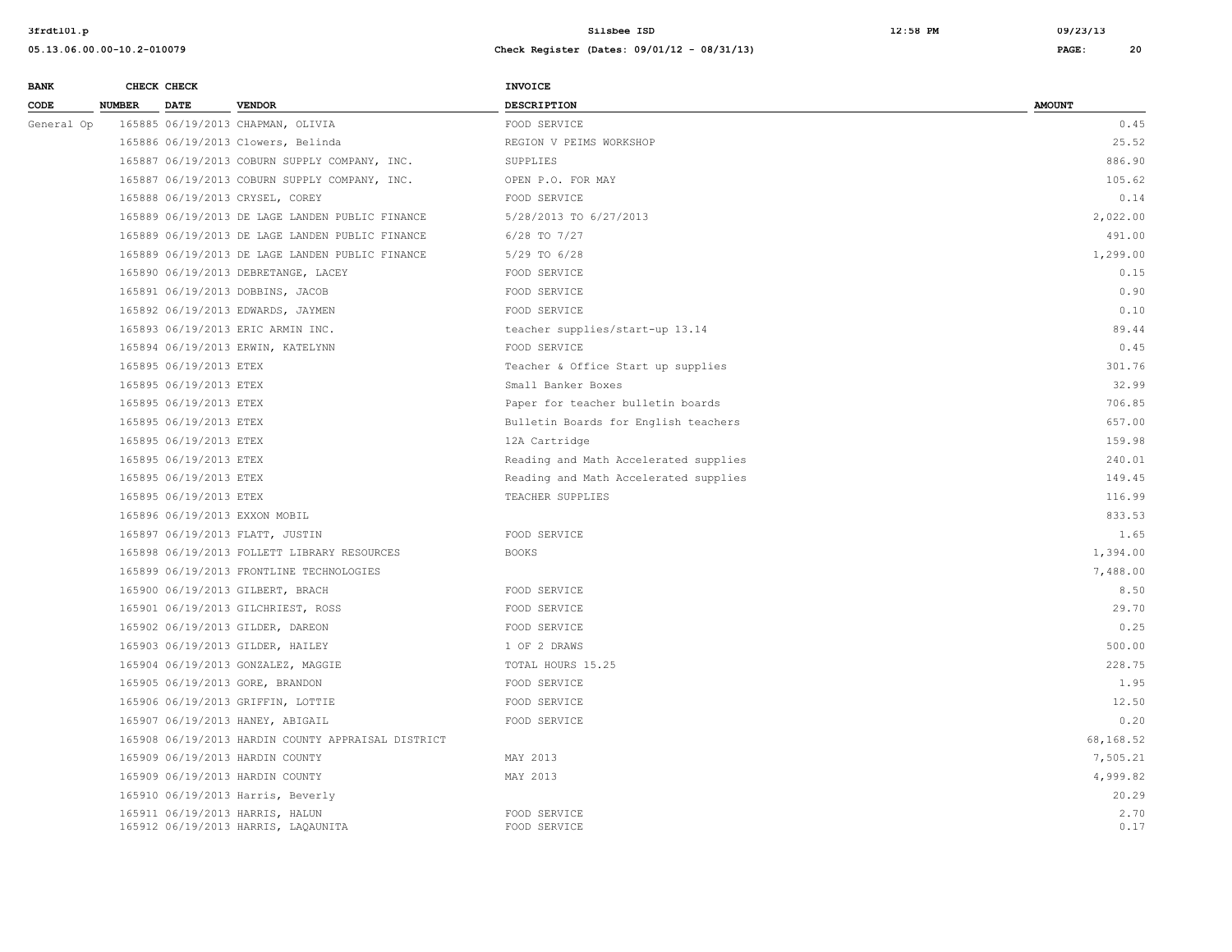| BANK CODE | CHECK NUMBER | CHECK DATE | VENDOR | INVOICE DESCRIPTION | AMOUNT |
|---|---|---|---|---|---|
| General Op | 165885 | 06/19/2013 | CHAPMAN, OLIVIA | FOOD SERVICE | 0.45 |
| | 165886 | 06/19/2013 | Clowers, Belinda | REGION V PEIMS WORKSHOP | 25.52 |
| | 165887 | 06/19/2013 | COBURN SUPPLY COMPANY, INC. | SUPPLIES | 886.90 |
| | 165887 | 06/19/2013 | COBURN SUPPLY COMPANY, INC. | OPEN P.O. FOR MAY | 105.62 |
| | 165888 | 06/19/2013 | CRYSEL, COREY | FOOD SERVICE | 0.14 |
| | 165889 | 06/19/2013 | DE LAGE LANDEN PUBLIC FINANCE | 5/28/2013 TO 6/27/2013 | 2,022.00 |
| | 165889 | 06/19/2013 | DE LAGE LANDEN PUBLIC FINANCE | 6/28 TO 7/27 | 491.00 |
| | 165889 | 06/19/2013 | DE LAGE LANDEN PUBLIC FINANCE | 5/29 TO 6/28 | 1,299.00 |
| | 165890 | 06/19/2013 | DEBRETANGE, LACEY | FOOD SERVICE | 0.15 |
| | 165891 | 06/19/2013 | DOBBINS, JACOB | FOOD SERVICE | 0.90 |
| | 165892 | 06/19/2013 | EDWARDS, JAYMEN | FOOD SERVICE | 0.10 |
| | 165893 | 06/19/2013 | ERIC ARMIN INC. | teacher supplies/start-up 13.14 | 89.44 |
| | 165894 | 06/19/2013 | ERWIN, KATELYNN | FOOD SERVICE | 0.45 |
| | 165895 | 06/19/2013 | ETEX | Teacher & Office Start up supplies | 301.76 |
| | 165895 | 06/19/2013 | ETEX | Small Banker Boxes | 32.99 |
| | 165895 | 06/19/2013 | ETEX | Paper for teacher bulletin boards | 706.85 |
| | 165895 | 06/19/2013 | ETEX | Bulletin Boards for English teachers | 657.00 |
| | 165895 | 06/19/2013 | ETEX | 12A Cartridge | 159.98 |
| | 165895 | 06/19/2013 | ETEX | Reading and Math Accelerated supplies | 240.01 |
| | 165895 | 06/19/2013 | ETEX | Reading and Math Accelerated supplies | 149.45 |
| | 165895 | 06/19/2013 | ETEX | TEACHER SUPPLIES | 116.99 |
| | 165896 | 06/19/2013 | EXXON MOBIL | | 833.53 |
| | 165897 | 06/19/2013 | FLATT, JUSTIN | FOOD SERVICE | 1.65 |
| | 165898 | 06/19/2013 | FOLLETT LIBRARY RESOURCES | BOOKS | 1,394.00 |
| | 165899 | 06/19/2013 | FRONTLINE TECHNOLOGIES | | 7,488.00 |
| | 165900 | 06/19/2013 | GILBERT, BRACH | FOOD SERVICE | 8.50 |
| | 165901 | 06/19/2013 | GILCHRIEST, ROSS | FOOD SERVICE | 29.70 |
| | 165902 | 06/19/2013 | GILDER, DAREON | FOOD SERVICE | 0.25 |
| | 165903 | 06/19/2013 | GILDER, HAILEY | 1 OF 2 DRAWS | 500.00 |
| | 165904 | 06/19/2013 | GONZALEZ, MAGGIE | TOTAL HOURS 15.25 | 228.75 |
| | 165905 | 06/19/2013 | GORE, BRANDON | FOOD SERVICE | 1.95 |
| | 165906 | 06/19/2013 | GRIFFIN, LOTTIE | FOOD SERVICE | 12.50 |
| | 165907 | 06/19/2013 | HANEY, ABIGAIL | FOOD SERVICE | 0.20 |
| | 165908 | 06/19/2013 | HARDIN COUNTY APPRAISAL DISTRICT | | 68,168.52 |
| | 165909 | 06/19/2013 | HARDIN COUNTY | MAY 2013 | 7,505.21 |
| | 165909 | 06/19/2013 | HARDIN COUNTY | MAY 2013 | 4,999.82 |
| | 165910 | 06/19/2013 | Harris, Beverly | | 20.29 |
| | 165911 | 06/19/2013 | HARRIS, HALUN | FOOD SERVICE | 2.70 |
| | 165912 | 06/19/2013 | HARRIS, LAQAUNITA | FOOD SERVICE | 0.17 |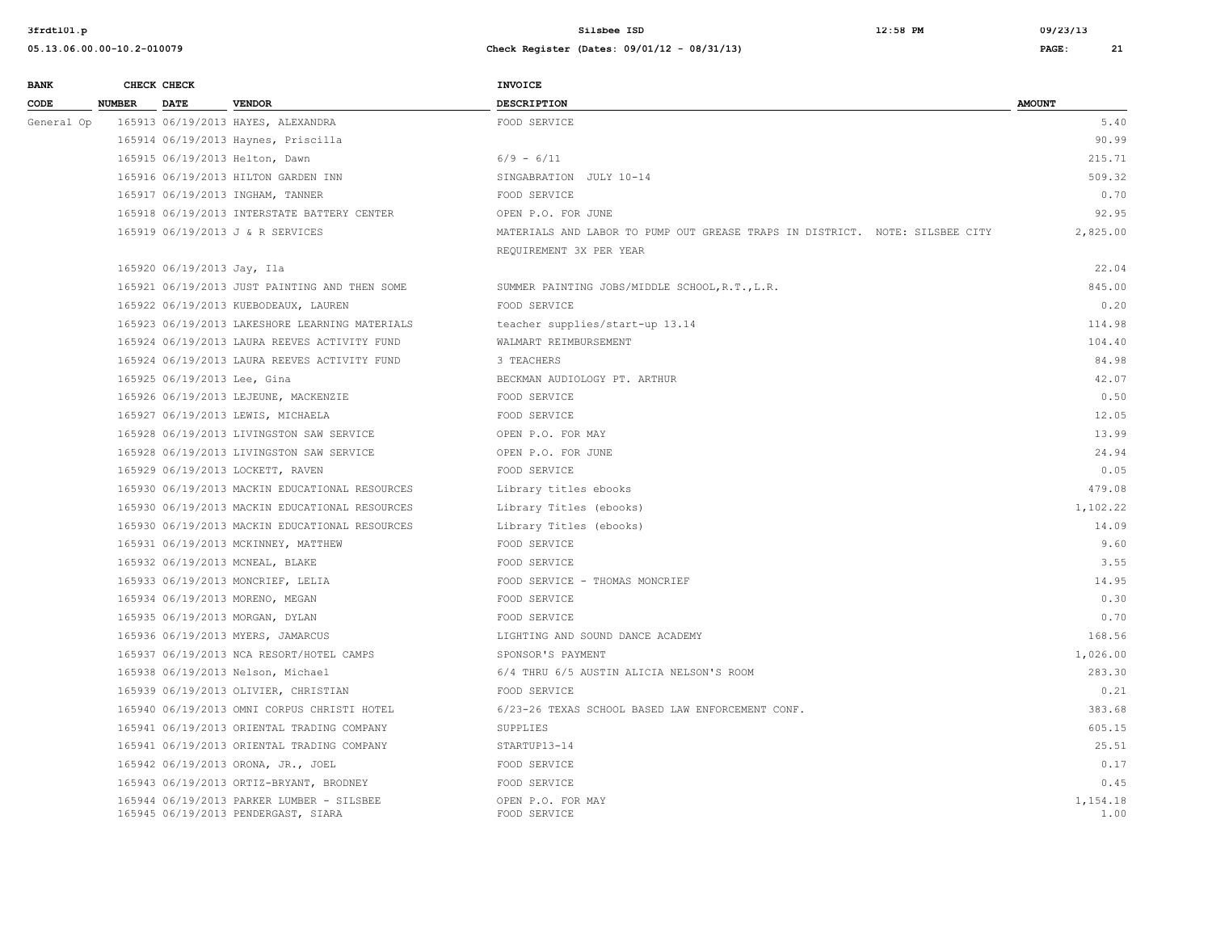| BANK CODE | CHECK NUMBER | CHECK DATE | VENDOR | INVOICE DESCRIPTION | AMOUNT |
|---|---|---|---|---|---|
| General Op | 165913 | 06/19/2013 | HAYES, ALEXANDRA | FOOD SERVICE | 5.40 |
| | 165914 | 06/19/2013 | Haynes, Priscilla | | 90.99 |
| | 165915 | 06/19/2013 | Helton, Dawn | 6/9 - 6/11 | 215.71 |
| | 165916 | 06/19/2013 | HILTON GARDEN INN | SINGABRATION JULY 10-14 | 509.32 |
| | 165917 | 06/19/2013 | INGHAM, TANNER | FOOD SERVICE | 0.70 |
| | 165918 | 06/19/2013 | INTERSTATE BATTERY CENTER | OPEN P.O. FOR JUNE | 92.95 |
| | 165919 | 06/19/2013 | J & R SERVICES | MATERIALS AND LABOR TO PUMP OUT GREASE TRAPS IN DISTRICT. NOTE: SILSBEE CITY REQUIREMENT 3X PER YEAR | 2,825.00 |
| | 165920 | 06/19/2013 | Jay, Ila | | 22.04 |
| | 165921 | 06/19/2013 | JUST PAINTING AND THEN SOME | SUMMER PAINTING JOBS/MIDDLE SCHOOL,R.T.,L.R. | 845.00 |
| | 165922 | 06/19/2013 | KUEBODEAUX, LAUREN | FOOD SERVICE | 0.20 |
| | 165923 | 06/19/2013 | LAKESHORE LEARNING MATERIALS | teacher supplies/start-up 13.14 | 114.98 |
| | 165924 | 06/19/2013 | LAURA REEVES ACTIVITY FUND | WALMART REIMBURSEMENT | 104.40 |
| | 165924 | 06/19/2013 | LAURA REEVES ACTIVITY FUND | 3 TEACHERS | 84.98 |
| | 165925 | 06/19/2013 | Lee, Gina | BECKMAN AUDIOLOGY PT. ARTHUR | 42.07 |
| | 165926 | 06/19/2013 | LEJEUNE, MACKENZIE | FOOD SERVICE | 0.50 |
| | 165927 | 06/19/2013 | LEWIS, MICHAELA | FOOD SERVICE | 12.05 |
| | 165928 | 06/19/2013 | LIVINGSTON SAW SERVICE | OPEN P.O. FOR MAY | 13.99 |
| | 165928 | 06/19/2013 | LIVINGSTON SAW SERVICE | OPEN P.O. FOR JUNE | 24.94 |
| | 165929 | 06/19/2013 | LOCKETT, RAVEN | FOOD SERVICE | 0.05 |
| | 165930 | 06/19/2013 | MACKIN EDUCATIONAL RESOURCES | Library titles ebooks | 479.08 |
| | 165930 | 06/19/2013 | MACKIN EDUCATIONAL RESOURCES | Library Titles (ebooks) | 1,102.22 |
| | 165930 | 06/19/2013 | MACKIN EDUCATIONAL RESOURCES | Library Titles (ebooks) | 14.09 |
| | 165931 | 06/19/2013 | MCKINNEY, MATTHEW | FOOD SERVICE | 9.60 |
| | 165932 | 06/19/2013 | MCNEAL, BLAKE | FOOD SERVICE | 3.55 |
| | 165933 | 06/19/2013 | MONCRIEF, LELIA | FOOD SERVICE - THOMAS MONCRIEF | 14.95 |
| | 165934 | 06/19/2013 | MORENO, MEGAN | FOOD SERVICE | 0.30 |
| | 165935 | 06/19/2013 | MORGAN, DYLAN | FOOD SERVICE | 0.70 |
| | 165936 | 06/19/2013 | MYERS, JAMARCUS | LIGHTING AND SOUND DANCE ACADEMY | 168.56 |
| | 165937 | 06/19/2013 | NCA RESORT/HOTEL CAMPS | SPONSOR'S PAYMENT | 1,026.00 |
| | 165938 | 06/19/2013 | Nelson, Michael | 6/4 THRU 6/5 AUSTIN ALICIA NELSON'S ROOM | 283.30 |
| | 165939 | 06/19/2013 | OLIVIER, CHRISTIAN | FOOD SERVICE | 0.21 |
| | 165940 | 06/19/2013 | OMNI CORPUS CHRISTI HOTEL | 6/23-26 TEXAS SCHOOL BASED LAW ENFORCEMENT CONF. | 383.68 |
| | 165941 | 06/19/2013 | ORIENTAL TRADING COMPANY | SUPPLIES | 605.15 |
| | 165941 | 06/19/2013 | ORIENTAL TRADING COMPANY | STARTUP13-14 | 25.51 |
| | 165942 | 06/19/2013 | ORONA, JR., JOEL | FOOD SERVICE | 0.17 |
| | 165943 | 06/19/2013 | ORTIZ-BRYANT, BRODNEY | FOOD SERVICE | 0.45 |
| | 165944 | 06/19/2013 | PARKER LUMBER - SILSBEE | OPEN P.O. FOR MAY | 1,154.18 |
| | 165945 | 06/19/2013 | PENDERGAST, SIARA | FOOD SERVICE | 1.00 |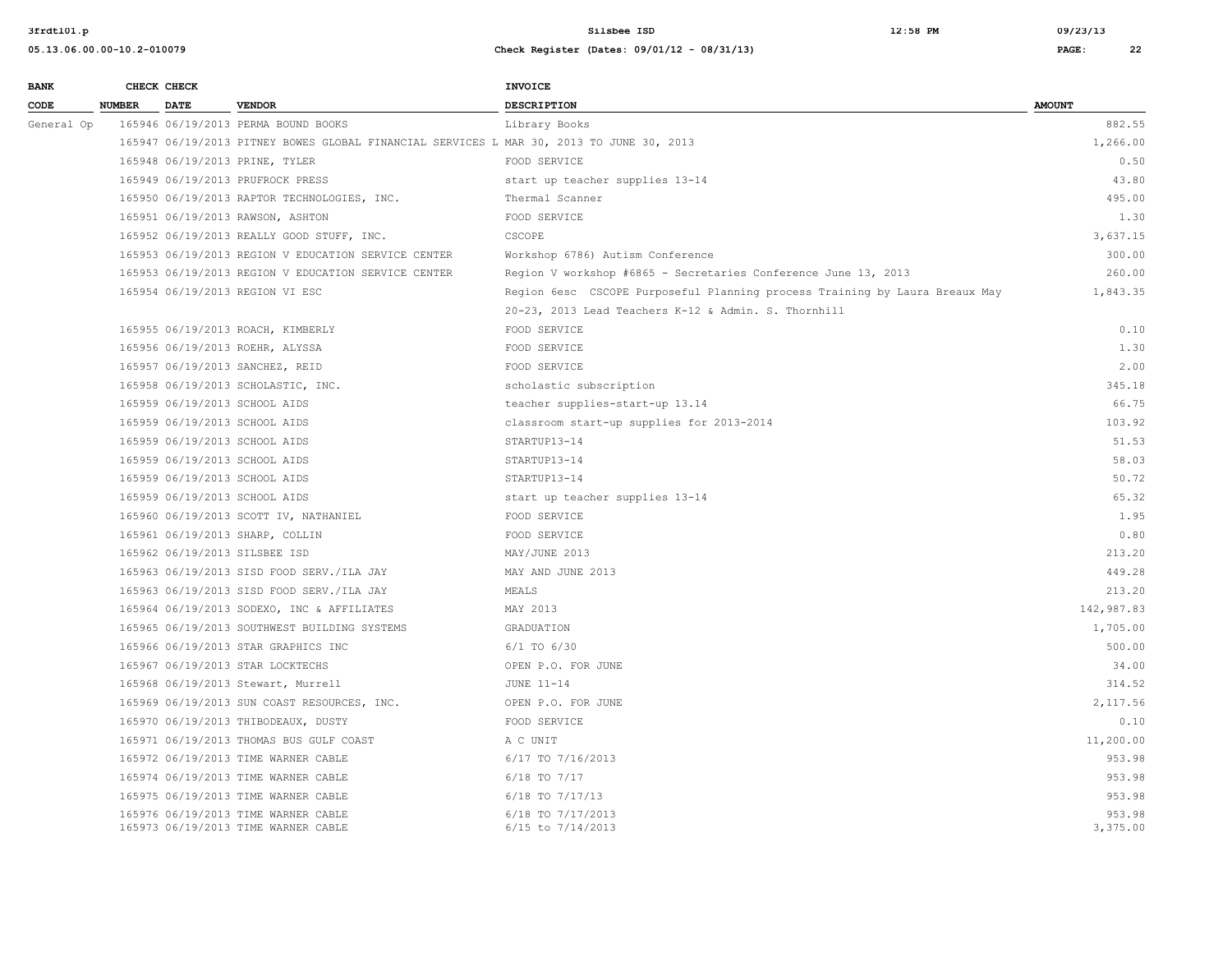| BANK CODE | CHECK NUMBER | CHECK DATE | VENDOR | INVOICE DESCRIPTION | AMOUNT |
|---|---|---|---|---|---|
| General Op | 165946 | 06/19/2013 | PERMA BOUND BOOKS | Library Books | 882.55 |
| | 165947 | 06/19/2013 | PITNEY BOWES GLOBAL FINANCIAL SERVICES L | MAR 30, 2013 TO JUNE 30, 2013 | 1,266.00 |
| | 165948 | 06/19/2013 | PRINE, TYLER | FOOD SERVICE | 0.50 |
| | 165949 | 06/19/2013 | PRUFROCK PRESS | start up teacher supplies 13-14 | 43.80 |
| | 165950 | 06/19/2013 | RAPTOR TECHNOLOGIES, INC. | Thermal Scanner | 495.00 |
| | 165951 | 06/19/2013 | RAWSON, ASHTON | FOOD SERVICE | 1.30 |
| | 165952 | 06/19/2013 | REALLY GOOD STUFF, INC. | CSCOPE | 3,637.15 |
| | 165953 | 06/19/2013 | REGION V EDUCATION SERVICE CENTER | Workshop 6786) Autism Conference | 300.00 |
| | 165953 | 06/19/2013 | REGION V EDUCATION SERVICE CENTER | Region V workshop #6865 - Secretaries Conference June 13, 2013 | 260.00 |
| | 165954 | 06/19/2013 | REGION VI ESC | Region 6esc CSCOPE Purposeful Planning process Training by Laura Breaux May 20-23, 2013 Lead Teachers K-12 & Admin. S. Thornhill | 1,843.35 |
| | 165955 | 06/19/2013 | ROACH, KIMBERLY | FOOD SERVICE | 0.10 |
| | 165956 | 06/19/2013 | ROEHR, ALYSSA | FOOD SERVICE | 1.30 |
| | 165957 | 06/19/2013 | SANCHEZ, REID | FOOD SERVICE | 2.00 |
| | 165958 | 06/19/2013 | SCHOLASTIC, INC. | scholastic subscription | 345.18 |
| | 165959 | 06/19/2013 | SCHOOL AIDS | teacher supplies-start-up 13.14 | 66.75 |
| | 165959 | 06/19/2013 | SCHOOL AIDS | classroom start-up supplies for 2013-2014 | 103.92 |
| | 165959 | 06/19/2013 | SCHOOL AIDS | STARTUP13-14 | 51.53 |
| | 165959 | 06/19/2013 | SCHOOL AIDS | STARTUP13-14 | 58.03 |
| | 165959 | 06/19/2013 | SCHOOL AIDS | STARTUP13-14 | 50.72 |
| | 165959 | 06/19/2013 | SCHOOL AIDS | start up teacher supplies 13-14 | 65.32 |
| | 165960 | 06/19/2013 | SCOTT IV, NATHANIEL | FOOD SERVICE | 1.95 |
| | 165961 | 06/19/2013 | SHARP, COLLIN | FOOD SERVICE | 0.80 |
| | 165962 | 06/19/2013 | SILSBEE ISD | MAY/JUNE 2013 | 213.20 |
| | 165963 | 06/19/2013 | SISD FOOD SERV./ILA JAY | MAY AND JUNE 2013 | 449.28 |
| | 165963 | 06/19/2013 | SISD FOOD SERV./ILA JAY | MEALS | 213.20 |
| | 165964 | 06/19/2013 | SODEXO, INC & AFFILIATES | MAY 2013 | 142,987.83 |
| | 165965 | 06/19/2013 | SOUTHWEST BUILDING SYSTEMS | GRADUATION | 1,705.00 |
| | 165966 | 06/19/2013 | STAR GRAPHICS INC | 6/1 TO 6/30 | 500.00 |
| | 165967 | 06/19/2013 | STAR LOCKTECHS | OPEN P.O. FOR JUNE | 34.00 |
| | 165968 | 06/19/2013 | Stewart, Murrell | JUNE 11-14 | 314.52 |
| | 165969 | 06/19/2013 | SUN COAST RESOURCES, INC. | OPEN P.O. FOR JUNE | 2,117.56 |
| | 165970 | 06/19/2013 | THIBODEAUX, DUSTY | FOOD SERVICE | 0.10 |
| | 165971 | 06/19/2013 | THOMAS BUS GULF COAST | A C UNIT | 11,200.00 |
| | 165972 | 06/19/2013 | TIME WARNER CABLE | 6/17 TO 7/16/2013 | 953.98 |
| | 165974 | 06/19/2013 | TIME WARNER CABLE | 6/18 TO 7/17 | 953.98 |
| | 165975 | 06/19/2013 | TIME WARNER CABLE | 6/18 TO 7/17/13 | 953.98 |
| | 165976 | 06/19/2013 | TIME WARNER CABLE | 6/18 TO 7/17/2013 | 953.98 |
| | 165973 | 06/19/2013 | TIME WARNER CABLE | 6/15 to 7/14/2013 | 3,375.00 |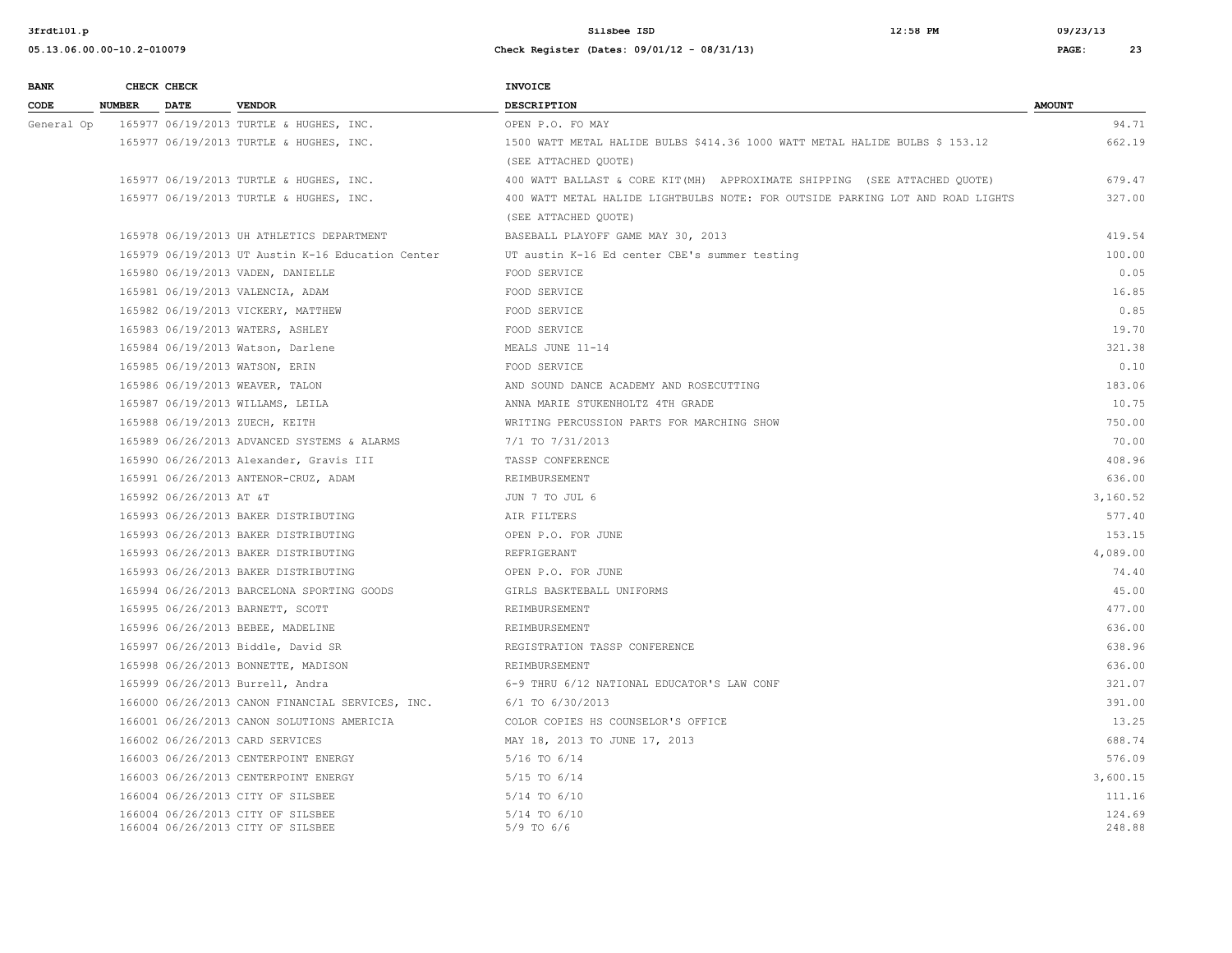| BANK CODE | CHECK NUMBER | CHECK DATE | VENDOR | INVOICE DESCRIPTION | AMOUNT |
|---|---|---|---|---|---|
| General Op | 165977 | 06/19/2013 | TURTLE & HUGHES, INC. | OPEN P.O. FO MAY | 94.71 |
| | 165977 | 06/19/2013 | TURTLE & HUGHES, INC. | 1500 WATT METAL HALIDE BULBS $414.36 1000 WATT METAL HALIDE BULBS $ 153.12 (SEE ATTACHED QUOTE) | 662.19 |
| | 165977 | 06/19/2013 | TURTLE & HUGHES, INC. | 400 WATT BALLAST & CORE KIT(MH) APPROXIMATE SHIPPING (SEE ATTACHED QUOTE) | 679.47 |
| | 165977 | 06/19/2013 | TURTLE & HUGHES, INC. | 400 WATT METAL HALIDE LIGHTBULBS NOTE: FOR OUTSIDE PARKING LOT AND ROAD LIGHTS (SEE ATTACHED QUOTE) | 327.00 |
| | 165978 | 06/19/2013 | UH ATHLETICS DEPARTMENT | BASEBALL PLAYOFF GAME MAY 30, 2013 | 419.54 |
| | 165979 | 06/19/2013 | UT Austin K-16 Education Center | UT austin K-16 Ed center CBE's summer testing | 100.00 |
| | 165980 | 06/19/2013 | VADEN, DANIELLE | FOOD SERVICE | 0.05 |
| | 165981 | 06/19/2013 | VALENCIA, ADAM | FOOD SERVICE | 16.85 |
| | 165982 | 06/19/2013 | VICKERY, MATTHEW | FOOD SERVICE | 0.85 |
| | 165983 | 06/19/2013 | WATERS, ASHLEY | FOOD SERVICE | 19.70 |
| | 165984 | 06/19/2013 | Watson, Darlene | MEALS JUNE 11-14 | 321.38 |
| | 165985 | 06/19/2013 | WATSON, ERIN | FOOD SERVICE | 0.10 |
| | 165986 | 06/19/2013 | WEAVER, TALON | AND SOUND DANCE ACADEMY AND ROSECUTTING | 183.06 |
| | 165987 | 06/19/2013 | WILLAMS, LEILA | ANNA MARIE STUKENHOLTZ 4TH GRADE | 10.75 |
| | 165988 | 06/19/2013 | ZUECH, KEITH | WRITING PERCUSSION PARTS FOR MARCHING SHOW | 750.00 |
| | 165989 | 06/26/2013 | ADVANCED SYSTEMS & ALARMS | 7/1 TO 7/31/2013 | 70.00 |
| | 165990 | 06/26/2013 | Alexander, Gravis III | TASSP CONFERENCE | 408.96 |
| | 165991 | 06/26/2013 | ANTENOR-CRUZ, ADAM | REIMBURSEMENT | 636.00 |
| | 165992 | 06/26/2013 | AT &T | JUN 7 TO JUL 6 | 3,160.52 |
| | 165993 | 06/26/2013 | BAKER DISTRIBUTING | AIR FILTERS | 577.40 |
| | 165993 | 06/26/2013 | BAKER DISTRIBUTING | OPEN P.O. FOR JUNE | 153.15 |
| | 165993 | 06/26/2013 | BAKER DISTRIBUTING | REFRIGERANT | 4,089.00 |
| | 165993 | 06/26/2013 | BAKER DISTRIBUTING | OPEN P.O. FOR JUNE | 74.40 |
| | 165994 | 06/26/2013 | BARCELONA SPORTING GOODS | GIRLS BASKTEBALL UNIFORMS | 45.00 |
| | 165995 | 06/26/2013 | BARNETT, SCOTT | REIMBURSEMENT | 477.00 |
| | 165996 | 06/26/2013 | BEBEE, MADELINE | REIMBURSEMENT | 636.00 |
| | 165997 | 06/26/2013 | Biddle, David SR | REGISTRATION TASSP CONFERENCE | 638.96 |
| | 165998 | 06/26/2013 | BONNETTE, MADISON | REIMBURSEMENT | 636.00 |
| | 165999 | 06/26/2013 | Burrell, Andra | 6-9 THRU 6/12 NATIONAL EDUCATOR'S LAW CONF | 321.07 |
| | 166000 | 06/26/2013 | CANON FINANCIAL SERVICES, INC. | 6/1 TO 6/30/2013 | 391.00 |
| | 166001 | 06/26/2013 | CANON SOLUTIONS AMERICIA | COLOR COPIES HS COUNSELOR'S OFFICE | 13.25 |
| | 166002 | 06/26/2013 | CARD SERVICES | MAY 18, 2013 TO JUNE 17, 2013 | 688.74 |
| | 166003 | 06/26/2013 | CENTERPOINT ENERGY | 5/16 TO 6/14 | 576.09 |
| | 166003 | 06/26/2013 | CENTERPOINT ENERGY | 5/15 TO 6/14 | 3,600.15 |
| | 166004 | 06/26/2013 | CITY OF SILSBEE | 5/14 TO 6/10 | 111.16 |
| | 166004 | 06/26/2013 | CITY OF SILSBEE | 5/14 TO 6/10 | 124.69 |
| | 166004 | 06/26/2013 | CITY OF SILSBEE | 5/9 TO 6/6 | 248.88 |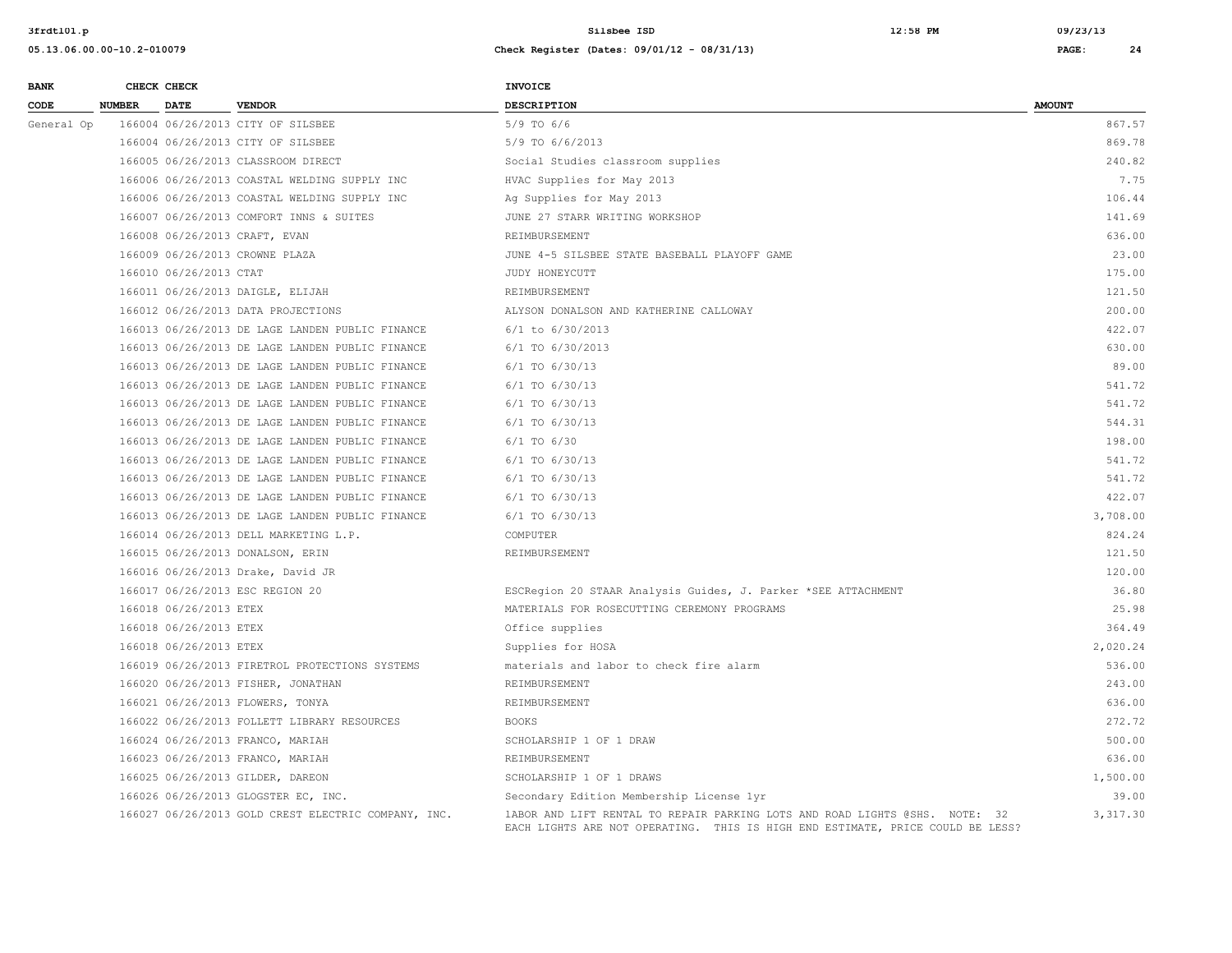| BANK CODE | CHECK NUMBER | CHECK DATE | VENDOR | INVOICE DESCRIPTION | AMOUNT |
|---|---|---|---|---|---|
| General Op | 166004 | 06/26/2013 | CITY OF SILSBEE | 5/9 TO 6/6 | 867.57 |
| | 166004 | 06/26/2013 | CITY OF SILSBEE | 5/9 TO 6/6/2013 | 869.78 |
| | 166005 | 06/26/2013 | CLASSROOM DIRECT | Social Studies classroom supplies | 240.82 |
| | 166006 | 06/26/2013 | COASTAL WELDING SUPPLY INC | HVAC Supplies for May 2013 | 7.75 |
| | 166006 | 06/26/2013 | COASTAL WELDING SUPPLY INC | Ag Supplies for May 2013 | 106.44 |
| | 166007 | 06/26/2013 | COMFORT INNS & SUITES | JUNE 27 STARR WRITING WORKSHOP | 141.69 |
| | 166008 | 06/26/2013 | CRAFT, EVAN | REIMBURSEMENT | 636.00 |
| | 166009 | 06/26/2013 | CROWNE PLAZA | JUNE 4-5 SILSBEE STATE BASEBALL PLAYOFF GAME | 23.00 |
| | 166010 | 06/26/2013 | CTAT | JUDY HONEYCUTT | 175.00 |
| | 166011 | 06/26/2013 | DAIGLE, ELIJAH | REIMBURSEMENT | 121.50 |
| | 166012 | 06/26/2013 | DATA PROJECTIONS | ALYSON DONALSON AND KATHERINE CALLOWAY | 200.00 |
| | 166013 | 06/26/2013 | DE LAGE LANDEN PUBLIC FINANCE | 6/1 to 6/30/2013 | 422.07 |
| | 166013 | 06/26/2013 | DE LAGE LANDEN PUBLIC FINANCE | 6/1 TO 6/30/2013 | 630.00 |
| | 166013 | 06/26/2013 | DE LAGE LANDEN PUBLIC FINANCE | 6/1 TO 6/30/13 | 89.00 |
| | 166013 | 06/26/2013 | DE LAGE LANDEN PUBLIC FINANCE | 6/1 TO 6/30/13 | 541.72 |
| | 166013 | 06/26/2013 | DE LAGE LANDEN PUBLIC FINANCE | 6/1 TO 6/30/13 | 541.72 |
| | 166013 | 06/26/2013 | DE LAGE LANDEN PUBLIC FINANCE | 6/1 TO 6/30/13 | 544.31 |
| | 166013 | 06/26/2013 | DE LAGE LANDEN PUBLIC FINANCE | 6/1 TO 6/30 | 198.00 |
| | 166013 | 06/26/2013 | DE LAGE LANDEN PUBLIC FINANCE | 6/1 TO 6/30/13 | 541.72 |
| | 166013 | 06/26/2013 | DE LAGE LANDEN PUBLIC FINANCE | 6/1 TO 6/30/13 | 541.72 |
| | 166013 | 06/26/2013 | DE LAGE LANDEN PUBLIC FINANCE | 6/1 TO 6/30/13 | 422.07 |
| | 166013 | 06/26/2013 | DE LAGE LANDEN PUBLIC FINANCE | 6/1 TO 6/30/13 | 3,708.00 |
| | 166014 | 06/26/2013 | DELL MARKETING L.P. | COMPUTER | 824.24 |
| | 166015 | 06/26/2013 | DONALSON, ERIN | REIMBURSEMENT | 121.50 |
| | 166016 | 06/26/2013 | Drake, David JR | | 120.00 |
| | 166017 | 06/26/2013 | ESC REGION 20 | ESCRegion 20 STAAR Analysis Guides, J. Parker *SEE ATTACHMENT | 36.80 |
| | 166018 | 06/26/2013 | ETEX | MATERIALS FOR ROSECUTTING CEREMONY PROGRAMS | 25.98 |
| | 166018 | 06/26/2013 | ETEX | Office supplies | 364.49 |
| | 166018 | 06/26/2013 | ETEX | Supplies for HOSA | 2,020.24 |
| | 166019 | 06/26/2013 | FIRETROL PROTECTIONS SYSTEMS | materials and labor to check fire alarm | 536.00 |
| | 166020 | 06/26/2013 | FISHER, JONATHAN | REIMBURSEMENT | 243.00 |
| | 166021 | 06/26/2013 | FLOWERS, TONYA | REIMBURSEMENT | 636.00 |
| | 166022 | 06/26/2013 | FOLLETT LIBRARY RESOURCES | BOOKS | 272.72 |
| | 166024 | 06/26/2013 | FRANCO, MARIAH | SCHOLARSHIP 1 OF 1 DRAW | 500.00 |
| | 166023 | 06/26/2013 | FRANCO, MARIAH | REIMBURSEMENT | 636.00 |
| | 166025 | 06/26/2013 | GILDER, DAREON | SCHOLARSHIP 1 OF 1 DRAWS | 1,500.00 |
| | 166026 | 06/26/2013 | GLOGSTER EC, INC. | Secondary Edition Membership License 1yr | 39.00 |
| | 166027 | 06/26/2013 | GOLD CREST ELECTRIC COMPANY, INC. | 1ABOR AND LIFT RENTAL TO REPAIR PARKING LOTS AND ROAD LIGHTS @SHS. NOTE: 32 EACH LIGHTS ARE NOT OPERATING. THIS IS HIGH END ESTIMATE, PRICE COULD BE LESS? | 3,317.30 |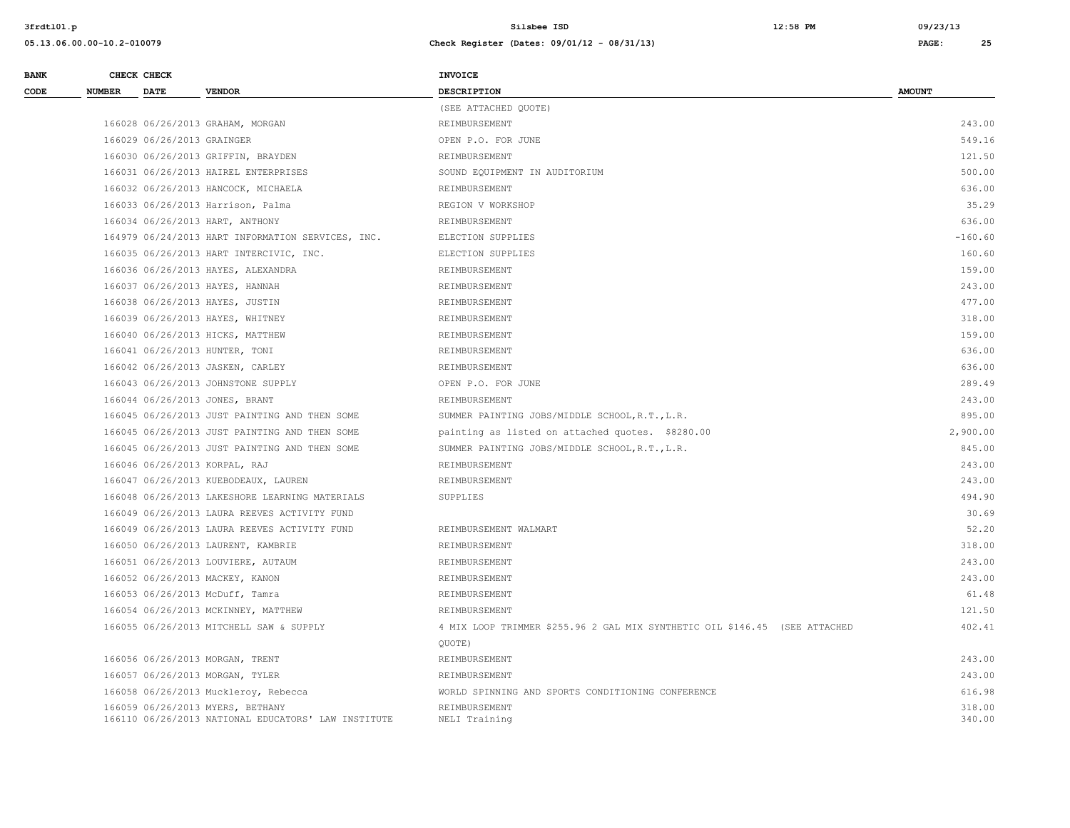| BANK CODE | CHECK NUMBER | CHECK DATE | VENDOR | INVOICE DESCRIPTION | AMOUNT |
|---|---|---|---|---|---|
| | | | | (SEE ATTACHED QUOTE) | |
| | 166028 | 06/26/2013 | GRAHAM, MORGAN | REIMBURSEMENT | 243.00 |
| | 166029 | 06/26/2013 | GRAINGER | OPEN P.O. FOR JUNE | 549.16 |
| | 166030 | 06/26/2013 | GRIFFIN, BRAYDEN | REIMBURSEMENT | 121.50 |
| | 166031 | 06/26/2013 | HAIREL ENTERPRISES | SOUND EQUIPMENT IN AUDITORIUM | 500.00 |
| | 166032 | 06/26/2013 | HANCOCK, MICHAELA | REIMBURSEMENT | 636.00 |
| | 166033 | 06/26/2013 | Harrison, Palma | REGION V WORKSHOP | 35.29 |
| | 166034 | 06/26/2013 | HART, ANTHONY | REIMBURSEMENT | 636.00 |
| | 164979 | 06/24/2013 | HART INFORMATION SERVICES, INC. | ELECTION SUPPLIES | -160.60 |
| | 166035 | 06/26/2013 | HART INTERCIVIC, INC. | ELECTION SUPPLIES | 160.60 |
| | 166036 | 06/26/2013 | HAYES, ALEXANDRA | REIMBURSEMENT | 159.00 |
| | 166037 | 06/26/2013 | HAYES, HANNAH | REIMBURSEMENT | 243.00 |
| | 166038 | 06/26/2013 | HAYES, JUSTIN | REIMBURSEMENT | 477.00 |
| | 166039 | 06/26/2013 | HAYES, WHITNEY | REIMBURSEMENT | 318.00 |
| | 166040 | 06/26/2013 | HICKS, MATTHEW | REIMBURSEMENT | 159.00 |
| | 166041 | 06/26/2013 | HUNTER, TONI | REIMBURSEMENT | 636.00 |
| | 166042 | 06/26/2013 | JASKEN, CARLEY | REIMBURSEMENT | 636.00 |
| | 166043 | 06/26/2013 | JOHNSTONE SUPPLY | OPEN P.O. FOR JUNE | 289.49 |
| | 166044 | 06/26/2013 | JONES, BRANT | REIMBURSEMENT | 243.00 |
| | 166045 | 06/26/2013 | JUST PAINTING AND THEN SOME | SUMMER PAINTING JOBS/MIDDLE SCHOOL,R.T.,L.R. | 895.00 |
| | 166045 | 06/26/2013 | JUST PAINTING AND THEN SOME | painting as listed on attached quotes. $8280.00 | 2,900.00 |
| | 166045 | 06/26/2013 | JUST PAINTING AND THEN SOME | SUMMER PAINTING JOBS/MIDDLE SCHOOL,R.T.,L.R. | 845.00 |
| | 166046 | 06/26/2013 | KORPAL, RAJ | REIMBURSEMENT | 243.00 |
| | 166047 | 06/26/2013 | KUEBODEAUX, LAUREN | REIMBURSEMENT | 243.00 |
| | 166048 | 06/26/2013 | LAKESHORE LEARNING MATERIALS | SUPPLIES | 494.90 |
| | 166049 | 06/26/2013 | LAURA REEVES ACTIVITY FUND | | 30.69 |
| | 166049 | 06/26/2013 | LAURA REEVES ACTIVITY FUND | REIMBURSEMENT WALMART | 52.20 |
| | 166050 | 06/26/2013 | LAURENT, KAMBRIE | REIMBURSEMENT | 318.00 |
| | 166051 | 06/26/2013 | LOUVIERE, AUTAUM | REIMBURSEMENT | 243.00 |
| | 166052 | 06/26/2013 | MACKEY, KANON | REIMBURSEMENT | 243.00 |
| | 166053 | 06/26/2013 | McDuff, Tamra | REIMBURSEMENT | 61.48 |
| | 166054 | 06/26/2013 | MCKINNEY, MATTHEW | REIMBURSEMENT | 121.50 |
| | 166055 | 06/26/2013 | MITCHELL SAW & SUPPLY | 4 MIX LOOP TRIMMER $255.96 2 GAL MIX SYNTHETIC OIL $146.45 (SEE ATTACHED QUOTE) | 402.41 |
| | 166056 | 06/26/2013 | MORGAN, TRENT | REIMBURSEMENT | 243.00 |
| | 166057 | 06/26/2013 | MORGAN, TYLER | REIMBURSEMENT | 243.00 |
| | 166058 | 06/26/2013 | Muckleroy, Rebecca | WORLD SPINNING AND SPORTS CONDITIONING CONFERENCE | 616.98 |
| | 166059 | 06/26/2013 | MYERS, BETHANY | REIMBURSEMENT | 318.00 |
| | 166110 | 06/26/2013 | NATIONAL EDUCATORS' LAW INSTITUTE | NELI Training | 340.00 |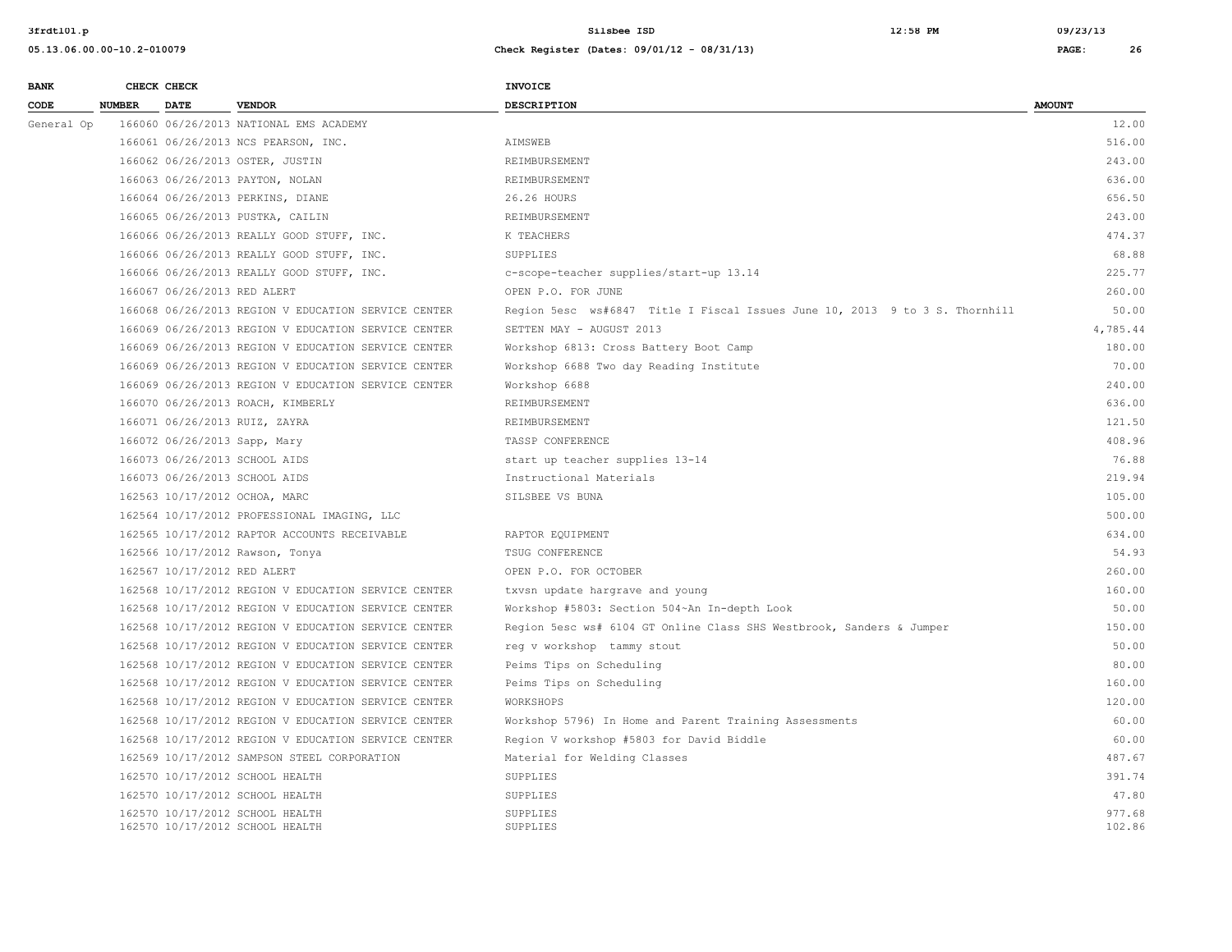| BANK CODE | CHECK NUMBER | CHECK DATE | VENDOR | INVOICE DESCRIPTION | AMOUNT |
|---|---|---|---|---|---|
| General Op | 166060 | 06/26/2013 | NATIONAL EMS ACADEMY | | 12.00 |
| | 166061 | 06/26/2013 | NCS PEARSON, INC. | AIMSWEB | 516.00 |
| | 166062 | 06/26/2013 | OSTER, JUSTIN | REIMBURSEMENT | 243.00 |
| | 166063 | 06/26/2013 | PAYTON, NOLAN | REIMBURSEMENT | 636.00 |
| | 166064 | 06/26/2013 | PERKINS, DIANE | 26.26 HOURS | 656.50 |
| | 166065 | 06/26/2013 | PUSTKA, CAILIN | REIMBURSEMENT | 243.00 |
| | 166066 | 06/26/2013 | REALLY GOOD STUFF, INC. | K TEACHERS | 474.37 |
| | 166066 | 06/26/2013 | REALLY GOOD STUFF, INC. | SUPPLIES | 68.88 |
| | 166066 | 06/26/2013 | REALLY GOOD STUFF, INC. | c-scope-teacher supplies/start-up 13.14 | 225.77 |
| | 166067 | 06/26/2013 | RED ALERT | OPEN P.O. FOR JUNE | 260.00 |
| | 166068 | 06/26/2013 | REGION V EDUCATION SERVICE CENTER | Region 5esc ws#6847 Title I Fiscal Issues June 10, 2013 9 to 3 S. Thornhill | 50.00 |
| | 166069 | 06/26/2013 | REGION V EDUCATION SERVICE CENTER | SETTEN MAY - AUGUST 2013 | 4,785.44 |
| | 166069 | 06/26/2013 | REGION V EDUCATION SERVICE CENTER | Workshop 6813: Cross Battery Boot Camp | 180.00 |
| | 166069 | 06/26/2013 | REGION V EDUCATION SERVICE CENTER | Workshop 6688 Two day Reading Institute | 70.00 |
| | 166069 | 06/26/2013 | REGION V EDUCATION SERVICE CENTER | Workshop 6688 | 240.00 |
| | 166070 | 06/26/2013 | ROACH, KIMBERLY | REIMBURSEMENT | 636.00 |
| | 166071 | 06/26/2013 | RUIZ, ZAYRA | REIMBURSEMENT | 121.50 |
| | 166072 | 06/26/2013 | Sapp, Mary | TASSP CONFERENCE | 408.96 |
| | 166073 | 06/26/2013 | SCHOOL AIDS | start up teacher supplies 13-14 | 76.88 |
| | 166073 | 06/26/2013 | SCHOOL AIDS | Instructional Materials | 219.94 |
| | 162563 | 10/17/2012 | OCHOA, MARC | SILSBEE VS BUNA | 105.00 |
| | 162564 | 10/17/2012 | PROFESSIONAL IMAGING, LLC | | 500.00 |
| | 162565 | 10/17/2012 | RAPTOR ACCOUNTS RECEIVABLE | RAPTOR EQUIPMENT | 634.00 |
| | 162566 | 10/17/2012 | Rawson, Tonya | TSUG CONFERENCE | 54.93 |
| | 162567 | 10/17/2012 | RED ALERT | OPEN P.O. FOR OCTOBER | 260.00 |
| | 162568 | 10/17/2012 | REGION V EDUCATION SERVICE CENTER | txvsn update hargrave and young | 160.00 |
| | 162568 | 10/17/2012 | REGION V EDUCATION SERVICE CENTER | Workshop #5803: Section 504~An In-depth Look | 50.00 |
| | 162568 | 10/17/2012 | REGION V EDUCATION SERVICE CENTER | Region 5esc ws# 6104 GT Online Class SHS Westbrook, Sanders & Jumper | 150.00 |
| | 162568 | 10/17/2012 | REGION V EDUCATION SERVICE CENTER | reg v workshop tammy stout | 50.00 |
| | 162568 | 10/17/2012 | REGION V EDUCATION SERVICE CENTER | Peims Tips on Scheduling | 80.00 |
| | 162568 | 10/17/2012 | REGION V EDUCATION SERVICE CENTER | Peims Tips on Scheduling | 160.00 |
| | 162568 | 10/17/2012 | REGION V EDUCATION SERVICE CENTER | WORKSHOPS | 120.00 |
| | 162568 | 10/17/2012 | REGION V EDUCATION SERVICE CENTER | Workshop 5796) In Home and Parent Training Assessments | 60.00 |
| | 162568 | 10/17/2012 | REGION V EDUCATION SERVICE CENTER | Region V workshop #5803 for David Biddle | 60.00 |
| | 162569 | 10/17/2012 | SAMPSON STEEL CORPORATION | Material for Welding Classes | 487.67 |
| | 162570 | 10/17/2012 | SCHOOL HEALTH | SUPPLIES | 391.74 |
| | 162570 | 10/17/2012 | SCHOOL HEALTH | SUPPLIES | 47.80 |
| | 162570 | 10/17/2012 | SCHOOL HEALTH | SUPPLIES | 977.68 |
| | 162570 | 10/17/2012 | SCHOOL HEALTH | SUPPLIES | 102.86 |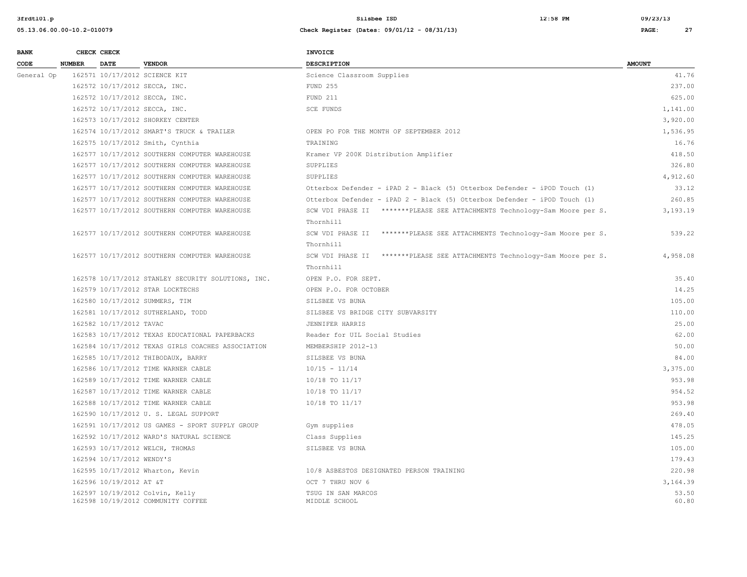| BANK CODE | CHECK NUMBER | CHECK DATE | VENDOR | INVOICE DESCRIPTION | AMOUNT |
|---|---|---|---|---|---|
| General Op | 162571 | 10/17/2012 | SCIENCE KIT | Science Classroom Supplies | 41.76 |
| | 162572 | 10/17/2012 | SECCA, INC. | FUND 255 | 237.00 |
| | 162572 | 10/17/2012 | SECCA, INC. | FUND 211 | 625.00 |
| | 162572 | 10/17/2012 | SECCA, INC. | SCE FUNDS | 1,141.00 |
| | 162573 | 10/17/2012 | SHORKEY CENTER | | 3,920.00 |
| | 162574 | 10/17/2012 | SMART'S TRUCK & TRAILER | OPEN PO FOR THE MONTH OF SEPTEMBER 2012 | 1,536.95 |
| | 162575 | 10/17/2012 | Smith, Cynthia | TRAINING | 16.76 |
| | 162577 | 10/17/2012 | SOUTHERN COMPUTER WAREHOUSE | Kramer VP 200K Distribution Amplifier | 418.50 |
| | 162577 | 10/17/2012 | SOUTHERN COMPUTER WAREHOUSE | SUPPLIES | 326.80 |
| | 162577 | 10/17/2012 | SOUTHERN COMPUTER WAREHOUSE | SUPPLIES | 4,912.60 |
| | 162577 | 10/17/2012 | SOUTHERN COMPUTER WAREHOUSE | Otterbox Defender - iPAD 2 - Black (5) Otterbox Defender - iPOD Touch (1) | 33.12 |
| | 162577 | 10/17/2012 | SOUTHERN COMPUTER WAREHOUSE | Otterbox Defender - iPAD 2 - Black (5) Otterbox Defender - iPOD Touch (1) | 260.85 |
| | 162577 | 10/17/2012 | SOUTHERN COMPUTER WAREHOUSE | SCW VDI PHASE II *******PLEASE SEE ATTACHMENTS Technology-Sam Moore per S. Thornhill | 3,193.19 |
| | 162577 | 10/17/2012 | SOUTHERN COMPUTER WAREHOUSE | SCW VDI PHASE II *******PLEASE SEE ATTACHMENTS Technology-Sam Moore per S. Thornhill | 539.22 |
| | 162577 | 10/17/2012 | SOUTHERN COMPUTER WAREHOUSE | SCW VDI PHASE II *******PLEASE SEE ATTACHMENTS Technology-Sam Moore per S. Thornhill | 4,958.08 |
| | 162578 | 10/17/2012 | STANLEY SECURITY SOLUTIONS, INC. | OPEN P.O. FOR SEPT. | 35.40 |
| | 162579 | 10/17/2012 | STAR LOCKTECHS | OPEN P.O. FOR OCTOBER | 14.25 |
| | 162580 | 10/17/2012 | SUMMERS, TIM | SILSBEE VS BUNA | 105.00 |
| | 162581 | 10/17/2012 | SUTHERLAND, TODD | SILSBEE VS BRIDGE CITY SUBVARSITY | 110.00 |
| | 162582 | 10/17/2012 | TAVAC | JENNIFER HARRIS | 25.00 |
| | 162583 | 10/17/2012 | TEXAS EDUCATIONAL PAPERBACKS | Reader for UIL Social Studies | 62.00 |
| | 162584 | 10/17/2012 | TEXAS GIRLS COACHES ASSOCIATION | MEMBERSHIP 2012-13 | 50.00 |
| | 162585 | 10/17/2012 | THIBODAUX, BARRY | SILSBEE VS BUNA | 84.00 |
| | 162586 | 10/17/2012 | TIME WARNER CABLE | 10/15 - 11/14 | 3,375.00 |
| | 162589 | 10/17/2012 | TIME WARNER CABLE | 10/18 TO 11/17 | 953.98 |
| | 162587 | 10/17/2012 | TIME WARNER CABLE | 10/18 TO 11/17 | 954.52 |
| | 162588 | 10/17/2012 | TIME WARNER CABLE | 10/18 TO 11/17 | 953.98 |
| | 162590 | 10/17/2012 | U. S. LEGAL SUPPORT | | 269.40 |
| | 162591 | 10/17/2012 | US GAMES - SPORT SUPPLY GROUP | Gym supplies | 478.05 |
| | 162592 | 10/17/2012 | WARD'S NATURAL SCIENCE | Class Supplies | 145.25 |
| | 162593 | 10/17/2012 | WELCH, THOMAS | SILSBEE VS BUNA | 105.00 |
| | 162594 | 10/17/2012 | WENDY'S | | 179.43 |
| | 162595 | 10/17/2012 | Wharton, Kevin | 10/8 ASBESTOS DESIGNATED PERSON TRAINING | 220.98 |
| | 162596 | 10/19/2012 | AT &T | OCT 7 THRU NOV 6 | 3,164.39 |
| | 162597 | 10/19/2012 | Colvin, Kelly | TSUG IN SAN MARCOS | 53.50 |
| | 162598 | 10/19/2012 | COMMUNITY COFFEE | MIDDLE SCHOOL | 60.80 |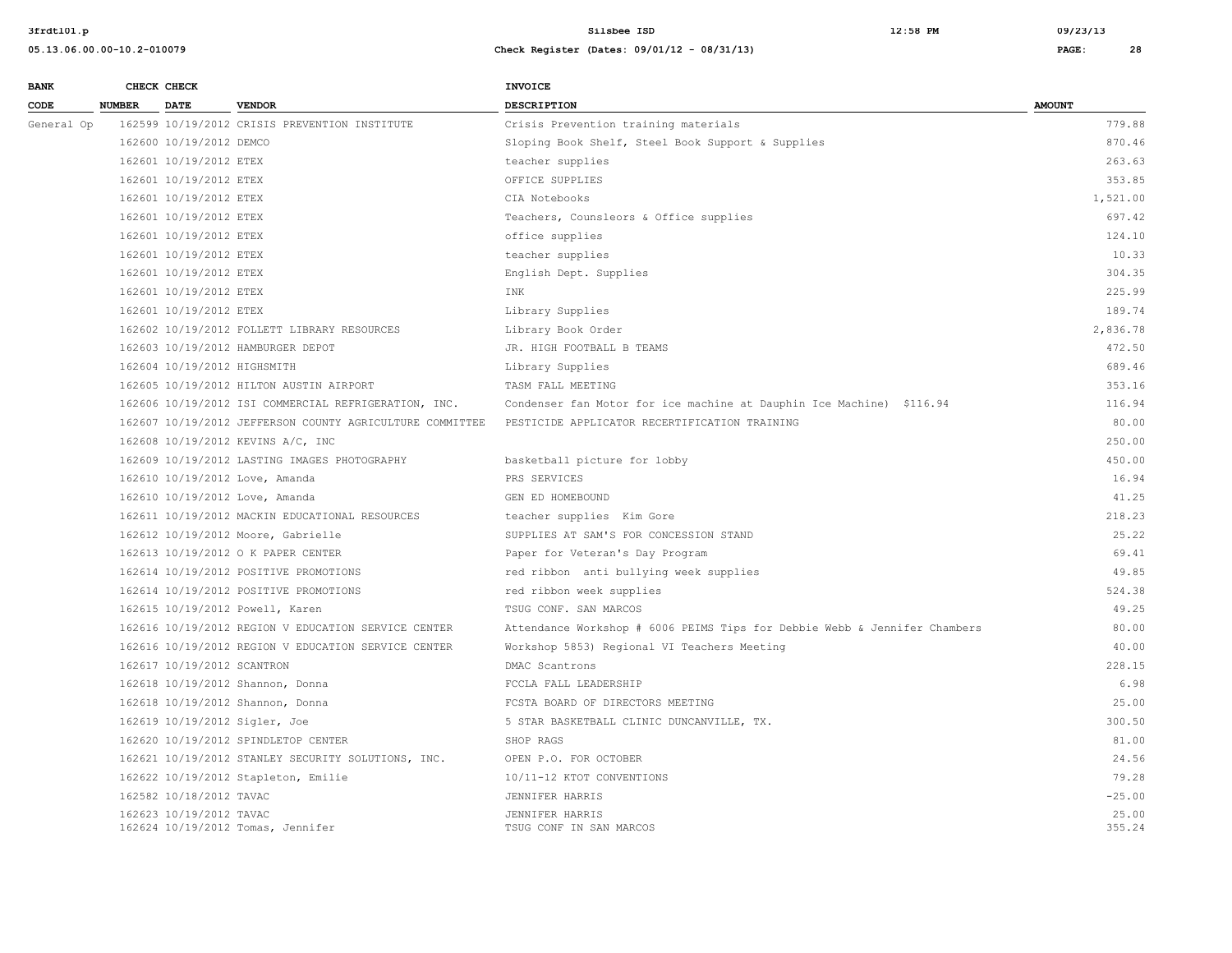| BANK CODE | CHECK NUMBER | CHECK DATE | VENDOR | INVOICE DESCRIPTION | AMOUNT |
|---|---|---|---|---|---|
| General Op | 162599 | 10/19/2012 | CRISIS PREVENTION INSTITUTE | Crisis Prevention training materials | 779.88 |
| | 162600 | 10/19/2012 | DEMCO | Sloping Book Shelf, Steel Book Support & Supplies | 870.46 |
| | 162601 | 10/19/2012 | ETEX | teacher supplies | 263.63 |
| | 162601 | 10/19/2012 | ETEX | OFFICE SUPPLIES | 353.85 |
| | 162601 | 10/19/2012 | ETEX | CIA Notebooks | 1,521.00 |
| | 162601 | 10/19/2012 | ETEX | Teachers, Counsleors & Office supplies | 697.42 |
| | 162601 | 10/19/2012 | ETEX | office supplies | 124.10 |
| | 162601 | 10/19/2012 | ETEX | teacher supplies | 10.33 |
| | 162601 | 10/19/2012 | ETEX | English Dept. Supplies | 304.35 |
| | 162601 | 10/19/2012 | ETEX | INK | 225.99 |
| | 162601 | 10/19/2012 | ETEX | Library Supplies | 189.74 |
| | 162602 | 10/19/2012 | FOLLETT LIBRARY RESOURCES | Library Book Order | 2,836.78 |
| | 162603 | 10/19/2012 | HAMBURGER DEPOT | JR. HIGH FOOTBALL B TEAMS | 472.50 |
| | 162604 | 10/19/2012 | HIGHSMITH | Library Supplies | 689.46 |
| | 162605 | 10/19/2012 | HILTON AUSTIN AIRPORT | TASM FALL MEETING | 353.16 |
| | 162606 | 10/19/2012 | ISI COMMERCIAL REFRIGERATION, INC. | Condenser fan Motor for ice machine at Dauphin Ice Machine) $116.94 | 116.94 |
| | 162607 | 10/19/2012 | JEFFERSON COUNTY AGRICULTURE COMMITTEE | PESTICIDE APPLICATOR RECERTIFICATION TRAINING | 80.00 |
| | 162608 | 10/19/2012 | KEVINS A/C, INC | | 250.00 |
| | 162609 | 10/19/2012 | LASTING IMAGES PHOTOGRAPHY | basketball picture for lobby | 450.00 |
| | 162610 | 10/19/2012 | Love, Amanda | PRS SERVICES | 16.94 |
| | 162610 | 10/19/2012 | Love, Amanda | GEN ED HOMEBOUND | 41.25 |
| | 162611 | 10/19/2012 | MACKIN EDUCATIONAL RESOURCES | teacher supplies Kim Gore | 218.23 |
| | 162612 | 10/19/2012 | Moore, Gabrielle | SUPPLIES AT SAM'S FOR CONCESSION STAND | 25.22 |
| | 162613 | 10/19/2012 | O K PAPER CENTER | Paper for Veteran's Day Program | 69.41 |
| | 162614 | 10/19/2012 | POSITIVE PROMOTIONS | red ribbon anti bullying week supplies | 49.85 |
| | 162614 | 10/19/2012 | POSITIVE PROMOTIONS | red ribbon week supplies | 524.38 |
| | 162615 | 10/19/2012 | Powell, Karen | TSUG CONF. SAN MARCOS | 49.25 |
| | 162616 | 10/19/2012 | REGION V EDUCATION SERVICE CENTER | Attendance Workshop # 6006 PEIMS Tips for Debbie Webb & Jennifer Chambers | 80.00 |
| | 162616 | 10/19/2012 | REGION V EDUCATION SERVICE CENTER | Workshop 5853) Regional VI Teachers Meeting | 40.00 |
| | 162617 | 10/19/2012 | SCANTRON | DMAC Scantrons | 228.15 |
| | 162618 | 10/19/2012 | Shannon, Donna | FCCLA FALL LEADERSHIP | 6.98 |
| | 162618 | 10/19/2012 | Shannon, Donna | FCSTA BOARD OF DIRECTORS MEETING | 25.00 |
| | 162619 | 10/19/2012 | Sigler, Joe | 5 STAR BASKETBALL CLINIC DUNCANVILLE, TX. | 300.50 |
| | 162620 | 10/19/2012 | SPINDLETOP CENTER | SHOP RAGS | 81.00 |
| | 162621 | 10/19/2012 | STANLEY SECURITY SOLUTIONS, INC. | OPEN P.O. FOR OCTOBER | 24.56 |
| | 162622 | 10/19/2012 | Stapleton, Emilie | 10/11-12 KTOT CONVENTIONS | 79.28 |
| | 162582 | 10/18/2012 | TAVAC | JENNIFER HARRIS | -25.00 |
| | 162623 | 10/19/2012 | TAVAC | JENNIFER HARRIS | 25.00 |
| | 162624 | 10/19/2012 | Tomas, Jennifer | TSUG CONF IN SAN MARCOS | 355.24 |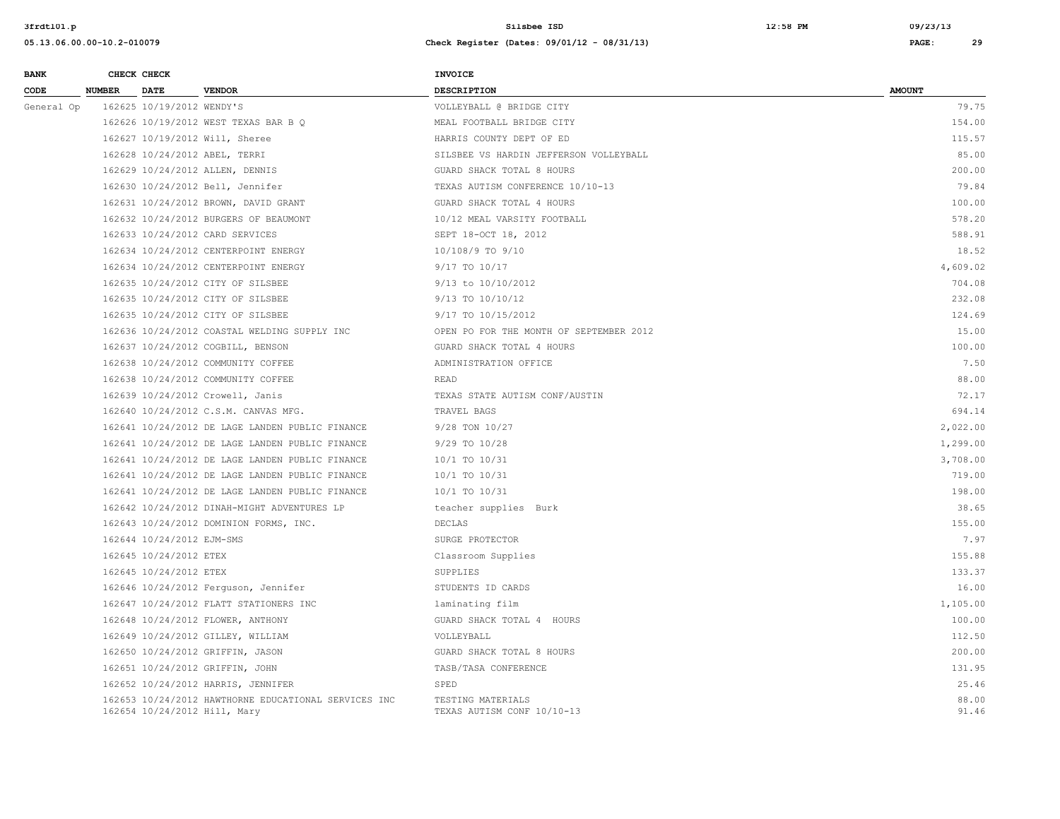| BANK CODE | CHECK NUMBER | CHECK DATE | VENDOR | INVOICE DESCRIPTION | AMOUNT |
|---|---|---|---|---|---|
| General Op | 162625 | 10/19/2012 | WENDY'S | VOLLEYBALL @ BRIDGE CITY | 79.75 |
| | 162626 | 10/19/2012 | WEST TEXAS BAR B Q | MEAL FOOTBALL BRIDGE CITY | 154.00 |
| | 162627 | 10/19/2012 | Will, Sheree | HARRIS COUNTY DEPT OF ED | 115.57 |
| | 162628 | 10/24/2012 | ABEL, TERRI | SILSBEE VS HARDIN JEFFERSON VOLLEYBALL | 85.00 |
| | 162629 | 10/24/2012 | ALLEN, DENNIS | GUARD SHACK TOTAL 8 HOURS | 200.00 |
| | 162630 | 10/24/2012 | Bell, Jennifer | TEXAS AUTISM CONFERENCE 10/10-13 | 79.84 |
| | 162631 | 10/24/2012 | BROWN, DAVID GRANT | GUARD SHACK TOTAL 4 HOURS | 100.00 |
| | 162632 | 10/24/2012 | BURGERS OF BEAUMONT | 10/12 MEAL VARSITY FOOTBALL | 578.20 |
| | 162633 | 10/24/2012 | CARD SERVICES | SEPT 18-OCT 18, 2012 | 588.91 |
| | 162634 | 10/24/2012 | CENTERPOINT ENERGY | 10/108/9 TO 9/10 | 18.52 |
| | 162634 | 10/24/2012 | CENTERPOINT ENERGY | 9/17 TO 10/17 | 4,609.02 |
| | 162635 | 10/24/2012 | CITY OF SILSBEE | 9/13 to 10/10/2012 | 704.08 |
| | 162635 | 10/24/2012 | CITY OF SILSBEE | 9/13 TO 10/10/12 | 232.08 |
| | 162635 | 10/24/2012 | CITY OF SILSBEE | 9/17 TO 10/15/2012 | 124.69 |
| | 162636 | 10/24/2012 | COASTAL WELDING SUPPLY INC | OPEN PO FOR THE MONTH OF SEPTEMBER 2012 | 15.00 |
| | 162637 | 10/24/2012 | COGBILL, BENSON | GUARD SHACK TOTAL 4 HOURS | 100.00 |
| | 162638 | 10/24/2012 | COMMUNITY COFFEE | ADMINISTRATION OFFICE | 7.50 |
| | 162638 | 10/24/2012 | COMMUNITY COFFEE | READ | 88.00 |
| | 162639 | 10/24/2012 | Crowell, Janis | TEXAS STATE AUTISM CONF/AUSTIN | 72.17 |
| | 162640 | 10/24/2012 | C.S.M. CANVAS MFG. | TRAVEL BAGS | 694.14 |
| | 162641 | 10/24/2012 | DE LAGE LANDEN PUBLIC FINANCE | 9/28 TON 10/27 | 2,022.00 |
| | 162641 | 10/24/2012 | DE LAGE LANDEN PUBLIC FINANCE | 9/29 TO 10/28 | 1,299.00 |
| | 162641 | 10/24/2012 | DE LAGE LANDEN PUBLIC FINANCE | 10/1 TO 10/31 | 3,708.00 |
| | 162641 | 10/24/2012 | DE LAGE LANDEN PUBLIC FINANCE | 10/1 TO 10/31 | 719.00 |
| | 162641 | 10/24/2012 | DE LAGE LANDEN PUBLIC FINANCE | 10/1 TO 10/31 | 198.00 |
| | 162642 | 10/24/2012 | DINAH-MIGHT ADVENTURES LP | teacher supplies Burk | 38.65 |
| | 162643 | 10/24/2012 | DOMINION FORMS, INC. | DECLAS | 155.00 |
| | 162644 | 10/24/2012 | EJM-SMS | SURGE PROTECTOR | 7.97 |
| | 162645 | 10/24/2012 | ETEX | Classroom Supplies | 155.88 |
| | 162645 | 10/24/2012 | ETEX | SUPPLIES | 133.37 |
| | 162646 | 10/24/2012 | Ferguson, Jennifer | STUDENTS ID CARDS | 16.00 |
| | 162647 | 10/24/2012 | FLATT STATIONERS INC | laminating film | 1,105.00 |
| | 162648 | 10/24/2012 | FLOWER, ANTHONY | GUARD SHACK TOTAL 4 HOURS | 100.00 |
| | 162649 | 10/24/2012 | GILLEY, WILLIAM | VOLLEYBALL | 112.50 |
| | 162650 | 10/24/2012 | GRIFFIN, JASON | GUARD SHACK TOTAL 8 HOURS | 200.00 |
| | 162651 | 10/24/2012 | GRIFFIN, JOHN | TASB/TASA CONFERENCE | 131.95 |
| | 162652 | 10/24/2012 | HARRIS, JENNIFER | SPED | 25.46 |
| | 162653 | 10/24/2012 | HAWTHORNE EDUCATIONAL SERVICES INC | TESTING MATERIALS | 88.00 |
| | 162654 | 10/24/2012 | Hill, Mary | TEXAS AUTISM CONF 10/10-13 | 91.46 |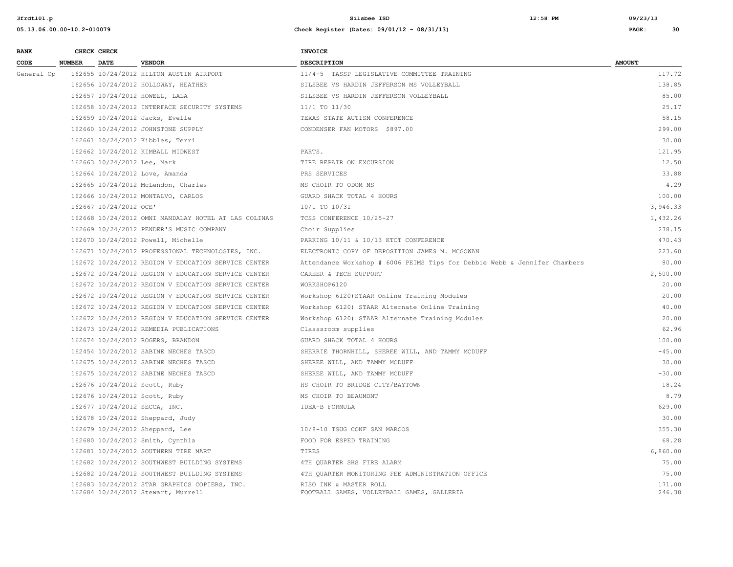| BANK CODE | CHECK NUMBER | CHECK DATE | VENDOR | INVOICE DESCRIPTION | AMOUNT |
|---|---|---|---|---|---|
| General Op | 162655 | 10/24/2012 | HILTON AUSTIN AIRPORT | 11/4-5 TASSP LEGISLATIVE COMMITTEE TRAINING | 117.72 |
| | 162656 | 10/24/2012 | HOLLOWAY, HEATHER | SILSBEE VS HARDIN JEFFERSON MS VOLLEYBALL | 138.85 |
| | 162657 | 10/24/2012 | HOWELL, LALA | SILSBEE VS HARDIN JEFFERSON VOLLEYBALL | 85.00 |
| | 162658 | 10/24/2012 | INTERFACE SECURITY SYSTEMS | 11/1 TO 11/30 | 25.17 |
| | 162659 | 10/24/2012 | Jacks, Evelle | TEXAS STATE AUTISM CONFERENCE | 58.15 |
| | 162660 | 10/24/2012 | JOHNSTONE SUPPLY | CONDENSER FAN MOTORS $897.00 | 299.00 |
| | 162661 | 10/24/2012 | Kibbles, Terri | | 30.00 |
| | 162662 | 10/24/2012 | KIMBALL MIDWEST | PARTS. | 121.95 |
| | 162663 | 10/24/2012 | Lee, Mark | TIRE REPAIR ON EXCURSION | 12.50 |
| | 162664 | 10/24/2012 | Love, Amanda | PRS SERVICES | 33.88 |
| | 162665 | 10/24/2012 | McLendon, Charles | MS CHOIR TO ODOM MS | 4.29 |
| | 162666 | 10/24/2012 | MONTALVO, CARLOS | GUARD SHACK TOTAL 4 HOURS | 100.00 |
| | 162667 | 10/24/2012 | OCE' | 10/1 TO 10/31 | 3,946.33 |
| | 162668 | 10/24/2012 | OMNI MANDALAY HOTEL AT LAS COLINAS | TCSS CONFERENCE 10/25-27 | 1,432.26 |
| | 162669 | 10/24/2012 | PENDER'S MUSIC COMPANY | Choir Supplies | 278.15 |
| | 162670 | 10/24/2012 | Powell, Michelle | PARKING 10/11 & 10/13 KTOT CONFERENCE | 470.43 |
| | 162671 | 10/24/2012 | PROFESSIONAL TECHNOLOGIES, INC. | ELECTRONIC COPY OF DEPOSITION JAMES M. MCGOWAN | 223.60 |
| | 162672 | 10/24/2012 | REGION V EDUCATION SERVICE CENTER | Attendance Workshop # 6006 PEIMS Tips for Debbie Webb & Jennifer Chambers | 80.00 |
| | 162672 | 10/24/2012 | REGION V EDUCATION SERVICE CENTER | CAREER & TECH SUPPORT | 2,500.00 |
| | 162672 | 10/24/2012 | REGION V EDUCATION SERVICE CENTER | WORKSHOP6120 | 20.00 |
| | 162672 | 10/24/2012 | REGION V EDUCATION SERVICE CENTER | Workshop 6120)STAAR Online Training Modules | 20.00 |
| | 162672 | 10/24/2012 | REGION V EDUCATION SERVICE CENTER | Workshop 6120) STAAR Alternate Online Training | 40.00 |
| | 162672 | 10/24/2012 | REGION V EDUCATION SERVICE CENTER | Workshop 6120) STAAR Alternate Training Modules | 20.00 |
| | 162673 | 10/24/2012 | REMEDIA PUBLICATIONS | Classsroom supplies | 62.96 |
| | 162674 | 10/24/2012 | ROGERS, BRANDON | GUARD SHACK TOTAL 4 HOURS | 100.00 |
| | 162454 | 10/24/2012 | SABINE NECHES TASCD | SHERRIE THORNHILL, SHEREE WILL, AND TAMMY MCDUFF | -45.00 |
| | 162675 | 10/24/2012 | SABINE NECHES TASCD | SHEREE WILL, AND TAMMY MCDUFF | 30.00 |
| | 162675 | 10/24/2012 | SABINE NECHES TASCD | SHEREE WILL, AND TAMMY MCDUFF | -30.00 |
| | 162676 | 10/24/2012 | Scott, Ruby | HS CHOIR TO BRIDGE CITY/BAYTOWN | 18.24 |
| | 162676 | 10/24/2012 | Scott, Ruby | MS CHOIR TO BEAUMONT | 8.79 |
| | 162677 | 10/24/2012 | SECCA, INC. | IDEA-B FORMULA | 629.00 |
| | 162678 | 10/24/2012 | Sheppard, Judy | | 30.00 |
| | 162679 | 10/24/2012 | Sheppard, Lee | 10/8-10 TSUG CONF SAN MARCOS | 355.30 |
| | 162680 | 10/24/2012 | Smith, Cynthia | FOOD FOR ESPED TRAINING | 68.28 |
| | 162681 | 10/24/2012 | SOUTHERN TIRE MART | TIRES | 6,860.00 |
| | 162682 | 10/24/2012 | SOUTHWEST BUILDING SYSTEMS | 4TH QUARTER SHS FIRE ALARM | 75.00 |
| | 162682 | 10/24/2012 | SOUTHWEST BUILDING SYSTEMS | 4TH QUARTER MONITORING FEE ADMINISTRATION OFFICE | 75.00 |
| | 162683 | 10/24/2012 | STAR GRAPHICS COPIERS, INC. | RISO INK & MASTER ROLL | 171.00 |
| | 162684 | 10/24/2012 | Stewart, Murrell | FOOTBALL GAMES, VOLLEYBALL GAMES, GALLERIA | 246.38 |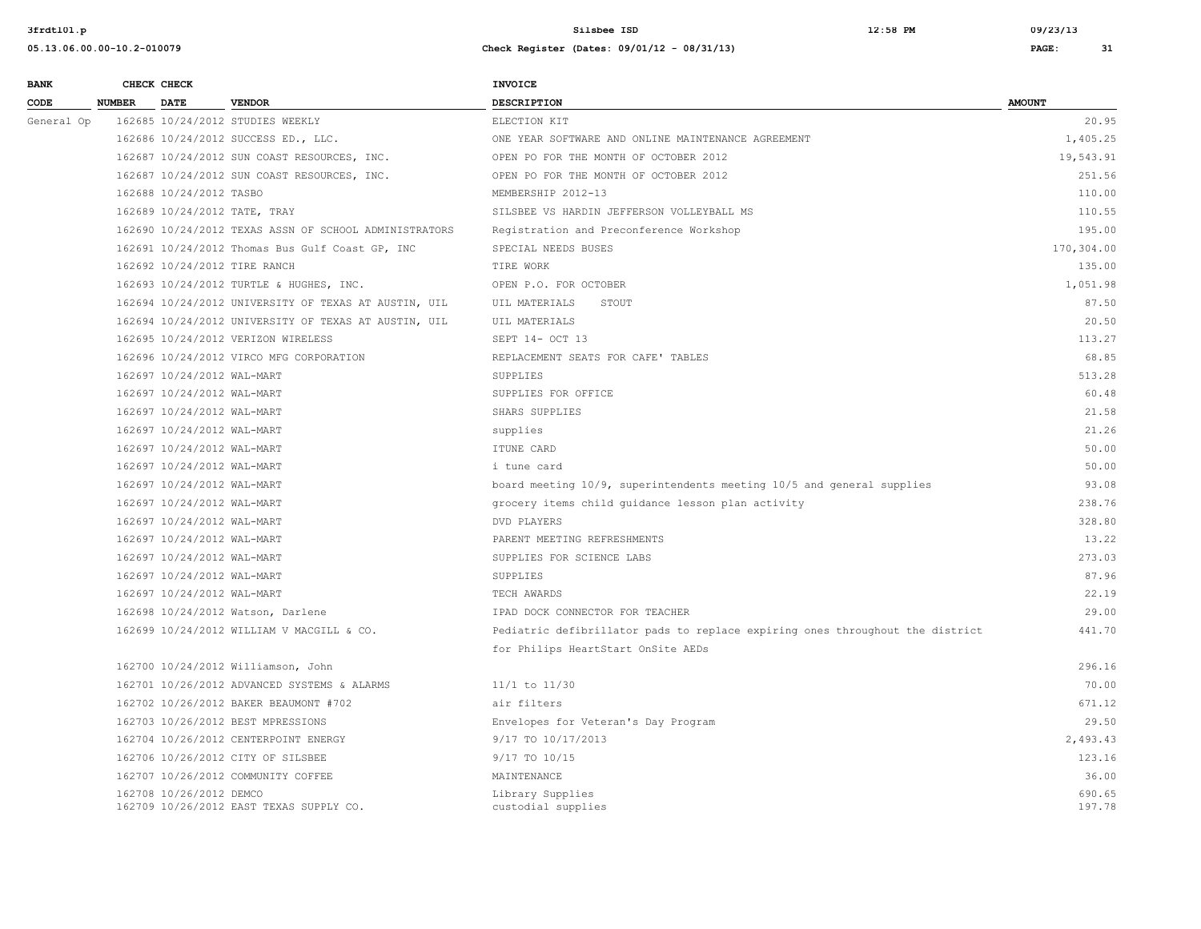| BANK CODE | CHECK NUMBER | CHECK DATE | VENDOR | INVOICE DESCRIPTION | AMOUNT |
|---|---|---|---|---|---|
| General Op | 162685 | 10/24/2012 | STUDIES WEEKLY | ELECTION KIT | 20.95 |
| | 162686 | 10/24/2012 | SUCCESS ED., LLC. | ONE YEAR SOFTWARE AND ONLINE MAINTENANCE AGREEMENT | 1,405.25 |
| | 162687 | 10/24/2012 | SUN COAST RESOURCES, INC. | OPEN PO FOR THE MONTH OF OCTOBER 2012 | 19,543.91 |
| | 162687 | 10/24/2012 | SUN COAST RESOURCES, INC. | OPEN PO FOR THE MONTH OF OCTOBER 2012 | 251.56 |
| | 162688 | 10/24/2012 | TASBO | MEMBERSHIP 2012-13 | 110.00 |
| | 162689 | 10/24/2012 | TATE, TRAY | SILSBEE VS HARDIN JEFFERSON VOLLEYBALL MS | 110.55 |
| | 162690 | 10/24/2012 | TEXAS ASSN OF SCHOOL ADMINISTRATORS | Registration and Preconference Workshop | 195.00 |
| | 162691 | 10/24/2012 | Thomas Bus Gulf Coast GP, INC | SPECIAL NEEDS BUSES | 170,304.00 |
| | 162692 | 10/24/2012 | TIRE RANCH | TIRE WORK | 135.00 |
| | 162693 | 10/24/2012 | TURTLE & HUGHES, INC. | OPEN P.O. FOR OCTOBER | 1,051.98 |
| | 162694 | 10/24/2012 | UNIVERSITY OF TEXAS AT AUSTIN, UIL | UIL MATERIALS STOUT | 87.50 |
| | 162694 | 10/24/2012 | UNIVERSITY OF TEXAS AT AUSTIN, UIL | UIL MATERIALS | 20.50 |
| | 162695 | 10/24/2012 | VERIZON WIRELESS | SEPT 14- OCT 13 | 113.27 |
| | 162696 | 10/24/2012 | VIRCO MFG CORPORATION | REPLACEMENT SEATS FOR CAFE' TABLES | 68.85 |
| | 162697 | 10/24/2012 | WAL-MART | SUPPLIES | 513.28 |
| | 162697 | 10/24/2012 | WAL-MART | SUPPLIES FOR OFFICE | 60.48 |
| | 162697 | 10/24/2012 | WAL-MART | SHARS SUPPLIES | 21.58 |
| | 162697 | 10/24/2012 | WAL-MART | supplies | 21.26 |
| | 162697 | 10/24/2012 | WAL-MART | ITUNE CARD | 50.00 |
| | 162697 | 10/24/2012 | WAL-MART | i tune card | 50.00 |
| | 162697 | 10/24/2012 | WAL-MART | board meeting 10/9, superintendents meeting 10/5 and general supplies | 93.08 |
| | 162697 | 10/24/2012 | WAL-MART | grocery items child guidance lesson plan activity | 238.76 |
| | 162697 | 10/24/2012 | WAL-MART | DVD PLAYERS | 328.80 |
| | 162697 | 10/24/2012 | WAL-MART | PARENT MEETING REFRESHMENTS | 13.22 |
| | 162697 | 10/24/2012 | WAL-MART | SUPPLIES FOR SCIENCE LABS | 273.03 |
| | 162697 | 10/24/2012 | WAL-MART | SUPPLIES | 87.96 |
| | 162697 | 10/24/2012 | WAL-MART | TECH AWARDS | 22.19 |
| | 162698 | 10/24/2012 | Watson, Darlene | IPAD DOCK CONNECTOR FOR TEACHER | 29.00 |
| | 162699 | 10/24/2012 | WILLIAM V MACGILL & CO. | Pediatric defibrillator pads to replace expiring ones throughout the district for Philips HeartStart OnSite AEDs | 441.70 |
| | 162700 | 10/24/2012 | Williamson, John | | 296.16 |
| | 162701 | 10/26/2012 | ADVANCED SYSTEMS & ALARMS | 11/1 to 11/30 | 70.00 |
| | 162702 | 10/26/2012 | BAKER BEAUMONT #702 | air filters | 671.12 |
| | 162703 | 10/26/2012 | BEST MPRESSIONS | Envelopes for Veteran's Day Program | 29.50 |
| | 162704 | 10/26/2012 | CENTERPOINT ENERGY | 9/17 TO 10/17/2013 | 2,493.43 |
| | 162706 | 10/26/2012 | CITY OF SILSBEE | 9/17 TO 10/15 | 123.16 |
| | 162707 | 10/26/2012 | COMMUNITY COFFEE | MAINTENANCE | 36.00 |
| | 162708 | 10/26/2012 | DEMCO | Library Supplies | 690.65 |
| | 162709 | 10/26/2012 | EAST TEXAS SUPPLY CO. | custodial supplies | 197.78 |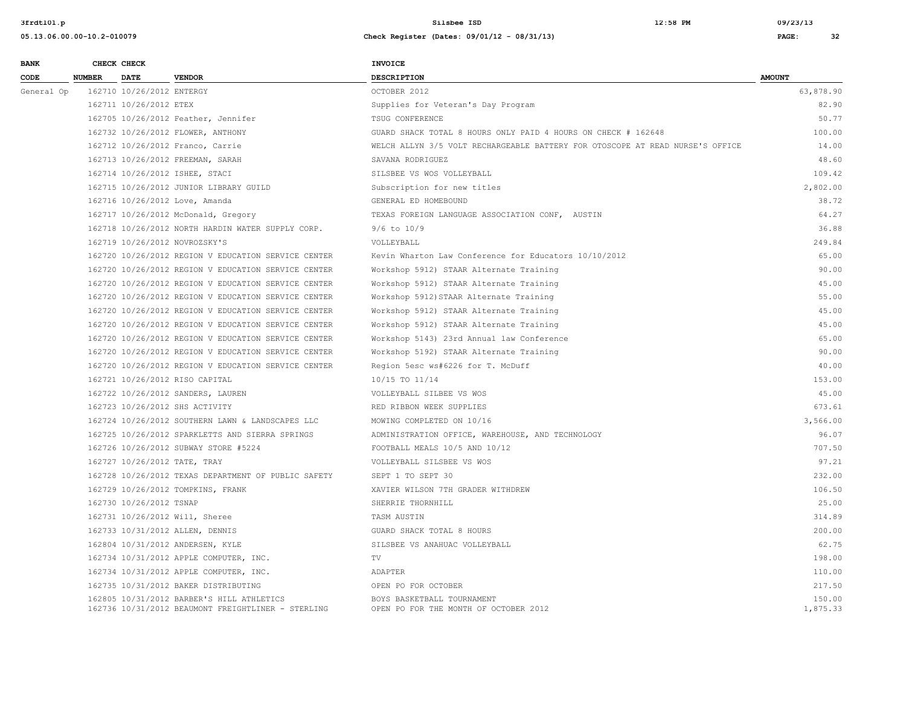| BANK CODE | CHECK NUMBER | CHECK DATE | VENDOR | INVOICE DESCRIPTION | AMOUNT |
|---|---|---|---|---|---|
| General Op | 162710 | 10/26/2012 | ENTERGY | OCTOBER 2012 | 63,878.90 |
| | 162711 | 10/26/2012 | ETEX | Supplies for Veteran's Day Program | 82.90 |
| | 162705 | 10/26/2012 | Feather, Jennifer | TSUG CONFERENCE | 50.77 |
| | 162732 | 10/26/2012 | FLOWER, ANTHONY | GUARD SHACK TOTAL 8 HOURS ONLY PAID 4 HOURS ON CHECK # 162648 | 100.00 |
| | 162712 | 10/26/2012 | Franco, Carrie | WELCH ALLYN 3/5 VOLT RECHARGEABLE BATTERY FOR OTOSCOPE AT READ NURSE'S OFFICE | 14.00 |
| | 162713 | 10/26/2012 | FREEMAN, SARAH | SAVANA RODRIGUEZ | 48.60 |
| | 162714 | 10/26/2012 | ISHEE, STACI | SILSBEE VS WOS VOLLEYBALL | 109.42 |
| | 162715 | 10/26/2012 | JUNIOR LIBRARY GUILD | Subscription for new titles | 2,802.00 |
| | 162716 | 10/26/2012 | Love, Amanda | GENERAL ED HOMEBOUND | 38.72 |
| | 162717 | 10/26/2012 | McDonald, Gregory | TEXAS FOREIGN LANGUAGE ASSOCIATION CONF, AUSTIN | 64.27 |
| | 162718 | 10/26/2012 | NORTH HARDIN WATER SUPPLY CORP. | 9/6 to 10/9 | 36.88 |
| | 162719 | 10/26/2012 | NOVROZSKY'S | VOLLEYBALL | 249.84 |
| | 162720 | 10/26/2012 | REGION V EDUCATION SERVICE CENTER | Kevin Wharton Law Conference for Educators 10/10/2012 | 65.00 |
| | 162720 | 10/26/2012 | REGION V EDUCATION SERVICE CENTER | Workshop 5912) STAAR Alternate Training | 90.00 |
| | 162720 | 10/26/2012 | REGION V EDUCATION SERVICE CENTER | Workshop 5912) STAAR Alternate Training | 45.00 |
| | 162720 | 10/26/2012 | REGION V EDUCATION SERVICE CENTER | Workshop 5912)STAAR Alternate Training | 55.00 |
| | 162720 | 10/26/2012 | REGION V EDUCATION SERVICE CENTER | Workshop 5912) STAAR Alternate Training | 45.00 |
| | 162720 | 10/26/2012 | REGION V EDUCATION SERVICE CENTER | Workshop 5912) STAAR Alternate Training | 45.00 |
| | 162720 | 10/26/2012 | REGION V EDUCATION SERVICE CENTER | Workshop 5143) 23rd Annual law Conference | 65.00 |
| | 162720 | 10/26/2012 | REGION V EDUCATION SERVICE CENTER | Workshop 5192) STAAR Alternate Training | 90.00 |
| | 162720 | 10/26/2012 | REGION V EDUCATION SERVICE CENTER | Region 5esc ws#6226 for T. McDuff | 40.00 |
| | 162721 | 10/26/2012 | RISO CAPITAL | 10/15 TO 11/14 | 153.00 |
| | 162722 | 10/26/2012 | SANDERS, LAUREN | VOLLEYBALL SILBEE VS WOS | 45.00 |
| | 162723 | 10/26/2012 | SHS ACTIVITY | RED RIBBON WEEK SUPPLIES | 673.61 |
| | 162724 | 10/26/2012 | SOUTHERN LAWN & LANDSCAPES LLC | MOWING COMPLETED ON 10/16 | 3,566.00 |
| | 162725 | 10/26/2012 | SPARKLETTS AND SIERRA SPRINGS | ADMINISTRATION OFFICE, WAREHOUSE, AND TECHNOLOGY | 96.07 |
| | 162726 | 10/26/2012 | SUBWAY STORE #5224 | FOOTBALL MEALS 10/5 AND 10/12 | 707.50 |
| | 162727 | 10/26/2012 | TATE, TRAY | VOLLEYBALL SILSBEE VS WOS | 97.21 |
| | 162728 | 10/26/2012 | TEXAS DEPARTMENT OF PUBLIC SAFETY | SEPT 1 TO SEPT 30 | 232.00 |
| | 162729 | 10/26/2012 | TOMPKINS, FRANK | XAVIER WILSON 7TH GRADER WITHDREW | 106.50 |
| | 162730 | 10/26/2012 | TSNAP | SHERRIE THORNHILL | 25.00 |
| | 162731 | 10/26/2012 | Will, Sheree | TASM AUSTIN | 314.89 |
| | 162733 | 10/31/2012 | ALLEN, DENNIS | GUARD SHACK TOTAL 8 HOURS | 200.00 |
| | 162804 | 10/31/2012 | ANDERSEN, KYLE | SILSBEE VS ANAHUAC VOLLEYBALL | 62.75 |
| | 162734 | 10/31/2012 | APPLE COMPUTER, INC. | TV | 198.00 |
| | 162734 | 10/31/2012 | APPLE COMPUTER, INC. | ADAPTER | 110.00 |
| | 162735 | 10/31/2012 | BAKER DISTRIBUTING | OPEN PO FOR OCTOBER | 217.50 |
| | 162805 | 10/31/2012 | BARBER'S HILL ATHLETICS | BOYS BASKETBALL TOURNAMENT | 150.00 |
| | 162736 | 10/31/2012 | BEAUMONT FREIGHTLINER - STERLING | OPEN PO FOR THE MONTH OF OCTOBER 2012 | 1,875.33 |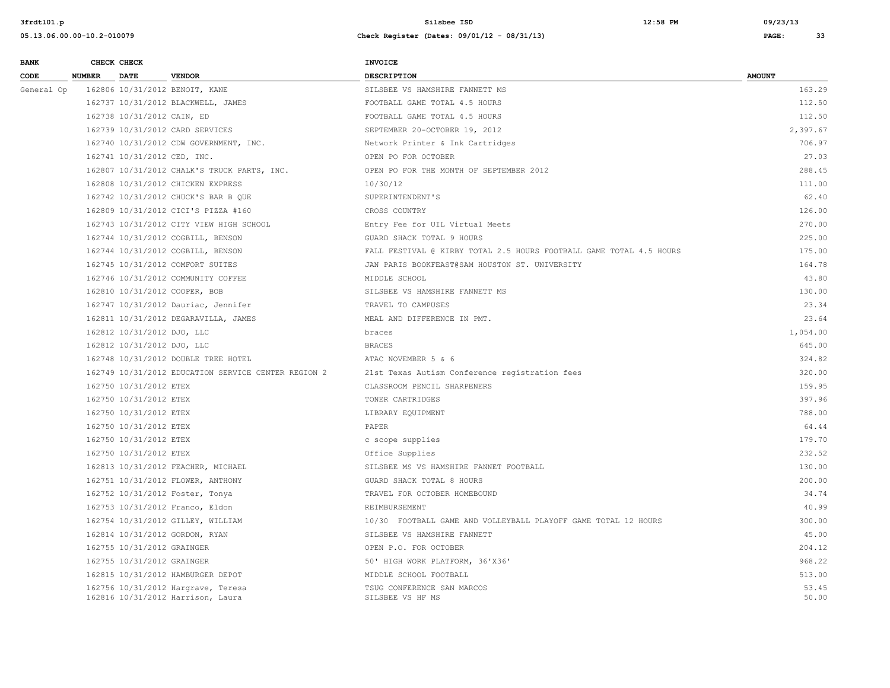| BANK CODE | CHECK NUMBER | CHECK DATE | VENDOR | INVOICE DESCRIPTION | AMOUNT |
|---|---|---|---|---|---|
| General Op | 162806 | 10/31/2012 | BENOIT, KANE | SILSBEE VS HAMSHIRE FANNETT MS | 163.29 |
| | 162737 | 10/31/2012 | BLACKWELL, JAMES | FOOTBALL GAME TOTAL 4.5 HOURS | 112.50 |
| | 162738 | 10/31/2012 | CAIN, ED | FOOTBALL GAME TOTAL 4.5 HOURS | 112.50 |
| | 162739 | 10/31/2012 | CARD SERVICES | SEPTEMBER 20-OCTOBER 19, 2012 | 2,397.67 |
| | 162740 | 10/31/2012 | CDW GOVERNMENT, INC. | Network Printer & Ink Cartridges | 706.97 |
| | 162741 | 10/31/2012 | CED, INC. | OPEN PO FOR OCTOBER | 27.03 |
| | 162807 | 10/31/2012 | CHALK'S TRUCK PARTS, INC. | OPEN PO FOR THE MONTH OF SEPTEMBER 2012 | 288.45 |
| | 162808 | 10/31/2012 | CHICKEN EXPRESS | 10/30/12 | 111.00 |
| | 162742 | 10/31/2012 | CHUCK'S BAR B QUE | SUPERINTENDENT'S | 62.40 |
| | 162809 | 10/31/2012 | CICI'S PIZZA #160 | CROSS COUNTRY | 126.00 |
| | 162743 | 10/31/2012 | CITY VIEW HIGH SCHOOL | Entry Fee for UIL Virtual Meets | 270.00 |
| | 162744 | 10/31/2012 | COGBILL, BENSON | GUARD SHACK TOTAL 9 HOURS | 225.00 |
| | 162744 | 10/31/2012 | COGBILL, BENSON | FALL FESTIVAL @ KIRBY TOTAL 2.5 HOURS FOOTBALL GAME TOTAL 4.5 HOURS | 175.00 |
| | 162745 | 10/31/2012 | COMFORT SUITES | JAN PARIS BOOKFEAST@SAM HOUSTON ST. UNIVERSITY | 164.78 |
| | 162746 | 10/31/2012 | COMMUNITY COFFEE | MIDDLE SCHOOL | 43.80 |
| | 162810 | 10/31/2012 | COOPER, BOB | SILSBEE VS HAMSHIRE FANNETT MS | 130.00 |
| | 162747 | 10/31/2012 | Dauriac, Jennifer | TRAVEL TO CAMPUSES | 23.34 |
| | 162811 | 10/31/2012 | DEGARAVILLA, JAMES | MEAL AND DIFFERENCE IN PMT. | 23.64 |
| | 162812 | 10/31/2012 | DJO, LLC | braces | 1,054.00 |
| | 162812 | 10/31/2012 | DJO, LLC | BRACES | 645.00 |
| | 162748 | 10/31/2012 | DOUBLE TREE HOTEL | ATAC NOVEMBER 5 & 6 | 324.82 |
| | 162749 | 10/31/2012 | EDUCATION SERVICE CENTER REGION 2 | 21st Texas Autism Conference registration fees | 320.00 |
| | 162750 | 10/31/2012 | ETEX | CLASSROOM PENCIL SHARPENERS | 159.95 |
| | 162750 | 10/31/2012 | ETEX | TONER CARTRIDGES | 397.96 |
| | 162750 | 10/31/2012 | ETEX | LIBRARY EQUIPMENT | 788.00 |
| | 162750 | 10/31/2012 | ETEX | PAPER | 64.44 |
| | 162750 | 10/31/2012 | ETEX | c scope supplies | 179.70 |
| | 162750 | 10/31/2012 | ETEX | Office Supplies | 232.52 |
| | 162813 | 10/31/2012 | FEACHER, MICHAEL | SILSBEE MS VS HAMSHIRE FANNET FOOTBALL | 130.00 |
| | 162751 | 10/31/2012 | FLOWER, ANTHONY | GUARD SHACK TOTAL 8 HOURS | 200.00 |
| | 162752 | 10/31/2012 | Foster, Tonya | TRAVEL FOR OCTOBER HOMEBOUND | 34.74 |
| | 162753 | 10/31/2012 | Franco, Eldon | REIMBURSEMENT | 40.99 |
| | 162754 | 10/31/2012 | GILLEY, WILLIAM | 10/30 FOOTBALL GAME AND VOLLEYBALL PLAYOFF GAME TOTAL 12 HOURS | 300.00 |
| | 162814 | 10/31/2012 | GORDON, RYAN | SILSBEE VS HAMSHIRE FANNETT | 45.00 |
| | 162755 | 10/31/2012 | GRAINGER | OPEN P.O. FOR OCTOBER | 204.12 |
| | 162755 | 10/31/2012 | GRAINGER | 50' HIGH WORK PLATFORM, 36'X36' | 968.22 |
| | 162815 | 10/31/2012 | HAMBURGER DEPOT | MIDDLE SCHOOL FOOTBALL | 513.00 |
| | 162756 | 10/31/2012 | Hargrave, Teresa | TSUG CONFERENCE SAN MARCOS | 53.45 |
| | 162816 | 10/31/2012 | Harrison, Laura | SILSBEE VS HF MS | 50.00 |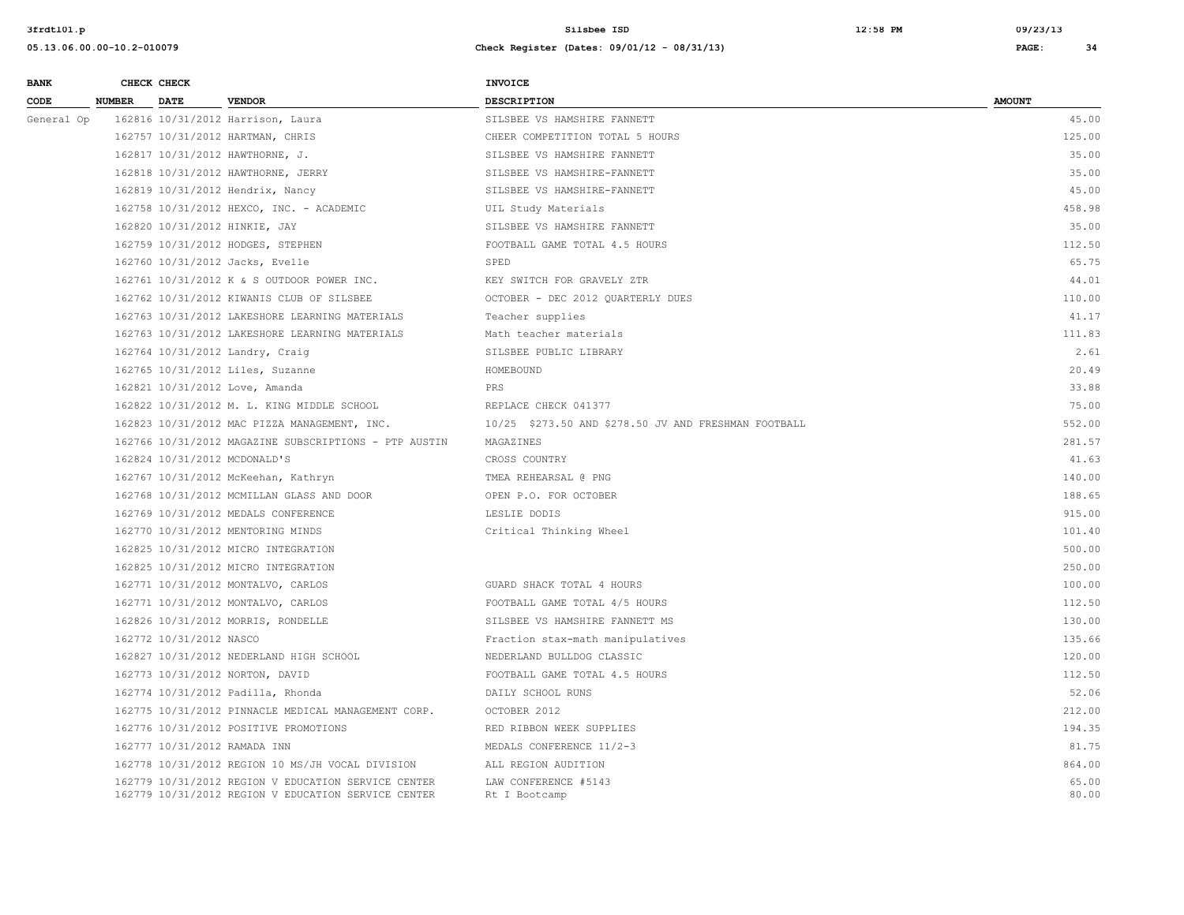| BANK CODE | CHECK NUMBER | CHECK DATE | VENDOR | INVOICE DESCRIPTION | AMOUNT |
|---|---|---|---|---|---|
| General Op | 162816 | 10/31/2012 | Harrison, Laura | SILSBEE VS HAMSHIRE FANNETT | 45.00 |
| | 162757 | 10/31/2012 | HARTMAN, CHRIS | CHEER COMPETITION TOTAL 5 HOURS | 125.00 |
| | 162817 | 10/31/2012 | HAWTHORNE, J. | SILSBEE VS HAMSHIRE FANNETT | 35.00 |
| | 162818 | 10/31/2012 | HAWTHORNE, JERRY | SILSBEE VS HAMSHIRE-FANNETT | 35.00 |
| | 162819 | 10/31/2012 | Hendrix, Nancy | SILSBEE VS HAMSHIRE-FANNETT | 45.00 |
| | 162758 | 10/31/2012 | HEXCO, INC. - ACADEMIC | UIL Study Materials | 458.98 |
| | 162820 | 10/31/2012 | HINKIE, JAY | SILSBEE VS HAMSHIRE FANNETT | 35.00 |
| | 162759 | 10/31/2012 | HODGES, STEPHEN | FOOTBALL GAME TOTAL 4.5 HOURS | 112.50 |
| | 162760 | 10/31/2012 | Jacks, Evelle | SPED | 65.75 |
| | 162761 | 10/31/2012 | K & S OUTDOOR POWER INC. | KEY SWITCH FOR GRAVELY ZTR | 44.01 |
| | 162762 | 10/31/2012 | KIWANIS CLUB OF SILSBEE | OCTOBER - DEC 2012 QUARTERLY DUES | 110.00 |
| | 162763 | 10/31/2012 | LAKESHORE LEARNING MATERIALS | Teacher supplies | 41.17 |
| | 162763 | 10/31/2012 | LAKESHORE LEARNING MATERIALS | Math teacher materials | 111.83 |
| | 162764 | 10/31/2012 | Landry, Craig | SILSBEE PUBLIC LIBRARY | 2.61 |
| | 162765 | 10/31/2012 | Liles, Suzanne | HOMEBOUND | 20.49 |
| | 162821 | 10/31/2012 | Love, Amanda | PRS | 33.88 |
| | 162822 | 10/31/2012 | M. L. KING MIDDLE SCHOOL | REPLACE CHECK 041377 | 75.00 |
| | 162823 | 10/31/2012 | MAC PIZZA MANAGEMENT, INC. | 10/25 $273.50 AND $278.50 JV AND FRESHMAN FOOTBALL | 552.00 |
| | 162766 | 10/31/2012 | MAGAZINE SUBSCRIPTIONS - PTP AUSTIN | MAGAZINES | 281.57 |
| | 162824 | 10/31/2012 | MCDONALD'S | CROSS COUNTRY | 41.63 |
| | 162767 | 10/31/2012 | McKeehan, Kathryn | TMEA REHEARSAL @ PNG | 140.00 |
| | 162768 | 10/31/2012 | MCMILLAN GLASS AND DOOR | OPEN P.O. FOR OCTOBER | 188.65 |
| | 162769 | 10/31/2012 | MEDALS CONFERENCE | LESLIE DODIS | 915.00 |
| | 162770 | 10/31/2012 | MENTORING MINDS | Critical Thinking Wheel | 101.40 |
| | 162825 | 10/31/2012 | MICRO INTEGRATION | | 500.00 |
| | 162825 | 10/31/2012 | MICRO INTEGRATION | | 250.00 |
| | 162771 | 10/31/2012 | MONTALVO, CARLOS | GUARD SHACK TOTAL 4 HOURS | 100.00 |
| | 162771 | 10/31/2012 | MONTALVO, CARLOS | FOOTBALL GAME TOTAL 4/5 HOURS | 112.50 |
| | 162826 | 10/31/2012 | MORRIS, RONDELLE | SILSBEE VS HAMSHIRE FANNETT MS | 130.00 |
| | 162772 | 10/31/2012 | NASCO | Fraction stax-math manipulatives | 135.66 |
| | 162827 | 10/31/2012 | NEDERLAND HIGH SCHOOL | NEDERLAND BULLDOG CLASSIC | 120.00 |
| | 162773 | 10/31/2012 | NORTON, DAVID | FOOTBALL GAME TOTAL 4.5 HOURS | 112.50 |
| | 162774 | 10/31/2012 | Padilla, Rhonda | DAILY SCHOOL RUNS | 52.06 |
| | 162775 | 10/31/2012 | PINNACLE MEDICAL MANAGEMENT CORP. | OCTOBER 2012 | 212.00 |
| | 162776 | 10/31/2012 | POSITIVE PROMOTIONS | RED RIBBON WEEK SUPPLIES | 194.35 |
| | 162777 | 10/31/2012 | RAMADA INN | MEDALS CONFERENCE 11/2-3 | 81.75 |
| | 162778 | 10/31/2012 | REGION 10 MS/JH VOCAL DIVISION | ALL REGION AUDITION | 864.00 |
| | 162779 | 10/31/2012 | REGION V EDUCATION SERVICE CENTER | LAW CONFERENCE #5143 | 65.00 |
| | 162779 | 10/31/2012 | REGION V EDUCATION SERVICE CENTER | Rt I Bootcamp | 80.00 |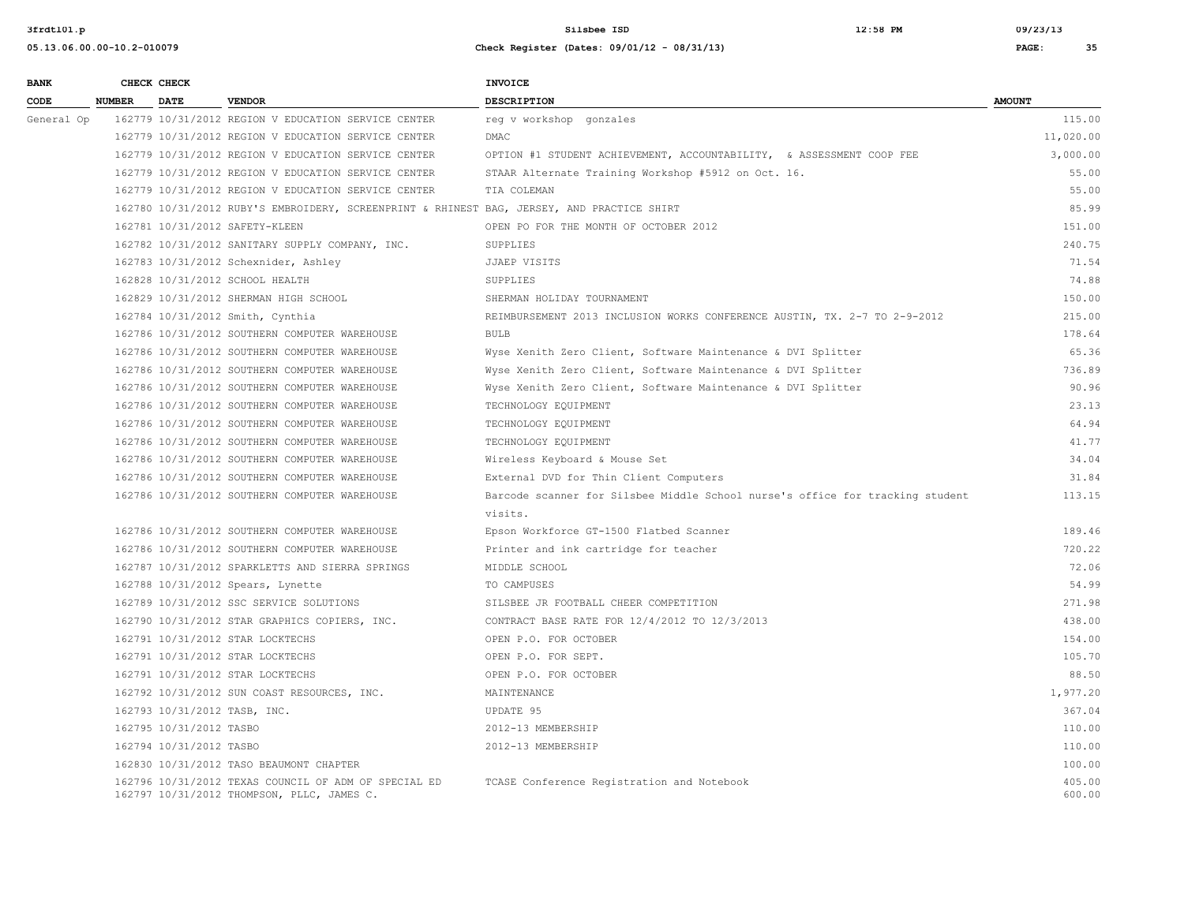| BANK CODE | CHECK NUMBER | CHECK DATE | VENDOR | INVOICE DESCRIPTION | AMOUNT |
|---|---|---|---|---|---|
| General Op | 162779 | 10/31/2012 | REGION V EDUCATION SERVICE CENTER | reg v workshop gonzales | 115.00 |
| | 162779 | 10/31/2012 | REGION V EDUCATION SERVICE CENTER | DMAC | 11,020.00 |
| | 162779 | 10/31/2012 | REGION V EDUCATION SERVICE CENTER | OPTION #1 STUDENT ACHIEVEMENT, ACCOUNTABILITY, & ASSESSMENT COOP FEE | 3,000.00 |
| | 162779 | 10/31/2012 | REGION V EDUCATION SERVICE CENTER | STAAR Alternate Training Workshop #5912 on Oct. 16. | 55.00 |
| | 162779 | 10/31/2012 | REGION V EDUCATION SERVICE CENTER | TIA COLEMAN | 55.00 |
| | 162780 | 10/31/2012 | RUBY'S EMBROIDERY, SCREENPRINT & RHINEST | BAG, JERSEY, AND PRACTICE SHIRT | 85.99 |
| | 162781 | 10/31/2012 | SAFETY-KLEEN | OPEN PO FOR THE MONTH OF OCTOBER 2012 | 151.00 |
| | 162782 | 10/31/2012 | SANITARY SUPPLY COMPANY, INC. | SUPPLIES | 240.75 |
| | 162783 | 10/31/2012 | Schexnider, Ashley | JJAEP VISITS | 71.54 |
| | 162828 | 10/31/2012 | SCHOOL HEALTH | SUPPLIES | 74.88 |
| | 162829 | 10/31/2012 | SHERMAN HIGH SCHOOL | SHERMAN HOLIDAY TOURNAMENT | 150.00 |
| | 162784 | 10/31/2012 | Smith, Cynthia | REIMBURSEMENT 2013 INCLUSION WORKS CONFERENCE AUSTIN, TX. 2-7 TO 2-9-2012 | 215.00 |
| | 162786 | 10/31/2012 | SOUTHERN COMPUTER WAREHOUSE | BULB | 178.64 |
| | 162786 | 10/31/2012 | SOUTHERN COMPUTER WAREHOUSE | Wyse Xenith Zero Client, Software Maintenance & DVI Splitter | 65.36 |
| | 162786 | 10/31/2012 | SOUTHERN COMPUTER WAREHOUSE | Wyse Xenith Zero Client, Software Maintenance & DVI Splitter | 736.89 |
| | 162786 | 10/31/2012 | SOUTHERN COMPUTER WAREHOUSE | Wyse Xenith Zero Client, Software Maintenance & DVI Splitter | 90.96 |
| | 162786 | 10/31/2012 | SOUTHERN COMPUTER WAREHOUSE | TECHNOLOGY EQUIPMENT | 23.13 |
| | 162786 | 10/31/2012 | SOUTHERN COMPUTER WAREHOUSE | TECHNOLOGY EQUIPMENT | 64.94 |
| | 162786 | 10/31/2012 | SOUTHERN COMPUTER WAREHOUSE | TECHNOLOGY EQUIPMENT | 41.77 |
| | 162786 | 10/31/2012 | SOUTHERN COMPUTER WAREHOUSE | Wireless Keyboard & Mouse Set | 34.04 |
| | 162786 | 10/31/2012 | SOUTHERN COMPUTER WAREHOUSE | External DVD for Thin Client Computers | 31.84 |
| | 162786 | 10/31/2012 | SOUTHERN COMPUTER WAREHOUSE | Barcode scanner for Silsbee Middle School nurse's office for tracking student visits. | 113.15 |
| | 162786 | 10/31/2012 | SOUTHERN COMPUTER WAREHOUSE | Epson Workforce GT-1500 Flatbed Scanner | 189.46 |
| | 162786 | 10/31/2012 | SOUTHERN COMPUTER WAREHOUSE | Printer and ink cartridge for teacher | 720.22 |
| | 162787 | 10/31/2012 | SPARKLETTS AND SIERRA SPRINGS | MIDDLE SCHOOL | 72.06 |
| | 162788 | 10/31/2012 | Spears, Lynette | TO CAMPUSES | 54.99 |
| | 162789 | 10/31/2012 | SSC SERVICE SOLUTIONS | SILSBEE JR FOOTBALL CHEER COMPETITION | 271.98 |
| | 162790 | 10/31/2012 | STAR GRAPHICS COPIERS, INC. | CONTRACT BASE RATE FOR 12/4/2012 TO 12/3/2013 | 438.00 |
| | 162791 | 10/31/2012 | STAR LOCKTECHS | OPEN P.O. FOR OCTOBER | 154.00 |
| | 162791 | 10/31/2012 | STAR LOCKTECHS | OPEN P.O. FOR SEPT. | 105.70 |
| | 162791 | 10/31/2012 | STAR LOCKTECHS | OPEN P.O. FOR OCTOBER | 88.50 |
| | 162792 | 10/31/2012 | SUN COAST RESOURCES, INC. | MAINTENANCE | 1,977.20 |
| | 162793 | 10/31/2012 | TASB, INC. | UPDATE 95 | 367.04 |
| | 162795 | 10/31/2012 | TASBO | 2012-13 MEMBERSHIP | 110.00 |
| | 162794 | 10/31/2012 | TASBO | 2012-13 MEMBERSHIP | 110.00 |
| | 162830 | 10/31/2012 | TASO BEAUMONT CHAPTER | | 100.00 |
| | 162796 | 10/31/2012 | TEXAS COUNCIL OF ADM OF SPECIAL ED | TCASE Conference Registration and Notebook | 405.00 |
| | 162797 | 10/31/2012 | THOMPSON, PLLC, JAMES C. | | 600.00 |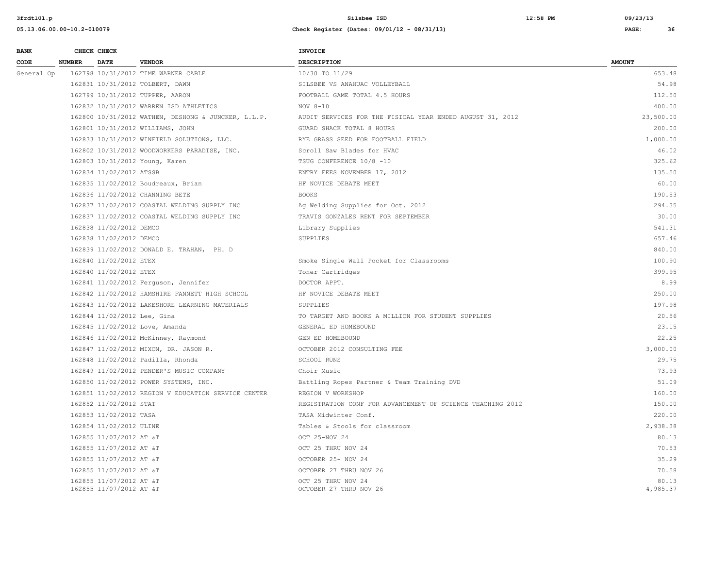| BANK CODE | CHECK NUMBER | CHECK DATE | VENDOR | INVOICE DESCRIPTION | AMOUNT |
|---|---|---|---|---|---|
| General Op | 162798 | 10/31/2012 | TIME WARNER CABLE | 10/30 TO 11/29 | 653.48 |
| | 162831 | 10/31/2012 | TOLBERT, DAWN | SILSBEE VS ANAHUAC VOLLEYBALL | 54.98 |
| | 162799 | 10/31/2012 | TUPPER, AARON | FOOTBALL GAME TOTAL 4.5 HOURS | 112.50 |
| | 162832 | 10/31/2012 | WARREN ISD ATHLETICS | NOV 8-10 | 400.00 |
| | 162800 | 10/31/2012 | WATHEN, DESHONG & JUNCKER, L.L.P. | AUDIT SERVICES FOR THE FISICAL YEAR ENDED AUGUST 31, 2012 | 23,500.00 |
| | 162801 | 10/31/2012 | WILLIAMS, JOHN | GUARD SHACK TOTAL 8 HOURS | 200.00 |
| | 162833 | 10/31/2012 | WINFIELD SOLUTIONS, LLC. | RYE GRASS SEED FOR FOOTBALL FIELD | 1,000.00 |
| | 162802 | 10/31/2012 | WOODWORKERS PARADISE, INC. | Scroll Saw Blades for HVAC | 46.02 |
| | 162803 | 10/31/2012 | Young, Karen | TSUG CONFERENCE 10/8 -10 | 325.62 |
| | 162834 | 11/02/2012 | ATSSB | ENTRY FEES NOVEMBER 17, 2012 | 135.50 |
| | 162835 | 11/02/2012 | Boudreaux, Brian | HF NOVICE DEBATE MEET | 60.00 |
| | 162836 | 11/02/2012 | CHANNING BETE | BOOKS | 190.53 |
| | 162837 | 11/02/2012 | COASTAL WELDING SUPPLY INC | Ag Welding Supplies for Oct. 2012 | 294.35 |
| | 162837 | 11/02/2012 | COASTAL WELDING SUPPLY INC | TRAVIS GONZALES RENT FOR SEPTEMBER | 30.00 |
| | 162838 | 11/02/2012 | DEMCO | Library Supplies | 541.31 |
| | 162838 | 11/02/2012 | DEMCO | SUPPLIES | 657.46 |
| | 162839 | 11/02/2012 | DONALD E. TRAHAN, PH. D | | 840.00 |
| | 162840 | 11/02/2012 | ETEX | Smoke Single Wall Pocket for Classrooms | 100.90 |
| | 162840 | 11/02/2012 | ETEX | Toner Cartridges | 399.95 |
| | 162841 | 11/02/2012 | Ferguson, Jennifer | DOCTOR APPT. | 8.99 |
| | 162842 | 11/02/2012 | HAMSHIRE FANNETT HIGH SCHOOL | HF NOVICE DEBATE MEET | 250.00 |
| | 162843 | 11/02/2012 | LAKESHORE LEARNING MATERIALS | SUPPLIES | 197.98 |
| | 162844 | 11/02/2012 | Lee, Gina | TO TARGET AND BOOKS A MILLION FOR STUDENT SUPPLIES | 20.56 |
| | 162845 | 11/02/2012 | Love, Amanda | GENERAL ED HOMEBOUND | 23.15 |
| | 162846 | 11/02/2012 | McKinney, Raymond | GEN ED HOMEBOUND | 22.25 |
| | 162847 | 11/02/2012 | MIXON, DR. JASON R. | OCTOBER 2012 CONSULTING FEE | 3,000.00 |
| | 162848 | 11/02/2012 | Padilla, Rhonda | SCHOOL RUNS | 29.75 |
| | 162849 | 11/02/2012 | PENDER'S MUSIC COMPANY | Choir Music | 73.93 |
| | 162850 | 11/02/2012 | POWER SYSTEMS, INC. | Battling Ropes Partner & Team Training DVD | 51.09 |
| | 162851 | 11/02/2012 | REGION V EDUCATION SERVICE CENTER | REGION V WORKSHOP | 160.00 |
| | 162852 | 11/02/2012 | STAT | REGISTRATION CONF FOR ADVANCEMENT OF SCIENCE TEACHING 2012 | 150.00 |
| | 162853 | 11/02/2012 | TASA | TASA Midwinter Conf. | 220.00 |
| | 162854 | 11/02/2012 | ULINE | Tables & Stools for classroom | 2,938.38 |
| | 162855 | 11/07/2012 | AT &T | OCT 25-NOV 24 | 80.13 |
| | 162855 | 11/07/2012 | AT &T | OCT 25 THRU NOV 24 | 70.53 |
| | 162855 | 11/07/2012 | AT &T | OCTOBER 25- NOV 24 | 35.29 |
| | 162855 | 11/07/2012 | AT &T | OCTOBER 27 THRU NOV 26 | 70.58 |
| | 162855 | 11/07/2012 | AT &T | OCT 25 THRU NOV 24 | 80.13 |
| | 162855 | 11/07/2012 | AT &T | OCTOBER 27 THRU NOV 26 | 4,985.37 |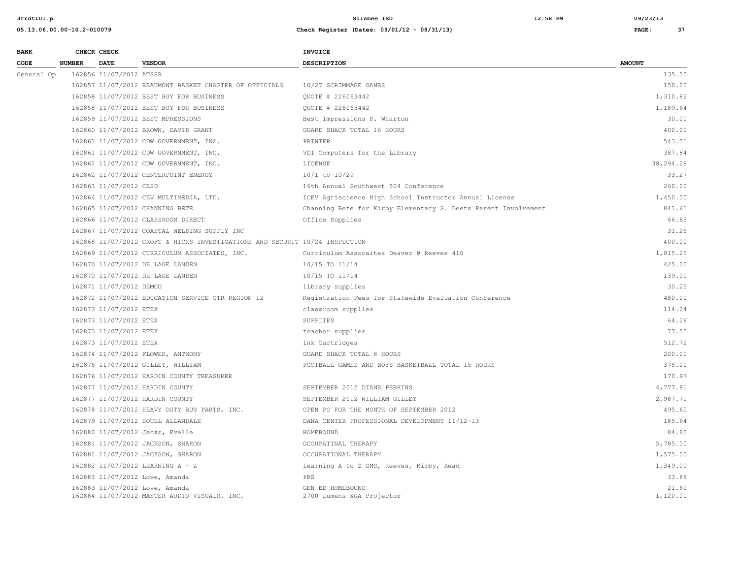| BANK CODE | CHECK NUMBER | CHECK DATE | VENDOR | INVOICE DESCRIPTION | AMOUNT |
|---|---|---|---|---|---|
| General Op | 162856 | 11/07/2012 | ATSSB | | 135.50 |
| | 162857 | 11/07/2012 | BEAUMONT BASKET CHAPTER OF OFFICIALS | 10/27 SCRIMMAGE GAMES | 150.00 |
| | 162858 | 11/07/2012 | BEST BUY FOR BUSINESS | QUOTE # 226063442 | 1,310.82 |
| | 162858 | 11/07/2012 | BEST BUY FOR BUSINESS | QUOTE # 226063442 | 1,189.64 |
| | 162859 | 11/07/2012 | BEST MPRESSIONS | Best Impressions K. Wharton | 30.00 |
| | 162860 | 11/07/2012 | BROWN, DAVID GRANT | GUARD SHACK TOTAL 16 HOURS | 400.00 |
| | 162861 | 11/07/2012 | CDW GOVERNMENT, INC. | PRINTER | 543.51 |
| | 162861 | 11/07/2012 | CDW GOVERNMENT, INC. | VDI Computers for the Library | 387.84 |
| | 162861 | 11/07/2012 | CDW GOVERNMENT, INC. | LICENSE | 38,294.28 |
| | 162862 | 11/07/2012 | CENTERPOINT ENERGY | 10/1 to 10/29 | 33.27 |
| | 162863 | 11/07/2012 | CESD | 16th Annual Southwest 504 Conference | 260.00 |
| | 162864 | 11/07/2012 | CEV MULTIMEDIA, LTD. | ICEV Agriscience High School Instructor Annual License | 1,450.00 |
| | 162865 | 11/07/2012 | CHANNING BETE | Channing Bete for Kirby Elementary S. Deets Parent Involvement | 841.61 |
| | 162866 | 11/07/2012 | CLASSROOM DIRECT | Office Supplies | 66.63 |
| | 162867 | 11/07/2012 | COASTAL WELDING SUPPLY INC | | 31.25 |
| | 162868 | 11/07/2012 | CROFT & HICKS INVESTIGATIONS AND SECURIT | 10/24 INSPECTION | 400.00 |
| | 162869 | 11/07/2012 | CURRICULUM ASSOCIATES, INC. | Curriculum Assocaites Deaver @ Reeves 410 | 1,815.25 |
| | 162870 | 11/07/2012 | DE LAGE LANDEN | 10/15 TO 11/14 | 425.00 |
| | 162870 | 11/07/2012 | DE LAGE LANDEN | 10/15 TO 11/14 | 139.00 |
| | 162871 | 11/07/2012 | DEMCO | library supplies | 30.25 |
| | 162872 | 11/07/2012 | EDUCATION SERVICE CTR REGION 12 | Registration Fees for Statewide Evaluation Conference | 480.00 |
| | 162873 | 11/07/2012 | ETEX | classroom supplies | 114.24 |
| | 162873 | 11/07/2012 | ETEX | SUPPLIES | 64.26 |
| | 162873 | 11/07/2012 | ETEX | teacher supplies | 77.55 |
| | 162873 | 11/07/2012 | ETEX | Ink Cartridges | 512.72 |
| | 162874 | 11/07/2012 | FLOWER, ANTHONY | GUARD SHACK TOTAL 8 HOURS | 200.00 |
| | 162875 | 11/07/2012 | GILLEY, WILLIAM | FOOTBALL GAMES AND BOYS BASKETBALL TOTAL 15 HOURS | 375.00 |
| | 162876 | 11/07/2012 | HARDIN COUNTY TREASURER | | 170.97 |
| | 162877 | 11/07/2012 | HARDIN COUNTY | SEPTEMBER 2012 DIANE PERKINS | 4,777.81 |
| | 162877 | 11/07/2012 | HARDIN COUNTY | SEPTEMBER 2012 WILLIAM GILLEY | 2,987.71 |
| | 162878 | 11/07/2012 | HEAVY DUTY BUS PARTS, INC. | OPEN PO FOR THE MONTH OF SEPTEMBER 2012 | 495.60 |
| | 162879 | 11/07/2012 | HOTEL ALLANDALE | DANA CENTER PROFESSIONAL DEVELOPMENT 11/12-13 | 185.64 |
| | 162880 | 11/07/2012 | Jacks, Evelle | HOMEBOUND | 84.83 |
| | 162881 | 11/07/2012 | JACKSON, SHARON | OCCUPATINAL THERAPY | 5,785.00 |
| | 162881 | 11/07/2012 | JACKSON, SHARON | OCCUPATIONAL THERAPY | 1,575.00 |
| | 162882 | 11/07/2012 | LEARNING A - Z | Learning A to Z SMS, Reeves, Kirby, Read | 1,349.00 |
| | 162883 | 11/07/2012 | Love, Amanda | PRS | 33.88 |
| | 162883 | 11/07/2012 | Love, Amanda | GEN ED HOMEBOUND | 21.60 |
| | 162884 | 11/07/2012 | MASTER AUDIO VISUALS, INC. | 2700 Lumens XGA Projector | 1,120.00 |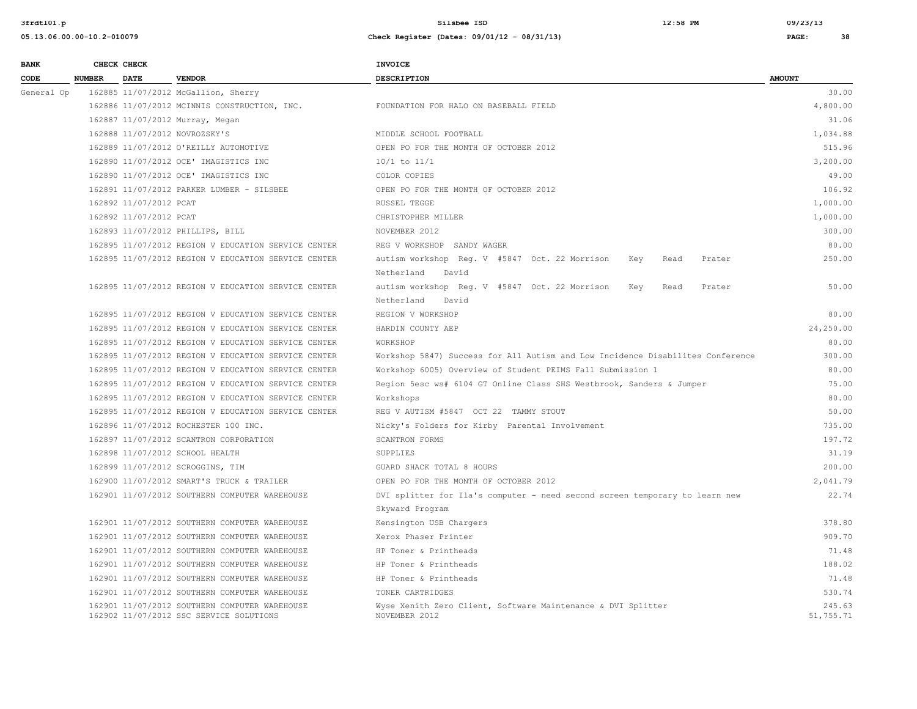| BANK CODE | CHECK NUMBER | CHECK DATE | VENDOR | INVOICE DESCRIPTION | AMOUNT |
|---|---|---|---|---|---|
| General Op | 162885 | 11/07/2012 | McGallion, Sherry | | 30.00 |
| | 162886 | 11/07/2012 | MCINNIS CONSTRUCTION, INC. | FOUNDATION FOR HALO ON BASEBALL FIELD | 4,800.00 |
| | 162887 | 11/07/2012 | Murray, Megan | | 31.06 |
| | 162888 | 11/07/2012 | NOVROZSKY'S | MIDDLE SCHOOL FOOTBALL | 1,034.88 |
| | 162889 | 11/07/2012 | O'REILLY AUTOMOTIVE | OPEN PO FOR THE MONTH OF OCTOBER 2012 | 515.96 |
| | 162890 | 11/07/2012 | OCE' IMAGISTICS INC | 10/1 to 11/1 | 3,200.00 |
| | 162890 | 11/07/2012 | OCE' IMAGISTICS INC | COLOR COPIES | 49.00 |
| | 162891 | 11/07/2012 | PARKER LUMBER - SILSBEE | OPEN PO FOR THE MONTH OF OCTOBER 2012 | 106.92 |
| | 162892 | 11/07/2012 | PCAT | RUSSEL TEGGE | 1,000.00 |
| | 162892 | 11/07/2012 | PCAT | CHRISTOPHER MILLER | 1,000.00 |
| | 162893 | 11/07/2012 | PHILLIPS, BILL | NOVEMBER 2012 | 300.00 |
| | 162895 | 11/07/2012 | REGION V EDUCATION SERVICE CENTER | REG V WORKSHOP SANDY WAGER | 80.00 |
| | 162895 | 11/07/2012 | REGION V EDUCATION SERVICE CENTER | autism workshop Reg. V #5847 Oct. 22 Morrison Key Read Prater Netherland David | 250.00 |
| | 162895 | 11/07/2012 | REGION V EDUCATION SERVICE CENTER | autism workshop Reg. V #5847 Oct. 22 Morrison Key Read Prater Netherland David | 50.00 |
| | 162895 | 11/07/2012 | REGION V EDUCATION SERVICE CENTER | REGION V WORKSHOP | 80.00 |
| | 162895 | 11/07/2012 | REGION V EDUCATION SERVICE CENTER | HARDIN COUNTY AEP | 24,250.00 |
| | 162895 | 11/07/2012 | REGION V EDUCATION SERVICE CENTER | WORKSHOP | 80.00 |
| | 162895 | 11/07/2012 | REGION V EDUCATION SERVICE CENTER | Workshop 5847) Success for All Autism and Low Incidence Disabilites Conference | 300.00 |
| | 162895 | 11/07/2012 | REGION V EDUCATION SERVICE CENTER | Workshop 6005) Overview of Student PEIMS Fall Submission 1 | 80.00 |
| | 162895 | 11/07/2012 | REGION V EDUCATION SERVICE CENTER | Region 5esc ws# 6104 GT Online Class SHS Westbrook, Sanders & Jumper | 75.00 |
| | 162895 | 11/07/2012 | REGION V EDUCATION SERVICE CENTER | Workshops | 80.00 |
| | 162895 | 11/07/2012 | REGION V EDUCATION SERVICE CENTER | REG V AUTISM #5847 OCT 22 TAMMY STOUT | 50.00 |
| | 162896 | 11/07/2012 | ROCHESTER 100 INC. | Nicky's Folders for Kirby Parental Involvement | 735.00 |
| | 162897 | 11/07/2012 | SCANTRON CORPORATION | SCANTRON FORMS | 197.72 |
| | 162898 | 11/07/2012 | SCHOOL HEALTH | SUPPLIES | 31.19 |
| | 162899 | 11/07/2012 | SCROGGINS, TIM | GUARD SHACK TOTAL 8 HOURS | 200.00 |
| | 162900 | 11/07/2012 | SMART'S TRUCK & TRAILER | OPEN PO FOR THE MONTH OF OCTOBER 2012 | 2,041.79 |
| | 162901 | 11/07/2012 | SOUTHERN COMPUTER WAREHOUSE | DVI splitter for Ila's computer - need second screen temporary to learn new Skyward Program | 22.74 |
| | 162901 | 11/07/2012 | SOUTHERN COMPUTER WAREHOUSE | Kensington USB Chargers | 378.80 |
| | 162901 | 11/07/2012 | SOUTHERN COMPUTER WAREHOUSE | Xerox Phaser Printer | 909.70 |
| | 162901 | 11/07/2012 | SOUTHERN COMPUTER WAREHOUSE | HP Toner & Printheads | 71.48 |
| | 162901 | 11/07/2012 | SOUTHERN COMPUTER WAREHOUSE | HP Toner & Printheads | 188.02 |
| | 162901 | 11/07/2012 | SOUTHERN COMPUTER WAREHOUSE | HP Toner & Printheads | 71.48 |
| | 162901 | 11/07/2012 | SOUTHERN COMPUTER WAREHOUSE | TONER CARTRIDGES | 530.74 |
| | 162901 | 11/07/2012 | SOUTHERN COMPUTER WAREHOUSE | Wyse Xenith Zero Client, Software Maintenance & DVI Splitter | 245.63 |
| | 162902 | 11/07/2012 | SSC SERVICE SOLUTIONS | NOVEMBER 2012 | 51,755.71 |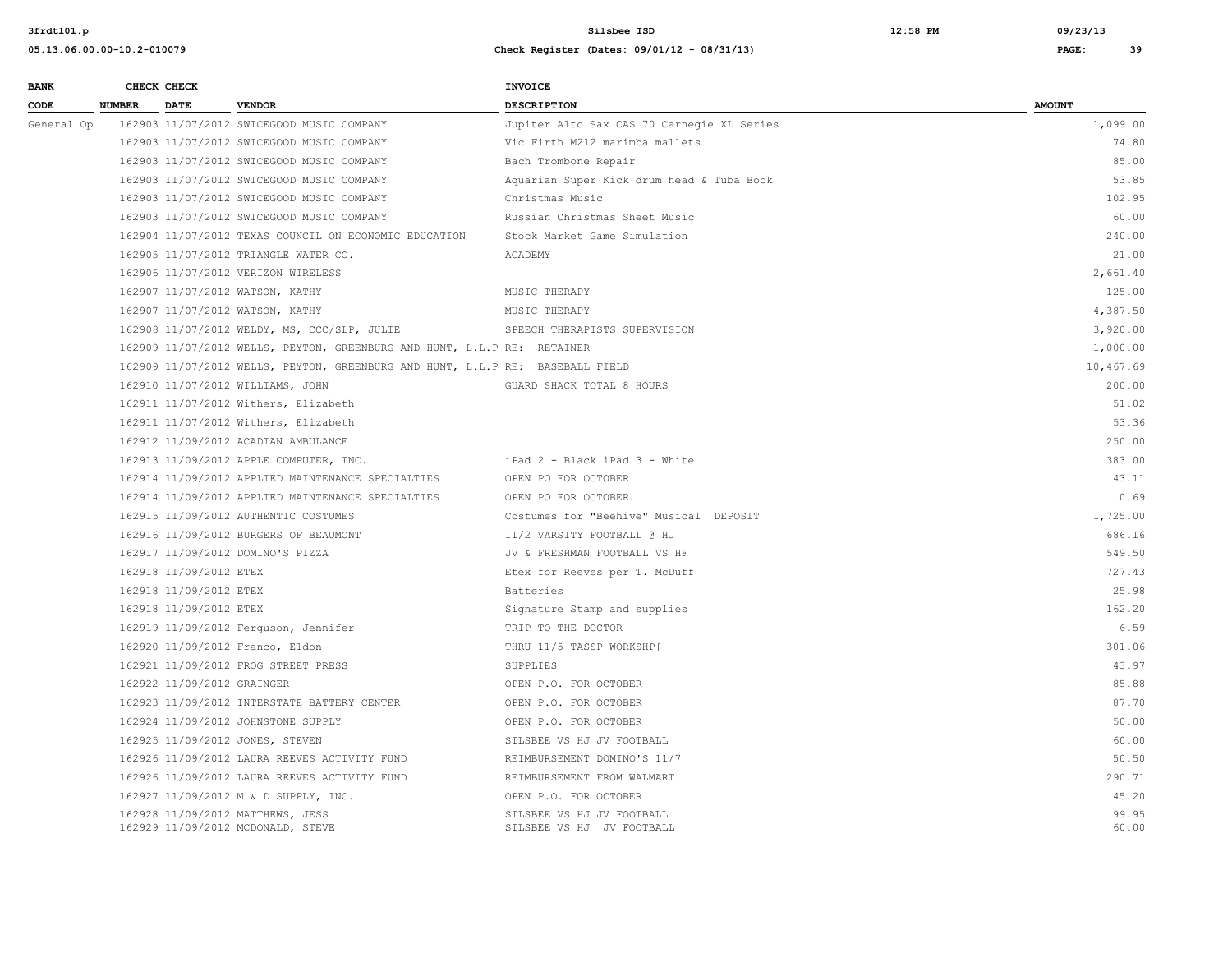| BANK CODE | CHECK NUMBER | CHECK DATE | VENDOR | INVOICE DESCRIPTION | AMOUNT |
|---|---|---|---|---|---|
| General Op | 162903 | 11/07/2012 | SWICEGOOD MUSIC COMPANY | Jupiter Alto Sax CAS 70 Carnegie XL Series | 1,099.00 |
| | 162903 | 11/07/2012 | SWICEGOOD MUSIC COMPANY | Vic Firth M212 marimba mallets | 74.80 |
| | 162903 | 11/07/2012 | SWICEGOOD MUSIC COMPANY | Bach Trombone Repair | 85.00 |
| | 162903 | 11/07/2012 | SWICEGOOD MUSIC COMPANY | Aquarian Super Kick drum head & Tuba Book | 53.85 |
| | 162903 | 11/07/2012 | SWICEGOOD MUSIC COMPANY | Christmas Music | 102.95 |
| | 162903 | 11/07/2012 | SWICEGOOD MUSIC COMPANY | Russian Christmas Sheet Music | 60.00 |
| | 162904 | 11/07/2012 | TEXAS COUNCIL ON ECONOMIC EDUCATION | Stock Market Game Simulation | 240.00 |
| | 162905 | 11/07/2012 | TRIANGLE WATER CO. | ACADEMY | 21.00 |
| | 162906 | 11/07/2012 | VERIZON WIRELESS | | 2,661.40 |
| | 162907 | 11/07/2012 | WATSON, KATHY | MUSIC THERAPY | 125.00 |
| | 162907 | 11/07/2012 | WATSON, KATHY | MUSIC THERAPY | 4,387.50 |
| | 162908 | 11/07/2012 | WELDY, MS, CCC/SLP, JULIE | SPEECH THERAPISTS SUPERVISION | 3,920.00 |
| | 162909 | 11/07/2012 | WELLS, PEYTON, GREENBURG AND HUNT, L.L.P | RE: RETAINER | 1,000.00 |
| | 162909 | 11/07/2012 | WELLS, PEYTON, GREENBURG AND HUNT, L.L.P | RE: BASEBALL FIELD | 10,467.69 |
| | 162910 | 11/07/2012 | WILLIAMS, JOHN | GUARD SHACK TOTAL 8 HOURS | 200.00 |
| | 162911 | 11/07/2012 | Withers, Elizabeth | | 51.02 |
| | 162911 | 11/07/2012 | Withers, Elizabeth | | 53.36 |
| | 162912 | 11/09/2012 | ACADIAN AMBULANCE | | 250.00 |
| | 162913 | 11/09/2012 | APPLE COMPUTER, INC. | iPad 2 - Black iPad 3 - White | 383.00 |
| | 162914 | 11/09/2012 | APPLIED MAINTENANCE SPECIALTIES | OPEN PO FOR OCTOBER | 43.11 |
| | 162914 | 11/09/2012 | APPLIED MAINTENANCE SPECIALTIES | OPEN PO FOR OCTOBER | 0.69 |
| | 162915 | 11/09/2012 | AUTHENTIC COSTUMES | Costumes for "Beehive" Musical DEPOSIT | 1,725.00 |
| | 162916 | 11/09/2012 | BURGERS OF BEAUMONT | 11/2 VARSITY FOOTBALL @ HJ | 686.16 |
| | 162917 | 11/09/2012 | DOMINO'S PIZZA | JV & FRESHMAN FOOTBALL VS HF | 549.50 |
| | 162918 | 11/09/2012 | ETEX | Etex for Reeves per T. McDuff | 727.43 |
| | 162918 | 11/09/2012 | ETEX | Batteries | 25.98 |
| | 162918 | 11/09/2012 | ETEX | Signature Stamp and supplies | 162.20 |
| | 162919 | 11/09/2012 | Ferguson, Jennifer | TRIP TO THE DOCTOR | 6.59 |
| | 162920 | 11/09/2012 | Franco, Eldon | THRU 11/5 TASSP WORKSHP[ | 301.06 |
| | 162921 | 11/09/2012 | FROG STREET PRESS | SUPPLIES | 43.97 |
| | 162922 | 11/09/2012 | GRAINGER | OPEN P.O. FOR OCTOBER | 85.88 |
| | 162923 | 11/09/2012 | INTERSTATE BATTERY CENTER | OPEN P.O. FOR OCTOBER | 87.70 |
| | 162924 | 11/09/2012 | JOHNSTONE SUPPLY | OPEN P.O. FOR OCTOBER | 50.00 |
| | 162925 | 11/09/2012 | JONES, STEVEN | SILSBEE VS HJ JV FOOTBALL | 60.00 |
| | 162926 | 11/09/2012 | LAURA REEVES ACTIVITY FUND | REIMBURSEMENT DOMINO'S 11/7 | 50.50 |
| | 162926 | 11/09/2012 | LAURA REEVES ACTIVITY FUND | REIMBURSEMENT FROM WALMART | 290.71 |
| | 162927 | 11/09/2012 | M & D SUPPLY, INC. | OPEN P.O. FOR OCTOBER | 45.20 |
| | 162928 | 11/09/2012 | MATTHEWS, JESS | SILSBEE VS HJ JV FOOTBALL | 99.95 |
| | 162929 | 11/09/2012 | MCDONALD, STEVE | SILSBEE VS HJ JV FOOTBALL | 60.00 |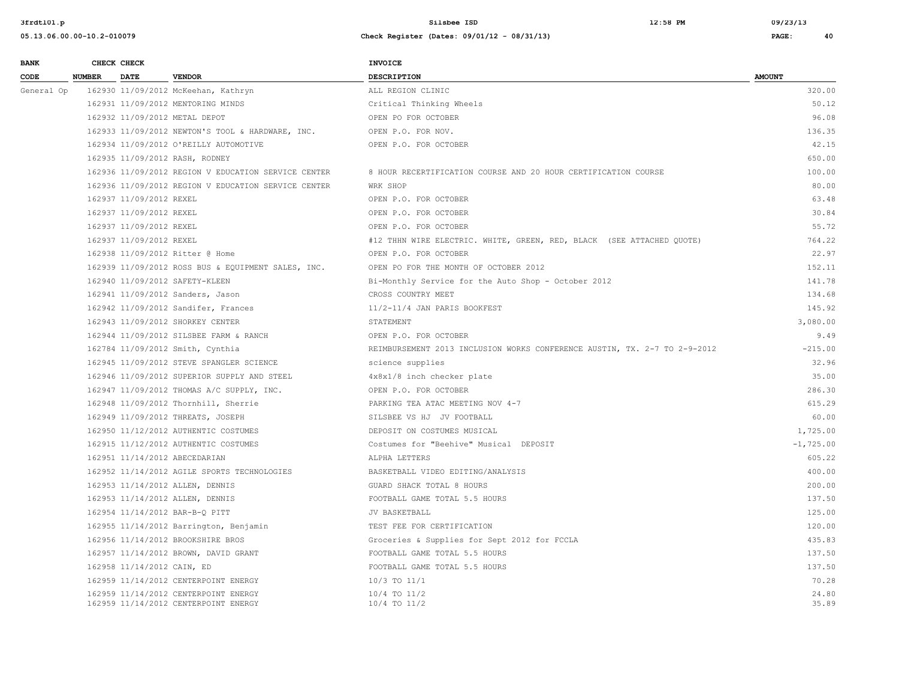| BANK CODE | CHECK NUMBER | CHECK DATE | VENDOR | INVOICE DESCRIPTION | AMOUNT |
|---|---|---|---|---|---|
| General Op | 162930 | 11/09/2012 | McKeehan, Kathryn | ALL REGION CLINIC | 320.00 |
| | 162931 | 11/09/2012 | MENTORING MINDS | Critical Thinking Wheels | 50.12 |
| | 162932 | 11/09/2012 | METAL DEPOT | OPEN PO FOR OCTOBER | 96.08 |
| | 162933 | 11/09/2012 | NEWTON'S TOOL & HARDWARE, INC. | OPEN P.O. FOR NOV. | 136.35 |
| | 162934 | 11/09/2012 | O'REILLY AUTOMOTIVE | OPEN P.O. FOR OCTOBER | 42.15 |
| | 162935 | 11/09/2012 | RASH, RODNEY | | 650.00 |
| | 162936 | 11/09/2012 | REGION V EDUCATION SERVICE CENTER | 8 HOUR RECERTIFICATION COURSE AND 20 HOUR CERTIFICATION COURSE | 100.00 |
| | 162936 | 11/09/2012 | REGION V EDUCATION SERVICE CENTER | WRK SHOP | 80.00 |
| | 162937 | 11/09/2012 | REXEL | OPEN P.O. FOR OCTOBER | 63.48 |
| | 162937 | 11/09/2012 | REXEL | OPEN P.O. FOR OCTOBER | 30.84 |
| | 162937 | 11/09/2012 | REXEL | OPEN P.O. FOR OCTOBER | 55.72 |
| | 162937 | 11/09/2012 | REXEL | #12 THHN WIRE ELECTRIC. WHITE, GREEN, RED, BLACK (SEE ATTACHED QUOTE) | 764.22 |
| | 162938 | 11/09/2012 | Ritter @ Home | OPEN P.O. FOR OCTOBER | 22.97 |
| | 162939 | 11/09/2012 | ROSS BUS & EQUIPMENT SALES, INC. | OPEN PO FOR THE MONTH OF OCTOBER 2012 | 152.11 |
| | 162940 | 11/09/2012 | SAFETY-KLEEN | Bi-Monthly Service for the Auto Shop - October 2012 | 141.78 |
| | 162941 | 11/09/2012 | Sanders, Jason | CROSS COUNTRY MEET | 134.68 |
| | 162942 | 11/09/2012 | Sandifer, Frances | 11/2-11/4 JAN PARIS BOOKFEST | 145.92 |
| | 162943 | 11/09/2012 | SHORKEY CENTER | STATEMENT | 3,080.00 |
| | 162944 | 11/09/2012 | SILSBEE FARM & RANCH | OPEN P.O. FOR OCTOBER | 9.49 |
| | 162784 | 11/09/2012 | Smith, Cynthia | REIMBURSEMENT 2013 INCLUSION WORKS CONFERENCE AUSTIN, TX. 2-7 TO 2-9-2012 | -215.00 |
| | 162945 | 11/09/2012 | STEVE SPANGLER SCIENCE | science supplies | 32.96 |
| | 162946 | 11/09/2012 | SUPERIOR SUPPLY AND STEEL | 4x8x1/8 inch checker plate | 35.00 |
| | 162947 | 11/09/2012 | THOMAS A/C SUPPLY, INC. | OPEN P.O. FOR OCTOBER | 286.30 |
| | 162948 | 11/09/2012 | Thornhill, Sherrie | PARKING TEA ATAC MEETING NOV 4-7 | 615.29 |
| | 162949 | 11/09/2012 | THREATS, JOSEPH | SILSBEE VS HJ JV FOOTBALL | 60.00 |
| | 162950 | 11/12/2012 | AUTHENTIC COSTUMES | DEPOSIT ON COSTUMES MUSICAL | 1,725.00 |
| | 162915 | 11/12/2012 | AUTHENTIC COSTUMES | Costumes for "Beehive" Musical DEPOSIT | -1,725.00 |
| | 162951 | 11/14/2012 | ABECEDARIAN | ALPHA LETTERS | 605.22 |
| | 162952 | 11/14/2012 | AGILE SPORTS TECHNOLOGIES | BASKETBALL VIDEO EDITING/ANALYSIS | 400.00 |
| | 162953 | 11/14/2012 | ALLEN, DENNIS | GUARD SHACK TOTAL 8 HOURS | 200.00 |
| | 162953 | 11/14/2012 | ALLEN, DENNIS | FOOTBALL GAME TOTAL 5.5 HOURS | 137.50 |
| | 162954 | 11/14/2012 | BAR-B-Q PITT | JV BASKETBALL | 125.00 |
| | 162955 | 11/14/2012 | Barrington, Benjamin | TEST FEE FOR CERTIFICATION | 120.00 |
| | 162956 | 11/14/2012 | BROOKSHIRE BROS | Groceries & Supplies for Sept 2012 for FCCLA | 435.83 |
| | 162957 | 11/14/2012 | BROWN, DAVID GRANT | FOOTBALL GAME TOTAL 5.5 HOURS | 137.50 |
| | 162958 | 11/14/2012 | CAIN, ED | FOOTBALL GAME TOTAL 5.5 HOURS | 137.50 |
| | 162959 | 11/14/2012 | CENTERPOINT ENERGY | 10/3 TO 11/1 | 70.28 |
| | 162959 | 11/14/2012 | CENTERPOINT ENERGY | 10/4 TO 11/2 | 24.80 |
| | 162959 | 11/14/2012 | CENTERPOINT ENERGY | 10/4 TO 11/2 | 35.89 |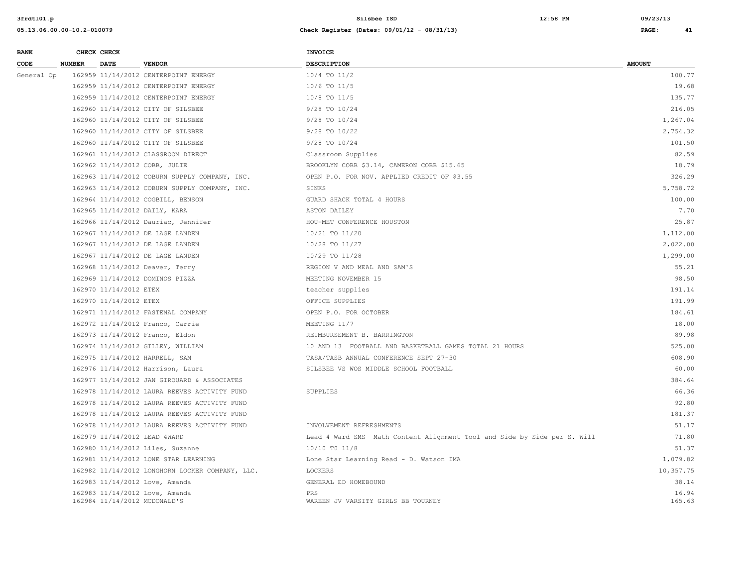| BANK CODE | CHECK NUMBER | CHECK DATE | VENDOR | INVOICE DESCRIPTION | AMOUNT |
|---|---|---|---|---|---|
| General Op | 162959 | 11/14/2012 | CENTERPOINT ENERGY | 10/4 TO 11/2 | 100.77 |
| | 162959 | 11/14/2012 | CENTERPOINT ENERGY | 10/6 TO 11/5 | 19.68 |
| | 162959 | 11/14/2012 | CENTERPOINT ENERGY | 10/8 TO 11/5 | 135.77 |
| | 162960 | 11/14/2012 | CITY OF SILSBEE | 9/28 TO 10/24 | 216.05 |
| | 162960 | 11/14/2012 | CITY OF SILSBEE | 9/28 TO 10/24 | 1,267.04 |
| | 162960 | 11/14/2012 | CITY OF SILSBEE | 9/28 TO 10/22 | 2,754.32 |
| | 162960 | 11/14/2012 | CITY OF SILSBEE | 9/28 TO 10/24 | 101.50 |
| | 162961 | 11/14/2012 | CLASSROOM DIRECT | Classroom Supplies | 82.59 |
| | 162962 | 11/14/2012 | COBB, JULIE | BROOKLYN COBB $3.14, CAMERON COBB $15.65 | 18.79 |
| | 162963 | 11/14/2012 | COBURN SUPPLY COMPANY, INC. | OPEN P.O. FOR NOV. APPLIED CREDIT OF $3.55 | 326.29 |
| | 162963 | 11/14/2012 | COBURN SUPPLY COMPANY, INC. | SINKS | 5,758.72 |
| | 162964 | 11/14/2012 | COGBILL, BENSON | GUARD SHACK TOTAL 4 HOURS | 100.00 |
| | 162965 | 11/14/2012 | DAILY, KARA | ASTON DAILEY | 7.70 |
| | 162966 | 11/14/2012 | Dauriac, Jennifer | HOU-MET CONFERENCE HOUSTON | 25.87 |
| | 162967 | 11/14/2012 | DE LAGE LANDEN | 10/21 TO 11/20 | 1,112.00 |
| | 162967 | 11/14/2012 | DE LAGE LANDEN | 10/28 TO 11/27 | 2,022.00 |
| | 162967 | 11/14/2012 | DE LAGE LANDEN | 10/29 TO 11/28 | 1,299.00 |
| | 162968 | 11/14/2012 | Deaver, Terry | REGION V AND MEAL AND SAM'S | 55.21 |
| | 162969 | 11/14/2012 | DOMINOS PIZZA | MEETING NOVEMBER 15 | 98.50 |
| | 162970 | 11/14/2012 | ETEX | teacher supplies | 191.14 |
| | 162970 | 11/14/2012 | ETEX | OFFICE SUPPLIES | 191.99 |
| | 162971 | 11/14/2012 | FASTENAL COMPANY | OPEN P.O. FOR OCTOBER | 184.61 |
| | 162972 | 11/14/2012 | Franco, Carrie | MEETING 11/7 | 18.00 |
| | 162973 | 11/14/2012 | Franco, Eldon | REIMBURSEMENT B. BARRINGTON | 89.98 |
| | 162974 | 11/14/2012 | GILLEY, WILLIAM | 10 AND 13 FOOTBALL AND BASKETBALL GAMES TOTAL 21 HOURS | 525.00 |
| | 162975 | 11/14/2012 | HARRELL, SAM | TASA/TASB ANNUAL CONFERENCE SEPT 27-30 | 608.90 |
| | 162976 | 11/14/2012 | Harrison, Laura | SILSBEE VS WOS MIDDLE SCHOOL FOOTBALL | 60.00 |
| | 162977 | 11/14/2012 | JAN GIROUARD & ASSOCIATES | | 384.64 |
| | 162978 | 11/14/2012 | LAURA REEVES ACTIVITY FUND | SUPPLIES | 66.36 |
| | 162978 | 11/14/2012 | LAURA REEVES ACTIVITY FUND | | 92.80 |
| | 162978 | 11/14/2012 | LAURA REEVES ACTIVITY FUND | | 181.37 |
| | 162978 | 11/14/2012 | LAURA REEVES ACTIVITY FUND | INVOLVEMENT REFRESHMENTS | 51.17 |
| | 162979 | 11/14/2012 | LEAD 4WARD | Lead 4 Ward SMS Math Content Alignment Tool and Side by Side per S. Will | 71.80 |
| | 162980 | 11/14/2012 | Liles, Suzanne | 10/10 T0 11/8 | 51.37 |
| | 162981 | 11/14/2012 | LONE STAR LEARNING | Lone Star Learning Read - D. Watson IMA | 1,079.82 |
| | 162982 | 11/14/2012 | LONGHORN LOCKER COMPANY, LLC. | LOCKERS | 10,357.75 |
| | 162983 | 11/14/2012 | Love, Amanda | GENERAL ED HOMEBOUND | 38.14 |
| | 162983 | 11/14/2012 | Love, Amanda | PRS | 16.94 |
| | 162984 | 11/14/2012 | MCDONALD'S | WAREEN JV VARSITY GIRLS BB TOURNEY | 165.63 |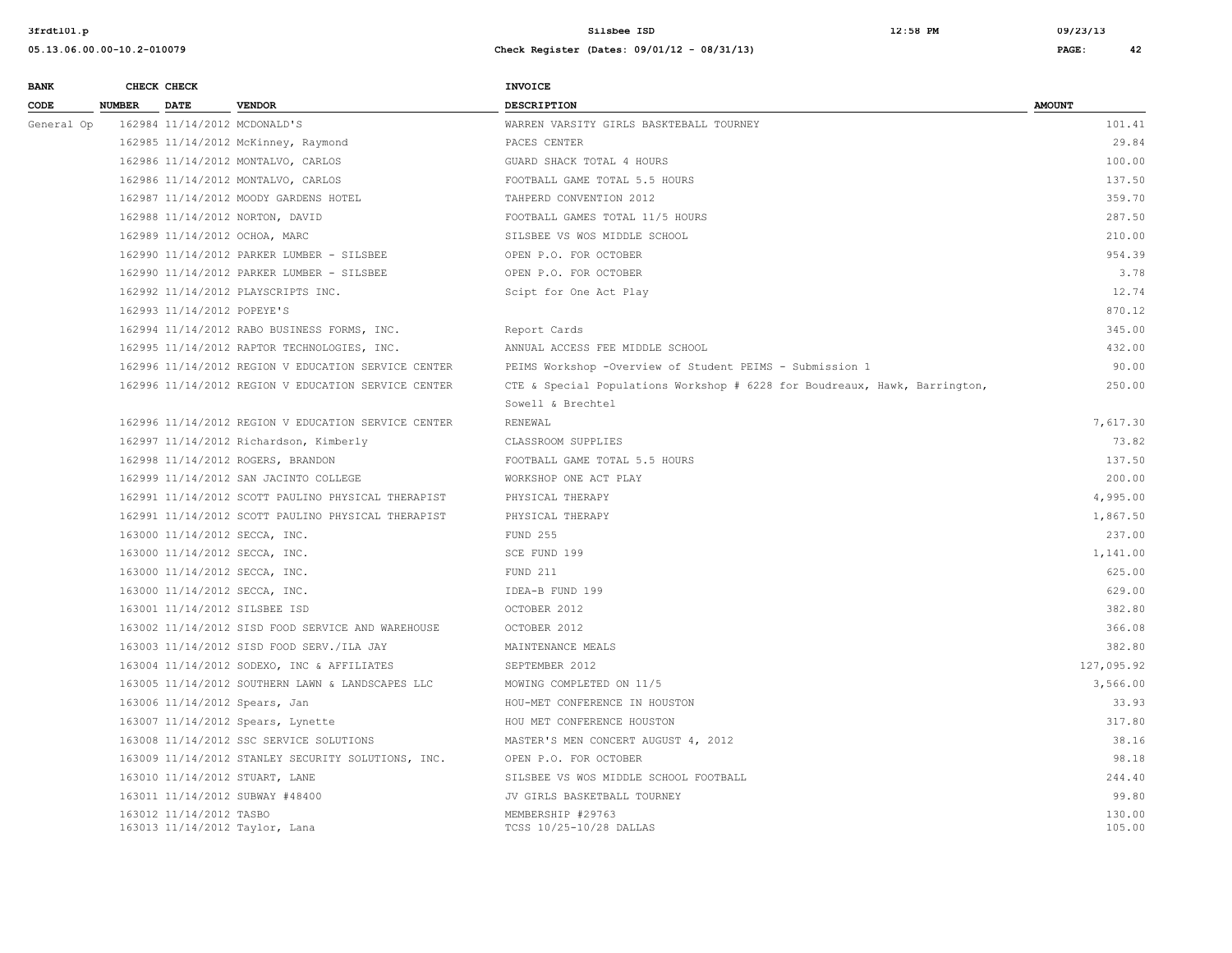| BANK CODE | CHECK NUMBER | CHECK DATE | VENDOR | INVOICE DESCRIPTION | AMOUNT |
|---|---|---|---|---|---|
| General Op | 162984 | 11/14/2012 | MCDONALD'S | WARREN VARSITY GIRLS BASKTEBALL TOURNEY | 101.41 |
| | 162985 | 11/14/2012 | McKinney, Raymond | PACES CENTER | 29.84 |
| | 162986 | 11/14/2012 | MONTALVO, CARLOS | GUARD SHACK TOTAL 4 HOURS | 100.00 |
| | 162986 | 11/14/2012 | MONTALVO, CARLOS | FOOTBALL GAME TOTAL 5.5 HOURS | 137.50 |
| | 162987 | 11/14/2012 | MOODY GARDENS HOTEL | TAHPERD CONVENTION 2012 | 359.70 |
| | 162988 | 11/14/2012 | NORTON, DAVID | FOOTBALL GAMES TOTAL 11/5 HOURS | 287.50 |
| | 162989 | 11/14/2012 | OCHOA, MARC | SILSBEE VS WOS MIDDLE SCHOOL | 210.00 |
| | 162990 | 11/14/2012 | PARKER LUMBER - SILSBEE | OPEN P.O. FOR OCTOBER | 954.39 |
| | 162990 | 11/14/2012 | PARKER LUMBER - SILSBEE | OPEN P.O. FOR OCTOBER | 3.78 |
| | 162992 | 11/14/2012 | PLAYSCRIPTS INC. | Scipt for One Act Play | 12.74 |
| | 162993 | 11/14/2012 | POPEYE'S | | 870.12 |
| | 162994 | 11/14/2012 | RABO BUSINESS FORMS, INC. | Report Cards | 345.00 |
| | 162995 | 11/14/2012 | RAPTOR TECHNOLOGIES, INC. | ANNUAL ACCESS FEE MIDDLE SCHOOL | 432.00 |
| | 162996 | 11/14/2012 | REGION V EDUCATION SERVICE CENTER | PEIMS Workshop -Overview of Student PEIMS - Submission 1 | 90.00 |
| | 162996 | 11/14/2012 | REGION V EDUCATION SERVICE CENTER | CTE & Special Populations Workshop # 6228 for Boudreaux, Hawk, Barrington, Sowell & Brechtel | 250.00 |
| | 162996 | 11/14/2012 | REGION V EDUCATION SERVICE CENTER | RENEWAL | 7,617.30 |
| | 162997 | 11/14/2012 | Richardson, Kimberly | CLASSROOM SUPPLIES | 73.82 |
| | 162998 | 11/14/2012 | ROGERS, BRANDON | FOOTBALL GAME TOTAL 5.5 HOURS | 137.50 |
| | 162999 | 11/14/2012 | SAN JACINTO COLLEGE | WORKSHOP ONE ACT PLAY | 200.00 |
| | 162991 | 11/14/2012 | SCOTT PAULINO PHYSICAL THERAPIST | PHYSICAL THERAPY | 4,995.00 |
| | 162991 | 11/14/2012 | SCOTT PAULINO PHYSICAL THERAPIST | PHYSICAL THERAPY | 1,867.50 |
| | 163000 | 11/14/2012 | SECCA, INC. | FUND 255 | 237.00 |
| | 163000 | 11/14/2012 | SECCA, INC. | SCE FUND 199 | 1,141.00 |
| | 163000 | 11/14/2012 | SECCA, INC. | FUND 211 | 625.00 |
| | 163000 | 11/14/2012 | SECCA, INC. | IDEA-B FUND 199 | 629.00 |
| | 163001 | 11/14/2012 | SILSBEE ISD | OCTOBER 2012 | 382.80 |
| | 163002 | 11/14/2012 | SISD FOOD SERVICE AND WAREHOUSE | OCTOBER 2012 | 366.08 |
| | 163003 | 11/14/2012 | SISD FOOD SERV./ILA JAY | MAINTENANCE MEALS | 382.80 |
| | 163004 | 11/14/2012 | SODEXO, INC & AFFILIATES | SEPTEMBER 2012 | 127,095.92 |
| | 163005 | 11/14/2012 | SOUTHERN LAWN & LANDSCAPES LLC | MOWING COMPLETED ON 11/5 | 3,566.00 |
| | 163006 | 11/14/2012 | Spears, Jan | HOU-MET CONFERENCE IN HOUSTON | 33.93 |
| | 163007 | 11/14/2012 | Spears, Lynette | HOU MET CONFERENCE HOUSTON | 317.80 |
| | 163008 | 11/14/2012 | SSC SERVICE SOLUTIONS | MASTER'S MEN CONCERT AUGUST 4, 2012 | 38.16 |
| | 163009 | 11/14/2012 | STANLEY SECURITY SOLUTIONS, INC. | OPEN P.O. FOR OCTOBER | 98.18 |
| | 163010 | 11/14/2012 | STUART, LANE | SILSBEE VS WOS MIDDLE SCHOOL FOOTBALL | 244.40 |
| | 163011 | 11/14/2012 | SUBWAY #48400 | JV GIRLS BASKETBALL TOURNEY | 99.80 |
| | 163012 | 11/14/2012 | TASBO | MEMBERSHIP #29763 | 130.00 |
| | 163013 | 11/14/2012 | Taylor, Lana | TCSS 10/25-10/28 DALLAS | 105.00 |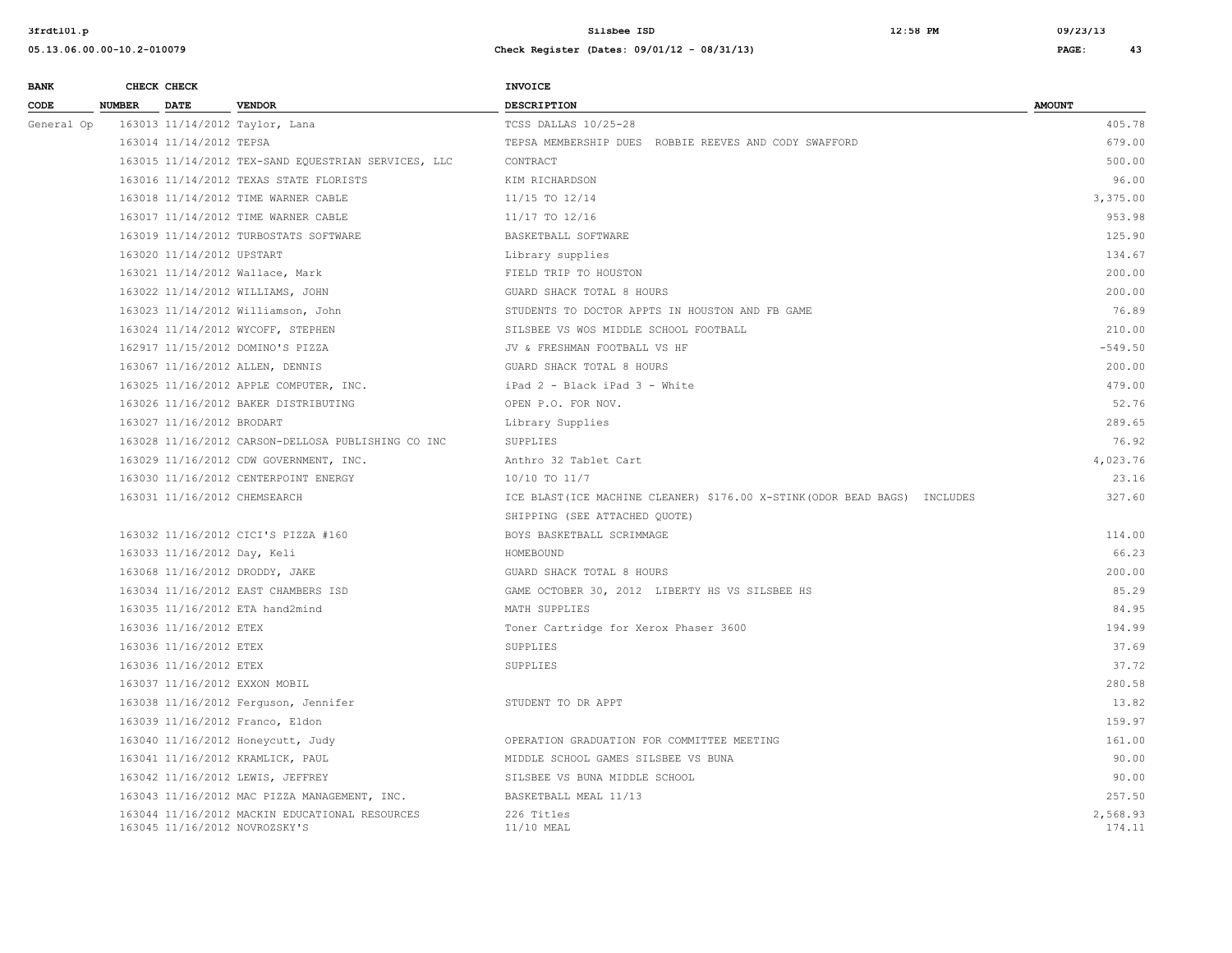| BANK CODE | CHECK NUMBER | CHECK DATE | VENDOR | INVOICE DESCRIPTION | AMOUNT |
|---|---|---|---|---|---|
| General Op | 163013 | 11/14/2012 | Taylor, Lana | TCSS DALLAS 10/25-28 | 405.78 |
| | 163014 | 11/14/2012 | TEPSA | TEPSA MEMBERSHIP DUES ROBBIE REEVES AND CODY SWAFFORD | 679.00 |
| | 163015 | 11/14/2012 | TEX-SAND EQUESTRIAN SERVICES, LLC | CONTRACT | 500.00 |
| | 163016 | 11/14/2012 | TEXAS STATE FLORISTS | KIM RICHARDSON | 96.00 |
| | 163018 | 11/14/2012 | TIME WARNER CABLE | 11/15 TO 12/14 | 3,375.00 |
| | 163017 | 11/14/2012 | TIME WARNER CABLE | 11/17 TO 12/16 | 953.98 |
| | 163019 | 11/14/2012 | TURBOSTATS SOFTWARE | BASKETBALL SOFTWARE | 125.90 |
| | 163020 | 11/14/2012 | UPSTART | Library supplies | 134.67 |
| | 163021 | 11/14/2012 | Wallace, Mark | FIELD TRIP TO HOUSTON | 200.00 |
| | 163022 | 11/14/2012 | WILLIAMS, JOHN | GUARD SHACK TOTAL 8 HOURS | 200.00 |
| | 163023 | 11/14/2012 | Williamson, John | STUDENTS TO DOCTOR APPTS IN HOUSTON AND FB GAME | 76.89 |
| | 163024 | 11/14/2012 | WYCOFF, STEPHEN | SILSBEE VS WOS MIDDLE SCHOOL FOOTBALL | 210.00 |
| | 162917 | 11/15/2012 | DOMINO'S PIZZA | JV & FRESHMAN FOOTBALL VS HF | -549.50 |
| | 163067 | 11/16/2012 | ALLEN, DENNIS | GUARD SHACK TOTAL 8 HOURS | 200.00 |
| | 163025 | 11/16/2012 | APPLE COMPUTER, INC. | iPad 2 - Black iPad 3 - White | 479.00 |
| | 163026 | 11/16/2012 | BAKER DISTRIBUTING | OPEN P.O. FOR NOV. | 52.76 |
| | 163027 | 11/16/2012 | BRODART | Library Supplies | 289.65 |
| | 163028 | 11/16/2012 | CARSON-DELLOSA PUBLISHING CO INC | SUPPLIES | 76.92 |
| | 163029 | 11/16/2012 | CDW GOVERNMENT, INC. | Anthro 32 Tablet Cart | 4,023.76 |
| | 163030 | 11/16/2012 | CENTERPOINT ENERGY | 10/10 TO 11/7 | 23.16 |
| | 163031 | 11/16/2012 | CHEMSEARCH | ICE BLAST(ICE MACHINE CLEANER) $176.00 X-STINK(ODOR BEAD BAGS) INCLUDES SHIPPING (SEE ATTACHED QUOTE) | 327.60 |
| | 163032 | 11/16/2012 | CICI'S PIZZA #160 | BOYS BASKETBALL SCRIMMAGE | 114.00 |
| | 163033 | 11/16/2012 | Day, Keli | HOMEBOUND | 66.23 |
| | 163068 | 11/16/2012 | DRODDY, JAKE | GUARD SHACK TOTAL 8 HOURS | 200.00 |
| | 163034 | 11/16/2012 | EAST CHAMBERS ISD | GAME OCTOBER 30, 2012 LIBERTY HS VS SILSBEE HS | 85.29 |
| | 163035 | 11/16/2012 | ETA hand2mind | MATH SUPPLIES | 84.95 |
| | 163036 | 11/16/2012 | ETEX | Toner Cartridge for Xerox Phaser 3600 | 194.99 |
| | 163036 | 11/16/2012 | ETEX | SUPPLIES | 37.69 |
| | 163036 | 11/16/2012 | ETEX | SUPPLIES | 37.72 |
| | 163037 | 11/16/2012 | EXXON MOBIL | | 280.58 |
| | 163038 | 11/16/2012 | Ferguson, Jennifer | STUDENT TO DR APPT | 13.82 |
| | 163039 | 11/16/2012 | Franco, Eldon | | 159.97 |
| | 163040 | 11/16/2012 | Honeycutt, Judy | OPERATION GRADUATION FOR COMMITTEE MEETING | 161.00 |
| | 163041 | 11/16/2012 | KRAMLICK, PAUL | MIDDLE SCHOOL GAMES SILSBEE VS BUNA | 90.00 |
| | 163042 | 11/16/2012 | LEWIS, JEFFREY | SILSBEE VS BUNA MIDDLE SCHOOL | 90.00 |
| | 163043 | 11/16/2012 | MAC PIZZA MANAGEMENT, INC. | BASKETBALL MEAL 11/13 | 257.50 |
| | 163044 | 11/16/2012 | MACKIN EDUCATIONAL RESOURCES | 226 Titles | 2,568.93 |
| | 163045 | 11/16/2012 | NOVROZSKY'S | 11/10 MEAL | 174.11 |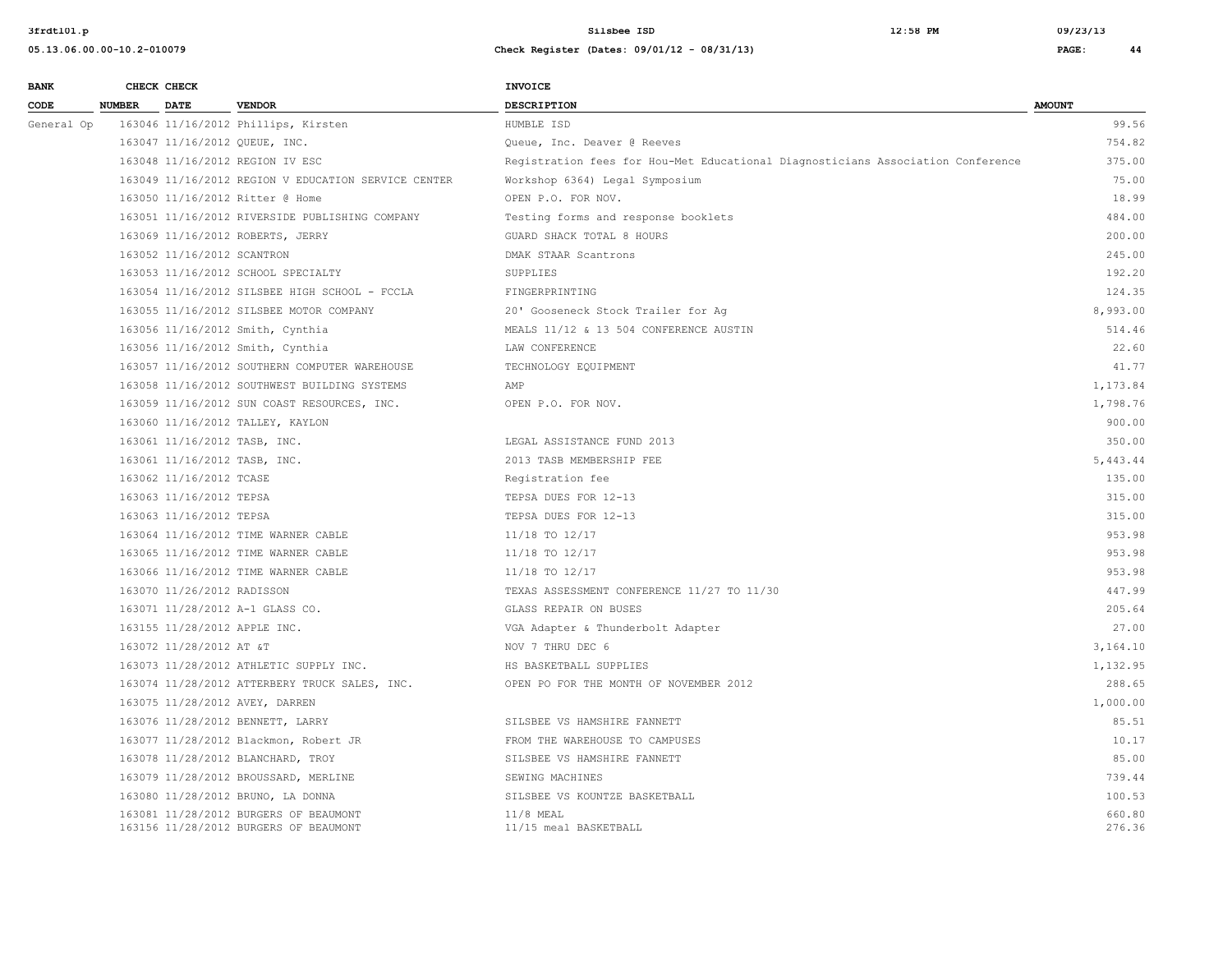| BANK CODE | CHECK NUMBER | CHECK DATE | VENDOR | INVOICE DESCRIPTION | AMOUNT |
|---|---|---|---|---|---|
| General Op | 163046 | 11/16/2012 | Phillips, Kirsten | HUMBLE ISD | 99.56 |
| | 163047 | 11/16/2012 | QUEUE, INC. | Queue, Inc. Deaver @ Reeves | 754.82 |
| | 163048 | 11/16/2012 | REGION IV ESC | Registration fees for Hou-Met Educational Diagnosticians Association Conference | 375.00 |
| | 163049 | 11/16/2012 | REGION V EDUCATION SERVICE CENTER | Workshop 6364) Legal Symposium | 75.00 |
| | 163050 | 11/16/2012 | Ritter @ Home | OPEN P.O. FOR NOV. | 18.99 |
| | 163051 | 11/16/2012 | RIVERSIDE PUBLISHING COMPANY | Testing forms and response booklets | 484.00 |
| | 163069 | 11/16/2012 | ROBERTS, JERRY | GUARD SHACK TOTAL 8 HOURS | 200.00 |
| | 163052 | 11/16/2012 | SCANTRON | DMAK STAAR Scantrons | 245.00 |
| | 163053 | 11/16/2012 | SCHOOL SPECIALTY | SUPPLIES | 192.20 |
| | 163054 | 11/16/2012 | SILSBEE HIGH SCHOOL - FCCLA | FINGERPRINTING | 124.35 |
| | 163055 | 11/16/2012 | SILSBEE MOTOR COMPANY | 20' Gooseneck Stock Trailer for Ag | 8,993.00 |
| | 163056 | 11/16/2012 | Smith, Cynthia | MEALS 11/12 & 13 504 CONFERENCE AUSTIN | 514.46 |
| | 163056 | 11/16/2012 | Smith, Cynthia | LAW CONFERENCE | 22.60 |
| | 163057 | 11/16/2012 | SOUTHERN COMPUTER WAREHOUSE | TECHNOLOGY EQUIPMENT | 41.77 |
| | 163058 | 11/16/2012 | SOUTHWEST BUILDING SYSTEMS | AMP | 1,173.84 |
| | 163059 | 11/16/2012 | SUN COAST RESOURCES, INC. | OPEN P.O. FOR NOV. | 1,798.76 |
| | 163060 | 11/16/2012 | TALLEY, KAYLON | | 900.00 |
| | 163061 | 11/16/2012 | TASB, INC. | LEGAL ASSISTANCE FUND 2013 | 350.00 |
| | 163061 | 11/16/2012 | TASB, INC. | 2013 TASB MEMBERSHIP FEE | 5,443.44 |
| | 163062 | 11/16/2012 | TCASE | Registration fee | 135.00 |
| | 163063 | 11/16/2012 | TEPSA | TEPSA DUES FOR 12-13 | 315.00 |
| | 163063 | 11/16/2012 | TEPSA | TEPSA DUES FOR 12-13 | 315.00 |
| | 163064 | 11/16/2012 | TIME WARNER CABLE | 11/18 TO 12/17 | 953.98 |
| | 163065 | 11/16/2012 | TIME WARNER CABLE | 11/18 TO 12/17 | 953.98 |
| | 163066 | 11/16/2012 | TIME WARNER CABLE | 11/18 TO 12/17 | 953.98 |
| | 163070 | 11/26/2012 | RADISSON | TEXAS ASSESSMENT CONFERENCE 11/27 TO 11/30 | 447.99 |
| | 163071 | 11/28/2012 | A-1 GLASS CO. | GLASS REPAIR ON BUSES | 205.64 |
| | 163155 | 11/28/2012 | APPLE INC. | VGA Adapter & Thunderbolt Adapter | 27.00 |
| | 163072 | 11/28/2012 | AT &T | NOV 7 THRU DEC 6 | 3,164.10 |
| | 163073 | 11/28/2012 | ATHLETIC SUPPLY INC. | HS BASKETBALL SUPPLIES | 1,132.95 |
| | 163074 | 11/28/2012 | ATTERBERY TRUCK SALES, INC. | OPEN PO FOR THE MONTH OF NOVEMBER 2012 | 288.65 |
| | 163075 | 11/28/2012 | AVEY, DARREN | | 1,000.00 |
| | 163076 | 11/28/2012 | BENNETT, LARRY | SILSBEE VS HAMSHIRE FANNETT | 85.51 |
| | 163077 | 11/28/2012 | Blackmon, Robert JR | FROM THE WAREHOUSE TO CAMPUSES | 10.17 |
| | 163078 | 11/28/2012 | BLANCHARD, TROY | SILSBEE VS HAMSHIRE FANNETT | 85.00 |
| | 163079 | 11/28/2012 | BROUSSARD, MERLINE | SEWING MACHINES | 739.44 |
| | 163080 | 11/28/2012 | BRUNO, LA DONNA | SILSBEE VS KOUNTZE BASKETBALL | 100.53 |
| | 163081 | 11/28/2012 | BURGERS OF BEAUMONT | 11/8 MEAL | 660.80 |
| | 163156 | 11/28/2012 | BURGERS OF BEAUMONT | 11/15 meal BASKETBALL | 276.36 |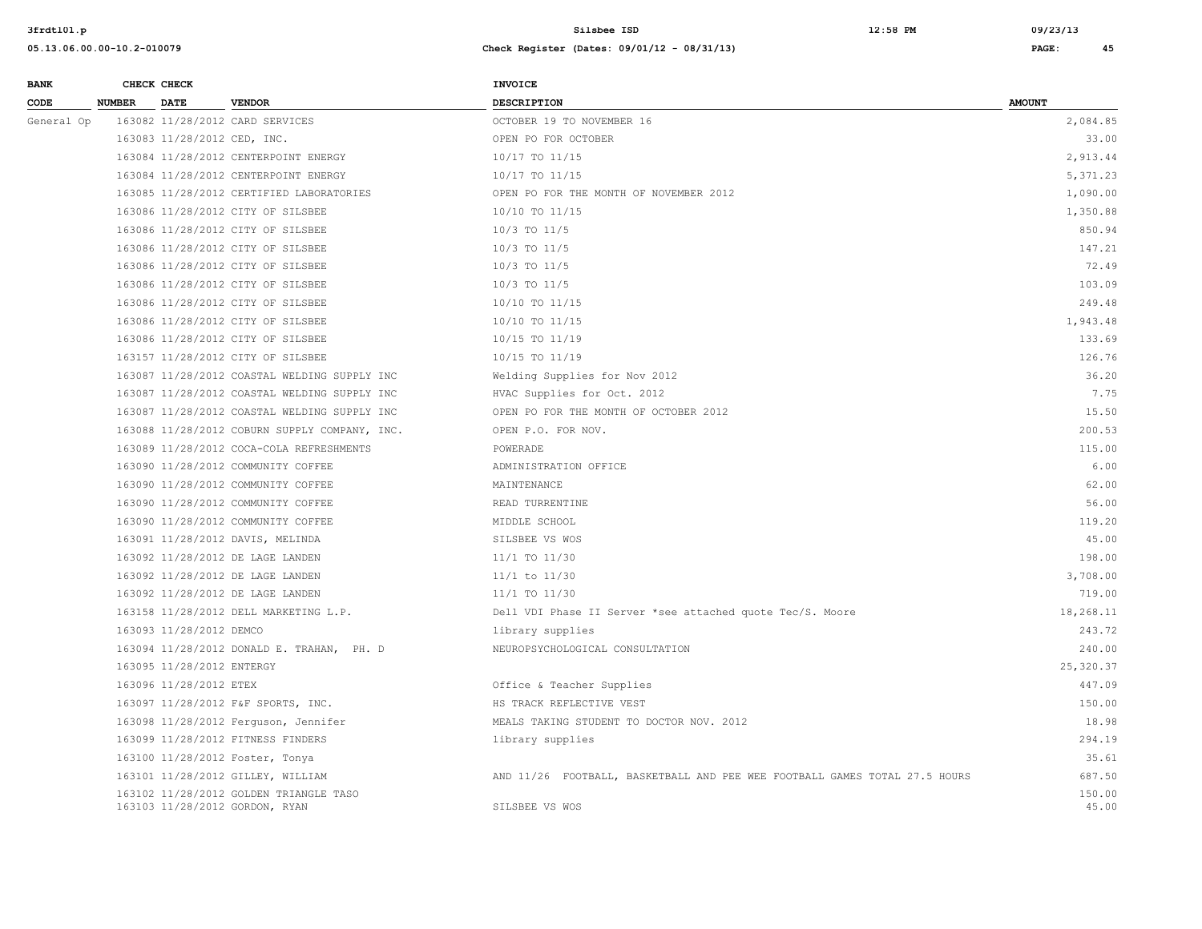| BANK CODE | CHECK NUMBER | CHECK DATE | VENDOR | INVOICE DESCRIPTION | AMOUNT |
|---|---|---|---|---|---|
| General Op | 163082 | 11/28/2012 | CARD SERVICES | OCTOBER 19 TO NOVEMBER 16 | 2,084.85 |
| | 163083 | 11/28/2012 | CED, INC. | OPEN PO FOR OCTOBER | 33.00 |
| | 163084 | 11/28/2012 | CENTERPOINT ENERGY | 10/17 TO 11/15 | 2,913.44 |
| | 163084 | 11/28/2012 | CENTERPOINT ENERGY | 10/17 TO 11/15 | 5,371.23 |
| | 163085 | 11/28/2012 | CERTIFIED LABORATORIES | OPEN PO FOR THE MONTH OF NOVEMBER 2012 | 1,090.00 |
| | 163086 | 11/28/2012 | CITY OF SILSBEE | 10/10 TO 11/15 | 1,350.88 |
| | 163086 | 11/28/2012 | CITY OF SILSBEE | 10/3 TO 11/5 | 850.94 |
| | 163086 | 11/28/2012 | CITY OF SILSBEE | 10/3 TO 11/5 | 147.21 |
| | 163086 | 11/28/2012 | CITY OF SILSBEE | 10/3 TO 11/5 | 72.49 |
| | 163086 | 11/28/2012 | CITY OF SILSBEE | 10/3 TO 11/5 | 103.09 |
| | 163086 | 11/28/2012 | CITY OF SILSBEE | 10/10 TO 11/15 | 249.48 |
| | 163086 | 11/28/2012 | CITY OF SILSBEE | 10/10 TO 11/15 | 1,943.48 |
| | 163086 | 11/28/2012 | CITY OF SILSBEE | 10/15 TO 11/19 | 133.69 |
| | 163157 | 11/28/2012 | CITY OF SILSBEE | 10/15 TO 11/19 | 126.76 |
| | 163087 | 11/28/2012 | COASTAL WELDING SUPPLY INC | Welding Supplies for Nov 2012 | 36.20 |
| | 163087 | 11/28/2012 | COASTAL WELDING SUPPLY INC | HVAC Supplies for Oct. 2012 | 7.75 |
| | 163087 | 11/28/2012 | COASTAL WELDING SUPPLY INC | OPEN PO FOR THE MONTH OF OCTOBER 2012 | 15.50 |
| | 163088 | 11/28/2012 | COBURN SUPPLY COMPANY, INC. | OPEN P.O. FOR NOV. | 200.53 |
| | 163089 | 11/28/2012 | COCA-COLA REFRESHMENTS | POWERADE | 115.00 |
| | 163090 | 11/28/2012 | COMMUNITY COFFEE | ADMINISTRATION OFFICE | 6.00 |
| | 163090 | 11/28/2012 | COMMUNITY COFFEE | MAINTENANCE | 62.00 |
| | 163090 | 11/28/2012 | COMMUNITY COFFEE | READ TURRENTINE | 56.00 |
| | 163090 | 11/28/2012 | COMMUNITY COFFEE | MIDDLE SCHOOL | 119.20 |
| | 163091 | 11/28/2012 | DAVIS, MELINDA | SILSBEE VS WOS | 45.00 |
| | 163092 | 11/28/2012 | DE LAGE LANDEN | 11/1 TO 11/30 | 198.00 |
| | 163092 | 11/28/2012 | DE LAGE LANDEN | 11/1 to 11/30 | 3,708.00 |
| | 163092 | 11/28/2012 | DE LAGE LANDEN | 11/1 TO 11/30 | 719.00 |
| | 163158 | 11/28/2012 | DELL MARKETING L.P. | Dell VDI Phase II Server *see attached quote Tec/S. Moore | 18,268.11 |
| | 163093 | 11/28/2012 | DEMCO | library supplies | 243.72 |
| | 163094 | 11/28/2012 | DONALD E. TRAHAN, PH. D | NEUROPSYCHOLOGICAL CONSULTATION | 240.00 |
| | 163095 | 11/28/2012 | ENTERGY | | 25,320.37 |
| | 163096 | 11/28/2012 | ETEX | Office & Teacher Supplies | 447.09 |
| | 163097 | 11/28/2012 | F&F SPORTS, INC. | HS TRACK REFLECTIVE VEST | 150.00 |
| | 163098 | 11/28/2012 | Ferguson, Jennifer | MEALS TAKING STUDENT TO DOCTOR NOV. 2012 | 18.98 |
| | 163099 | 11/28/2012 | FITNESS FINDERS | library supplies | 294.19 |
| | 163100 | 11/28/2012 | Foster, Tonya | | 35.61 |
| | 163101 | 11/28/2012 | GILLEY, WILLIAM | AND 11/26 FOOTBALL, BASKETBALL AND PEE WEE FOOTBALL GAMES TOTAL 27.5 HOURS | 687.50 |
| | 163102 | 11/28/2012 | GOLDEN TRIANGLE TASO | | 150.00 |
| | 163103 | 11/28/2012 | GORDON, RYAN | SILSBEE VS WOS | 45.00 |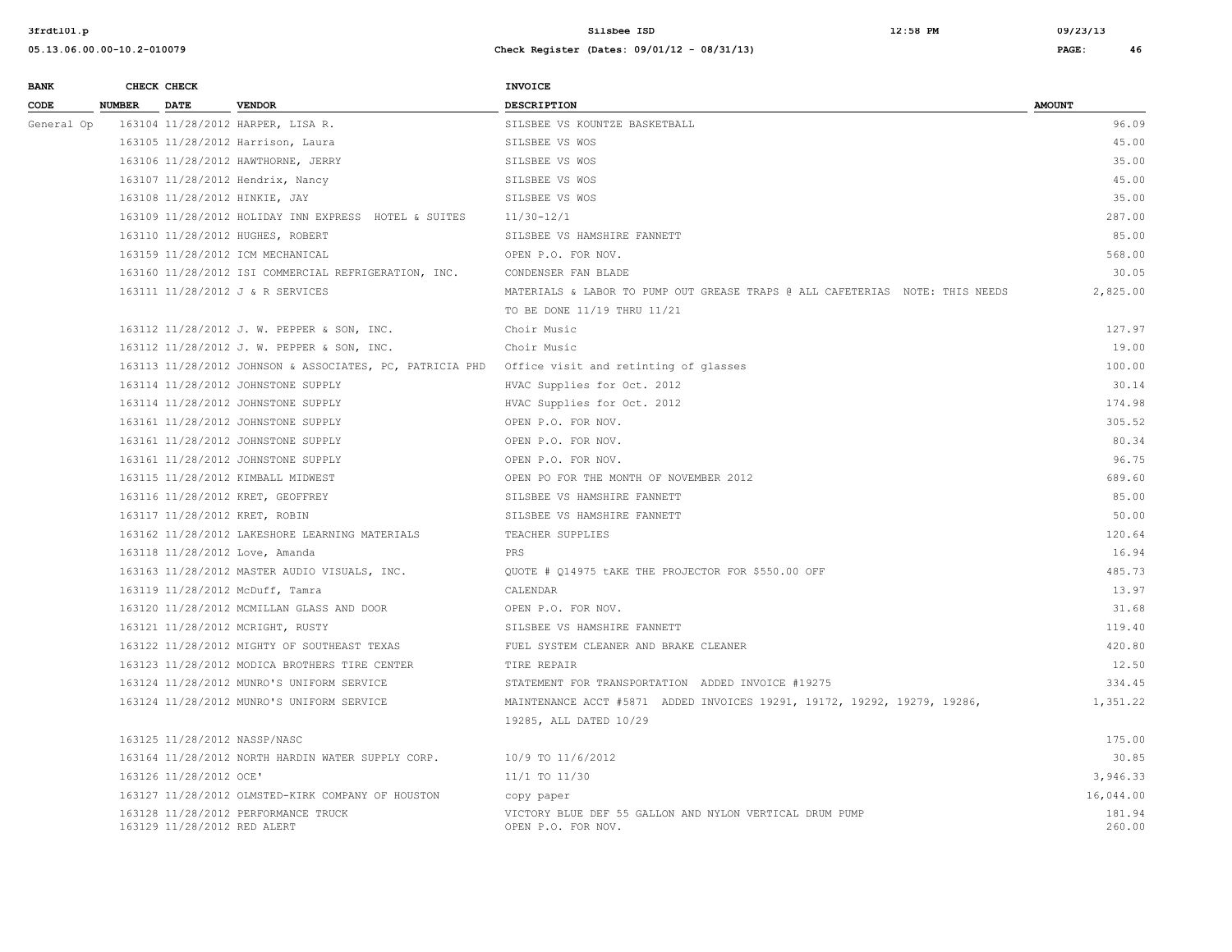| BANK CODE | CHECK NUMBER | CHECK DATE | VENDOR | INVOICE DESCRIPTION | AMOUNT |
|---|---|---|---|---|---|
| General Op | 163104 | 11/28/2012 | HARPER, LISA R. | SILSBEE VS KOUNTZE BASKETBALL | 96.09 |
| | 163105 | 11/28/2012 | Harrison, Laura | SILSBEE VS WOS | 45.00 |
| | 163106 | 11/28/2012 | HAWTHORNE, JERRY | SILSBEE VS WOS | 35.00 |
| | 163107 | 11/28/2012 | Hendrix, Nancy | SILSBEE VS WOS | 45.00 |
| | 163108 | 11/28/2012 | HINKIE, JAY | SILSBEE VS WOS | 35.00 |
| | 163109 | 11/28/2012 | HOLIDAY INN EXPRESS HOTEL & SUITES | 11/30-12/1 | 287.00 |
| | 163110 | 11/28/2012 | HUGHES, ROBERT | SILSBEE VS HAMSHIRE FANNETT | 85.00 |
| | 163159 | 11/28/2012 | ICM MECHANICAL | OPEN P.O. FOR NOV. | 568.00 |
| | 163160 | 11/28/2012 | ISI COMMERCIAL REFRIGERATION, INC. | CONDENSER FAN BLADE | 30.05 |
| | 163111 | 11/28/2012 | J & R SERVICES | MATERIALS & LABOR TO PUMP OUT GREASE TRAPS @ ALL CAFETERIAS NOTE: THIS NEEDS TO BE DONE 11/19 THRU 11/21 | 2,825.00 |
| | 163112 | 11/28/2012 | J. W. PEPPER & SON, INC. | Choir Music | 127.97 |
| | 163112 | 11/28/2012 | J. W. PEPPER & SON, INC. | Choir Music | 19.00 |
| | 163113 | 11/28/2012 | JOHNSON & ASSOCIATES, PC, PATRICIA PHD | Office visit and retinting of glasses | 100.00 |
| | 163114 | 11/28/2012 | JOHNSTONE SUPPLY | HVAC Supplies for Oct. 2012 | 30.14 |
| | 163114 | 11/28/2012 | JOHNSTONE SUPPLY | HVAC Supplies for Oct. 2012 | 174.98 |
| | 163161 | 11/28/2012 | JOHNSTONE SUPPLY | OPEN P.O. FOR NOV. | 305.52 |
| | 163161 | 11/28/2012 | JOHNSTONE SUPPLY | OPEN P.O. FOR NOV. | 80.34 |
| | 163161 | 11/28/2012 | JOHNSTONE SUPPLY | OPEN P.O. FOR NOV. | 96.75 |
| | 163115 | 11/28/2012 | KIMBALL MIDWEST | OPEN PO FOR THE MONTH OF NOVEMBER 2012 | 689.60 |
| | 163116 | 11/28/2012 | KRET, GEOFFREY | SILSBEE VS HAMSHIRE FANNETT | 85.00 |
| | 163117 | 11/28/2012 | KRET, ROBIN | SILSBEE VS HAMSHIRE FANNETT | 50.00 |
| | 163162 | 11/28/2012 | LAKESHORE LEARNING MATERIALS | TEACHER SUPPLIES | 120.64 |
| | 163118 | 11/28/2012 | Love, Amanda | PRS | 16.94 |
| | 163163 | 11/28/2012 | MASTER AUDIO VISUALS, INC. | QUOTE # Q14975 tAKE THE PROJECTOR FOR $550.00 OFF | 485.73 |
| | 163119 | 11/28/2012 | McDuff, Tamra | CALENDAR | 13.97 |
| | 163120 | 11/28/2012 | MCMILLAN GLASS AND DOOR | OPEN P.O. FOR NOV. | 31.68 |
| | 163121 | 11/28/2012 | MCRIGHT, RUSTY | SILSBEE VS HAMSHIRE FANNETT | 119.40 |
| | 163122 | 11/28/2012 | MIGHTY OF SOUTHEAST TEXAS | FUEL SYSTEM CLEANER AND BRAKE CLEANER | 420.80 |
| | 163123 | 11/28/2012 | MODICA BROTHERS TIRE CENTER | TIRE REPAIR | 12.50 |
| | 163124 | 11/28/2012 | MUNRO'S UNIFORM SERVICE | STATEMENT FOR TRANSPORTATION ADDED INVOICE #19275 | 334.45 |
| | 163124 | 11/28/2012 | MUNRO'S UNIFORM SERVICE | MAINTENANCE ACCT #5871 ADDED INVOICES 19291, 19172, 19292, 19279, 19286, 19285, ALL DATED 10/29 | 1,351.22 |
| | 163125 | 11/28/2012 | NASSP/NASC | | 175.00 |
| | 163164 | 11/28/2012 | NORTH HARDIN WATER SUPPLY CORP. | 10/9 TO 11/6/2012 | 30.85 |
| | 163126 | 11/28/2012 | OCE' | 11/1 TO 11/30 | 3,946.33 |
| | 163127 | 11/28/2012 | OLMSTED-KIRK COMPANY OF HOUSTON | copy paper | 16,044.00 |
| | 163128 | 11/28/2012 | PERFORMANCE TRUCK | VICTORY BLUE DEF 55 GALLON AND NYLON VERTICAL DRUM PUMP | 181.94 |
| | 163129 | 11/28/2012 | RED ALERT | OPEN P.O. FOR NOV. | 260.00 |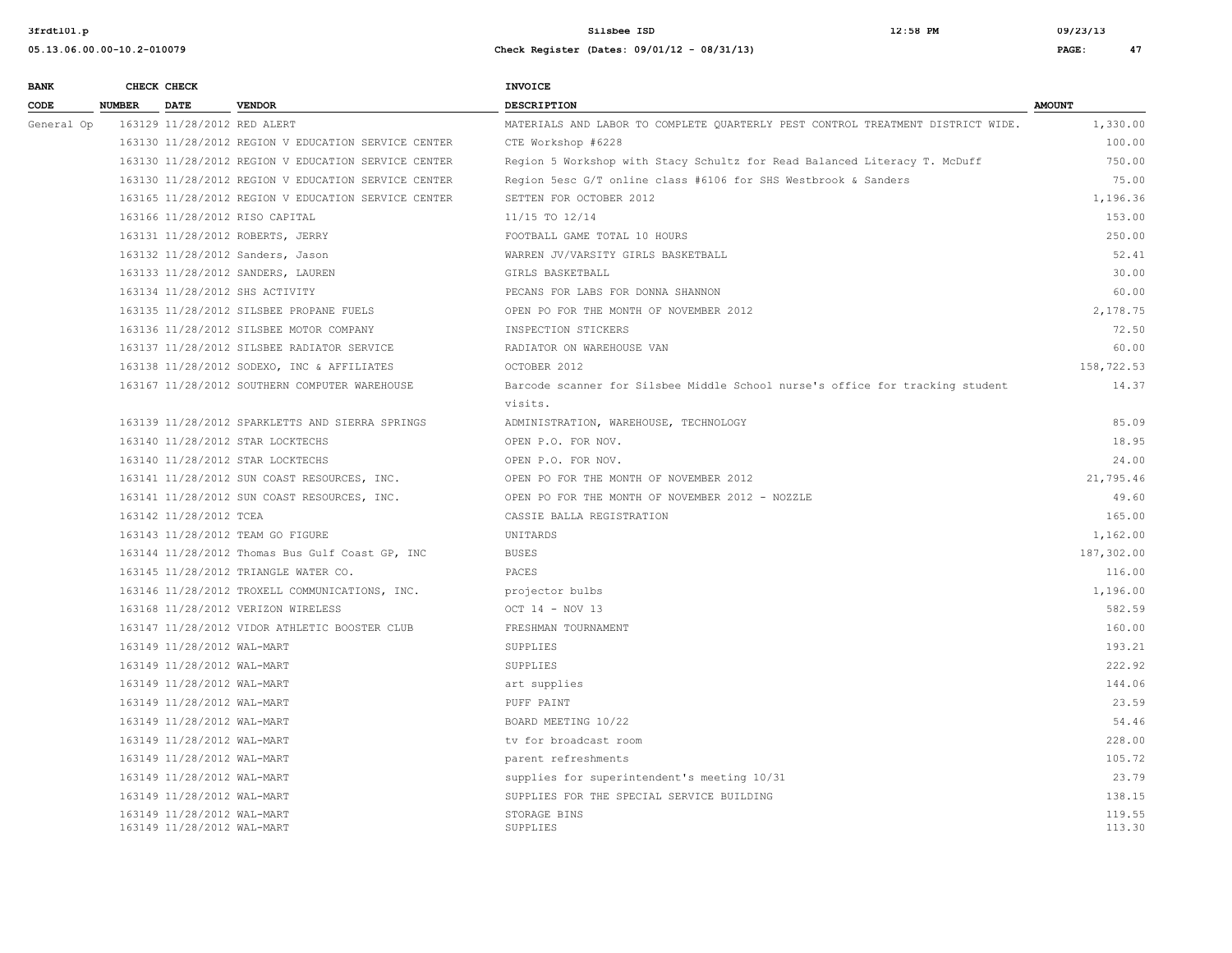| BANK CODE | CHECK NUMBER | CHECK DATE | VENDOR | INVOICE DESCRIPTION | AMOUNT |
|---|---|---|---|---|---|
| General Op | 163129 | 11/28/2012 | RED ALERT | MATERIALS AND LABOR TO COMPLETE QUARTERLY PEST CONTROL TREATMENT DISTRICT WIDE. | 1,330.00 |
| | 163130 | 11/28/2012 | REGION V EDUCATION SERVICE CENTER | CTE Workshop #6228 | 100.00 |
| | 163130 | 11/28/2012 | REGION V EDUCATION SERVICE CENTER | Region 5 Workshop with Stacy Schultz for Read Balanced Literacy T. McDuff | 750.00 |
| | 163130 | 11/28/2012 | REGION V EDUCATION SERVICE CENTER | Region 5esc G/T online class #6106 for SHS Westbrook & Sanders | 75.00 |
| | 163165 | 11/28/2012 | REGION V EDUCATION SERVICE CENTER | SETTEN FOR OCTOBER 2012 | 1,196.36 |
| | 163166 | 11/28/2012 | RISO CAPITAL | 11/15 TO 12/14 | 153.00 |
| | 163131 | 11/28/2012 | ROBERTS, JERRY | FOOTBALL GAME TOTAL 10 HOURS | 250.00 |
| | 163132 | 11/28/2012 | Sanders, Jason | WARREN JV/VARSITY GIRLS BASKETBALL | 52.41 |
| | 163133 | 11/28/2012 | SANDERS, LAUREN | GIRLS BASKETBALL | 30.00 |
| | 163134 | 11/28/2012 | SHS ACTIVITY | PECANS FOR LABS FOR DONNA SHANNON | 60.00 |
| | 163135 | 11/28/2012 | SILSBEE PROPANE FUELS | OPEN PO FOR THE MONTH OF NOVEMBER 2012 | 2,178.75 |
| | 163136 | 11/28/2012 | SILSBEE MOTOR COMPANY | INSPECTION STICKERS | 72.50 |
| | 163137 | 11/28/2012 | SILSBEE RADIATOR SERVICE | RADIATOR ON WAREHOUSE VAN | 60.00 |
| | 163138 | 11/28/2012 | SODEXO, INC & AFFILIATES | OCTOBER 2012 | 158,722.53 |
| | 163167 | 11/28/2012 | SOUTHERN COMPUTER WAREHOUSE | Barcode scanner for Silsbee Middle School nurse's office for tracking student visits. | 14.37 |
| | 163139 | 11/28/2012 | SPARKLETTS AND SIERRA SPRINGS | ADMINISTRATION, WAREHOUSE, TECHNOLOGY | 85.09 |
| | 163140 | 11/28/2012 | STAR LOCKTECHS | OPEN P.O. FOR NOV. | 18.95 |
| | 163140 | 11/28/2012 | STAR LOCKTECHS | OPEN P.O. FOR NOV. | 24.00 |
| | 163141 | 11/28/2012 | SUN COAST RESOURCES, INC. | OPEN PO FOR THE MONTH OF NOVEMBER 2012 | 21,795.46 |
| | 163141 | 11/28/2012 | SUN COAST RESOURCES, INC. | OPEN PO FOR THE MONTH OF NOVEMBER 2012 - NOZZLE | 49.60 |
| | 163142 | 11/28/2012 | TCEA | CASSIE BALLA REGISTRATION | 165.00 |
| | 163143 | 11/28/2012 | TEAM GO FIGURE | UNITARDS | 1,162.00 |
| | 163144 | 11/28/2012 | Thomas Bus Gulf Coast GP, INC | BUSES | 187,302.00 |
| | 163145 | 11/28/2012 | TRIANGLE WATER CO. | PACES | 116.00 |
| | 163146 | 11/28/2012 | TROXELL COMMUNICATIONS, INC. | projector bulbs | 1,196.00 |
| | 163168 | 11/28/2012 | VERIZON WIRELESS | OCT 14 - NOV 13 | 582.59 |
| | 163147 | 11/28/2012 | VIDOR ATHLETIC BOOSTER CLUB | FRESHMAN TOURNAMENT | 160.00 |
| | 163149 | 11/28/2012 | WAL-MART | SUPPLIES | 193.21 |
| | 163149 | 11/28/2012 | WAL-MART | SUPPLIES | 222.92 |
| | 163149 | 11/28/2012 | WAL-MART | art supplies | 144.06 |
| | 163149 | 11/28/2012 | WAL-MART | PUFF PAINT | 23.59 |
| | 163149 | 11/28/2012 | WAL-MART | BOARD MEETING 10/22 | 54.46 |
| | 163149 | 11/28/2012 | WAL-MART | tv for broadcast room | 228.00 |
| | 163149 | 11/28/2012 | WAL-MART | parent refreshments | 105.72 |
| | 163149 | 11/28/2012 | WAL-MART | supplies for superintendent's meeting 10/31 | 23.79 |
| | 163149 | 11/28/2012 | WAL-MART | SUPPLIES FOR THE SPECIAL SERVICE BUILDING | 138.15 |
| | 163149 | 11/28/2012 | WAL-MART | STORAGE BINS | 119.55 |
| | 163149 | 11/28/2012 | WAL-MART | SUPPLIES | 113.30 |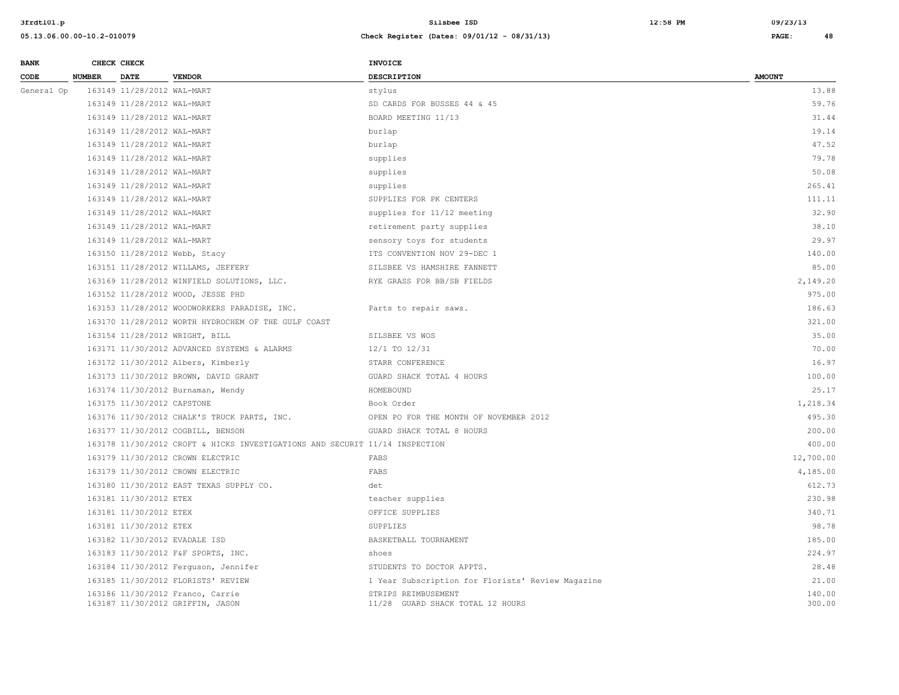| BANK CODE | CHECK NUMBER | CHECK DATE | VENDOR | INVOICE DESCRIPTION | AMOUNT |
|---|---|---|---|---|---|
| General Op | 163149 | 11/28/2012 | WAL-MART | stylus | 13.88 |
| | 163149 | 11/28/2012 | WAL-MART | SD CARDS FOR BUSSES 44 & 45 | 59.76 |
| | 163149 | 11/28/2012 | WAL-MART | BOARD MEETING 11/13 | 31.44 |
| | 163149 | 11/28/2012 | WAL-MART | burlap | 19.14 |
| | 163149 | 11/28/2012 | WAL-MART | burlap | 47.52 |
| | 163149 | 11/28/2012 | WAL-MART | supplies | 79.78 |
| | 163149 | 11/28/2012 | WAL-MART | supplies | 50.08 |
| | 163149 | 11/28/2012 | WAL-MART | supplies | 265.41 |
| | 163149 | 11/28/2012 | WAL-MART | SUPPLIES FOR PK CENTERS | 111.11 |
| | 163149 | 11/28/2012 | WAL-MART | supplies for 11/12 meeting | 32.90 |
| | 163149 | 11/28/2012 | WAL-MART | retirement party supplies | 38.10 |
| | 163149 | 11/28/2012 | WAL-MART | sensory toys for students | 29.97 |
| | 163150 | 11/28/2012 | Webb, Stacy | ITS CONVENTION NOV 29-DEC 1 | 140.00 |
| | 163151 | 11/28/2012 | WILLAMS, JEFFERY | SILSBEE VS HAMSHIRE FANNETT | 85.00 |
| | 163169 | 11/28/2012 | WINFIELD SOLUTIONS, LLC. | RYE GRASS FOR BB/SB FIELDS | 2,149.20 |
| | 163152 | 11/28/2012 | WOOD, JESSE PHD | | 975.00 |
| | 163153 | 11/28/2012 | WOODWORKERS PARADISE, INC. | Parts to repair saws. | 186.63 |
| | 163170 | 11/28/2012 | WORTH HYDROCHEM OF THE GULF COAST | | 321.00 |
| | 163154 | 11/28/2012 | WRIGHT, BILL | SILSBEE VS WOS | 35.00 |
| | 163171 | 11/30/2012 | ADVANCED SYSTEMS & ALARMS | 12/1 TO 12/31 | 70.00 |
| | 163172 | 11/30/2012 | Albers, Kimberly | STARR CONFERENCE | 16.97 |
| | 163173 | 11/30/2012 | BROWN, DAVID GRANT | GUARD SHACK TOTAL 4 HOURS | 100.00 |
| | 163174 | 11/30/2012 | Burnaman, Wendy | HOMEBOUND | 25.17 |
| | 163175 | 11/30/2012 | CAPSTONE | Book Order | 1,218.34 |
| | 163176 | 11/30/2012 | CHALK'S TRUCK PARTS, INC. | OPEN PO FOR THE MONTH OF NOVEMBER 2012 | 495.30 |
| | 163177 | 11/30/2012 | COGBILL, BENSON | GUARD SHACK TOTAL 8 HOURS | 200.00 |
| | 163178 | 11/30/2012 | CROFT & HICKS INVESTIGATIONS AND SECURIT | 11/14 INSPECTION | 400.00 |
| | 163179 | 11/30/2012 | CROWN ELECTRIC | FABS | 12,700.00 |
| | 163179 | 11/30/2012 | CROWN ELECTRIC | FABS | 4,185.00 |
| | 163180 | 11/30/2012 | EAST TEXAS SUPPLY CO. | det | 612.73 |
| | 163181 | 11/30/2012 | ETEX | teacher supplies | 230.98 |
| | 163181 | 11/30/2012 | ETEX | OFFICE SUPPLIES | 340.71 |
| | 163181 | 11/30/2012 | ETEX | SUPPLIES | 98.78 |
| | 163182 | 11/30/2012 | EVADALE ISD | BASKETBALL TOURNAMENT | 185.00 |
| | 163183 | 11/30/2012 | F&F SPORTS, INC. | shoes | 224.97 |
| | 163184 | 11/30/2012 | Ferguson, Jennifer | STUDENTS TO DOCTOR APPTS. | 28.48 |
| | 163185 | 11/30/2012 | FLORISTS' REVIEW | 1 Year Subscription for Florists' Review Magazine | 21.00 |
| | 163186 | 11/30/2012 | Franco, Carrie | STRIPS REIMBUSEMENT | 140.00 |
| | 163187 | 11/30/2012 | GRIFFIN, JASON | 11/28 GUARD SHACK TOTAL 12 HOURS | 300.00 |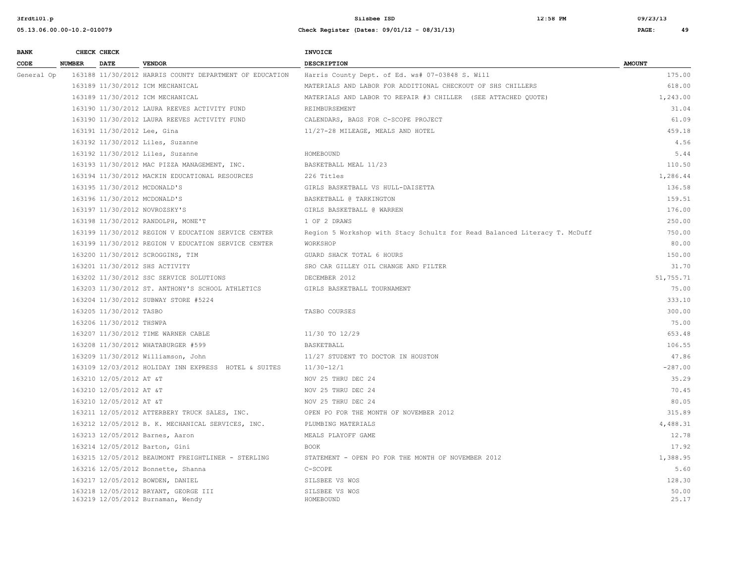| BANK CODE | CHECK NUMBER | CHECK DATE | VENDOR | INVOICE DESCRIPTION | AMOUNT |
|---|---|---|---|---|---|
| General Op | 163188 | 11/30/2012 | HARRIS COUNTY DEPARTMENT OF EDUCATION | Harris County Dept. of Ed. ws# 07-03848 S. Will | 175.00 |
| | 163189 | 11/30/2012 | ICM MECHANICAL | MATERIALS AND LABOR FOR ADDITIONAL CHECKOUT OF SHS CHILLERS | 618.00 |
| | 163189 | 11/30/2012 | ICM MECHANICAL | MATERIALS AND LABOR TO REPAIR #3 CHILLER (SEE ATTACHED QUOTE) | 1,243.00 |
| | 163190 | 11/30/2012 | LAURA REEVES ACTIVITY FUND | REIMBURSEMENT | 31.04 |
| | 163190 | 11/30/2012 | LAURA REEVES ACTIVITY FUND | CALENDARS, BAGS FOR C-SCOPE PROJECT | 61.09 |
| | 163191 | 11/30/2012 | Lee, Gina | 11/27-28 MILEAGE, MEALS AND HOTEL | 459.18 |
| | 163192 | 11/30/2012 | Liles, Suzanne | | 4.56 |
| | 163192 | 11/30/2012 | Liles, Suzanne | HOMEBOUND | 5.44 |
| | 163193 | 11/30/2012 | MAC PIZZA MANAGEMENT, INC. | BASKETBALL MEAL 11/23 | 110.50 |
| | 163194 | 11/30/2012 | MACKIN EDUCATIONAL RESOURCES | 226 Titles | 1,286.44 |
| | 163195 | 11/30/2012 | MCDONALD'S | GIRLS BASKETBALL VS HULL-DAISETTA | 136.58 |
| | 163196 | 11/30/2012 | MCDONALD'S | BASKETBALL @ TARKINGTON | 159.51 |
| | 163197 | 11/30/2012 | NOVROZSKY'S | GIRLS BASKETBALL @ WARREN | 176.00 |
| | 163198 | 11/30/2012 | RANDOLPH, MONE'T | 1 OF 2 DRAWS | 250.00 |
| | 163199 | 11/30/2012 | REGION V EDUCATION SERVICE CENTER | Region 5 Workshop with Stacy Schultz for Read Balanced Literacy T. McDuff | 750.00 |
| | 163199 | 11/30/2012 | REGION V EDUCATION SERVICE CENTER | WORKSHOP | 80.00 |
| | 163200 | 11/30/2012 | SCROGGINS, TIM | GUARD SHACK TOTAL 6 HOURS | 150.00 |
| | 163201 | 11/30/2012 | SHS ACTIVITY | SRO CAR GILLEY OIL CHANGE AND FILTER | 31.70 |
| | 163202 | 11/30/2012 | SSC SERVICE SOLUTIONS | DECEMBER 2012 | 51,755.71 |
| | 163203 | 11/30/2012 | ST. ANTHONY'S SCHOOL ATHLETICS | GIRLS BASKETBALL TOURNAMENT | 75.00 |
| | 163204 | 11/30/2012 | SUBWAY STORE #5224 | | 333.10 |
| | 163205 | 11/30/2012 | TASBO | TASBO COURSES | 300.00 |
| | 163206 | 11/30/2012 | THSWPA | | 75.00 |
| | 163207 | 11/30/2012 | TIME WARNER CABLE | 11/30 TO 12/29 | 653.48 |
| | 163208 | 11/30/2012 | WHATABURGER #599 | BASKETBALL | 106.55 |
| | 163209 | 11/30/2012 | Williamson, John | 11/27 STUDENT TO DOCTOR IN HOUSTON | 47.86 |
| | 163109 | 12/03/2012 | HOLIDAY INN EXPRESS HOTEL & SUITES | 11/30-12/1 | -287.00 |
| | 163210 | 12/05/2012 | AT &T | NOV 25 THRU DEC 24 | 35.29 |
| | 163210 | 12/05/2012 | AT &T | NOV 25 THRU DEC 24 | 70.45 |
| | 163210 | 12/05/2012 | AT &T | NOV 25 THRU DEC 24 | 80.05 |
| | 163211 | 12/05/2012 | ATTERBERY TRUCK SALES, INC. | OPEN PO FOR THE MONTH OF NOVEMBER 2012 | 315.89 |
| | 163212 | 12/05/2012 | B. K. MECHANICAL SERVICES, INC. | PLUMBING MATERIALS | 4,488.31 |
| | 163213 | 12/05/2012 | Barnes, Aaron | MEALS PLAYOFF GAME | 12.78 |
| | 163214 | 12/05/2012 | Barton, Gini | BOOK | 17.92 |
| | 163215 | 12/05/2012 | BEAUMONT FREIGHTLINER - STERLING | STATEMENT - OPEN PO FOR THE MONTH OF NOVEMBER 2012 | 1,388.95 |
| | 163216 | 12/05/2012 | Bonnette, Shanna | C-SCOPE | 5.60 |
| | 163217 | 12/05/2012 | BOWDEN, DANIEL | SILSBEE VS WOS | 128.30 |
| | 163218 | 12/05/2012 | BRYANT, GEORGE III | SILSBEE VS WOS | 50.00 |
| | 163219 | 12/05/2012 | Burnaman, Wendy | HOMEBOUND | 25.17 |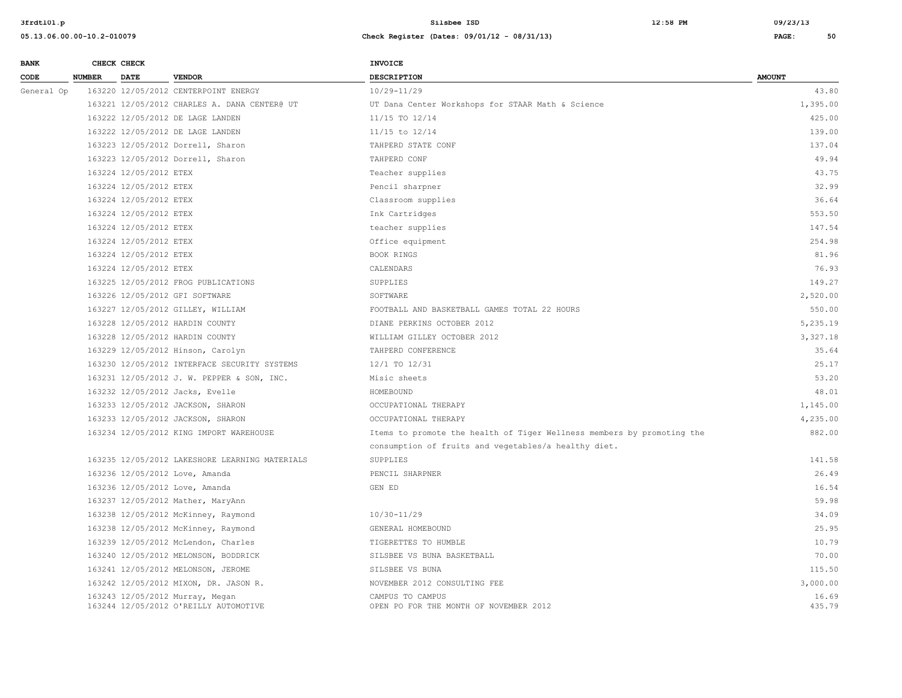| BANK CODE | CHECK NUMBER | CHECK DATE | VENDOR | INVOICE DESCRIPTION | AMOUNT |
|---|---|---|---|---|---|
| General Op | 163220 | 12/05/2012 | CENTERPOINT ENERGY | 10/29-11/29 | 43.80 |
| | 163221 | 12/05/2012 | CHARLES A. DANA CENTER@ UT | UT Dana Center Workshops for STAAR Math & Science | 1,395.00 |
| | 163222 | 12/05/2012 | DE LAGE LANDEN | 11/15 TO 12/14 | 425.00 |
| | 163222 | 12/05/2012 | DE LAGE LANDEN | 11/15 to 12/14 | 139.00 |
| | 163223 | 12/05/2012 | Dorrell, Sharon | TAHPERD STATE CONF | 137.04 |
| | 163223 | 12/05/2012 | Dorrell, Sharon | TAHPERD CONF | 49.94 |
| | 163224 | 12/05/2012 | ETEX | Teacher supplies | 43.75 |
| | 163224 | 12/05/2012 | ETEX | Pencil sharpner | 32.99 |
| | 163224 | 12/05/2012 | ETEX | Classroom supplies | 36.64 |
| | 163224 | 12/05/2012 | ETEX | Ink Cartridges | 553.50 |
| | 163224 | 12/05/2012 | ETEX | teacher supplies | 147.54 |
| | 163224 | 12/05/2012 | ETEX | Office equipment | 254.98 |
| | 163224 | 12/05/2012 | ETEX | BOOK RINGS | 81.96 |
| | 163224 | 12/05/2012 | ETEX | CALENDARS | 76.93 |
| | 163225 | 12/05/2012 | FROG PUBLICATIONS | SUPPLIES | 149.27 |
| | 163226 | 12/05/2012 | GFI SOFTWARE | SOFTWARE | 2,520.00 |
| | 163227 | 12/05/2012 | GILLEY, WILLIAM | FOOTBALL AND BASKETBALL GAMES TOTAL 22 HOURS | 550.00 |
| | 163228 | 12/05/2012 | HARDIN COUNTY | DIANE PERKINS OCTOBER 2012 | 5,235.19 |
| | 163228 | 12/05/2012 | HARDIN COUNTY | WILLIAM GILLEY OCTOBER 2012 | 3,327.18 |
| | 163229 | 12/05/2012 | Hinson, Carolyn | TAHPERD CONFERENCE | 35.64 |
| | 163230 | 12/05/2012 | INTERFACE SECURITY SYSTEMS | 12/1 TO 12/31 | 25.17 |
| | 163231 | 12/05/2012 | J. W. PEPPER & SON, INC. | Misic sheets | 53.20 |
| | 163232 | 12/05/2012 | Jacks, Evelle | HOMEBOUND | 48.01 |
| | 163233 | 12/05/2012 | JACKSON, SHARON | OCCUPATIONAL THERAPY | 1,145.00 |
| | 163233 | 12/05/2012 | JACKSON, SHARON | OCCUPATIONAL THERAPY | 4,235.00 |
| | 163234 | 12/05/2012 | KING IMPORT WAREHOUSE | Items to promote the health of Tiger Wellness members by promoting the consumption of fruits and vegetables/a healthy diet. | 882.00 |
| | 163235 | 12/05/2012 | LAKESHORE LEARNING MATERIALS | SUPPLIES | 141.58 |
| | 163236 | 12/05/2012 | Love, Amanda | PENCIL SHARPNER | 26.49 |
| | 163236 | 12/05/2012 | Love, Amanda | GEN ED | 16.54 |
| | 163237 | 12/05/2012 | Mather, MaryAnn | | 59.98 |
| | 163238 | 12/05/2012 | McKinney, Raymond | 10/30-11/29 | 34.09 |
| | 163238 | 12/05/2012 | McKinney, Raymond | GENERAL HOMEBOUND | 25.95 |
| | 163239 | 12/05/2012 | McLendon, Charles | TIGERETTES TO HUMBLE | 10.79 |
| | 163240 | 12/05/2012 | MELONSON, BODDRICK | SILSBEE VS BUNA BASKETBALL | 70.00 |
| | 163241 | 12/05/2012 | MELONSON, JEROME | SILSBEE VS BUNA | 115.50 |
| | 163242 | 12/05/2012 | MIXON, DR. JASON R. | NOVEMBER 2012 CONSULTING FEE | 3,000.00 |
| | 163243 | 12/05/2012 | Murray, Megan | CAMPUS TO CAMPUS | 16.69 |
| | 163244 | 12/05/2012 | O'REILLY AUTOMOTIVE | OPEN PO FOR THE MONTH OF NOVEMBER 2012 | 435.79 |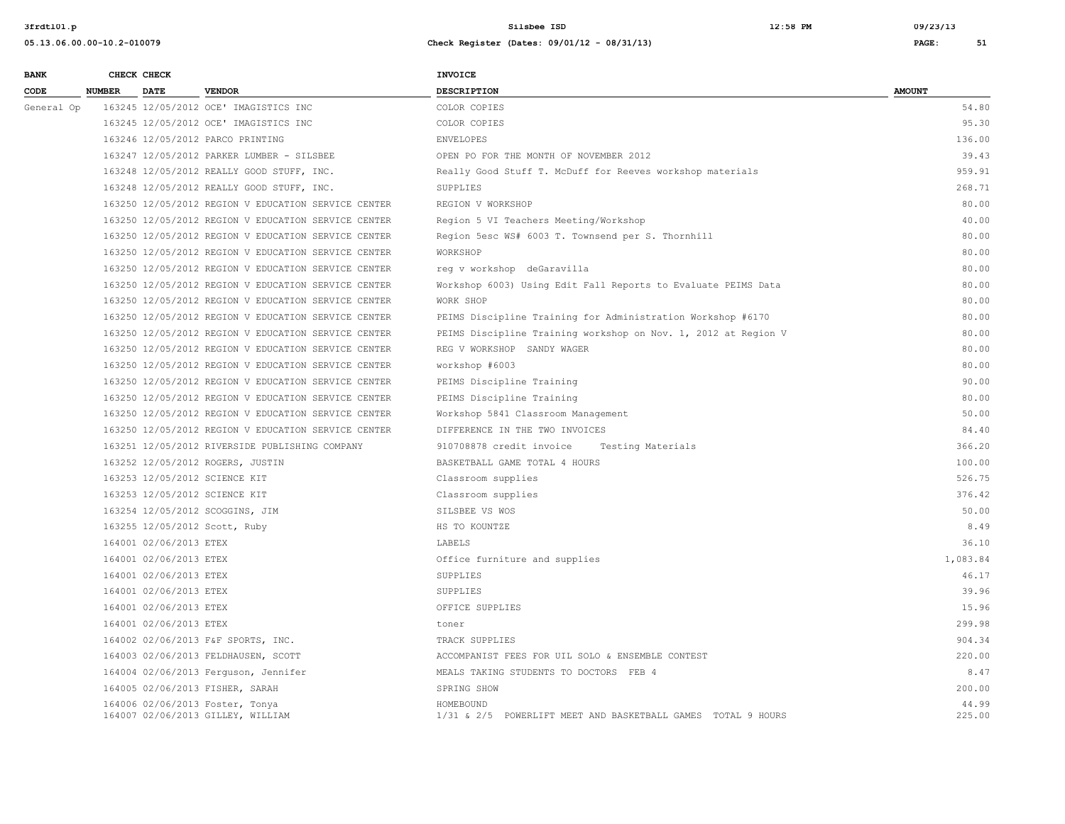| BANK CODE | CHECK NUMBER | CHECK DATE | VENDOR | INVOICE DESCRIPTION | AMOUNT |
|---|---|---|---|---|---|
| General Op | 163245 | 12/05/2012 | OCE' IMAGISTICS INC | COLOR COPIES | 54.80 |
| | 163245 | 12/05/2012 | OCE' IMAGISTICS INC | COLOR COPIES | 95.30 |
| | 163246 | 12/05/2012 | PARCO PRINTING | ENVELOPES | 136.00 |
| | 163247 | 12/05/2012 | PARKER LUMBER - SILSBEE | OPEN PO FOR THE MONTH OF NOVEMBER 2012 | 39.43 |
| | 163248 | 12/05/2012 | REALLY GOOD STUFF, INC. | Really Good Stuff T. McDuff for Reeves workshop materials | 959.91 |
| | 163248 | 12/05/2012 | REALLY GOOD STUFF, INC. | SUPPLIES | 268.71 |
| | 163250 | 12/05/2012 | REGION V EDUCATION SERVICE CENTER | REGION V WORKSHOP | 80.00 |
| | 163250 | 12/05/2012 | REGION V EDUCATION SERVICE CENTER | Region 5 VI Teachers Meeting/Workshop | 40.00 |
| | 163250 | 12/05/2012 | REGION V EDUCATION SERVICE CENTER | Region 5esc WS# 6003 T. Townsend per S. Thornhill | 80.00 |
| | 163250 | 12/05/2012 | REGION V EDUCATION SERVICE CENTER | WORKSHOP | 80.00 |
| | 163250 | 12/05/2012 | REGION V EDUCATION SERVICE CENTER | reg v workshop deGaravilla | 80.00 |
| | 163250 | 12/05/2012 | REGION V EDUCATION SERVICE CENTER | Workshop 6003) Using Edit Fall Reports to Evaluate PEIMS Data | 80.00 |
| | 163250 | 12/05/2012 | REGION V EDUCATION SERVICE CENTER | WORK SHOP | 80.00 |
| | 163250 | 12/05/2012 | REGION V EDUCATION SERVICE CENTER | PEIMS Discipline Training for Administration Workshop #6170 | 80.00 |
| | 163250 | 12/05/2012 | REGION V EDUCATION SERVICE CENTER | PEIMS Discipline Training workshop on Nov. 1, 2012 at Region V | 80.00 |
| | 163250 | 12/05/2012 | REGION V EDUCATION SERVICE CENTER | REG V WORKSHOP SANDY WAGER | 80.00 |
| | 163250 | 12/05/2012 | REGION V EDUCATION SERVICE CENTER | workshop #6003 | 80.00 |
| | 163250 | 12/05/2012 | REGION V EDUCATION SERVICE CENTER | PEIMS Discipline Training | 90.00 |
| | 163250 | 12/05/2012 | REGION V EDUCATION SERVICE CENTER | PEIMS Discipline Training | 80.00 |
| | 163250 | 12/05/2012 | REGION V EDUCATION SERVICE CENTER | Workshop 5841 Classroom Management | 50.00 |
| | 163250 | 12/05/2012 | REGION V EDUCATION SERVICE CENTER | DIFFERENCE IN THE TWO INVOICES | 84.40 |
| | 163251 | 12/05/2012 | RIVERSIDE PUBLISHING COMPANY | 910708878 credit invoice Testing Materials | 366.20 |
| | 163252 | 12/05/2012 | ROGERS, JUSTIN | BASKETBALL GAME TOTAL 4 HOURS | 100.00 |
| | 163253 | 12/05/2012 | SCIENCE KIT | Classroom supplies | 526.75 |
| | 163253 | 12/05/2012 | SCIENCE KIT | Classroom supplies | 376.42 |
| | 163254 | 12/05/2012 | SCOGGINS, JIM | SILSBEE VS WOS | 50.00 |
| | 163255 | 12/05/2012 | Scott, Ruby | HS TO KOUNTZE | 8.49 |
| | 164001 | 02/06/2013 | ETEX | LABELS | 36.10 |
| | 164001 | 02/06/2013 | ETEX | Office furniture and supplies | 1,083.84 |
| | 164001 | 02/06/2013 | ETEX | SUPPLIES | 46.17 |
| | 164001 | 02/06/2013 | ETEX | SUPPLIES | 39.96 |
| | 164001 | 02/06/2013 | ETEX | OFFICE SUPPLIES | 15.96 |
| | 164001 | 02/06/2013 | ETEX | toner | 299.98 |
| | 164002 | 02/06/2013 | F&F SPORTS, INC. | TRACK SUPPLIES | 904.34 |
| | 164003 | 02/06/2013 | FELDHAUSEN, SCOTT | ACCOMPANIST FEES FOR UIL SOLO & ENSEMBLE CONTEST | 220.00 |
| | 164004 | 02/06/2013 | Ferguson, Jennifer | MEALS TAKING STUDENTS TO DOCTORS FEB 4 | 8.47 |
| | 164005 | 02/06/2013 | FISHER, SARAH | SPRING SHOW | 200.00 |
| | 164006 | 02/06/2013 | Foster, Tonya | HOMEBOUND | 44.99 |
| | 164007 | 02/06/2013 | GILLEY, WILLIAM | 1/31 & 2/5 POWERLIFT MEET AND BASKETBALL GAMES TOTAL 9 HOURS | 225.00 |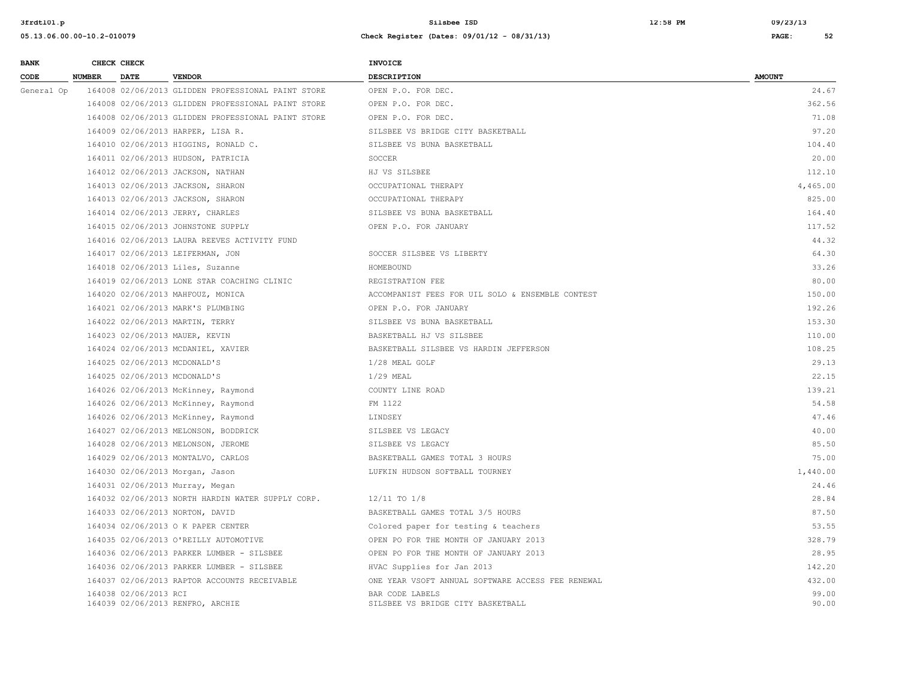| BANK CODE | CHECK NUMBER | CHECK DATE | VENDOR | INVOICE DESCRIPTION | AMOUNT |
|---|---|---|---|---|---|
| General Op | 164008 | 02/06/2013 | GLIDDEN PROFESSIONAL PAINT STORE | OPEN P.O. FOR DEC. | 24.67 |
| | 164008 | 02/06/2013 | GLIDDEN PROFESSIONAL PAINT STORE | OPEN P.O. FOR DEC. | 362.56 |
| | 164008 | 02/06/2013 | GLIDDEN PROFESSIONAL PAINT STORE | OPEN P.O. FOR DEC. | 71.08 |
| | 164009 | 02/06/2013 | HARPER, LISA R. | SILSBEE VS BRIDGE CITY BASKETBALL | 97.20 |
| | 164010 | 02/06/2013 | HIGGINS, RONALD C. | SILSBEE VS BUNA BASKETBALL | 104.40 |
| | 164011 | 02/06/2013 | HUDSON, PATRICIA | SOCCER | 20.00 |
| | 164012 | 02/06/2013 | JACKSON, NATHAN | HJ VS SILSBEE | 112.10 |
| | 164013 | 02/06/2013 | JACKSON, SHARON | OCCUPATIONAL THERAPY | 4,465.00 |
| | 164013 | 02/06/2013 | JACKSON, SHARON | OCCUPATIONAL THERAPY | 825.00 |
| | 164014 | 02/06/2013 | JERRY, CHARLES | SILSBEE VS BUNA BASKETBALL | 164.40 |
| | 164015 | 02/06/2013 | JOHNSTONE SUPPLY | OPEN P.O. FOR JANUARY | 117.52 |
| | 164016 | 02/06/2013 | LAURA REEVES ACTIVITY FUND | | 44.32 |
| | 164017 | 02/06/2013 | LEIFERMAN, JON | SOCCER SILSBEE VS LIBERTY | 64.30 |
| | 164018 | 02/06/2013 | Liles, Suzanne | HOMEBOUND | 33.26 |
| | 164019 | 02/06/2013 | LONE STAR COACHING CLINIC | REGISTRATION FEE | 80.00 |
| | 164020 | 02/06/2013 | MAHFOUZ, MONICA | ACCOMPANIST FEES FOR UIL SOLO & ENSEMBLE CONTEST | 150.00 |
| | 164021 | 02/06/2013 | MARK'S PLUMBING | OPEN P.O. FOR JANUARY | 192.26 |
| | 164022 | 02/06/2013 | MARTIN, TERRY | SILSBEE VS BUNA BASKETBALL | 153.30 |
| | 164023 | 02/06/2013 | MAUER, KEVIN | BASKETBALL HJ VS SILSBEE | 110.00 |
| | 164024 | 02/06/2013 | MCDANIEL, XAVIER | BASKETBALL SILSBEE VS HARDIN JEFFERSON | 108.25 |
| | 164025 | 02/06/2013 | MCDONALD'S | 1/28 MEAL GOLF | 29.13 |
| | 164025 | 02/06/2013 | MCDONALD'S | 1/29 MEAL | 22.15 |
| | 164026 | 02/06/2013 | McKinney, Raymond | COUNTY LINE ROAD | 139.21 |
| | 164026 | 02/06/2013 | McKinney, Raymond | FM 1122 | 54.58 |
| | 164026 | 02/06/2013 | McKinney, Raymond | LINDSEY | 47.46 |
| | 164027 | 02/06/2013 | MELONSON, BODDRICK | SILSBEE VS LEGACY | 40.00 |
| | 164028 | 02/06/2013 | MELONSON, JEROME | SILSBEE VS LEGACY | 85.50 |
| | 164029 | 02/06/2013 | MONTALVO, CARLOS | BASKETBALL GAMES TOTAL 3 HOURS | 75.00 |
| | 164030 | 02/06/2013 | Morgan, Jason | LUFKIN HUDSON SOFTBALL TOURNEY | 1,440.00 |
| | 164031 | 02/06/2013 | Murray, Megan | | 24.46 |
| | 164032 | 02/06/2013 | NORTH HARDIN WATER SUPPLY CORP. | 12/11 TO 1/8 | 28.84 |
| | 164033 | 02/06/2013 | NORTON, DAVID | BASKETBALL GAMES TOTAL 3/5 HOURS | 87.50 |
| | 164034 | 02/06/2013 | O K PAPER CENTER | Colored paper for testing & teachers | 53.55 |
| | 164035 | 02/06/2013 | O'REILLY AUTOMOTIVE | OPEN PO FOR THE MONTH OF JANUARY 2013 | 328.79 |
| | 164036 | 02/06/2013 | PARKER LUMBER - SILSBEE | OPEN PO FOR THE MONTH OF JANUARY 2013 | 28.95 |
| | 164036 | 02/06/2013 | PARKER LUMBER - SILSBEE | HVAC Supplies for Jan 2013 | 142.20 |
| | 164037 | 02/06/2013 | RAPTOR ACCOUNTS RECEIVABLE | ONE YEAR VSOFT ANNUAL SOFTWARE ACCESS FEE RENEWAL | 432.00 |
| | 164038 | 02/06/2013 | RCI | BAR CODE LABELS | 99.00 |
| | 164039 | 02/06/2013 | RENFRO, ARCHIE | SILSBEE VS BRIDGE CITY BASKETBALL | 90.00 |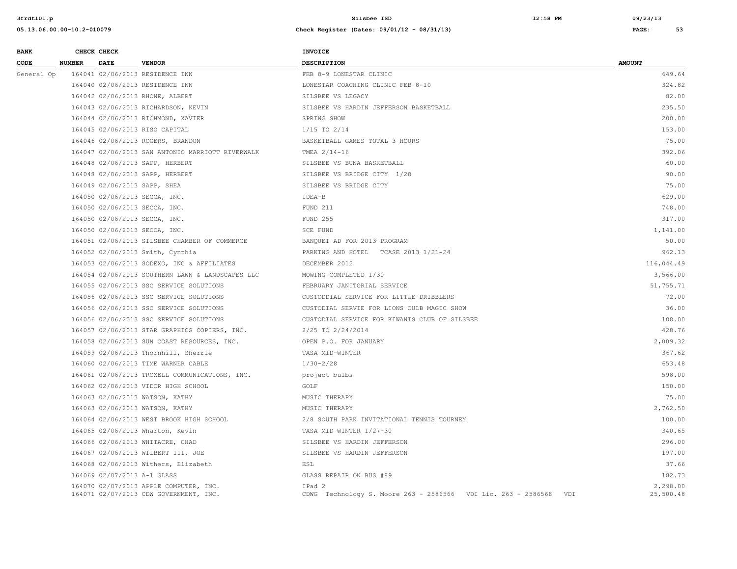| BANK CODE | CHECK NUMBER | CHECK DATE | VENDOR | INVOICE DESCRIPTION | AMOUNT |
|---|---|---|---|---|---|
| General Op | 164041 | 02/06/2013 | RESIDENCE INN | FEB 8-9 LONESTAR CLINIC | 649.64 |
| | 164040 | 02/06/2013 | RESIDENCE INN | LONESTAR COACHING CLINIC FEB 8-10 | 324.82 |
| | 164042 | 02/06/2013 | RHONE, ALBERT | SILSBEE VS LEGACY | 82.00 |
| | 164043 | 02/06/2013 | RICHARDSON, KEVIN | SILSBEE VS HARDIN JEFFERSON BASKETBALL | 235.50 |
| | 164044 | 02/06/2013 | RICHMOND, XAVIER | SPRING SHOW | 200.00 |
| | 164045 | 02/06/2013 | RISO CAPITAL | 1/15 TO 2/14 | 153.00 |
| | 164046 | 02/06/2013 | ROGERS, BRANDON | BASKETBALL GAMES TOTAL 3 HOURS | 75.00 |
| | 164047 | 02/06/2013 | SAN ANTONIO MARRIOTT RIVERWALK | TMEA 2/14-16 | 392.06 |
| | 164048 | 02/06/2013 | SAPP, HERBERT | SILSBEE VS BUNA BASKETBALL | 60.00 |
| | 164048 | 02/06/2013 | SAPP, HERBERT | SILSBEE VS BRIDGE CITY 1/28 | 90.00 |
| | 164049 | 02/06/2013 | SAPP, SHEA | SILSBEE VS BRIDGE CITY | 75.00 |
| | 164050 | 02/06/2013 | SECCA, INC. | IDEA-B | 629.00 |
| | 164050 | 02/06/2013 | SECCA, INC. | FUND 211 | 748.00 |
| | 164050 | 02/06/2013 | SECCA, INC. | FUND 255 | 317.00 |
| | 164050 | 02/06/2013 | SECCA, INC. | SCE FUND | 1,141.00 |
| | 164051 | 02/06/2013 | SILSBEE CHAMBER OF COMMERCE | BANQUET AD FOR 2013 PROGRAM | 50.00 |
| | 164052 | 02/06/2013 | Smith, Cynthia | PARKING AND HOTEL TCASE 2013 1/21-24 | 962.13 |
| | 164053 | 02/06/2013 | SODEXO, INC & AFFILIATES | DECEMBER 2012 | 116,044.49 |
| | 164054 | 02/06/2013 | SOUTHERN LAWN & LANDSCAPES LLC | MOWING COMPLETED 1/30 | 3,566.00 |
| | 164055 | 02/06/2013 | SSC SERVICE SOLUTIONS | FEBRUARY JANITORIAL SERVICE | 51,755.71 |
| | 164056 | 02/06/2013 | SSC SERVICE SOLUTIONS | CUSTODDIAL SERVICE FOR LITTLE DRIBBLERS | 72.00 |
| | 164056 | 02/06/2013 | SSC SERVICE SOLUTIONS | CUSTODIAL SERVIE FOR LIONS CULB MAGIC SHOW | 36.00 |
| | 164056 | 02/06/2013 | SSC SERVICE SOLUTIONS | CUSTODIAL SERVICE FOR KIWANIS CLUB OF SILSBEE | 108.00 |
| | 164057 | 02/06/2013 | STAR GRAPHICS COPIERS, INC. | 2/25 TO 2/24/2014 | 428.76 |
| | 164058 | 02/06/2013 | SUN COAST RESOURCES, INC. | OPEN P.O. FOR JANUARY | 2,009.32 |
| | 164059 | 02/06/2013 | Thornhill, Sherrie | TASA MID-WINTER | 367.62 |
| | 164060 | 02/06/2013 | TIME WARNER CABLE | 1/30-2/28 | 653.48 |
| | 164061 | 02/06/2013 | TROXELL COMMUNICATIONS, INC. | project bulbs | 598.00 |
| | 164062 | 02/06/2013 | VIDOR HIGH SCHOOL | GOLF | 150.00 |
| | 164063 | 02/06/2013 | WATSON, KATHY | MUSIC THERAPY | 75.00 |
| | 164063 | 02/06/2013 | WATSON, KATHY | MUSIC THERAPY | 2,762.50 |
| | 164064 | 02/06/2013 | WEST BROOK HIGH SCHOOL | 2/8 SOUTH PARK INVITATIONAL TENNIS TOURNEY | 100.00 |
| | 164065 | 02/06/2013 | Wharton, Kevin | TASA MID WINTER 1/27-30 | 340.65 |
| | 164066 | 02/06/2013 | WHITACRE, CHAD | SILSBEE VS HARDIN JEFFERSON | 296.00 |
| | 164067 | 02/06/2013 | WILBERT III, JOE | SILSBEE VS HARDIN JEFFERSON | 197.00 |
| | 164068 | 02/06/2013 | Withers, Elizabeth | ESL | 37.66 |
| | 164069 | 02/07/2013 | A-1 GLASS | GLASS REPAIR ON BUS #89 | 182.73 |
| | 164070 | 02/07/2013 | APPLE COMPUTER, INC. | IPad 2 | 2,298.00 |
| | 164071 | 02/07/2013 | CDW GOVERNMENT, INC. | CDWG Technology S. Moore 263 - 2586566 VDI Lic. 263 - 2586568 VDI | 25,500.48 |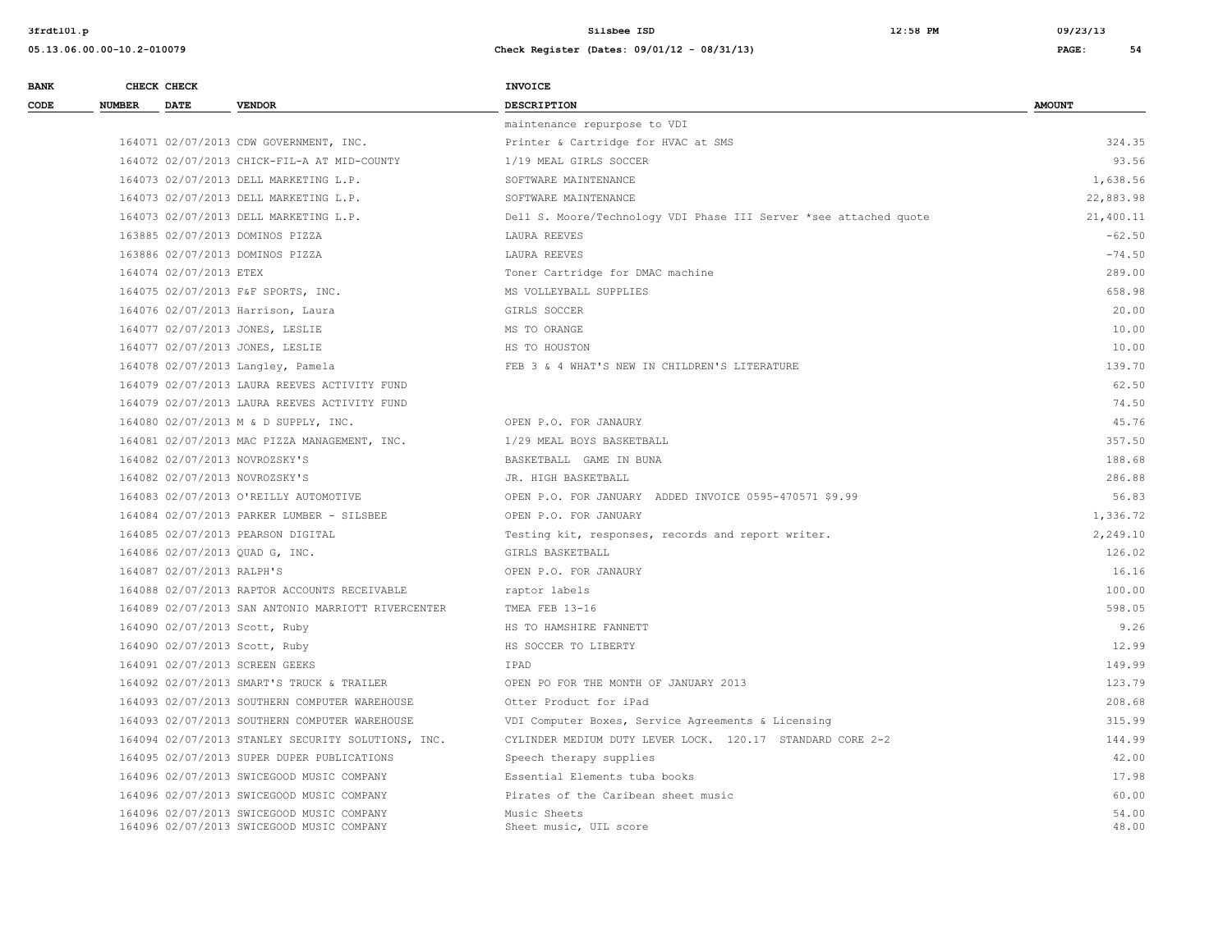| BANK CODE | CHECK NUMBER | CHECK DATE | VENDOR | INVOICE DESCRIPTION | AMOUNT |
|---|---|---|---|---|---|
| | | | | maintenance repurpose to VDI | |
| | 164071 | 02/07/2013 | CDW GOVERNMENT, INC. | Printer & Cartridge for HVAC at SMS | 324.35 |
| | 164072 | 02/07/2013 | CHICK-FIL-A AT MID-COUNTY | 1/19 MEAL GIRLS SOCCER | 93.56 |
| | 164073 | 02/07/2013 | DELL MARKETING L.P. | SOFTWARE MAINTENANCE | 1,638.56 |
| | 164073 | 02/07/2013 | DELL MARKETING L.P. | SOFTWARE MAINTENANCE | 22,883.98 |
| | 164073 | 02/07/2013 | DELL MARKETING L.P. | Dell S. Moore/Technology VDI Phase III Server *see attached quote | 21,400.11 |
| | 163885 | 02/07/2013 | DOMINOS PIZZA | LAURA REEVES | -62.50 |
| | 163886 | 02/07/2013 | DOMINOS PIZZA | LAURA REEVES | -74.50 |
| | 164074 | 02/07/2013 | ETEX | Toner Cartridge for DMAC machine | 289.00 |
| | 164075 | 02/07/2013 | F&F SPORTS, INC. | MS VOLLEYBALL SUPPLIES | 658.98 |
| | 164076 | 02/07/2013 | Harrison, Laura | GIRLS SOCCER | 20.00 |
| | 164077 | 02/07/2013 | JONES, LESLIE | MS TO ORANGE | 10.00 |
| | 164077 | 02/07/2013 | JONES, LESLIE | HS TO HOUSTON | 10.00 |
| | 164078 | 02/07/2013 | Langley, Pamela | FEB 3 & 4 WHAT'S NEW IN CHILDREN'S LITERATURE | 139.70 |
| | 164079 | 02/07/2013 | LAURA REEVES ACTIVITY FUND | | 62.50 |
| | 164079 | 02/07/2013 | LAURA REEVES ACTIVITY FUND | | 74.50 |
| | 164080 | 02/07/2013 | M & D SUPPLY, INC. | OPEN P.O. FOR JANAURY | 45.76 |
| | 164081 | 02/07/2013 | MAC PIZZA MANAGEMENT, INC. | 1/29 MEAL BOYS BASKETBALL | 357.50 |
| | 164082 | 02/07/2013 | NOVROZSKY'S | BASKETBALL GAME IN BUNA | 188.68 |
| | 164082 | 02/07/2013 | NOVROZSKY'S | JR. HIGH BASKETBALL | 286.88 |
| | 164083 | 02/07/2013 | O'REILLY AUTOMOTIVE | OPEN P.O. FOR JANUARY ADDED INVOICE 0595-470571 $9.99 | 56.83 |
| | 164084 | 02/07/2013 | PARKER LUMBER - SILSBEE | OPEN P.O. FOR JANUARY | 1,336.72 |
| | 164085 | 02/07/2013 | PEARSON DIGITAL | Testing kit, responses, records and report writer. | 2,249.10 |
| | 164086 | 02/07/2013 | QUAD G, INC. | GIRLS BASKETBALL | 126.02 |
| | 164087 | 02/07/2013 | RALPH'S | OPEN P.O. FOR JANAURY | 16.16 |
| | 164088 | 02/07/2013 | RAPTOR ACCOUNTS RECEIVABLE | raptor labels | 100.00 |
| | 164089 | 02/07/2013 | SAN ANTONIO MARRIOTT RIVERCENTER | TMEA FEB 13-16 | 598.05 |
| | 164090 | 02/07/2013 | Scott, Ruby | HS TO HAMSHIRE FANNETT | 9.26 |
| | 164090 | 02/07/2013 | Scott, Ruby | HS SOCCER TO LIBERTY | 12.99 |
| | 164091 | 02/07/2013 | SCREEN GEEKS | IPAD | 149.99 |
| | 164092 | 02/07/2013 | SMART'S TRUCK & TRAILER | OPEN PO FOR THE MONTH OF JANUARY 2013 | 123.79 |
| | 164093 | 02/07/2013 | SOUTHERN COMPUTER WAREHOUSE | Otter Product for iPad | 208.68 |
| | 164093 | 02/07/2013 | SOUTHERN COMPUTER WAREHOUSE | VDI Computer Boxes, Service Agreements & Licensing | 315.99 |
| | 164094 | 02/07/2013 | STANLEY SECURITY SOLUTIONS, INC. | CYLINDER MEDIUM DUTY LEVER LOCK. 120.17 STANDARD CORE 2-2 | 144.99 |
| | 164095 | 02/07/2013 | SUPER DUPER PUBLICATIONS | Speech therapy supplies | 42.00 |
| | 164096 | 02/07/2013 | SWICEGOOD MUSIC COMPANY | Essential Elements tuba books | 17.98 |
| | 164096 | 02/07/2013 | SWICEGOOD MUSIC COMPANY | Pirates of the Caribean sheet music | 60.00 |
| | 164096 | 02/07/2013 | SWICEGOOD MUSIC COMPANY | Music Sheets | 54.00 |
| | 164096 | 02/07/2013 | SWICEGOOD MUSIC COMPANY | Sheet music, UIL score | 48.00 |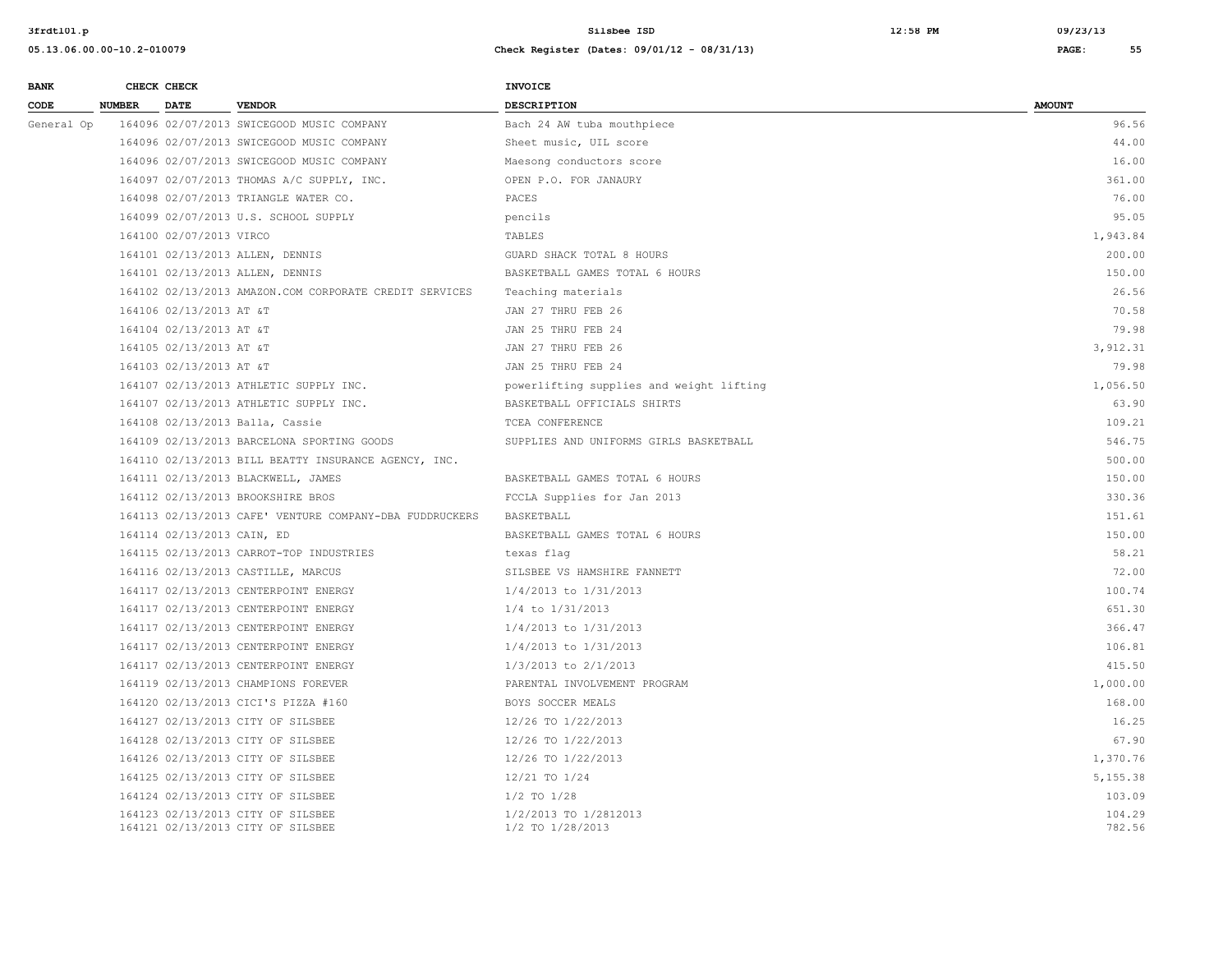| BANK CODE | CHECK NUMBER | CHECK DATE | VENDOR | INVOICE DESCRIPTION | AMOUNT |
|---|---|---|---|---|---|
| General Op | 164096 | 02/07/2013 | SWICEGOOD MUSIC COMPANY | Bach 24 AW tuba mouthpiece | 96.56 |
| | 164096 | 02/07/2013 | SWICEGOOD MUSIC COMPANY | Sheet music, UIL score | 44.00 |
| | 164096 | 02/07/2013 | SWICEGOOD MUSIC COMPANY | Maesong conductors score | 16.00 |
| | 164097 | 02/07/2013 | THOMAS A/C SUPPLY, INC. | OPEN P.O. FOR JANAURY | 361.00 |
| | 164098 | 02/07/2013 | TRIANGLE WATER CO. | PACES | 76.00 |
| | 164099 | 02/07/2013 | U.S. SCHOOL SUPPLY | pencils | 95.05 |
| | 164100 | 02/07/2013 | VIRCO | TABLES | 1,943.84 |
| | 164101 | 02/13/2013 | ALLEN, DENNIS | GUARD SHACK TOTAL 8 HOURS | 200.00 |
| | 164101 | 02/13/2013 | ALLEN, DENNIS | BASKETBALL GAMES TOTAL 6 HOURS | 150.00 |
| | 164102 | 02/13/2013 | AMAZON.COM CORPORATE CREDIT SERVICES | Teaching materials | 26.56 |
| | 164106 | 02/13/2013 | AT &T | JAN 27 THRU FEB 26 | 70.58 |
| | 164104 | 02/13/2013 | AT &T | JAN 25 THRU FEB 24 | 79.98 |
| | 164105 | 02/13/2013 | AT &T | JAN 27 THRU FEB 26 | 3,912.31 |
| | 164103 | 02/13/2013 | AT &T | JAN 25 THRU FEB 24 | 79.98 |
| | 164107 | 02/13/2013 | ATHLETIC SUPPLY INC. | powerlifting supplies and weight lifting | 1,056.50 |
| | 164107 | 02/13/2013 | ATHLETIC SUPPLY INC. | BASKETBALL OFFICIALS SHIRTS | 63.90 |
| | 164108 | 02/13/2013 | Balla, Cassie | TCEA CONFERENCE | 109.21 |
| | 164109 | 02/13/2013 | BARCELONA SPORTING GOODS | SUPPLIES AND UNIFORMS GIRLS BASKETBALL | 546.75 |
| | 164110 | 02/13/2013 | BILL BEATTY INSURANCE AGENCY, INC. | | 500.00 |
| | 164111 | 02/13/2013 | BLACKWELL, JAMES | BASKETBALL GAMES TOTAL 6 HOURS | 150.00 |
| | 164112 | 02/13/2013 | BROOKSHIRE BROS | FCCLA Supplies for Jan 2013 | 330.36 |
| | 164113 | 02/13/2013 | CAFE' VENTURE COMPANY-DBA FUDDRUCKERS | BASKETBALL | 151.61 |
| | 164114 | 02/13/2013 | CAIN, ED | BASKETBALL GAMES TOTAL 6 HOURS | 150.00 |
| | 164115 | 02/13/2013 | CARROT-TOP INDUSTRIES | texas flag | 58.21 |
| | 164116 | 02/13/2013 | CASTILLE, MARCUS | SILSBEE VS HAMSHIRE FANNETT | 72.00 |
| | 164117 | 02/13/2013 | CENTERPOINT ENERGY | 1/4/2013 to 1/31/2013 | 100.74 |
| | 164117 | 02/13/2013 | CENTERPOINT ENERGY | 1/4 to 1/31/2013 | 651.30 |
| | 164117 | 02/13/2013 | CENTERPOINT ENERGY | 1/4/2013 to 1/31/2013 | 366.47 |
| | 164117 | 02/13/2013 | CENTERPOINT ENERGY | 1/4/2013 to 1/31/2013 | 106.81 |
| | 164117 | 02/13/2013 | CENTERPOINT ENERGY | 1/3/2013 to 2/1/2013 | 415.50 |
| | 164119 | 02/13/2013 | CHAMPIONS FOREVER | PARENTAL INVOLVEMENT PROGRAM | 1,000.00 |
| | 164120 | 02/13/2013 | CICI'S PIZZA #160 | BOYS SOCCER MEALS | 168.00 |
| | 164127 | 02/13/2013 | CITY OF SILSBEE | 12/26 TO 1/22/2013 | 16.25 |
| | 164128 | 02/13/2013 | CITY OF SILSBEE | 12/26 TO 1/22/2013 | 67.90 |
| | 164126 | 02/13/2013 | CITY OF SILSBEE | 12/26 TO 1/22/2013 | 1,370.76 |
| | 164125 | 02/13/2013 | CITY OF SILSBEE | 12/21 TO 1/24 | 5,155.38 |
| | 164124 | 02/13/2013 | CITY OF SILSBEE | 1/2 TO 1/28 | 103.09 |
| | 164123 | 02/13/2013 | CITY OF SILSBEE | 1/2/2013 TO 1/2812013 | 104.29 |
| | 164121 | 02/13/2013 | CITY OF SILSBEE | 1/2 TO 1/28/2013 | 782.56 |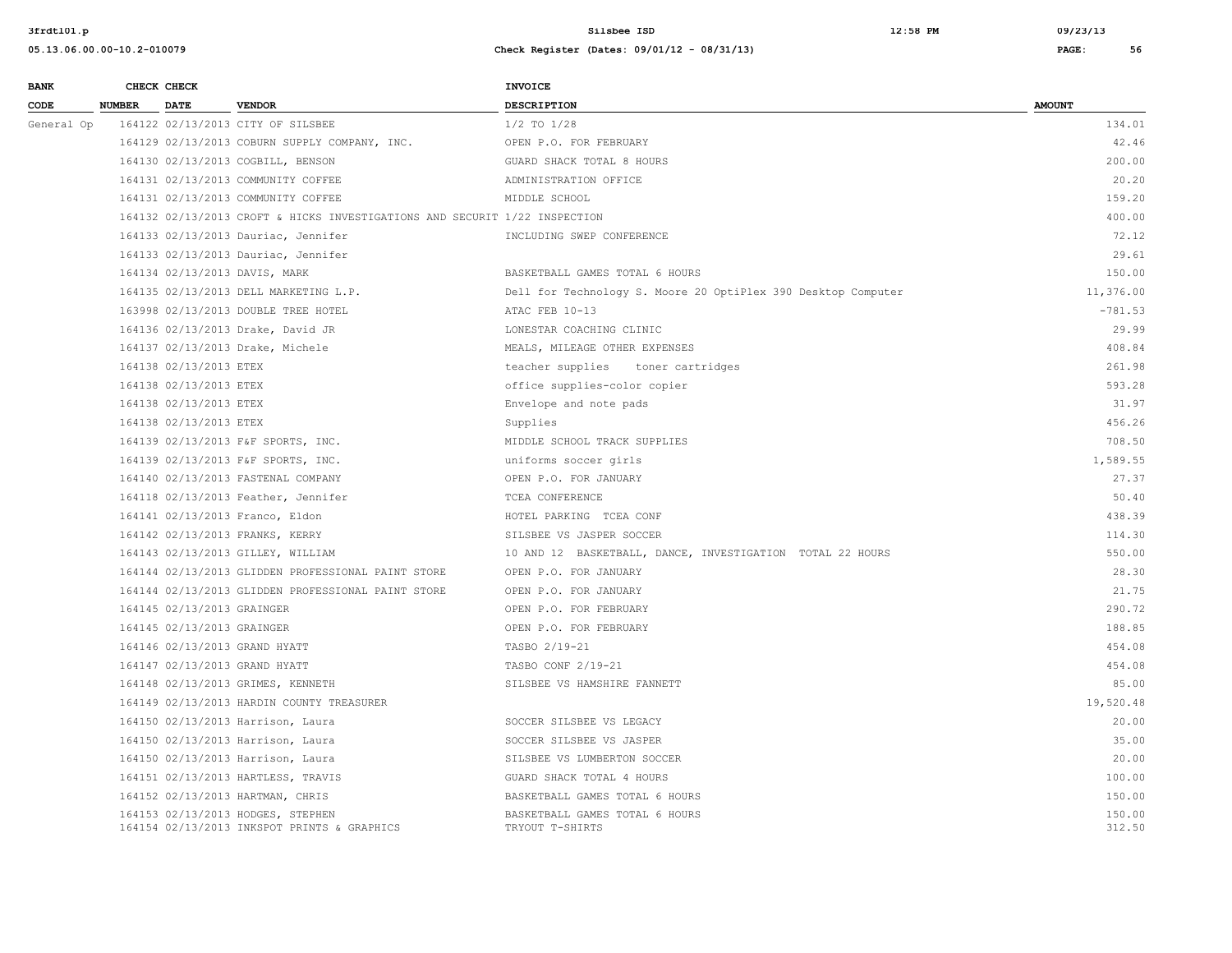| BANK CODE | CHECK NUMBER | CHECK DATE | VENDOR | INVOICE DESCRIPTION | AMOUNT |
|---|---|---|---|---|---|
| General Op | 164122 | 02/13/2013 | CITY OF SILSBEE | 1/2 TO 1/28 | 134.01 |
| | 164129 | 02/13/2013 | COBURN SUPPLY COMPANY, INC. | OPEN P.O. FOR FEBRUARY | 42.46 |
| | 164130 | 02/13/2013 | COGBILL, BENSON | GUARD SHACK TOTAL 8 HOURS | 200.00 |
| | 164131 | 02/13/2013 | COMMUNITY COFFEE | ADMINISTRATION OFFICE | 20.20 |
| | 164131 | 02/13/2013 | COMMUNITY COFFEE | MIDDLE SCHOOL | 159.20 |
| | 164132 | 02/13/2013 | CROFT & HICKS INVESTIGATIONS AND SECURIT | 1/22 INSPECTION | 400.00 |
| | 164133 | 02/13/2013 | Dauriac, Jennifer | INCLUDING SWEP CONFERENCE | 72.12 |
| | 164133 | 02/13/2013 | Dauriac, Jennifer | | 29.61 |
| | 164134 | 02/13/2013 | DAVIS, MARK | BASKETBALL GAMES TOTAL 6 HOURS | 150.00 |
| | 164135 | 02/13/2013 | DELL MARKETING L.P. | Dell for Technology S. Moore 20 OptiPlex 390 Desktop Computer | 11,376.00 |
| | 163998 | 02/13/2013 | DOUBLE TREE HOTEL | ATAC FEB 10-13 | -781.53 |
| | 164136 | 02/13/2013 | Drake, David JR | LONESTAR COACHING CLINIC | 29.99 |
| | 164137 | 02/13/2013 | Drake, Michele | MEALS, MILEAGE OTHER EXPENSES | 408.84 |
| | 164138 | 02/13/2013 | ETEX | teacher supplies toner cartridges | 261.98 |
| | 164138 | 02/13/2013 | ETEX | office supplies-color copier | 593.28 |
| | 164138 | 02/13/2013 | ETEX | Envelope and note pads | 31.97 |
| | 164138 | 02/13/2013 | ETEX | Supplies | 456.26 |
| | 164139 | 02/13/2013 | F&F SPORTS, INC. | MIDDLE SCHOOL TRACK SUPPLIES | 708.50 |
| | 164139 | 02/13/2013 | F&F SPORTS, INC. | uniforms soccer girls | 1,589.55 |
| | 164140 | 02/13/2013 | FASTENAL COMPANY | OPEN P.O. FOR JANUARY | 27.37 |
| | 164118 | 02/13/2013 | Feather, Jennifer | TCEA CONFERENCE | 50.40 |
| | 164141 | 02/13/2013 | Franco, Eldon | HOTEL PARKING TCEA CONF | 438.39 |
| | 164142 | 02/13/2013 | FRANKS, KERRY | SILSBEE VS JASPER SOCCER | 114.30 |
| | 164143 | 02/13/2013 | GILLEY, WILLIAM | 10 AND 12 BASKETBALL, DANCE, INVESTIGATION TOTAL 22 HOURS | 550.00 |
| | 164144 | 02/13/2013 | GLIDDEN PROFESSIONAL PAINT STORE | OPEN P.O. FOR JANUARY | 28.30 |
| | 164144 | 02/13/2013 | GLIDDEN PROFESSIONAL PAINT STORE | OPEN P.O. FOR JANUARY | 21.75 |
| | 164145 | 02/13/2013 | GRAINGER | OPEN P.O. FOR FEBRUARY | 290.72 |
| | 164145 | 02/13/2013 | GRAINGER | OPEN P.O. FOR FEBRUARY | 188.85 |
| | 164146 | 02/13/2013 | GRAND HYATT | TASBO 2/19-21 | 454.08 |
| | 164147 | 02/13/2013 | GRAND HYATT | TASBO CONF 2/19-21 | 454.08 |
| | 164148 | 02/13/2013 | GRIMES, KENNETH | SILSBEE VS HAMSHIRE FANNETT | 85.00 |
| | 164149 | 02/13/2013 | HARDIN COUNTY TREASURER | | 19,520.48 |
| | 164150 | 02/13/2013 | Harrison, Laura | SOCCER SILSBEE VS LEGACY | 20.00 |
| | 164150 | 02/13/2013 | Harrison, Laura | SOCCER SILSBEE VS JASPER | 35.00 |
| | 164150 | 02/13/2013 | Harrison, Laura | SILSBEE VS LUMBERTON SOCCER | 20.00 |
| | 164151 | 02/13/2013 | HARTLESS, TRAVIS | GUARD SHACK TOTAL 4 HOURS | 100.00 |
| | 164152 | 02/13/2013 | HARTMAN, CHRIS | BASKETBALL GAMES TOTAL 6 HOURS | 150.00 |
| | 164153 | 02/13/2013 | HODGES, STEPHEN | BASKETBALL GAMES TOTAL 6 HOURS | 150.00 |
| | 164154 | 02/13/2013 | INKSPOT PRINTS & GRAPHICS | TRYOUT T-SHIRTS | 312.50 |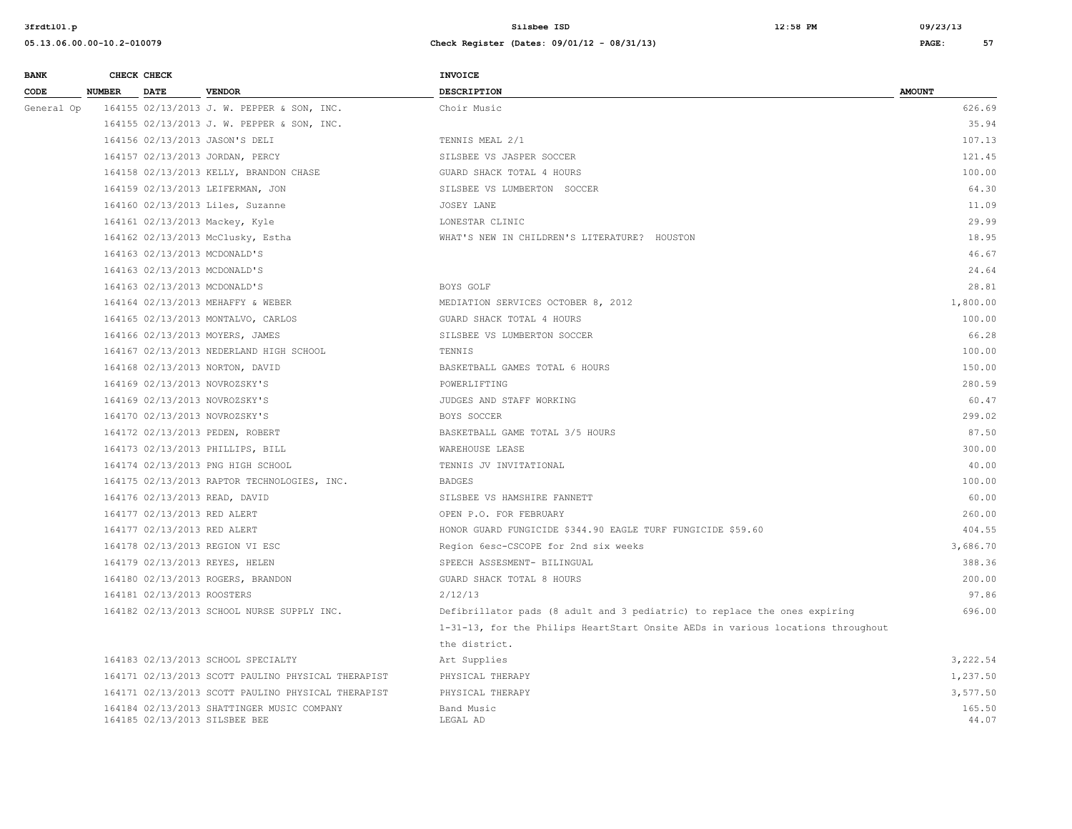| BANK CODE | CHECK NUMBER | CHECK DATE | VENDOR | INVOICE DESCRIPTION | AMOUNT |
|---|---|---|---|---|---|
| General Op | 164155 | 02/13/2013 | J. W. PEPPER & SON, INC. | Choir Music | 626.69 |
| | 164155 | 02/13/2013 | J. W. PEPPER & SON, INC. | | 35.94 |
| | 164156 | 02/13/2013 | JASON'S DELI | TENNIS MEAL 2/1 | 107.13 |
| | 164157 | 02/13/2013 | JORDAN, PERCY | SILSBEE VS JASPER SOCCER | 121.45 |
| | 164158 | 02/13/2013 | KELLY, BRANDON CHASE | GUARD SHACK TOTAL 4 HOURS | 100.00 |
| | 164159 | 02/13/2013 | LEIFERMAN, JON | SILSBEE VS LUMBERTON SOCCER | 64.30 |
| | 164160 | 02/13/2013 | Liles, Suzanne | JOSEY LANE | 11.09 |
| | 164161 | 02/13/2013 | Mackey, Kyle | LONESTAR CLINIC | 29.99 |
| | 164162 | 02/13/2013 | McClusky, Estha | WHAT'S NEW IN CHILDREN'S LITERATURE? HOUSTON | 18.95 |
| | 164163 | 02/13/2013 | MCDONALD'S | | 46.67 |
| | 164163 | 02/13/2013 | MCDONALD'S | | 24.64 |
| | 164163 | 02/13/2013 | MCDONALD'S | BOYS GOLF | 28.81 |
| | 164164 | 02/13/2013 | MEHAFFY & WEBER | MEDIATION SERVICES OCTOBER 8, 2012 | 1,800.00 |
| | 164165 | 02/13/2013 | MONTALVO, CARLOS | GUARD SHACK TOTAL 4 HOURS | 100.00 |
| | 164166 | 02/13/2013 | MOYERS, JAMES | SILSBEE VS LUMBERTON SOCCER | 66.28 |
| | 164167 | 02/13/2013 | NEDERLAND HIGH SCHOOL | TENNIS | 100.00 |
| | 164168 | 02/13/2013 | NORTON, DAVID | BASKETBALL GAMES TOTAL 6 HOURS | 150.00 |
| | 164169 | 02/13/2013 | NOVROZSKY'S | POWERLIFTING | 280.59 |
| | 164169 | 02/13/2013 | NOVROZSKY'S | JUDGES AND STAFF WORKING | 60.47 |
| | 164170 | 02/13/2013 | NOVROZSKY'S | BOYS SOCCER | 299.02 |
| | 164172 | 02/13/2013 | PEDEN, ROBERT | BASKETBALL GAME TOTAL 3/5 HOURS | 87.50 |
| | 164173 | 02/13/2013 | PHILLIPS, BILL | WAREHOUSE LEASE | 300.00 |
| | 164174 | 02/13/2013 | PNG HIGH SCHOOL | TENNIS JV INVITATIONAL | 40.00 |
| | 164175 | 02/13/2013 | RAPTOR TECHNOLOGIES, INC. | BADGES | 100.00 |
| | 164176 | 02/13/2013 | READ, DAVID | SILSBEE VS HAMSHIRE FANNETT | 60.00 |
| | 164177 | 02/13/2013 | RED ALERT | OPEN P.O. FOR FEBRUARY | 260.00 |
| | 164177 | 02/13/2013 | RED ALERT | HONOR GUARD FUNGICIDE $344.90 EAGLE TURF FUNGICIDE $59.60 | 404.55 |
| | 164178 | 02/13/2013 | REGION VI ESC | Region 6esc-CSCOPE for 2nd six weeks | 3,686.70 |
| | 164179 | 02/13/2013 | REYES, HELEN | SPEECH ASSESMENT- BILINGUAL | 388.36 |
| | 164180 | 02/13/2013 | ROGERS, BRANDON | GUARD SHACK TOTAL 8 HOURS | 200.00 |
| | 164181 | 02/13/2013 | ROOSTERS | 2/12/13 | 97.86 |
| | 164182 | 02/13/2013 | SCHOOL NURSE SUPPLY INC. | Defibrillator pads (8 adult and 3 pediatric) to replace the ones expiring 1-31-13, for the Philips HeartStart Onsite AEDs in various locations throughout the district. | 696.00 |
| | 164183 | 02/13/2013 | SCHOOL SPECIALTY | Art Supplies | 3,222.54 |
| | 164171 | 02/13/2013 | SCOTT PAULINO PHYSICAL THERAPIST | PHYSICAL THERAPY | 1,237.50 |
| | 164171 | 02/13/2013 | SCOTT PAULINO PHYSICAL THERAPIST | PHYSICAL THERAPY | 3,577.50 |
| | 164184 | 02/13/2013 | SHATTINGER MUSIC COMPANY | Band Music | 165.50 |
| | 164185 | 02/13/2013 | SILSBEE BEE | LEGAL AD | 44.07 |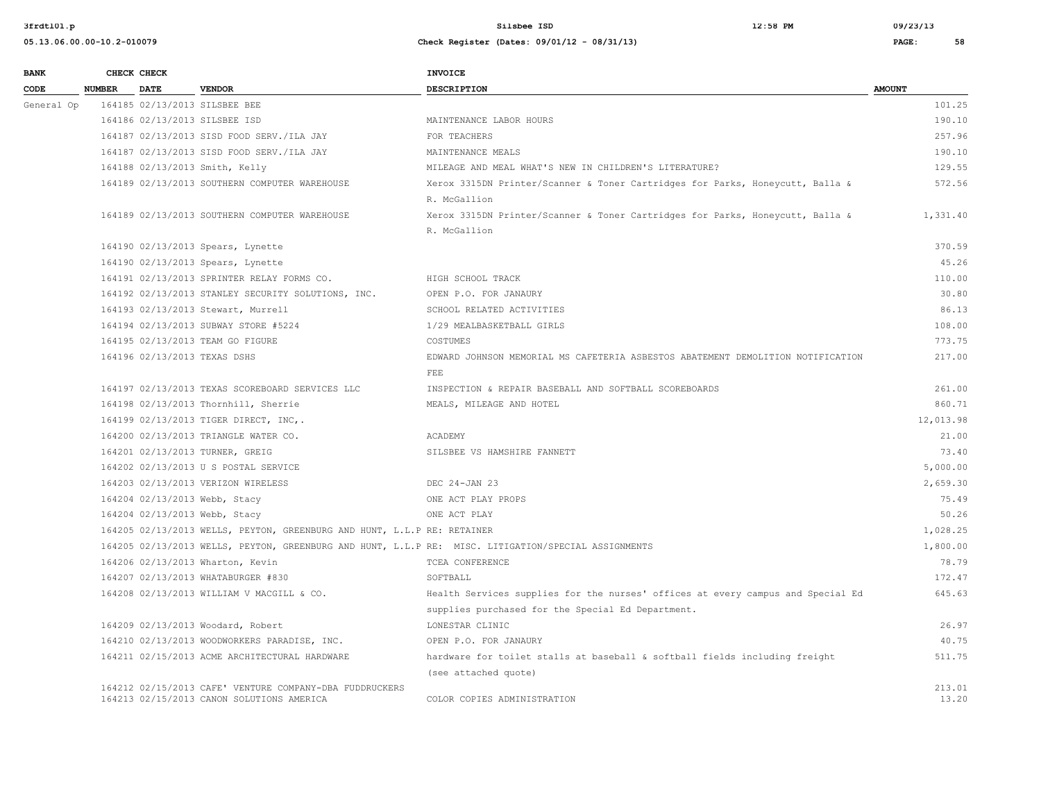| BANK CODE | CHECK NUMBER | CHECK DATE | VENDOR | INVOICE DESCRIPTION | AMOUNT |
|---|---|---|---|---|---|
| General Op | 164185 | 02/13/2013 | SILSBEE BEE | | 101.25 |
| | 164186 | 02/13/2013 | SILSBEE ISD | MAINTENANCE LABOR HOURS | 190.10 |
| | 164187 | 02/13/2013 | SISD FOOD SERV./ILA JAY | FOR TEACHERS | 257.96 |
| | 164187 | 02/13/2013 | SISD FOOD SERV./ILA JAY | MAINTENANCE MEALS | 190.10 |
| | 164188 | 02/13/2013 | Smith, Kelly | MILEAGE AND MEAL WHAT'S NEW IN CHILDREN'S LITERATURE? | 129.55 |
| | 164189 | 02/13/2013 | SOUTHERN COMPUTER WAREHOUSE | Xerox 3315DN Printer/Scanner & Toner Cartridges for Parks, Honeycutt, Balla & R. McGallion | 572.56 |
| | 164189 | 02/13/2013 | SOUTHERN COMPUTER WAREHOUSE | Xerox 3315DN Printer/Scanner & Toner Cartridges for Parks, Honeycutt, Balla & R. McGallion | 1,331.40 |
| | 164190 | 02/13/2013 | Spears, Lynette | | 370.59 |
| | 164190 | 02/13/2013 | Spears, Lynette | | 45.26 |
| | 164191 | 02/13/2013 | SPRINTER RELAY FORMS CO. | HIGH SCHOOL TRACK | 110.00 |
| | 164192 | 02/13/2013 | STANLEY SECURITY SOLUTIONS, INC. | OPEN P.O. FOR JANAURY | 30.80 |
| | 164193 | 02/13/2013 | Stewart, Murrell | SCHOOL RELATED ACTIVITIES | 86.13 |
| | 164194 | 02/13/2013 | SUBWAY STORE #5224 | 1/29 MEALBASKETBALL GIRLS | 108.00 |
| | 164195 | 02/13/2013 | TEAM GO FIGURE | COSTUMES | 773.75 |
| | 164196 | 02/13/2013 | TEXAS DSHS | EDWARD JOHNSON MEMORIAL MS CAFETERIA ASBESTOS ABATEMENT DEMOLITION NOTIFICATION FEE | 217.00 |
| | 164197 | 02/13/2013 | TEXAS SCOREBOARD SERVICES LLC | INSPECTION & REPAIR BASEBALL AND SOFTBALL SCOREBOARDS | 261.00 |
| | 164198 | 02/13/2013 | Thornhill, Sherrie | MEALS, MILEAGE AND HOTEL | 860.71 |
| | 164199 | 02/13/2013 | TIGER DIRECT, INC,. | | 12,013.98 |
| | 164200 | 02/13/2013 | TRIANGLE WATER CO. | ACADEMY | 21.00 |
| | 164201 | 02/13/2013 | TURNER, GREIG | SILSBEE VS HAMSHIRE FANNETT | 73.40 |
| | 164202 | 02/13/2013 | U S POSTAL SERVICE | | 5,000.00 |
| | 164203 | 02/13/2013 | VERIZON WIRELESS | DEC 24-JAN 23 | 2,659.30 |
| | 164204 | 02/13/2013 | Webb, Stacy | ONE ACT PLAY PROPS | 75.49 |
| | 164204 | 02/13/2013 | Webb, Stacy | ONE ACT PLAY | 50.26 |
| | 164205 | 02/13/2013 | WELLS, PEYTON, GREENBURG AND HUNT, L.L.P | RE: RETAINER | 1,028.25 |
| | 164205 | 02/13/2013 | WELLS, PEYTON, GREENBURG AND HUNT, L.L.P | RE: MISC. LITIGATION/SPECIAL ASSIGNMENTS | 1,800.00 |
| | 164206 | 02/13/2013 | Wharton, Kevin | TCEA CONFERENCE | 78.79 |
| | 164207 | 02/13/2013 | WHATABURGER #830 | SOFTBALL | 172.47 |
| | 164208 | 02/13/2013 | WILLIAM V MACGILL & CO. | Health Services supplies for the nurses' offices at every campus and Special Ed supplies purchased for the Special Ed Department. | 645.63 |
| | 164209 | 02/13/2013 | Woodard, Robert | LONESTAR CLINIC | 26.97 |
| | 164210 | 02/13/2013 | WOODWORKERS PARADISE, INC. | OPEN P.O. FOR JANAURY | 40.75 |
| | 164211 | 02/15/2013 | ACME ARCHITECTURAL HARDWARE | hardware for toilet stalls at baseball & softball fields including freight (see attached quote) | 511.75 |
| | 164212 | 02/15/2013 | CAFE' VENTURE COMPANY-DBA FUDDRUCKERS | | 213.01 |
| | 164213 | 02/15/2013 | CANON SOLUTIONS AMERICA | COLOR COPIES ADMINISTRATION | 13.20 |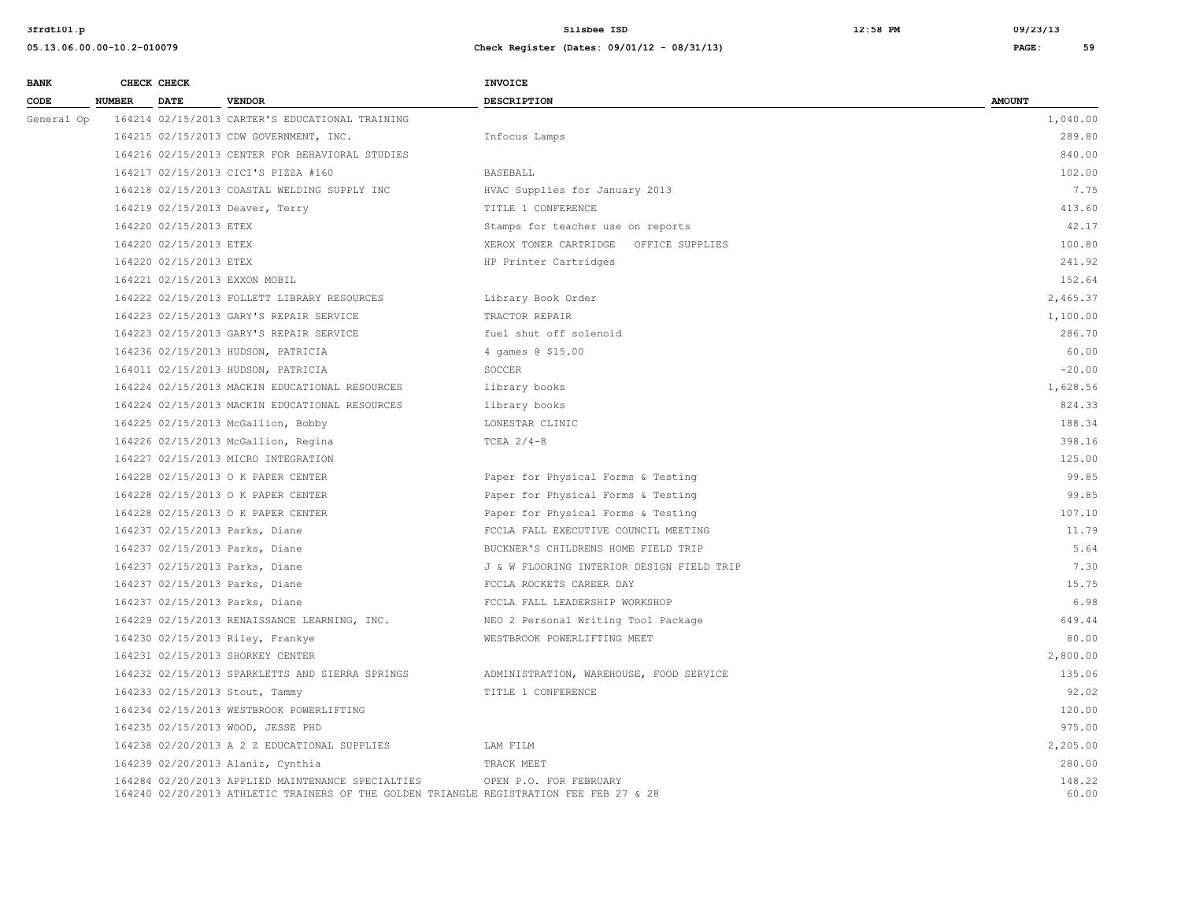| BANK CODE | CHECK NUMBER | CHECK DATE | VENDOR | INVOICE DESCRIPTION | AMOUNT |
|---|---|---|---|---|---|
| General Op | 164214 | 02/15/2013 | CARTER'S EDUCATIONAL TRAINING | | 1,040.00 |
| | 164215 | 02/15/2013 | CDW GOVERNMENT, INC. | Infocus Lamps | 289.80 |
| | 164216 | 02/15/2013 | CENTER FOR BEHAVIORAL STUDIES | | 840.00 |
| | 164217 | 02/15/2013 | CICI'S PIZZA #160 | BASEBALL | 102.00 |
| | 164218 | 02/15/2013 | COASTAL WELDING SUPPLY INC | HVAC Supplies for January 2013 | 7.75 |
| | 164219 | 02/15/2013 | Deaver, Terry | TITLE 1 CONFERENCE | 413.60 |
| | 164220 | 02/15/2013 | ETEX | Stamps for teacher use on reports | 42.17 |
| | 164220 | 02/15/2013 | ETEX | XEROX TONER CARTRIDGE OFFICE SUPPLIES | 100.80 |
| | 164220 | 02/15/2013 | ETEX | HP Printer Cartridges | 241.92 |
| | 164221 | 02/15/2013 | EXXON MOBIL | | 152.64 |
| | 164222 | 02/15/2013 | FOLLETT LIBRARY RESOURCES | Library Book Order | 2,465.37 |
| | 164223 | 02/15/2013 | GARY'S REPAIR SERVICE | TRACTOR REPAIR | 1,100.00 |
| | 164223 | 02/15/2013 | GARY'S REPAIR SERVICE | fuel shut off solenoid | 286.70 |
| | 164236 | 02/15/2013 | HUDSON, PATRICIA | 4 games @ $15.00 | 60.00 |
| | 164011 | 02/15/2013 | HUDSON, PATRICIA | SOCCER | -20.00 |
| | 164224 | 02/15/2013 | MACKIN EDUCATIONAL RESOURCES | library books | 1,628.56 |
| | 164224 | 02/15/2013 | MACKIN EDUCATIONAL RESOURCES | library books | 824.33 |
| | 164225 | 02/15/2013 | McGallion, Bobby | LONESTAR CLINIC | 188.34 |
| | 164226 | 02/15/2013 | McGallion, Regina | TCEA 2/4-8 | 398.16 |
| | 164227 | 02/15/2013 | MICRO INTEGRATION | | 125.00 |
| | 164228 | 02/15/2013 | O K PAPER CENTER | Paper for Physical Forms & Testing | 99.85 |
| | 164228 | 02/15/2013 | O K PAPER CENTER | Paper for Physical Forms & Testing | 99.85 |
| | 164228 | 02/15/2013 | O K PAPER CENTER | Paper for Physical Forms & Testing | 107.10 |
| | 164237 | 02/15/2013 | Parks, Diane | FCCLA FALL EXECUTIVE COUNCIL MEETING | 11.79 |
| | 164237 | 02/15/2013 | Parks, Diane | BUCKNER'S CHILDRENS HOME FIELD TRIP | 5.64 |
| | 164237 | 02/15/2013 | Parks, Diane | J & W FLOORING INTERIOR DESIGN FIELD TRIP | 7.30 |
| | 164237 | 02/15/2013 | Parks, Diane | FCCLA ROCKETS CAREER DAY | 15.75 |
| | 164237 | 02/15/2013 | Parks, Diane | FCCLA FALL LEADERSHIP WORKSHOP | 6.98 |
| | 164229 | 02/15/2013 | RENAISSANCE LEARNING, INC. | NEO 2 Personal Writing Tool Package | 649.44 |
| | 164230 | 02/15/2013 | Riley, Frankye | WESTBROOK POWERLIFTING MEET | 80.00 |
| | 164231 | 02/15/2013 | SHORKEY CENTER | | 2,800.00 |
| | 164232 | 02/15/2013 | SPARKLETTS AND SIERRA SPRINGS | ADMINISTRATION, WAREHOUSE, FOOD SERVICE | 135.06 |
| | 164233 | 02/15/2013 | Stout, Tammy | TITLE 1 CONFERENCE | 92.02 |
| | 164234 | 02/15/2013 | WESTBROOK POWERLIFTING | | 120.00 |
| | 164235 | 02/15/2013 | WOOD, JESSE PHD | | 975.00 |
| | 164238 | 02/20/2013 | A 2 Z EDUCATIONAL SUPPLIES | LAM FILM | 2,205.00 |
| | 164239 | 02/20/2013 | Alaniz, Cynthia | TRACK MEET | 280.00 |
| | 164284 | 02/20/2013 | APPLIED MAINTENANCE SPECIALTIES | OPEN P.O. FOR FEBRUARY | 148.22 |
| | 164240 | 02/20/2013 | ATHLETIC TRAINERS OF THE GOLDEN TRIANGLE | REGISTRATION FEE FEB 27 & 28 | 60.00 |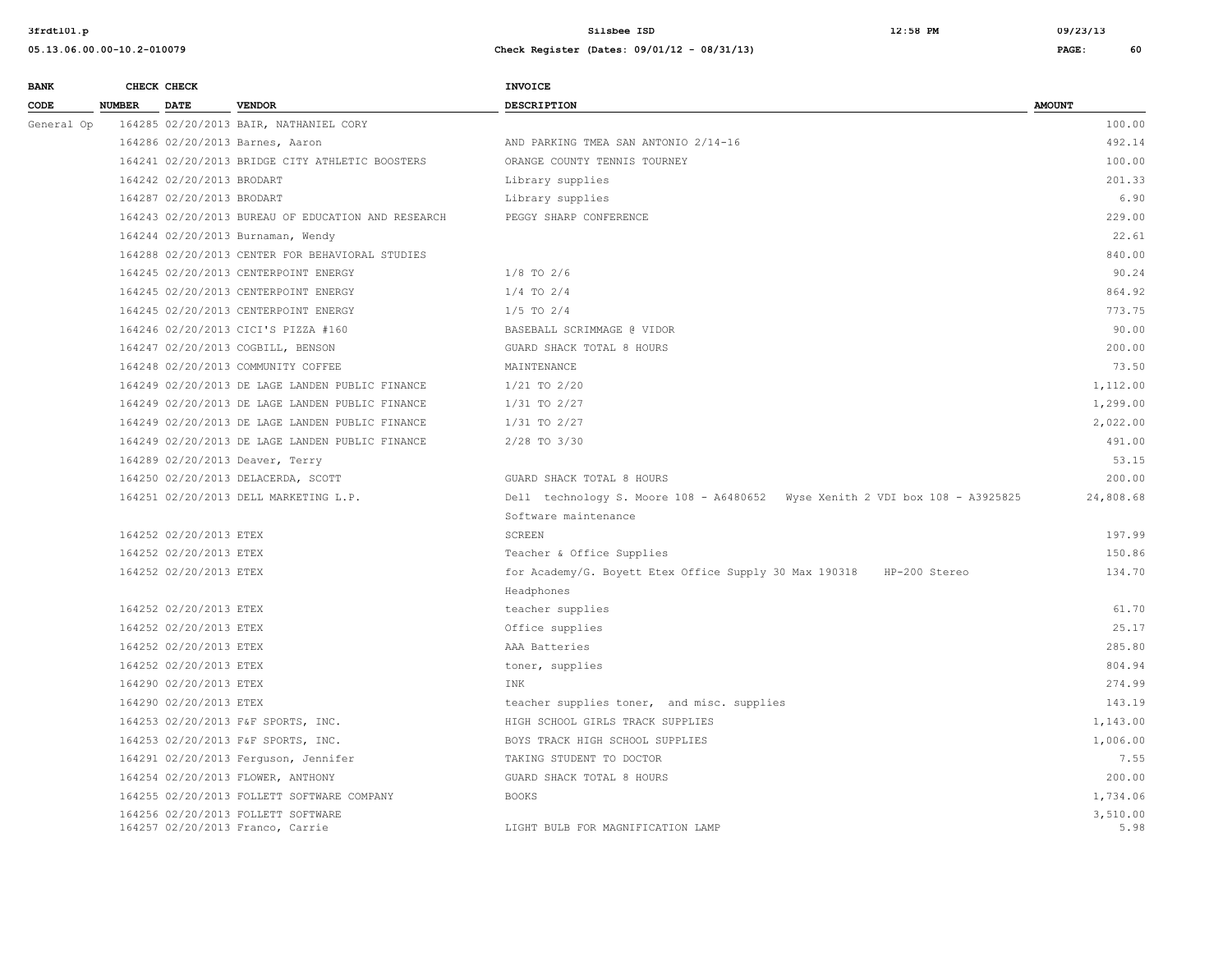| BANK CODE | CHECK NUMBER | CHECK DATE | VENDOR | INVOICE DESCRIPTION | AMOUNT |
|---|---|---|---|---|---|
| General Op | 164285 | 02/20/2013 | BAIR, NATHANIEL CORY | | 100.00 |
| | 164286 | 02/20/2013 | Barnes, Aaron | AND PARKING TMEA SAN ANTONIO 2/14-16 | 492.14 |
| | 164241 | 02/20/2013 | BRIDGE CITY ATHLETIC BOOSTERS | ORANGE COUNTY TENNIS TOURNEY | 100.00 |
| | 164242 | 02/20/2013 | BRODART | Library supplies | 201.33 |
| | 164287 | 02/20/2013 | BRODART | Library supplies | 6.90 |
| | 164243 | 02/20/2013 | BUREAU OF EDUCATION AND RESEARCH | PEGGY SHARP CONFERENCE | 229.00 |
| | 164244 | 02/20/2013 | Burnaman, Wendy | | 22.61 |
| | 164288 | 02/20/2013 | CENTER FOR BEHAVIORAL STUDIES | | 840.00 |
| | 164245 | 02/20/2013 | CENTERPOINT ENERGY | 1/8 TO 2/6 | 90.24 |
| | 164245 | 02/20/2013 | CENTERPOINT ENERGY | 1/4 TO 2/4 | 864.92 |
| | 164245 | 02/20/2013 | CENTERPOINT ENERGY | 1/5 TO 2/4 | 773.75 |
| | 164246 | 02/20/2013 | CICI'S PIZZA #160 | BASEBALL SCRIMMAGE @ VIDOR | 90.00 |
| | 164247 | 02/20/2013 | COGBILL, BENSON | GUARD SHACK TOTAL 8 HOURS | 200.00 |
| | 164248 | 02/20/2013 | COMMUNITY COFFEE | MAINTENANCE | 73.50 |
| | 164249 | 02/20/2013 | DE LAGE LANDEN PUBLIC FINANCE | 1/21 TO 2/20 | 1,112.00 |
| | 164249 | 02/20/2013 | DE LAGE LANDEN PUBLIC FINANCE | 1/31 TO 2/27 | 1,299.00 |
| | 164249 | 02/20/2013 | DE LAGE LANDEN PUBLIC FINANCE | 1/31 TO 2/27 | 2,022.00 |
| | 164249 | 02/20/2013 | DE LAGE LANDEN PUBLIC FINANCE | 2/28 TO 3/30 | 491.00 |
| | 164289 | 02/20/2013 | Deaver, Terry | | 53.15 |
| | 164250 | 02/20/2013 | DELACERDA, SCOTT | GUARD SHACK TOTAL 8 HOURS | 200.00 |
| | 164251 | 02/20/2013 | DELL MARKETING L.P. | Dell technology S. Moore 108 - A6480652 Wyse Xenith 2 VDI box 108 - A3925825 Software maintenance | 24,808.68 |
| | 164252 | 02/20/2013 | ETEX | SCREEN | 197.99 |
| | 164252 | 02/20/2013 | ETEX | Teacher & Office Supplies | 150.86 |
| | 164252 | 02/20/2013 | ETEX | for Academy/G. Boyett Etex Office Supply 30 Max 190318 HP-200 Stereo Headphones | 134.70 |
| | 164252 | 02/20/2013 | ETEX | teacher supplies | 61.70 |
| | 164252 | 02/20/2013 | ETEX | Office supplies | 25.17 |
| | 164252 | 02/20/2013 | ETEX | AAA Batteries | 285.80 |
| | 164252 | 02/20/2013 | ETEX | toner, supplies | 804.94 |
| | 164290 | 02/20/2013 | ETEX | INK | 274.99 |
| | 164290 | 02/20/2013 | ETEX | teacher supplies toner, and misc. supplies | 143.19 |
| | 164253 | 02/20/2013 | F&F SPORTS, INC. | HIGH SCHOOL GIRLS TRACK SUPPLIES | 1,143.00 |
| | 164253 | 02/20/2013 | F&F SPORTS, INC. | BOYS TRACK HIGH SCHOOL SUPPLIES | 1,006.00 |
| | 164291 | 02/20/2013 | Ferguson, Jennifer | TAKING STUDENT TO DOCTOR | 7.55 |
| | 164254 | 02/20/2013 | FLOWER, ANTHONY | GUARD SHACK TOTAL 8 HOURS | 200.00 |
| | 164255 | 02/20/2013 | FOLLETT SOFTWARE COMPANY | BOOKS | 1,734.06 |
| | 164256 | 02/20/2013 | FOLLETT SOFTWARE | | 3,510.00 |
| | 164257 | 02/20/2013 | Franco, Carrie | LIGHT BULB FOR MAGNIFICATION LAMP | 5.98 |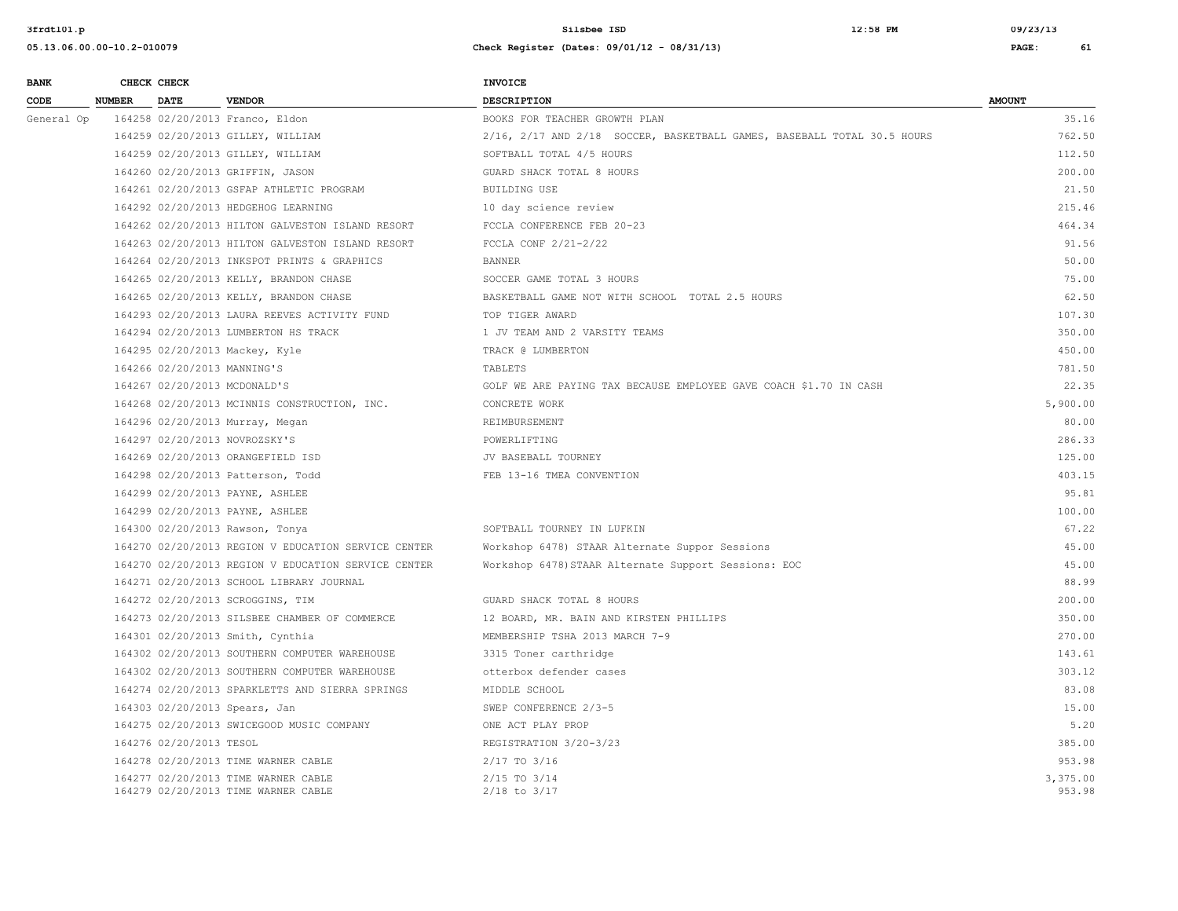| BANK CODE | CHECK NUMBER | CHECK DATE | VENDOR | INVOICE DESCRIPTION | AMOUNT |
|---|---|---|---|---|---|
| General Op | 164258 | 02/20/2013 | Franco, Eldon | BOOKS FOR TEACHER GROWTH PLAN | 35.16 |
| | 164259 | 02/20/2013 | GILLEY, WILLIAM | 2/16, 2/17 AND 2/18 SOCCER, BASKETBALL GAMES, BASEBALL TOTAL 30.5 HOURS | 762.50 |
| | 164259 | 02/20/2013 | GILLEY, WILLIAM | SOFTBALL TOTAL 4/5 HOURS | 112.50 |
| | 164260 | 02/20/2013 | GRIFFIN, JASON | GUARD SHACK TOTAL 8 HOURS | 200.00 |
| | 164261 | 02/20/2013 | GSFAP ATHLETIC PROGRAM | BUILDING USE | 21.50 |
| | 164292 | 02/20/2013 | HEDGEHOG LEARNING | 10 day science review | 215.46 |
| | 164262 | 02/20/2013 | HILTON GALVESTON ISLAND RESORT | FCCLA CONFERENCE FEB 20-23 | 464.34 |
| | 164263 | 02/20/2013 | HILTON GALVESTON ISLAND RESORT | FCCLA CONF 2/21-2/22 | 91.56 |
| | 164264 | 02/20/2013 | INKSPOT PRINTS & GRAPHICS | BANNER | 50.00 |
| | 164265 | 02/20/2013 | KELLY, BRANDON CHASE | SOCCER GAME TOTAL 3 HOURS | 75.00 |
| | 164265 | 02/20/2013 | KELLY, BRANDON CHASE | BASKETBALL GAME NOT WITH SCHOOL TOTAL 2.5 HOURS | 62.50 |
| | 164293 | 02/20/2013 | LAURA REEVES ACTIVITY FUND | TOP TIGER AWARD | 107.30 |
| | 164294 | 02/20/2013 | LUMBERTON HS TRACK | 1 JV TEAM AND 2 VARSITY TEAMS | 350.00 |
| | 164295 | 02/20/2013 | Mackey, Kyle | TRACK @ LUMBERTON | 450.00 |
| | 164266 | 02/20/2013 | MANNING'S | TABLETS | 781.50 |
| | 164267 | 02/20/2013 | MCDONALD'S | GOLF WE ARE PAYING TAX BECAUSE EMPLOYEE GAVE COACH $1.70 IN CASH | 22.35 |
| | 164268 | 02/20/2013 | MCINNIS CONSTRUCTION, INC. | CONCRETE WORK | 5,900.00 |
| | 164296 | 02/20/2013 | Murray, Megan | REIMBURSEMENT | 80.00 |
| | 164297 | 02/20/2013 | NOVROZSKY'S | POWERLIFTING | 286.33 |
| | 164269 | 02/20/2013 | ORANGEFIELD ISD | JV BASEBALL TOURNEY | 125.00 |
| | 164298 | 02/20/2013 | Patterson, Todd | FEB 13-16 TMEA CONVENTION | 403.15 |
| | 164299 | 02/20/2013 | PAYNE, ASHLEE | | 95.81 |
| | 164299 | 02/20/2013 | PAYNE, ASHLEE | | 100.00 |
| | 164300 | 02/20/2013 | Rawson, Tonya | SOFTBALL TOURNEY IN LUFKIN | 67.22 |
| | 164270 | 02/20/2013 | REGION V EDUCATION SERVICE CENTER | Workshop 6478) STAAR Alternate Suppor Sessions | 45.00 |
| | 164270 | 02/20/2013 | REGION V EDUCATION SERVICE CENTER | Workshop 6478)STAAR Alternate Support Sessions: EOC | 45.00 |
| | 164271 | 02/20/2013 | SCHOOL LIBRARY JOURNAL | | 88.99 |
| | 164272 | 02/20/2013 | SCROGGINS, TIM | GUARD SHACK TOTAL 8 HOURS | 200.00 |
| | 164273 | 02/20/2013 | SILSBEE CHAMBER OF COMMERCE | 12 BOARD, MR. BAIN AND KIRSTEN PHILLIPS | 350.00 |
| | 164301 | 02/20/2013 | Smith, Cynthia | MEMBERSHIP TSHA 2013 MARCH 7-9 | 270.00 |
| | 164302 | 02/20/2013 | SOUTHERN COMPUTER WAREHOUSE | 3315 Toner carthridge | 143.61 |
| | 164302 | 02/20/2013 | SOUTHERN COMPUTER WAREHOUSE | otterbox defender cases | 303.12 |
| | 164274 | 02/20/2013 | SPARKLETTS AND SIERRA SPRINGS | MIDDLE SCHOOL | 83.08 |
| | 164303 | 02/20/2013 | Spears, Jan | SWEP CONFERENCE 2/3-5 | 15.00 |
| | 164275 | 02/20/2013 | SWICEGOOD MUSIC COMPANY | ONE ACT PLAY PROP | 5.20 |
| | 164276 | 02/20/2013 | TESOL | REGISTRATION 3/20-3/23 | 385.00 |
| | 164278 | 02/20/2013 | TIME WARNER CABLE | 2/17 TO 3/16 | 953.98 |
| | 164277 | 02/20/2013 | TIME WARNER CABLE | 2/15 TO 3/14 | 3,375.00 |
| | 164279 | 02/20/2013 | TIME WARNER CABLE | 2/18 to 3/17 | 953.98 |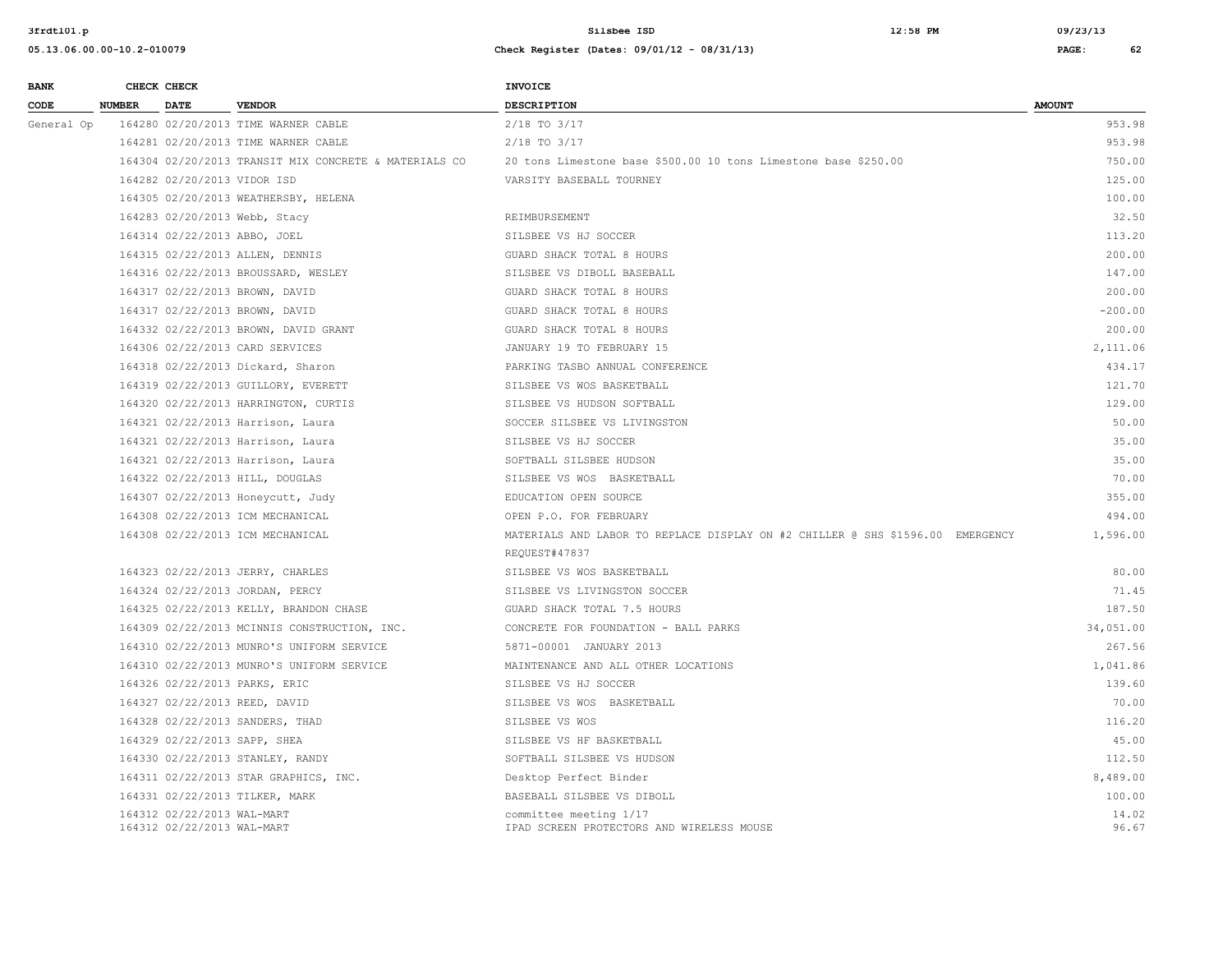| BANK CODE | CHECK NUMBER | CHECK DATE | VENDOR | INVOICE DESCRIPTION | AMOUNT |
|---|---|---|---|---|---|
| General Op | 164280 | 02/20/2013 | TIME WARNER CABLE | 2/18 TO 3/17 | 953.98 |
| | 164281 | 02/20/2013 | TIME WARNER CABLE | 2/18 TO 3/17 | 953.98 |
| | 164304 | 02/20/2013 | TRANSIT MIX CONCRETE & MATERIALS CO | 20 tons Limestone base $500.00 10 tons Limestone base $250.00 | 750.00 |
| | 164282 | 02/20/2013 | VIDOR ISD | VARSITY BASEBALL TOURNEY | 125.00 |
| | 164305 | 02/20/2013 | WEATHERSBY, HELENA | | 100.00 |
| | 164283 | 02/20/2013 | Webb, Stacy | REIMBURSEMENT | 32.50 |
| | 164314 | 02/22/2013 | ABBO, JOEL | SILSBEE VS HJ SOCCER | 113.20 |
| | 164315 | 02/22/2013 | ALLEN, DENNIS | GUARD SHACK TOTAL 8 HOURS | 200.00 |
| | 164316 | 02/22/2013 | BROUSSARD, WESLEY | SILSBEE VS DIBOLL BASEBALL | 147.00 |
| | 164317 | 02/22/2013 | BROWN, DAVID | GUARD SHACK TOTAL 8 HOURS | 200.00 |
| | 164317 | 02/22/2013 | BROWN, DAVID | GUARD SHACK TOTAL 8 HOURS | -200.00 |
| | 164332 | 02/22/2013 | BROWN, DAVID GRANT | GUARD SHACK TOTAL 8 HOURS | 200.00 |
| | 164306 | 02/22/2013 | CARD SERVICES | JANUARY 19 TO FEBRUARY 15 | 2,111.06 |
| | 164318 | 02/22/2013 | Dickard, Sharon | PARKING TASBO ANNUAL CONFERENCE | 434.17 |
| | 164319 | 02/22/2013 | GUILLORY, EVERETT | SILSBEE VS WOS BASKETBALL | 121.70 |
| | 164320 | 02/22/2013 | HARRINGTON, CURTIS | SILSBEE VS HUDSON SOFTBALL | 129.00 |
| | 164321 | 02/22/2013 | Harrison, Laura | SOCCER SILSBEE VS LIVINGSTON | 50.00 |
| | 164321 | 02/22/2013 | Harrison, Laura | SILSBEE VS HJ SOCCER | 35.00 |
| | 164321 | 02/22/2013 | Harrison, Laura | SOFTBALL SILSBEE HUDSON | 35.00 |
| | 164322 | 02/22/2013 | HILL, DOUGLAS | SILSBEE VS WOS BASKETBALL | 70.00 |
| | 164307 | 02/22/2013 | Honeycutt, Judy | EDUCATION OPEN SOURCE | 355.00 |
| | 164308 | 02/22/2013 | ICM MECHANICAL | OPEN P.O. FOR FEBRUARY | 494.00 |
| | 164308 | 02/22/2013 | ICM MECHANICAL | MATERIALS AND LABOR TO REPLACE DISPLAY ON #2 CHILLER @ SHS $1596.00 EMERGENCY REQUEST#47837 | 1,596.00 |
| | 164323 | 02/22/2013 | JERRY, CHARLES | SILSBEE VS WOS BASKETBALL | 80.00 |
| | 164324 | 02/22/2013 | JORDAN, PERCY | SILSBEE VS LIVINGSTON SOCCER | 71.45 |
| | 164325 | 02/22/2013 | KELLY, BRANDON CHASE | GUARD SHACK TOTAL 7.5 HOURS | 187.50 |
| | 164309 | 02/22/2013 | MCINNIS CONSTRUCTION, INC. | CONCRETE FOR FOUNDATION - BALL PARKS | 34,051.00 |
| | 164310 | 02/22/2013 | MUNRO'S UNIFORM SERVICE | 5871-00001 JANUARY 2013 | 267.56 |
| | 164310 | 02/22/2013 | MUNRO'S UNIFORM SERVICE | MAINTENANCE AND ALL OTHER LOCATIONS | 1,041.86 |
| | 164326 | 02/22/2013 | PARKS, ERIC | SILSBEE VS HJ SOCCER | 139.60 |
| | 164327 | 02/22/2013 | REED, DAVID | SILSBEE VS WOS BASKETBALL | 70.00 |
| | 164328 | 02/22/2013 | SANDERS, THAD | SILSBEE VS WOS | 116.20 |
| | 164329 | 02/22/2013 | SAPP, SHEA | SILSBEE VS HF BASKETBALL | 45.00 |
| | 164330 | 02/22/2013 | STANLEY, RANDY | SOFTBALL SILSBEE VS HUDSON | 112.50 |
| | 164311 | 02/22/2013 | STAR GRAPHICS, INC. | Desktop Perfect Binder | 8,489.00 |
| | 164331 | 02/22/2013 | TILKER, MARK | BASEBALL SILSBEE VS DIBOLL | 100.00 |
| | 164312 | 02/22/2013 | WAL-MART | committee meeting 1/17 | 14.02 |
| | 164312 | 02/22/2013 | WAL-MART | IPAD SCREEN PROTECTORS AND WIRELESS MOUSE | 96.67 |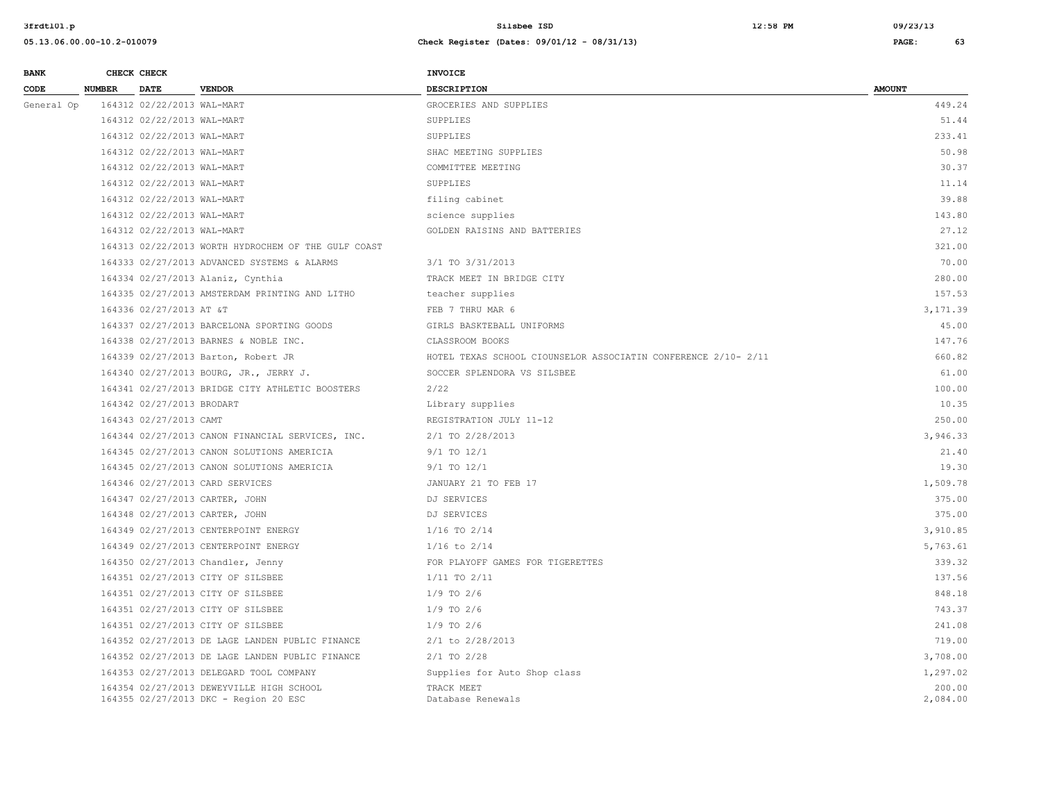| BANK CODE | CHECK NUMBER | CHECK DATE | VENDOR | INVOICE DESCRIPTION | AMOUNT |
|---|---|---|---|---|---|
| General Op | 164312 | 02/22/2013 | WAL-MART | GROCERIES AND SUPPLIES | 449.24 |
| | 164312 | 02/22/2013 | WAL-MART | SUPPLIES | 51.44 |
| | 164312 | 02/22/2013 | WAL-MART | SUPPLIES | 233.41 |
| | 164312 | 02/22/2013 | WAL-MART | SHAC MEETING SUPPLIES | 50.98 |
| | 164312 | 02/22/2013 | WAL-MART | COMMITTEE MEETING | 30.37 |
| | 164312 | 02/22/2013 | WAL-MART | SUPPLIES | 11.14 |
| | 164312 | 02/22/2013 | WAL-MART | filing cabinet | 39.88 |
| | 164312 | 02/22/2013 | WAL-MART | science supplies | 143.80 |
| | 164312 | 02/22/2013 | WAL-MART | GOLDEN RAISINS AND BATTERIES | 27.12 |
| | 164313 | 02/22/2013 | WORTH HYDROCHEM OF THE GULF COAST | | 321.00 |
| | 164333 | 02/27/2013 | ADVANCED SYSTEMS & ALARMS | 3/1 TO 3/31/2013 | 70.00 |
| | 164334 | 02/27/2013 | Alaniz, Cynthia | TRACK MEET IN BRIDGE CITY | 280.00 |
| | 164335 | 02/27/2013 | AMSTERDAM PRINTING AND LITHO | teacher supplies | 157.53 |
| | 164336 | 02/27/2013 | AT &T | FEB 7 THRU MAR 6 | 3,171.39 |
| | 164337 | 02/27/2013 | BARCELONA SPORTING GOODS | GIRLS BASKTEBALL UNIFORMS | 45.00 |
| | 164338 | 02/27/2013 | BARNES & NOBLE INC. | CLASSROOM BOOKS | 147.76 |
| | 164339 | 02/27/2013 | Barton, Robert JR | HOTEL TEXAS SCHOOL CIOUNSELOR ASSOCIATIN CONFERENCE 2/10- 2/11 | 660.82 |
| | 164340 | 02/27/2013 | BOURG, JR., JERRY J. | SOCCER SPLENDORA VS SILSBEE | 61.00 |
| | 164341 | 02/27/2013 | BRIDGE CITY ATHLETIC BOOSTERS | 2/22 | 100.00 |
| | 164342 | 02/27/2013 | BRODART | Library supplies | 10.35 |
| | 164343 | 02/27/2013 | CAMT | REGISTRATION JULY 11-12 | 250.00 |
| | 164344 | 02/27/2013 | CANON FINANCIAL SERVICES, INC. | 2/1 TO 2/28/2013 | 3,946.33 |
| | 164345 | 02/27/2013 | CANON SOLUTIONS AMERICIA | 9/1 TO 12/1 | 21.40 |
| | 164345 | 02/27/2013 | CANON SOLUTIONS AMERICIA | 9/1 TO 12/1 | 19.30 |
| | 164346 | 02/27/2013 | CARD SERVICES | JANUARY 21 TO FEB 17 | 1,509.78 |
| | 164347 | 02/27/2013 | CARTER, JOHN | DJ SERVICES | 375.00 |
| | 164348 | 02/27/2013 | CARTER, JOHN | DJ SERVICES | 375.00 |
| | 164349 | 02/27/2013 | CENTERPOINT ENERGY | 1/16 TO 2/14 | 3,910.85 |
| | 164349 | 02/27/2013 | CENTERPOINT ENERGY | 1/16 to 2/14 | 5,763.61 |
| | 164350 | 02/27/2013 | Chandler, Jenny | FOR PLAYOFF GAMES FOR TIGERETTES | 339.32 |
| | 164351 | 02/27/2013 | CITY OF SILSBEE | 1/11 TO 2/11 | 137.56 |
| | 164351 | 02/27/2013 | CITY OF SILSBEE | 1/9 TO 2/6 | 848.18 |
| | 164351 | 02/27/2013 | CITY OF SILSBEE | 1/9 TO 2/6 | 743.37 |
| | 164351 | 02/27/2013 | CITY OF SILSBEE | 1/9 TO 2/6 | 241.08 |
| | 164352 | 02/27/2013 | DE LAGE LANDEN PUBLIC FINANCE | 2/1 to 2/28/2013 | 719.00 |
| | 164352 | 02/27/2013 | DE LAGE LANDEN PUBLIC FINANCE | 2/1 TO 2/28 | 3,708.00 |
| | 164353 | 02/27/2013 | DELEGARD TOOL COMPANY | Supplies for Auto Shop class | 1,297.02 |
| | 164354 | 02/27/2013 | DEWEYVILLE HIGH SCHOOL | TRACK MEET | 200.00 |
| | 164355 | 02/27/2013 | DKC - Region 20 ESC | Database Renewals | 2,084.00 |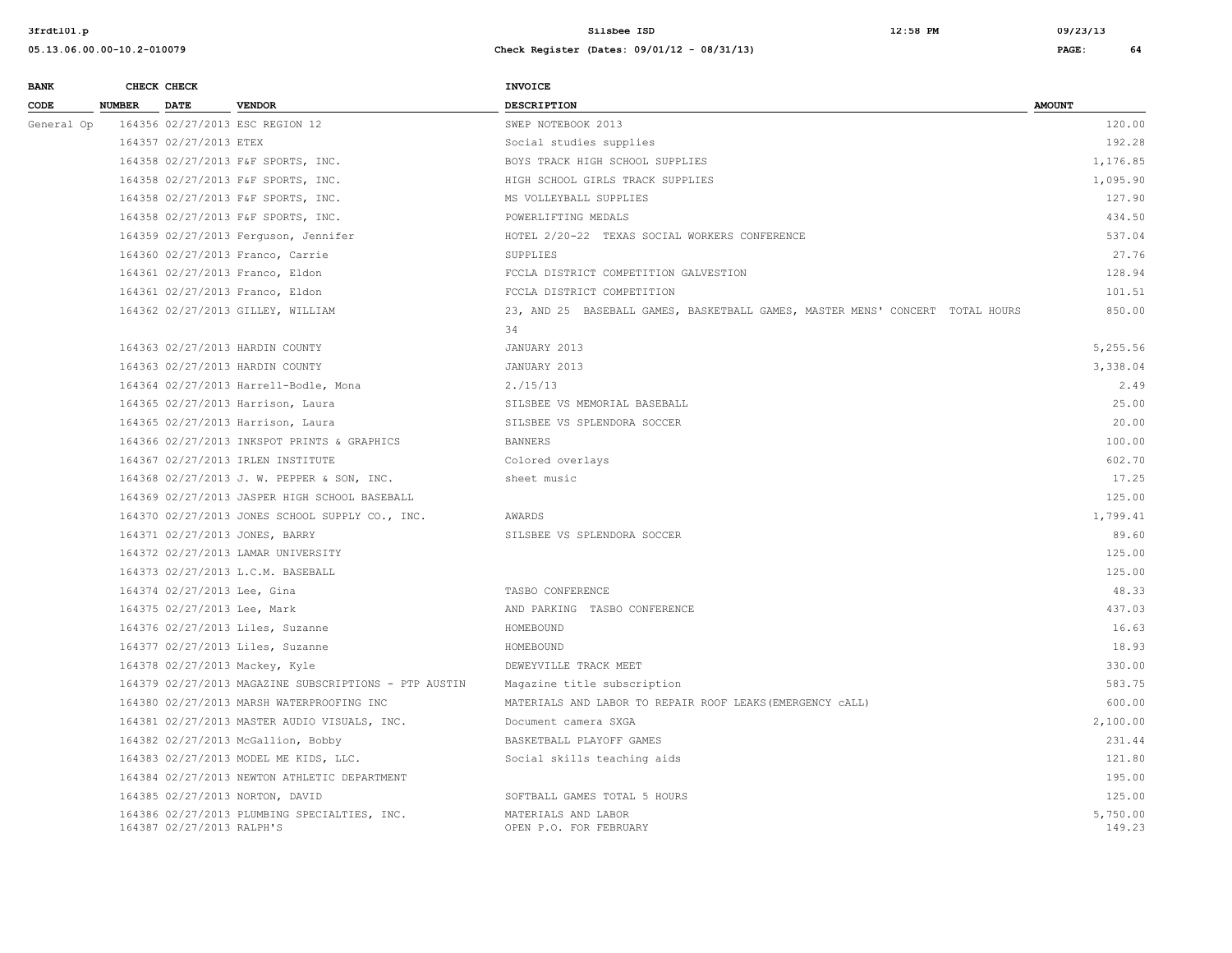| BANK CODE | CHECK NUMBER | CHECK DATE | VENDOR | INVOICE DESCRIPTION | AMOUNT |
|---|---|---|---|---|---|
| General Op | 164356 | 02/27/2013 | ESC REGION 12 | SWEP NOTEBOOK 2013 | 120.00 |
| | 164357 | 02/27/2013 | ETEX | Social studies supplies | 192.28 |
| | 164358 | 02/27/2013 | F&F SPORTS, INC. | BOYS TRACK HIGH SCHOOL SUPPLIES | 1,176.85 |
| | 164358 | 02/27/2013 | F&F SPORTS, INC. | HIGH SCHOOL GIRLS TRACK SUPPLIES | 1,095.90 |
| | 164358 | 02/27/2013 | F&F SPORTS, INC. | MS VOLLEYBALL SUPPLIES | 127.90 |
| | 164358 | 02/27/2013 | F&F SPORTS, INC. | POWERLIFTING MEDALS | 434.50 |
| | 164359 | 02/27/2013 | Ferguson, Jennifer | HOTEL 2/20-22 TEXAS SOCIAL WORKERS CONFERENCE | 537.04 |
| | 164360 | 02/27/2013 | Franco, Carrie | SUPPLIES | 27.76 |
| | 164361 | 02/27/2013 | Franco, Eldon | FCCLA DISTRICT COMPETITION GALVESTION | 128.94 |
| | 164361 | 02/27/2013 | Franco, Eldon | FCCLA DISTRICT COMPETITION | 101.51 |
| | 164362 | 02/27/2013 | GILLEY, WILLIAM | 23, AND 25 BASEBALL GAMES, BASKETBALL GAMES, MASTER MENS' CONCERT TOTAL HOURS 34 | 850.00 |
| | 164363 | 02/27/2013 | HARDIN COUNTY | JANUARY 2013 | 5,255.56 |
| | 164363 | 02/27/2013 | HARDIN COUNTY | JANUARY 2013 | 3,338.04 |
| | 164364 | 02/27/2013 | Harrell-Bodle, Mona | 2./15/13 | 2.49 |
| | 164365 | 02/27/2013 | Harrison, Laura | SILSBEE VS MEMORIAL BASEBALL | 25.00 |
| | 164365 | 02/27/2013 | Harrison, Laura | SILSBEE VS SPLENDORA SOCCER | 20.00 |
| | 164366 | 02/27/2013 | INKSPOT PRINTS & GRAPHICS | BANNERS | 100.00 |
| | 164367 | 02/27/2013 | IRLEN INSTITUTE | Colored overlays | 602.70 |
| | 164368 | 02/27/2013 | J. W. PEPPER & SON, INC. | sheet music | 17.25 |
| | 164369 | 02/27/2013 | JASPER HIGH SCHOOL BASEBALL | | 125.00 |
| | 164370 | 02/27/2013 | JONES SCHOOL SUPPLY CO., INC. | AWARDS | 1,799.41 |
| | 164371 | 02/27/2013 | JONES, BARRY | SILSBEE VS SPLENDORA SOCCER | 89.60 |
| | 164372 | 02/27/2013 | LAMAR UNIVERSITY | | 125.00 |
| | 164373 | 02/27/2013 | L.C.M. BASEBALL | | 125.00 |
| | 164374 | 02/27/2013 | Lee, Gina | TASBO CONFERENCE | 48.33 |
| | 164375 | 02/27/2013 | Lee, Mark | AND PARKING TASBO CONFERENCE | 437.03 |
| | 164376 | 02/27/2013 | Liles, Suzanne | HOMEBOUND | 16.63 |
| | 164377 | 02/27/2013 | Liles, Suzanne | HOMEBOUND | 18.93 |
| | 164378 | 02/27/2013 | Mackey, Kyle | DEWEYVILLE TRACK MEET | 330.00 |
| | 164379 | 02/27/2013 | MAGAZINE SUBSCRIPTIONS - PTP AUSTIN | Magazine title subscription | 583.75 |
| | 164380 | 02/27/2013 | MARSH WATERPROOFING INC | MATERIALS AND LABOR TO REPAIR ROOF LEAKS(EMERGENCY cALL) | 600.00 |
| | 164381 | 02/27/2013 | MASTER AUDIO VISUALS, INC. | Document camera SXGA | 2,100.00 |
| | 164382 | 02/27/2013 | McGallion, Bobby | BASKETBALL PLAYOFF GAMES | 231.44 |
| | 164383 | 02/27/2013 | MODEL ME KIDS, LLC. | Social skills teaching aids | 121.80 |
| | 164384 | 02/27/2013 | NEWTON ATHLETIC DEPARTMENT | | 195.00 |
| | 164385 | 02/27/2013 | NORTON, DAVID | SOFTBALL GAMES TOTAL 5 HOURS | 125.00 |
| | 164386 | 02/27/2013 | PLUMBING SPECIALTIES, INC. | MATERIALS AND LABOR | 5,750.00 |
| | 164387 | 02/27/2013 | RALPH'S | OPEN P.O. FOR FEBRUARY | 149.23 |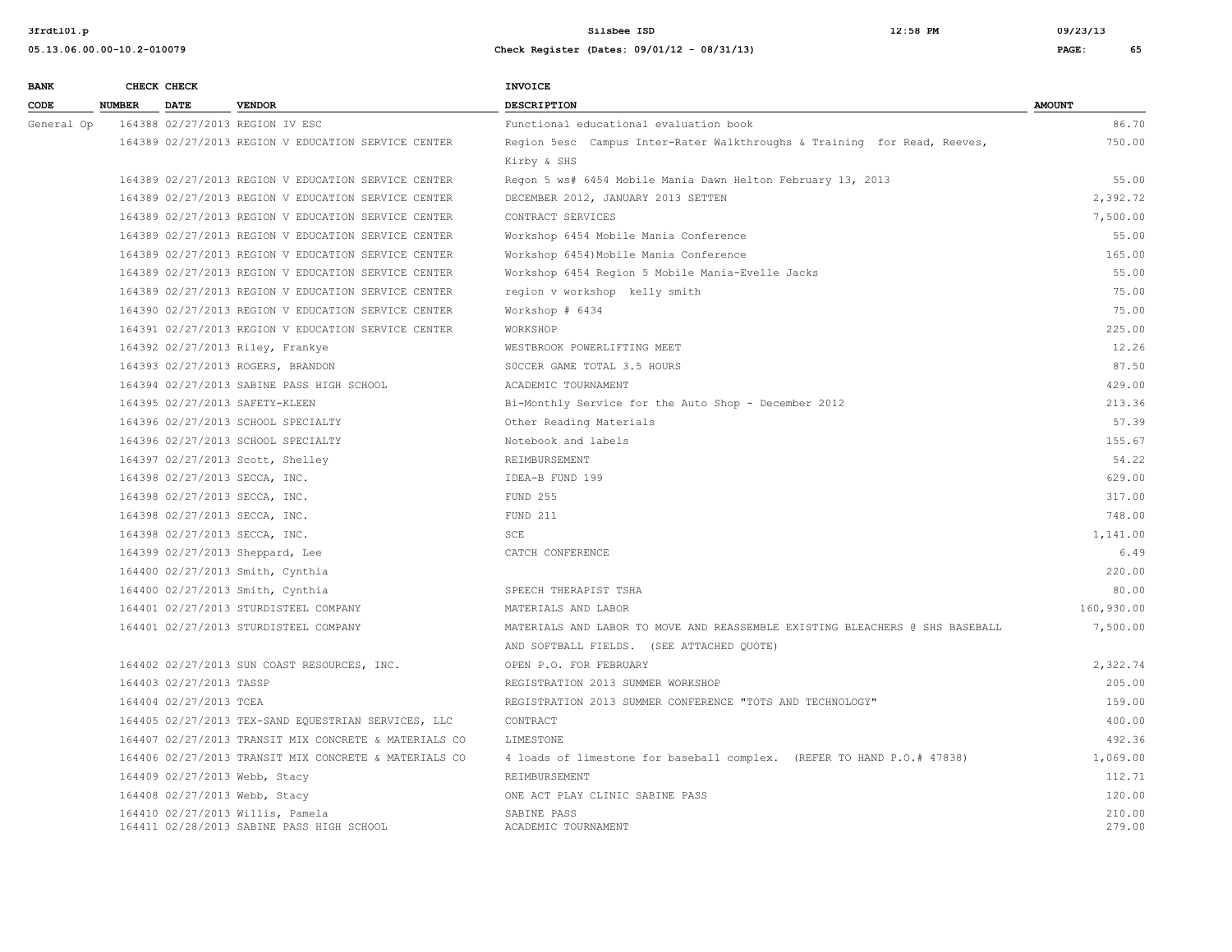| BANK CODE | CHECK NUMBER | CHECK DATE | VENDOR | INVOICE DESCRIPTION | AMOUNT |
|---|---|---|---|---|---|
| General Op | 164388 | 02/27/2013 | REGION IV ESC | Functional educational evaluation book | 86.70 |
| | 164389 | 02/27/2013 | REGION V EDUCATION SERVICE CENTER | Region 5esc Campus Inter-Rater Walkthroughs & Training for Read, Reeves, Kirby & SHS | 750.00 |
| | 164389 | 02/27/2013 | REGION V EDUCATION SERVICE CENTER | Regon 5 ws# 6454 Mobile Mania Dawn Helton February 13, 2013 | 55.00 |
| | 164389 | 02/27/2013 | REGION V EDUCATION SERVICE CENTER | DECEMBER 2012, JANUARY 2013 SETTEN | 2,392.72 |
| | 164389 | 02/27/2013 | REGION V EDUCATION SERVICE CENTER | CONTRACT SERVICES | 7,500.00 |
| | 164389 | 02/27/2013 | REGION V EDUCATION SERVICE CENTER | Workshop 6454 Mobile Mania Conference | 55.00 |
| | 164389 | 02/27/2013 | REGION V EDUCATION SERVICE CENTER | Workshop 6454)Mobile Mania Conference | 165.00 |
| | 164389 | 02/27/2013 | REGION V EDUCATION SERVICE CENTER | Workshop 6454 Region 5 Mobile Mania-Evelle Jacks | 55.00 |
| | 164389 | 02/27/2013 | REGION V EDUCATION SERVICE CENTER | region v workshop kelly smith | 75.00 |
| | 164390 | 02/27/2013 | REGION V EDUCATION SERVICE CENTER | Workshop # 6434 | 75.00 |
| | 164391 | 02/27/2013 | REGION V EDUCATION SERVICE CENTER | WORKSHOP | 225.00 |
| | 164392 | 02/27/2013 | Riley, Frankye | WESTBROOK POWERLIFTING MEET | 12.26 |
| | 164393 | 02/27/2013 | ROGERS, BRANDON | SOCCER GAME TOTAL 3.5 HOURS | 87.50 |
| | 164394 | 02/27/2013 | SABINE PASS HIGH SCHOOL | ACADEMIC TOURNAMENT | 429.00 |
| | 164395 | 02/27/2013 | SAFETY-KLEEN | Bi-Monthly Service for the Auto Shop - December 2012 | 213.36 |
| | 164396 | 02/27/2013 | SCHOOL SPECIALTY | Other Reading Materials | 57.39 |
| | 164396 | 02/27/2013 | SCHOOL SPECIALTY | Notebook and labels | 155.67 |
| | 164397 | 02/27/2013 | Scott, Shelley | REIMBURSEMENT | 54.22 |
| | 164398 | 02/27/2013 | SECCA, INC. | IDEA-B FUND 199 | 629.00 |
| | 164398 | 02/27/2013 | SECCA, INC. | FUND 255 | 317.00 |
| | 164398 | 02/27/2013 | SECCA, INC. | FUND 211 | 748.00 |
| | 164398 | 02/27/2013 | SECCA, INC. | SCE | 1,141.00 |
| | 164399 | 02/27/2013 | Sheppard, Lee | CATCH CONFERENCE | 6.49 |
| | 164400 | 02/27/2013 | Smith, Cynthia | | 220.00 |
| | 164400 | 02/27/2013 | Smith, Cynthia | SPEECH THERAPIST TSHA | 80.00 |
| | 164401 | 02/27/2013 | STURDISTEEL COMPANY | MATERIALS AND LABOR | 160,930.00 |
| | 164401 | 02/27/2013 | STURDISTEEL COMPANY | MATERIALS AND LABOR TO MOVE AND REASSEMBLE EXISTING BLEACHERS @ SHS BASEBALL AND SOFTBALL FIELDS. (SEE ATTACHED QUOTE) | 7,500.00 |
| | 164402 | 02/27/2013 | SUN COAST RESOURCES, INC. | OPEN P.O. FOR FEBRUARY | 2,322.74 |
| | 164403 | 02/27/2013 | TASSP | REGISTRATION 2013 SUMMER WORKSHOP | 205.00 |
| | 164404 | 02/27/2013 | TCEA | REGISTRATION 2013 SUMMER CONFERENCE "TOTS AND TECHNOLOGY" | 159.00 |
| | 164405 | 02/27/2013 | TEX-SAND EQUESTRIAN SERVICES, LLC | CONTRACT | 400.00 |
| | 164407 | 02/27/2013 | TRANSIT MIX CONCRETE & MATERIALS CO | LIMESTONE | 492.36 |
| | 164406 | 02/27/2013 | TRANSIT MIX CONCRETE & MATERIALS CO | 4 loads of limestone for baseball complex. (REFER TO HAND P.O.# 47838) | 1,069.00 |
| | 164409 | 02/27/2013 | Webb, Stacy | REIMBURSEMENT | 112.71 |
| | 164408 | 02/27/2013 | Webb, Stacy | ONE ACT PLAY CLINIC SABINE PASS | 120.00 |
| | 164410 | 02/27/2013 | Willis, Pamela | SABINE PASS | 210.00 |
| | 164411 | 02/28/2013 | SABINE PASS HIGH SCHOOL | ACADEMIC TOURNAMENT | 279.00 |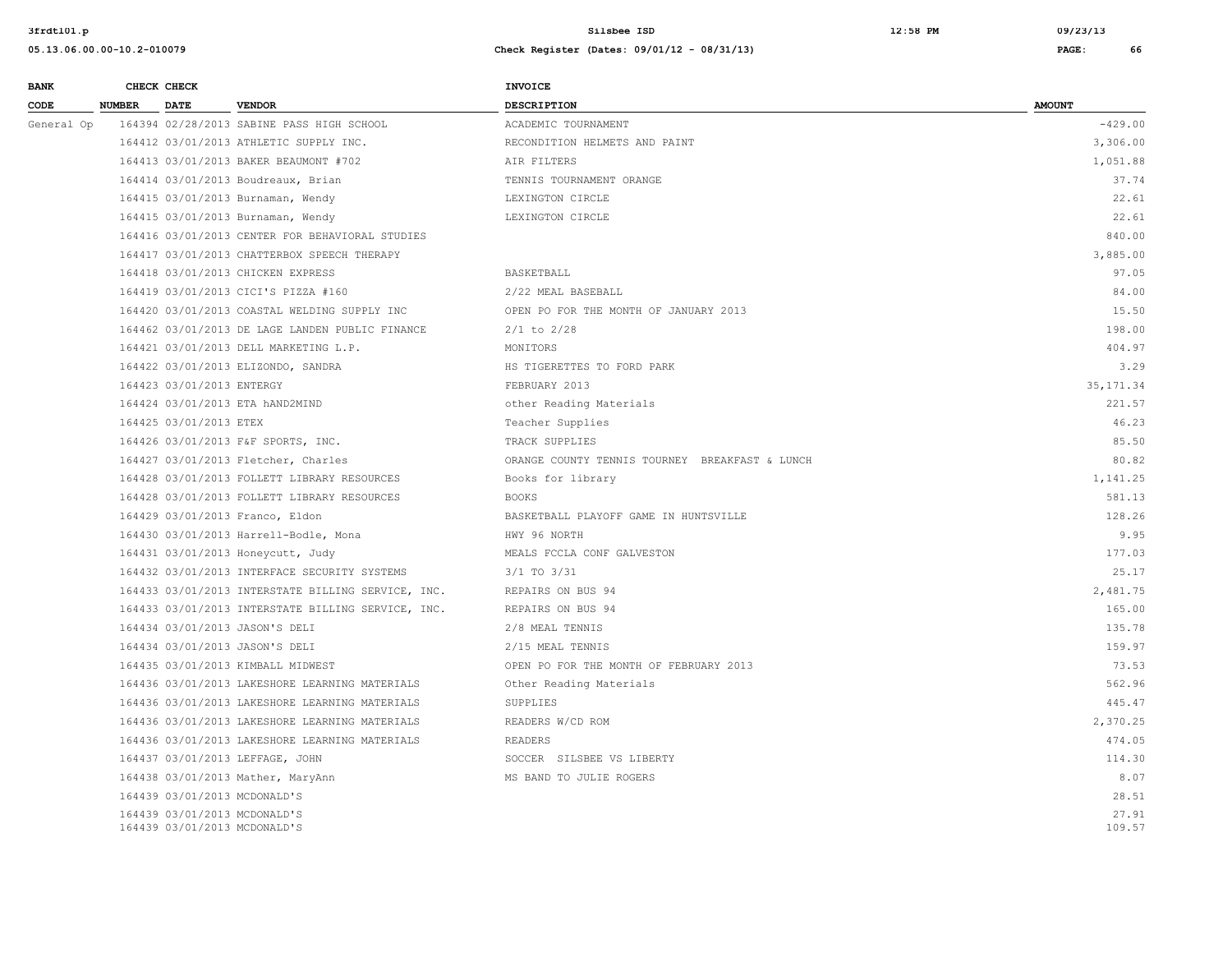| BANK CODE | CHECK NUMBER | CHECK DATE | VENDOR | INVOICE DESCRIPTION | AMOUNT |
|---|---|---|---|---|---|
| General Op | 164394 | 02/28/2013 | SABINE PASS HIGH SCHOOL | ACADEMIC TOURNAMENT | -429.00 |
| | 164412 | 03/01/2013 | ATHLETIC SUPPLY INC. | RECONDITION HELMETS AND PAINT | 3,306.00 |
| | 164413 | 03/01/2013 | BAKER BEAUMONT #702 | AIR FILTERS | 1,051.88 |
| | 164414 | 03/01/2013 | Boudreaux, Brian | TENNIS TOURNAMENT ORANGE | 37.74 |
| | 164415 | 03/01/2013 | Burnaman, Wendy | LEXINGTON CIRCLE | 22.61 |
| | 164415 | 03/01/2013 | Burnaman, Wendy | LEXINGTON CIRCLE | 22.61 |
| | 164416 | 03/01/2013 | CENTER FOR BEHAVIORAL STUDIES | | 840.00 |
| | 164417 | 03/01/2013 | CHATTERBOX SPEECH THERAPY | | 3,885.00 |
| | 164418 | 03/01/2013 | CHICKEN EXPRESS | BASKETBALL | 97.05 |
| | 164419 | 03/01/2013 | CICI'S PIZZA #160 | 2/22 MEAL BASEBALL | 84.00 |
| | 164420 | 03/01/2013 | COASTAL WELDING SUPPLY INC | OPEN PO FOR THE MONTH OF JANUARY 2013 | 15.50 |
| | 164462 | 03/01/2013 | DE LAGE LANDEN PUBLIC FINANCE | 2/1 to 2/28 | 198.00 |
| | 164421 | 03/01/2013 | DELL MARKETING L.P. | MONITORS | 404.97 |
| | 164422 | 03/01/2013 | ELIZONDO, SANDRA | HS TIGERETTES TO FORD PARK | 3.29 |
| | 164423 | 03/01/2013 | ENTERGY | FEBRUARY 2013 | 35,171.34 |
| | 164424 | 03/01/2013 | ETA hAND2MIND | other Reading Materials | 221.57 |
| | 164425 | 03/01/2013 | ETEX | Teacher Supplies | 46.23 |
| | 164426 | 03/01/2013 | F&F SPORTS, INC. | TRACK SUPPLIES | 85.50 |
| | 164427 | 03/01/2013 | Fletcher, Charles | ORANGE COUNTY TENNIS TOURNEY BREAKFAST & LUNCH | 80.82 |
| | 164428 | 03/01/2013 | FOLLETT LIBRARY RESOURCES | Books for library | 1,141.25 |
| | 164428 | 03/01/2013 | FOLLETT LIBRARY RESOURCES | BOOKS | 581.13 |
| | 164429 | 03/01/2013 | Franco, Eldon | BASKETBALL PLAYOFF GAME IN HUNTSVILLE | 128.26 |
| | 164430 | 03/01/2013 | Harrell-Bodle, Mona | HWY 96 NORTH | 9.95 |
| | 164431 | 03/01/2013 | Honeycutt, Judy | MEALS FCCLA CONF GALVESTON | 177.03 |
| | 164432 | 03/01/2013 | INTERFACE SECURITY SYSTEMS | 3/1 TO 3/31 | 25.17 |
| | 164433 | 03/01/2013 | INTERSTATE BILLING SERVICE, INC. | REPAIRS ON BUS 94 | 2,481.75 |
| | 164433 | 03/01/2013 | INTERSTATE BILLING SERVICE, INC. | REPAIRS ON BUS 94 | 165.00 |
| | 164434 | 03/01/2013 | JASON'S DELI | 2/8 MEAL TENNIS | 135.78 |
| | 164434 | 03/01/2013 | JASON'S DELI | 2/15 MEAL TENNIS | 159.97 |
| | 164435 | 03/01/2013 | KIMBALL MIDWEST | OPEN PO FOR THE MONTH OF FEBRUARY 2013 | 73.53 |
| | 164436 | 03/01/2013 | LAKESHORE LEARNING MATERIALS | Other Reading Materials | 562.96 |
| | 164436 | 03/01/2013 | LAKESHORE LEARNING MATERIALS | SUPPLIES | 445.47 |
| | 164436 | 03/01/2013 | LAKESHORE LEARNING MATERIALS | READERS W/CD ROM | 2,370.25 |
| | 164436 | 03/01/2013 | LAKESHORE LEARNING MATERIALS | READERS | 474.05 |
| | 164437 | 03/01/2013 | LEFFAGE, JOHN | SOCCER SILSBEE VS LIBERTY | 114.30 |
| | 164438 | 03/01/2013 | Mather, MaryAnn | MS BAND TO JULIE ROGERS | 8.07 |
| | 164439 | 03/01/2013 | MCDONALD'S | | 28.51 |
| | 164439 | 03/01/2013 | MCDONALD'S | | 27.91 |
| | 164439 | 03/01/2013 | MCDONALD'S | | 109.57 |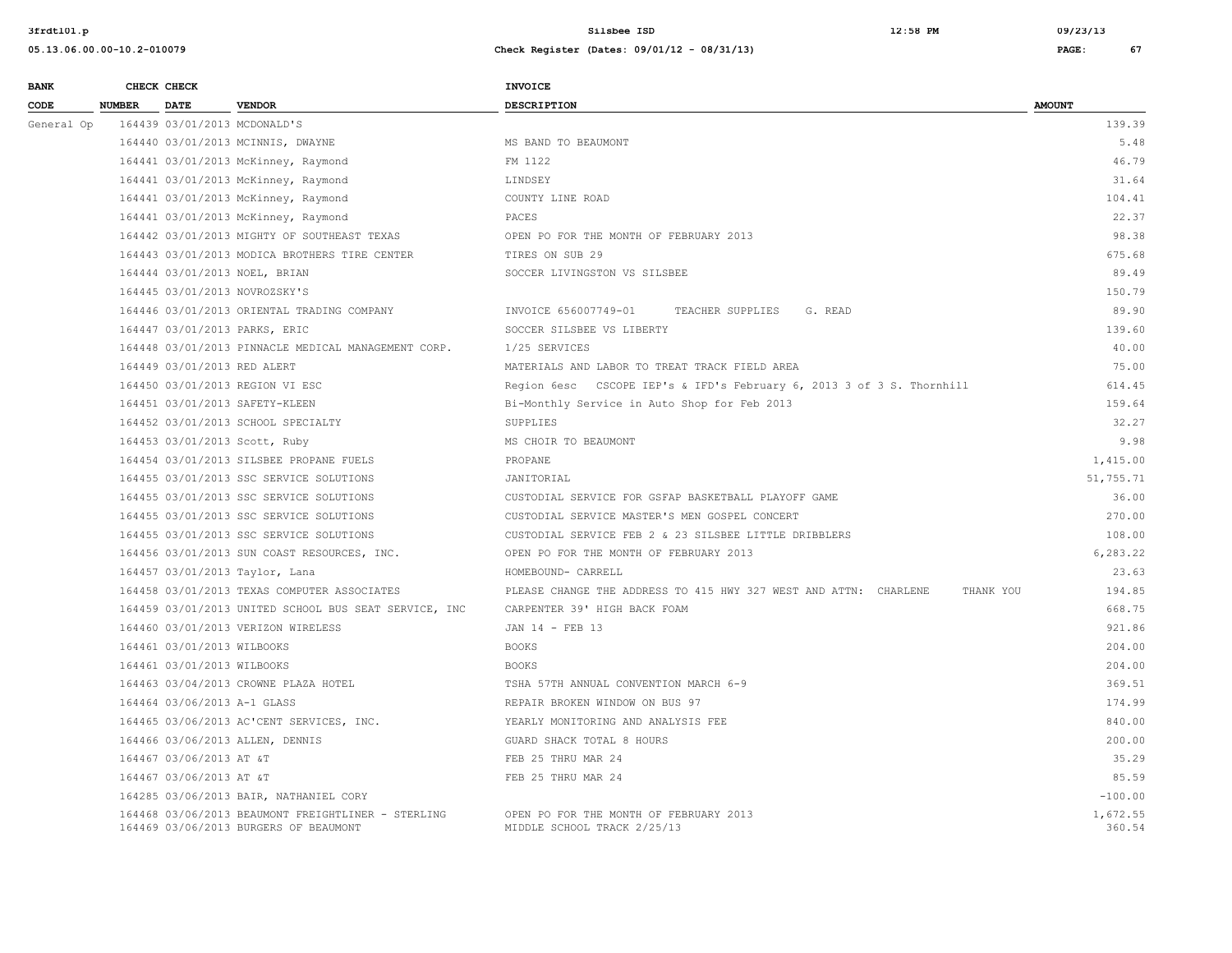| BANK CODE | CHECK NUMBER | CHECK DATE | VENDOR | INVOICE DESCRIPTION | AMOUNT |
|---|---|---|---|---|---|
| General Op | 164439 | 03/01/2013 | MCDONALD'S | | 139.39 |
| | 164440 | 03/01/2013 | MCINNIS, DWAYNE | MS BAND TO BEAUMONT | 5.48 |
| | 164441 | 03/01/2013 | McKinney, Raymond | FM 1122 | 46.79 |
| | 164441 | 03/01/2013 | McKinney, Raymond | LINDSEY | 31.64 |
| | 164441 | 03/01/2013 | McKinney, Raymond | COUNTY LINE ROAD | 104.41 |
| | 164441 | 03/01/2013 | McKinney, Raymond | PACES | 22.37 |
| | 164442 | 03/01/2013 | MIGHTY OF SOUTHEAST TEXAS | OPEN PO FOR THE MONTH OF FEBRUARY 2013 | 98.38 |
| | 164443 | 03/01/2013 | MODICA BROTHERS TIRE CENTER | TIRES ON SUB 29 | 675.68 |
| | 164444 | 03/01/2013 | NOEL, BRIAN | SOCCER LIVINGSTON VS SILSBEE | 89.49 |
| | 164445 | 03/01/2013 | NOVROZSKY'S | | 150.79 |
| | 164446 | 03/01/2013 | ORIENTAL TRADING COMPANY | INVOICE 656007749-01 TEACHER SUPPLIES G. READ | 89.90 |
| | 164447 | 03/01/2013 | PARKS, ERIC | SOCCER SILSBEE VS LIBERTY | 139.60 |
| | 164448 | 03/01/2013 | PINNACLE MEDICAL MANAGEMENT CORP. | 1/25 SERVICES | 40.00 |
| | 164449 | 03/01/2013 | RED ALERT | MATERIALS AND LABOR TO TREAT TRACK FIELD AREA | 75.00 |
| | 164450 | 03/01/2013 | REGION VI ESC | Region 6esc CSCOPE IEP's & IFD's February 6, 2013 3 of 3 S. Thornhill | 614.45 |
| | 164451 | 03/01/2013 | SAFETY-KLEEN | Bi-Monthly Service in Auto Shop for Feb 2013 | 159.64 |
| | 164452 | 03/01/2013 | SCHOOL SPECIALTY | SUPPLIES | 32.27 |
| | 164453 | 03/01/2013 | Scott, Ruby | MS CHOIR TO BEAUMONT | 9.98 |
| | 164454 | 03/01/2013 | SILSBEE PROPANE FUELS | PROPANE | 1,415.00 |
| | 164455 | 03/01/2013 | SSC SERVICE SOLUTIONS | JANITORIAL | 51,755.71 |
| | 164455 | 03/01/2013 | SSC SERVICE SOLUTIONS | CUSTODIAL SERVICE FOR GSFAP BASKETBALL PLAYOFF GAME | 36.00 |
| | 164455 | 03/01/2013 | SSC SERVICE SOLUTIONS | CUSTODIAL SERVICE MASTER'S MEN GOSPEL CONCERT | 270.00 |
| | 164455 | 03/01/2013 | SSC SERVICE SOLUTIONS | CUSTODIAL SERVICE FEB 2 & 23 SILSBEE LITTLE DRIBBLERS | 108.00 |
| | 164456 | 03/01/2013 | SUN COAST RESOURCES, INC. | OPEN PO FOR THE MONTH OF FEBRUARY 2013 | 6,283.22 |
| | 164457 | 03/01/2013 | Taylor, Lana | HOMEBOUND- CARRELL | 23.63 |
| | 164458 | 03/01/2013 | TEXAS COMPUTER ASSOCIATES | PLEASE CHANGE THE ADDRESS TO 415 HWY 327 WEST AND ATTN: CHARLENE THANK YOU | 194.85 |
| | 164459 | 03/01/2013 | UNITED SCHOOL BUS SEAT SERVICE, INC | CARPENTER 39' HIGH BACK FOAM | 668.75 |
| | 164460 | 03/01/2013 | VERIZON WIRELESS | JAN 14 - FEB 13 | 921.86 |
| | 164461 | 03/01/2013 | WILBOOKS | BOOKS | 204.00 |
| | 164461 | 03/01/2013 | WILBOOKS | BOOKS | 204.00 |
| | 164463 | 03/04/2013 | CROWNE PLAZA HOTEL | TSHA 57TH ANNUAL CONVENTION MARCH 6-9 | 369.51 |
| | 164464 | 03/06/2013 | A-1 GLASS | REPAIR BROKEN WINDOW ON BUS 97 | 174.99 |
| | 164465 | 03/06/2013 | AC'CENT SERVICES, INC. | YEARLY MONITORING AND ANALYSIS FEE | 840.00 |
| | 164466 | 03/06/2013 | ALLEN, DENNIS | GUARD SHACK TOTAL 8 HOURS | 200.00 |
| | 164467 | 03/06/2013 | AT &T | FEB 25 THRU MAR 24 | 35.29 |
| | 164467 | 03/06/2013 | AT &T | FEB 25 THRU MAR 24 | 85.59 |
| | 164285 | 03/06/2013 | BAIR, NATHANIEL CORY | | -100.00 |
| | 164468 | 03/06/2013 | BEAUMONT FREIGHTLINER - STERLING | OPEN PO FOR THE MONTH OF FEBRUARY 2013 | 1,672.55 |
| | 164469 | 03/06/2013 | BURGERS OF BEAUMONT | MIDDLE SCHOOL TRACK 2/25/13 | 360.54 |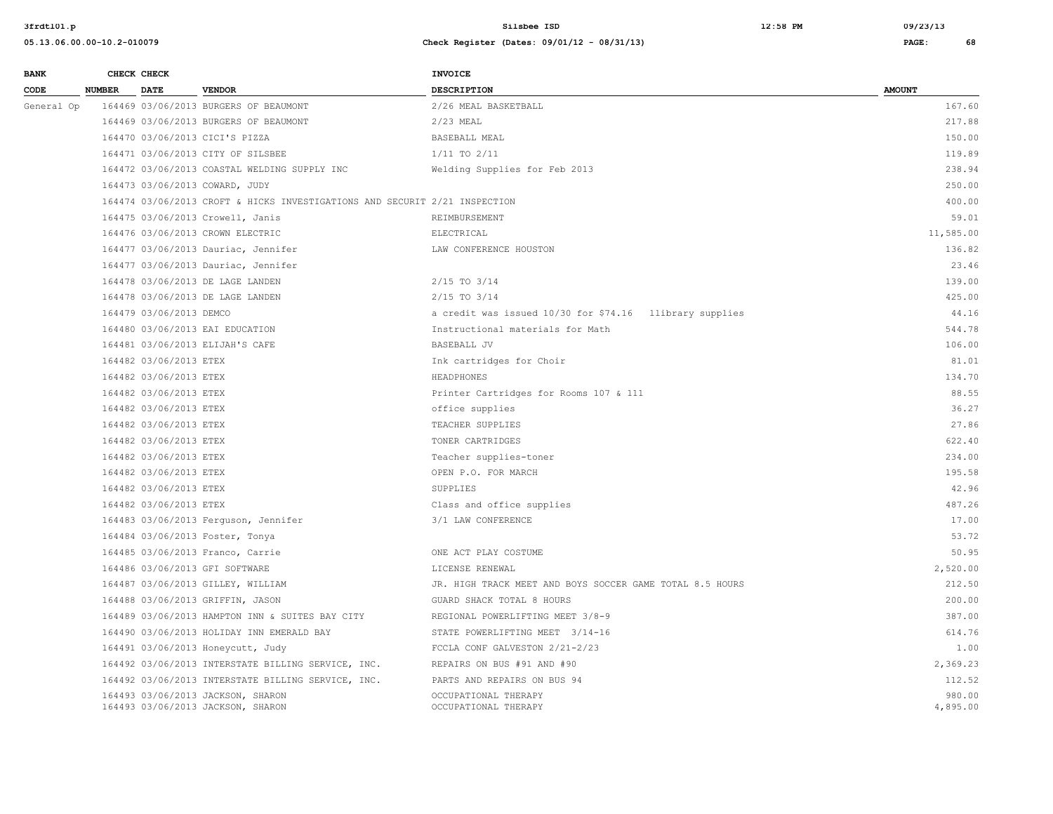| BANK CODE | CHECK NUMBER | CHECK DATE | VENDOR | INVOICE DESCRIPTION | AMOUNT |
|---|---|---|---|---|---|
| General Op | 164469 | 03/06/2013 | BURGERS OF BEAUMONT | 2/26 MEAL BASKETBALL | 167.60 |
| | 164469 | 03/06/2013 | BURGERS OF BEAUMONT | 2/23 MEAL | 217.88 |
| | 164470 | 03/06/2013 | CICI'S PIZZA | BASEBALL MEAL | 150.00 |
| | 164471 | 03/06/2013 | CITY OF SILSBEE | 1/11 TO 2/11 | 119.89 |
| | 164472 | 03/06/2013 | COASTAL WELDING SUPPLY INC | Welding Supplies for Feb 2013 | 238.94 |
| | 164473 | 03/06/2013 | COWARD, JUDY | | 250.00 |
| | 164474 | 03/06/2013 | CROFT & HICKS INVESTIGATIONS AND SECURIT | 2/21 INSPECTION | 400.00 |
| | 164475 | 03/06/2013 | Crowell, Janis | REIMBURSEMENT | 59.01 |
| | 164476 | 03/06/2013 | CROWN ELECTRIC | ELECTRICAL | 11,585.00 |
| | 164477 | 03/06/2013 | Dauriac, Jennifer | LAW CONFERENCE HOUSTON | 136.82 |
| | 164477 | 03/06/2013 | Dauriac, Jennifer | | 23.46 |
| | 164478 | 03/06/2013 | DE LAGE LANDEN | 2/15 TO 3/14 | 139.00 |
| | 164478 | 03/06/2013 | DE LAGE LANDEN | 2/15 TO 3/14 | 425.00 |
| | 164479 | 03/06/2013 | DEMCO | a credit was issued 10/30 for $74.16 llibrary supplies | 44.16 |
| | 164480 | 03/06/2013 | EAI EDUCATION | Instructional materials for Math | 544.78 |
| | 164481 | 03/06/2013 | ELIJAH'S CAFE | BASEBALL JV | 106.00 |
| | 164482 | 03/06/2013 | ETEX | Ink cartridges for Choir | 81.01 |
| | 164482 | 03/06/2013 | ETEX | HEADPHONES | 134.70 |
| | 164482 | 03/06/2013 | ETEX | Printer Cartridges for Rooms 107 & 111 | 88.55 |
| | 164482 | 03/06/2013 | ETEX | office supplies | 36.27 |
| | 164482 | 03/06/2013 | ETEX | TEACHER SUPPLIES | 27.86 |
| | 164482 | 03/06/2013 | ETEX | TONER CARTRIDGES | 622.40 |
| | 164482 | 03/06/2013 | ETEX | Teacher supplies-toner | 234.00 |
| | 164482 | 03/06/2013 | ETEX | OPEN P.O. FOR MARCH | 195.58 |
| | 164482 | 03/06/2013 | ETEX | SUPPLIES | 42.96 |
| | 164482 | 03/06/2013 | ETEX | Class and office supplies | 487.26 |
| | 164483 | 03/06/2013 | Ferguson, Jennifer | 3/1 LAW CONFERENCE | 17.00 |
| | 164484 | 03/06/2013 | Foster, Tonya | | 53.72 |
| | 164485 | 03/06/2013 | Franco, Carrie | ONE ACT PLAY COSTUME | 50.95 |
| | 164486 | 03/06/2013 | GFI SOFTWARE | LICENSE RENEWAL | 2,520.00 |
| | 164487 | 03/06/2013 | GILLEY, WILLIAM | JR. HIGH TRACK MEET AND BOYS SOCCER GAME TOTAL 8.5 HOURS | 212.50 |
| | 164488 | 03/06/2013 | GRIFFIN, JASON | GUARD SHACK TOTAL 8 HOURS | 200.00 |
| | 164489 | 03/06/2013 | HAMPTON INN & SUITES BAY CITY | REGIONAL POWERLIFTING MEET 3/8-9 | 387.00 |
| | 164490 | 03/06/2013 | HOLIDAY INN EMERALD BAY | STATE POWERLIFTING MEET 3/14-16 | 614.76 |
| | 164491 | 03/06/2013 | Honeycutt, Judy | FCCLA CONF GALVESTON 2/21-2/23 | 1.00 |
| | 164492 | 03/06/2013 | INTERSTATE BILLING SERVICE, INC. | REPAIRS ON BUS #91 AND #90 | 2,369.23 |
| | 164492 | 03/06/2013 | INTERSTATE BILLING SERVICE, INC. | PARTS AND REPAIRS ON BUS 94 | 112.52 |
| | 164493 | 03/06/2013 | JACKSON, SHARON | OCCUPATIONAL THERAPY | 980.00 |
| | 164493 | 03/06/2013 | JACKSON, SHARON | OCCUPATIONAL THERAPY | 4,895.00 |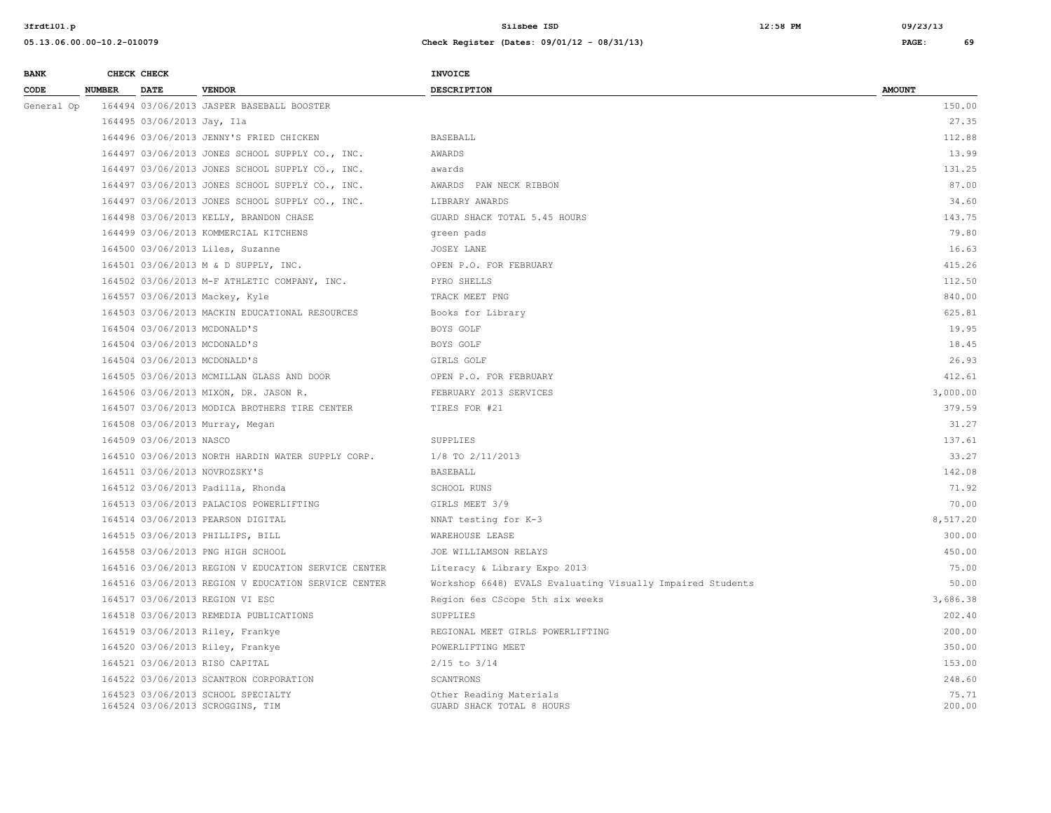| BANK CODE | CHECK NUMBER | CHECK DATE | VENDOR | INVOICE DESCRIPTION | AMOUNT |
|---|---|---|---|---|---|
| General Op | 164494 | 03/06/2013 | JASPER BASEBALL BOOSTER | | 150.00 |
| | 164495 | 03/06/2013 | Jay, Ila | | 27.35 |
| | 164496 | 03/06/2013 | JENNY'S FRIED CHICKEN | BASEBALL | 112.88 |
| | 164497 | 03/06/2013 | JONES SCHOOL SUPPLY CO., INC. | AWARDS | 13.99 |
| | 164497 | 03/06/2013 | JONES SCHOOL SUPPLY CO., INC. | awards | 131.25 |
| | 164497 | 03/06/2013 | JONES SCHOOL SUPPLY CO., INC. | AWARDS PAW NECK RIBBON | 87.00 |
| | 164497 | 03/06/2013 | JONES SCHOOL SUPPLY CO., INC. | LIBRARY AWARDS | 34.60 |
| | 164498 | 03/06/2013 | KELLY, BRANDON CHASE | GUARD SHACK TOTAL 5.45 HOURS | 143.75 |
| | 164499 | 03/06/2013 | KOMMERCIAL KITCHENS | green pads | 79.80 |
| | 164500 | 03/06/2013 | Liles, Suzanne | JOSEY LANE | 16.63 |
| | 164501 | 03/06/2013 | M & D SUPPLY, INC. | OPEN P.O. FOR FEBRUARY | 415.26 |
| | 164502 | 03/06/2013 | M-F ATHLETIC COMPANY, INC. | PYRO SHELLS | 112.50 |
| | 164557 | 03/06/2013 | Mackey, Kyle | TRACK MEET PNG | 840.00 |
| | 164503 | 03/06/2013 | MACKIN EDUCATIONAL RESOURCES | Books for Library | 625.81 |
| | 164504 | 03/06/2013 | MCDONALD'S | BOYS GOLF | 19.95 |
| | 164504 | 03/06/2013 | MCDONALD'S | BOYS GOLF | 18.45 |
| | 164504 | 03/06/2013 | MCDONALD'S | GIRLS GOLF | 26.93 |
| | 164505 | 03/06/2013 | MCMILLAN GLASS AND DOOR | OPEN P.O. FOR FEBRUARY | 412.61 |
| | 164506 | 03/06/2013 | MIXON, DR. JASON R. | FEBRUARY 2013 SERVICES | 3,000.00 |
| | 164507 | 03/06/2013 | MODICA BROTHERS TIRE CENTER | TIRES FOR #21 | 379.59 |
| | 164508 | 03/06/2013 | Murray, Megan | | 31.27 |
| | 164509 | 03/06/2013 | NASCO | SUPPLIES | 137.61 |
| | 164510 | 03/06/2013 | NORTH HARDIN WATER SUPPLY CORP. | 1/8 TO 2/11/2013 | 33.27 |
| | 164511 | 03/06/2013 | NOVROZSKY'S | BASEBALL | 142.08 |
| | 164512 | 03/06/2013 | Padilla, Rhonda | SCHOOL RUNS | 71.92 |
| | 164513 | 03/06/2013 | PALACIOS POWERLIFTING | GIRLS MEET 3/9 | 70.00 |
| | 164514 | 03/06/2013 | PEARSON DIGITAL | NNAT testing for K-3 | 8,517.20 |
| | 164515 | 03/06/2013 | PHILLIPS, BILL | WAREHOUSE LEASE | 300.00 |
| | 164558 | 03/06/2013 | PNG HIGH SCHOOL | JOE WILLIAMSON RELAYS | 450.00 |
| | 164516 | 03/06/2013 | REGION V EDUCATION SERVICE CENTER | Literacy & Library Expo 2013 | 75.00 |
| | 164516 | 03/06/2013 | REGION V EDUCATION SERVICE CENTER | Workshop 6648) EVALS Evaluating Visually Impaired Students | 50.00 |
| | 164517 | 03/06/2013 | REGION VI ESC | Region 6es CScope 5th six weeks | 3,686.38 |
| | 164518 | 03/06/2013 | REMEDIA PUBLICATIONS | SUPPLIES | 202.40 |
| | 164519 | 03/06/2013 | Riley, Frankye | REGIONAL MEET GIRLS POWERLIFTING | 200.00 |
| | 164520 | 03/06/2013 | Riley, Frankye | POWERLIFTING MEET | 350.00 |
| | 164521 | 03/06/2013 | RISO CAPITAL | 2/15 to 3/14 | 153.00 |
| | 164522 | 03/06/2013 | SCANTRON CORPORATION | SCANTRONS | 248.60 |
| | 164523 | 03/06/2013 | SCHOOL SPECIALTY | Other Reading Materials | 75.71 |
| | 164524 | 03/06/2013 | SCROGGINS, TIM | GUARD SHACK TOTAL 8 HOURS | 200.00 |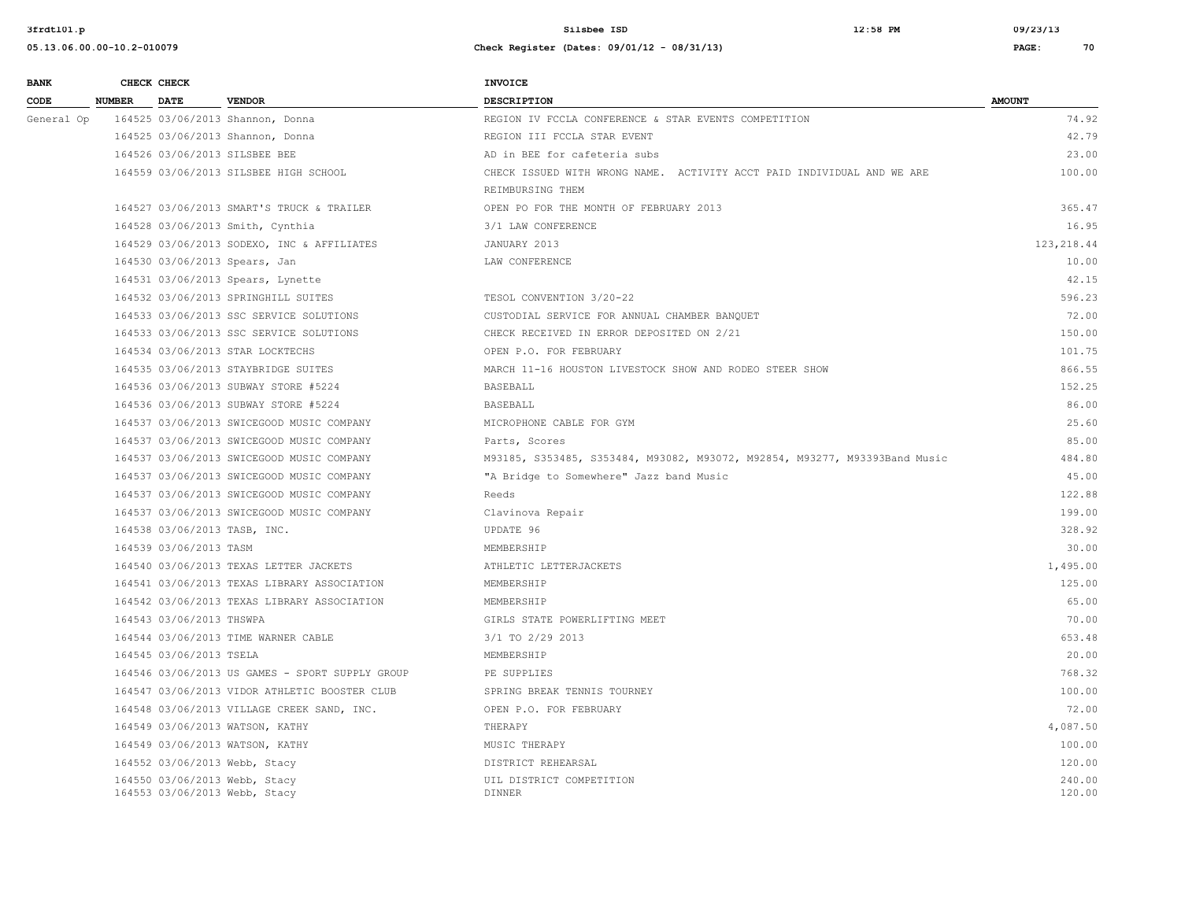| BANK CODE | CHECK NUMBER | CHECK DATE | VENDOR | INVOICE DESCRIPTION | AMOUNT |
|---|---|---|---|---|---|
| General Op | 164525 | 03/06/2013 | Shannon, Donna | REGION IV FCCLA CONFERENCE & STAR EVENTS COMPETITION | 74.92 |
| | 164525 | 03/06/2013 | Shannon, Donna | REGION III FCCLA STAR EVENT | 42.79 |
| | 164526 | 03/06/2013 | SILSBEE BEE | AD in BEE for cafeteria subs | 23.00 |
| | 164559 | 03/06/2013 | SILSBEE HIGH SCHOOL | CHECK ISSUED WITH WRONG NAME. ACTIVITY ACCT PAID INDIVIDUAL AND WE ARE REIMBURSING THEM | 100.00 |
| | 164527 | 03/06/2013 | SMART'S TRUCK & TRAILER | OPEN PO FOR THE MONTH OF FEBRUARY 2013 | 365.47 |
| | 164528 | 03/06/2013 | Smith, Cynthia | 3/1 LAW CONFERENCE | 16.95 |
| | 164529 | 03/06/2013 | SODEXO, INC & AFFILIATES | JANUARY 2013 | 123,218.44 |
| | 164530 | 03/06/2013 | Spears, Jan | LAW CONFERENCE | 10.00 |
| | 164531 | 03/06/2013 | Spears, Lynette | | 42.15 |
| | 164532 | 03/06/2013 | SPRINGHILL SUITES | TESOL CONVENTION 3/20-22 | 596.23 |
| | 164533 | 03/06/2013 | SSC SERVICE SOLUTIONS | CUSTODIAL SERVICE FOR ANNUAL CHAMBER BANQUET | 72.00 |
| | 164533 | 03/06/2013 | SSC SERVICE SOLUTIONS | CHECK RECEIVED IN ERROR DEPOSITED ON 2/21 | 150.00 |
| | 164534 | 03/06/2013 | STAR LOCKTECHS | OPEN P.O. FOR FEBRUARY | 101.75 |
| | 164535 | 03/06/2013 | STAYBRIDGE SUITES | MARCH 11-16 HOUSTON LIVESTOCK SHOW AND RODEO STEER SHOW | 866.55 |
| | 164536 | 03/06/2013 | SUBWAY STORE #5224 | BASEBALL | 152.25 |
| | 164536 | 03/06/2013 | SUBWAY STORE #5224 | BASEBALL | 86.00 |
| | 164537 | 03/06/2013 | SWICEGOOD MUSIC COMPANY | MICROPHONE CABLE FOR GYM | 25.60 |
| | 164537 | 03/06/2013 | SWICEGOOD MUSIC COMPANY | Parts, Scores | 85.00 |
| | 164537 | 03/06/2013 | SWICEGOOD MUSIC COMPANY | M93185, S353485, S353484, M93082, M93072, M92854, M93277, M93393Band Music | 484.80 |
| | 164537 | 03/06/2013 | SWICEGOOD MUSIC COMPANY | "A Bridge to Somewhere" Jazz band Music | 45.00 |
| | 164537 | 03/06/2013 | SWICEGOOD MUSIC COMPANY | Reeds | 122.88 |
| | 164537 | 03/06/2013 | SWICEGOOD MUSIC COMPANY | Clavinova Repair | 199.00 |
| | 164538 | 03/06/2013 | TASB, INC. | UPDATE 96 | 328.92 |
| | 164539 | 03/06/2013 | TASM | MEMBERSHIP | 30.00 |
| | 164540 | 03/06/2013 | TEXAS LETTER JACKETS | ATHLETIC LETTERJACKETS | 1,495.00 |
| | 164541 | 03/06/2013 | TEXAS LIBRARY ASSOCIATION | MEMBERSHIP | 125.00 |
| | 164542 | 03/06/2013 | TEXAS LIBRARY ASSOCIATION | MEMBERSHIP | 65.00 |
| | 164543 | 03/06/2013 | THSWPA | GIRLS STATE POWERLIFTING MEET | 70.00 |
| | 164544 | 03/06/2013 | TIME WARNER CABLE | 3/1 TO 2/29 2013 | 653.48 |
| | 164545 | 03/06/2013 | TSELA | MEMBERSHIP | 20.00 |
| | 164546 | 03/06/2013 | US GAMES - SPORT SUPPLY GROUP | PE SUPPLIES | 768.32 |
| | 164547 | 03/06/2013 | VIDOR ATHLETIC BOOSTER CLUB | SPRING BREAK TENNIS TOURNEY | 100.00 |
| | 164548 | 03/06/2013 | VILLAGE CREEK SAND, INC. | OPEN P.O. FOR FEBRUARY | 72.00 |
| | 164549 | 03/06/2013 | WATSON, KATHY | THERAPY | 4,087.50 |
| | 164549 | 03/06/2013 | WATSON, KATHY | MUSIC THERAPY | 100.00 |
| | 164552 | 03/06/2013 | Webb, Stacy | DISTRICT REHEARSAL | 120.00 |
| | 164550 | 03/06/2013 | Webb, Stacy | UIL DISTRICT COMPETITION | 240.00 |
| | 164553 | 03/06/2013 | Webb, Stacy | DINNER | 120.00 |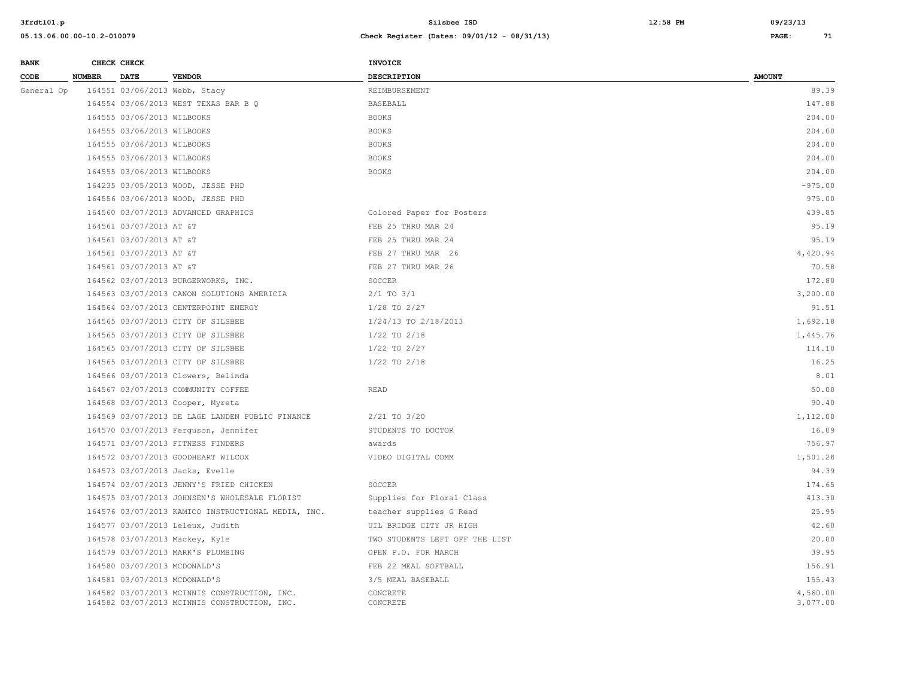| BANK CODE | CHECK NUMBER | CHECK DATE | VENDOR | INVOICE DESCRIPTION | AMOUNT |
|---|---|---|---|---|---|
| General Op | 164551 | 03/06/2013 | Webb, Stacy | REIMBURSEMENT | 89.39 |
| | 164554 | 03/06/2013 | WEST TEXAS BAR B Q | BASEBALL | 147.88 |
| | 164555 | 03/06/2013 | WILBOOKS | BOOKS | 204.00 |
| | 164555 | 03/06/2013 | WILBOOKS | BOOKS | 204.00 |
| | 164555 | 03/06/2013 | WILBOOKS | BOOKS | 204.00 |
| | 164555 | 03/06/2013 | WILBOOKS | BOOKS | 204.00 |
| | 164555 | 03/06/2013 | WILBOOKS | BOOKS | 204.00 |
| | 164235 | 03/05/2013 | WOOD, JESSE PHD | | -975.00 |
| | 164556 | 03/06/2013 | WOOD, JESSE PHD | | 975.00 |
| | 164560 | 03/07/2013 | ADVANCED GRAPHICS | Colored Paper for Posters | 439.85 |
| | 164561 | 03/07/2013 | AT &T | FEB 25 THRU MAR 24 | 95.19 |
| | 164561 | 03/07/2013 | AT &T | FEB 25 THRU MAR 24 | 95.19 |
| | 164561 | 03/07/2013 | AT &T | FEB 27 THRU MAR 26 | 4,420.94 |
| | 164561 | 03/07/2013 | AT &T | FEB 27 THRU MAR 26 | 70.58 |
| | 164562 | 03/07/2013 | BURGERWORKS, INC. | SOCCER | 172.80 |
| | 164563 | 03/07/2013 | CANON SOLUTIONS AMERICIA | 2/1 TO 3/1 | 3,200.00 |
| | 164564 | 03/07/2013 | CENTERPOINT ENERGY | 1/28 TO 2/27 | 91.51 |
| | 164565 | 03/07/2013 | CITY OF SILSBEE | 1/24/13 TO 2/18/2013 | 1,692.18 |
| | 164565 | 03/07/2013 | CITY OF SILSBEE | 1/22 TO 2/18 | 1,445.76 |
| | 164565 | 03/07/2013 | CITY OF SILSBEE | 1/22 TO 2/27 | 114.10 |
| | 164565 | 03/07/2013 | CITY OF SILSBEE | 1/22 TO 2/18 | 16.25 |
| | 164566 | 03/07/2013 | Clowers, Belinda | | 8.01 |
| | 164567 | 03/07/2013 | COMMUNITY COFFEE | READ | 50.00 |
| | 164568 | 03/07/2013 | Cooper, Myreta | | 90.40 |
| | 164569 | 03/07/2013 | DE LAGE LANDEN PUBLIC FINANCE | 2/21 TO 3/20 | 1,112.00 |
| | 164570 | 03/07/2013 | Ferguson, Jennifer | STUDENTS TO DOCTOR | 16.09 |
| | 164571 | 03/07/2013 | FITNESS FINDERS | awards | 756.97 |
| | 164572 | 03/07/2013 | GOODHEART WILCOX | VIDEO DIGITAL COMM | 1,501.28 |
| | 164573 | 03/07/2013 | Jacks, Evelle | | 94.39 |
| | 164574 | 03/07/2013 | JENNY'S FRIED CHICKEN | SOCCER | 174.65 |
| | 164575 | 03/07/2013 | JOHNSEN'S WHOLESALE FLORIST | Supplies for Floral Class | 413.30 |
| | 164576 | 03/07/2013 | KAMICO INSTRUCTIONAL MEDIA, INC. | teacher supplies G Read | 25.95 |
| | 164577 | 03/07/2013 | Leleux, Judith | UIL BRIDGE CITY JR HIGH | 42.60 |
| | 164578 | 03/07/2013 | Mackey, Kyle | TWO STUDENTS LEFT OFF THE LIST | 20.00 |
| | 164579 | 03/07/2013 | MARK'S PLUMBING | OPEN P.O. FOR MARCH | 39.95 |
| | 164580 | 03/07/2013 | MCDONALD'S | FEB 22 MEAL SOFTBALL | 156.91 |
| | 164581 | 03/07/2013 | MCDONALD'S | 3/5 MEAL BASEBALL | 155.43 |
| | 164582 | 03/07/2013 | MCINNIS CONSTRUCTION, INC. | CONCRETE | 4,560.00 |
| | 164582 | 03/07/2013 | MCINNIS CONSTRUCTION, INC. | CONCRETE | 3,077.00 |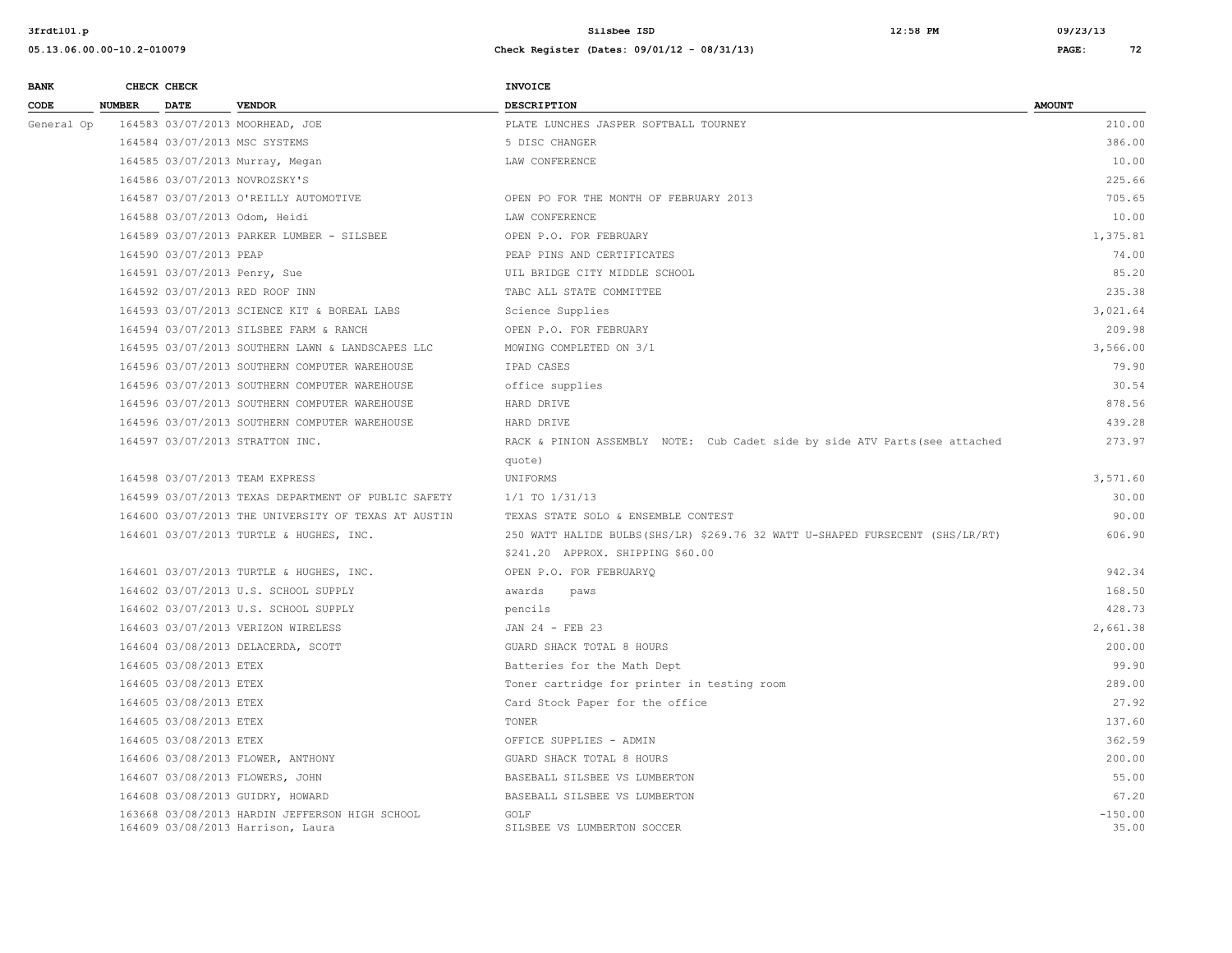| BANK CODE | CHECK NUMBER | CHECK DATE | VENDOR | INVOICE DESCRIPTION | AMOUNT |
|---|---|---|---|---|---|
| General Op | 164583 | 03/07/2013 | MOORHEAD, JOE | PLATE LUNCHES JASPER SOFTBALL TOURNEY | 210.00 |
| | 164584 | 03/07/2013 | MSC SYSTEMS | 5 DISC CHANGER | 386.00 |
| | 164585 | 03/07/2013 | Murray, Megan | LAW CONFERENCE | 10.00 |
| | 164586 | 03/07/2013 | NOVROZSKY'S | | 225.66 |
| | 164587 | 03/07/2013 | O'REILLY AUTOMOTIVE | OPEN PO FOR THE MONTH OF FEBRUARY 2013 | 705.65 |
| | 164588 | 03/07/2013 | Odom, Heidi | LAW CONFERENCE | 10.00 |
| | 164589 | 03/07/2013 | PARKER LUMBER - SILSBEE | OPEN P.O. FOR FEBRUARY | 1,375.81 |
| | 164590 | 03/07/2013 | PEAP | PEAP PINS AND CERTIFICATES | 74.00 |
| | 164591 | 03/07/2013 | Penry, Sue | UIL BRIDGE CITY MIDDLE SCHOOL | 85.20 |
| | 164592 | 03/07/2013 | RED ROOF INN | TABC ALL STATE COMMITTEE | 235.38 |
| | 164593 | 03/07/2013 | SCIENCE KIT & BOREAL LABS | Science Supplies | 3,021.64 |
| | 164594 | 03/07/2013 | SILSBEE FARM & RANCH | OPEN P.O. FOR FEBRUARY | 209.98 |
| | 164595 | 03/07/2013 | SOUTHERN LAWN & LANDSCAPES LLC | MOWING COMPLETED ON 3/1 | 3,566.00 |
| | 164596 | 03/07/2013 | SOUTHERN COMPUTER WAREHOUSE | IPAD CASES | 79.90 |
| | 164596 | 03/07/2013 | SOUTHERN COMPUTER WAREHOUSE | office supplies | 30.54 |
| | 164596 | 03/07/2013 | SOUTHERN COMPUTER WAREHOUSE | HARD DRIVE | 878.56 |
| | 164596 | 03/07/2013 | SOUTHERN COMPUTER WAREHOUSE | HARD DRIVE | 439.28 |
| | 164597 | 03/07/2013 | STRATTON INC. | RACK & PINION ASSEMBLY NOTE: Cub Cadet side by side ATV Parts(see attached quote) | 273.97 |
| | 164598 | 03/07/2013 | TEAM EXPRESS | UNIFORMS | 3,571.60 |
| | 164599 | 03/07/2013 | TEXAS DEPARTMENT OF PUBLIC SAFETY | 1/1 TO 1/31/13 | 30.00 |
| | 164600 | 03/07/2013 | THE UNIVERSITY OF TEXAS AT AUSTIN | TEXAS STATE SOLO & ENSEMBLE CONTEST | 90.00 |
| | 164601 | 03/07/2013 | TURTLE & HUGHES, INC. | 250 WATT HALIDE BULBS(SHS/LR) $269.76 32 WATT U-SHAPED FURSECENT (SHS/LR/RT) $241.20 APPROX. SHIPPING $60.00 | 606.90 |
| | 164601 | 03/07/2013 | TURTLE & HUGHES, INC. | OPEN P.O. FOR FEBRUARYQ | 942.34 |
| | 164602 | 03/07/2013 | U.S. SCHOOL SUPPLY | awards paws | 168.50 |
| | 164602 | 03/07/2013 | U.S. SCHOOL SUPPLY | pencils | 428.73 |
| | 164603 | 03/07/2013 | VERIZON WIRELESS | JAN 24 - FEB 23 | 2,661.38 |
| | 164604 | 03/08/2013 | DELACERDA, SCOTT | GUARD SHACK TOTAL 8 HOURS | 200.00 |
| | 164605 | 03/08/2013 | ETEX | Batteries for the Math Dept | 99.90 |
| | 164605 | 03/08/2013 | ETEX | Toner cartridge for printer in testing room | 289.00 |
| | 164605 | 03/08/2013 | ETEX | Card Stock Paper for the office | 27.92 |
| | 164605 | 03/08/2013 | ETEX | TONER | 137.60 |
| | 164605 | 03/08/2013 | ETEX | OFFICE SUPPLIES - ADMIN | 362.59 |
| | 164606 | 03/08/2013 | FLOWER, ANTHONY | GUARD SHACK TOTAL 8 HOURS | 200.00 |
| | 164607 | 03/08/2013 | FLOWERS, JOHN | BASEBALL SILSBEE VS LUMBERTON | 55.00 |
| | 164608 | 03/08/2013 | GUIDRY, HOWARD | BASEBALL SILSBEE VS LUMBERTON | 67.20 |
| | 163668 | 03/08/2013 | HARDIN JEFFERSON HIGH SCHOOL | GOLF | -150.00 |
| | 164609 | 03/08/2013 | Harrison, Laura | SILSBEE VS LUMBERTON SOCCER | 35.00 |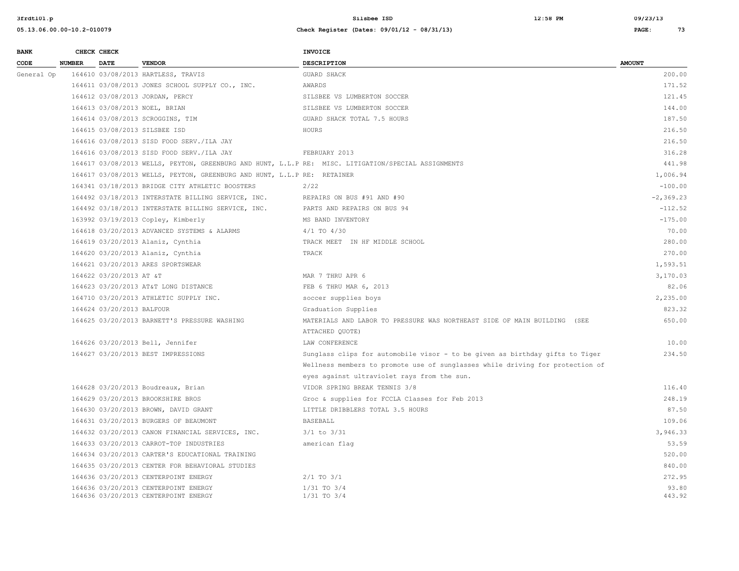| BANK CODE | CHECK NUMBER | CHECK DATE | VENDOR | INVOICE DESCRIPTION | AMOUNT |
|---|---|---|---|---|---|
| General Op | 164610 | 03/08/2013 | HARTLESS, TRAVIS | GUARD SHACK | 200.00 |
| | 164611 | 03/08/2013 | JONES SCHOOL SUPPLY CO., INC. | AWARDS | 171.52 |
| | 164612 | 03/08/2013 | JORDAN, PERCY | SILSBEE VS LUMBERTON SOCCER | 121.45 |
| | 164613 | 03/08/2013 | NOEL, BRIAN | SILSBEE VS LUMBERTON SOCCER | 144.00 |
| | 164614 | 03/08/2013 | SCROGGINS, TIM | GUARD SHACK TOTAL 7.5 HOURS | 187.50 |
| | 164615 | 03/08/2013 | SILSBEE ISD | HOURS | 216.50 |
| | 164616 | 03/08/2013 | SISD FOOD SERV./ILA JAY | | 216.50 |
| | 164616 | 03/08/2013 | SISD FOOD SERV./ILA JAY | FEBRUARY 2013 | 316.28 |
| | 164617 | 03/08/2013 | WELLS, PEYTON, GREENBURG AND HUNT, L.L.P | RE: MISC. LITIGATION/SPECIAL ASSIGNMENTS | 441.98 |
| | 164617 | 03/08/2013 | WELLS, PEYTON, GREENBURG AND HUNT, L.L.P | RE: RETAINER | 1,006.94 |
| | 164341 | 03/18/2013 | BRIDGE CITY ATHLETIC BOOSTERS | 2/22 | -100.00 |
| | 164492 | 03/18/2013 | INTERSTATE BILLING SERVICE, INC. | REPAIRS ON BUS #91 AND #90 | -2,369.23 |
| | 164492 | 03/18/2013 | INTERSTATE BILLING SERVICE, INC. | PARTS AND REPAIRS ON BUS 94 | -112.52 |
| | 163992 | 03/19/2013 | Copley, Kimberly | MS BAND INVENTORY | -175.00 |
| | 164618 | 03/20/2013 | ADVANCED SYSTEMS & ALARMS | 4/1 TO 4/30 | 70.00 |
| | 164619 | 03/20/2013 | Alaniz, Cynthia | TRACK MEET IN HF MIDDLE SCHOOL | 280.00 |
| | 164620 | 03/20/2013 | Alaniz, Cynthia | TRACK | 270.00 |
| | 164621 | 03/20/2013 | ARES SPORTSWEAR | | 1,593.51 |
| | 164622 | 03/20/2013 | AT &T | MAR 7 THRU APR 6 | 3,170.03 |
| | 164623 | 03/20/2013 | AT&T LONG DISTANCE | FEB 6 THRU MAR 6, 2013 | 82.06 |
| | 164710 | 03/20/2013 | ATHLETIC SUPPLY INC. | soccer supplies boys | 2,235.00 |
| | 164624 | 03/20/2013 | BALFOUR | Graduation Supplies | 823.32 |
| | 164625 | 03/20/2013 | BARNETT'S PRESSURE WASHING | MATERIALS AND LABOR TO PRESSURE WAS NORTHEAST SIDE OF MAIN BUILDING (SEE ATTACHED QUOTE) | 650.00 |
| | 164626 | 03/20/2013 | Bell, Jennifer | LAW CONFERENCE | 10.00 |
| | 164627 | 03/20/2013 | BEST IMPRESSIONS | Sunglass clips for automobile visor - to be given as birthday gifts to Tiger Wellness members to promote use of sunglasses while driving for protection of eyes against ultraviolet rays from the sun. | 234.50 |
| | 164628 | 03/20/2013 | Boudreaux, Brian | VIDOR SPRING BREAK TENNIS 3/8 | 116.40 |
| | 164629 | 03/20/2013 | BROOKSHIRE BROS | Groc & supplies for FCCLA Classes for Feb 2013 | 248.19 |
| | 164630 | 03/20/2013 | BROWN, DAVID GRANT | LITTLE DRIBBLERS TOTAL 3.5 HOURS | 87.50 |
| | 164631 | 03/20/2013 | BURGERS OF BEAUMONT | BASEBALL | 109.06 |
| | 164632 | 03/20/2013 | CANON FINANCIAL SERVICES, INC. | 3/1 to 3/31 | 3,946.33 |
| | 164633 | 03/20/2013 | CARROT-TOP INDUSTRIES | american flag | 53.59 |
| | 164634 | 03/20/2013 | CARTER'S EDUCATIONAL TRAINING | | 520.00 |
| | 164635 | 03/20/2013 | CENTER FOR BEHAVIORAL STUDIES | | 840.00 |
| | 164636 | 03/20/2013 | CENTERPOINT ENERGY | 2/1 TO 3/1 | 272.95 |
| | 164636 | 03/20/2013 | CENTERPOINT ENERGY | 1/31 TO 3/4 | 93.80 |
| | 164636 | 03/20/2013 | CENTERPOINT ENERGY | 1/31 TO 3/4 | 443.92 |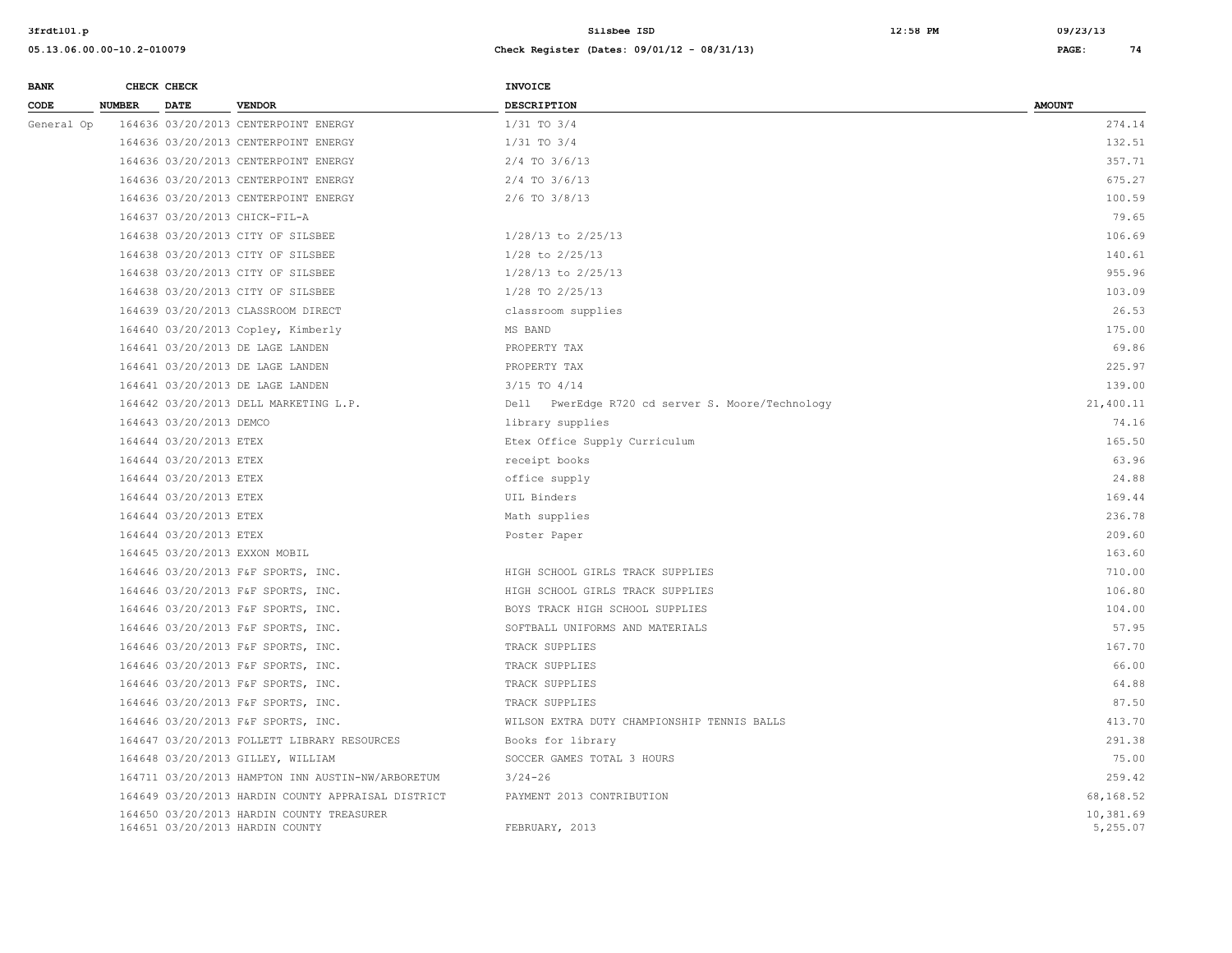| BANK CODE | CHECK NUMBER | CHECK DATE | VENDOR | INVOICE DESCRIPTION | AMOUNT |
|---|---|---|---|---|---|
| General Op | 164636 | 03/20/2013 | CENTERPOINT ENERGY | 1/31 TO 3/4 | 274.14 |
| | 164636 | 03/20/2013 | CENTERPOINT ENERGY | 1/31 TO 3/4 | 132.51 |
| | 164636 | 03/20/2013 | CENTERPOINT ENERGY | 2/4 TO 3/6/13 | 357.71 |
| | 164636 | 03/20/2013 | CENTERPOINT ENERGY | 2/4 TO 3/6/13 | 675.27 |
| | 164636 | 03/20/2013 | CENTERPOINT ENERGY | 2/6 TO 3/8/13 | 100.59 |
| | 164637 | 03/20/2013 | CHICK-FIL-A | | 79.65 |
| | 164638 | 03/20/2013 | CITY OF SILSBEE | 1/28/13 to 2/25/13 | 106.69 |
| | 164638 | 03/20/2013 | CITY OF SILSBEE | 1/28 to 2/25/13 | 140.61 |
| | 164638 | 03/20/2013 | CITY OF SILSBEE | 1/28/13 to 2/25/13 | 955.96 |
| | 164638 | 03/20/2013 | CITY OF SILSBEE | 1/28 TO 2/25/13 | 103.09 |
| | 164639 | 03/20/2013 | CLASSROOM DIRECT | classroom supplies | 26.53 |
| | 164640 | 03/20/2013 | Copley, Kimberly | MS BAND | 175.00 |
| | 164641 | 03/20/2013 | DE LAGE LANDEN | PROPERTY TAX | 69.86 |
| | 164641 | 03/20/2013 | DE LAGE LANDEN | PROPERTY TAX | 225.97 |
| | 164641 | 03/20/2013 | DE LAGE LANDEN | 3/15 TO 4/14 | 139.00 |
| | 164642 | 03/20/2013 | DELL MARKETING L.P. | Dell PwerEdge R720 cd server S. Moore/Technology | 21,400.11 |
| | 164643 | 03/20/2013 | DEMCO | library supplies | 74.16 |
| | 164644 | 03/20/2013 | ETEX | Etex Office Supply Curriculum | 165.50 |
| | 164644 | 03/20/2013 | ETEX | receipt books | 63.96 |
| | 164644 | 03/20/2013 | ETEX | office supply | 24.88 |
| | 164644 | 03/20/2013 | ETEX | UIL Binders | 169.44 |
| | 164644 | 03/20/2013 | ETEX | Math supplies | 236.78 |
| | 164644 | 03/20/2013 | ETEX | Poster Paper | 209.60 |
| | 164645 | 03/20/2013 | EXXON MOBIL | | 163.60 |
| | 164646 | 03/20/2013 | F&F SPORTS, INC. | HIGH SCHOOL GIRLS TRACK SUPPLIES | 710.00 |
| | 164646 | 03/20/2013 | F&F SPORTS, INC. | HIGH SCHOOL GIRLS TRACK SUPPLIES | 106.80 |
| | 164646 | 03/20/2013 | F&F SPORTS, INC. | BOYS TRACK HIGH SCHOOL SUPPLIES | 104.00 |
| | 164646 | 03/20/2013 | F&F SPORTS, INC. | SOFTBALL UNIFORMS AND MATERIALS | 57.95 |
| | 164646 | 03/20/2013 | F&F SPORTS, INC. | TRACK SUPPLIES | 167.70 |
| | 164646 | 03/20/2013 | F&F SPORTS, INC. | TRACK SUPPLIES | 66.00 |
| | 164646 | 03/20/2013 | F&F SPORTS, INC. | TRACK SUPPLIES | 64.88 |
| | 164646 | 03/20/2013 | F&F SPORTS, INC. | TRACK SUPPLIES | 87.50 |
| | 164646 | 03/20/2013 | F&F SPORTS, INC. | WILSON EXTRA DUTY CHAMPIONSHIP TENNIS BALLS | 413.70 |
| | 164647 | 03/20/2013 | FOLLETT LIBRARY RESOURCES | Books for library | 291.38 |
| | 164648 | 03/20/2013 | GILLEY, WILLIAM | SOCCER GAMES TOTAL 3 HOURS | 75.00 |
| | 164711 | 03/20/2013 | HAMPTON INN AUSTIN-NW/ARBORETUM | 3/24-26 | 259.42 |
| | 164649 | 03/20/2013 | HARDIN COUNTY APPRAISAL DISTRICT | PAYMENT 2013 CONTRIBUTION | 68,168.52 |
| | 164650 | 03/20/2013 | HARDIN COUNTY TREASURER | | 10,381.69 |
| | 164651 | 03/20/2013 | HARDIN COUNTY | FEBRUARY, 2013 | 5,255.07 |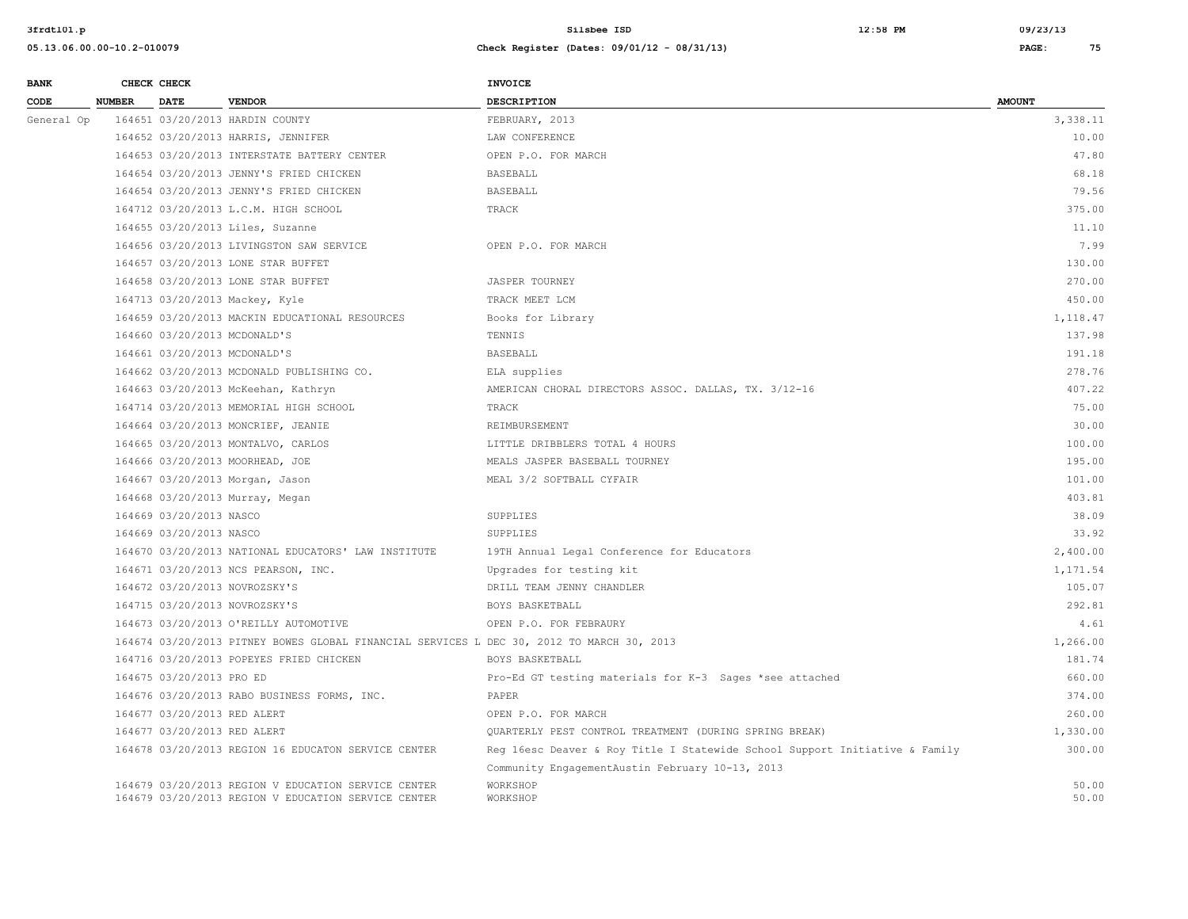| BANK CODE | CHECK NUMBER | CHECK DATE | VENDOR | INVOICE DESCRIPTION | AMOUNT |
|---|---|---|---|---|---|
| General Op | 164651 | 03/20/2013 | HARDIN COUNTY | FEBRUARY, 2013 | 3,338.11 |
| | 164652 | 03/20/2013 | HARRIS, JENNIFER | LAW CONFERENCE | 10.00 |
| | 164653 | 03/20/2013 | INTERSTATE BATTERY CENTER | OPEN P.O. FOR MARCH | 47.80 |
| | 164654 | 03/20/2013 | JENNY'S FRIED CHICKEN | BASEBALL | 68.18 |
| | 164654 | 03/20/2013 | JENNY'S FRIED CHICKEN | BASEBALL | 79.56 |
| | 164712 | 03/20/2013 | L.C.M. HIGH SCHOOL | TRACK | 375.00 |
| | 164655 | 03/20/2013 | Liles, Suzanne | | 11.10 |
| | 164656 | 03/20/2013 | LIVINGSTON SAW SERVICE | OPEN P.O. FOR MARCH | 7.99 |
| | 164657 | 03/20/2013 | LONE STAR BUFFET | | 130.00 |
| | 164658 | 03/20/2013 | LONE STAR BUFFET | JASPER TOURNEY | 270.00 |
| | 164713 | 03/20/2013 | Mackey, Kyle | TRACK MEET LCM | 450.00 |
| | 164659 | 03/20/2013 | MACKIN EDUCATIONAL RESOURCES | Books for Library | 1,118.47 |
| | 164660 | 03/20/2013 | MCDONALD'S | TENNIS | 137.98 |
| | 164661 | 03/20/2013 | MCDONALD'S | BASEBALL | 191.18 |
| | 164662 | 03/20/2013 | MCDONALD PUBLISHING CO. | ELA supplies | 278.76 |
| | 164663 | 03/20/2013 | McKeehan, Kathryn | AMERICAN CHORAL DIRECTORS ASSOC. DALLAS, TX. 3/12-16 | 407.22 |
| | 164714 | 03/20/2013 | MEMORIAL HIGH SCHOOL | TRACK | 75.00 |
| | 164664 | 03/20/2013 | MONCRIEF, JEANIE | REIMBURSEMENT | 30.00 |
| | 164665 | 03/20/2013 | MONTALVO, CARLOS | LITTLE DRIBBLERS TOTAL 4 HOURS | 100.00 |
| | 164666 | 03/20/2013 | MOORHEAD, JOE | MEALS JASPER BASEBALL TOURNEY | 195.00 |
| | 164667 | 03/20/2013 | Morgan, Jason | MEAL 3/2 SOFTBALL CYFAIR | 101.00 |
| | 164668 | 03/20/2013 | Murray, Megan | | 403.81 |
| | 164669 | 03/20/2013 | NASCO | SUPPLIES | 38.09 |
| | 164669 | 03/20/2013 | NASCO | SUPPLIES | 33.92 |
| | 164670 | 03/20/2013 | NATIONAL EDUCATORS' LAW INSTITUTE | 19TH Annual Legal Conference for Educators | 2,400.00 |
| | 164671 | 03/20/2013 | NCS PEARSON, INC. | Upgrades for testing kit | 1,171.54 |
| | 164672 | 03/20/2013 | NOVROZSKY'S | DRILL TEAM JENNY CHANDLER | 105.07 |
| | 164715 | 03/20/2013 | NOVROZSKY'S | BOYS BASKETBALL | 292.81 |
| | 164673 | 03/20/2013 | O'REILLY AUTOMOTIVE | OPEN P.O. FOR FEBRAURY | 4.61 |
| | 164674 | 03/20/2013 | PITNEY BOWES GLOBAL FINANCIAL SERVICES L | DEC 30, 2012 TO MARCH 30, 2013 | 1,266.00 |
| | 164716 | 03/20/2013 | POPEYES FRIED CHICKEN | BOYS BASKETBALL | 181.74 |
| | 164675 | 03/20/2013 | PRO ED | Pro-Ed GT testing materials for K-3 Sages *see attached | 660.00 |
| | 164676 | 03/20/2013 | RABO BUSINESS FORMS, INC. | PAPER | 374.00 |
| | 164677 | 03/20/2013 | RED ALERT | OPEN P.O. FOR MARCH | 260.00 |
| | 164677 | 03/20/2013 | RED ALERT | QUARTERLY PEST CONTROL TREATMENT (DURING SPRING BREAK) | 1,330.00 |
| | 164678 | 03/20/2013 | REGION 16 EDUCATON SERVICE CENTER | Reg 16esc Deaver & Roy Title I Statewide School Support Initiative & Family Community EngagementAustin February 10-13, 2013 | 300.00 |
| | 164679 | 03/20/2013 | REGION V EDUCATION SERVICE CENTER | WORKSHOP | 50.00 |
| | 164679 | 03/20/2013 | REGION V EDUCATION SERVICE CENTER | WORKSHOP | 50.00 |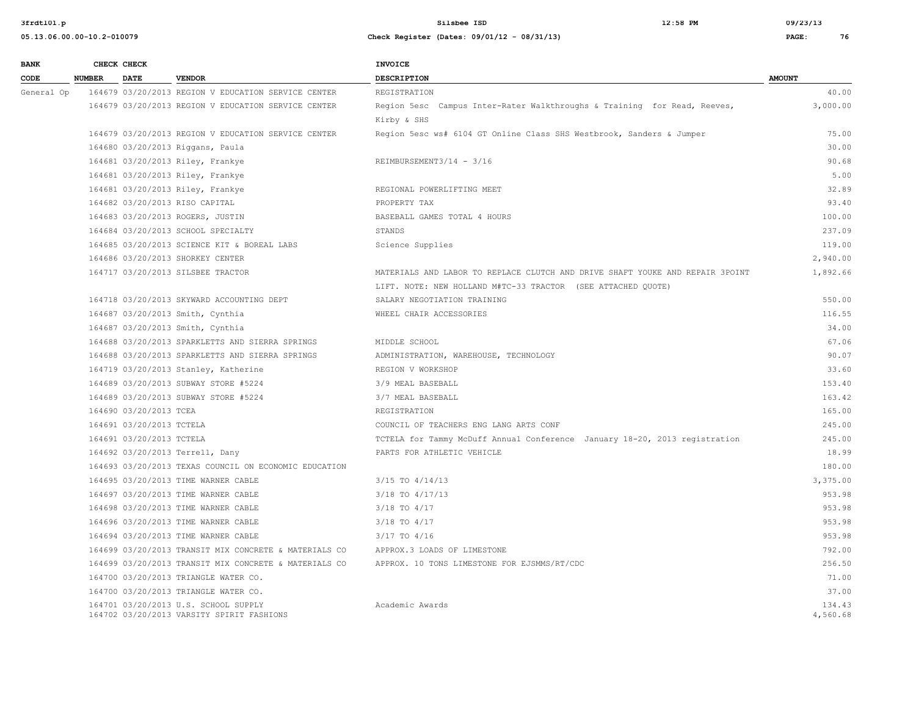| BANK CODE | CHECK NUMBER | CHECK DATE | VENDOR | INVOICE DESCRIPTION | AMOUNT |
|---|---|---|---|---|---|
| General Op | 164679 | 03/20/2013 | REGION V EDUCATION SERVICE CENTER | REGISTRATION | 40.00 |
| | 164679 | 03/20/2013 | REGION V EDUCATION SERVICE CENTER | Region 5esc Campus Inter-Rater Walkthroughs & Training for Read, Reeves, Kirby & SHS | 3,000.00 |
| | 164679 | 03/20/2013 | REGION V EDUCATION SERVICE CENTER | Region 5esc ws# 6104 GT Online Class SHS Westbrook, Sanders & Jumper | 75.00 |
| | 164680 | 03/20/2013 | Riggans, Paula | | 30.00 |
| | 164681 | 03/20/2013 | Riley, Frankye | REIMBURSEMENT3/14 - 3/16 | 90.68 |
| | 164681 | 03/20/2013 | Riley, Frankye | | 5.00 |
| | 164681 | 03/20/2013 | Riley, Frankye | REGIONAL POWERLIFTING MEET | 32.89 |
| | 164682 | 03/20/2013 | RISO CAPITAL | PROPERTY TAX | 93.40 |
| | 164683 | 03/20/2013 | ROGERS, JUSTIN | BASEBALL GAMES TOTAL 4 HOURS | 100.00 |
| | 164684 | 03/20/2013 | SCHOOL SPECIALTY | STANDS | 237.09 |
| | 164685 | 03/20/2013 | SCIENCE KIT & BOREAL LABS | Science Supplies | 119.00 |
| | 164686 | 03/20/2013 | SHORKEY CENTER | | 2,940.00 |
| | 164717 | 03/20/2013 | SILSBEE TRACTOR | MATERIALS AND LABOR TO REPLACE CLUTCH AND DRIVE SHAFT YOUKE AND REPAIR 3POINT LIFT. NOTE: NEW HOLLAND M#TC-33 TRACTOR (SEE ATTACHED QUOTE) | 1,892.66 |
| | 164718 | 03/20/2013 | SKYWARD ACCOUNTING DEPT | SALARY NEGOTIATION TRAINING | 550.00 |
| | 164687 | 03/20/2013 | Smith, Cynthia | WHEEL CHAIR ACCESSORIES | 116.55 |
| | 164687 | 03/20/2013 | Smith, Cynthia | | 34.00 |
| | 164688 | 03/20/2013 | SPARKLETTS AND SIERRA SPRINGS | MIDDLE SCHOOL | 67.06 |
| | 164688 | 03/20/2013 | SPARKLETTS AND SIERRA SPRINGS | ADMINISTRATION, WAREHOUSE, TECHNOLOGY | 90.07 |
| | 164719 | 03/20/2013 | Stanley, Katherine | REGION V WORKSHOP | 33.60 |
| | 164689 | 03/20/2013 | SUBWAY STORE #5224 | 3/9 MEAL BASEBALL | 153.40 |
| | 164689 | 03/20/2013 | SUBWAY STORE #5224 | 3/7 MEAL BASEBALL | 163.42 |
| | 164690 | 03/20/2013 | TCEA | REGISTRATION | 165.00 |
| | 164691 | 03/20/2013 | TCTELA | COUNCIL OF TEACHERS ENG LANG ARTS CONF | 245.00 |
| | 164691 | 03/20/2013 | TCTELA | TCTELA for Tammy McDuff Annual Conference January 18-20, 2013 registration | 245.00 |
| | 164692 | 03/20/2013 | Terrell, Dany | PARTS FOR ATHLETIC VEHICLE | 18.99 |
| | 164693 | 03/20/2013 | TEXAS COUNCIL ON ECONOMIC EDUCATION | | 180.00 |
| | 164695 | 03/20/2013 | TIME WARNER CABLE | 3/15 TO 4/14/13 | 3,375.00 |
| | 164697 | 03/20/2013 | TIME WARNER CABLE | 3/18 TO 4/17/13 | 953.98 |
| | 164698 | 03/20/2013 | TIME WARNER CABLE | 3/18 TO 4/17 | 953.98 |
| | 164696 | 03/20/2013 | TIME WARNER CABLE | 3/18 TO 4/17 | 953.98 |
| | 164694 | 03/20/2013 | TIME WARNER CABLE | 3/17 TO 4/16 | 953.98 |
| | 164699 | 03/20/2013 | TRANSIT MIX CONCRETE & MATERIALS CO | APPROX.3 LOADS OF LIMESTONE | 792.00 |
| | 164699 | 03/20/2013 | TRANSIT MIX CONCRETE & MATERIALS CO | APPROX. 10 TONS LIMESTONE FOR EJSMMS/RT/CDC | 256.50 |
| | 164700 | 03/20/2013 | TRIANGLE WATER CO. | | 71.00 |
| | 164700 | 03/20/2013 | TRIANGLE WATER CO. | | 37.00 |
| | 164701 | 03/20/2013 | U.S. SCHOOL SUPPLY | Academic Awards | 134.43 |
| | 164702 | 03/20/2013 | VARSITY SPIRIT FASHIONS | | 4,560.68 |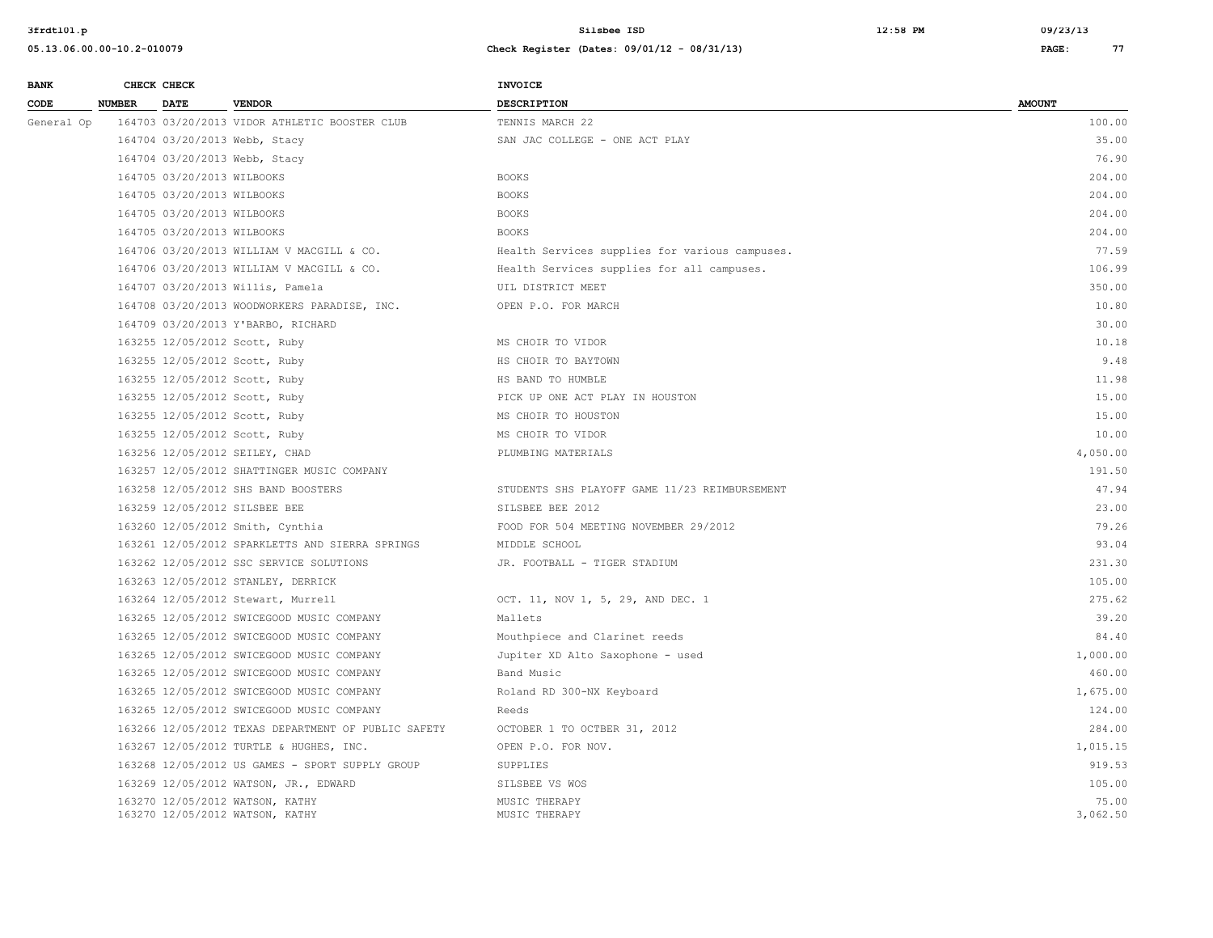| BANK CODE | CHECK NUMBER | CHECK DATE | VENDOR | INVOICE DESCRIPTION | AMOUNT |
|---|---|---|---|---|---|
| General Op | 164703 | 03/20/2013 | VIDOR ATHLETIC BOOSTER CLUB | TENNIS MARCH 22 | 100.00 |
| | 164704 | 03/20/2013 | Webb, Stacy | SAN JAC COLLEGE - ONE ACT PLAY | 35.00 |
| | 164704 | 03/20/2013 | Webb, Stacy | | 76.90 |
| | 164705 | 03/20/2013 | WILBOOKS | BOOKS | 204.00 |
| | 164705 | 03/20/2013 | WILBOOKS | BOOKS | 204.00 |
| | 164705 | 03/20/2013 | WILBOOKS | BOOKS | 204.00 |
| | 164705 | 03/20/2013 | WILBOOKS | BOOKS | 204.00 |
| | 164706 | 03/20/2013 | WILLIAM V MACGILL & CO. | Health Services supplies for various campuses. | 77.59 |
| | 164706 | 03/20/2013 | WILLIAM V MACGILL & CO. | Health Services supplies for all campuses. | 106.99 |
| | 164707 | 03/20/2013 | Willis, Pamela | UIL DISTRICT MEET | 350.00 |
| | 164708 | 03/20/2013 | WOODWORKERS PARADISE, INC. | OPEN P.O. FOR MARCH | 10.80 |
| | 164709 | 03/20/2013 | Y'BARBO, RICHARD | | 30.00 |
| | 163255 | 12/05/2012 | Scott, Ruby | MS CHOIR TO VIDOR | 10.18 |
| | 163255 | 12/05/2012 | Scott, Ruby | HS CHOIR TO BAYTOWN | 9.48 |
| | 163255 | 12/05/2012 | Scott, Ruby | HS BAND TO HUMBLE | 11.98 |
| | 163255 | 12/05/2012 | Scott, Ruby | PICK UP ONE ACT PLAY IN HOUSTON | 15.00 |
| | 163255 | 12/05/2012 | Scott, Ruby | MS CHOIR TO HOUSTON | 15.00 |
| | 163255 | 12/05/2012 | Scott, Ruby | MS CHOIR TO VIDOR | 10.00 |
| | 163256 | 12/05/2012 | SEILEY, CHAD | PLUMBING MATERIALS | 4,050.00 |
| | 163257 | 12/05/2012 | SHATTINGER MUSIC COMPANY | | 191.50 |
| | 163258 | 12/05/2012 | SHS BAND BOOSTERS | STUDENTS SHS PLAYOFF GAME 11/23 REIMBURSEMENT | 47.94 |
| | 163259 | 12/05/2012 | SILSBEE BEE | SILSBEE BEE 2012 | 23.00 |
| | 163260 | 12/05/2012 | Smith, Cynthia | FOOD FOR 504 MEETING NOVEMBER 29/2012 | 79.26 |
| | 163261 | 12/05/2012 | SPARKLETTS AND SIERRA SPRINGS | MIDDLE SCHOOL | 93.04 |
| | 163262 | 12/05/2012 | SSC SERVICE SOLUTIONS | JR. FOOTBALL - TIGER STADIUM | 231.30 |
| | 163263 | 12/05/2012 | STANLEY, DERRICK | | 105.00 |
| | 163264 | 12/05/2012 | Stewart, Murrell | OCT. 11, NOV 1, 5, 29, AND DEC. 1 | 275.62 |
| | 163265 | 12/05/2012 | SWICEGOOD MUSIC COMPANY | Mallets | 39.20 |
| | 163265 | 12/05/2012 | SWICEGOOD MUSIC COMPANY | Mouthpiece and Clarinet reeds | 84.40 |
| | 163265 | 12/05/2012 | SWICEGOOD MUSIC COMPANY | Jupiter XD Alto Saxophone - used | 1,000.00 |
| | 163265 | 12/05/2012 | SWICEGOOD MUSIC COMPANY | Band Music | 460.00 |
| | 163265 | 12/05/2012 | SWICEGOOD MUSIC COMPANY | Roland RD 300-NX Keyboard | 1,675.00 |
| | 163265 | 12/05/2012 | SWICEGOOD MUSIC COMPANY | Reeds | 124.00 |
| | 163266 | 12/05/2012 | TEXAS DEPARTMENT OF PUBLIC SAFETY | OCTOBER 1 TO OCTBER 31, 2012 | 284.00 |
| | 163267 | 12/05/2012 | TURTLE & HUGHES, INC. | OPEN P.O. FOR NOV. | 1,015.15 |
| | 163268 | 12/05/2012 | US GAMES - SPORT SUPPLY GROUP | SUPPLIES | 919.53 |
| | 163269 | 12/05/2012 | WATSON, JR., EDWARD | SILSBEE VS WOS | 105.00 |
| | 163270 | 12/05/2012 | WATSON, KATHY | MUSIC THERAPY | 75.00 |
| | 163270 | 12/05/2012 | WATSON, KATHY | MUSIC THERAPY | 3,062.50 |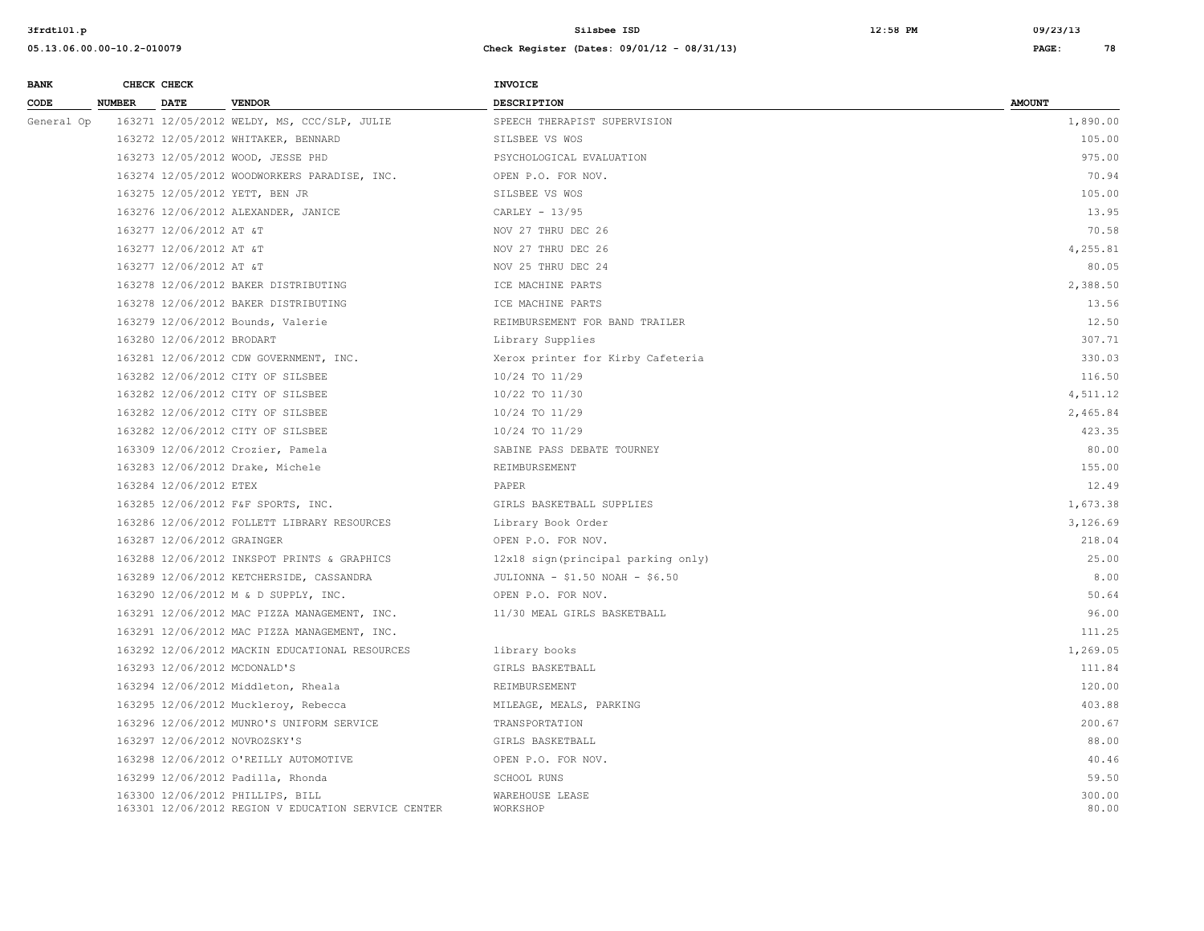| BANK CODE | CHECK NUMBER | CHECK DATE | VENDOR | INVOICE DESCRIPTION | AMOUNT |
|---|---|---|---|---|---|
| General Op | 163271 | 12/05/2012 | WELDY, MS, CCC/SLP, JULIE | SPEECH THERAPIST SUPERVISION | 1,890.00 |
| | 163272 | 12/05/2012 | WHITAKER, BENNARD | SILSBEE VS WOS | 105.00 |
| | 163273 | 12/05/2012 | WOOD, JESSE PHD | PSYCHOLOGICAL EVALUATION | 975.00 |
| | 163274 | 12/05/2012 | WOODWORKERS PARADISE, INC. | OPEN P.O. FOR NOV. | 70.94 |
| | 163275 | 12/05/2012 | YETT, BEN JR | SILSBEE VS WOS | 105.00 |
| | 163276 | 12/06/2012 | ALEXANDER, JANICE | CARLEY - 13/95 | 13.95 |
| | 163277 | 12/06/2012 | AT &T | NOV 27 THRU DEC 26 | 70.58 |
| | 163277 | 12/06/2012 | AT &T | NOV 27 THRU DEC 26 | 4,255.81 |
| | 163277 | 12/06/2012 | AT &T | NOV 25 THRU DEC 24 | 80.05 |
| | 163278 | 12/06/2012 | BAKER DISTRIBUTING | ICE MACHINE PARTS | 2,388.50 |
| | 163278 | 12/06/2012 | BAKER DISTRIBUTING | ICE MACHINE PARTS | 13.56 |
| | 163279 | 12/06/2012 | Bounds, Valerie | REIMBURSEMENT FOR BAND TRAILER | 12.50 |
| | 163280 | 12/06/2012 | BRODART | Library Supplies | 307.71 |
| | 163281 | 12/06/2012 | CDW GOVERNMENT, INC. | Xerox printer for Kirby Cafeteria | 330.03 |
| | 163282 | 12/06/2012 | CITY OF SILSBEE | 10/24 TO 11/29 | 116.50 |
| | 163282 | 12/06/2012 | CITY OF SILSBEE | 10/22 TO 11/30 | 4,511.12 |
| | 163282 | 12/06/2012 | CITY OF SILSBEE | 10/24 TO 11/29 | 2,465.84 |
| | 163282 | 12/06/2012 | CITY OF SILSBEE | 10/24 TO 11/29 | 423.35 |
| | 163309 | 12/06/2012 | Crozier, Pamela | SABINE PASS DEBATE TOURNEY | 80.00 |
| | 163283 | 12/06/2012 | Drake, Michele | REIMBURSEMENT | 155.00 |
| | 163284 | 12/06/2012 | ETEX | PAPER | 12.49 |
| | 163285 | 12/06/2012 | F&F SPORTS, INC. | GIRLS BASKETBALL SUPPLIES | 1,673.38 |
| | 163286 | 12/06/2012 | FOLLETT LIBRARY RESOURCES | Library Book Order | 3,126.69 |
| | 163287 | 12/06/2012 | GRAINGER | OPEN P.O. FOR NOV. | 218.04 |
| | 163288 | 12/06/2012 | INKSPOT PRINTS & GRAPHICS | 12x18 sign(principal parking only) | 25.00 |
| | 163289 | 12/06/2012 | KETCHERSIDE, CASSANDRA | JULIONNA - $1.50 NOAH - $6.50 | 8.00 |
| | 163290 | 12/06/2012 | M & D SUPPLY, INC. | OPEN P.O. FOR NOV. | 50.64 |
| | 163291 | 12/06/2012 | MAC PIZZA MANAGEMENT, INC. | 11/30 MEAL GIRLS BASKETBALL | 96.00 |
| | 163291 | 12/06/2012 | MAC PIZZA MANAGEMENT, INC. | | 111.25 |
| | 163292 | 12/06/2012 | MACKIN EDUCATIONAL RESOURCES | library books | 1,269.05 |
| | 163293 | 12/06/2012 | MCDONALD'S | GIRLS BASKETBALL | 111.84 |
| | 163294 | 12/06/2012 | Middleton, Rheala | REIMBURSEMENT | 120.00 |
| | 163295 | 12/06/2012 | Muckleroy, Rebecca | MILEAGE, MEALS, PARKING | 403.88 |
| | 163296 | 12/06/2012 | MUNRO'S UNIFORM SERVICE | TRANSPORTATION | 200.67 |
| | 163297 | 12/06/2012 | NOVROZSKY'S | GIRLS BASKETBALL | 88.00 |
| | 163298 | 12/06/2012 | O'REILLY AUTOMOTIVE | OPEN P.O. FOR NOV. | 40.46 |
| | 163299 | 12/06/2012 | Padilla, Rhonda | SCHOOL RUNS | 59.50 |
| | 163300 | 12/06/2012 | PHILLIPS, BILL | WAREHOUSE LEASE | 300.00 |
| | 163301 | 12/06/2012 | REGION V EDUCATION SERVICE CENTER | WORKSHOP | 80.00 |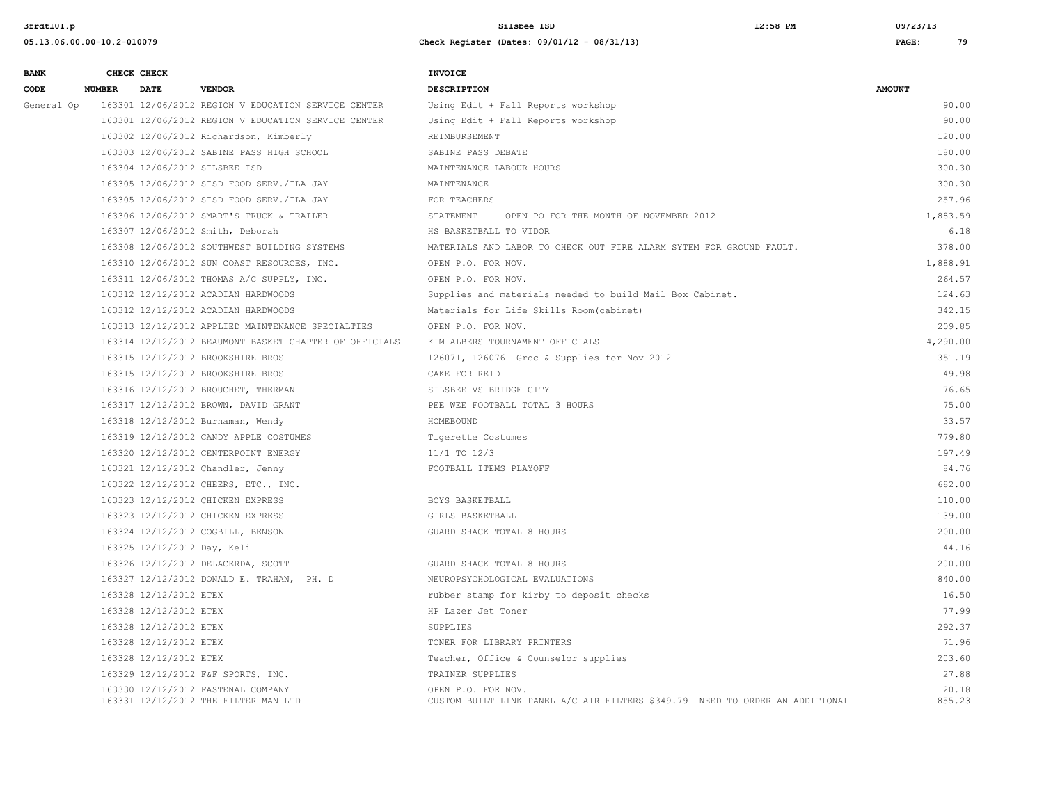| BANK CODE | CHECK NUMBER | CHECK DATE | VENDOR | INVOICE DESCRIPTION | AMOUNT |
|---|---|---|---|---|---|
| General Op | 163301 | 12/06/2012 | REGION V EDUCATION SERVICE CENTER | Using Edit + Fall Reports workshop | 90.00 |
| | 163301 | 12/06/2012 | REGION V EDUCATION SERVICE CENTER | Using Edit + Fall Reports workshop | 90.00 |
| | 163302 | 12/06/2012 | Richardson, Kimberly | REIMBURSEMENT | 120.00 |
| | 163303 | 12/06/2012 | SABINE PASS HIGH SCHOOL | SABINE PASS DEBATE | 180.00 |
| | 163304 | 12/06/2012 | SILSBEE ISD | MAINTENANCE LABOUR HOURS | 300.30 |
| | 163305 | 12/06/2012 | SISD FOOD SERV./ILA JAY | MAINTENANCE | 300.30 |
| | 163305 | 12/06/2012 | SISD FOOD SERV./ILA JAY | FOR TEACHERS | 257.96 |
| | 163306 | 12/06/2012 | SMART'S TRUCK & TRAILER | STATEMENT OPEN PO FOR THE MONTH OF NOVEMBER 2012 | 1,883.59 |
| | 163307 | 12/06/2012 | Smith, Deborah | HS BASKETBALL TO VIDOR | 6.18 |
| | 163308 | 12/06/2012 | SOUTHWEST BUILDING SYSTEMS | MATERIALS AND LABOR TO CHECK OUT FIRE ALARM SYTEM FOR GROUND FAULT. | 378.00 |
| | 163310 | 12/06/2012 | SUN COAST RESOURCES, INC. | OPEN P.O. FOR NOV. | 1,888.91 |
| | 163311 | 12/06/2012 | THOMAS A/C SUPPLY, INC. | OPEN P.O. FOR NOV. | 264.57 |
| | 163312 | 12/12/2012 | ACADIAN HARDWOODS | Supplies and materials needed to build Mail Box Cabinet. | 124.63 |
| | 163312 | 12/12/2012 | ACADIAN HARDWOODS | Materials for Life Skills Room(cabinet) | 342.15 |
| | 163313 | 12/12/2012 | APPLIED MAINTENANCE SPECIALTIES | OPEN P.O. FOR NOV. | 209.85 |
| | 163314 | 12/12/2012 | BEAUMONT BASKET CHAPTER OF OFFICIALS | KIM ALBERS TOURNAMENT OFFICIALS | 4,290.00 |
| | 163315 | 12/12/2012 | BROOKSHIRE BROS | 126071, 126076 Groc & Supplies for Nov 2012 | 351.19 |
| | 163315 | 12/12/2012 | BROOKSHIRE BROS | CAKE FOR REID | 49.98 |
| | 163316 | 12/12/2012 | BROUCHET, THERMAN | SILSBEE VS BRIDGE CITY | 76.65 |
| | 163317 | 12/12/2012 | BROWN, DAVID GRANT | PEE WEE FOOTBALL TOTAL 3 HOURS | 75.00 |
| | 163318 | 12/12/2012 | Burnaman, Wendy | HOMEBOUND | 33.57 |
| | 163319 | 12/12/2012 | CANDY APPLE COSTUMES | Tigerette Costumes | 779.80 |
| | 163320 | 12/12/2012 | CENTERPOINT ENERGY | 11/1 TO 12/3 | 197.49 |
| | 163321 | 12/12/2012 | Chandler, Jenny | FOOTBALL ITEMS PLAYOFF | 84.76 |
| | 163322 | 12/12/2012 | CHEERS, ETC., INC. | | 682.00 |
| | 163323 | 12/12/2012 | CHICKEN EXPRESS | BOYS BASKETBALL | 110.00 |
| | 163323 | 12/12/2012 | CHICKEN EXPRESS | GIRLS BASKETBALL | 139.00 |
| | 163324 | 12/12/2012 | COGBILL, BENSON | GUARD SHACK TOTAL 8 HOURS | 200.00 |
| | 163325 | 12/12/2012 | Day, Keli | | 44.16 |
| | 163326 | 12/12/2012 | DELACERDA, SCOTT | GUARD SHACK TOTAL 8 HOURS | 200.00 |
| | 163327 | 12/12/2012 | DONALD E. TRAHAN, PH. D | NEUROPSYCHOLOGICAL EVALUATIONS | 840.00 |
| | 163328 | 12/12/2012 | ETEX | rubber stamp for kirby to deposit checks | 16.50 |
| | 163328 | 12/12/2012 | ETEX | HP Lazer Jet Toner | 77.99 |
| | 163328 | 12/12/2012 | ETEX | SUPPLIES | 292.37 |
| | 163328 | 12/12/2012 | ETEX | TONER FOR LIBRARY PRINTERS | 71.96 |
| | 163328 | 12/12/2012 | ETEX | Teacher, Office & Counselor supplies | 203.60 |
| | 163329 | 12/12/2012 | F&F SPORTS, INC. | TRAINER SUPPLIES | 27.88 |
| | 163330 | 12/12/2012 | FASTENAL COMPANY | OPEN P.O. FOR NOV. | 20.18 |
| | 163331 | 12/12/2012 | THE FILTER MAN LTD | CUSTOM BUILT LINK PANEL A/C AIR FILTERS $349.79 NEED TO ORDER AN ADDITIONAL | 855.23 |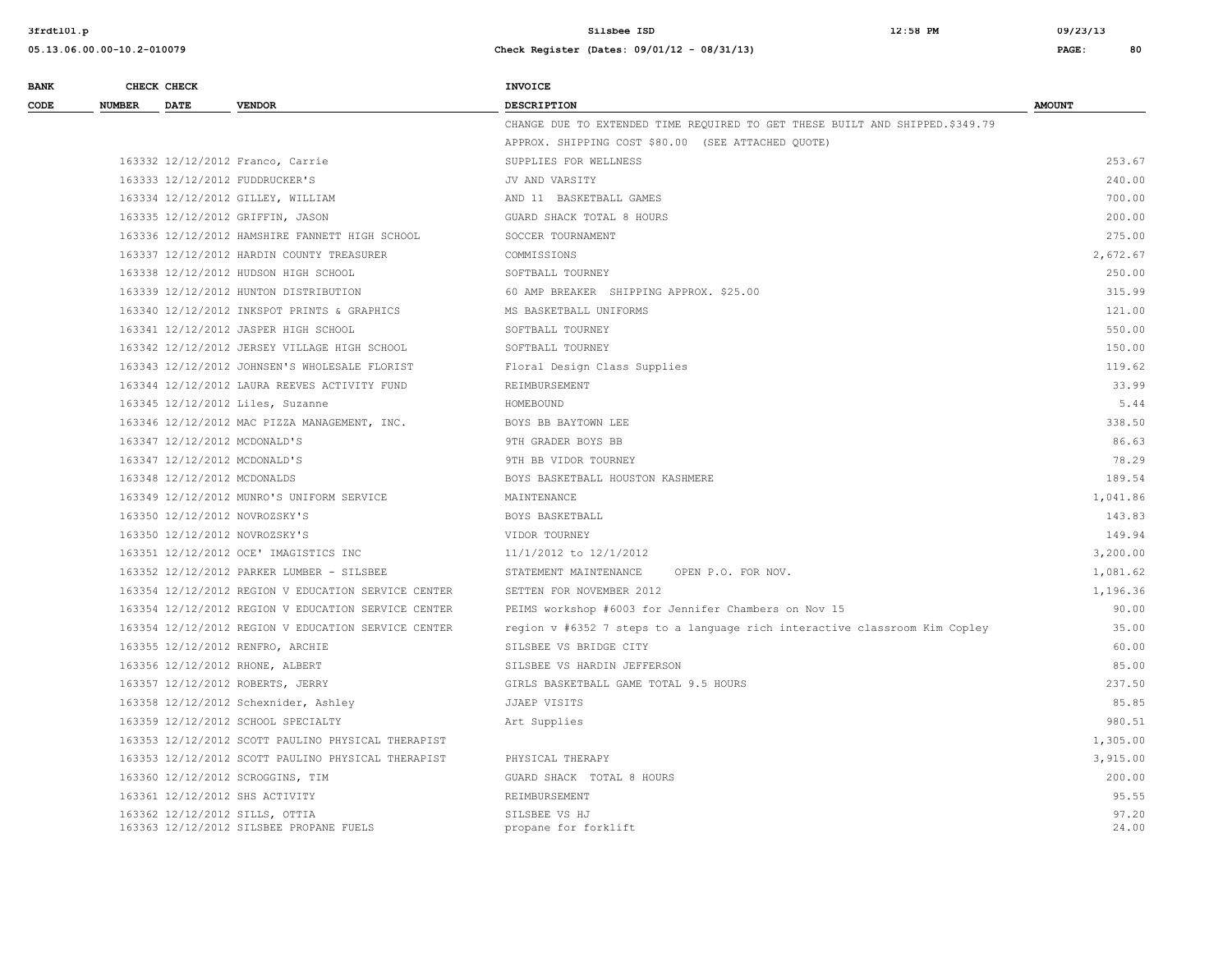| BANK CODE | CHECK NUMBER | CHECK DATE | VENDOR | INVOICE DESCRIPTION | AMOUNT |
|---|---|---|---|---|---|
| | | | | CHANGE DUE TO EXTENDED TIME REQUIRED TO GET THESE BUILT AND SHIPPED.$349.79 | |
| | | | | APPROX. SHIPPING COST $80.00 (SEE ATTACHED QUOTE) | |
| | 163332 | 12/12/2012 | Franco, Carrie | SUPPLIES FOR WELLNESS | 253.67 |
| | 163333 | 12/12/2012 | FUDDRUCKER'S | JV AND VARSITY | 240.00 |
| | 163334 | 12/12/2012 | GILLEY, WILLIAM | AND 11 BASKETBALL GAMES | 700.00 |
| | 163335 | 12/12/2012 | GRIFFIN, JASON | GUARD SHACK TOTAL 8 HOURS | 200.00 |
| | 163336 | 12/12/2012 | HAMSHIRE FANNETT HIGH SCHOOL | SOCCER TOURNAMENT | 275.00 |
| | 163337 | 12/12/2012 | HARDIN COUNTY TREASURER | COMMISSIONS | 2,672.67 |
| | 163338 | 12/12/2012 | HUDSON HIGH SCHOOL | SOFTBALL TOURNEY | 250.00 |
| | 163339 | 12/12/2012 | HUNTON DISTRIBUTION | 60 AMP BREAKER SHIPPING APPROX. $25.00 | 315.99 |
| | 163340 | 12/12/2012 | INKSPOT PRINTS & GRAPHICS | MS BASKETBALL UNIFORMS | 121.00 |
| | 163341 | 12/12/2012 | JASPER HIGH SCHOOL | SOFTBALL TOURNEY | 550.00 |
| | 163342 | 12/12/2012 | JERSEY VILLAGE HIGH SCHOOL | SOFTBALL TOURNEY | 150.00 |
| | 163343 | 12/12/2012 | JOHNSEN'S WHOLESALE FLORIST | Floral Design Class Supplies | 119.62 |
| | 163344 | 12/12/2012 | LAURA REEVES ACTIVITY FUND | REIMBURSEMENT | 33.99 |
| | 163345 | 12/12/2012 | Liles, Suzanne | HOMEBOUND | 5.44 |
| | 163346 | 12/12/2012 | MAC PIZZA MANAGEMENT, INC. | BOYS BB BAYTOWN LEE | 338.50 |
| | 163347 | 12/12/2012 | MCDONALD'S | 9TH GRADER BOYS BB | 86.63 |
| | 163347 | 12/12/2012 | MCDONALD'S | 9TH BB VIDOR TOURNEY | 78.29 |
| | 163348 | 12/12/2012 | MCDONALDS | BOYS BASKETBALL HOUSTON KASHMERE | 189.54 |
| | 163349 | 12/12/2012 | MUNRO'S UNIFORM SERVICE | MAINTENANCE | 1,041.86 |
| | 163350 | 12/12/2012 | NOVROZSKY'S | BOYS BASKETBALL | 143.83 |
| | 163350 | 12/12/2012 | NOVROZSKY'S | VIDOR TOURNEY | 149.94 |
| | 163351 | 12/12/2012 | OCE' IMAGISTICS INC | 11/1/2012 to 12/1/2012 | 3,200.00 |
| | 163352 | 12/12/2012 | PARKER LUMBER - SILSBEE | STATEMENT MAINTENANCE OPEN P.O. FOR NOV. | 1,081.62 |
| | 163354 | 12/12/2012 | REGION V EDUCATION SERVICE CENTER | SETTEN FOR NOVEMBER 2012 | 1,196.36 |
| | 163354 | 12/12/2012 | REGION V EDUCATION SERVICE CENTER | PEIMS workshop #6003 for Jennifer Chambers on Nov 15 | 90.00 |
| | 163354 | 12/12/2012 | REGION V EDUCATION SERVICE CENTER | region v #6352 7 steps to a language rich interactive classroom Kim Copley | 35.00 |
| | 163355 | 12/12/2012 | RENFRO, ARCHIE | SILSBEE VS BRIDGE CITY | 60.00 |
| | 163356 | 12/12/2012 | RHONE, ALBERT | SILSBEE VS HARDIN JEFFERSON | 85.00 |
| | 163357 | 12/12/2012 | ROBERTS, JERRY | GIRLS BASKETBALL GAME TOTAL 9.5 HOURS | 237.50 |
| | 163358 | 12/12/2012 | Schexnider, Ashley | JJAEP VISITS | 85.85 |
| | 163359 | 12/12/2012 | SCHOOL SPECIALTY | Art Supplies | 980.51 |
| | 163353 | 12/12/2012 | SCOTT PAULINO PHYSICAL THERAPIST | | 1,305.00 |
| | 163353 | 12/12/2012 | SCOTT PAULINO PHYSICAL THERAPIST | PHYSICAL THERAPY | 3,915.00 |
| | 163360 | 12/12/2012 | SCROGGINS, TIM | GUARD SHACK TOTAL 8 HOURS | 200.00 |
| | 163361 | 12/12/2012 | SHS ACTIVITY | REIMBURSEMENT | 95.55 |
| | 163362 | 12/12/2012 | SILLS, OTTIA | SILSBEE VS HJ | 97.20 |
| | 163363 | 12/12/2012 | SILSBEE PROPANE FUELS | propane for forklift | 24.00 |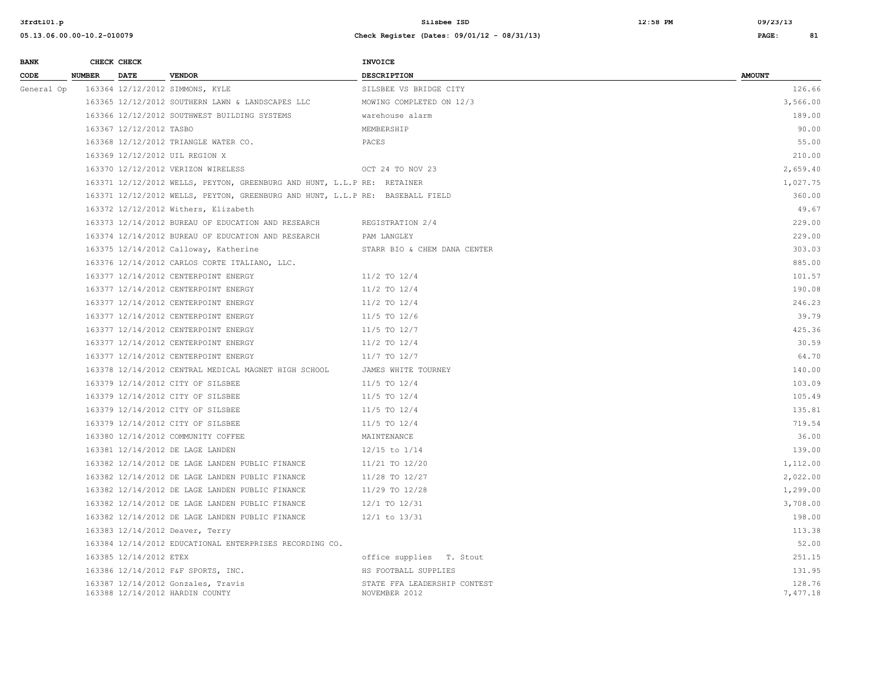| BANK CODE | CHECK NUMBER | CHECK DATE | VENDOR | INVOICE DESCRIPTION | AMOUNT |
|---|---|---|---|---|---|
| General Op | 163364 | 12/12/2012 | SIMMONS, KYLE | SILSBEE VS BRIDGE CITY | 126.66 |
| | 163365 | 12/12/2012 | SOUTHERN LAWN & LANDSCAPES LLC | MOWING COMPLETED ON 12/3 | 3,566.00 |
| | 163366 | 12/12/2012 | SOUTHWEST BUILDING SYSTEMS | warehouse alarm | 189.00 |
| | 163367 | 12/12/2012 | TASBO | MEMBERSHIP | 90.00 |
| | 163368 | 12/12/2012 | TRIANGLE WATER CO. | PACES | 55.00 |
| | 163369 | 12/12/2012 | UIL REGION X | | 210.00 |
| | 163370 | 12/12/2012 | VERIZON WIRELESS | OCT 24 TO NOV 23 | 2,659.40 |
| | 163371 | 12/12/2012 | WELLS, PEYTON, GREENBURG AND HUNT, L.L.P | RE: RETAINER | 1,027.75 |
| | 163371 | 12/12/2012 | WELLS, PEYTON, GREENBURG AND HUNT, L.L.P | RE: BASEBALL FIELD | 360.00 |
| | 163372 | 12/12/2012 | Withers, Elizabeth | | 49.67 |
| | 163373 | 12/14/2012 | BUREAU OF EDUCATION AND RESEARCH | REGISTRATION 2/4 | 229.00 |
| | 163374 | 12/14/2012 | BUREAU OF EDUCATION AND RESEARCH | PAM LANGLEY | 229.00 |
| | 163375 | 12/14/2012 | Calloway, Katherine | STARR BIO & CHEM DANA CENTER | 303.03 |
| | 163376 | 12/14/2012 | CARLOS CORTE ITALIANO, LLC. | | 885.00 |
| | 163377 | 12/14/2012 | CENTERPOINT ENERGY | 11/2 TO 12/4 | 101.57 |
| | 163377 | 12/14/2012 | CENTERPOINT ENERGY | 11/2 TO 12/4 | 190.08 |
| | 163377 | 12/14/2012 | CENTERPOINT ENERGY | 11/2 TO 12/4 | 246.23 |
| | 163377 | 12/14/2012 | CENTERPOINT ENERGY | 11/5 TO 12/6 | 39.79 |
| | 163377 | 12/14/2012 | CENTERPOINT ENERGY | 11/5 TO 12/7 | 425.36 |
| | 163377 | 12/14/2012 | CENTERPOINT ENERGY | 11/2 TO 12/4 | 30.59 |
| | 163377 | 12/14/2012 | CENTERPOINT ENERGY | 11/7 TO 12/7 | 64.70 |
| | 163378 | 12/14/2012 | CENTRAL MEDICAL MAGNET HIGH SCHOOL | JAMES WHITE TOURNEY | 140.00 |
| | 163379 | 12/14/2012 | CITY OF SILSBEE | 11/5 TO 12/4 | 103.09 |
| | 163379 | 12/14/2012 | CITY OF SILSBEE | 11/5 TO 12/4 | 105.49 |
| | 163379 | 12/14/2012 | CITY OF SILSBEE | 11/5 TO 12/4 | 135.81 |
| | 163379 | 12/14/2012 | CITY OF SILSBEE | 11/5 TO 12/4 | 719.54 |
| | 163380 | 12/14/2012 | COMMUNITY COFFEE | MAINTENANCE | 36.00 |
| | 163381 | 12/14/2012 | DE LAGE LANDEN | 12/15 to 1/14 | 139.00 |
| | 163382 | 12/14/2012 | DE LAGE LANDEN PUBLIC FINANCE | 11/21 TO 12/20 | 1,112.00 |
| | 163382 | 12/14/2012 | DE LAGE LANDEN PUBLIC FINANCE | 11/28 TO 12/27 | 2,022.00 |
| | 163382 | 12/14/2012 | DE LAGE LANDEN PUBLIC FINANCE | 11/29 TO 12/28 | 1,299.00 |
| | 163382 | 12/14/2012 | DE LAGE LANDEN PUBLIC FINANCE | 12/1 TO 12/31 | 3,708.00 |
| | 163382 | 12/14/2012 | DE LAGE LANDEN PUBLIC FINANCE | 12/1 to 13/31 | 198.00 |
| | 163383 | 12/14/2012 | Deaver, Terry | | 113.38 |
| | 163384 | 12/14/2012 | EDUCATIONAL ENTERPRISES RECORDING CO. | | 52.00 |
| | 163385 | 12/14/2012 | ETEX | office supplies T. Stout | 251.15 |
| | 163386 | 12/14/2012 | F&F SPORTS, INC. | HS FOOTBALL SUPPLIES | 131.95 |
| | 163387 | 12/14/2012 | Gonzales, Travis | STATE FFA LEADERSHIP CONTEST | 128.76 |
| | 163388 | 12/14/2012 | HARDIN COUNTY | NOVEMBER 2012 | 7,477.18 |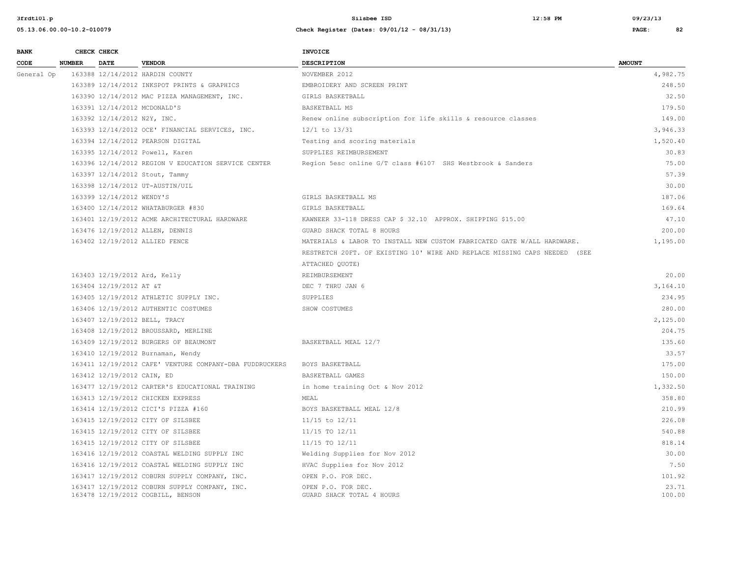| BANK CODE | CHECK NUMBER | CHECK DATE | VENDOR | INVOICE DESCRIPTION | AMOUNT |
|---|---|---|---|---|---|
| General Op | 163388 | 12/14/2012 | HARDIN COUNTY | NOVEMBER 2012 | 4,982.75 |
| | 163389 | 12/14/2012 | INKSPOT PRINTS & GRAPHICS | EMBROIDERY AND SCREEN PRINT | 248.50 |
| | 163390 | 12/14/2012 | MAC PIZZA MANAGEMENT, INC. | GIRLS BASKETBALL | 32.50 |
| | 163391 | 12/14/2012 | MCDONALD'S | BASKETBALL MS | 179.50 |
| | 163392 | 12/14/2012 | N2Y, INC. | Renew online subscription for life skills & resource classes | 149.00 |
| | 163393 | 12/14/2012 | OCE' FINANCIAL SERVICES, INC. | 12/1 to 13/31 | 3,946.33 |
| | 163394 | 12/14/2012 | PEARSON DIGITAL | Testing and scoring materials | 1,520.40 |
| | 163395 | 12/14/2012 | Powell, Karen | SUPPLIES REIMBURSEMENT | 30.83 |
| | 163396 | 12/14/2012 | REGION V EDUCATION SERVICE CENTER | Region 5esc online G/T class #6107 SHS Westbrook & Sanders | 75.00 |
| | 163397 | 12/14/2012 | Stout, Tammy | | 57.39 |
| | 163398 | 12/14/2012 | UT-AUSTIN/UIL | | 30.00 |
| | 163399 | 12/14/2012 | WENDY'S | GIRLS BASKETBALL MS | 187.06 |
| | 163400 | 12/14/2012 | WHATABURGER #830 | GIRLS BASKETBALL | 169.64 |
| | 163401 | 12/19/2012 | ACME ARCHITECTURAL HARDWARE | KAWNEER 33-118 DRESS CAP $ 32.10 APPROX. SHIPPING $15.00 | 47.10 |
| | 163476 | 12/19/2012 | ALLEN, DENNIS | GUARD SHACK TOTAL 8 HOURS | 200.00 |
| | 163402 | 12/19/2012 | ALLIED FENCE | MATERIALS & LABOR TO INSTALL NEW CUSTOM FABRICATED GATE W/ALL HARDWARE. RESTRETCH 20FT. OF EXISTING 10' WIRE AND REPLACE MISSING CAPS NEEDED (SEE ATTACHED QUOTE) | 1,195.00 |
| | 163403 | 12/19/2012 | Ard, Kelly | REIMBURSEMENT | 20.00 |
| | 163404 | 12/19/2012 | AT &T | DEC 7 THRU JAN 6 | 3,164.10 |
| | 163405 | 12/19/2012 | ATHLETIC SUPPLY INC. | SUPPLIES | 234.95 |
| | 163406 | 12/19/2012 | AUTHENTIC COSTUMES | SHOW COSTUMES | 280.00 |
| | 163407 | 12/19/2012 | BELL, TRACY | | 2,125.00 |
| | 163408 | 12/19/2012 | BROUSSARD, MERLINE | | 204.75 |
| | 163409 | 12/19/2012 | BURGERS OF BEAUMONT | BASKETBALL MEAL 12/7 | 135.60 |
| | 163410 | 12/19/2012 | Burnaman, Wendy | | 33.57 |
| | 163411 | 12/19/2012 | CAFE' VENTURE COMPANY-DBA FUDDRUCKERS | BOYS BASKETBALL | 175.00 |
| | 163412 | 12/19/2012 | CAIN, ED | BASKETBALL GAMES | 150.00 |
| | 163477 | 12/19/2012 | CARTER'S EDUCATIONAL TRAINING | in home training Oct & Nov 2012 | 1,332.50 |
| | 163413 | 12/19/2012 | CHICKEN EXPRESS | MEAL | 358.80 |
| | 163414 | 12/19/2012 | CICI'S PIZZA #160 | BOYS BASKETBALL MEAL 12/8 | 210.99 |
| | 163415 | 12/19/2012 | CITY OF SILSBEE | 11/15 to 12/11 | 226.08 |
| | 163415 | 12/19/2012 | CITY OF SILSBEE | 11/15 TO 12/11 | 540.88 |
| | 163415 | 12/19/2012 | CITY OF SILSBEE | 11/15 TO 12/11 | 818.14 |
| | 163416 | 12/19/2012 | COASTAL WELDING SUPPLY INC | Welding Supplies for Nov 2012 | 30.00 |
| | 163416 | 12/19/2012 | COASTAL WELDING SUPPLY INC | HVAC Supplies for Nov 2012 | 7.50 |
| | 163417 | 12/19/2012 | COBURN SUPPLY COMPANY, INC. | OPEN P.O. FOR DEC. | 101.92 |
| | 163417 | 12/19/2012 | COBURN SUPPLY COMPANY, INC. | OPEN P.O. FOR DEC. | 23.71 |
| | 163478 | 12/19/2012 | COGBILL, BENSON | GUARD SHACK TOTAL 4 HOURS | 100.00 |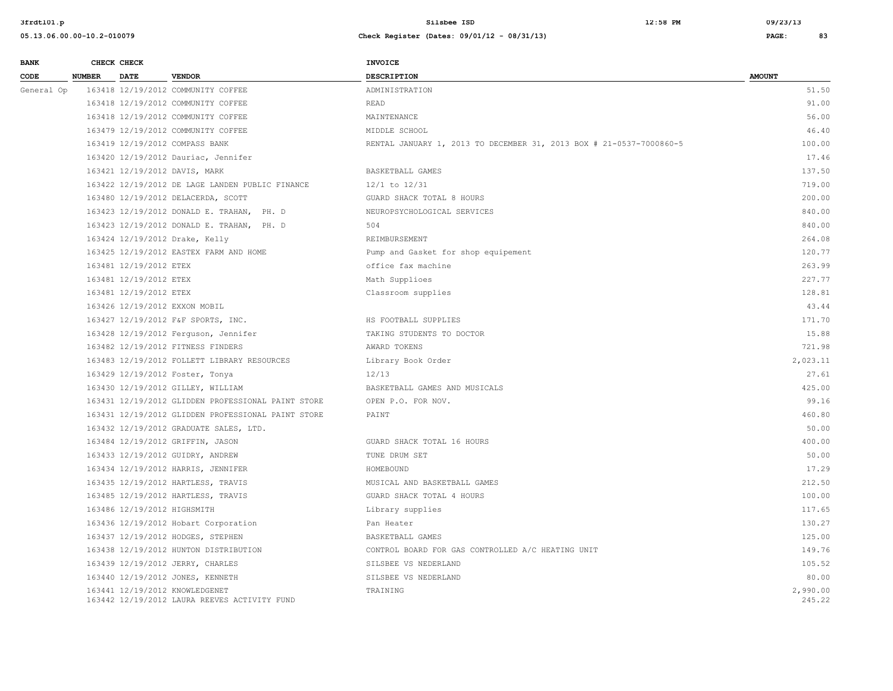| BANK CODE | CHECK NUMBER | CHECK DATE | VENDOR | INVOICE DESCRIPTION | AMOUNT |
|---|---|---|---|---|---|
| General Op | 163418 | 12/19/2012 | COMMUNITY COFFEE | ADMINISTRATION | 51.50 |
| | 163418 | 12/19/2012 | COMMUNITY COFFEE | READ | 91.00 |
| | 163418 | 12/19/2012 | COMMUNITY COFFEE | MAINTENANCE | 56.00 |
| | 163479 | 12/19/2012 | COMMUNITY COFFEE | MIDDLE SCHOOL | 46.40 |
| | 163419 | 12/19/2012 | COMPASS BANK | RENTAL JANUARY 1, 2013 TO DECEMBER 31, 2013 BOX # 21-0537-7000860-5 | 100.00 |
| | 163420 | 12/19/2012 | Dauriac, Jennifer | | 17.46 |
| | 163421 | 12/19/2012 | DAVIS, MARK | BASKETBALL GAMES | 137.50 |
| | 163422 | 12/19/2012 | DE LAGE LANDEN PUBLIC FINANCE | 12/1 to 12/31 | 719.00 |
| | 163480 | 12/19/2012 | DELACERDA, SCOTT | GUARD SHACK TOTAL 8 HOURS | 200.00 |
| | 163423 | 12/19/2012 | DONALD E. TRAHAN, PH. D | NEUROPSYCHOLOGICAL SERVICES | 840.00 |
| | 163423 | 12/19/2012 | DONALD E. TRAHAN, PH. D | 504 | 840.00 |
| | 163424 | 12/19/2012 | Drake, Kelly | REIMBURSEMENT | 264.08 |
| | 163425 | 12/19/2012 | EASTEX FARM AND HOME | Pump and Gasket for shop equipement | 120.77 |
| | 163481 | 12/19/2012 | ETEX | office fax machine | 263.99 |
| | 163481 | 12/19/2012 | ETEX | Math Supplioes | 227.77 |
| | 163481 | 12/19/2012 | ETEX | Classroom supplies | 128.81 |
| | 163426 | 12/19/2012 | EXXON MOBIL | | 43.44 |
| | 163427 | 12/19/2012 | F&F SPORTS, INC. | HS FOOTBALL SUPPLIES | 171.70 |
| | 163428 | 12/19/2012 | Ferguson, Jennifer | TAKING STUDENTS TO DOCTOR | 15.88 |
| | 163482 | 12/19/2012 | FITNESS FINDERS | AWARD TOKENS | 721.98 |
| | 163483 | 12/19/2012 | FOLLETT LIBRARY RESOURCES | Library Book Order | 2,023.11 |
| | 163429 | 12/19/2012 | Foster, Tonya | 12/13 | 27.61 |
| | 163430 | 12/19/2012 | GILLEY, WILLIAM | BASKETBALL GAMES AND MUSICALS | 425.00 |
| | 163431 | 12/19/2012 | GLIDDEN PROFESSIONAL PAINT STORE | OPEN P.O. FOR NOV. | 99.16 |
| | 163431 | 12/19/2012 | GLIDDEN PROFESSIONAL PAINT STORE | PAINT | 460.80 |
| | 163432 | 12/19/2012 | GRADUATE SALES, LTD. | | 50.00 |
| | 163484 | 12/19/2012 | GRIFFIN, JASON | GUARD SHACK TOTAL 16 HOURS | 400.00 |
| | 163433 | 12/19/2012 | GUIDRY, ANDREW | TUNE DRUM SET | 50.00 |
| | 163434 | 12/19/2012 | HARRIS, JENNIFER | HOMEBOUND | 17.29 |
| | 163435 | 12/19/2012 | HARTLESS, TRAVIS | MUSICAL AND BASKETBALL GAMES | 212.50 |
| | 163485 | 12/19/2012 | HARTLESS, TRAVIS | GUARD SHACK TOTAL 4 HOURS | 100.00 |
| | 163486 | 12/19/2012 | HIGHSMITH | Library supplies | 117.65 |
| | 163436 | 12/19/2012 | Hobart Corporation | Pan Heater | 130.27 |
| | 163437 | 12/19/2012 | HODGES, STEPHEN | BASKETBALL GAMES | 125.00 |
| | 163438 | 12/19/2012 | HUNTON DISTRIBUTION | CONTROL BOARD FOR GAS CONTROLLED A/C HEATING UNIT | 149.76 |
| | 163439 | 12/19/2012 | JERRY, CHARLES | SILSBEE VS NEDERLAND | 105.52 |
| | 163440 | 12/19/2012 | JONES, KENNETH | SILSBEE VS NEDERLAND | 80.00 |
| | 163441 | 12/19/2012 | KNOWLEDGENET | TRAINING | 2,990.00 |
| | 163442 | 12/19/2012 | LAURA REEVES ACTIVITY FUND | | 245.22 |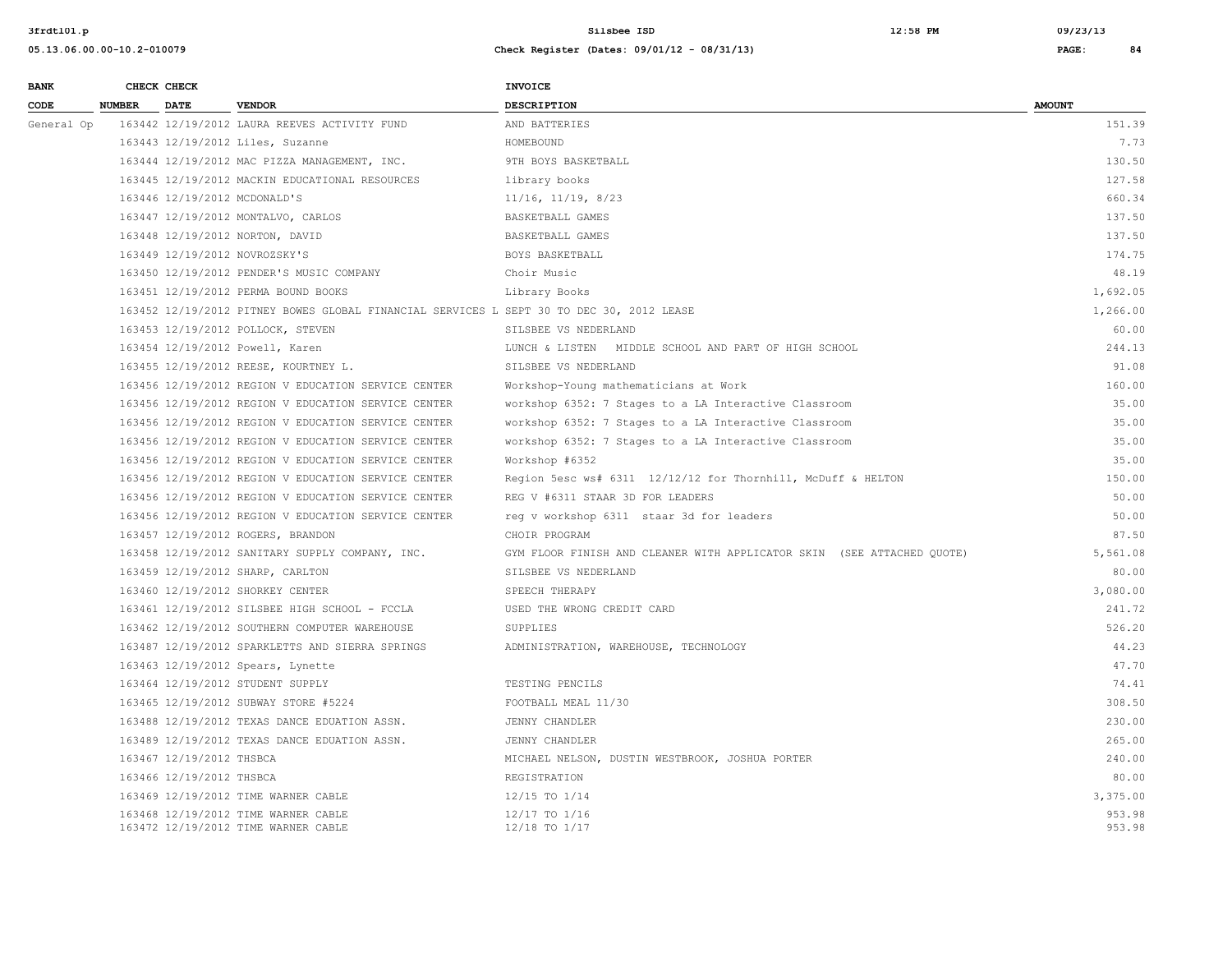| BANK CODE | CHECK NUMBER | CHECK DATE | VENDOR | INVOICE DESCRIPTION | AMOUNT |
|---|---|---|---|---|---|
| General Op | 163442 | 12/19/2012 | LAURA REEVES ACTIVITY FUND | AND BATTERIES | 151.39 |
| | 163443 | 12/19/2012 | Liles, Suzanne | HOMEBOUND | 7.73 |
| | 163444 | 12/19/2012 | MAC PIZZA MANAGEMENT, INC. | 9TH BOYS BASKETBALL | 130.50 |
| | 163445 | 12/19/2012 | MACKIN EDUCATIONAL RESOURCES | library books | 127.58 |
| | 163446 | 12/19/2012 | MCDONALD'S | 11/16, 11/19, 8/23 | 660.34 |
| | 163447 | 12/19/2012 | MONTALVO, CARLOS | BASKETBALL GAMES | 137.50 |
| | 163448 | 12/19/2012 | NORTON, DAVID | BASKETBALL GAMES | 137.50 |
| | 163449 | 12/19/2012 | NOVROZSKY'S | BOYS BASKETBALL | 174.75 |
| | 163450 | 12/19/2012 | PENDER'S MUSIC COMPANY | Choir Music | 48.19 |
| | 163451 | 12/19/2012 | PERMA BOUND BOOKS | Library Books | 1,692.05 |
| | 163452 | 12/19/2012 | PITNEY BOWES GLOBAL FINANCIAL SERVICES L | SEPT 30 TO DEC 30, 2012 LEASE | 1,266.00 |
| | 163453 | 12/19/2012 | POLLOCK, STEVEN | SILSBEE VS NEDERLAND | 60.00 |
| | 163454 | 12/19/2012 | Powell, Karen | LUNCH & LISTEN MIDDLE SCHOOL AND PART OF HIGH SCHOOL | 244.13 |
| | 163455 | 12/19/2012 | REESE, KOURTNEY L. | SILSBEE VS NEDERLAND | 91.08 |
| | 163456 | 12/19/2012 | REGION V EDUCATION SERVICE CENTER | Workshop-Young mathematicians at Work | 160.00 |
| | 163456 | 12/19/2012 | REGION V EDUCATION SERVICE CENTER | workshop 6352: 7 Stages to a LA Interactive Classroom | 35.00 |
| | 163456 | 12/19/2012 | REGION V EDUCATION SERVICE CENTER | workshop 6352: 7 Stages to a LA Interactive Classroom | 35.00 |
| | 163456 | 12/19/2012 | REGION V EDUCATION SERVICE CENTER | workshop 6352: 7 Stages to a LA Interactive Classroom | 35.00 |
| | 163456 | 12/19/2012 | REGION V EDUCATION SERVICE CENTER | Workshop #6352 | 35.00 |
| | 163456 | 12/19/2012 | REGION V EDUCATION SERVICE CENTER | Region 5esc ws# 6311 12/12/12 for Thornhill, McDuff & HELTON | 150.00 |
| | 163456 | 12/19/2012 | REGION V EDUCATION SERVICE CENTER | REG V #6311 STAAR 3D FOR LEADERS | 50.00 |
| | 163456 | 12/19/2012 | REGION V EDUCATION SERVICE CENTER | reg v workshop 6311 staar 3d for leaders | 50.00 |
| | 163457 | 12/19/2012 | ROGERS, BRANDON | CHOIR PROGRAM | 87.50 |
| | 163458 | 12/19/2012 | SANITARY SUPPLY COMPANY, INC. | GYM FLOOR FINISH AND CLEANER WITH APPLICATOR SKIN (SEE ATTACHED QUOTE) | 5,561.08 |
| | 163459 | 12/19/2012 | SHARP, CARLTON | SILSBEE VS NEDERLAND | 80.00 |
| | 163460 | 12/19/2012 | SHORKEY CENTER | SPEECH THERAPY | 3,080.00 |
| | 163461 | 12/19/2012 | SILSBEE HIGH SCHOOL - FCCLA | USED THE WRONG CREDIT CARD | 241.72 |
| | 163462 | 12/19/2012 | SOUTHERN COMPUTER WAREHOUSE | SUPPLIES | 526.20 |
| | 163487 | 12/19/2012 | SPARKLETTS AND SIERRA SPRINGS | ADMINISTRATION, WAREHOUSE, TECHNOLOGY | 44.23 |
| | 163463 | 12/19/2012 | Spears, Lynette | | 47.70 |
| | 163464 | 12/19/2012 | STUDENT SUPPLY | TESTING PENCILS | 74.41 |
| | 163465 | 12/19/2012 | SUBWAY STORE #5224 | FOOTBALL MEAL 11/30 | 308.50 |
| | 163488 | 12/19/2012 | TEXAS DANCE EDUATION ASSN. | JENNY CHANDLER | 230.00 |
| | 163489 | 12/19/2012 | TEXAS DANCE EDUATION ASSN. | JENNY CHANDLER | 265.00 |
| | 163467 | 12/19/2012 | THSBCA | MICHAEL NELSON, DUSTIN WESTBROOK, JOSHUA PORTER | 240.00 |
| | 163466 | 12/19/2012 | THSBCA | REGISTRATION | 80.00 |
| | 163469 | 12/19/2012 | TIME WARNER CABLE | 12/15 TO 1/14 | 3,375.00 |
| | 163468 | 12/19/2012 | TIME WARNER CABLE | 12/17 TO 1/16 | 953.98 |
| | 163472 | 12/19/2012 | TIME WARNER CABLE | 12/18 TO 1/17 | 953.98 |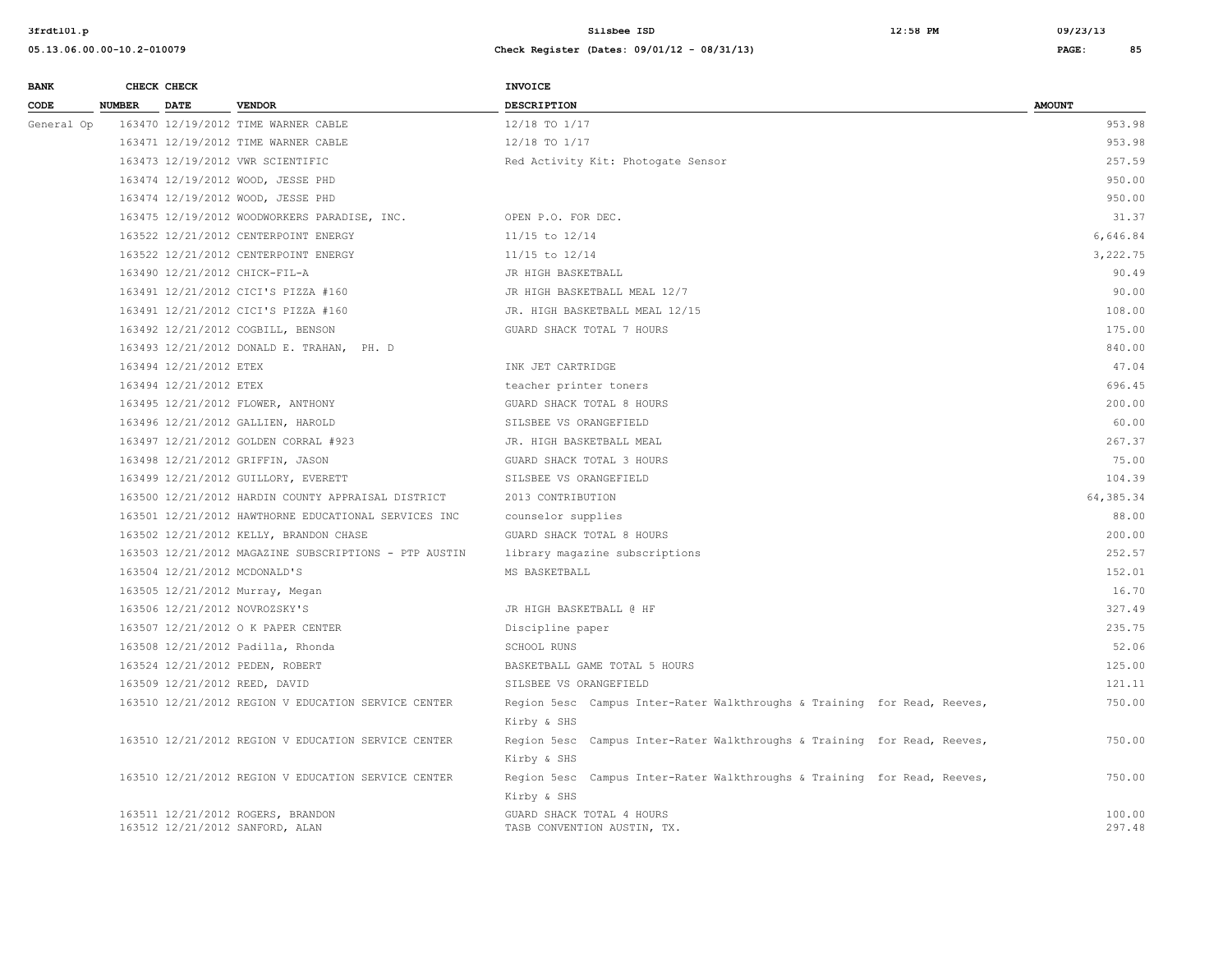| BANK CODE | CHECK NUMBER | CHECK DATE | VENDOR | INVOICE DESCRIPTION | AMOUNT |
|---|---|---|---|---|---|
| General Op | 163470 | 12/19/2012 | TIME WARNER CABLE | 12/18 TO 1/17 | 953.98 |
| | 163471 | 12/19/2012 | TIME WARNER CABLE | 12/18 TO 1/17 | 953.98 |
| | 163473 | 12/19/2012 | VWR SCIENTIFIC | Red Activity Kit: Photogate Sensor | 257.59 |
| | 163474 | 12/19/2012 | WOOD, JESSE PHD | | 950.00 |
| | 163474 | 12/19/2012 | WOOD, JESSE PHD | | 950.00 |
| | 163475 | 12/19/2012 | WOODWORKERS PARADISE, INC. | OPEN P.O. FOR DEC. | 31.37 |
| | 163522 | 12/21/2012 | CENTERPOINT ENERGY | 11/15 to 12/14 | 6,646.84 |
| | 163522 | 12/21/2012 | CENTERPOINT ENERGY | 11/15 to 12/14 | 3,222.75 |
| | 163490 | 12/21/2012 | CHICK-FIL-A | JR HIGH BASKETBALL | 90.49 |
| | 163491 | 12/21/2012 | CICI'S PIZZA #160 | JR HIGH BASKETBALL MEAL 12/7 | 90.00 |
| | 163491 | 12/21/2012 | CICI'S PIZZA #160 | JR. HIGH BASKETBALL MEAL 12/15 | 108.00 |
| | 163492 | 12/21/2012 | COGBILL, BENSON | GUARD SHACK TOTAL 7 HOURS | 175.00 |
| | 163493 | 12/21/2012 | DONALD E. TRAHAN, PH. D | | 840.00 |
| | 163494 | 12/21/2012 | ETEX | INK JET CARTRIDGE | 47.04 |
| | 163494 | 12/21/2012 | ETEX | teacher printer toners | 696.45 |
| | 163495 | 12/21/2012 | FLOWER, ANTHONY | GUARD SHACK TOTAL 8 HOURS | 200.00 |
| | 163496 | 12/21/2012 | GALLIEN, HAROLD | SILSBEE VS ORANGEFIELD | 60.00 |
| | 163497 | 12/21/2012 | GOLDEN CORRAL #923 | JR. HIGH BASKETBALL MEAL | 267.37 |
| | 163498 | 12/21/2012 | GRIFFIN, JASON | GUARD SHACK TOTAL 3 HOURS | 75.00 |
| | 163499 | 12/21/2012 | GUILLORY, EVERETT | SILSBEE VS ORANGEFIELD | 104.39 |
| | 163500 | 12/21/2012 | HARDIN COUNTY APPRAISAL DISTRICT | 2013 CONTRIBUTION | 64,385.34 |
| | 163501 | 12/21/2012 | HAWTHORNE EDUCATIONAL SERVICES INC | counselor supplies | 88.00 |
| | 163502 | 12/21/2012 | KELLY, BRANDON CHASE | GUARD SHACK TOTAL 8 HOURS | 200.00 |
| | 163503 | 12/21/2012 | MAGAZINE SUBSCRIPTIONS - PTP AUSTIN | library magazine subscriptions | 252.57 |
| | 163504 | 12/21/2012 | MCDONALD'S | MS BASKETBALL | 152.01 |
| | 163505 | 12/21/2012 | Murray, Megan | | 16.70 |
| | 163506 | 12/21/2012 | NOVROZSKY'S | JR HIGH BASKETBALL @ HF | 327.49 |
| | 163507 | 12/21/2012 | O K PAPER CENTER | Discipline paper | 235.75 |
| | 163508 | 12/21/2012 | Padilla, Rhonda | SCHOOL RUNS | 52.06 |
| | 163524 | 12/21/2012 | PEDEN, ROBERT | BASKETBALL GAME TOTAL 5 HOURS | 125.00 |
| | 163509 | 12/21/2012 | REED, DAVID | SILSBEE VS ORANGEFIELD | 121.11 |
| | 163510 | 12/21/2012 | REGION V EDUCATION SERVICE CENTER | Region 5esc Campus Inter-Rater Walkthroughs & Training for Read, Reeves, Kirby & SHS | 750.00 |
| | 163510 | 12/21/2012 | REGION V EDUCATION SERVICE CENTER | Region 5esc Campus Inter-Rater Walkthroughs & Training for Read, Reeves, Kirby & SHS | 750.00 |
| | 163510 | 12/21/2012 | REGION V EDUCATION SERVICE CENTER | Region 5esc Campus Inter-Rater Walkthroughs & Training for Read, Reeves, Kirby & SHS | 750.00 |
| | 163511 | 12/21/2012 | ROGERS, BRANDON | GUARD SHACK TOTAL 4 HOURS | 100.00 |
| | 163512 | 12/21/2012 | SANFORD, ALAN | TASB CONVENTION AUSTIN, TX. | 297.48 |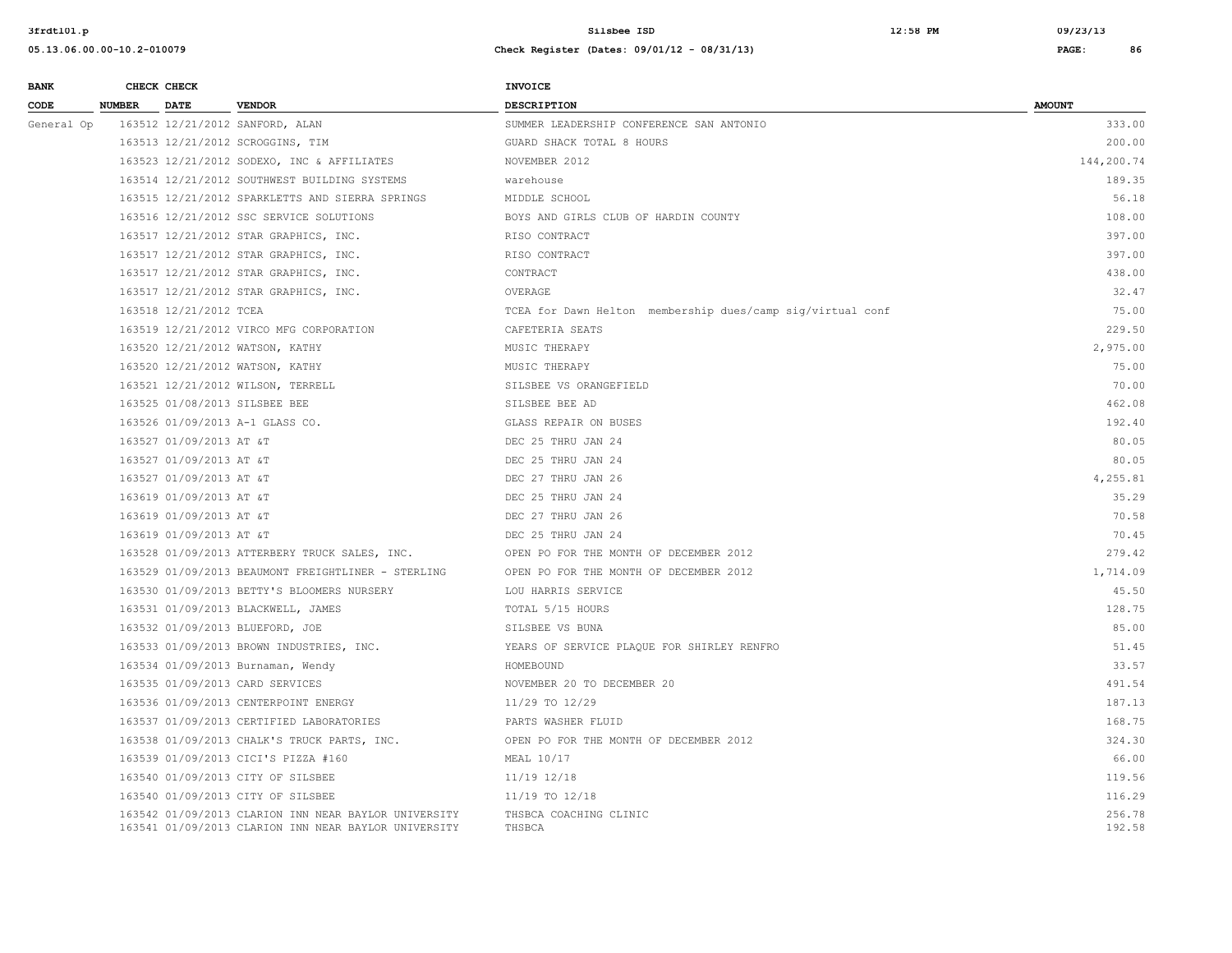| BANK CODE | CHECK NUMBER | CHECK DATE | VENDOR | INVOICE DESCRIPTION | AMOUNT |
|---|---|---|---|---|---|
| General Op | 163512 | 12/21/2012 | SANFORD, ALAN | SUMMER LEADERSHIP CONFERENCE SAN ANTONIO | 333.00 |
| | 163513 | 12/21/2012 | SCROGGINS, TIM | GUARD SHACK TOTAL 8 HOURS | 200.00 |
| | 163523 | 12/21/2012 | SODEXO, INC & AFFILIATES | NOVEMBER 2012 | 144,200.74 |
| | 163514 | 12/21/2012 | SOUTHWEST BUILDING SYSTEMS | warehouse | 189.35 |
| | 163515 | 12/21/2012 | SPARKLETTS AND SIERRA SPRINGS | MIDDLE SCHOOL | 56.18 |
| | 163516 | 12/21/2012 | SSC SERVICE SOLUTIONS | BOYS AND GIRLS CLUB OF HARDIN COUNTY | 108.00 |
| | 163517 | 12/21/2012 | STAR GRAPHICS, INC. | RISO CONTRACT | 397.00 |
| | 163517 | 12/21/2012 | STAR GRAPHICS, INC. | RISO CONTRACT | 397.00 |
| | 163517 | 12/21/2012 | STAR GRAPHICS, INC. | CONTRACT | 438.00 |
| | 163517 | 12/21/2012 | STAR GRAPHICS, INC. | OVERAGE | 32.47 |
| | 163518 | 12/21/2012 | TCEA | TCEA for Dawn Helton membership dues/camp sig/virtual conf | 75.00 |
| | 163519 | 12/21/2012 | VIRCO MFG CORPORATION | CAFETERIA SEATS | 229.50 |
| | 163520 | 12/21/2012 | WATSON, KATHY | MUSIC THERAPY | 2,975.00 |
| | 163520 | 12/21/2012 | WATSON, KATHY | MUSIC THERAPY | 75.00 |
| | 163521 | 12/21/2012 | WILSON, TERRELL | SILSBEE VS ORANGEFIELD | 70.00 |
| | 163525 | 01/08/2013 | SILSBEE BEE | SILSBEE BEE AD | 462.08 |
| | 163526 | 01/09/2013 | A-1 GLASS CO. | GLASS REPAIR ON BUSES | 192.40 |
| | 163527 | 01/09/2013 | AT &T | DEC 25 THRU JAN 24 | 80.05 |
| | 163527 | 01/09/2013 | AT &T | DEC 25 THRU JAN 24 | 80.05 |
| | 163527 | 01/09/2013 | AT &T | DEC 27 THRU JAN 26 | 4,255.81 |
| | 163619 | 01/09/2013 | AT &T | DEC 25 THRU JAN 24 | 35.29 |
| | 163619 | 01/09/2013 | AT &T | DEC 27 THRU JAN 26 | 70.58 |
| | 163619 | 01/09/2013 | AT &T | DEC 25 THRU JAN 24 | 70.45 |
| | 163528 | 01/09/2013 | ATTERBERY TRUCK SALES, INC. | OPEN PO FOR THE MONTH OF DECEMBER 2012 | 279.42 |
| | 163529 | 01/09/2013 | BEAUMONT FREIGHTLINER - STERLING | OPEN PO FOR THE MONTH OF DECEMBER 2012 | 1,714.09 |
| | 163530 | 01/09/2013 | BETTY'S BLOOMERS NURSERY | LOU HARRIS SERVICE | 45.50 |
| | 163531 | 01/09/2013 | BLACKWELL, JAMES | TOTAL 5/15 HOURS | 128.75 |
| | 163532 | 01/09/2013 | BLUEFORD, JOE | SILSBEE VS BUNA | 85.00 |
| | 163533 | 01/09/2013 | BROWN INDUSTRIES, INC. | YEARS OF SERVICE PLAQUE FOR SHIRLEY RENFRO | 51.45 |
| | 163534 | 01/09/2013 | Burnaman, Wendy | HOMEBOUND | 33.57 |
| | 163535 | 01/09/2013 | CARD SERVICES | NOVEMBER 20 TO DECEMBER 20 | 491.54 |
| | 163536 | 01/09/2013 | CENTERPOINT ENERGY | 11/29 TO 12/29 | 187.13 |
| | 163537 | 01/09/2013 | CERTIFIED LABORATORIES | PARTS WASHER FLUID | 168.75 |
| | 163538 | 01/09/2013 | CHALK'S TRUCK PARTS, INC. | OPEN PO FOR THE MONTH OF DECEMBER 2012 | 324.30 |
| | 163539 | 01/09/2013 | CICI'S PIZZA #160 | MEAL 10/17 | 66.00 |
| | 163540 | 01/09/2013 | CITY OF SILSBEE | 11/19 12/18 | 119.56 |
| | 163540 | 01/09/2013 | CITY OF SILSBEE | 11/19 TO 12/18 | 116.29 |
| | 163542 | 01/09/2013 | CLARION INN NEAR BAYLOR UNIVERSITY | THSBCA COACHING CLINIC | 256.78 |
| | 163541 | 01/09/2013 | CLARION INN NEAR BAYLOR UNIVERSITY | THSBCA | 192.58 |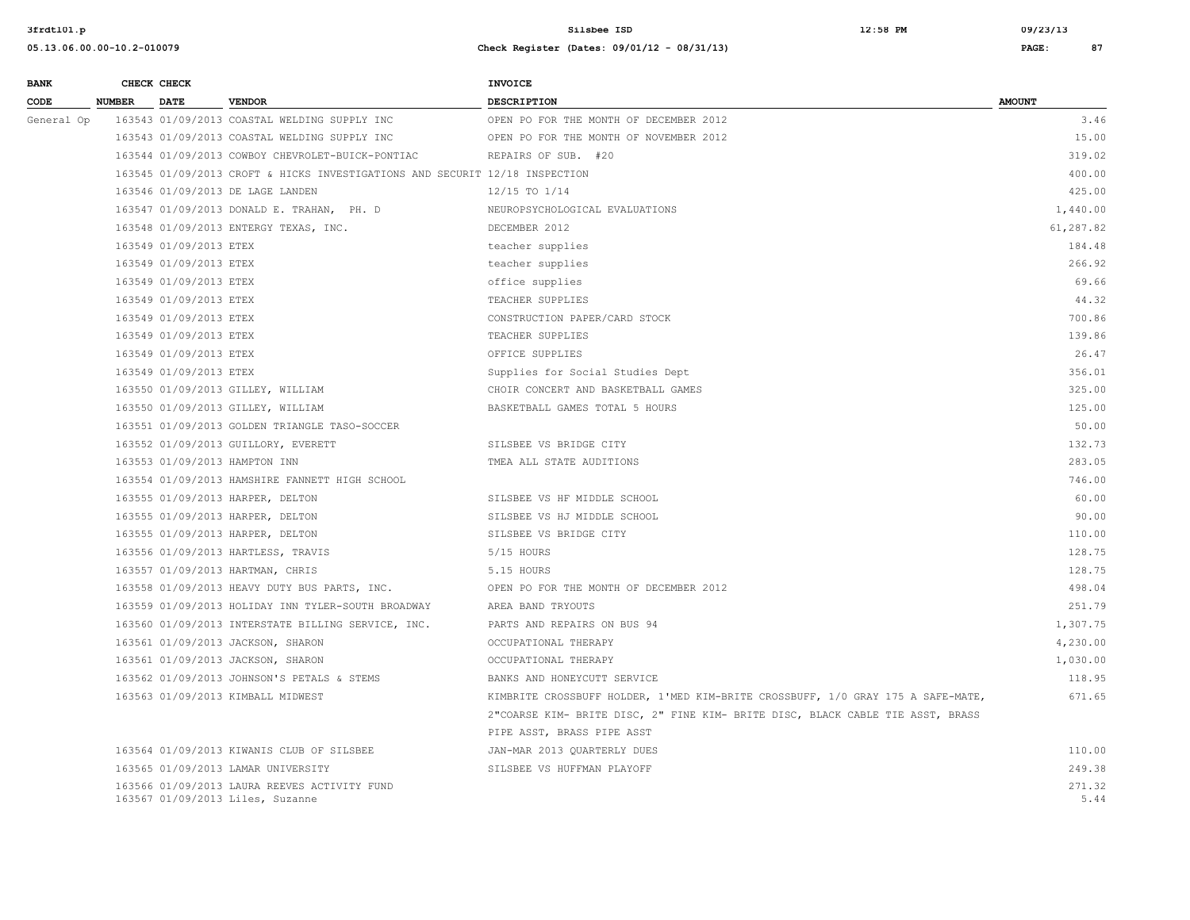| BANK CODE | CHECK NUMBER | CHECK DATE | VENDOR | INVOICE DESCRIPTION | AMOUNT |
|---|---|---|---|---|---|
| General Op | 163543 | 01/09/2013 | COASTAL WELDING SUPPLY INC | OPEN PO FOR THE MONTH OF DECEMBER 2012 | 3.46 |
| | 163543 | 01/09/2013 | COASTAL WELDING SUPPLY INC | OPEN PO FOR THE MONTH OF NOVEMBER 2012 | 15.00 |
| | 163544 | 01/09/2013 | COWBOY CHEVROLET-BUICK-PONTIAC | REPAIRS OF SUB. #20 | 319.02 |
| | 163545 | 01/09/2013 | CROFT & HICKS INVESTIGATIONS AND SECURIT | 12/18 INSPECTION | 400.00 |
| | 163546 | 01/09/2013 | DE LAGE LANDEN | 12/15 TO 1/14 | 425.00 |
| | 163547 | 01/09/2013 | DONALD E. TRAHAN, PH. D | NEUROPSYCHOLOGICAL EVALUATIONS | 1,440.00 |
| | 163548 | 01/09/2013 | ENTERGY TEXAS, INC. | DECEMBER 2012 | 61,287.82 |
| | 163549 | 01/09/2013 | ETEX | teacher supplies | 184.48 |
| | 163549 | 01/09/2013 | ETEX | teacher supplies | 266.92 |
| | 163549 | 01/09/2013 | ETEX | office supplies | 69.66 |
| | 163549 | 01/09/2013 | ETEX | TEACHER SUPPLIES | 44.32 |
| | 163549 | 01/09/2013 | ETEX | CONSTRUCTION PAPER/CARD STOCK | 700.86 |
| | 163549 | 01/09/2013 | ETEX | TEACHER SUPPLIES | 139.86 |
| | 163549 | 01/09/2013 | ETEX | OFFICE SUPPLIES | 26.47 |
| | 163549 | 01/09/2013 | ETEX | Supplies for Social Studies Dept | 356.01 |
| | 163550 | 01/09/2013 | GILLEY, WILLIAM | CHOIR CONCERT AND BASKETBALL GAMES | 325.00 |
| | 163550 | 01/09/2013 | GILLEY, WILLIAM | BASKETBALL GAMES TOTAL 5 HOURS | 125.00 |
| | 163551 | 01/09/2013 | GOLDEN TRIANGLE TASO-SOCCER | | 50.00 |
| | 163552 | 01/09/2013 | GUILLORY, EVERETT | SILSBEE VS BRIDGE CITY | 132.73 |
| | 163553 | 01/09/2013 | HAMPTON INN | TMEA ALL STATE AUDITIONS | 283.05 |
| | 163554 | 01/09/2013 | HAMSHIRE FANNETT HIGH SCHOOL | | 746.00 |
| | 163555 | 01/09/2013 | HARPER, DELTON | SILSBEE VS HF MIDDLE SCHOOL | 60.00 |
| | 163555 | 01/09/2013 | HARPER, DELTON | SILSBEE VS HJ MIDDLE SCHOOL | 90.00 |
| | 163555 | 01/09/2013 | HARPER, DELTON | SILSBEE VS BRIDGE CITY | 110.00 |
| | 163556 | 01/09/2013 | HARTLESS, TRAVIS | 5/15 HOURS | 128.75 |
| | 163557 | 01/09/2013 | HARTMAN, CHRIS | 5.15 HOURS | 128.75 |
| | 163558 | 01/09/2013 | HEAVY DUTY BUS PARTS, INC. | OPEN PO FOR THE MONTH OF DECEMBER 2012 | 498.04 |
| | 163559 | 01/09/2013 | HOLIDAY INN TYLER-SOUTH BROADWAY | AREA BAND TRYOUTS | 251.79 |
| | 163560 | 01/09/2013 | INTERSTATE BILLING SERVICE, INC. | PARTS AND REPAIRS ON BUS 94 | 1,307.75 |
| | 163561 | 01/09/2013 | JACKSON, SHARON | OCCUPATIONAL THERAPY | 4,230.00 |
| | 163561 | 01/09/2013 | JACKSON, SHARON | OCCUPATIONAL THERAPY | 1,030.00 |
| | 163562 | 01/09/2013 | JOHNSON'S PETALS & STEMS | BANKS AND HONEYCUTT SERVICE | 118.95 |
| | 163563 | 01/09/2013 | KIMBALL MIDWEST | KIMBRITE CROSSBUFF HOLDER, 1'MED KIM-BRITE CROSSBUFF, 1/0 GRAY 175 A SAFE-MATE, 2"COARSE KIM- BRITE DISC, 2" FINE KIM- BRITE DISC, BLACK CABLE TIE ASST, BRASS PIPE ASST, BRASS PIPE ASST | 671.65 |
| | 163564 | 01/09/2013 | KIWANIS CLUB OF SILSBEE | JAN-MAR 2013 QUARTERLY DUES | 110.00 |
| | 163565 | 01/09/2013 | LAMAR UNIVERSITY | SILSBEE VS HUFFMAN PLAYOFF | 249.38 |
| | 163566 | 01/09/2013 | LAURA REEVES ACTIVITY FUND | | 271.32 |
| | 163567 | 01/09/2013 | Liles, Suzanne | | 5.44 |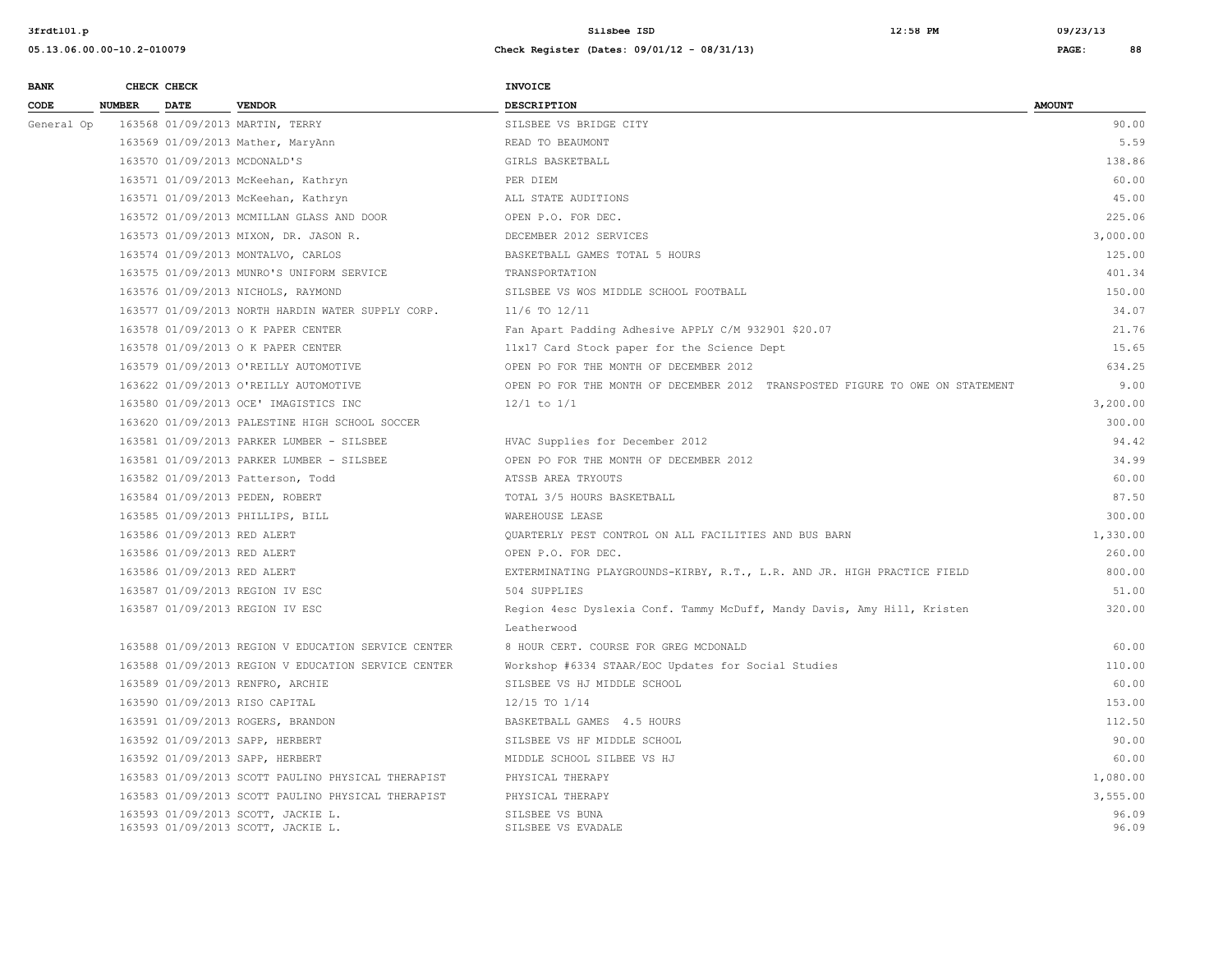| BANK CODE | CHECK NUMBER | CHECK DATE | VENDOR | INVOICE DESCRIPTION | AMOUNT |
|---|---|---|---|---|---|
| General Op | 163568 | 01/09/2013 | MARTIN, TERRY | SILSBEE VS BRIDGE CITY | 90.00 |
| | 163569 | 01/09/2013 | Mather, MaryAnn | READ TO BEAUMONT | 5.59 |
| | 163570 | 01/09/2013 | MCDONALD'S | GIRLS BASKETBALL | 138.86 |
| | 163571 | 01/09/2013 | McKeehan, Kathryn | PER DIEM | 60.00 |
| | 163571 | 01/09/2013 | McKeehan, Kathryn | ALL STATE AUDITIONS | 45.00 |
| | 163572 | 01/09/2013 | MCMILLAN GLASS AND DOOR | OPEN P.O. FOR DEC. | 225.06 |
| | 163573 | 01/09/2013 | MIXON, DR. JASON R. | DECEMBER 2012 SERVICES | 3,000.00 |
| | 163574 | 01/09/2013 | MONTALVO, CARLOS | BASKETBALL GAMES TOTAL 5 HOURS | 125.00 |
| | 163575 | 01/09/2013 | MUNRO'S UNIFORM SERVICE | TRANSPORTATION | 401.34 |
| | 163576 | 01/09/2013 | NICHOLS, RAYMOND | SILSBEE VS WOS MIDDLE SCHOOL FOOTBALL | 150.00 |
| | 163577 | 01/09/2013 | NORTH HARDIN WATER SUPPLY CORP. | 11/6 TO 12/11 | 34.07 |
| | 163578 | 01/09/2013 | O K PAPER CENTER | Fan Apart Padding Adhesive APPLY C/M 932901 $20.07 | 21.76 |
| | 163578 | 01/09/2013 | O K PAPER CENTER | 11x17 Card Stock paper for the Science Dept | 15.65 |
| | 163579 | 01/09/2013 | O'REILLY AUTOMOTIVE | OPEN PO FOR THE MONTH OF DECEMBER 2012 | 634.25 |
| | 163622 | 01/09/2013 | O'REILLY AUTOMOTIVE | OPEN PO FOR THE MONTH OF DECEMBER 2012 TRANSPOSTED FIGURE TO OWE ON STATEMENT | 9.00 |
| | 163580 | 01/09/2013 | OCE' IMAGISTICS INC | 12/1 to 1/1 | 3,200.00 |
| | 163620 | 01/09/2013 | PALESTINE HIGH SCHOOL SOCCER | | 300.00 |
| | 163581 | 01/09/2013 | PARKER LUMBER - SILSBEE | HVAC Supplies for December 2012 | 94.42 |
| | 163581 | 01/09/2013 | PARKER LUMBER - SILSBEE | OPEN PO FOR THE MONTH OF DECEMBER 2012 | 34.99 |
| | 163582 | 01/09/2013 | Patterson, Todd | ATSSB AREA TRYOUTS | 60.00 |
| | 163584 | 01/09/2013 | PEDEN, ROBERT | TOTAL 3/5 HOURS BASKETBALL | 87.50 |
| | 163585 | 01/09/2013 | PHILLIPS, BILL | WAREHOUSE LEASE | 300.00 |
| | 163586 | 01/09/2013 | RED ALERT | QUARTERLY PEST CONTROL ON ALL FACILITIES AND BUS BARN | 1,330.00 |
| | 163586 | 01/09/2013 | RED ALERT | OPEN P.O. FOR DEC. | 260.00 |
| | 163586 | 01/09/2013 | RED ALERT | EXTERMINATING PLAYGROUNDS-KIRBY, R.T., L.R. AND JR. HIGH PRACTICE FIELD | 800.00 |
| | 163587 | 01/09/2013 | REGION IV ESC | 504 SUPPLIES | 51.00 |
| | 163587 | 01/09/2013 | REGION IV ESC | Region 4esc Dyslexia Conf. Tammy McDuff, Mandy Davis, Amy Hill, Kristen Leatherwood | 320.00 |
| | 163588 | 01/09/2013 | REGION V EDUCATION SERVICE CENTER | 8 HOUR CERT. COURSE FOR GREG MCDONALD | 60.00 |
| | 163588 | 01/09/2013 | REGION V EDUCATION SERVICE CENTER | Workshop #6334 STAAR/EOC Updates for Social Studies | 110.00 |
| | 163589 | 01/09/2013 | RENFRO, ARCHIE | SILSBEE VS HJ MIDDLE SCHOOL | 60.00 |
| | 163590 | 01/09/2013 | RISO CAPITAL | 12/15 TO 1/14 | 153.00 |
| | 163591 | 01/09/2013 | ROGERS, BRANDON | BASKETBALL GAMES 4.5 HOURS | 112.50 |
| | 163592 | 01/09/2013 | SAPP, HERBERT | SILSBEE VS HF MIDDLE SCHOOL | 90.00 |
| | 163592 | 01/09/2013 | SAPP, HERBERT | MIDDLE SCHOOL SILBEE VS HJ | 60.00 |
| | 163583 | 01/09/2013 | SCOTT PAULINO PHYSICAL THERAPIST | PHYSICAL THERAPY | 1,080.00 |
| | 163583 | 01/09/2013 | SCOTT PAULINO PHYSICAL THERAPIST | PHYSICAL THERAPY | 3,555.00 |
| | 163593 | 01/09/2013 | SCOTT, JACKIE L. | SILSBEE VS BUNA | 96.09 |
| | 163593 | 01/09/2013 | SCOTT, JACKIE L. | SILSBEE VS EVADALE | 96.09 |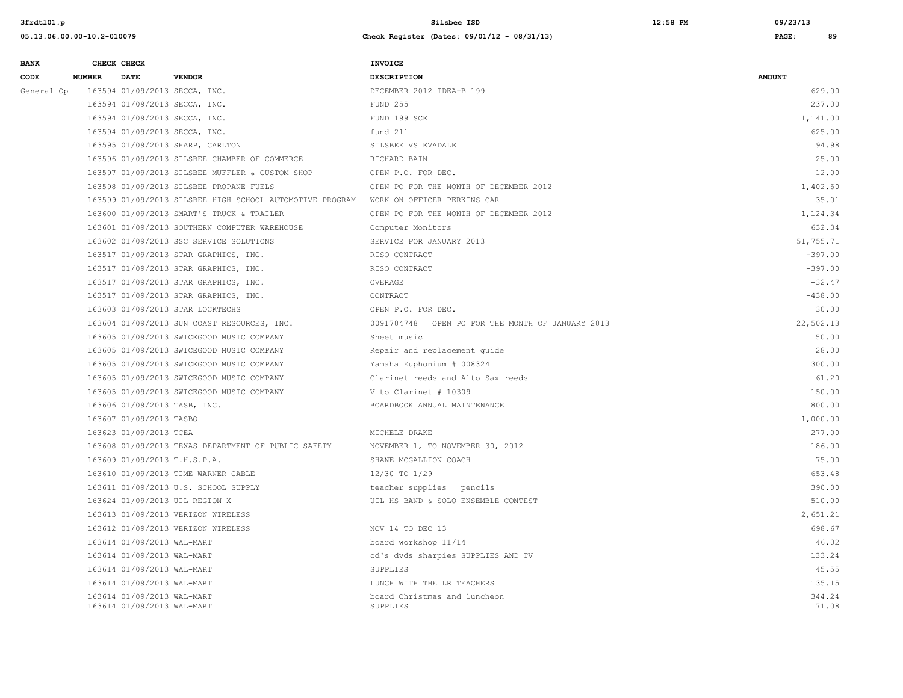| BANK CODE | CHECK NUMBER | CHECK DATE | VENDOR | INVOICE DESCRIPTION | AMOUNT |
|---|---|---|---|---|---|
| General Op | 163594 | 01/09/2013 | SECCA, INC. | DECEMBER 2012 IDEA-B 199 | 629.00 |
| | 163594 | 01/09/2013 | SECCA, INC. | FUND 255 | 237.00 |
| | 163594 | 01/09/2013 | SECCA, INC. | FUND 199 SCE | 1,141.00 |
| | 163594 | 01/09/2013 | SECCA, INC. | fund 211 | 625.00 |
| | 163595 | 01/09/2013 | SHARP, CARLTON | SILSBEE VS EVADALE | 94.98 |
| | 163596 | 01/09/2013 | SILSBEE CHAMBER OF COMMERCE | RICHARD BAIN | 25.00 |
| | 163597 | 01/09/2013 | SILSBEE MUFFLER & CUSTOM SHOP | OPEN P.O. FOR DEC. | 12.00 |
| | 163598 | 01/09/2013 | SILSBEE PROPANE FUELS | OPEN PO FOR THE MONTH OF DECEMBER 2012 | 1,402.50 |
| | 163599 | 01/09/2013 | SILSBEE HIGH SCHOOL AUTOMOTIVE PROGRAM | WORK ON OFFICER PERKINS CAR | 35.01 |
| | 163600 | 01/09/2013 | SMART'S TRUCK & TRAILER | OPEN PO FOR THE MONTH OF DECEMBER 2012 | 1,124.34 |
| | 163601 | 01/09/2013 | SOUTHERN COMPUTER WAREHOUSE | Computer Monitors | 632.34 |
| | 163602 | 01/09/2013 | SSC SERVICE SOLUTIONS | SERVICE FOR JANUARY 2013 | 51,755.71 |
| | 163517 | 01/09/2013 | STAR GRAPHICS, INC. | RISO CONTRACT | -397.00 |
| | 163517 | 01/09/2013 | STAR GRAPHICS, INC. | RISO CONTRACT | -397.00 |
| | 163517 | 01/09/2013 | STAR GRAPHICS, INC. | OVERAGE | -32.47 |
| | 163517 | 01/09/2013 | STAR GRAPHICS, INC. | CONTRACT | -438.00 |
| | 163603 | 01/09/2013 | STAR LOCKTECHS | OPEN P.O. FOR DEC. | 30.00 |
| | 163604 | 01/09/2013 | SUN COAST RESOURCES, INC. | 0091704748 OPEN PO FOR THE MONTH OF JANUARY 2013 | 22,502.13 |
| | 163605 | 01/09/2013 | SWICEGOOD MUSIC COMPANY | Sheet music | 50.00 |
| | 163605 | 01/09/2013 | SWICEGOOD MUSIC COMPANY | Repair and replacement guide | 28.00 |
| | 163605 | 01/09/2013 | SWICEGOOD MUSIC COMPANY | Yamaha Euphonium # 008324 | 300.00 |
| | 163605 | 01/09/2013 | SWICEGOOD MUSIC COMPANY | Clarinet reeds and Alto Sax reeds | 61.20 |
| | 163605 | 01/09/2013 | SWICEGOOD MUSIC COMPANY | Vito Clarinet # 10309 | 150.00 |
| | 163606 | 01/09/2013 | TASB, INC. | BOARDBOOK ANNUAL MAINTENANCE | 800.00 |
| | 163607 | 01/09/2013 | TASBO | | 1,000.00 |
| | 163623 | 01/09/2013 | TCEA | MICHELE DRAKE | 277.00 |
| | 163608 | 01/09/2013 | TEXAS DEPARTMENT OF PUBLIC SAFETY | NOVEMBER 1, TO NOVEMBER 30, 2012 | 186.00 |
| | 163609 | 01/09/2013 | T.H.S.P.A. | SHANE MCGALLION COACH | 75.00 |
| | 163610 | 01/09/2013 | TIME WARNER CABLE | 12/30 TO 1/29 | 653.48 |
| | 163611 | 01/09/2013 | U.S. SCHOOL SUPPLY | teacher supplies pencils | 390.00 |
| | 163624 | 01/09/2013 | UIL REGION X | UIL HS BAND & SOLO ENSEMBLE CONTEST | 510.00 |
| | 163613 | 01/09/2013 | VERIZON WIRELESS | | 2,651.21 |
| | 163612 | 01/09/2013 | VERIZON WIRELESS | NOV 14 TO DEC 13 | 698.67 |
| | 163614 | 01/09/2013 | WAL-MART | board workshop 11/14 | 46.02 |
| | 163614 | 01/09/2013 | WAL-MART | cd's dvds sharpies SUPPLIES AND TV | 133.24 |
| | 163614 | 01/09/2013 | WAL-MART | SUPPLIES | 45.55 |
| | 163614 | 01/09/2013 | WAL-MART | LUNCH WITH THE LR TEACHERS | 135.15 |
| | 163614 | 01/09/2013 | WAL-MART | board Christmas and luncheon | 344.24 |
| | 163614 | 01/09/2013 | WAL-MART | SUPPLIES | 71.08 |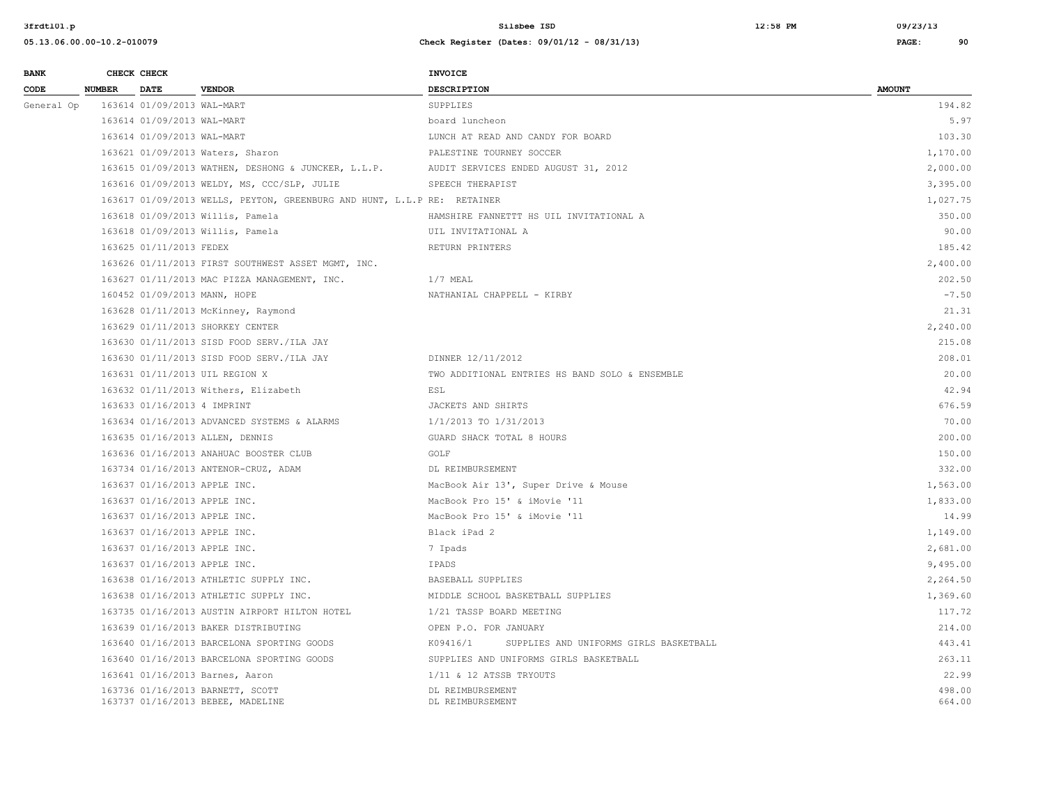| BANK CODE | CHECK NUMBER | CHECK DATE | VENDOR | INVOICE DESCRIPTION | AMOUNT |
|---|---|---|---|---|---|
| General Op | 163614 | 01/09/2013 | WAL-MART | SUPPLIES | 194.82 |
| | 163614 | 01/09/2013 | WAL-MART | board luncheon | 5.97 |
| | 163614 | 01/09/2013 | WAL-MART | LUNCH AT READ AND CANDY FOR BOARD | 103.30 |
| | 163621 | 01/09/2013 | Waters, Sharon | PALESTINE TOURNEY SOCCER | 1,170.00 |
| | 163615 | 01/09/2013 | WATHEN, DESHONG & JUNCKER, L.L.P. | AUDIT SERVICES ENDED AUGUST 31, 2012 | 2,000.00 |
| | 163616 | 01/09/2013 | WELDY, MS, CCC/SLP, JULIE | SPEECH THERAPIST | 3,395.00 |
| | 163617 | 01/09/2013 | WELLS, PEYTON, GREENBURG AND HUNT, L.L.P | RE: RETAINER | 1,027.75 |
| | 163618 | 01/09/2013 | Willis, Pamela | HAMSHIRE FANNETTT HS UIL INVITATIONAL A | 350.00 |
| | 163618 | 01/09/2013 | Willis, Pamela | UIL INVITATIONAL A | 90.00 |
| | 163625 | 01/11/2013 | FEDEX | RETURN PRINTERS | 185.42 |
| | 163626 | 01/11/2013 | FIRST SOUTHWEST ASSET MGMT, INC. | | 2,400.00 |
| | 163627 | 01/11/2013 | MAC PIZZA MANAGEMENT, INC. | 1/7 MEAL | 202.50 |
| | 160452 | 01/09/2013 | MANN, HOPE | NATHANIAL CHAPPELL - KIRBY | -7.50 |
| | 163628 | 01/11/2013 | McKinney, Raymond | | 21.31 |
| | 163629 | 01/11/2013 | SHORKEY CENTER | | 2,240.00 |
| | 163630 | 01/11/2013 | SISD FOOD SERV./ILA JAY | | 215.08 |
| | 163630 | 01/11/2013 | SISD FOOD SERV./ILA JAY | DINNER 12/11/2012 | 208.01 |
| | 163631 | 01/11/2013 | UIL REGION X | TWO ADDITIONAL ENTRIES HS BAND SOLO & ENSEMBLE | 20.00 |
| | 163632 | 01/11/2013 | Withers, Elizabeth | ESL | 42.94 |
| | 163633 | 01/16/2013 | 4 IMPRINT | JACKETS AND SHIRTS | 676.59 |
| | 163634 | 01/16/2013 | ADVANCED SYSTEMS & ALARMS | 1/1/2013 TO 1/31/2013 | 70.00 |
| | 163635 | 01/16/2013 | ALLEN, DENNIS | GUARD SHACK TOTAL 8 HOURS | 200.00 |
| | 163636 | 01/16/2013 | ANAHUAC BOOSTER CLUB | GOLF | 150.00 |
| | 163734 | 01/16/2013 | ANTENOR-CRUZ, ADAM | DL REIMBURSEMENT | 332.00 |
| | 163637 | 01/16/2013 | APPLE INC. | MacBook Air 13', Super Drive & Mouse | 1,563.00 |
| | 163637 | 01/16/2013 | APPLE INC. | MacBook Pro 15' & iMovie '11 | 1,833.00 |
| | 163637 | 01/16/2013 | APPLE INC. | MacBook Pro 15' & iMovie '11 | 14.99 |
| | 163637 | 01/16/2013 | APPLE INC. | Black iPad 2 | 1,149.00 |
| | 163637 | 01/16/2013 | APPLE INC. | 7 Ipads | 2,681.00 |
| | 163637 | 01/16/2013 | APPLE INC. | IPADS | 9,495.00 |
| | 163638 | 01/16/2013 | ATHLETIC SUPPLY INC. | BASEBALL SUPPLIES | 2,264.50 |
| | 163638 | 01/16/2013 | ATHLETIC SUPPLY INC. | MIDDLE SCHOOL BASKETBALL SUPPLIES | 1,369.60 |
| | 163735 | 01/16/2013 | AUSTIN AIRPORT HILTON HOTEL | 1/21 TASSP BOARD MEETING | 117.72 |
| | 163639 | 01/16/2013 | BAKER DISTRIBUTING | OPEN P.O. FOR JANUARY | 214.00 |
| | 163640 | 01/16/2013 | BARCELONA SPORTING GOODS | K09416/1 SUPPLIES AND UNIFORMS GIRLS BASKETBALL | 443.41 |
| | 163640 | 01/16/2013 | BARCELONA SPORTING GOODS | SUPPLIES AND UNIFORMS GIRLS BASKETBALL | 263.11 |
| | 163641 | 01/16/2013 | Barnes, Aaron | 1/11 & 12 ATSSB TRYOUTS | 22.99 |
| | 163736 | 01/16/2013 | BARNETT, SCOTT | DL REIMBURSEMENT | 498.00 |
| | 163737 | 01/16/2013 | BEBEE, MADELINE | DL REIMBURSEMENT | 664.00 |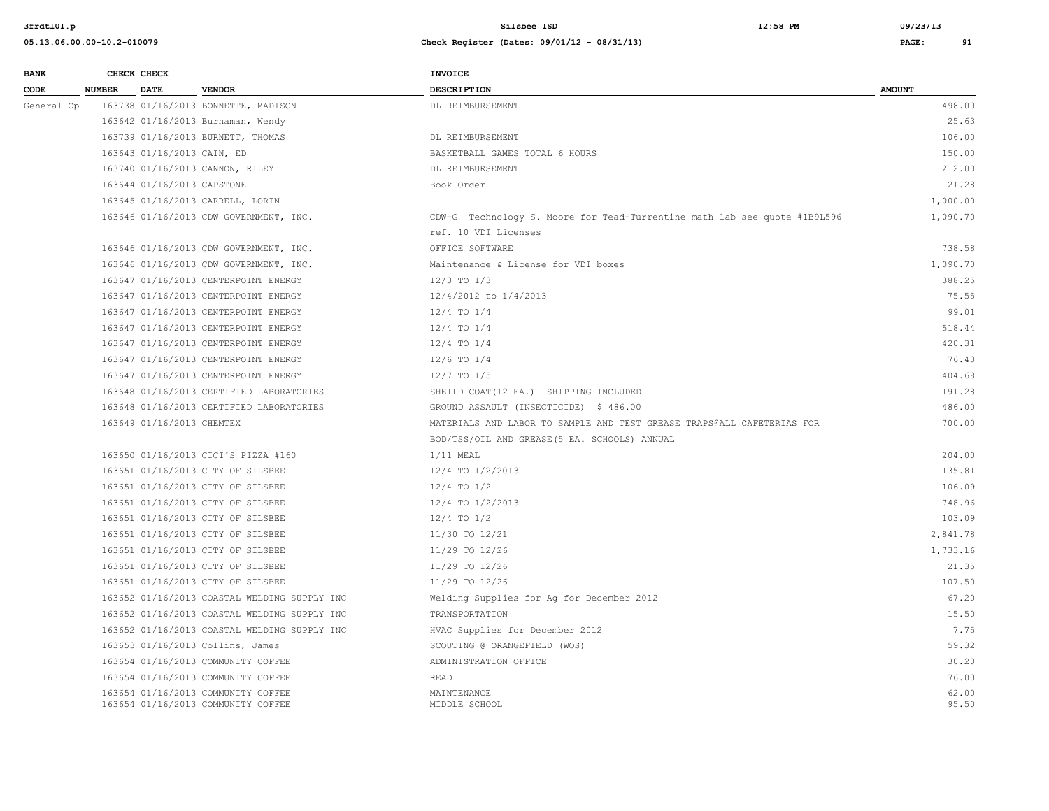| BANK CODE | CHECK NUMBER | CHECK DATE | VENDOR | INVOICE DESCRIPTION | AMOUNT |
|---|---|---|---|---|---|
| General Op | 163738 | 01/16/2013 | BONNETTE, MADISON | DL REIMBURSEMENT | 498.00 |
| | 163642 | 01/16/2013 | Burnaman, Wendy | | 25.63 |
| | 163739 | 01/16/2013 | BURNETT, THOMAS | DL REIMBURSEMENT | 106.00 |
| | 163643 | 01/16/2013 | CAIN, ED | BASKETBALL GAMES TOTAL 6 HOURS | 150.00 |
| | 163740 | 01/16/2013 | CANNON, RILEY | DL REIMBURSEMENT | 212.00 |
| | 163644 | 01/16/2013 | CAPSTONE | Book Order | 21.28 |
| | 163645 | 01/16/2013 | CARRELL, LORIN | | 1,000.00 |
| | 163646 | 01/16/2013 | CDW GOVERNMENT, INC. | CDW-G Technology S. Moore for Tead-Turrentine math lab see quote #1B9L596 ref. 10 VDI Licenses | 1,090.70 |
| | 163646 | 01/16/2013 | CDW GOVERNMENT, INC. | OFFICE SOFTWARE | 738.58 |
| | 163646 | 01/16/2013 | CDW GOVERNMENT, INC. | Maintenance & License for VDI boxes | 1,090.70 |
| | 163647 | 01/16/2013 | CENTERPOINT ENERGY | 12/3 TO 1/3 | 388.25 |
| | 163647 | 01/16/2013 | CENTERPOINT ENERGY | 12/4/2012 to 1/4/2013 | 75.55 |
| | 163647 | 01/16/2013 | CENTERPOINT ENERGY | 12/4 TO 1/4 | 99.01 |
| | 163647 | 01/16/2013 | CENTERPOINT ENERGY | 12/4 TO 1/4 | 518.44 |
| | 163647 | 01/16/2013 | CENTERPOINT ENERGY | 12/4 TO 1/4 | 420.31 |
| | 163647 | 01/16/2013 | CENTERPOINT ENERGY | 12/6 TO 1/4 | 76.43 |
| | 163647 | 01/16/2013 | CENTERPOINT ENERGY | 12/7 TO 1/5 | 404.68 |
| | 163648 | 01/16/2013 | CERTIFIED LABORATORIES | SHEILD COAT(12 EA.) SHIPPING INCLUDED | 191.28 |
| | 163648 | 01/16/2013 | CERTIFIED LABORATORIES | GROUND ASSAULT (INSECTICIDE) $ 486.00 | 486.00 |
| | 163649 | 01/16/2013 | CHEMTEX | MATERIALS AND LABOR TO SAMPLE AND TEST GREASE TRAPS@ALL CAFETERIAS FOR BOD/TSS/OIL AND GREASE(5 EA. SCHOOLS) ANNUAL | 700.00 |
| | 163650 | 01/16/2013 | CICI'S PIZZA #160 | 1/11 MEAL | 204.00 |
| | 163651 | 01/16/2013 | CITY OF SILSBEE | 12/4 TO 1/2/2013 | 135.81 |
| | 163651 | 01/16/2013 | CITY OF SILSBEE | 12/4 TO 1/2 | 106.09 |
| | 163651 | 01/16/2013 | CITY OF SILSBEE | 12/4 TO 1/2/2013 | 748.96 |
| | 163651 | 01/16/2013 | CITY OF SILSBEE | 12/4 TO 1/2 | 103.09 |
| | 163651 | 01/16/2013 | CITY OF SILSBEE | 11/30 TO 12/21 | 2,841.78 |
| | 163651 | 01/16/2013 | CITY OF SILSBEE | 11/29 TO 12/26 | 1,733.16 |
| | 163651 | 01/16/2013 | CITY OF SILSBEE | 11/29 TO 12/26 | 21.35 |
| | 163651 | 01/16/2013 | CITY OF SILSBEE | 11/29 TO 12/26 | 107.50 |
| | 163652 | 01/16/2013 | COASTAL WELDING SUPPLY INC | Welding Supplies for Ag for December 2012 | 67.20 |
| | 163652 | 01/16/2013 | COASTAL WELDING SUPPLY INC | TRANSPORTATION | 15.50 |
| | 163652 | 01/16/2013 | COASTAL WELDING SUPPLY INC | HVAC Supplies for December 2012 | 7.75 |
| | 163653 | 01/16/2013 | Collins, James | SCOUTING @ ORANGEFIELD (WOS) | 59.32 |
| | 163654 | 01/16/2013 | COMMUNITY COFFEE | ADMINISTRATION OFFICE | 30.20 |
| | 163654 | 01/16/2013 | COMMUNITY COFFEE | READ | 76.00 |
| | 163654 | 01/16/2013 | COMMUNITY COFFEE | MAINTENANCE | 62.00 |
| | 163654 | 01/16/2013 | COMMUNITY COFFEE | MIDDLE SCHOOL | 95.50 |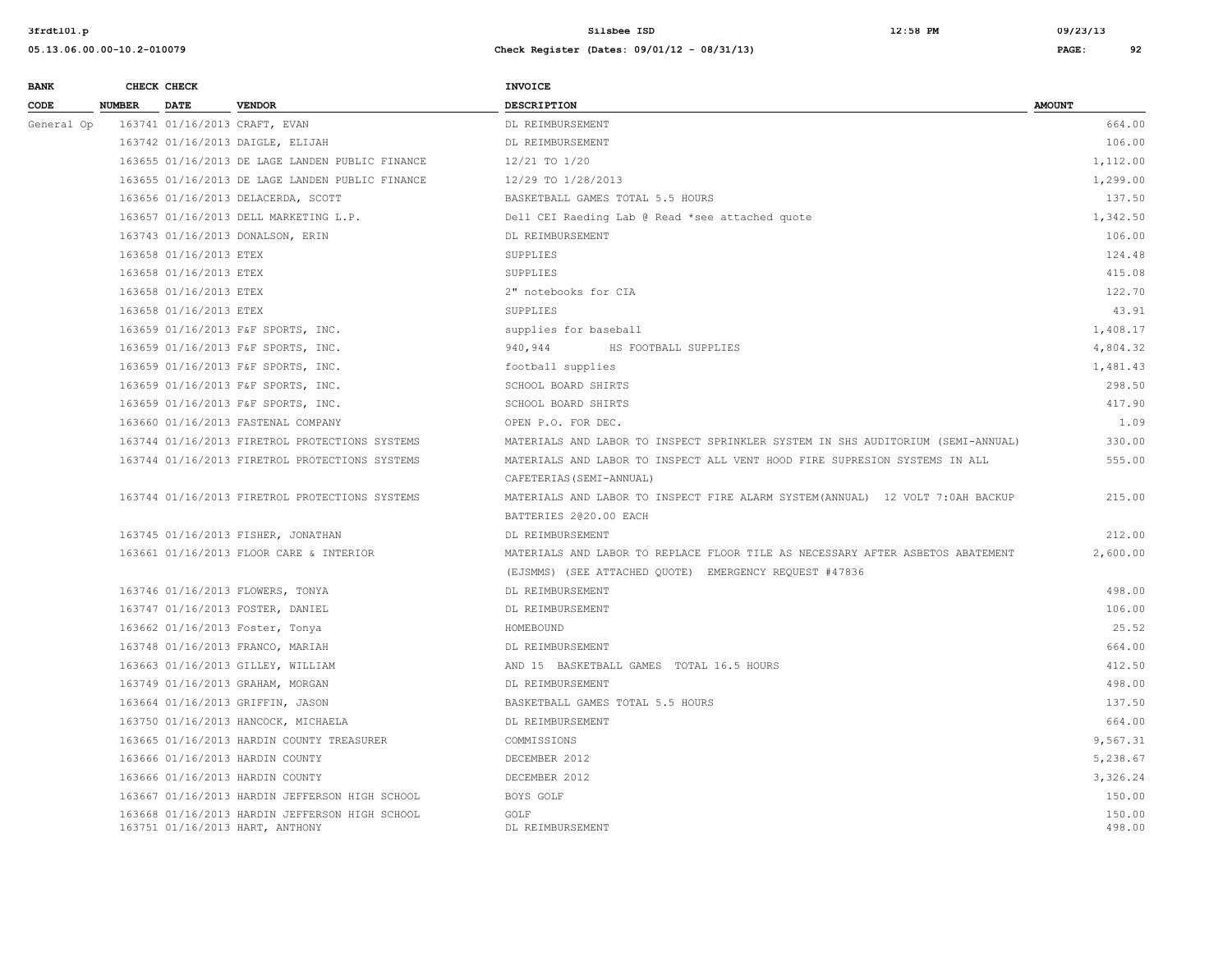| BANK CODE | CHECK NUMBER | CHECK DATE | VENDOR | INVOICE DESCRIPTION | AMOUNT |
|---|---|---|---|---|---|
| General Op | 163741 | 01/16/2013 | CRAFT, EVAN | DL REIMBURSEMENT | 664.00 |
| | 163742 | 01/16/2013 | DAIGLE, ELIJAH | DL REIMBURSEMENT | 106.00 |
| | 163655 | 01/16/2013 | DE LAGE LANDEN PUBLIC FINANCE | 12/21 TO 1/20 | 1,112.00 |
| | 163655 | 01/16/2013 | DE LAGE LANDEN PUBLIC FINANCE | 12/29 TO 1/28/2013 | 1,299.00 |
| | 163656 | 01/16/2013 | DELACERDA, SCOTT | BASKETBALL GAMES TOTAL 5.5 HOURS | 137.50 |
| | 163657 | 01/16/2013 | DELL MARKETING L.P. | Dell CEI Raeding Lab @ Read *see attached quote | 1,342.50 |
| | 163743 | 01/16/2013 | DONALSON, ERIN | DL REIMBURSEMENT | 106.00 |
| | 163658 | 01/16/2013 | ETEX | SUPPLIES | 124.48 |
| | 163658 | 01/16/2013 | ETEX | SUPPLIES | 415.08 |
| | 163658 | 01/16/2013 | ETEX | 2" notebooks for CIA | 122.70 |
| | 163658 | 01/16/2013 | ETEX | SUPPLIES | 43.91 |
| | 163659 | 01/16/2013 | F&F SPORTS, INC. | supplies for baseball | 1,408.17 |
| | 163659 | 01/16/2013 | F&F SPORTS, INC. | 940,944 HS FOOTBALL SUPPLIES | 4,804.32 |
| | 163659 | 01/16/2013 | F&F SPORTS, INC. | football supplies | 1,481.43 |
| | 163659 | 01/16/2013 | F&F SPORTS, INC. | SCHOOL BOARD SHIRTS | 298.50 |
| | 163659 | 01/16/2013 | F&F SPORTS, INC. | SCHOOL BOARD SHIRTS | 417.90 |
| | 163660 | 01/16/2013 | FASTENAL COMPANY | OPEN P.O. FOR DEC. | 1.09 |
| | 163744 | 01/16/2013 | FIRETROL PROTECTIONS SYSTEMS | MATERIALS AND LABOR TO INSPECT SPRINKLER SYSTEM IN SHS AUDITORIUM (SEMI-ANNUAL) | 330.00 |
| | 163744 | 01/16/2013 | FIRETROL PROTECTIONS SYSTEMS | MATERIALS AND LABOR TO INSPECT ALL VENT HOOD FIRE SUPRESION SYSTEMS IN ALL CAFETERIAS(SEMI-ANNUAL) | 555.00 |
| | 163744 | 01/16/2013 | FIRETROL PROTECTIONS SYSTEMS | MATERIALS AND LABOR TO INSPECT FIRE ALARM SYSTEM(ANNUAL) 12 VOLT 7:0AH BACKUP BATTERIES 2@20.00 EACH | 215.00 |
| | 163745 | 01/16/2013 | FISHER, JONATHAN | DL REIMBURSEMENT | 212.00 |
| | 163661 | 01/16/2013 | FLOOR CARE & INTERIOR | MATERIALS AND LABOR TO REPLACE FLOOR TILE AS NECESSARY AFTER ASBETOS ABATEMENT (EJSMMS) (SEE ATTACHED QUOTE) EMERGENCY REQUEST #47836 | 2,600.00 |
| | 163746 | 01/16/2013 | FLOWERS, TONYA | DL REIMBURSEMENT | 498.00 |
| | 163747 | 01/16/2013 | FOSTER, DANIEL | DL REIMBURSEMENT | 106.00 |
| | 163662 | 01/16/2013 | Foster, Tonya | HOMEBOUND | 25.52 |
| | 163748 | 01/16/2013 | FRANCO, MARIAH | DL REIMBURSEMENT | 664.00 |
| | 163663 | 01/16/2013 | GILLEY, WILLIAM | AND 15 BASKETBALL GAMES TOTAL 16.5 HOURS | 412.50 |
| | 163749 | 01/16/2013 | GRAHAM, MORGAN | DL REIMBURSEMENT | 498.00 |
| | 163664 | 01/16/2013 | GRIFFIN, JASON | BASKETBALL GAMES TOTAL 5.5 HOURS | 137.50 |
| | 163750 | 01/16/2013 | HANCOCK, MICHAELA | DL REIMBURSEMENT | 664.00 |
| | 163665 | 01/16/2013 | HARDIN COUNTY TREASURER | COMMISSIONS | 9,567.31 |
| | 163666 | 01/16/2013 | HARDIN COUNTY | DECEMBER 2012 | 5,238.67 |
| | 163666 | 01/16/2013 | HARDIN COUNTY | DECEMBER 2012 | 3,326.24 |
| | 163667 | 01/16/2013 | HARDIN JEFFERSON HIGH SCHOOL | BOYS GOLF | 150.00 |
| | 163668 | 01/16/2013 | HARDIN JEFFERSON HIGH SCHOOL | GOLF | 150.00 |
| | 163751 | 01/16/2013 | HART, ANTHONY | DL REIMBURSEMENT | 498.00 |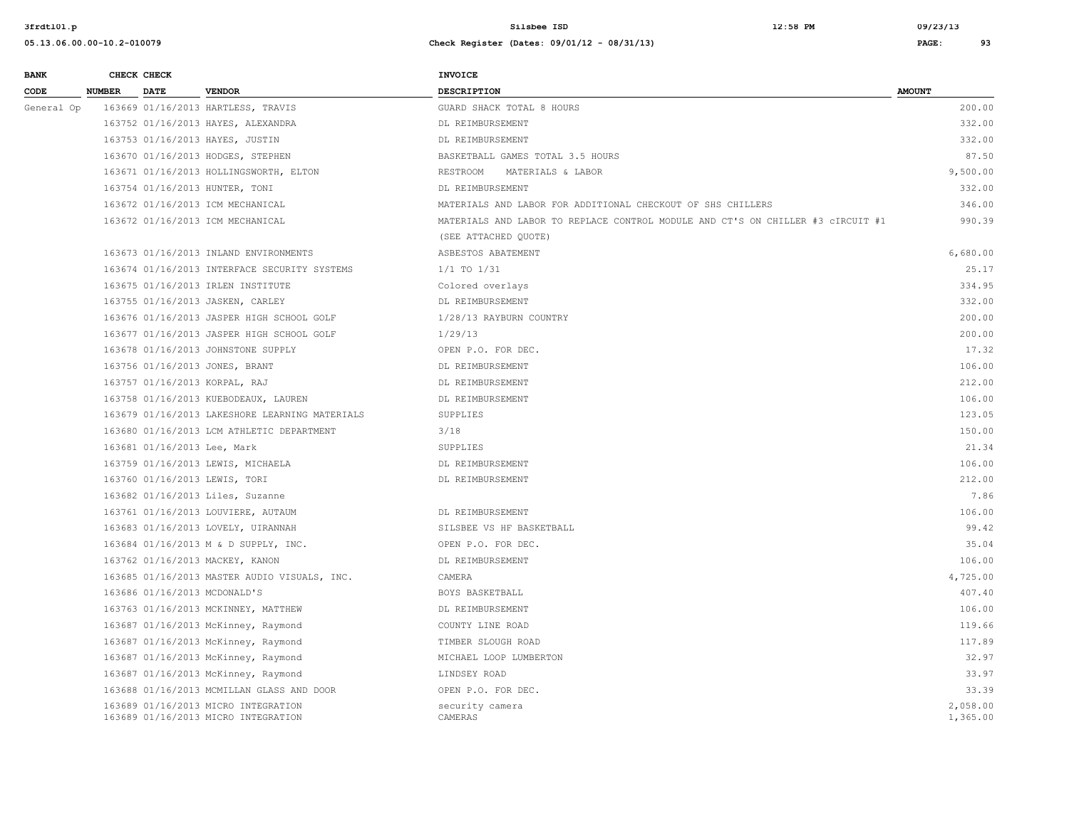| BANK CODE | CHECK NUMBER | CHECK DATE | VENDOR | INVOICE DESCRIPTION | AMOUNT |
|---|---|---|---|---|---|
| General Op | 163669 | 01/16/2013 | HARTLESS, TRAVIS | GUARD SHACK TOTAL 8 HOURS | 200.00 |
| | 163752 | 01/16/2013 | HAYES, ALEXANDRA | DL REIMBURSEMENT | 332.00 |
| | 163753 | 01/16/2013 | HAYES, JUSTIN | DL REIMBURSEMENT | 332.00 |
| | 163670 | 01/16/2013 | HODGES, STEPHEN | BASKETBALL GAMES TOTAL 3.5 HOURS | 87.50 |
| | 163671 | 01/16/2013 | HOLLINGSWORTH, ELTON | RESTROOM MATERIALS & LABOR | 9,500.00 |
| | 163754 | 01/16/2013 | HUNTER, TONI | DL REIMBURSEMENT | 332.00 |
| | 163672 | 01/16/2013 | ICM MECHANICAL | MATERIALS AND LABOR FOR ADDITIONAL CHECKOUT OF SHS CHILLERS | 346.00 |
| | 163672 | 01/16/2013 | ICM MECHANICAL | MATERIALS AND LABOR TO REPLACE CONTROL MODULE AND CT'S ON CHILLER #3 cIRCUIT #1 (SEE ATTACHED QUOTE) | 990.39 |
| | 163673 | 01/16/2013 | INLAND ENVIRONMENTS | ASBESTOS ABATEMENT | 6,680.00 |
| | 163674 | 01/16/2013 | INTERFACE SECURITY SYSTEMS | 1/1 TO 1/31 | 25.17 |
| | 163675 | 01/16/2013 | IRLEN INSTITUTE | Colored overlays | 334.95 |
| | 163755 | 01/16/2013 | JASKEN, CARLEY | DL REIMBURSEMENT | 332.00 |
| | 163676 | 01/16/2013 | JASPER HIGH SCHOOL GOLF | 1/28/13 RAYBURN COUNTRY | 200.00 |
| | 163677 | 01/16/2013 | JASPER HIGH SCHOOL GOLF | 1/29/13 | 200.00 |
| | 163678 | 01/16/2013 | JOHNSTONE SUPPLY | OPEN P.O. FOR DEC. | 17.32 |
| | 163756 | 01/16/2013 | JONES, BRANT | DL REIMBURSEMENT | 106.00 |
| | 163757 | 01/16/2013 | KORPAL, RAJ | DL REIMBURSEMENT | 212.00 |
| | 163758 | 01/16/2013 | KUEBODEAUX, LAUREN | DL REIMBURSEMENT | 106.00 |
| | 163679 | 01/16/2013 | LAKESHORE LEARNING MATERIALS | SUPPLIES | 123.05 |
| | 163680 | 01/16/2013 | LCM ATHLETIC DEPARTMENT | 3/18 | 150.00 |
| | 163681 | 01/16/2013 | Lee, Mark | SUPPLIES | 21.34 |
| | 163759 | 01/16/2013 | LEWIS, MICHAELA | DL REIMBURSEMENT | 106.00 |
| | 163760 | 01/16/2013 | LEWIS, TORI | DL REIMBURSEMENT | 212.00 |
| | 163682 | 01/16/2013 | Liles, Suzanne | | 7.86 |
| | 163761 | 01/16/2013 | LOUVIERE, AUTAUM | DL REIMBURSEMENT | 106.00 |
| | 163683 | 01/16/2013 | LOVELY, UIRANNAH | SILSBEE VS HF BASKETBALL | 99.42 |
| | 163684 | 01/16/2013 | M & D SUPPLY, INC. | OPEN P.O. FOR DEC. | 35.04 |
| | 163762 | 01/16/2013 | MACKEY, KANON | DL REIMBURSEMENT | 106.00 |
| | 163685 | 01/16/2013 | MASTER AUDIO VISUALS, INC. | CAMERA | 4,725.00 |
| | 163686 | 01/16/2013 | MCDONALD'S | BOYS BASKETBALL | 407.40 |
| | 163763 | 01/16/2013 | MCKINNEY, MATTHEW | DL REIMBURSEMENT | 106.00 |
| | 163687 | 01/16/2013 | McKinney, Raymond | COUNTY LINE ROAD | 119.66 |
| | 163687 | 01/16/2013 | McKinney, Raymond | TIMBER SLOUGH ROAD | 117.89 |
| | 163687 | 01/16/2013 | McKinney, Raymond | MICHAEL LOOP LUMBERTON | 32.97 |
| | 163687 | 01/16/2013 | McKinney, Raymond | LINDSEY ROAD | 33.97 |
| | 163688 | 01/16/2013 | MCMILLAN GLASS AND DOOR | OPEN P.O. FOR DEC. | 33.39 |
| | 163689 | 01/16/2013 | MICRO INTEGRATION | security camera | 2,058.00 |
| | 163689 | 01/16/2013 | MICRO INTEGRATION | CAMERAS | 1,365.00 |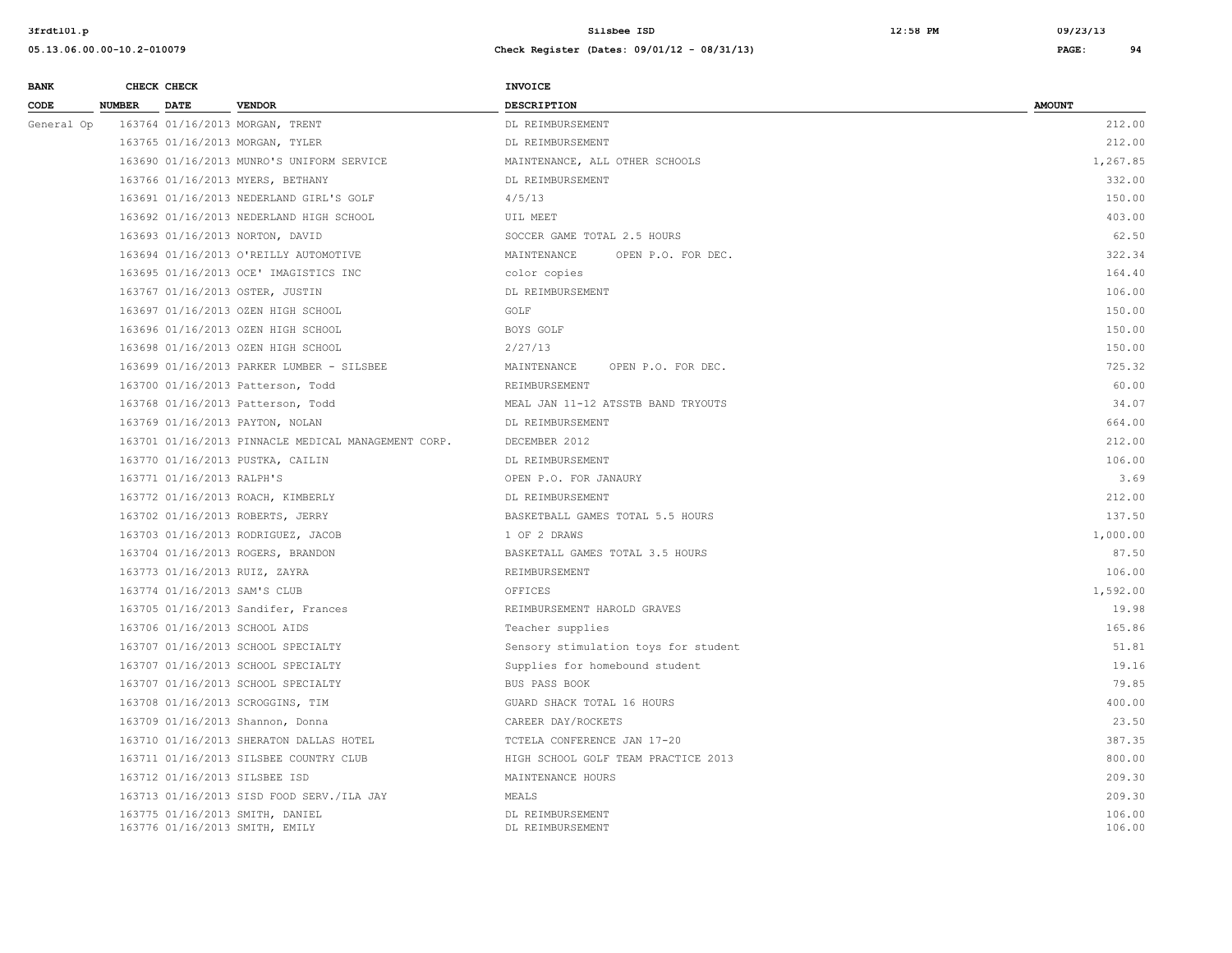| BANK CODE | CHECK NUMBER | CHECK DATE | VENDOR | INVOICE DESCRIPTION | AMOUNT |
|---|---|---|---|---|---|
| General Op | 163764 | 01/16/2013 | MORGAN, TRENT | DL REIMBURSEMENT | 212.00 |
| | 163765 | 01/16/2013 | MORGAN, TYLER | DL REIMBURSEMENT | 212.00 |
| | 163690 | 01/16/2013 | MUNRO'S UNIFORM SERVICE | MAINTENANCE, ALL OTHER SCHOOLS | 1,267.85 |
| | 163766 | 01/16/2013 | MYERS, BETHANY | DL REIMBURSEMENT | 332.00 |
| | 163691 | 01/16/2013 | NEDERLAND GIRL'S GOLF | 4/5/13 | 150.00 |
| | 163692 | 01/16/2013 | NEDERLAND HIGH SCHOOL | UIL MEET | 403.00 |
| | 163693 | 01/16/2013 | NORTON, DAVID | SOCCER GAME TOTAL 2.5 HOURS | 62.50 |
| | 163694 | 01/16/2013 | O'REILLY AUTOMOTIVE | MAINTENANCE OPEN P.O. FOR DEC. | 322.34 |
| | 163695 | 01/16/2013 | OCE' IMAGISTICS INC | color copies | 164.40 |
| | 163767 | 01/16/2013 | OSTER, JUSTIN | DL REIMBURSEMENT | 106.00 |
| | 163697 | 01/16/2013 | OZEN HIGH SCHOOL | GOLF | 150.00 |
| | 163696 | 01/16/2013 | OZEN HIGH SCHOOL | BOYS GOLF | 150.00 |
| | 163698 | 01/16/2013 | OZEN HIGH SCHOOL | 2/27/13 | 150.00 |
| | 163699 | 01/16/2013 | PARKER LUMBER - SILSBEE | MAINTENANCE OPEN P.O. FOR DEC. | 725.32 |
| | 163700 | 01/16/2013 | Patterson, Todd | REIMBURSEMENT | 60.00 |
| | 163768 | 01/16/2013 | Patterson, Todd | MEAL JAN 11-12 ATSSTB BAND TRYOUTS | 34.07 |
| | 163769 | 01/16/2013 | PAYTON, NOLAN | DL REIMBURSEMENT | 664.00 |
| | 163701 | 01/16/2013 | PINNACLE MEDICAL MANAGEMENT CORP. | DECEMBER 2012 | 212.00 |
| | 163770 | 01/16/2013 | PUSTKA, CAILIN | DL REIMBURSEMENT | 106.00 |
| | 163771 | 01/16/2013 | RALPH'S | OPEN P.O. FOR JANAURY | 3.69 |
| | 163772 | 01/16/2013 | ROACH, KIMBERLY | DL REIMBURSEMENT | 212.00 |
| | 163702 | 01/16/2013 | ROBERTS, JERRY | BASKETBALL GAMES TOTAL 5.5 HOURS | 137.50 |
| | 163703 | 01/16/2013 | RODRIGUEZ, JACOB | 1 OF 2 DRAWS | 1,000.00 |
| | 163704 | 01/16/2013 | ROGERS, BRANDON | BASKETALL GAMES TOTAL 3.5 HOURS | 87.50 |
| | 163773 | 01/16/2013 | RUIZ, ZAYRA | REIMBURSEMENT | 106.00 |
| | 163774 | 01/16/2013 | SAM'S CLUB | OFFICES | 1,592.00 |
| | 163705 | 01/16/2013 | Sandifer, Frances | REIMBURSEMENT HAROLD GRAVES | 19.98 |
| | 163706 | 01/16/2013 | SCHOOL AIDS | Teacher supplies | 165.86 |
| | 163707 | 01/16/2013 | SCHOOL SPECIALTY | Sensory stimulation toys for student | 51.81 |
| | 163707 | 01/16/2013 | SCHOOL SPECIALTY | Supplies for homebound student | 19.16 |
| | 163707 | 01/16/2013 | SCHOOL SPECIALTY | BUS PASS BOOK | 79.85 |
| | 163708 | 01/16/2013 | SCROGGINS, TIM | GUARD SHACK TOTAL 16 HOURS | 400.00 |
| | 163709 | 01/16/2013 | Shannon, Donna | CAREER DAY/ROCKETS | 23.50 |
| | 163710 | 01/16/2013 | SHERATON DALLAS HOTEL | TCTELA CONFERENCE JAN 17-20 | 387.35 |
| | 163711 | 01/16/2013 | SILSBEE COUNTRY CLUB | HIGH SCHOOL GOLF TEAM PRACTICE 2013 | 800.00 |
| | 163712 | 01/16/2013 | SILSBEE ISD | MAINTENANCE HOURS | 209.30 |
| | 163713 | 01/16/2013 | SISD FOOD SERV./ILA JAY | MEALS | 209.30 |
| | 163775 | 01/16/2013 | SMITH, DANIEL | DL REIMBURSEMENT | 106.00 |
| | 163776 | 01/16/2013 | SMITH, EMILY | DL REIMBURSEMENT | 106.00 |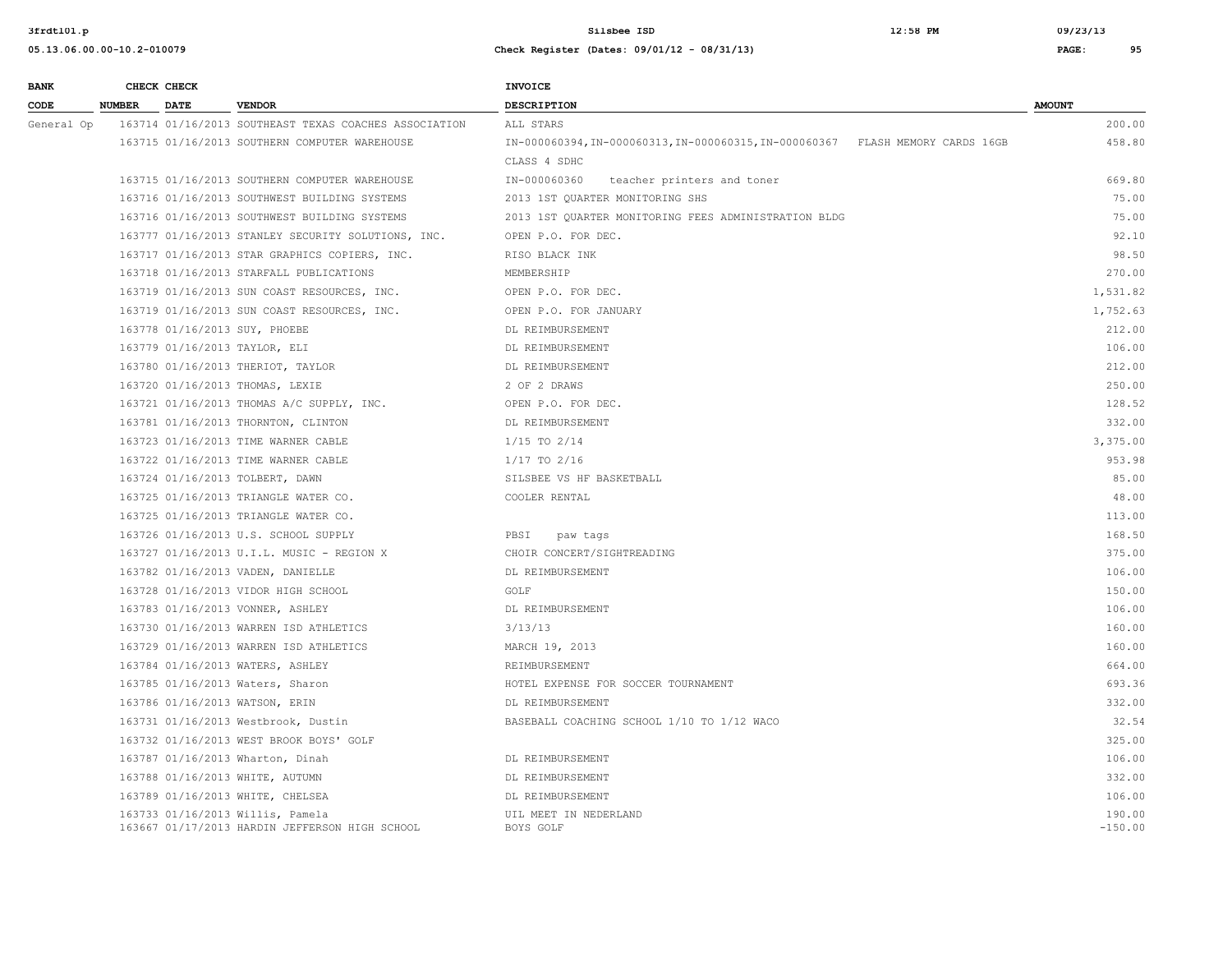| BANK CODE | CHECK NUMBER | CHECK DATE | VENDOR | INVOICE DESCRIPTION | AMOUNT |
|---|---|---|---|---|---|
| General Op | 163714 | 01/16/2013 | SOUTHEAST TEXAS COACHES ASSOCIATION | ALL STARS | 200.00 |
| | 163715 | 01/16/2013 | SOUTHERN COMPUTER WAREHOUSE | IN-000060394,IN-000060313,IN-000060315,IN-000060367 FLASH MEMORY CARDS 16GB CLASS 4 SDHC | 458.80 |
| | 163715 | 01/16/2013 | SOUTHERN COMPUTER WAREHOUSE | IN-000060360 teacher printers and toner | 669.80 |
| | 163716 | 01/16/2013 | SOUTHWEST BUILDING SYSTEMS | 2013 1ST QUARTER MONITORING SHS | 75.00 |
| | 163716 | 01/16/2013 | SOUTHWEST BUILDING SYSTEMS | 2013 1ST QUARTER MONITORING FEES ADMINISTRATION BLDG | 75.00 |
| | 163777 | 01/16/2013 | STANLEY SECURITY SOLUTIONS, INC. | OPEN P.O. FOR DEC. | 92.10 |
| | 163717 | 01/16/2013 | STAR GRAPHICS COPIERS, INC. | RISO BLACK INK | 98.50 |
| | 163718 | 01/16/2013 | STARFALL PUBLICATIONS | MEMBERSHIP | 270.00 |
| | 163719 | 01/16/2013 | SUN COAST RESOURCES, INC. | OPEN P.O. FOR DEC. | 1,531.82 |
| | 163719 | 01/16/2013 | SUN COAST RESOURCES, INC. | OPEN P.O. FOR JANUARY | 1,752.63 |
| | 163778 | 01/16/2013 | SUY, PHOEBE | DL REIMBURSEMENT | 212.00 |
| | 163779 | 01/16/2013 | TAYLOR, ELI | DL REIMBURSEMENT | 106.00 |
| | 163780 | 01/16/2013 | THERIOT, TAYLOR | DL REIMBURSEMENT | 212.00 |
| | 163720 | 01/16/2013 | THOMAS, LEXIE | 2 OF 2 DRAWS | 250.00 |
| | 163721 | 01/16/2013 | THOMAS A/C SUPPLY, INC. | OPEN P.O. FOR DEC. | 128.52 |
| | 163781 | 01/16/2013 | THORNTON, CLINTON | DL REIMBURSEMENT | 332.00 |
| | 163723 | 01/16/2013 | TIME WARNER CABLE | 1/15 TO 2/14 | 3,375.00 |
| | 163722 | 01/16/2013 | TIME WARNER CABLE | 1/17 TO 2/16 | 953.98 |
| | 163724 | 01/16/2013 | TOLBERT, DAWN | SILSBEE VS HF BASKETBALL | 85.00 |
| | 163725 | 01/16/2013 | TRIANGLE WATER CO. | COOLER RENTAL | 48.00 |
| | 163725 | 01/16/2013 | TRIANGLE WATER CO. | | 113.00 |
| | 163726 | 01/16/2013 | U.S. SCHOOL SUPPLY | PBSI paw tags | 168.50 |
| | 163727 | 01/16/2013 | U.I.L. MUSIC - REGION X | CHOIR CONCERT/SIGHTREADING | 375.00 |
| | 163782 | 01/16/2013 | VADEN, DANIELLE | DL REIMBURSEMENT | 106.00 |
| | 163728 | 01/16/2013 | VIDOR HIGH SCHOOL | GOLF | 150.00 |
| | 163783 | 01/16/2013 | VONNER, ASHLEY | DL REIMBURSEMENT | 106.00 |
| | 163730 | 01/16/2013 | WARREN ISD ATHLETICS | 3/13/13 | 160.00 |
| | 163729 | 01/16/2013 | WARREN ISD ATHLETICS | MARCH 19, 2013 | 160.00 |
| | 163784 | 01/16/2013 | WATERS, ASHLEY | REIMBURSEMENT | 664.00 |
| | 163785 | 01/16/2013 | Waters, Sharon | HOTEL EXPENSE FOR SOCCER TOURNAMENT | 693.36 |
| | 163786 | 01/16/2013 | WATSON, ERIN | DL REIMBURSEMENT | 332.00 |
| | 163731 | 01/16/2013 | Westbrook, Dustin | BASEBALL COACHING SCHOOL 1/10 TO 1/12 WACO | 32.54 |
| | 163732 | 01/16/2013 | WEST BROOK BOYS' GOLF | | 325.00 |
| | 163787 | 01/16/2013 | Wharton, Dinah | DL REIMBURSEMENT | 106.00 |
| | 163788 | 01/16/2013 | WHITE, AUTUMN | DL REIMBURSEMENT | 332.00 |
| | 163789 | 01/16/2013 | WHITE, CHELSEA | DL REIMBURSEMENT | 106.00 |
| | 163733 | 01/16/2013 | Willis, Pamela | UIL MEET IN NEDERLAND | 190.00 |
| | 163667 | 01/17/2013 | HARDIN JEFFERSON HIGH SCHOOL | BOYS GOLF | -150.00 |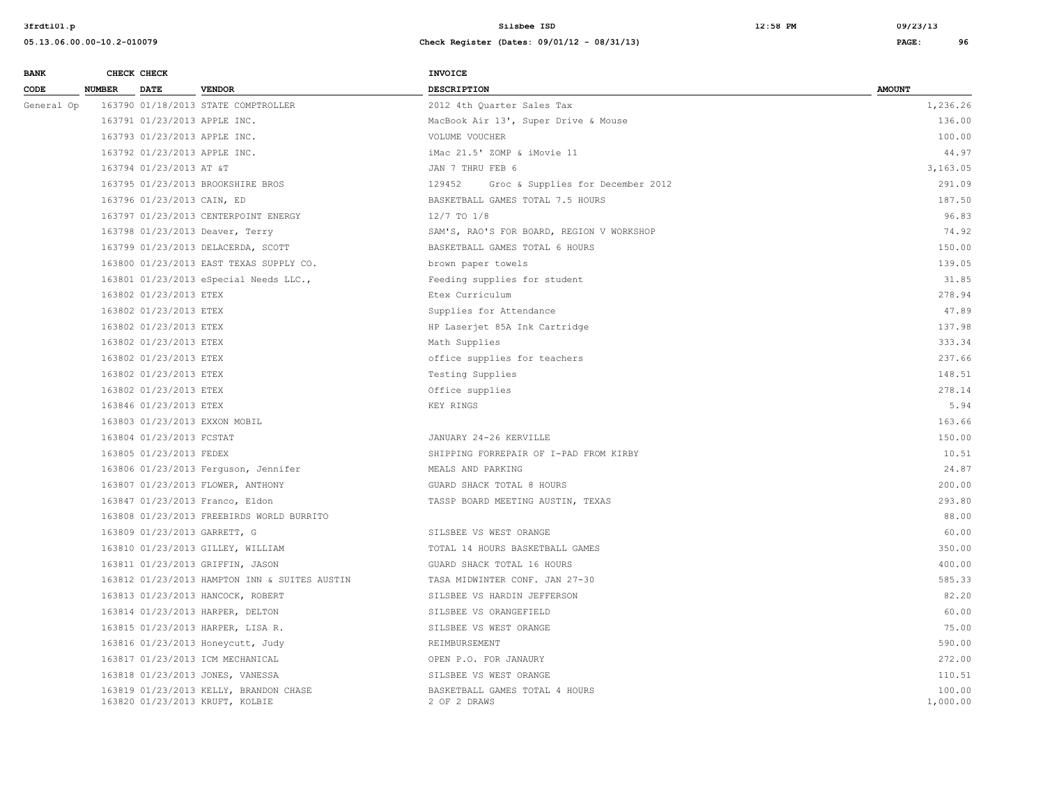| BANK CODE | CHECK NUMBER | CHECK DATE | VENDOR | INVOICE DESCRIPTION | AMOUNT |
|---|---|---|---|---|---|
| General Op | 163790 | 01/18/2013 | STATE COMPTROLLER | 2012 4th Quarter Sales Tax | 1,236.26 |
| | 163791 | 01/23/2013 | APPLE INC. | MacBook Air 13', Super Drive & Mouse | 136.00 |
| | 163793 | 01/23/2013 | APPLE INC. | VOLUME VOUCHER | 100.00 |
| | 163792 | 01/23/2013 | APPLE INC. | iMac 21.5' ZOMP & iMovie 11 | 44.97 |
| | 163794 | 01/23/2013 | AT &T | JAN 7 THRU FEB 6 | 3,163.05 |
| | 163795 | 01/23/2013 | BROOKSHIRE BROS | 129452 Groc & Supplies for December 2012 | 291.09 |
| | 163796 | 01/23/2013 | CAIN, ED | BASKETBALL GAMES TOTAL 7.5 HOURS | 187.50 |
| | 163797 | 01/23/2013 | CENTERPOINT ENERGY | 12/7 TO 1/8 | 96.83 |
| | 163798 | 01/23/2013 | Deaver, Terry | SAM'S, RAO'S FOR BOARD, REGION V WORKSHOP | 74.92 |
| | 163799 | 01/23/2013 | DELACERDA, SCOTT | BASKETBALL GAMES TOTAL 6 HOURS | 150.00 |
| | 163800 | 01/23/2013 | EAST TEXAS SUPPLY CO. | brown paper towels | 139.05 |
| | 163801 | 01/23/2013 | eSpecial Needs LLC., | Feeding supplies for student | 31.85 |
| | 163802 | 01/23/2013 | ETEX | Etex Curriculum | 278.94 |
| | 163802 | 01/23/2013 | ETEX | Supplies for Attendance | 47.89 |
| | 163802 | 01/23/2013 | ETEX | HP Laserjet 85A Ink Cartridge | 137.98 |
| | 163802 | 01/23/2013 | ETEX | Math Supplies | 333.34 |
| | 163802 | 01/23/2013 | ETEX | office supplies for teachers | 237.66 |
| | 163802 | 01/23/2013 | ETEX | Testing Supplies | 148.51 |
| | 163802 | 01/23/2013 | ETEX | Office supplies | 278.14 |
| | 163846 | 01/23/2013 | ETEX | KEY RINGS | 5.94 |
| | 163803 | 01/23/2013 | EXXON MOBIL | | 163.66 |
| | 163804 | 01/23/2013 | FCSTAT | JANUARY 24-26 KERVILLE | 150.00 |
| | 163805 | 01/23/2013 | FEDEX | SHIPPING FORREPAIR OF I-PAD FROM KIRBY | 10.51 |
| | 163806 | 01/23/2013 | Ferguson, Jennifer | MEALS AND PARKING | 24.87 |
| | 163807 | 01/23/2013 | FLOWER, ANTHONY | GUARD SHACK TOTAL 8 HOURS | 200.00 |
| | 163847 | 01/23/2013 | Franco, Eldon | TASSP BOARD MEETING AUSTIN, TEXAS | 293.80 |
| | 163808 | 01/23/2013 | FREEBIRDS WORLD BURRITO | | 88.00 |
| | 163809 | 01/23/2013 | GARRETT, G | SILSBEE VS WEST ORANGE | 60.00 |
| | 163810 | 01/23/2013 | GILLEY, WILLIAM | TOTAL 14 HOURS BASKETBALL GAMES | 350.00 |
| | 163811 | 01/23/2013 | GRIFFIN, JASON | GUARD SHACK TOTAL 16 HOURS | 400.00 |
| | 163812 | 01/23/2013 | HAMPTON INN & SUITES AUSTIN | TASA MIDWINTER CONF. JAN 27-30 | 585.33 |
| | 163813 | 01/23/2013 | HANCOCK, ROBERT | SILSBEE VS HARDIN JEFFERSON | 82.20 |
| | 163814 | 01/23/2013 | HARPER, DELTON | SILSBEE VS ORANGEFIELD | 60.00 |
| | 163815 | 01/23/2013 | HARPER, LISA R. | SILSBEE VS WEST ORANGE | 75.00 |
| | 163816 | 01/23/2013 | Honeycutt, Judy | REIMBURSEMENT | 590.00 |
| | 163817 | 01/23/2013 | ICM MECHANICAL | OPEN P.O. FOR JANAURY | 272.00 |
| | 163818 | 01/23/2013 | JONES, VANESSA | SILSBEE VS WEST ORANGE | 110.51 |
| | 163819 | 01/23/2013 | KELLY, BRANDON CHASE | BASKETBALL GAMES TOTAL 4 HOURS | 100.00 |
| | 163820 | 01/23/2013 | KRUFT, KOLBIE | 2 OF 2 DRAWS | 1,000.00 |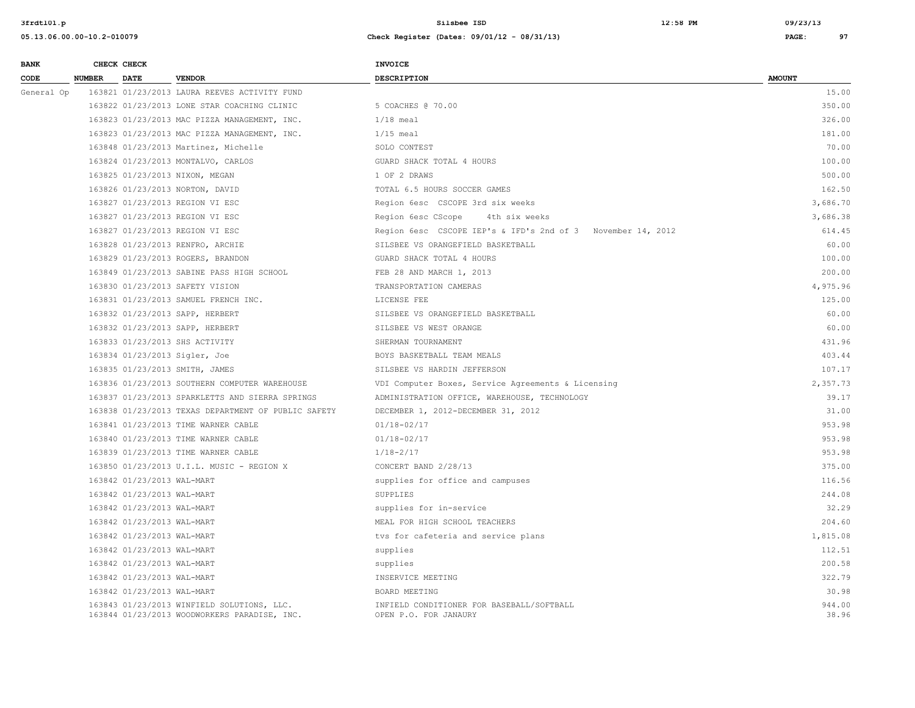| BANK CODE | CHECK NUMBER | CHECK DATE | VENDOR | INVOICE DESCRIPTION | AMOUNT |
|---|---|---|---|---|---|
| General Op | 163821 | 01/23/2013 | LAURA REEVES ACTIVITY FUND | | 15.00 |
| | 163822 | 01/23/2013 | LONE STAR COACHING CLINIC | 5 COACHES @ 70.00 | 350.00 |
| | 163823 | 01/23/2013 | MAC PIZZA MANAGEMENT, INC. | 1/18 meal | 326.00 |
| | 163823 | 01/23/2013 | MAC PIZZA MANAGEMENT, INC. | 1/15 meal | 181.00 |
| | 163848 | 01/23/2013 | Martinez, Michelle | SOLO CONTEST | 70.00 |
| | 163824 | 01/23/2013 | MONTALVO, CARLOS | GUARD SHACK TOTAL 4 HOURS | 100.00 |
| | 163825 | 01/23/2013 | NIXON, MEGAN | 1 OF 2 DRAWS | 500.00 |
| | 163826 | 01/23/2013 | NORTON, DAVID | TOTAL 6.5 HOURS SOCCER GAMES | 162.50 |
| | 163827 | 01/23/2013 | REGION VI ESC | Region 6esc CSCOPE 3rd six weeks | 3,686.70 |
| | 163827 | 01/23/2013 | REGION VI ESC | Region 6esc CScope 4th six weeks | 3,686.38 |
| | 163827 | 01/23/2013 | REGION VI ESC | Region 6esc CSCOPE IEP's & IFD's 2nd of 3 November 14, 2012 | 614.45 |
| | 163828 | 01/23/2013 | RENFRO, ARCHIE | SILSBEE VS ORANGEFIELD BASKETBALL | 60.00 |
| | 163829 | 01/23/2013 | ROGERS, BRANDON | GUARD SHACK TOTAL 4 HOURS | 100.00 |
| | 163849 | 01/23/2013 | SABINE PASS HIGH SCHOOL | FEB 28 AND MARCH 1, 2013 | 200.00 |
| | 163830 | 01/23/2013 | SAFETY VISION | TRANSPORTATION CAMERAS | 4,975.96 |
| | 163831 | 01/23/2013 | SAMUEL FRENCH INC. | LICENSE FEE | 125.00 |
| | 163832 | 01/23/2013 | SAPP, HERBERT | SILSBEE VS ORANGEFIELD BASKETBALL | 60.00 |
| | 163832 | 01/23/2013 | SAPP, HERBERT | SILSBEE VS WEST ORANGE | 60.00 |
| | 163833 | 01/23/2013 | SHS ACTIVITY | SHERMAN TOURNAMENT | 431.96 |
| | 163834 | 01/23/2013 | Sigler, Joe | BOYS BASKETBALL TEAM MEALS | 403.44 |
| | 163835 | 01/23/2013 | SMITH, JAMES | SILSBEE VS HARDIN JEFFERSON | 107.17 |
| | 163836 | 01/23/2013 | SOUTHERN COMPUTER WAREHOUSE | VDI Computer Boxes, Service Agreements & Licensing | 2,357.73 |
| | 163837 | 01/23/2013 | SPARKLETTS AND SIERRA SPRINGS | ADMINISTRATION OFFICE, WAREHOUSE, TECHNOLOGY | 39.17 |
| | 163838 | 01/23/2013 | TEXAS DEPARTMENT OF PUBLIC SAFETY | DECEMBER 1, 2012-DECEMBER 31, 2012 | 31.00 |
| | 163841 | 01/23/2013 | TIME WARNER CABLE | 01/18-02/17 | 953.98 |
| | 163840 | 01/23/2013 | TIME WARNER CABLE | 01/18-02/17 | 953.98 |
| | 163839 | 01/23/2013 | TIME WARNER CABLE | 1/18-2/17 | 953.98 |
| | 163850 | 01/23/2013 | U.I.L. MUSIC - REGION X | CONCERT BAND 2/28/13 | 375.00 |
| | 163842 | 01/23/2013 | WAL-MART | supplies for office and campuses | 116.56 |
| | 163842 | 01/23/2013 | WAL-MART | SUPPLIES | 244.08 |
| | 163842 | 01/23/2013 | WAL-MART | supplies for in-service | 32.29 |
| | 163842 | 01/23/2013 | WAL-MART | MEAL FOR HIGH SCHOOL TEACHERS | 204.60 |
| | 163842 | 01/23/2013 | WAL-MART | tvs for cafeteria and service plans | 1,815.08 |
| | 163842 | 01/23/2013 | WAL-MART | supplies | 112.51 |
| | 163842 | 01/23/2013 | WAL-MART | supplies | 200.58 |
| | 163842 | 01/23/2013 | WAL-MART | INSERVICE MEETING | 322.79 |
| | 163842 | 01/23/2013 | WAL-MART | BOARD MEETING | 30.98 |
| | 163843 | 01/23/2013 | WINFIELD SOLUTIONS, LLC. | INFIELD CONDITIONER FOR BASEBALL/SOFTBALL | 944.00 |
| | 163844 | 01/23/2013 | WOODWORKERS PARADISE, INC. | OPEN P.O. FOR JANAURY | 38.96 |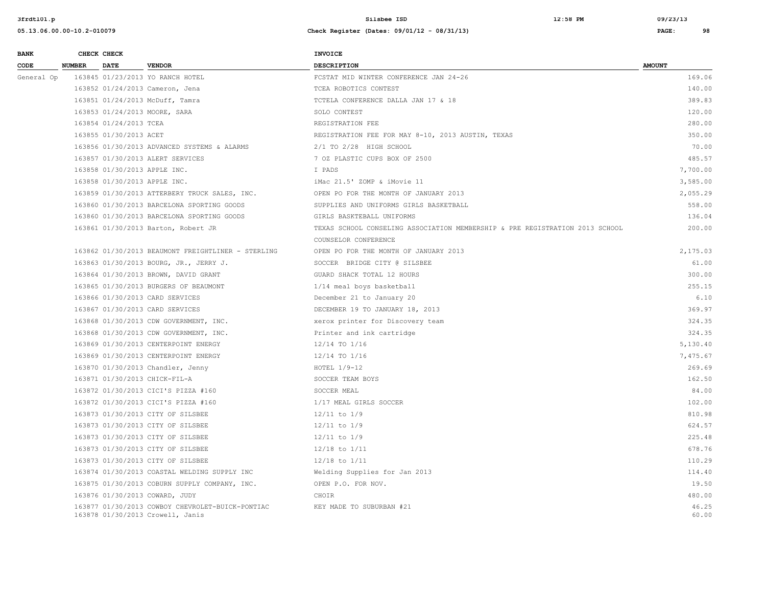| BANK CODE | CHECK NUMBER | CHECK DATE | VENDOR | INVOICE DESCRIPTION | AMOUNT |
|---|---|---|---|---|---|
| General Op | 163845 | 01/23/2013 | YO RANCH HOTEL | FCSTAT MID WINTER CONFERENCE JAN 24-26 | 169.06 |
| | 163852 | 01/24/2013 | Cameron, Jena | TCEA ROBOTICS CONTEST | 140.00 |
| | 163851 | 01/24/2013 | McDuff, Tamra | TCTELA CONFERENCE DALLA JAN 17 & 18 | 389.83 |
| | 163853 | 01/24/2013 | MOORE, SARA | SOLO CONTEST | 120.00 |
| | 163854 | 01/24/2013 | TCEA | REGISTRATION FEE | 280.00 |
| | 163855 | 01/30/2013 | ACET | REGISTRATION FEE FOR MAY 8-10, 2013 AUSTIN, TEXAS | 350.00 |
| | 163856 | 01/30/2013 | ADVANCED SYSTEMS & ALARMS | 2/1 TO 2/28 HIGH SCHOOL | 70.00 |
| | 163857 | 01/30/2013 | ALERT SERVICES | 7 OZ PLASTIC CUPS BOX OF 2500 | 485.57 |
| | 163858 | 01/30/2013 | APPLE INC. | I PADS | 7,700.00 |
| | 163858 | 01/30/2013 | APPLE INC. | iMac 21.5' ZOMP & iMovie 11 | 3,585.00 |
| | 163859 | 01/30/2013 | ATTERBERY TRUCK SALES, INC. | OPEN PO FOR THE MONTH OF JANUARY 2013 | 2,055.29 |
| | 163860 | 01/30/2013 | BARCELONA SPORTING GOODS | SUPPLIES AND UNIFORMS GIRLS BASKETBALL | 558.00 |
| | 163860 | 01/30/2013 | BARCELONA SPORTING GOODS | GIRLS BASKTEBALL UNIFORMS | 136.04 |
| | 163861 | 01/30/2013 | Barton, Robert JR | TEXAS SCHOOL CONSELING ASSOCIATION MEMBERSHIP & PRE REGISTRATION 2013 SCHOOL COUNSELOR CONFERENCE | 200.00 |
| | 163862 | 01/30/2013 | BEAUMONT FREIGHTLINER - STERLING | OPEN PO FOR THE MONTH OF JANUARY 2013 | 2,175.03 |
| | 163863 | 01/30/2013 | BOURG, JR., JERRY J. | SOCCER BRIDGE CITY @ SILSBEE | 61.00 |
| | 163864 | 01/30/2013 | BROWN, DAVID GRANT | GUARD SHACK TOTAL 12 HOURS | 300.00 |
| | 163865 | 01/30/2013 | BURGERS OF BEAUMONT | 1/14 meal boys basketball | 255.15 |
| | 163866 | 01/30/2013 | CARD SERVICES | December 21 to January 20 | 6.10 |
| | 163867 | 01/30/2013 | CARD SERVICES | DECEMBER 19 TO JANUARY 18, 2013 | 369.97 |
| | 163868 | 01/30/2013 | CDW GOVERNMENT, INC. | xerox printer for Discovery team | 324.35 |
| | 163868 | 01/30/2013 | CDW GOVERNMENT, INC. | Printer and ink cartridge | 324.35 |
| | 163869 | 01/30/2013 | CENTERPOINT ENERGY | 12/14 TO 1/16 | 5,130.40 |
| | 163869 | 01/30/2013 | CENTERPOINT ENERGY | 12/14 TO 1/16 | 7,475.67 |
| | 163870 | 01/30/2013 | Chandler, Jenny | HOTEL 1/9-12 | 269.69 |
| | 163871 | 01/30/2013 | CHICK-FIL-A | SOCCER TEAM BOYS | 162.50 |
| | 163872 | 01/30/2013 | CICI'S PIZZA #160 | SOCCER MEAL | 84.00 |
| | 163872 | 01/30/2013 | CICI'S PIZZA #160 | 1/17 MEAL GIRLS SOCCER | 102.00 |
| | 163873 | 01/30/2013 | CITY OF SILSBEE | 12/11 to 1/9 | 810.98 |
| | 163873 | 01/30/2013 | CITY OF SILSBEE | 12/11 to 1/9 | 624.57 |
| | 163873 | 01/30/2013 | CITY OF SILSBEE | 12/11 to 1/9 | 225.48 |
| | 163873 | 01/30/2013 | CITY OF SILSBEE | 12/18 to 1/11 | 678.76 |
| | 163873 | 01/30/2013 | CITY OF SILSBEE | 12/18 to 1/11 | 110.29 |
| | 163874 | 01/30/2013 | COASTAL WELDING SUPPLY INC | Welding Supplies for Jan 2013 | 114.40 |
| | 163875 | 01/30/2013 | COBURN SUPPLY COMPANY, INC. | OPEN P.O. FOR NOV. | 19.50 |
| | 163876 | 01/30/2013 | COWARD, JUDY | CHOIR | 480.00 |
| | 163877 | 01/30/2013 | COWBOY CHEVROLET-BUICK-PONTIAC | KEY MADE TO SUBURBAN #21 | 46.25 |
| | 163878 | 01/30/2013 | Crowell, Janis | | 60.00 |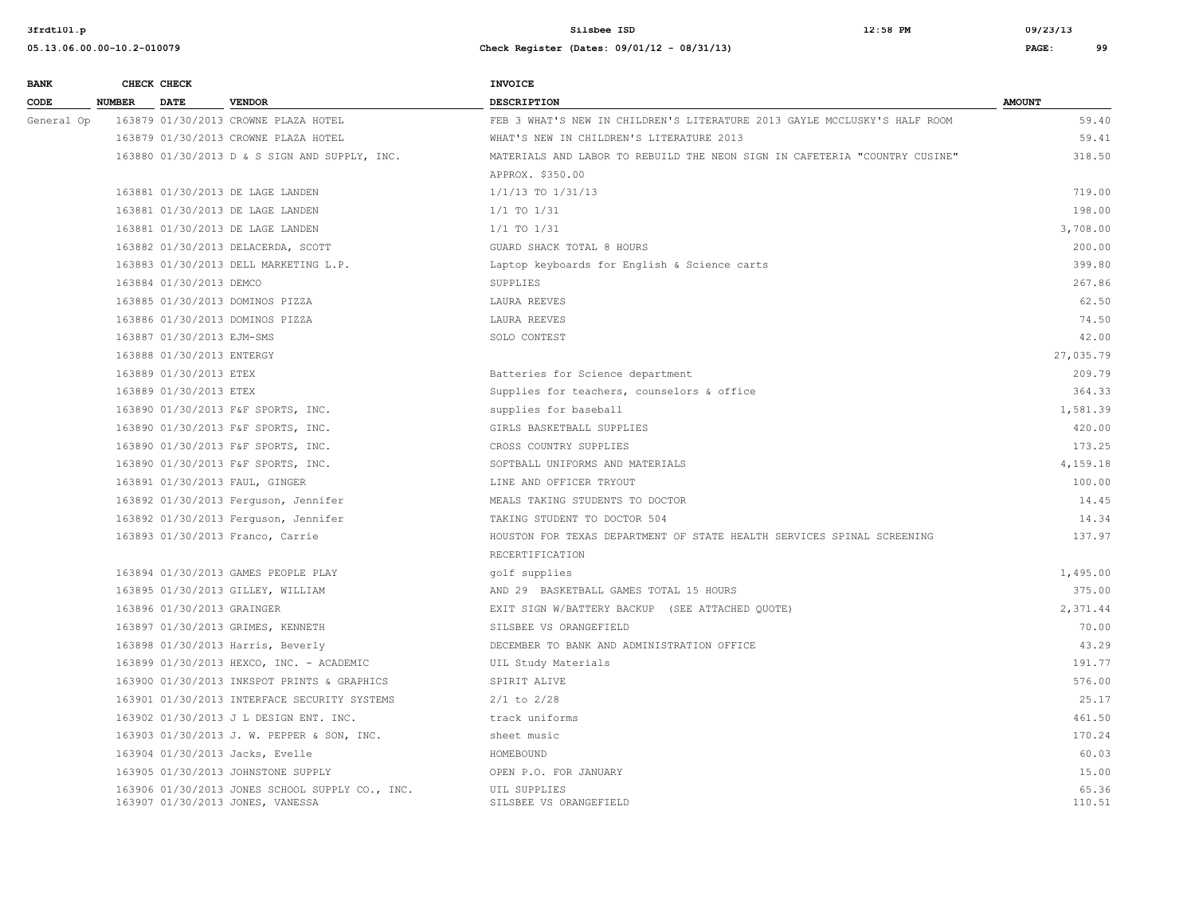| BANK CODE | CHECK NUMBER | CHECK DATE | VENDOR | INVOICE DESCRIPTION | AMOUNT |
|---|---|---|---|---|---|
| General Op | 163879 | 01/30/2013 | CROWNE PLAZA HOTEL | FEB 3 WHAT'S NEW IN CHILDREN'S LITERATURE 2013 GAYLE MCCLUSKY'S HALF ROOM | 59.40 |
| | 163879 | 01/30/2013 | CROWNE PLAZA HOTEL | WHAT'S NEW IN CHILDREN'S LITERATURE 2013 | 59.41 |
| | 163880 | 01/30/2013 | D & S SIGN AND SUPPLY, INC. | MATERIALS AND LABOR TO REBUILD THE NEON SIGN IN CAFETERIA "COUNTRY CUSINE" APPROX. $350.00 | 318.50 |
| | 163881 | 01/30/2013 | DE LAGE LANDEN | 1/1/13 TO 1/31/13 | 719.00 |
| | 163881 | 01/30/2013 | DE LAGE LANDEN | 1/1 TO 1/31 | 198.00 |
| | 163881 | 01/30/2013 | DE LAGE LANDEN | 1/1 TO 1/31 | 3,708.00 |
| | 163882 | 01/30/2013 | DELACERDA, SCOTT | GUARD SHACK TOTAL 8 HOURS | 200.00 |
| | 163883 | 01/30/2013 | DELL MARKETING L.P. | Laptop keyboards for English & Science carts | 399.80 |
| | 163884 | 01/30/2013 | DEMCO | SUPPLIES | 267.86 |
| | 163885 | 01/30/2013 | DOMINOS PIZZA | LAURA REEVES | 62.50 |
| | 163886 | 01/30/2013 | DOMINOS PIZZA | LAURA REEVES | 74.50 |
| | 163887 | 01/30/2013 | EJM-SMS | SOLO CONTEST | 42.00 |
| | 163888 | 01/30/2013 | ENTERGY | | 27,035.79 |
| | 163889 | 01/30/2013 | ETEX | Batteries for Science department | 209.79 |
| | 163889 | 01/30/2013 | ETEX | Supplies for teachers, counselors & office | 364.33 |
| | 163890 | 01/30/2013 | F&F SPORTS, INC. | supplies for baseball | 1,581.39 |
| | 163890 | 01/30/2013 | F&F SPORTS, INC. | GIRLS BASKETBALL SUPPLIES | 420.00 |
| | 163890 | 01/30/2013 | F&F SPORTS, INC. | CROSS COUNTRY SUPPLIES | 173.25 |
| | 163890 | 01/30/2013 | F&F SPORTS, INC. | SOFTBALL UNIFORMS AND MATERIALS | 4,159.18 |
| | 163891 | 01/30/2013 | FAUL, GINGER | LINE AND OFFICER TRYOUT | 100.00 |
| | 163892 | 01/30/2013 | Ferguson, Jennifer | MEALS TAKING STUDENTS TO DOCTOR | 14.45 |
| | 163892 | 01/30/2013 | Ferguson, Jennifer | TAKING STUDENT TO DOCTOR 504 | 14.34 |
| | 163893 | 01/30/2013 | Franco, Carrie | HOUSTON FOR TEXAS DEPARTMENT OF STATE HEALTH SERVICES SPINAL SCREENING RECERTIFICATION | 137.97 |
| | 163894 | 01/30/2013 | GAMES PEOPLE PLAY | golf supplies | 1,495.00 |
| | 163895 | 01/30/2013 | GILLEY, WILLIAM | AND 29 BASKETBALL GAMES TOTAL 15 HOURS | 375.00 |
| | 163896 | 01/30/2013 | GRAINGER | EXIT SIGN W/BATTERY BACKUP (SEE ATTACHED QUOTE) | 2,371.44 |
| | 163897 | 01/30/2013 | GRIMES, KENNETH | SILSBEE VS ORANGEFIELD | 70.00 |
| | 163898 | 01/30/2013 | Harris, Beverly | DECEMBER TO BANK AND ADMINISTRATION OFFICE | 43.29 |
| | 163899 | 01/30/2013 | HEXCO, INC. - ACADEMIC | UIL Study Materials | 191.77 |
| | 163900 | 01/30/2013 | INKSPOT PRINTS & GRAPHICS | SPIRIT ALIVE | 576.00 |
| | 163901 | 01/30/2013 | INTERFACE SECURITY SYSTEMS | 2/1 to 2/28 | 25.17 |
| | 163902 | 01/30/2013 | J L DESIGN ENT. INC. | track uniforms | 461.50 |
| | 163903 | 01/30/2013 | J. W. PEPPER & SON, INC. | sheet music | 170.24 |
| | 163904 | 01/30/2013 | Jacks, Evelle | HOMEBOUND | 60.03 |
| | 163905 | 01/30/2013 | JOHNSTONE SUPPLY | OPEN P.O. FOR JANUARY | 15.00 |
| | 163906 | 01/30/2013 | JONES SCHOOL SUPPLY CO., INC. | UIL SUPPLIES | 65.36 |
| | 163907 | 01/30/2013 | JONES, VANESSA | SILSBEE VS ORANGEFIELD | 110.51 |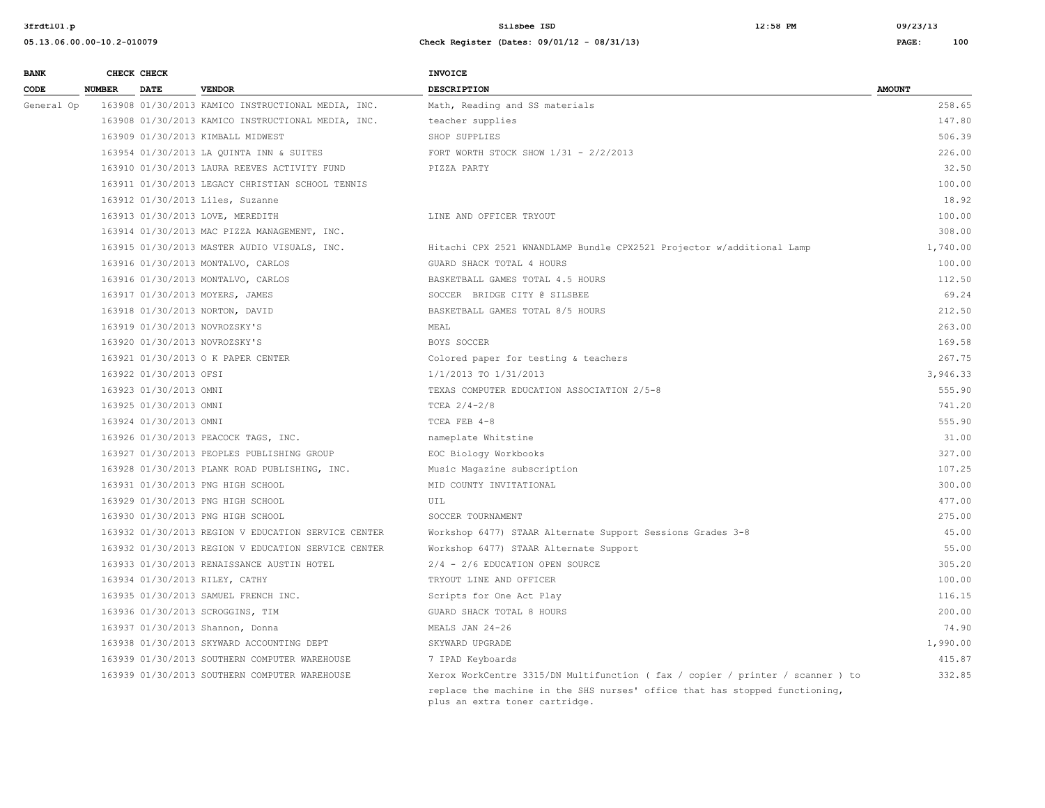| BANK CODE | CHECK NUMBER | CHECK DATE | VENDOR | INVOICE DESCRIPTION | AMOUNT |
|---|---|---|---|---|---|
| General Op | 163908 | 01/30/2013 | KAMICO INSTRUCTIONAL MEDIA, INC. | Math, Reading and SS materials | 258.65 |
| | 163908 | 01/30/2013 | KAMICO INSTRUCTIONAL MEDIA, INC. | teacher supplies | 147.80 |
| | 163909 | 01/30/2013 | KIMBALL MIDWEST | SHOP SUPPLIES | 506.39 |
| | 163954 | 01/30/2013 | LA QUINTA INN & SUITES | FORT WORTH STOCK SHOW 1/31 - 2/2/2013 | 226.00 |
| | 163910 | 01/30/2013 | LAURA REEVES ACTIVITY FUND | PIZZA PARTY | 32.50 |
| | 163911 | 01/30/2013 | LEGACY CHRISTIAN SCHOOL TENNIS | | 100.00 |
| | 163912 | 01/30/2013 | Liles, Suzanne | | 18.92 |
| | 163913 | 01/30/2013 | LOVE, MEREDITH | LINE AND OFFICER TRYOUT | 100.00 |
| | 163914 | 01/30/2013 | MAC PIZZA MANAGEMENT, INC. | | 308.00 |
| | 163915 | 01/30/2013 | MASTER AUDIO VISUALS, INC. | Hitachi CPX 2521 WNANDLAMP Bundle CPX2521 Projector w/additional Lamp | 1,740.00 |
| | 163916 | 01/30/2013 | MONTALVO, CARLOS | GUARD SHACK TOTAL 4 HOURS | 100.00 |
| | 163916 | 01/30/2013 | MONTALVO, CARLOS | BASKETBALL GAMES TOTAL 4.5 HOURS | 112.50 |
| | 163917 | 01/30/2013 | MOYERS, JAMES | SOCCER BRIDGE CITY @ SILSBEE | 69.24 |
| | 163918 | 01/30/2013 | NORTON, DAVID | BASKETBALL GAMES TOTAL 8/5 HOURS | 212.50 |
| | 163919 | 01/30/2013 | NOVROZSKY'S | MEAL | 263.00 |
| | 163920 | 01/30/2013 | NOVROZSKY'S | BOYS SOCCER | 169.58 |
| | 163921 | 01/30/2013 | O K PAPER CENTER | Colored paper for testing & teachers | 267.75 |
| | 163922 | 01/30/2013 | OFSI | 1/1/2013 TO 1/31/2013 | 3,946.33 |
| | 163923 | 01/30/2013 | OMNI | TEXAS COMPUTER EDUCATION ASSOCIATION 2/5-8 | 555.90 |
| | 163925 | 01/30/2013 | OMNI | TCEA 2/4-2/8 | 741.20 |
| | 163924 | 01/30/2013 | OMNI | TCEA FEB 4-8 | 555.90 |
| | 163926 | 01/30/2013 | PEACOCK TAGS, INC. | nameplate Whitstine | 31.00 |
| | 163927 | 01/30/2013 | PEOPLES PUBLISHING GROUP | EOC Biology Workbooks | 327.00 |
| | 163928 | 01/30/2013 | PLANK ROAD PUBLISHING, INC. | Music Magazine subscription | 107.25 |
| | 163931 | 01/30/2013 | PNG HIGH SCHOOL | MID COUNTY INVITATIONAL | 300.00 |
| | 163929 | 01/30/2013 | PNG HIGH SCHOOL | UIL | 477.00 |
| | 163930 | 01/30/2013 | PNG HIGH SCHOOL | SOCCER TOURNAMENT | 275.00 |
| | 163932 | 01/30/2013 | REGION V EDUCATION SERVICE CENTER | Workshop 6477) STAAR Alternate Support Sessions Grades 3-8 | 45.00 |
| | 163932 | 01/30/2013 | REGION V EDUCATION SERVICE CENTER | Workshop 6477) STAAR Alternate Support | 55.00 |
| | 163933 | 01/30/2013 | RENAISSANCE AUSTIN HOTEL | 2/4 - 2/6 EDUCATION OPEN SOURCE | 305.20 |
| | 163934 | 01/30/2013 | RILEY, CATHY | TRYOUT LINE AND OFFICER | 100.00 |
| | 163935 | 01/30/2013 | SAMUEL FRENCH INC. | Scripts for One Act Play | 116.15 |
| | 163936 | 01/30/2013 | SCROGGINS, TIM | GUARD SHACK TOTAL 8 HOURS | 200.00 |
| | 163937 | 01/30/2013 | Shannon, Donna | MEALS JAN 24-26 | 74.90 |
| | 163938 | 01/30/2013 | SKYWARD ACCOUNTING DEPT | SKYWARD UPGRADE | 1,990.00 |
| | 163939 | 01/30/2013 | SOUTHERN COMPUTER WAREHOUSE | 7 IPAD Keyboards | 415.87 |
| | 163939 | 01/30/2013 | SOUTHERN COMPUTER WAREHOUSE | Xerox WorkCentre 3315/DN Multifunction ( fax / copier / printer / scanner ) to replace the machine in the SHS nurses' office that has stopped functioning, plus an extra toner cartridge. | 332.85 |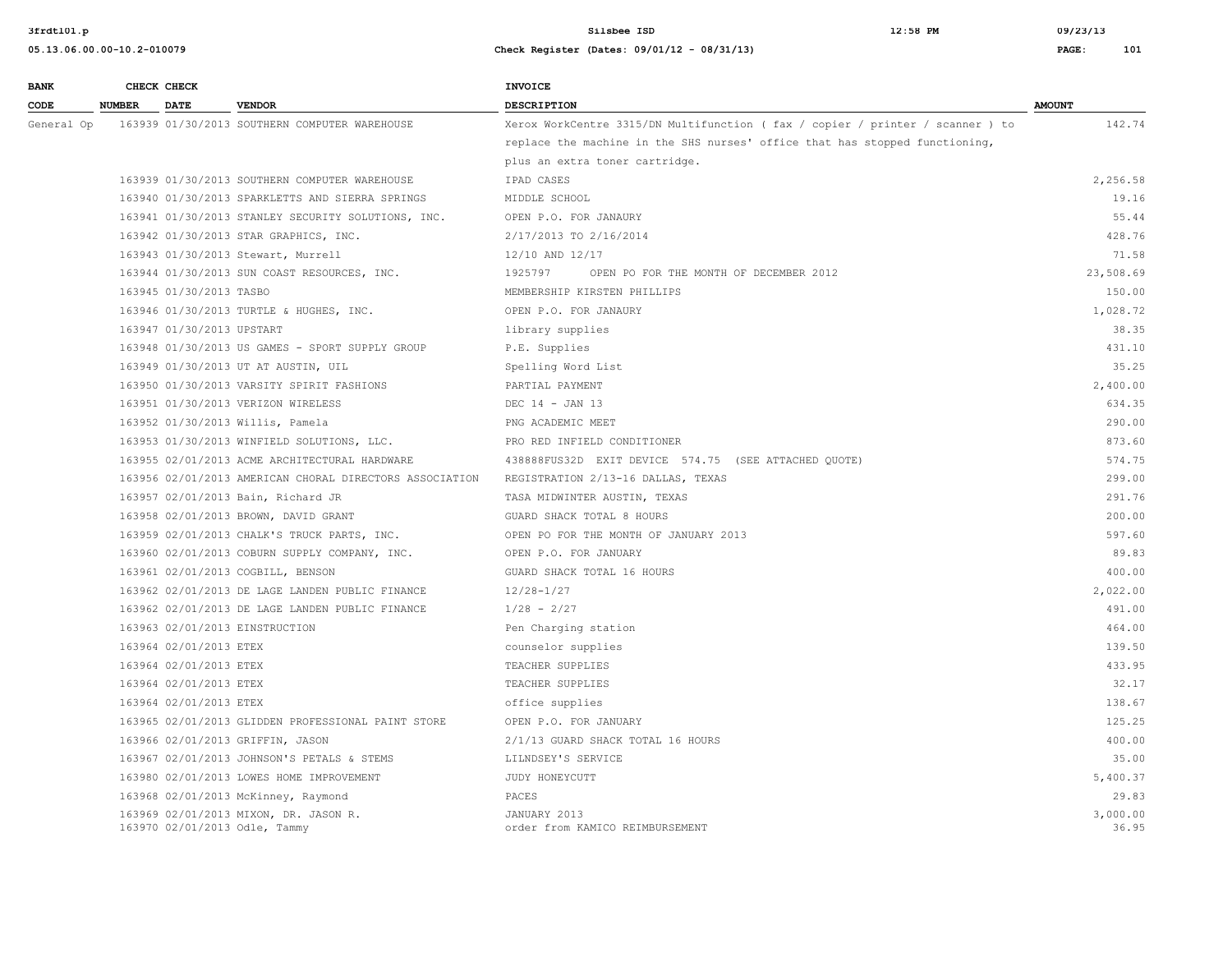| BANK CODE | CHECK NUMBER | CHECK DATE | VENDOR | INVOICE DESCRIPTION | AMOUNT |
|---|---|---|---|---|---|
| General Op | 163939 | 01/30/2013 | SOUTHERN COMPUTER WAREHOUSE | Xerox WorkCentre 3315/DN Multifunction ( fax / copier / printer / scanner ) to replace the machine in the SHS nurses' office that has stopped functioning, plus an extra toner cartridge. | 142.74 |
| | 163939 | 01/30/2013 | SOUTHERN COMPUTER WAREHOUSE | IPAD CASES | 2,256.58 |
| | 163940 | 01/30/2013 | SPARKLETTS AND SIERRA SPRINGS | MIDDLE SCHOOL | 19.16 |
| | 163941 | 01/30/2013 | STANLEY SECURITY SOLUTIONS, INC. | OPEN P.O. FOR JANAURY | 55.44 |
| | 163942 | 01/30/2013 | STAR GRAPHICS, INC. | 2/17/2013 TO 2/16/2014 | 428.76 |
| | 163943 | 01/30/2013 | Stewart, Murrell | 12/10 AND 12/17 | 71.58 |
| | 163944 | 01/30/2013 | SUN COAST RESOURCES, INC. | 1925797 OPEN PO FOR THE MONTH OF DECEMBER 2012 | 23,508.69 |
| | 163945 | 01/30/2013 | TASBO | MEMBERSHIP KIRSTEN PHILLIPS | 150.00 |
| | 163946 | 01/30/2013 | TURTLE & HUGHES, INC. | OPEN P.O. FOR JANAURY | 1,028.72 |
| | 163947 | 01/30/2013 | UPSTART | library supplies | 38.35 |
| | 163948 | 01/30/2013 | US GAMES - SPORT SUPPLY GROUP | P.E. Supplies | 431.10 |
| | 163949 | 01/30/2013 | UT AT AUSTIN, UIL | Spelling Word List | 35.25 |
| | 163950 | 01/30/2013 | VARSITY SPIRIT FASHIONS | PARTIAL PAYMENT | 2,400.00 |
| | 163951 | 01/30/2013 | VERIZON WIRELESS | DEC 14 - JAN 13 | 634.35 |
| | 163952 | 01/30/2013 | Willis, Pamela | PNG ACADEMIC MEET | 290.00 |
| | 163953 | 01/30/2013 | WINFIELD SOLUTIONS, LLC. | PRO RED INFIELD CONDITIONER | 873.60 |
| | 163955 | 02/01/2013 | ACME ARCHITECTURAL HARDWARE | 438888FUS32D EXIT DEVICE 574.75 (SEE ATTACHED QUOTE) | 574.75 |
| | 163956 | 02/01/2013 | AMERICAN CHORAL DIRECTORS ASSOCIATION | REGISTRATION 2/13-16 DALLAS, TEXAS | 299.00 |
| | 163957 | 02/01/2013 | Bain, Richard JR | TASA MIDWINTER AUSTIN, TEXAS | 291.76 |
| | 163958 | 02/01/2013 | BROWN, DAVID GRANT | GUARD SHACK TOTAL 8 HOURS | 200.00 |
| | 163959 | 02/01/2013 | CHALK'S TRUCK PARTS, INC. | OPEN PO FOR THE MONTH OF JANUARY 2013 | 597.60 |
| | 163960 | 02/01/2013 | COBURN SUPPLY COMPANY, INC. | OPEN P.O. FOR JANUARY | 89.83 |
| | 163961 | 02/01/2013 | COGBILL, BENSON | GUARD SHACK TOTAL 16 HOURS | 400.00 |
| | 163962 | 02/01/2013 | DE LAGE LANDEN PUBLIC FINANCE | 12/28-1/27 | 2,022.00 |
| | 163962 | 02/01/2013 | DE LAGE LANDEN PUBLIC FINANCE | 1/28 - 2/27 | 491.00 |
| | 163963 | 02/01/2013 | EINSTRUCTION | Pen Charging station | 464.00 |
| | 163964 | 02/01/2013 | ETEX | counselor supplies | 139.50 |
| | 163964 | 02/01/2013 | ETEX | TEACHER SUPPLIES | 433.95 |
| | 163964 | 02/01/2013 | ETEX | TEACHER SUPPLIES | 32.17 |
| | 163964 | 02/01/2013 | ETEX | office supplies | 138.67 |
| | 163965 | 02/01/2013 | GLIDDEN PROFESSIONAL PAINT STORE | OPEN P.O. FOR JANUARY | 125.25 |
| | 163966 | 02/01/2013 | GRIFFIN, JASON | 2/1/13 GUARD SHACK TOTAL 16 HOURS | 400.00 |
| | 163967 | 02/01/2013 | JOHNSON'S PETALS & STEMS | LILNDSEY'S SERVICE | 35.00 |
| | 163980 | 02/01/2013 | LOWES HOME IMPROVEMENT | JUDY HONEYCUTT | 5,400.37 |
| | 163968 | 02/01/2013 | McKinney, Raymond | PACES | 29.83 |
| | 163969 | 02/01/2013 | MIXON, DR. JASON R. | JANUARY 2013 | 3,000.00 |
| | 163970 | 02/01/2013 | Odle, Tammy | order from KAMICO REIMBURSEMENT | 36.95 |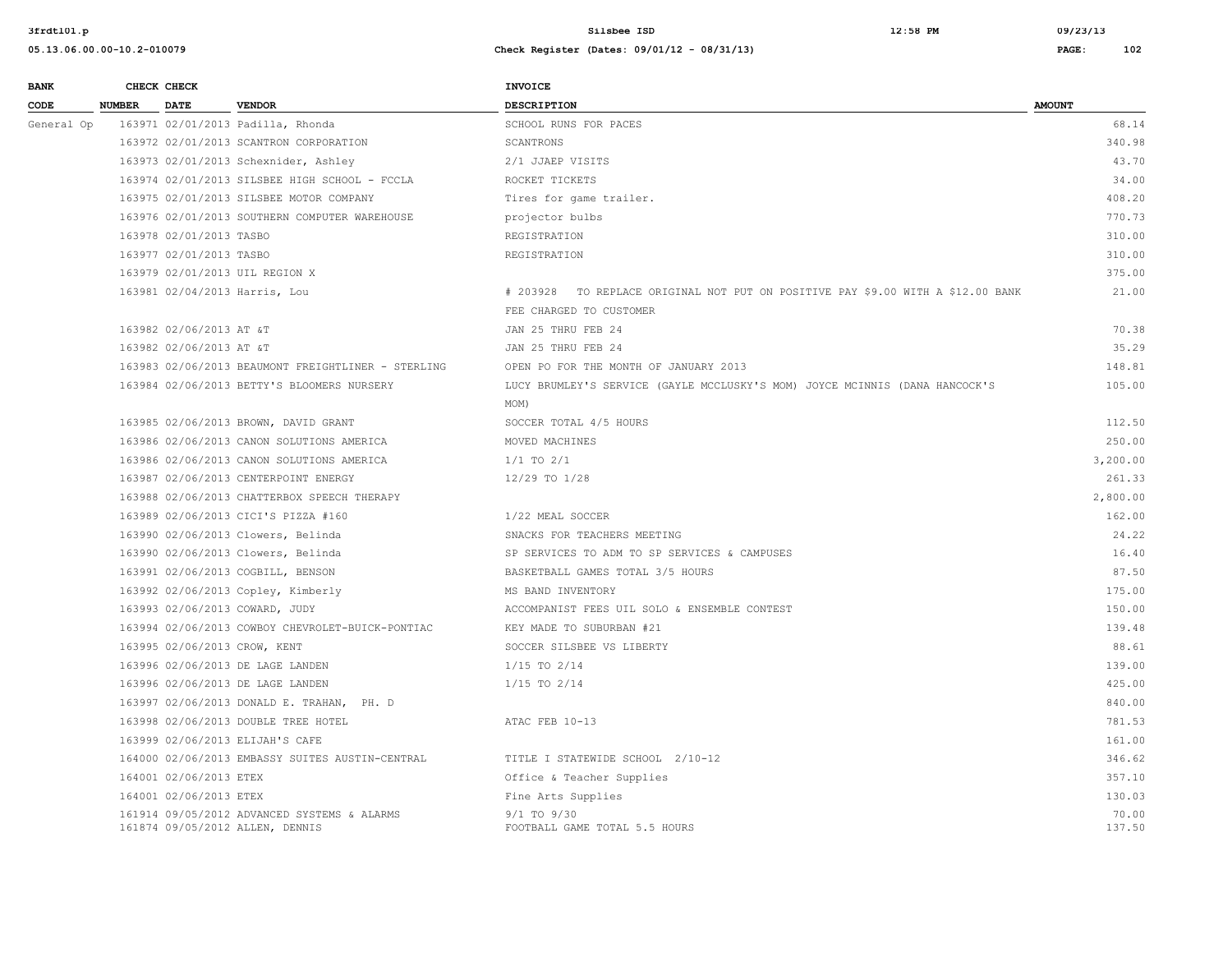| BANK CODE | CHECK NUMBER | CHECK DATE | VENDOR | INVOICE DESCRIPTION | AMOUNT |
|---|---|---|---|---|---|
| General Op | 163971 | 02/01/2013 | Padilla, Rhonda | SCHOOL RUNS FOR PACES | 68.14 |
| | 163972 | 02/01/2013 | SCANTRON CORPORATION | SCANTRONS | 340.98 |
| | 163973 | 02/01/2013 | Schexnider, Ashley | 2/1 JJAEP VISITS | 43.70 |
| | 163974 | 02/01/2013 | SILSBEE HIGH SCHOOL - FCCLA | ROCKET TICKETS | 34.00 |
| | 163975 | 02/01/2013 | SILSBEE MOTOR COMPANY | Tires for game trailer. | 408.20 |
| | 163976 | 02/01/2013 | SOUTHERN COMPUTER WAREHOUSE | projector bulbs | 770.73 |
| | 163978 | 02/01/2013 | TASBO | REGISTRATION | 310.00 |
| | 163977 | 02/01/2013 | TASBO | REGISTRATION | 310.00 |
| | 163979 | 02/01/2013 | UIL REGION X | | 375.00 |
| | 163981 | 02/04/2013 | Harris, Lou | # 203928 TO REPLACE ORIGINAL NOT PUT ON POSITIVE PAY $9.00 WITH A $12.00 BANK FEE CHARGED TO CUSTOMER | 21.00 |
| | 163982 | 02/06/2013 | AT &T | JAN 25 THRU FEB 24 | 70.38 |
| | 163982 | 02/06/2013 | AT &T | JAN 25 THRU FEB 24 | 35.29 |
| | 163983 | 02/06/2013 | BEAUMONT FREIGHTLINER - STERLING | OPEN PO FOR THE MONTH OF JANUARY 2013 | 148.81 |
| | 163984 | 02/06/2013 | BETTY'S BLOOMERS NURSERY | LUCY BRUMLEY'S SERVICE (GAYLE MCCLUSKY'S MOM) JOYCE MCINNIS (DANA HANCOCK'S MOM) | 105.00 |
| | 163985 | 02/06/2013 | BROWN, DAVID GRANT | SOCCER TOTAL 4/5 HOURS | 112.50 |
| | 163986 | 02/06/2013 | CANON SOLUTIONS AMERICA | MOVED MACHINES | 250.00 |
| | 163986 | 02/06/2013 | CANON SOLUTIONS AMERICA | 1/1 TO 2/1 | 3,200.00 |
| | 163987 | 02/06/2013 | CENTERPOINT ENERGY | 12/29 TO 1/28 | 261.33 |
| | 163988 | 02/06/2013 | CHATTERBOX SPEECH THERAPY | | 2,800.00 |
| | 163989 | 02/06/2013 | CICI'S PIZZA #160 | 1/22 MEAL SOCCER | 162.00 |
| | 163990 | 02/06/2013 | Clowers, Belinda | SNACKS FOR TEACHERS MEETING | 24.22 |
| | 163990 | 02/06/2013 | Clowers, Belinda | SP SERVICES TO ADM TO SP SERVICES & CAMPUSES | 16.40 |
| | 163991 | 02/06/2013 | COGBILL, BENSON | BASKETBALL GAMES TOTAL 3/5 HOURS | 87.50 |
| | 163992 | 02/06/2013 | Copley, Kimberly | MS BAND INVENTORY | 175.00 |
| | 163993 | 02/06/2013 | COWARD, JUDY | ACCOMPANIST FEES UIL SOLO & ENSEMBLE CONTEST | 150.00 |
| | 163994 | 02/06/2013 | COWBOY CHEVROLET-BUICK-PONTIAC | KEY MADE TO SUBURBAN #21 | 139.48 |
| | 163995 | 02/06/2013 | CROW, KENT | SOCCER SILSBEE VS LIBERTY | 88.61 |
| | 163996 | 02/06/2013 | DE LAGE LANDEN | 1/15 TO 2/14 | 139.00 |
| | 163996 | 02/06/2013 | DE LAGE LANDEN | 1/15 TO 2/14 | 425.00 |
| | 163997 | 02/06/2013 | DONALD E. TRAHAN, PH. D | | 840.00 |
| | 163998 | 02/06/2013 | DOUBLE TREE HOTEL | ATAC FEB 10-13 | 781.53 |
| | 163999 | 02/06/2013 | ELIJAH'S CAFE | | 161.00 |
| | 164000 | 02/06/2013 | EMBASSY SUITES AUSTIN-CENTRAL | TITLE I STATEWIDE SCHOOL 2/10-12 | 346.62 |
| | 164001 | 02/06/2013 | ETEX | Office & Teacher Supplies | 357.10 |
| | 164001 | 02/06/2013 | ETEX | Fine Arts Supplies | 130.03 |
| | 161914 | 09/05/2012 | ADVANCED SYSTEMS & ALARMS | 9/1 TO 9/30 | 70.00 |
| | 161874 | 09/05/2012 | ALLEN, DENNIS | FOOTBALL GAME TOTAL 5.5 HOURS | 137.50 |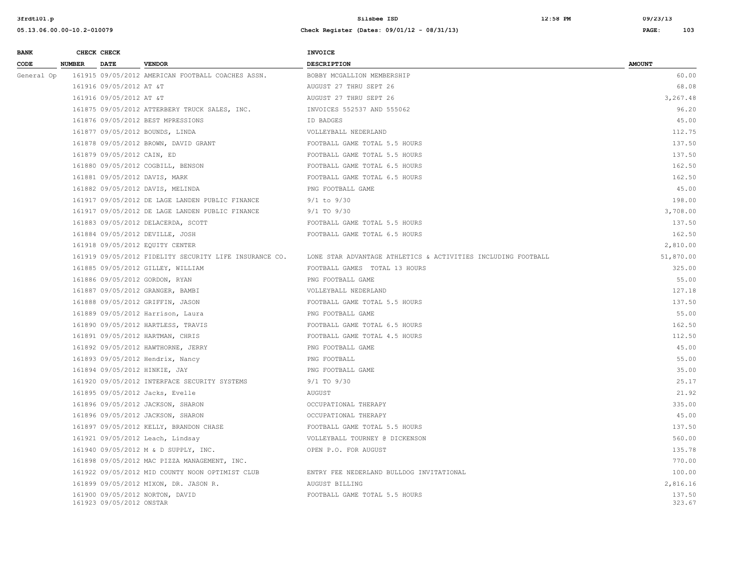| BANK CODE | CHECK NUMBER | CHECK DATE | VENDOR | INVOICE DESCRIPTION | AMOUNT |
|---|---|---|---|---|---|
| General Op | 161915 | 09/05/2012 | AMERICAN FOOTBALL COACHES ASSN. | BOBBY MCGALLION MEMBERSHIP | 60.00 |
| | 161916 | 09/05/2012 | AT &T | AUGUST 27 THRU SEPT 26 | 68.08 |
| | 161916 | 09/05/2012 | AT &T | AUGUST 27 THRU SEPT 26 | 3,267.48 |
| | 161875 | 09/05/2012 | ATTERBERY TRUCK SALES, INC. | INVOICES 552537 AND 555062 | 96.20 |
| | 161876 | 09/05/2012 | BEST MPRESSIONS | ID BADGES | 45.00 |
| | 161877 | 09/05/2012 | BOUNDS, LINDA | VOLLEYBALL NEDERLAND | 112.75 |
| | 161878 | 09/05/2012 | BROWN, DAVID GRANT | FOOTBALL GAME TOTAL 5.5 HOURS | 137.50 |
| | 161879 | 09/05/2012 | CAIN, ED | FOOTBALL GAME TOTAL 5.5 HOURS | 137.50 |
| | 161880 | 09/05/2012 | COGBILL, BENSON | FOOTBALL GAME TOTAL 6.5 HOURS | 162.50 |
| | 161881 | 09/05/2012 | DAVIS, MARK | FOOTBALL GAME TOTAL 6.5 HOURS | 162.50 |
| | 161882 | 09/05/2012 | DAVIS, MELINDA | PNG FOOTBALL GAME | 45.00 |
| | 161917 | 09/05/2012 | DE LAGE LANDEN PUBLIC FINANCE | 9/1 to 9/30 | 198.00 |
| | 161917 | 09/05/2012 | DE LAGE LANDEN PUBLIC FINANCE | 9/1 TO 9/30 | 3,708.00 |
| | 161883 | 09/05/2012 | DELACERDA, SCOTT | FOOTBALL GAME TOTAL 5.5 HOURS | 137.50 |
| | 161884 | 09/05/2012 | DEVILLE, JOSH | FOOTBALL GAME TOTAL 6.5 HOURS | 162.50 |
| | 161918 | 09/05/2012 | EQUITY CENTER | | 2,810.00 |
| | 161919 | 09/05/2012 | FIDELITY SECURITY LIFE INSURANCE CO. | LONE STAR ADVANTAGE ATHLETICS & ACTIVITIES INCLUDING FOOTBALL | 51,870.00 |
| | 161885 | 09/05/2012 | GILLEY, WILLIAM | FOOTBALL GAMES TOTAL 13 HOURS | 325.00 |
| | 161886 | 09/05/2012 | GORDON, RYAN | PNG FOOTBALL GAME | 55.00 |
| | 161887 | 09/05/2012 | GRANGER, BAMBI | VOLLEYBALL NEDERLAND | 127.18 |
| | 161888 | 09/05/2012 | GRIFFIN, JASON | FOOTBALL GAME TOTAL 5.5 HOURS | 137.50 |
| | 161889 | 09/05/2012 | Harrison, Laura | PNG FOOTBALL GAME | 55.00 |
| | 161890 | 09/05/2012 | HARTLESS, TRAVIS | FOOTBALL GAME TOTAL 6.5 HOURS | 162.50 |
| | 161891 | 09/05/2012 | HARTMAN, CHRIS | FOOTBALL GAME TOTAL 4.5 HOURS | 112.50 |
| | 161892 | 09/05/2012 | HAWTHORNE, JERRY | PNG FOOTBALL GAME | 45.00 |
| | 161893 | 09/05/2012 | Hendrix, Nancy | PNG FOOTBALL | 55.00 |
| | 161894 | 09/05/2012 | HINKIE, JAY | PNG FOOTBALL GAME | 35.00 |
| | 161920 | 09/05/2012 | INTERFACE SECURITY SYSTEMS | 9/1 TO 9/30 | 25.17 |
| | 161895 | 09/05/2012 | Jacks, Evelle | AUGUST | 21.92 |
| | 161896 | 09/05/2012 | JACKSON, SHARON | OCCUPATIONAL THERAPY | 335.00 |
| | 161896 | 09/05/2012 | JACKSON, SHARON | OCCUPATIONAL THERAPY | 45.00 |
| | 161897 | 09/05/2012 | KELLY, BRANDON CHASE | FOOTBALL GAME TOTAL 5.5 HOURS | 137.50 |
| | 161921 | 09/05/2012 | Leach, Lindsay | VOLLEYBALL TOURNEY @ DICKENSON | 560.00 |
| | 161940 | 09/05/2012 | M & D SUPPLY, INC. | OPEN P.O. FOR AUGUST | 135.78 |
| | 161898 | 09/05/2012 | MAC PIZZA MANAGEMENT, INC. | | 770.00 |
| | 161922 | 09/05/2012 | MID COUNTY NOON OPTIMIST CLUB | ENTRY FEE NEDERLAND BULLDOG INVITATIONAL | 100.00 |
| | 161899 | 09/05/2012 | MIXON, DR. JASON R. | AUGUST BILLING | 2,816.16 |
| | 161900 | 09/05/2012 | NORTON, DAVID | FOOTBALL GAME TOTAL 5.5 HOURS | 137.50 |
| | 161923 | 09/05/2012 | ONSTAR | | 323.67 |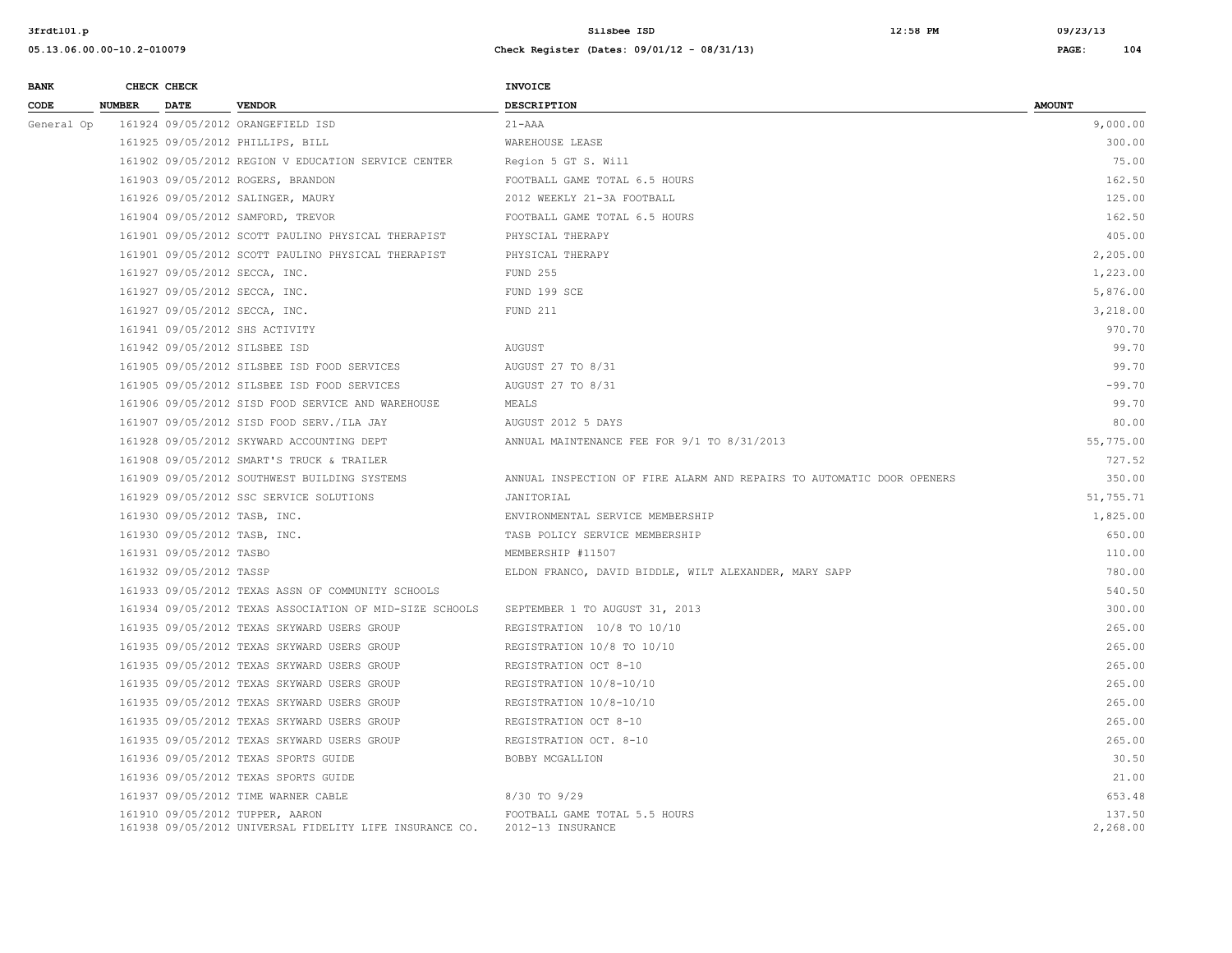| BANK CODE | CHECK NUMBER | CHECK DATE | VENDOR | INVOICE DESCRIPTION | AMOUNT |
|---|---|---|---|---|---|
| General Op | 161924 | 09/05/2012 | ORANGEFIELD ISD | 21-AAA | 9,000.00 |
| | 161925 | 09/05/2012 | PHILLIPS, BILL | WAREHOUSE LEASE | 300.00 |
| | 161902 | 09/05/2012 | REGION V EDUCATION SERVICE CENTER | Region 5 GT S. Will | 75.00 |
| | 161903 | 09/05/2012 | ROGERS, BRANDON | FOOTBALL GAME TOTAL 6.5 HOURS | 162.50 |
| | 161926 | 09/05/2012 | SALINGER, MAURY | 2012 WEEKLY 21-3A FOOTBALL | 125.00 |
| | 161904 | 09/05/2012 | SAMFORD, TREVOR | FOOTBALL GAME TOTAL 6.5 HOURS | 162.50 |
| | 161901 | 09/05/2012 | SCOTT PAULINO PHYSICAL THERAPIST | PHYSCIAL THERAPY | 405.00 |
| | 161901 | 09/05/2012 | SCOTT PAULINO PHYSICAL THERAPIST | PHYSICAL THERAPY | 2,205.00 |
| | 161927 | 09/05/2012 | SECCA, INC. | FUND 255 | 1,223.00 |
| | 161927 | 09/05/2012 | SECCA, INC. | FUND 199 SCE | 5,876.00 |
| | 161927 | 09/05/2012 | SECCA, INC. | FUND 211 | 3,218.00 |
| | 161941 | 09/05/2012 | SHS ACTIVITY | | 970.70 |
| | 161942 | 09/05/2012 | SILSBEE ISD | AUGUST | 99.70 |
| | 161905 | 09/05/2012 | SILSBEE ISD FOOD SERVICES | AUGUST 27 TO 8/31 | 99.70 |
| | 161905 | 09/05/2012 | SILSBEE ISD FOOD SERVICES | AUGUST 27 TO 8/31 | -99.70 |
| | 161906 | 09/05/2012 | SISD FOOD SERVICE AND WAREHOUSE | MEALS | 99.70 |
| | 161907 | 09/05/2012 | SISD FOOD SERV./ILA JAY | AUGUST 2012 5 DAYS | 80.00 |
| | 161928 | 09/05/2012 | SKYWARD ACCOUNTING DEPT | ANNUAL MAINTENANCE FEE FOR 9/1 TO 8/31/2013 | 55,775.00 |
| | 161908 | 09/05/2012 | SMART'S TRUCK & TRAILER | | 727.52 |
| | 161909 | 09/05/2012 | SOUTHWEST BUILDING SYSTEMS | ANNUAL INSPECTION OF FIRE ALARM AND REPAIRS TO AUTOMATIC DOOR OPENERS | 350.00 |
| | 161929 | 09/05/2012 | SSC SERVICE SOLUTIONS | JANITORIAL | 51,755.71 |
| | 161930 | 09/05/2012 | TASB, INC. | ENVIRONMENTAL SERVICE MEMBERSHIP | 1,825.00 |
| | 161930 | 09/05/2012 | TASB, INC. | TASB POLICY SERVICE MEMBERSHIP | 650.00 |
| | 161931 | 09/05/2012 | TASBO | MEMBERSHIP #11507 | 110.00 |
| | 161932 | 09/05/2012 | TASSP | ELDON FRANCO, DAVID BIDDLE, WILT ALEXANDER, MARY SAPP | 780.00 |
| | 161933 | 09/05/2012 | TEXAS ASSN OF COMMUNITY SCHOOLS | | 540.50 |
| | 161934 | 09/05/2012 | TEXAS ASSOCIATION OF MID-SIZE SCHOOLS | SEPTEMBER 1 TO AUGUST 31, 2013 | 300.00 |
| | 161935 | 09/05/2012 | TEXAS SKYWARD USERS GROUP | REGISTRATION 10/8 TO 10/10 | 265.00 |
| | 161935 | 09/05/2012 | TEXAS SKYWARD USERS GROUP | REGISTRATION 10/8 TO 10/10 | 265.00 |
| | 161935 | 09/05/2012 | TEXAS SKYWARD USERS GROUP | REGISTRATION OCT 8-10 | 265.00 |
| | 161935 | 09/05/2012 | TEXAS SKYWARD USERS GROUP | REGISTRATION 10/8-10/10 | 265.00 |
| | 161935 | 09/05/2012 | TEXAS SKYWARD USERS GROUP | REGISTRATION 10/8-10/10 | 265.00 |
| | 161935 | 09/05/2012 | TEXAS SKYWARD USERS GROUP | REGISTRATION OCT 8-10 | 265.00 |
| | 161935 | 09/05/2012 | TEXAS SKYWARD USERS GROUP | REGISTRATION OCT. 8-10 | 265.00 |
| | 161936 | 09/05/2012 | TEXAS SPORTS GUIDE | BOBBY MCGALLION | 30.50 |
| | 161936 | 09/05/2012 | TEXAS SPORTS GUIDE | | 21.00 |
| | 161937 | 09/05/2012 | TIME WARNER CABLE | 8/30 TO 9/29 | 653.48 |
| | 161910 | 09/05/2012 | TUPPER, AARON | FOOTBALL GAME TOTAL 5.5 HOURS | 137.50 |
| | 161938 | 09/05/2012 | UNIVERSAL FIDELITY LIFE INSURANCE CO. | 2012-13 INSURANCE | 2,268.00 |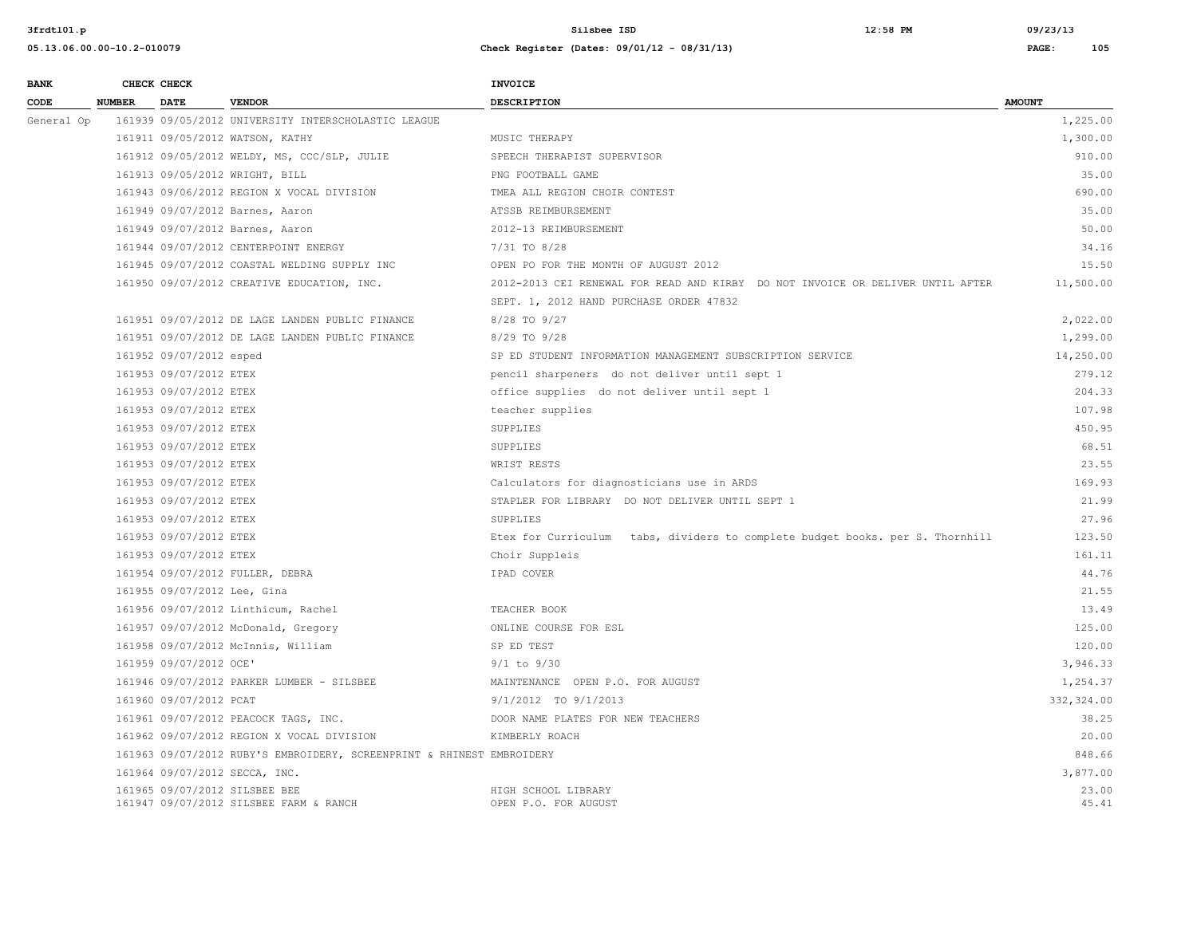| BANK CODE | CHECK NUMBER | CHECK DATE | VENDOR | INVOICE DESCRIPTION | AMOUNT |
|---|---|---|---|---|---|
| General Op | 161939 | 09/05/2012 | UNIVERSITY INTERSCHOLASTIC LEAGUE | | 1,225.00 |
| | 161911 | 09/05/2012 | WATSON, KATHY | MUSIC THERAPY | 1,300.00 |
| | 161912 | 09/05/2012 | WELDY, MS, CCC/SLP, JULIE | SPEECH THERAPIST SUPERVISOR | 910.00 |
| | 161913 | 09/05/2012 | WRIGHT, BILL | PNG FOOTBALL GAME | 35.00 |
| | 161943 | 09/06/2012 | REGION X VOCAL DIVISION | TMEA ALL REGION CHOIR CONTEST | 690.00 |
| | 161949 | 09/07/2012 | Barnes, Aaron | ATSSB REIMBURSEMENT | 35.00 |
| | 161949 | 09/07/2012 | Barnes, Aaron | 2012-13 REIMBURSEMENT | 50.00 |
| | 161944 | 09/07/2012 | CENTERPOINT ENERGY | 7/31 TO 8/28 | 34.16 |
| | 161945 | 09/07/2012 | COASTAL WELDING SUPPLY INC | OPEN PO FOR THE MONTH OF AUGUST 2012 | 15.50 |
| | 161950 | 09/07/2012 | CREATIVE EDUCATION, INC. | 2012-2013 CEI RENEWAL FOR READ AND KIRBY DO NOT INVOICE OR DELIVER UNTIL AFTER SEPT. 1, 2012 HAND PURCHASE ORDER 47832 | 11,500.00 |
| | 161951 | 09/07/2012 | DE LAGE LANDEN PUBLIC FINANCE | 8/28 TO 9/27 | 2,022.00 |
| | 161951 | 09/07/2012 | DE LAGE LANDEN PUBLIC FINANCE | 8/29 TO 9/28 | 1,299.00 |
| | 161952 | 09/07/2012 | esped | SP ED STUDENT INFORMATION MANAGEMENT SUBSCRIPTION SERVICE | 14,250.00 |
| | 161953 | 09/07/2012 | ETEX | pencil sharpeners do not deliver until sept 1 | 279.12 |
| | 161953 | 09/07/2012 | ETEX | office supplies do not deliver until sept 1 | 204.33 |
| | 161953 | 09/07/2012 | ETEX | teacher supplies | 107.98 |
| | 161953 | 09/07/2012 | ETEX | SUPPLIES | 450.95 |
| | 161953 | 09/07/2012 | ETEX | SUPPLIES | 68.51 |
| | 161953 | 09/07/2012 | ETEX | WRIST RESTS | 23.55 |
| | 161953 | 09/07/2012 | ETEX | Calculators for diagnosticians use in ARDS | 169.93 |
| | 161953 | 09/07/2012 | ETEX | STAPLER FOR LIBRARY DO NOT DELIVER UNTIL SEPT 1 | 21.99 |
| | 161953 | 09/07/2012 | ETEX | SUPPLIES | 27.96 |
| | 161953 | 09/07/2012 | ETEX | Etex for Curriculum tabs, dividers to complete budget books. per S. Thornhill | 123.50 |
| | 161953 | 09/07/2012 | ETEX | Choir Suppleis | 161.11 |
| | 161954 | 09/07/2012 | FULLER, DEBRA | IPAD COVER | 44.76 |
| | 161955 | 09/07/2012 | Lee, Gina | | 21.55 |
| | 161956 | 09/07/2012 | Linthicum, Rachel | TEACHER BOOK | 13.49 |
| | 161957 | 09/07/2012 | McDonald, Gregory | ONLINE COURSE FOR ESL | 125.00 |
| | 161958 | 09/07/2012 | McInnis, William | SP ED TEST | 120.00 |
| | 161959 | 09/07/2012 | OCE' | 9/1 to 9/30 | 3,946.33 |
| | 161946 | 09/07/2012 | PARKER LUMBER - SILSBEE | MAINTENANCE OPEN P.O. FOR AUGUST | 1,254.37 |
| | 161960 | 09/07/2012 | PCAT | 9/1/2012 TO 9/1/2013 | 332,324.00 |
| | 161961 | 09/07/2012 | PEACOCK TAGS, INC. | DOOR NAME PLATES FOR NEW TEACHERS | 38.25 |
| | 161962 | 09/07/2012 | REGION X VOCAL DIVISION | KIMBERLY ROACH | 20.00 |
| | 161963 | 09/07/2012 | RUBY'S EMBROIDERY, SCREENPRINT & RHINEST EMBROIDERY | | 848.66 |
| | 161964 | 09/07/2012 | SECCA, INC. | | 3,877.00 |
| | 161965 | 09/07/2012 | SILSBEE BEE | HIGH SCHOOL LIBRARY | 23.00 |
| | 161947 | 09/07/2012 | SILSBEE FARM & RANCH | OPEN P.O. FOR AUGUST | 45.41 |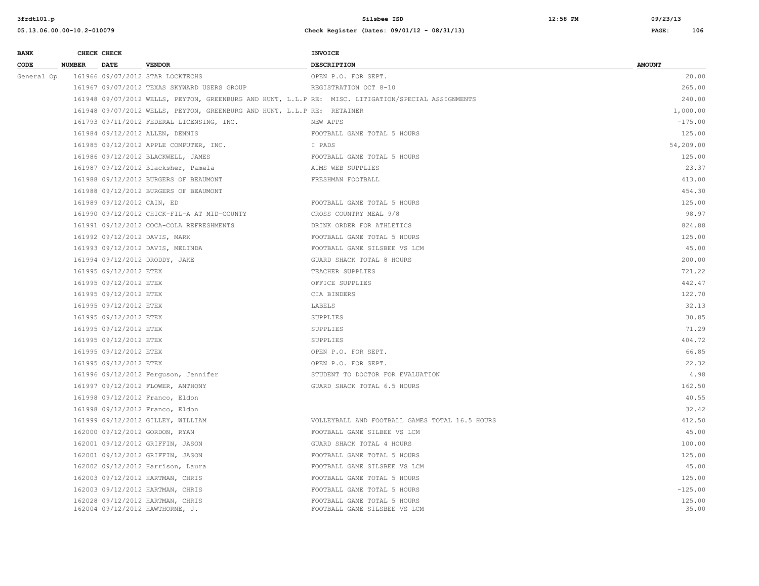| BANK CODE | CHECK NUMBER | CHECK DATE | VENDOR | INVOICE DESCRIPTION | AMOUNT |
|---|---|---|---|---|---|
| General Op | 161966 | 09/07/2012 | STAR LOCKTECHS | OPEN P.O. FOR SEPT. | 20.00 |
| | 161967 | 09/07/2012 | TEXAS SKYWARD USERS GROUP | REGISTRATION OCT 8-10 | 265.00 |
| | 161948 | 09/07/2012 | WELLS, PEYTON, GREENBURG AND HUNT, L.L.P | RE: MISC. LITIGATION/SPECIAL ASSIGNMENTS | 240.00 |
| | 161948 | 09/07/2012 | WELLS, PEYTON, GREENBURG AND HUNT, L.L.P | RE: RETAINER | 1,000.00 |
| | 161793 | 09/11/2012 | FEDERAL LICENSING, INC. | NEW APPS | -175.00 |
| | 161984 | 09/12/2012 | ALLEN, DENNIS | FOOTBALL GAME TOTAL 5 HOURS | 125.00 |
| | 161985 | 09/12/2012 | APPLE COMPUTER, INC. | I PADS | 54,209.00 |
| | 161986 | 09/12/2012 | BLACKWELL, JAMES | FOOTBALL GAME TOTAL 5 HOURS | 125.00 |
| | 161987 | 09/12/2012 | Blacksher, Pamela | AIMS WEB SUPPLIES | 23.37 |
| | 161988 | 09/12/2012 | BURGERS OF BEAUMONT | FRESHMAN FOOTBALL | 413.00 |
| | 161988 | 09/12/2012 | BURGERS OF BEAUMONT | | 454.30 |
| | 161989 | 09/12/2012 | CAIN, ED | FOOTBALL GAME TOTAL 5 HOURS | 125.00 |
| | 161990 | 09/12/2012 | CHICK-FIL-A AT MID-COUNTY | CROSS COUNTRY MEAL 9/8 | 98.97 |
| | 161991 | 09/12/2012 | COCA-COLA REFRESHMENTS | DRINK ORDER FOR ATHLETICS | 824.88 |
| | 161992 | 09/12/2012 | DAVIS, MARK | FOOTBALL GAME TOTAL 5 HOURS | 125.00 |
| | 161993 | 09/12/2012 | DAVIS, MELINDA | FOOTBALL GAME SILSBEE VS LCM | 45.00 |
| | 161994 | 09/12/2012 | DRODDY, JAKE | GUARD SHACK TOTAL 8 HOURS | 200.00 |
| | 161995 | 09/12/2012 | ETEX | TEACHER SUPPLIES | 721.22 |
| | 161995 | 09/12/2012 | ETEX | OFFICE SUPPLIES | 442.47 |
| | 161995 | 09/12/2012 | ETEX | CIA BINDERS | 122.70 |
| | 161995 | 09/12/2012 | ETEX | LABELS | 32.13 |
| | 161995 | 09/12/2012 | ETEX | SUPPLIES | 30.85 |
| | 161995 | 09/12/2012 | ETEX | SUPPLIES | 71.29 |
| | 161995 | 09/12/2012 | ETEX | SUPPLIES | 404.72 |
| | 161995 | 09/12/2012 | ETEX | OPEN P.O. FOR SEPT. | 66.85 |
| | 161995 | 09/12/2012 | ETEX | OPEN P.O. FOR SEPT. | 22.32 |
| | 161996 | 09/12/2012 | Ferguson, Jennifer | STUDENT TO DOCTOR FOR EVALUATION | 4.98 |
| | 161997 | 09/12/2012 | FLOWER, ANTHONY | GUARD SHACK TOTAL 6.5 HOURS | 162.50 |
| | 161998 | 09/12/2012 | Franco, Eldon | | 40.55 |
| | 161998 | 09/12/2012 | Franco, Eldon | | 32.42 |
| | 161999 | 09/12/2012 | GILLEY, WILLIAM | VOLLEYBALL AND FOOTBALL GAMES TOTAL 16.5 HOURS | 412.50 |
| | 162000 | 09/12/2012 | GORDON, RYAN | FOOTBALL GAME SILBEE VS LCM | 45.00 |
| | 162001 | 09/12/2012 | GRIFFIN, JASON | GUARD SHACK TOTAL 4 HOURS | 100.00 |
| | 162001 | 09/12/2012 | GRIFFIN, JASON | FOOTBALL GAME TOTAL 5 HOURS | 125.00 |
| | 162002 | 09/12/2012 | Harrison, Laura | FOOTBALL GAME SILSBEE VS LCM | 45.00 |
| | 162003 | 09/12/2012 | HARTMAN, CHRIS | FOOTBALL GAME TOTAL 5 HOURS | 125.00 |
| | 162003 | 09/12/2012 | HARTMAN, CHRIS | FOOTBALL GAME TOTAL 5 HOURS | -125.00 |
| | 162028 | 09/12/2012 | HARTMAN, CHRIS | FOOTBALL GAME TOTAL 5 HOURS | 125.00 |
| | 162004 | 09/12/2012 | HAWTHORNE, J. | FOOTBALL GAME SILSBEE VS LCM | 35.00 |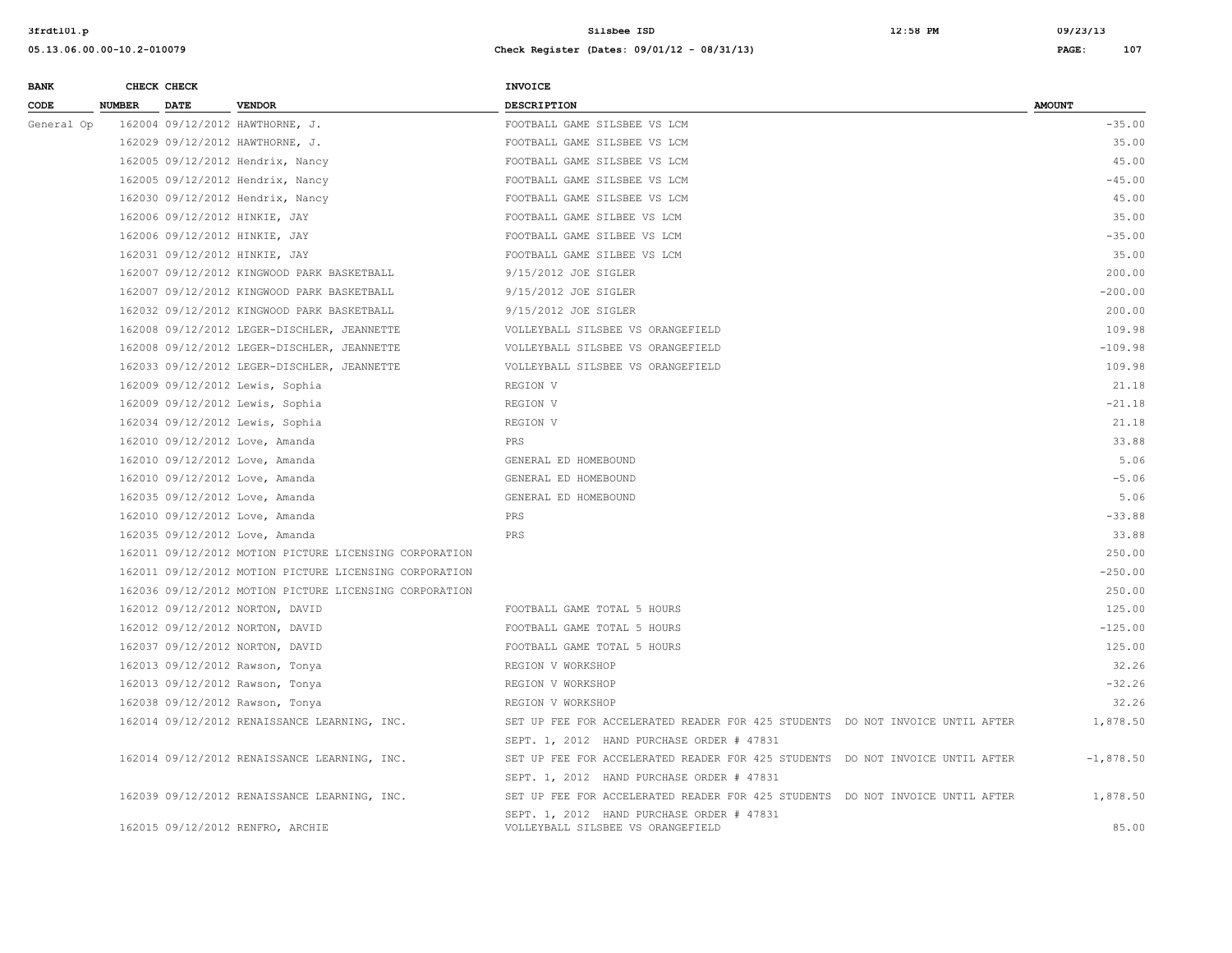| BANK CODE | CHECK NUMBER | CHECK DATE | VENDOR | INVOICE DESCRIPTION | AMOUNT |
|---|---|---|---|---|---|
| General Op | 162004 | 09/12/2012 | HAWTHORNE, J. | FOOTBALL GAME SILSBEE VS LCM | -35.00 |
| | 162029 | 09/12/2012 | HAWTHORNE, J. | FOOTBALL GAME SILSBEE VS LCM | 35.00 |
| | 162005 | 09/12/2012 | Hendrix, Nancy | FOOTBALL GAME SILSBEE VS LCM | 45.00 |
| | 162005 | 09/12/2012 | Hendrix, Nancy | FOOTBALL GAME SILSBEE VS LCM | -45.00 |
| | 162030 | 09/12/2012 | Hendrix, Nancy | FOOTBALL GAME SILSBEE VS LCM | 45.00 |
| | 162006 | 09/12/2012 | HINKIE, JAY | FOOTBALL GAME SILBEE VS LCM | 35.00 |
| | 162006 | 09/12/2012 | HINKIE, JAY | FOOTBALL GAME SILBEE VS LCM | -35.00 |
| | 162031 | 09/12/2012 | HINKIE, JAY | FOOTBALL GAME SILBEE VS LCM | 35.00 |
| | 162007 | 09/12/2012 | KINGWOOD PARK BASKETBALL | 9/15/2012 JOE SIGLER | 200.00 |
| | 162007 | 09/12/2012 | KINGWOOD PARK BASKETBALL | 9/15/2012 JOE SIGLER | -200.00 |
| | 162032 | 09/12/2012 | KINGWOOD PARK BASKETBALL | 9/15/2012 JOE SIGLER | 200.00 |
| | 162008 | 09/12/2012 | LEGER-DISCHLER, JEANNETTE | VOLLEYBALL SILSBEE VS ORANGEFIELD | 109.98 |
| | 162008 | 09/12/2012 | LEGER-DISCHLER, JEANNETTE | VOLLEYBALL SILSBEE VS ORANGEFIELD | -109.98 |
| | 162033 | 09/12/2012 | LEGER-DISCHLER, JEANNETTE | VOLLEYBALL SILSBEE VS ORANGEFIELD | 109.98 |
| | 162009 | 09/12/2012 | Lewis, Sophia | REGION V | 21.18 |
| | 162009 | 09/12/2012 | Lewis, Sophia | REGION V | -21.18 |
| | 162034 | 09/12/2012 | Lewis, Sophia | REGION V | 21.18 |
| | 162010 | 09/12/2012 | Love, Amanda | PRS | 33.88 |
| | 162010 | 09/12/2012 | Love, Amanda | GENERAL ED HOMEBOUND | 5.06 |
| | 162010 | 09/12/2012 | Love, Amanda | GENERAL ED HOMEBOUND | -5.06 |
| | 162035 | 09/12/2012 | Love, Amanda | GENERAL ED HOMEBOUND | 5.06 |
| | 162010 | 09/12/2012 | Love, Amanda | PRS | -33.88 |
| | 162035 | 09/12/2012 | Love, Amanda | PRS | 33.88 |
| | 162011 | 09/12/2012 | MOTION PICTURE LICENSING CORPORATION | | 250.00 |
| | 162011 | 09/12/2012 | MOTION PICTURE LICENSING CORPORATION | | -250.00 |
| | 162036 | 09/12/2012 | MOTION PICTURE LICENSING CORPORATION | | 250.00 |
| | 162012 | 09/12/2012 | NORTON, DAVID | FOOTBALL GAME TOTAL 5 HOURS | 125.00 |
| | 162012 | 09/12/2012 | NORTON, DAVID | FOOTBALL GAME TOTAL 5 HOURS | -125.00 |
| | 162037 | 09/12/2012 | NORTON, DAVID | FOOTBALL GAME TOTAL 5 HOURS | 125.00 |
| | 162013 | 09/12/2012 | Rawson, Tonya | REGION V WORKSHOP | 32.26 |
| | 162013 | 09/12/2012 | Rawson, Tonya | REGION V WORKSHOP | -32.26 |
| | 162038 | 09/12/2012 | Rawson, Tonya | REGION V WORKSHOP | 32.26 |
| | 162014 | 09/12/2012 | RENAISSANCE LEARNING, INC. | SET UP FEE FOR ACCELERATED READER F0R 425 STUDENTS DO NOT INVOICE UNTIL AFTER SEPT. 1, 2012 HAND PURCHASE ORDER # 47831 | 1,878.50 |
| | 162014 | 09/12/2012 | RENAISSANCE LEARNING, INC. | SET UP FEE FOR ACCELERATED READER F0R 425 STUDENTS DO NOT INVOICE UNTIL AFTER SEPT. 1, 2012 HAND PURCHASE ORDER # 47831 | -1,878.50 |
| | 162039 | 09/12/2012 | RENAISSANCE LEARNING, INC. | SET UP FEE FOR ACCELERATED READER F0R 425 STUDENTS DO NOT INVOICE UNTIL AFTER SEPT. 1, 2012 HAND PURCHASE ORDER # 47831 | 1,878.50 |
| | 162015 | 09/12/2012 | RENFRO, ARCHIE | VOLLEYBALL SILSBEE VS ORANGEFIELD | 85.00 |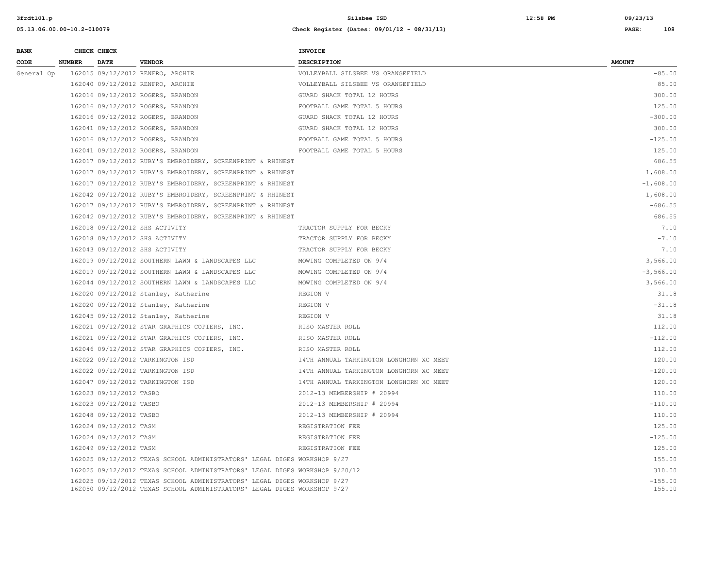| BANK CODE | CHECK NUMBER | CHECK DATE | VENDOR | INVOICE DESCRIPTION | AMOUNT |
|---|---|---|---|---|---|
| General Op | 162015 | 09/12/2012 | RENFRO, ARCHIE | VOLLEYBALL SILSBEE VS ORANGEFIELD | -85.00 |
| | 162040 | 09/12/2012 | RENFRO, ARCHIE | VOLLEYBALL SILSBEE VS ORANGEFIELD | 85.00 |
| | 162016 | 09/12/2012 | ROGERS, BRANDON | GUARD SHACK TOTAL 12 HOURS | 300.00 |
| | 162016 | 09/12/2012 | ROGERS, BRANDON | FOOTBALL GAME TOTAL 5 HOURS | 125.00 |
| | 162016 | 09/12/2012 | ROGERS, BRANDON | GUARD SHACK TOTAL 12 HOURS | -300.00 |
| | 162041 | 09/12/2012 | ROGERS, BRANDON | GUARD SHACK TOTAL 12 HOURS | 300.00 |
| | 162016 | 09/12/2012 | ROGERS, BRANDON | FOOTBALL GAME TOTAL 5 HOURS | -125.00 |
| | 162041 | 09/12/2012 | ROGERS, BRANDON | FOOTBALL GAME TOTAL 5 HOURS | 125.00 |
| | 162017 | 09/12/2012 | RUBY'S EMBROIDERY, SCREENPRINT & RHINEST | | 686.55 |
| | 162017 | 09/12/2012 | RUBY'S EMBROIDERY, SCREENPRINT & RHINEST | | 1,608.00 |
| | 162017 | 09/12/2012 | RUBY'S EMBROIDERY, SCREENPRINT & RHINEST | | -1,608.00 |
| | 162042 | 09/12/2012 | RUBY'S EMBROIDERY, SCREENPRINT & RHINEST | | 1,608.00 |
| | 162017 | 09/12/2012 | RUBY'S EMBROIDERY, SCREENPRINT & RHINEST | | -686.55 |
| | 162042 | 09/12/2012 | RUBY'S EMBROIDERY, SCREENPRINT & RHINEST | | 686.55 |
| | 162018 | 09/12/2012 | SHS ACTIVITY | TRACTOR SUPPLY FOR BECKY | 7.10 |
| | 162018 | 09/12/2012 | SHS ACTIVITY | TRACTOR SUPPLY FOR BECKY | -7.10 |
| | 162043 | 09/12/2012 | SHS ACTIVITY | TRACTOR SUPPLY FOR BECKY | 7.10 |
| | 162019 | 09/12/2012 | SOUTHERN LAWN & LANDSCAPES LLC | MOWING COMPLETED ON 9/4 | 3,566.00 |
| | 162019 | 09/12/2012 | SOUTHERN LAWN & LANDSCAPES LLC | MOWING COMPLETED ON 9/4 | -3,566.00 |
| | 162044 | 09/12/2012 | SOUTHERN LAWN & LANDSCAPES LLC | MOWING COMPLETED ON 9/4 | 3,566.00 |
| | 162020 | 09/12/2012 | Stanley, Katherine | REGION V | 31.18 |
| | 162020 | 09/12/2012 | Stanley, Katherine | REGION V | -31.18 |
| | 162045 | 09/12/2012 | Stanley, Katherine | REGION V | 31.18 |
| | 162021 | 09/12/2012 | STAR GRAPHICS COPIERS, INC. | RISO MASTER ROLL | 112.00 |
| | 162021 | 09/12/2012 | STAR GRAPHICS COPIERS, INC. | RISO MASTER ROLL | -112.00 |
| | 162046 | 09/12/2012 | STAR GRAPHICS COPIERS, INC. | RISO MASTER ROLL | 112.00 |
| | 162022 | 09/12/2012 | TARKINGTON ISD | 14TH ANNUAL TARKINGTON LONGHORN XC MEET | 120.00 |
| | 162022 | 09/12/2012 | TARKINGTON ISD | 14TH ANNUAL TARKINGTON LONGHORN XC MEET | -120.00 |
| | 162047 | 09/12/2012 | TARKINGTON ISD | 14TH ANNUAL TARKINGTON LONGHORN XC MEET | 120.00 |
| | 162023 | 09/12/2012 | TASBO | 2012-13 MEMBERSHIP # 20994 | 110.00 |
| | 162023 | 09/12/2012 | TASBO | 2012-13 MEMBERSHIP # 20994 | -110.00 |
| | 162048 | 09/12/2012 | TASBO | 2012-13 MEMBERSHIP # 20994 | 110.00 |
| | 162024 | 09/12/2012 | TASM | REGISTRATION FEE | 125.00 |
| | 162024 | 09/12/2012 | TASM | REGISTRATION FEE | -125.00 |
| | 162049 | 09/12/2012 | TASM | REGISTRATION FEE | 125.00 |
| | 162025 | 09/12/2012 | TEXAS SCHOOL ADMINISTRATORS' LEGAL DIGES | WORKSHOP 9/27 | 155.00 |
| | 162025 | 09/12/2012 | TEXAS SCHOOL ADMINISTRATORS' LEGAL DIGES | WORKSHOP 9/20/12 | 310.00 |
| | 162025 | 09/12/2012 | TEXAS SCHOOL ADMINISTRATORS' LEGAL DIGES | WORKSHOP 9/27 | -155.00 |
| | 162050 | 09/12/2012 | TEXAS SCHOOL ADMINISTRATORS' LEGAL DIGES | WORKSHOP 9/27 | 155.00 |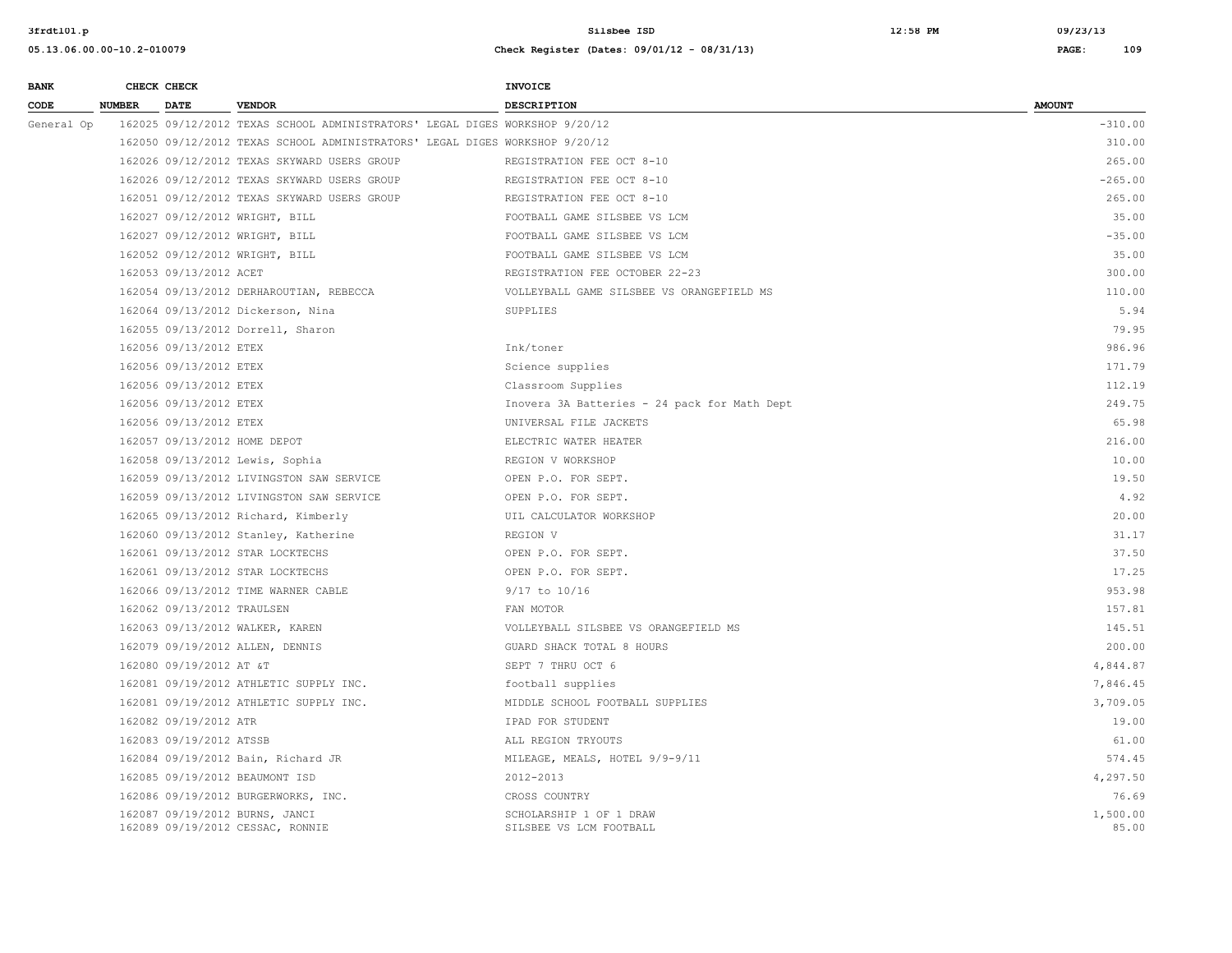| BANK CODE | CHECK NUMBER | CHECK DATE | VENDOR | INVOICE DESCRIPTION | AMOUNT |
|---|---|---|---|---|---|
| General Op | 162025 | 09/12/2012 | TEXAS SCHOOL ADMINISTRATORS' LEGAL DIGES | WORKSHOP 9/20/12 | -310.00 |
| | 162050 | 09/12/2012 | TEXAS SCHOOL ADMINISTRATORS' LEGAL DIGES | WORKSHOP 9/20/12 | 310.00 |
| | 162026 | 09/12/2012 | TEXAS SKYWARD USERS GROUP | REGISTRATION FEE OCT 8-10 | 265.00 |
| | 162026 | 09/12/2012 | TEXAS SKYWARD USERS GROUP | REGISTRATION FEE OCT 8-10 | -265.00 |
| | 162051 | 09/12/2012 | TEXAS SKYWARD USERS GROUP | REGISTRATION FEE OCT 8-10 | 265.00 |
| | 162027 | 09/12/2012 | WRIGHT, BILL | FOOTBALL GAME SILSBEE VS LCM | 35.00 |
| | 162027 | 09/12/2012 | WRIGHT, BILL | FOOTBALL GAME SILSBEE VS LCM | -35.00 |
| | 162052 | 09/12/2012 | WRIGHT, BILL | FOOTBALL GAME SILSBEE VS LCM | 35.00 |
| | 162053 | 09/13/2012 | ACET | REGISTRATION FEE OCTOBER 22-23 | 300.00 |
| | 162054 | 09/13/2012 | DERHAROUTIAN, REBECCA | VOLLEYBALL GAME SILSBEE VS ORANGEFIELD MS | 110.00 |
| | 162064 | 09/13/2012 | Dickerson, Nina | SUPPLIES | 5.94 |
| | 162055 | 09/13/2012 | Dorrell, Sharon | | 79.95 |
| | 162056 | 09/13/2012 | ETEX | Ink/toner | 986.96 |
| | 162056 | 09/13/2012 | ETEX | Science supplies | 171.79 |
| | 162056 | 09/13/2012 | ETEX | Classroom Supplies | 112.19 |
| | 162056 | 09/13/2012 | ETEX | Inovera 3A Batteries - 24 pack for Math Dept | 249.75 |
| | 162056 | 09/13/2012 | ETEX | UNIVERSAL FILE JACKETS | 65.98 |
| | 162057 | 09/13/2012 | HOME DEPOT | ELECTRIC WATER HEATER | 216.00 |
| | 162058 | 09/13/2012 | Lewis, Sophia | REGION V WORKSHOP | 10.00 |
| | 162059 | 09/13/2012 | LIVINGSTON SAW SERVICE | OPEN P.O. FOR SEPT. | 19.50 |
| | 162059 | 09/13/2012 | LIVINGSTON SAW SERVICE | OPEN P.O. FOR SEPT. | 4.92 |
| | 162065 | 09/13/2012 | Richard, Kimberly | UIL CALCULATOR WORKSHOP | 20.00 |
| | 162060 | 09/13/2012 | Stanley, Katherine | REGION V | 31.17 |
| | 162061 | 09/13/2012 | STAR LOCKTECHS | OPEN P.O. FOR SEPT. | 37.50 |
| | 162061 | 09/13/2012 | STAR LOCKTECHS | OPEN P.O. FOR SEPT. | 17.25 |
| | 162066 | 09/13/2012 | TIME WARNER CABLE | 9/17 to 10/16 | 953.98 |
| | 162062 | 09/13/2012 | TRAULSEN | FAN MOTOR | 157.81 |
| | 162063 | 09/13/2012 | WALKER, KAREN | VOLLEYBALL SILSBEE VS ORANGEFIELD MS | 145.51 |
| | 162079 | 09/19/2012 | ALLEN, DENNIS | GUARD SHACK TOTAL 8 HOURS | 200.00 |
| | 162080 | 09/19/2012 | AT &T | SEPT 7 THRU OCT 6 | 4,844.87 |
| | 162081 | 09/19/2012 | ATHLETIC SUPPLY INC. | football supplies | 7,846.45 |
| | 162081 | 09/19/2012 | ATHLETIC SUPPLY INC. | MIDDLE SCHOOL FOOTBALL SUPPLIES | 3,709.05 |
| | 162082 | 09/19/2012 | ATR | IPAD FOR STUDENT | 19.00 |
| | 162083 | 09/19/2012 | ATSSB | ALL REGION TRYOUTS | 61.00 |
| | 162084 | 09/19/2012 | Bain, Richard JR | MILEAGE, MEALS, HOTEL 9/9-9/11 | 574.45 |
| | 162085 | 09/19/2012 | BEAUMONT ISD | 2012-2013 | 4,297.50 |
| | 162086 | 09/19/2012 | BURGERWORKS, INC. | CROSS COUNTRY | 76.69 |
| | 162087 | 09/19/2012 | BURNS, JANCI | SCHOLARSHIP 1 OF 1 DRAW | 1,500.00 |
| | 162089 | 09/19/2012 | CESSAC, RONNIE | SILSBEE VS LCM FOOTBALL | 85.00 |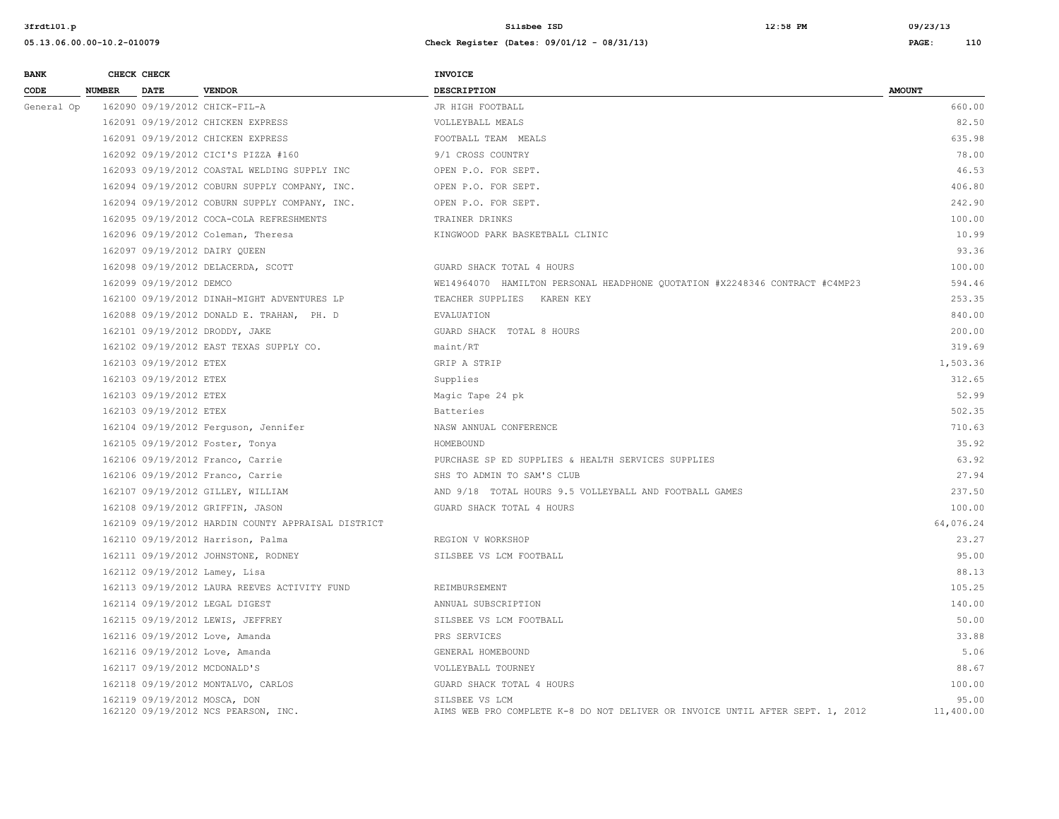| BANK CODE | CHECK NUMBER | CHECK DATE | VENDOR | INVOICE DESCRIPTION | AMOUNT |
|---|---|---|---|---|---|
| General Op | 162090 | 09/19/2012 | CHICK-FIL-A | JR HIGH FOOTBALL | 660.00 |
| | 162091 | 09/19/2012 | CHICKEN EXPRESS | VOLLEYBALL MEALS | 82.50 |
| | 162091 | 09/19/2012 | CHICKEN EXPRESS | FOOTBALL TEAM MEALS | 635.98 |
| | 162092 | 09/19/2012 | CICI'S PIZZA #160 | 9/1 CROSS COUNTRY | 78.00 |
| | 162093 | 09/19/2012 | COASTAL WELDING SUPPLY INC | OPEN P.O. FOR SEPT. | 46.53 |
| | 162094 | 09/19/2012 | COBURN SUPPLY COMPANY, INC. | OPEN P.O. FOR SEPT. | 406.80 |
| | 162094 | 09/19/2012 | COBURN SUPPLY COMPANY, INC. | OPEN P.O. FOR SEPT. | 242.90 |
| | 162095 | 09/19/2012 | COCA-COLA REFRESHMENTS | TRAINER DRINKS | 100.00 |
| | 162096 | 09/19/2012 | Coleman, Theresa | KINGWOOD PARK BASKETBALL CLINIC | 10.99 |
| | 162097 | 09/19/2012 | DAIRY QUEEN | | 93.36 |
| | 162098 | 09/19/2012 | DELACERDA, SCOTT | GUARD SHACK TOTAL 4 HOURS | 100.00 |
| | 162099 | 09/19/2012 | DEMCO | WE14964070 HAMILTON PERSONAL HEADPHONE QUOTATION #X2248346 CONTRACT #C4MP23 | 594.46 |
| | 162100 | 09/19/2012 | DINAH-MIGHT ADVENTURES LP | TEACHER SUPPLIES KAREN KEY | 253.35 |
| | 162088 | 09/19/2012 | DONALD E. TRAHAN, PH. D | EVALUATION | 840.00 |
| | 162101 | 09/19/2012 | DRODDY, JAKE | GUARD SHACK TOTAL 8 HOURS | 200.00 |
| | 162102 | 09/19/2012 | EAST TEXAS SUPPLY CO. | maint/RT | 319.69 |
| | 162103 | 09/19/2012 | ETEX | GRIP A STRIP | 1,503.36 |
| | 162103 | 09/19/2012 | ETEX | Supplies | 312.65 |
| | 162103 | 09/19/2012 | ETEX | Magic Tape 24 pk | 52.99 |
| | 162103 | 09/19/2012 | ETEX | Batteries | 502.35 |
| | 162104 | 09/19/2012 | Ferguson, Jennifer | NASW ANNUAL CONFERENCE | 710.63 |
| | 162105 | 09/19/2012 | Foster, Tonya | HOMEBOUND | 35.92 |
| | 162106 | 09/19/2012 | Franco, Carrie | PURCHASE SP ED SUPPLIES & HEALTH SERVICES SUPPLIES | 63.92 |
| | 162106 | 09/19/2012 | Franco, Carrie | SHS TO ADMIN TO SAM'S CLUB | 27.94 |
| | 162107 | 09/19/2012 | GILLEY, WILLIAM | AND 9/18 TOTAL HOURS 9.5 VOLLEYBALL AND FOOTBALL GAMES | 237.50 |
| | 162108 | 09/19/2012 | GRIFFIN, JASON | GUARD SHACK TOTAL 4 HOURS | 100.00 |
| | 162109 | 09/19/2012 | HARDIN COUNTY APPRAISAL DISTRICT | | 64,076.24 |
| | 162110 | 09/19/2012 | Harrison, Palma | REGION V WORKSHOP | 23.27 |
| | 162111 | 09/19/2012 | JOHNSTONE, RODNEY | SILSBEE VS LCM FOOTBALL | 95.00 |
| | 162112 | 09/19/2012 | Lamey, Lisa | | 88.13 |
| | 162113 | 09/19/2012 | LAURA REEVES ACTIVITY FUND | REIMBURSEMENT | 105.25 |
| | 162114 | 09/19/2012 | LEGAL DIGEST | ANNUAL SUBSCRIPTION | 140.00 |
| | 162115 | 09/19/2012 | LEWIS, JEFFREY | SILSBEE VS LCM FOOTBALL | 50.00 |
| | 162116 | 09/19/2012 | Love, Amanda | PRS SERVICES | 33.88 |
| | 162116 | 09/19/2012 | Love, Amanda | GENERAL HOMEBOUND | 5.06 |
| | 162117 | 09/19/2012 | MCDONALD'S | VOLLEYBALL TOURNEY | 88.67 |
| | 162118 | 09/19/2012 | MONTALVO, CARLOS | GUARD SHACK TOTAL 4 HOURS | 100.00 |
| | 162119 | 09/19/2012 | MOSCA, DON | SILSBEE VS LCM | 95.00 |
| | 162120 | 09/19/2012 | NCS PEARSON, INC. | AIMS WEB PRO COMPLETE K-8 DO NOT DELIVER OR INVOICE UNTIL AFTER SEPT. 1, 2012 | 11,400.00 |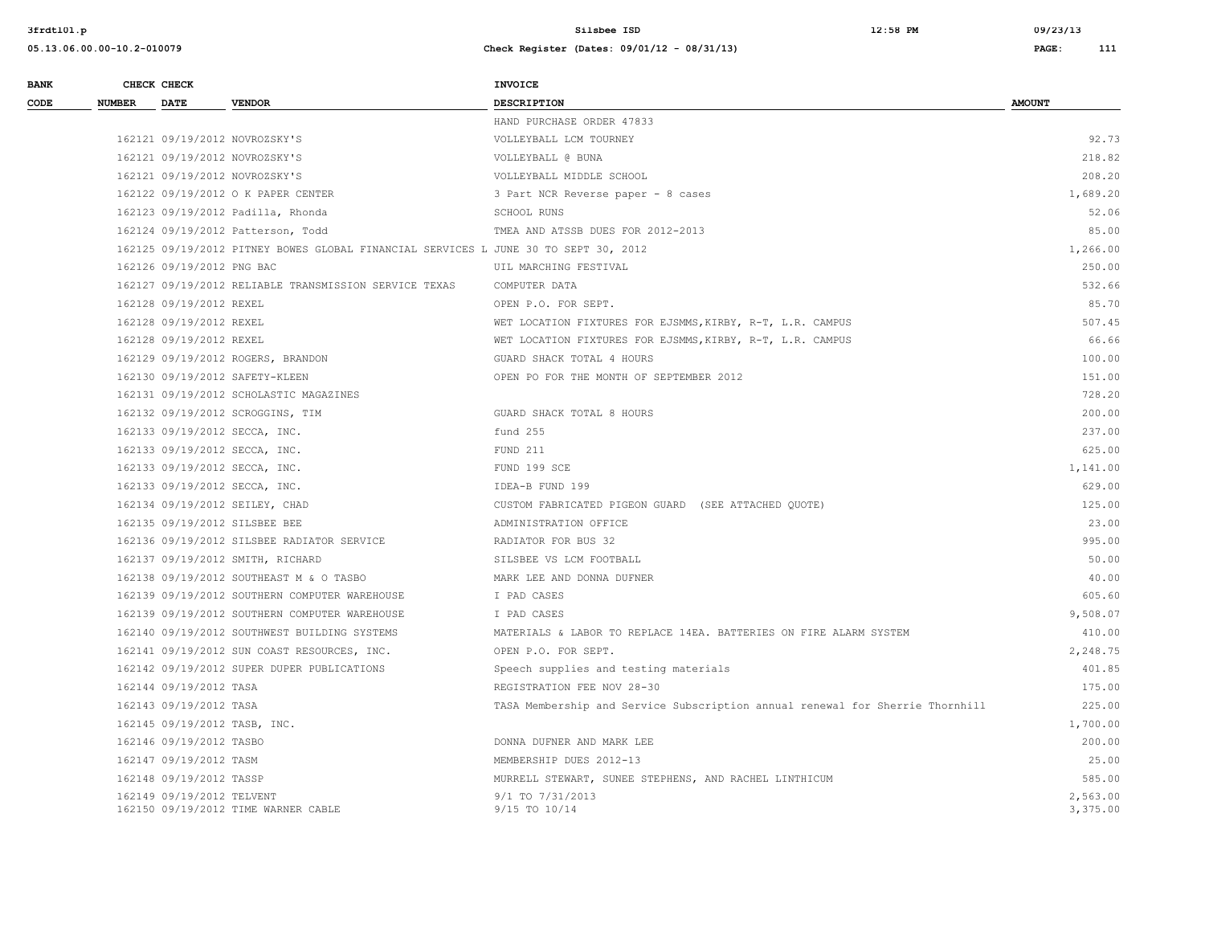| BANK CODE | CHECK NUMBER | CHECK DATE | VENDOR | INVOICE DESCRIPTION | AMOUNT |
|---|---|---|---|---|---|
| | | | | HAND PURCHASE ORDER 47833 | |
| | 162121 | 09/19/2012 | NOVROZSKY'S | VOLLEYBALL LCM TOURNEY | 92.73 |
| | 162121 | 09/19/2012 | NOVROZSKY'S | VOLLEYBALL @ BUNA | 218.82 |
| | 162121 | 09/19/2012 | NOVROZSKY'S | VOLLEYBALL MIDDLE SCHOOL | 208.20 |
| | 162122 | 09/19/2012 | O K PAPER CENTER | 3 Part NCR Reverse paper - 8 cases | 1,689.20 |
| | 162123 | 09/19/2012 | Padilla, Rhonda | SCHOOL RUNS | 52.06 |
| | 162124 | 09/19/2012 | Patterson, Todd | TMEA AND ATSSB DUES FOR 2012-2013 | 85.00 |
| | 162125 | 09/19/2012 | PITNEY BOWES GLOBAL FINANCIAL SERVICES L | JUNE 30 TO SEPT 30, 2012 | 1,266.00 |
| | 162126 | 09/19/2012 | PNG BAC | UIL MARCHING FESTIVAL | 250.00 |
| | 162127 | 09/19/2012 | RELIABLE TRANSMISSION SERVICE TEXAS | COMPUTER DATA | 532.66 |
| | 162128 | 09/19/2012 | REXEL | OPEN P.O. FOR SEPT. | 85.70 |
| | 162128 | 09/19/2012 | REXEL | WET LOCATION FIXTURES FOR EJSMMS,KIRBY, R-T, L.R. CAMPUS | 507.45 |
| | 162128 | 09/19/2012 | REXEL | WET LOCATION FIXTURES FOR EJSMMS,KIRBY, R-T, L.R. CAMPUS | 66.66 |
| | 162129 | 09/19/2012 | ROGERS, BRANDON | GUARD SHACK TOTAL 4 HOURS | 100.00 |
| | 162130 | 09/19/2012 | SAFETY-KLEEN | OPEN PO FOR THE MONTH OF SEPTEMBER 2012 | 151.00 |
| | 162131 | 09/19/2012 | SCHOLASTIC MAGAZINES | | 728.20 |
| | 162132 | 09/19/2012 | SCROGGINS, TIM | GUARD SHACK TOTAL 8 HOURS | 200.00 |
| | 162133 | 09/19/2012 | SECCA, INC. | fund 255 | 237.00 |
| | 162133 | 09/19/2012 | SECCA, INC. | FUND 211 | 625.00 |
| | 162133 | 09/19/2012 | SECCA, INC. | FUND 199 SCE | 1,141.00 |
| | 162133 | 09/19/2012 | SECCA, INC. | IDEA-B FUND 199 | 629.00 |
| | 162134 | 09/19/2012 | SEILEY, CHAD | CUSTOM FABRICATED PIGEON GUARD (SEE ATTACHED QUOTE) | 125.00 |
| | 162135 | 09/19/2012 | SILSBEE BEE | ADMINISTRATION OFFICE | 23.00 |
| | 162136 | 09/19/2012 | SILSBEE RADIATOR SERVICE | RADIATOR FOR BUS 32 | 995.00 |
| | 162137 | 09/19/2012 | SMITH, RICHARD | SILSBEE VS LCM FOOTBALL | 50.00 |
| | 162138 | 09/19/2012 | SOUTHEAST M & O TASBO | MARK LEE AND DONNA DUFNER | 40.00 |
| | 162139 | 09/19/2012 | SOUTHERN COMPUTER WAREHOUSE | I PAD CASES | 605.60 |
| | 162139 | 09/19/2012 | SOUTHERN COMPUTER WAREHOUSE | I PAD CASES | 9,508.07 |
| | 162140 | 09/19/2012 | SOUTHWEST BUILDING SYSTEMS | MATERIALS & LABOR TO REPLACE 14EA. BATTERIES ON FIRE ALARM SYSTEM | 410.00 |
| | 162141 | 09/19/2012 | SUN COAST RESOURCES, INC. | OPEN P.O. FOR SEPT. | 2,248.75 |
| | 162142 | 09/19/2012 | SUPER DUPER PUBLICATIONS | Speech supplies and testing materials | 401.85 |
| | 162144 | 09/19/2012 | TASA | REGISTRATION FEE NOV 28-30 | 175.00 |
| | 162143 | 09/19/2012 | TASA | TASA Membership and Service Subscription annual renewal for Sherrie Thornhill | 225.00 |
| | 162145 | 09/19/2012 | TASB, INC. | | 1,700.00 |
| | 162146 | 09/19/2012 | TASBO | DONNA DUFNER AND MARK LEE | 200.00 |
| | 162147 | 09/19/2012 | TASM | MEMBERSHIP DUES 2012-13 | 25.00 |
| | 162148 | 09/19/2012 | TASSP | MURRELL STEWART, SUNEE STEPHENS, AND RACHEL LINTHICUM | 585.00 |
| | 162149 | 09/19/2012 | TELVENT | 9/1 TO 7/31/2013 | 2,563.00 |
| | 162150 | 09/19/2012 | TIME WARNER CABLE | 9/15 TO 10/14 | 3,375.00 |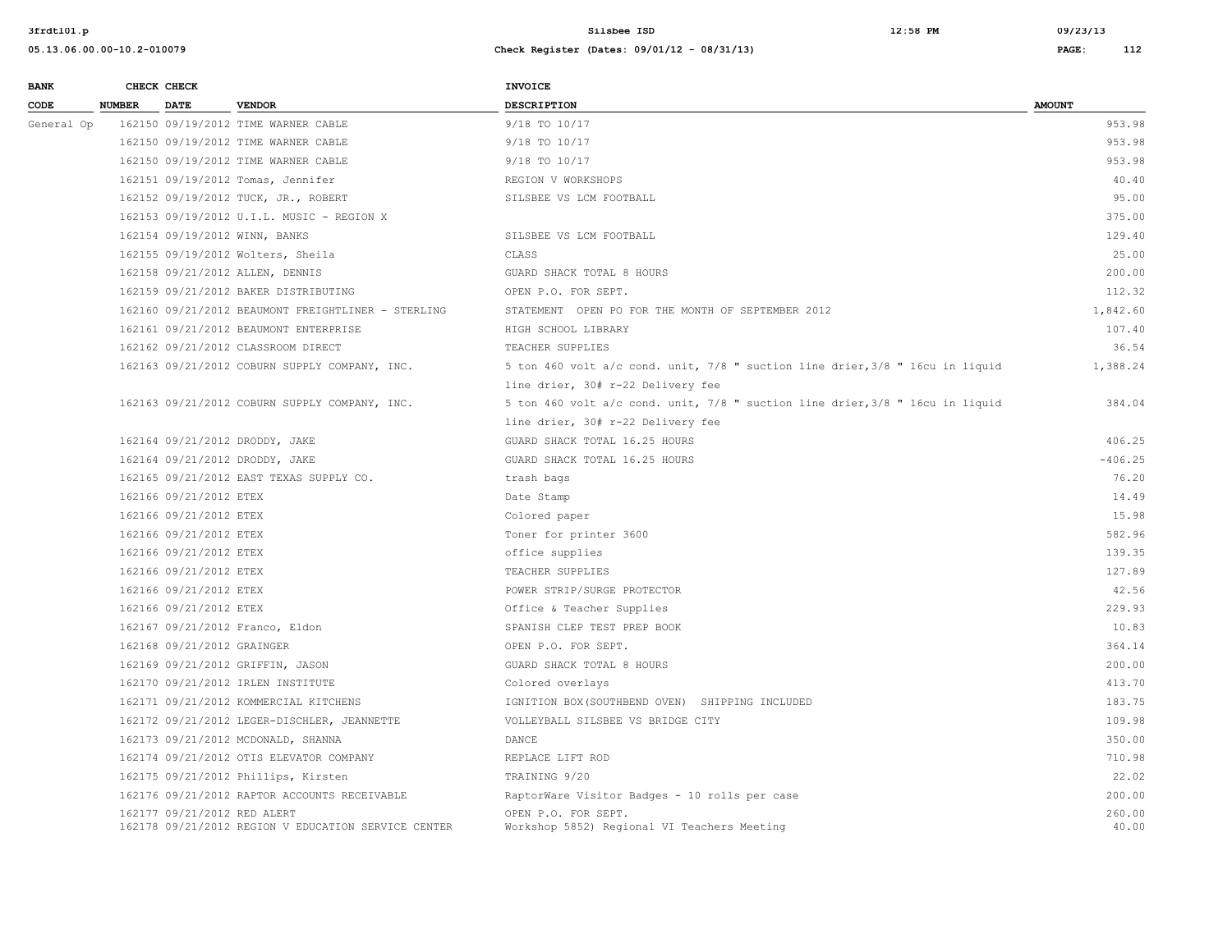| BANK CODE | CHECK NUMBER | CHECK DATE | VENDOR | INVOICE DESCRIPTION | AMOUNT |
|---|---|---|---|---|---|
| General Op | 162150 | 09/19/2012 | TIME WARNER CABLE | 9/18 TO 10/17 | 953.98 |
| | 162150 | 09/19/2012 | TIME WARNER CABLE | 9/18 TO 10/17 | 953.98 |
| | 162150 | 09/19/2012 | TIME WARNER CABLE | 9/18 TO 10/17 | 953.98 |
| | 162151 | 09/19/2012 | Tomas, Jennifer | REGION V WORKSHOPS | 40.40 |
| | 162152 | 09/19/2012 | TUCK, JR., ROBERT | SILSBEE VS LCM FOOTBALL | 95.00 |
| | 162153 | 09/19/2012 | U.I.L. MUSIC - REGION X | | 375.00 |
| | 162154 | 09/19/2012 | WINN, BANKS | SILSBEE VS LCM FOOTBALL | 129.40 |
| | 162155 | 09/19/2012 | Wolters, Sheila | CLASS | 25.00 |
| | 162158 | 09/21/2012 | ALLEN, DENNIS | GUARD SHACK TOTAL 8 HOURS | 200.00 |
| | 162159 | 09/21/2012 | BAKER DISTRIBUTING | OPEN P.O. FOR SEPT. | 112.32 |
| | 162160 | 09/21/2012 | BEAUMONT FREIGHTLINER - STERLING | STATEMENT OPEN PO FOR THE MONTH OF SEPTEMBER 2012 | 1,842.60 |
| | 162161 | 09/21/2012 | BEAUMONT ENTERPRISE | HIGH SCHOOL LIBRARY | 107.40 |
| | 162162 | 09/21/2012 | CLASSROOM DIRECT | TEACHER SUPPLIES | 36.54 |
| | 162163 | 09/21/2012 | COBURN SUPPLY COMPANY, INC. | 5 ton 460 volt a/c cond. unit, 7/8 " suction line drier,3/8 " 16cu in liquid line drier, 30# r-22 Delivery fee | 1,388.24 |
| | 162163 | 09/21/2012 | COBURN SUPPLY COMPANY, INC. | 5 ton 460 volt a/c cond. unit, 7/8 " suction line drier,3/8 " 16cu in liquid line drier, 30# r-22 Delivery fee | 384.04 |
| | 162164 | 09/21/2012 | DRODDY, JAKE | GUARD SHACK TOTAL 16.25 HOURS | 406.25 |
| | 162164 | 09/21/2012 | DRODDY, JAKE | GUARD SHACK TOTAL 16.25 HOURS | -406.25 |
| | 162165 | 09/21/2012 | EAST TEXAS SUPPLY CO. | trash bags | 76.20 |
| | 162166 | 09/21/2012 | ETEX | Date Stamp | 14.49 |
| | 162166 | 09/21/2012 | ETEX | Colored paper | 15.98 |
| | 162166 | 09/21/2012 | ETEX | Toner for printer 3600 | 582.96 |
| | 162166 | 09/21/2012 | ETEX | office supplies | 139.35 |
| | 162166 | 09/21/2012 | ETEX | TEACHER SUPPLIES | 127.89 |
| | 162166 | 09/21/2012 | ETEX | POWER STRIP/SURGE PROTECTOR | 42.56 |
| | 162166 | 09/21/2012 | ETEX | Office & Teacher Supplies | 229.93 |
| | 162167 | 09/21/2012 | Franco, Eldon | SPANISH CLEP TEST PREP BOOK | 10.83 |
| | 162168 | 09/21/2012 | GRAINGER | OPEN P.O. FOR SEPT. | 364.14 |
| | 162169 | 09/21/2012 | GRIFFIN, JASON | GUARD SHACK TOTAL 8 HOURS | 200.00 |
| | 162170 | 09/21/2012 | IRLEN INSTITUTE | Colored overlays | 413.70 |
| | 162171 | 09/21/2012 | KOMMERCIAL KITCHENS | IGNITION BOX(SOUTHBEND OVEN) SHIPPING INCLUDED | 183.75 |
| | 162172 | 09/21/2012 | LEGER-DISCHLER, JEANNETTE | VOLLEYBALL SILSBEE VS BRIDGE CITY | 109.98 |
| | 162173 | 09/21/2012 | MCDONALD, SHANNA | DANCE | 350.00 |
| | 162174 | 09/21/2012 | OTIS ELEVATOR COMPANY | REPLACE LIFT ROD | 710.98 |
| | 162175 | 09/21/2012 | Phillips, Kirsten | TRAINING 9/20 | 22.02 |
| | 162176 | 09/21/2012 | RAPTOR ACCOUNTS RECEIVABLE | RaptorWare Visitor Badges - 10 rolls per case | 200.00 |
| | 162177 | 09/21/2012 | RED ALERT | OPEN P.O. FOR SEPT. | 260.00 |
| | 162178 | 09/21/2012 | REGION V EDUCATION SERVICE CENTER | Workshop 5852) Regional VI Teachers Meeting | 40.00 |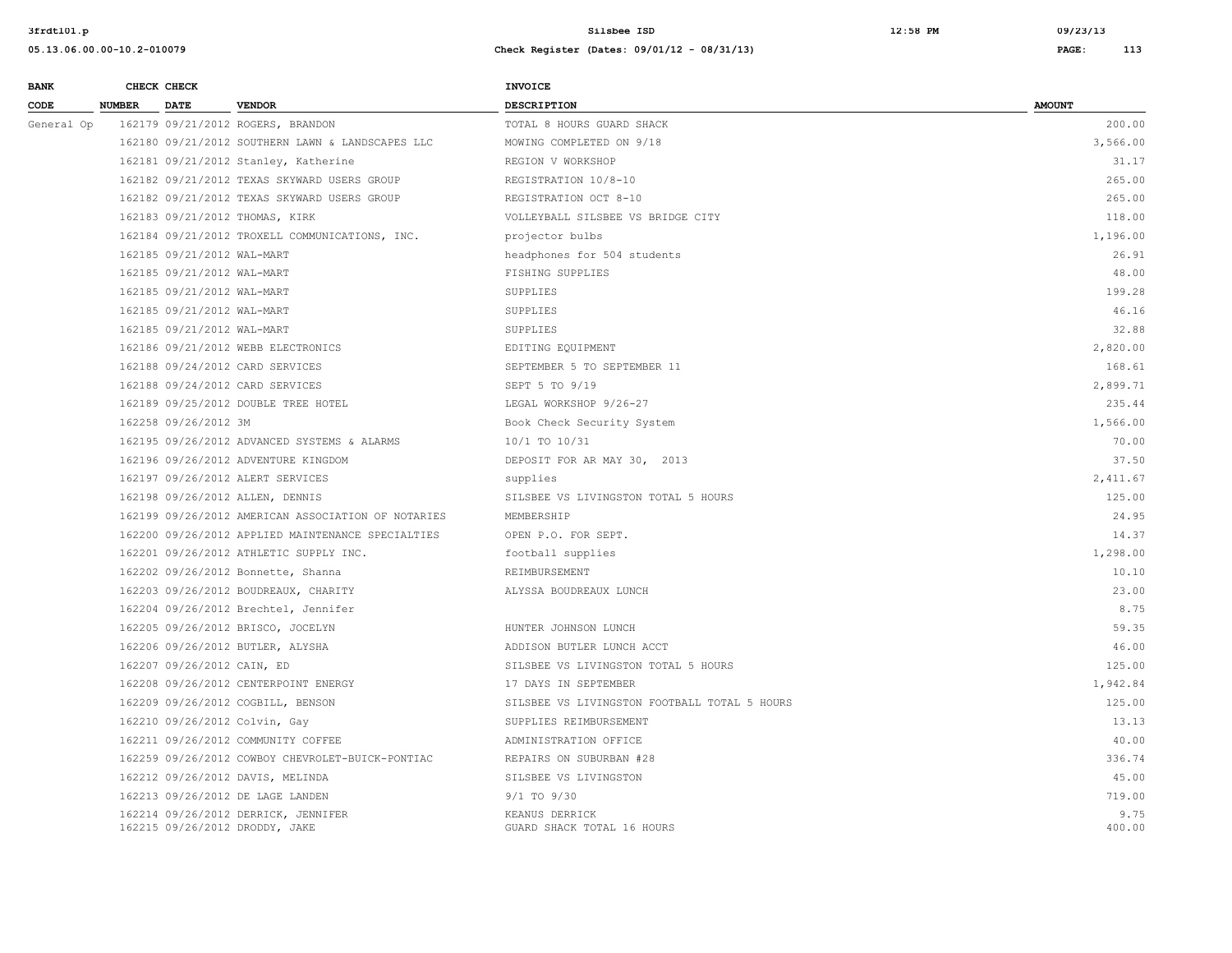| BANK CODE | CHECK NUMBER | CHECK DATE | VENDOR | INVOICE DESCRIPTION | AMOUNT |
|---|---|---|---|---|---|
| General Op | 162179 | 09/21/2012 | ROGERS, BRANDON | TOTAL 8 HOURS GUARD SHACK | 200.00 |
| | 162180 | 09/21/2012 | SOUTHERN LAWN & LANDSCAPES LLC | MOWING COMPLETED ON 9/18 | 3,566.00 |
| | 162181 | 09/21/2012 | Stanley, Katherine | REGION V WORKSHOP | 31.17 |
| | 162182 | 09/21/2012 | TEXAS SKYWARD USERS GROUP | REGISTRATION 10/8-10 | 265.00 |
| | 162182 | 09/21/2012 | TEXAS SKYWARD USERS GROUP | REGISTRATION OCT 8-10 | 265.00 |
| | 162183 | 09/21/2012 | THOMAS, KIRK | VOLLEYBALL SILSBEE VS BRIDGE CITY | 118.00 |
| | 162184 | 09/21/2012 | TROXELL COMMUNICATIONS, INC. | projector bulbs | 1,196.00 |
| | 162185 | 09/21/2012 | WAL-MART | headphones for 504 students | 26.91 |
| | 162185 | 09/21/2012 | WAL-MART | FISHING SUPPLIES | 48.00 |
| | 162185 | 09/21/2012 | WAL-MART | SUPPLIES | 199.28 |
| | 162185 | 09/21/2012 | WAL-MART | SUPPLIES | 46.16 |
| | 162185 | 09/21/2012 | WAL-MART | SUPPLIES | 32.88 |
| | 162186 | 09/21/2012 | WEBB ELECTRONICS | EDITING EQUIPMENT | 2,820.00 |
| | 162188 | 09/24/2012 | CARD SERVICES | SEPTEMBER 5 TO SEPTEMBER 11 | 168.61 |
| | 162188 | 09/24/2012 | CARD SERVICES | SEPT 5 TO 9/19 | 2,899.71 |
| | 162189 | 09/25/2012 | DOUBLE TREE HOTEL | LEGAL WORKSHOP 9/26-27 | 235.44 |
| | 162258 | 09/26/2012 | 3M | Book Check Security System | 1,566.00 |
| | 162195 | 09/26/2012 | ADVANCED SYSTEMS & ALARMS | 10/1 TO 10/31 | 70.00 |
| | 162196 | 09/26/2012 | ADVENTURE KINGDOM | DEPOSIT FOR AR MAY 30, 2013 | 37.50 |
| | 162197 | 09/26/2012 | ALERT SERVICES | supplies | 2,411.67 |
| | 162198 | 09/26/2012 | ALLEN, DENNIS | SILSBEE VS LIVINGSTON TOTAL 5 HOURS | 125.00 |
| | 162199 | 09/26/2012 | AMERICAN ASSOCIATION OF NOTARIES | MEMBERSHIP | 24.95 |
| | 162200 | 09/26/2012 | APPLIED MAINTENANCE SPECIALTIES | OPEN P.O. FOR SEPT. | 14.37 |
| | 162201 | 09/26/2012 | ATHLETIC SUPPLY INC. | football supplies | 1,298.00 |
| | 162202 | 09/26/2012 | Bonnette, Shanna | REIMBURSEMENT | 10.10 |
| | 162203 | 09/26/2012 | BOUDREAUX, CHARITY | ALYSSA BOUDREAUX LUNCH | 23.00 |
| | 162204 | 09/26/2012 | Brechtel, Jennifer | | 8.75 |
| | 162205 | 09/26/2012 | BRISCO, JOCELYN | HUNTER JOHNSON LUNCH | 59.35 |
| | 162206 | 09/26/2012 | BUTLER, ALYSHA | ADDISON BUTLER LUNCH ACCT | 46.00 |
| | 162207 | 09/26/2012 | CAIN, ED | SILSBEE VS LIVINGSTON TOTAL 5 HOURS | 125.00 |
| | 162208 | 09/26/2012 | CENTERPOINT ENERGY | 17 DAYS IN SEPTEMBER | 1,942.84 |
| | 162209 | 09/26/2012 | COGBILL, BENSON | SILSBEE VS LIVINGSTON FOOTBALL TOTAL 5 HOURS | 125.00 |
| | 162210 | 09/26/2012 | Colvin, Gay | SUPPLIES REIMBURSEMENT | 13.13 |
| | 162211 | 09/26/2012 | COMMUNITY COFFEE | ADMINISTRATION OFFICE | 40.00 |
| | 162259 | 09/26/2012 | COWBOY CHEVROLET-BUICK-PONTIAC | REPAIRS ON SUBURBAN #28 | 336.74 |
| | 162212 | 09/26/2012 | DAVIS, MELINDA | SILSBEE VS LIVINGSTON | 45.00 |
| | 162213 | 09/26/2012 | DE LAGE LANDEN | 9/1 TO 9/30 | 719.00 |
| | 162214 | 09/26/2012 | DERRICK, JENNIFER | KEANUS DERRICK | 9.75 |
| | 162215 | 09/26/2012 | DRODDY, JAKE | GUARD SHACK TOTAL 16 HOURS | 400.00 |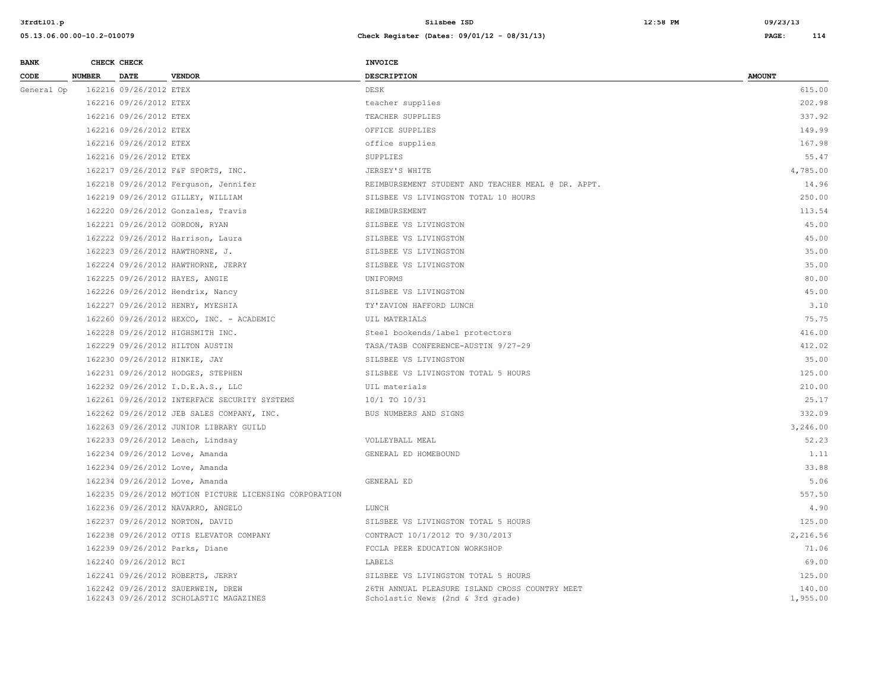| BANK CODE | CHECK NUMBER | CHECK DATE | VENDOR | INVOICE DESCRIPTION | AMOUNT |
|---|---|---|---|---|---|
| General Op | 162216 | 09/26/2012 | ETEX | DESK | 615.00 |
| | 162216 | 09/26/2012 | ETEX | teacher supplies | 202.98 |
| | 162216 | 09/26/2012 | ETEX | TEACHER SUPPLIES | 337.92 |
| | 162216 | 09/26/2012 | ETEX | OFFICE SUPPLIES | 149.99 |
| | 162216 | 09/26/2012 | ETEX | office supplies | 167.98 |
| | 162216 | 09/26/2012 | ETEX | SUPPLIES | 55.47 |
| | 162217 | 09/26/2012 | F&F SPORTS, INC. | JERSEY'S WHITE | 4,785.00 |
| | 162218 | 09/26/2012 | Ferguson, Jennifer | REIMBURSEMENT STUDENT AND TEACHER MEAL @ DR. APPT. | 14.96 |
| | 162219 | 09/26/2012 | GILLEY, WILLIAM | SILSBEE VS LIVINGSTON TOTAL 10 HOURS | 250.00 |
| | 162220 | 09/26/2012 | Gonzales, Travis | REIMBURSEMENT | 113.54 |
| | 162221 | 09/26/2012 | GORDON, RYAN | SILSBEE VS LIVINGSTON | 45.00 |
| | 162222 | 09/26/2012 | Harrison, Laura | SILSBEE VS LIVINGSTON | 45.00 |
| | 162223 | 09/26/2012 | HAWTHORNE, J. | SILSBEE VS LIVINGSTON | 35.00 |
| | 162224 | 09/26/2012 | HAWTHORNE, JERRY | SILSBEE VS LIVINGSTON | 35.00 |
| | 162225 | 09/26/2012 | HAYES, ANGIE | UNIFORMS | 80.00 |
| | 162226 | 09/26/2012 | Hendrix, Nancy | SILSBEE VS LIVINGSTON | 45.00 |
| | 162227 | 09/26/2012 | HENRY, MYESHIA | TY'ZAVION HAFFORD LUNCH | 3.10 |
| | 162260 | 09/26/2012 | HEXCO, INC. - ACADEMIC | UIL MATERIALS | 75.75 |
| | 162228 | 09/26/2012 | HIGHSMITH INC. | Steel bookends/label protectors | 416.00 |
| | 162229 | 09/26/2012 | HILTON AUSTIN | TASA/TASB CONFERENCE-AUSTIN 9/27-29 | 412.02 |
| | 162230 | 09/26/2012 | HINKIE, JAY | SILSBEE VS LIVINGSTON | 35.00 |
| | 162231 | 09/26/2012 | HODGES, STEPHEN | SILSBEE VS LIVINGSTON TOTAL 5 HOURS | 125.00 |
| | 162232 | 09/26/2012 | I.D.E.A.S., LLC | UIL materials | 210.00 |
| | 162261 | 09/26/2012 | INTERFACE SECURITY SYSTEMS | 10/1 TO 10/31 | 25.17 |
| | 162262 | 09/26/2012 | JEB SALES COMPANY, INC. | BUS NUMBERS AND SIGNS | 332.09 |
| | 162263 | 09/26/2012 | JUNIOR LIBRARY GUILD | | 3,246.00 |
| | 162233 | 09/26/2012 | Leach, Lindsay | VOLLEYBALL MEAL | 52.23 |
| | 162234 | 09/26/2012 | Love, Amanda | GENERAL ED HOMEBOUND | 1.11 |
| | 162234 | 09/26/2012 | Love, Amanda | | 33.88 |
| | 162234 | 09/26/2012 | Love, Amanda | GENERAL ED | 5.06 |
| | 162235 | 09/26/2012 | MOTION PICTURE LICENSING CORPORATION | | 557.50 |
| | 162236 | 09/26/2012 | NAVARRO, ANGELO | LUNCH | 4.90 |
| | 162237 | 09/26/2012 | NORTON, DAVID | SILSBEE VS LIVINGSTON TOTAL 5 HOURS | 125.00 |
| | 162238 | 09/26/2012 | OTIS ELEVATOR COMPANY | CONTRACT 10/1/2012 TO 9/30/2013 | 2,216.56 |
| | 162239 | 09/26/2012 | Parks, Diane | FCCLA PEER EDUCATION WORKSHOP | 71.06 |
| | 162240 | 09/26/2012 | RCI | LABELS | 69.00 |
| | 162241 | 09/26/2012 | ROBERTS, JERRY | SILSBEE VS LIVINGSTON TOTAL 5 HOURS | 125.00 |
| | 162242 | 09/26/2012 | SAUERWEIN, DREW | 26TH ANNUAL PLEASURE ISLAND CROSS COUNTRY MEET | 140.00 |
| | 162243 | 09/26/2012 | SCHOLASTIC MAGAZINES | Scholastic News (2nd & 3rd grade) | 1,955.00 |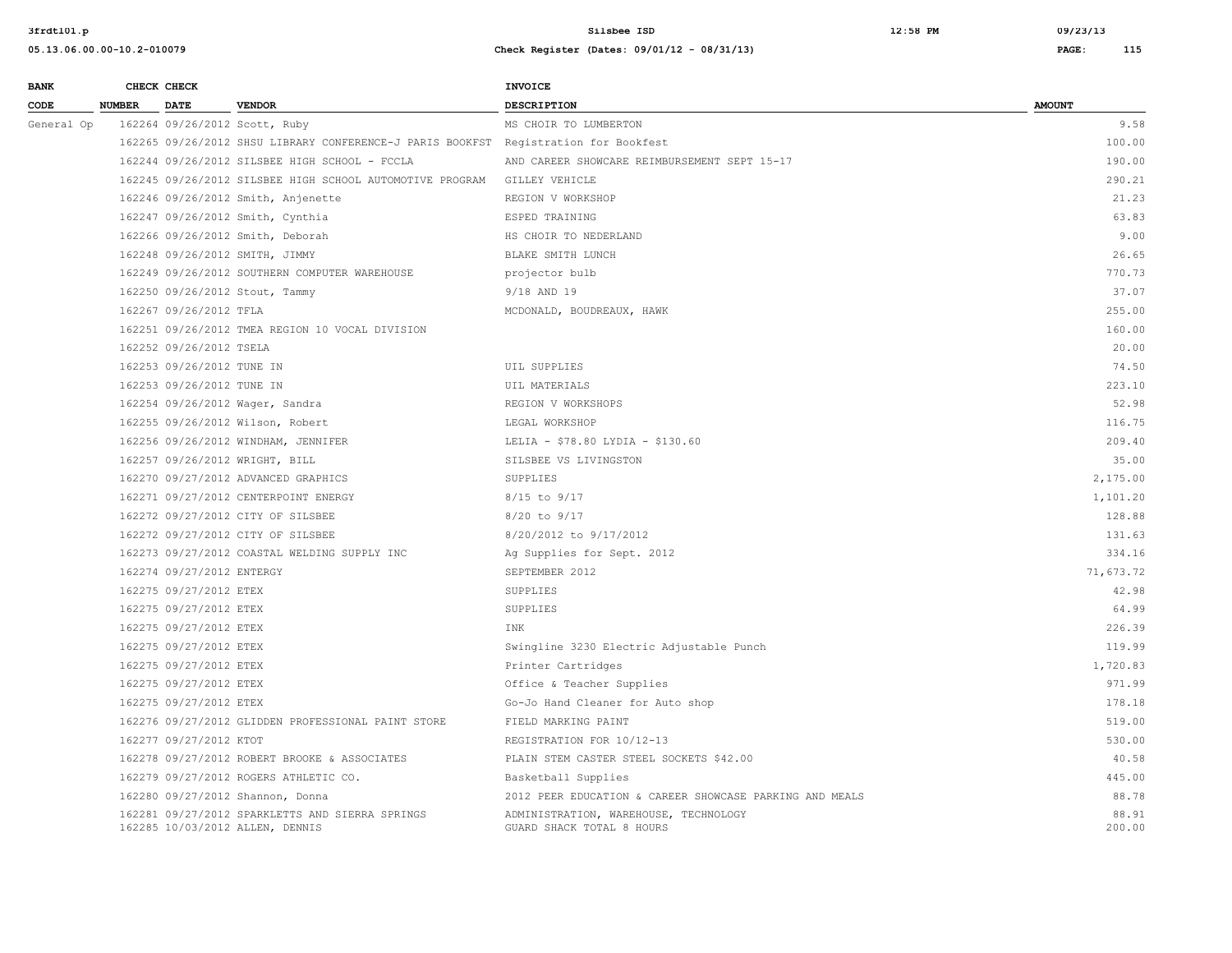| BANK CODE | CHECK NUMBER | CHECK DATE | VENDOR | INVOICE DESCRIPTION | AMOUNT |
|---|---|---|---|---|---|
| General Op | 162264 | 09/26/2012 | Scott, Ruby | MS CHOIR TO LUMBERTON | 9.58 |
| | 162265 | 09/26/2012 | SHSU LIBRARY CONFERENCE-J PARIS BOOKFST | Registration for Bookfest | 100.00 |
| | 162244 | 09/26/2012 | SILSBEE HIGH SCHOOL - FCCLA | AND CAREER SHOWCARE REIMBURSEMENT SEPT 15-17 | 190.00 |
| | 162245 | 09/26/2012 | SILSBEE HIGH SCHOOL AUTOMOTIVE PROGRAM | GILLEY VEHICLE | 290.21 |
| | 162246 | 09/26/2012 | Smith, Anjenette | REGION V WORKSHOP | 21.23 |
| | 162247 | 09/26/2012 | Smith, Cynthia | ESPED TRAINING | 63.83 |
| | 162266 | 09/26/2012 | Smith, Deborah | HS CHOIR TO NEDERLAND | 9.00 |
| | 162248 | 09/26/2012 | SMITH, JIMMY | BLAKE SMITH LUNCH | 26.65 |
| | 162249 | 09/26/2012 | SOUTHERN COMPUTER WAREHOUSE | projector bulb | 770.73 |
| | 162250 | 09/26/2012 | Stout, Tammy | 9/18 AND 19 | 37.07 |
| | 162267 | 09/26/2012 | TFLA | MCDONALD, BOUDREAUX, HAWK | 255.00 |
| | 162251 | 09/26/2012 | TMEA REGION 10 VOCAL DIVISION | | 160.00 |
| | 162252 | 09/26/2012 | TSELA | | 20.00 |
| | 162253 | 09/26/2012 | TUNE IN | UIL SUPPLIES | 74.50 |
| | 162253 | 09/26/2012 | TUNE IN | UIL MATERIALS | 223.10 |
| | 162254 | 09/26/2012 | Wager, Sandra | REGION V WORKSHOPS | 52.98 |
| | 162255 | 09/26/2012 | Wilson, Robert | LEGAL WORKSHOP | 116.75 |
| | 162256 | 09/26/2012 | WINDHAM, JENNIFER | LELIA - $78.80 LYDIA - $130.60 | 209.40 |
| | 162257 | 09/26/2012 | WRIGHT, BILL | SILSBEE VS LIVINGSTON | 35.00 |
| | 162270 | 09/27/2012 | ADVANCED GRAPHICS | SUPPLIES | 2,175.00 |
| | 162271 | 09/27/2012 | CENTERPOINT ENERGY | 8/15 to 9/17 | 1,101.20 |
| | 162272 | 09/27/2012 | CITY OF SILSBEE | 8/20 to 9/17 | 128.88 |
| | 162272 | 09/27/2012 | CITY OF SILSBEE | 8/20/2012 to 9/17/2012 | 131.63 |
| | 162273 | 09/27/2012 | COASTAL WELDING SUPPLY INC | Ag Supplies for Sept. 2012 | 334.16 |
| | 162274 | 09/27/2012 | ENTERGY | SEPTEMBER 2012 | 71,673.72 |
| | 162275 | 09/27/2012 | ETEX | SUPPLIES | 42.98 |
| | 162275 | 09/27/2012 | ETEX | SUPPLIES | 64.99 |
| | 162275 | 09/27/2012 | ETEX | INK | 226.39 |
| | 162275 | 09/27/2012 | ETEX | Swingline 3230 Electric Adjustable Punch | 119.99 |
| | 162275 | 09/27/2012 | ETEX | Printer Cartridges | 1,720.83 |
| | 162275 | 09/27/2012 | ETEX | Office & Teacher Supplies | 971.99 |
| | 162275 | 09/27/2012 | ETEX | Go-Jo Hand Cleaner for Auto shop | 178.18 |
| | 162276 | 09/27/2012 | GLIDDEN PROFESSIONAL PAINT STORE | FIELD MARKING PAINT | 519.00 |
| | 162277 | 09/27/2012 | KTOT | REGISTRATION FOR 10/12-13 | 530.00 |
| | 162278 | 09/27/2012 | ROBERT BROOKE & ASSOCIATES | PLAIN STEM CASTER STEEL SOCKETS $42.00 | 40.58 |
| | 162279 | 09/27/2012 | ROGERS ATHLETIC CO. | Basketball Supplies | 445.00 |
| | 162280 | 09/27/2012 | Shannon, Donna | 2012 PEER EDUCATION & CAREER SHOWCASE PARKING AND MEALS | 88.78 |
| | 162281 | 09/27/2012 | SPARKLETTS AND SIERRA SPRINGS | ADMINISTRATION, WAREHOUSE, TECHNOLOGY | 88.91 |
| | 162285 | 10/03/2012 | ALLEN, DENNIS | GUARD SHACK TOTAL 8 HOURS | 200.00 |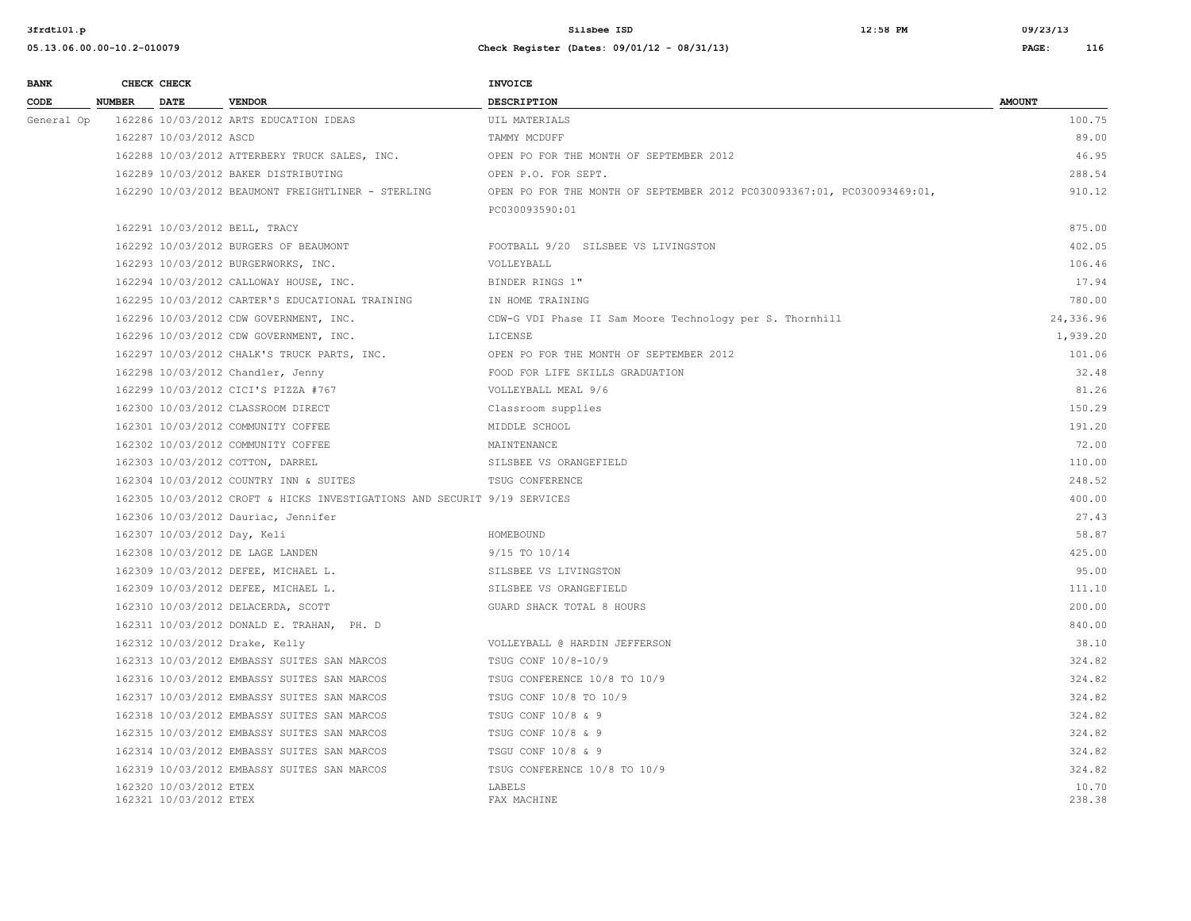| BANK CODE | CHECK NUMBER | CHECK DATE | VENDOR | INVOICE DESCRIPTION | AMOUNT |
|---|---|---|---|---|---|
| General Op | 162286 | 10/03/2012 | ARTS EDUCATION IDEAS | UIL MATERIALS | 100.75 |
| | 162287 | 10/03/2012 | ASCD | TAMMY MCDUFF | 89.00 |
| | 162288 | 10/03/2012 | ATTERBERY TRUCK SALES, INC. | OPEN PO FOR THE MONTH OF SEPTEMBER 2012 | 46.95 |
| | 162289 | 10/03/2012 | BAKER DISTRIBUTING | OPEN P.O. FOR SEPT. | 288.54 |
| | 162290 | 10/03/2012 | BEAUMONT FREIGHTLINER - STERLING | OPEN PO FOR THE MONTH OF SEPTEMBER 2012 PC030093367:01, PC030093469:01, PC030093590:01 | 910.12 |
| | 162291 | 10/03/2012 | BELL, TRACY | | 875.00 |
| | 162292 | 10/03/2012 | BURGERS OF BEAUMONT | FOOTBALL 9/20 SILSBEE VS LIVINGSTON | 402.05 |
| | 162293 | 10/03/2012 | BURGERWORKS, INC. | VOLLEYBALL | 106.46 |
| | 162294 | 10/03/2012 | CALLOWAY HOUSE, INC. | BINDER RINGS 1" | 17.94 |
| | 162295 | 10/03/2012 | CARTER'S EDUCATIONAL TRAINING | IN HOME TRAINING | 780.00 |
| | 162296 | 10/03/2012 | CDW GOVERNMENT, INC. | CDW-G VDI Phase II Sam Moore Technology per S. Thornhill | 24,336.96 |
| | 162296 | 10/03/2012 | CDW GOVERNMENT, INC. | LICENSE | 1,939.20 |
| | 162297 | 10/03/2012 | CHALK'S TRUCK PARTS, INC. | OPEN PO FOR THE MONTH OF SEPTEMBER 2012 | 101.06 |
| | 162298 | 10/03/2012 | Chandler, Jenny | FOOD FOR LIFE SKILLS GRADUATION | 32.48 |
| | 162299 | 10/03/2012 | CICI'S PIZZA #767 | VOLLEYBALL MEAL 9/6 | 81.26 |
| | 162300 | 10/03/2012 | CLASSROOM DIRECT | Classroom supplies | 150.29 |
| | 162301 | 10/03/2012 | COMMUNITY COFFEE | MIDDLE SCHOOL | 191.20 |
| | 162302 | 10/03/2012 | COMMUNITY COFFEE | MAINTENANCE | 72.00 |
| | 162303 | 10/03/2012 | COTTON, DARREL | SILSBEE VS ORANGEFIELD | 110.00 |
| | 162304 | 10/03/2012 | COUNTRY INN & SUITES | TSUG CONFERENCE | 248.52 |
| | 162305 | 10/03/2012 | CROFT & HICKS INVESTIGATIONS AND SECURIT | 9/19 SERVICES | 400.00 |
| | 162306 | 10/03/2012 | Dauriac, Jennifer | | 27.43 |
| | 162307 | 10/03/2012 | Day, Keli | HOMEBOUND | 58.87 |
| | 162308 | 10/03/2012 | DE LAGE LANDEN | 9/15 TO 10/14 | 425.00 |
| | 162309 | 10/03/2012 | DEFEE, MICHAEL L. | SILSBEE VS LIVINGSTON | 95.00 |
| | 162309 | 10/03/2012 | DEFEE, MICHAEL L. | SILSBEE VS ORANGEFIELD | 111.10 |
| | 162310 | 10/03/2012 | DELACERDA, SCOTT | GUARD SHACK TOTAL 8 HOURS | 200.00 |
| | 162311 | 10/03/2012 | DONALD E. TRAHAN, PH. D | | 840.00 |
| | 162312 | 10/03/2012 | Drake, Kelly | VOLLEYBALL @ HARDIN JEFFERSON | 38.10 |
| | 162313 | 10/03/2012 | EMBASSY SUITES SAN MARCOS | TSUG CONF 10/8-10/9 | 324.82 |
| | 162316 | 10/03/2012 | EMBASSY SUITES SAN MARCOS | TSUG CONFERENCE 10/8 TO 10/9 | 324.82 |
| | 162317 | 10/03/2012 | EMBASSY SUITES SAN MARCOS | TSUG CONF 10/8 TO 10/9 | 324.82 |
| | 162318 | 10/03/2012 | EMBASSY SUITES SAN MARCOS | TSUG CONF 10/8 & 9 | 324.82 |
| | 162315 | 10/03/2012 | EMBASSY SUITES SAN MARCOS | TSUG CONF 10/8 & 9 | 324.82 |
| | 162314 | 10/03/2012 | EMBASSY SUITES SAN MARCOS | TSGU CONF 10/8 & 9 | 324.82 |
| | 162319 | 10/03/2012 | EMBASSY SUITES SAN MARCOS | TSUG CONFERENCE 10/8 TO 10/9 | 324.82 |
| | 162320 | 10/03/2012 | ETEX | LABELS | 10.70 |
| | 162321 | 10/03/2012 | ETEX | FAX MACHINE | 238.38 |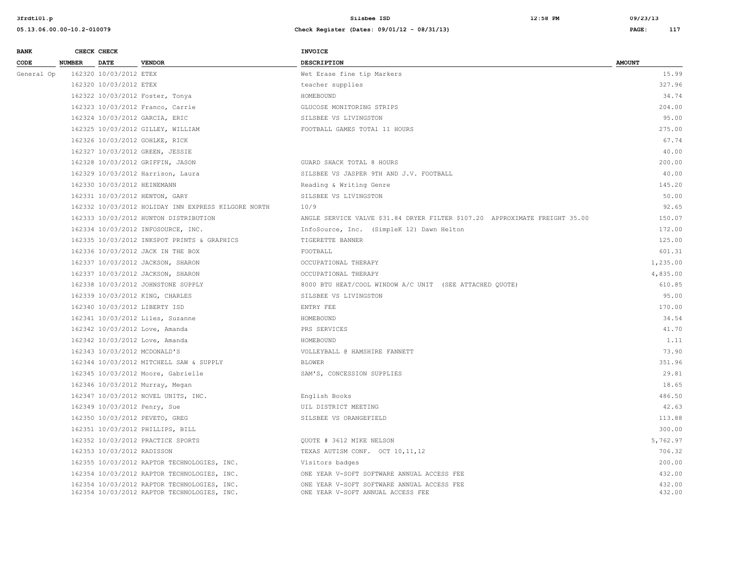| BANK CODE | CHECK NUMBER | CHECK DATE | VENDOR | INVOICE DESCRIPTION | AMOUNT |
|---|---|---|---|---|---|
| General Op | 162320 | 10/03/2012 | ETEX | Wet Erase fine tip Markers | 15.99 |
| | 162320 | 10/03/2012 | ETEX | teacher supplies | 327.96 |
| | 162322 | 10/03/2012 | Foster, Tonya | HOMEBOUND | 34.74 |
| | 162323 | 10/03/2012 | Franco, Carrie | GLUCOSE MONITORING STRIPS | 204.00 |
| | 162324 | 10/03/2012 | GARCIA, ERIC | SILSBEE VS LIVINGSTON | 95.00 |
| | 162325 | 10/03/2012 | GILLEY, WILLIAM | FOOTBALL GAMES TOTAl 11 HOURS | 275.00 |
| | 162326 | 10/03/2012 | GOHLKE, RICK | | 67.74 |
| | 162327 | 10/03/2012 | GREEN, JESSIE | | 40.00 |
| | 162328 | 10/03/2012 | GRIFFIN, JASON | GUARD SHACK TOTAL 8 HOURS | 200.00 |
| | 162329 | 10/03/2012 | Harrison, Laura | SILSBEE VS JASPER 9TH AND J.V. FOOTBALL | 40.00 |
| | 162330 | 10/03/2012 | HEINEMANN | Reading & Writing Genre | 145.20 |
| | 162331 | 10/03/2012 | HENTON, GARY | SILSBEE VS LIVINGSTON | 50.00 |
| | 162332 | 10/03/2012 | HOLIDAY INN EXPRESS KILGORE NORTH | 10/9 | 92.65 |
| | 162333 | 10/03/2012 | HUNTON DISTRIBUTION | ANGLE SERVICE VALVE $31.84 DRYER FILTER $107.20 APPROXIMATE FREIGHT 35.00 | 150.07 |
| | 162334 | 10/03/2012 | INFOSOURCE, INC. | InfoSource, Inc. (SimpleK 12) Dawn Helton | 172.00 |
| | 162335 | 10/03/2012 | INKSPOT PRINTS & GRAPHICS | TIGERETTE BANNER | 125.00 |
| | 162336 | 10/03/2012 | JACK IN THE BOX | FOOTBALL | 601.31 |
| | 162337 | 10/03/2012 | JACKSON, SHARON | OCCUPATIONAL THERAPY | 1,235.00 |
| | 162337 | 10/03/2012 | JACKSON, SHARON | OCCUPATIONAL THERAPY | 4,835.00 |
| | 162338 | 10/03/2012 | JOHNSTONE SUPPLY | 8000 BTU HEAT/COOL WINDOW A/C UNIT (SEE ATTACHED QUOTE) | 610.85 |
| | 162339 | 10/03/2012 | KING, CHARLES | SILSBEE VS LIVINGSTON | 95.00 |
| | 162340 | 10/03/2012 | LIBERTY ISD | ENTRY FEE | 170.00 |
| | 162341 | 10/03/2012 | Liles, Suzanne | HOMEBOUND | 34.54 |
| | 162342 | 10/03/2012 | Love, Amanda | PRS SERVICES | 41.70 |
| | 162342 | 10/03/2012 | Love, Amanda | HOMEBOUND | 1.11 |
| | 162343 | 10/03/2012 | MCDONALD'S | VOLLEYBALL @ HAMSHIRE FANNETT | 73.90 |
| | 162344 | 10/03/2012 | MITCHELL SAW & SUPPLY | BLOWER | 351.96 |
| | 162345 | 10/03/2012 | Moore, Gabrielle | SAM'S, CONCESSION SUPPLIES | 29.81 |
| | 162346 | 10/03/2012 | Murray, Megan | | 18.65 |
| | 162347 | 10/03/2012 | NOVEL UNITS, INC. | English Books | 486.50 |
| | 162349 | 10/03/2012 | Penry, Sue | UIL DISTRICT MEETING | 42.63 |
| | 162350 | 10/03/2012 | PEVETO, GREG | SILSBEE VS ORANGEFIELD | 113.88 |
| | 162351 | 10/03/2012 | PHILLIPS, BILL | | 300.00 |
| | 162352 | 10/03/2012 | PRACTICE SPORTS | QUOTE # 3612 MIKE NELSON | 5,762.97 |
| | 162353 | 10/03/2012 | RADISSON | TEXAS AUTISM CONF. OCT 10,11,12 | 706.32 |
| | 162355 | 10/03/2012 | RAPTOR TECHNOLOGIES, INC. | Visitors badges | 200.00 |
| | 162354 | 10/03/2012 | RAPTOR TECHNOLOGIES, INC. | ONE YEAR V-SOFT SOFTWARE ANNUAL ACCESS FEE | 432.00 |
| | 162354 | 10/03/2012 | RAPTOR TECHNOLOGIES, INC. | ONE YEAR V-SOFT SOFTWARE ANNUAL ACCESS FEE | 432.00 |
| | 162354 | 10/03/2012 | RAPTOR TECHNOLOGIES, INC. | ONE YEAR V-SOFT ANNUAL ACCESS FEE | 432.00 |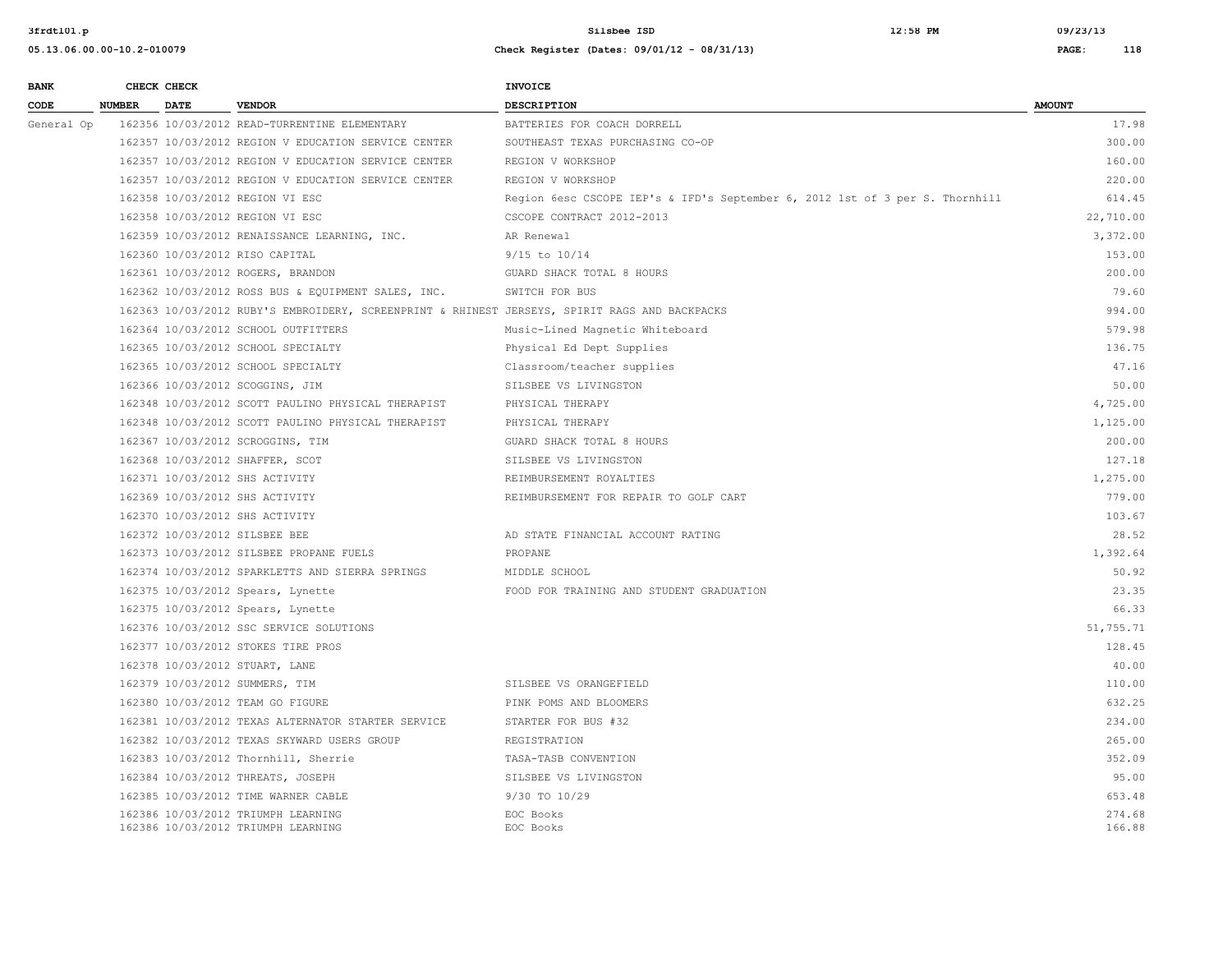| BANK CODE | CHECK NUMBER | CHECK DATE | VENDOR | INVOICE DESCRIPTION | AMOUNT |
|---|---|---|---|---|---|
| General Op | 162356 | 10/03/2012 | READ-TURRENTINE ELEMENTARY | BATTERIES FOR COACH DORRELL | 17.98 |
| | 162357 | 10/03/2012 | REGION V EDUCATION SERVICE CENTER | SOUTHEAST TEXAS PURCHASING CO-OP | 300.00 |
| | 162357 | 10/03/2012 | REGION V EDUCATION SERVICE CENTER | REGION V WORKSHOP | 160.00 |
| | 162357 | 10/03/2012 | REGION V EDUCATION SERVICE CENTER | REGION V WORKSHOP | 220.00 |
| | 162358 | 10/03/2012 | REGION VI ESC | Region 6esc CSCOPE IEP's & IFD's September 6, 2012 1st of 3 per S. Thornhill | 614.45 |
| | 162358 | 10/03/2012 | REGION VI ESC | CSCOPE CONTRACT 2012-2013 | 22,710.00 |
| | 162359 | 10/03/2012 | RENAISSANCE LEARNING, INC. | AR Renewal | 3,372.00 |
| | 162360 | 10/03/2012 | RISO CAPITAL | 9/15 to 10/14 | 153.00 |
| | 162361 | 10/03/2012 | ROGERS, BRANDON | GUARD SHACK TOTAL 8 HOURS | 200.00 |
| | 162362 | 10/03/2012 | ROSS BUS & EQUIPMENT SALES, INC. | SWITCH FOR BUS | 79.60 |
| | 162363 | 10/03/2012 | RUBY'S EMBROIDERY, SCREENPRINT & RHINEST | JERSEYS, SPIRIT RAGS AND BACKPACKS | 994.00 |
| | 162364 | 10/03/2012 | SCHOOL OUTFITTERS | Music-Lined Magnetic Whiteboard | 579.98 |
| | 162365 | 10/03/2012 | SCHOOL SPECIALTY | Physical Ed Dept Supplies | 136.75 |
| | 162365 | 10/03/2012 | SCHOOL SPECIALTY | Classroom/teacher supplies | 47.16 |
| | 162366 | 10/03/2012 | SCOGGINS, JIM | SILSBEE VS LIVINGSTON | 50.00 |
| | 162348 | 10/03/2012 | SCOTT PAULINO PHYSICAL THERAPIST | PHYSICAL THERAPY | 4,725.00 |
| | 162348 | 10/03/2012 | SCOTT PAULINO PHYSICAL THERAPIST | PHYSICAL THERAPY | 1,125.00 |
| | 162367 | 10/03/2012 | SCROGGINS, TIM | GUARD SHACK TOTAL 8 HOURS | 200.00 |
| | 162368 | 10/03/2012 | SHAFFER, SCOT | SILSBEE VS LIVINGSTON | 127.18 |
| | 162371 | 10/03/2012 | SHS ACTIVITY | REIMBURSEMENT ROYALTIES | 1,275.00 |
| | 162369 | 10/03/2012 | SHS ACTIVITY | REIMBURSEMENT FOR REPAIR TO GOLF CART | 779.00 |
| | 162370 | 10/03/2012 | SHS ACTIVITY | | 103.67 |
| | 162372 | 10/03/2012 | SILSBEE BEE | AD STATE FINANCIAL ACCOUNT RATING | 28.52 |
| | 162373 | 10/03/2012 | SILSBEE PROPANE FUELS | PROPANE | 1,392.64 |
| | 162374 | 10/03/2012 | SPARKLETTS AND SIERRA SPRINGS | MIDDLE SCHOOL | 50.92 |
| | 162375 | 10/03/2012 | Spears, Lynette | FOOD FOR TRAINING AND STUDENT GRADUATION | 23.35 |
| | 162375 | 10/03/2012 | Spears, Lynette | | 66.33 |
| | 162376 | 10/03/2012 | SSC SERVICE SOLUTIONS | | 51,755.71 |
| | 162377 | 10/03/2012 | STOKES TIRE PROS | | 128.45 |
| | 162378 | 10/03/2012 | STUART, LANE | | 40.00 |
| | 162379 | 10/03/2012 | SUMMERS, TIM | SILSBEE VS ORANGEFIELD | 110.00 |
| | 162380 | 10/03/2012 | TEAM GO FIGURE | PINK POMS AND BLOOMERS | 632.25 |
| | 162381 | 10/03/2012 | TEXAS ALTERNATOR STARTER SERVICE | STARTER FOR BUS #32 | 234.00 |
| | 162382 | 10/03/2012 | TEXAS SKYWARD USERS GROUP | REGISTRATION | 265.00 |
| | 162383 | 10/03/2012 | Thornhill, Sherrie | TASA-TASB CONVENTION | 352.09 |
| | 162384 | 10/03/2012 | THREATS, JOSEPH | SILSBEE VS LIVINGSTON | 95.00 |
| | 162385 | 10/03/2012 | TIME WARNER CABLE | 9/30 TO 10/29 | 653.48 |
| | 162386 | 10/03/2012 | TRIUMPH LEARNING | EOC Books | 274.68 |
| | 162386 | 10/03/2012 | TRIUMPH LEARNING | EOC Books | 166.88 |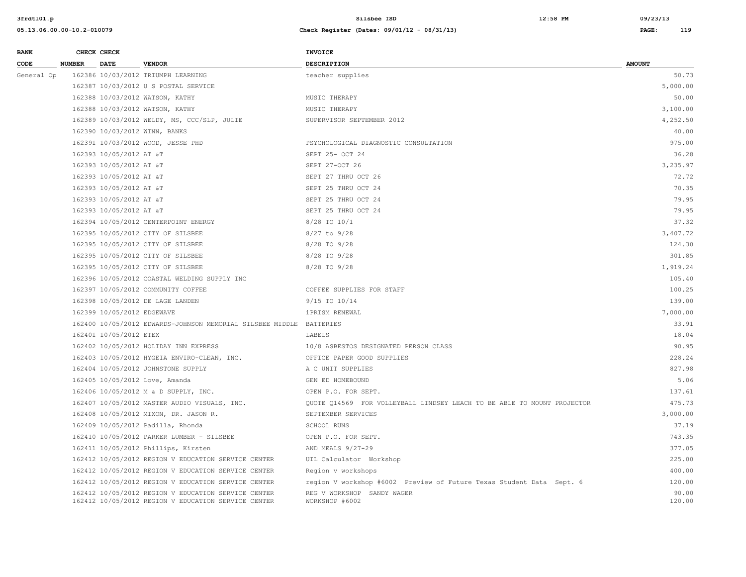| BANK CODE | CHECK NUMBER | CHECK DATE | VENDOR | INVOICE DESCRIPTION | AMOUNT |
|---|---|---|---|---|---|
| General Op | 162386 | 10/03/2012 | TRIUMPH LEARNING | teacher supplies | 50.73 |
| | 162387 | 10/03/2012 | U S POSTAL SERVICE | | 5,000.00 |
| | 162388 | 10/03/2012 | WATSON, KATHY | MUSIC THERAPY | 50.00 |
| | 162388 | 10/03/2012 | WATSON, KATHY | MUSIC THERAPY | 3,100.00 |
| | 162389 | 10/03/2012 | WELDY, MS, CCC/SLP, JULIE | SUPERVISOR SEPTEMBER 2012 | 4,252.50 |
| | 162390 | 10/03/2012 | WINN, BANKS | | 40.00 |
| | 162391 | 10/03/2012 | WOOD, JESSE PHD | PSYCHOLOGICAL DIAGNOSTIC CONSULTATION | 975.00 |
| | 162393 | 10/05/2012 | AT &T | SEPT 25- OCT 24 | 36.28 |
| | 162393 | 10/05/2012 | AT &T | SEPT 27-OCT 26 | 3,235.97 |
| | 162393 | 10/05/2012 | AT &T | SEPT 27 THRU OCT 26 | 72.72 |
| | 162393 | 10/05/2012 | AT &T | SEPT 25 THRU OCT 24 | 70.35 |
| | 162393 | 10/05/2012 | AT &T | SEPT 25 THRU OCT 24 | 79.95 |
| | 162393 | 10/05/2012 | AT &T | SEPT 25 THRU OCT 24 | 79.95 |
| | 162394 | 10/05/2012 | CENTERPOINT ENERGY | 8/28 TO 10/1 | 37.32 |
| | 162395 | 10/05/2012 | CITY OF SILSBEE | 8/27 to 9/28 | 3,407.72 |
| | 162395 | 10/05/2012 | CITY OF SILSBEE | 8/28 TO 9/28 | 124.30 |
| | 162395 | 10/05/2012 | CITY OF SILSBEE | 8/28 TO 9/28 | 301.85 |
| | 162395 | 10/05/2012 | CITY OF SILSBEE | 8/28 TO 9/28 | 1,919.24 |
| | 162396 | 10/05/2012 | COASTAL WELDING SUPPLY INC | | 105.40 |
| | 162397 | 10/05/2012 | COMMUNITY COFFEE | COFFEE SUPPLIES FOR STAFF | 100.25 |
| | 162398 | 10/05/2012 | DE LAGE LANDEN | 9/15 TO 10/14 | 139.00 |
| | 162399 | 10/05/2012 | EDGEWAVE | iPRISM RENEWAL | 7,000.00 |
| | 162400 | 10/05/2012 | EDWARDS-JOHNSON MEMORIAL SILSBEE MIDDLE | BATTERIES | 33.91 |
| | 162401 | 10/05/2012 | ETEX | LABELS | 18.04 |
| | 162402 | 10/05/2012 | HOLIDAY INN EXPRESS | 10/8 ASBESTOS DESIGNATED PERSON CLASS | 90.95 |
| | 162403 | 10/05/2012 | HYGEIA ENVIRO-CLEAN, INC. | OFFICE PAPER GOOD SUPPLIES | 228.24 |
| | 162404 | 10/05/2012 | JOHNSTONE SUPPLY | A C UNIT SUPPLIES | 827.98 |
| | 162405 | 10/05/2012 | Love, Amanda | GEN ED HOMEBOUND | 5.06 |
| | 162406 | 10/05/2012 | M & D SUPPLY, INC. | OPEN P.O. FOR SEPT. | 137.61 |
| | 162407 | 10/05/2012 | MASTER AUDIO VISUALS, INC. | QUOTE Q14569 FOR VOLLEYBALL LINDSEY LEACH TO BE ABLE TO MOUNT PROJECTOR | 475.73 |
| | 162408 | 10/05/2012 | MIXON, DR. JASON R. | SEPTEMBER SERVICES | 3,000.00 |
| | 162409 | 10/05/2012 | Padilla, Rhonda | SCHOOL RUNS | 37.19 |
| | 162410 | 10/05/2012 | PARKER LUMBER - SILSBEE | OPEN P.O. FOR SEPT. | 743.35 |
| | 162411 | 10/05/2012 | Phillips, Kirsten | AND MEALS 9/27-29 | 377.05 |
| | 162412 | 10/05/2012 | REGION V EDUCATION SERVICE CENTER | UIL Calculator Workshop | 225.00 |
| | 162412 | 10/05/2012 | REGION V EDUCATION SERVICE CENTER | Region v workshops | 400.00 |
| | 162412 | 10/05/2012 | REGION V EDUCATION SERVICE CENTER | region V workshop #6002 Preview of Future Texas Student Data Sept. 6 | 120.00 |
| | 162412 | 10/05/2012 | REGION V EDUCATION SERVICE CENTER | REG V WORKSHOP SANDY WAGER | 90.00 |
| | 162412 | 10/05/2012 | REGION V EDUCATION SERVICE CENTER | WORKSHOP #6002 | 120.00 |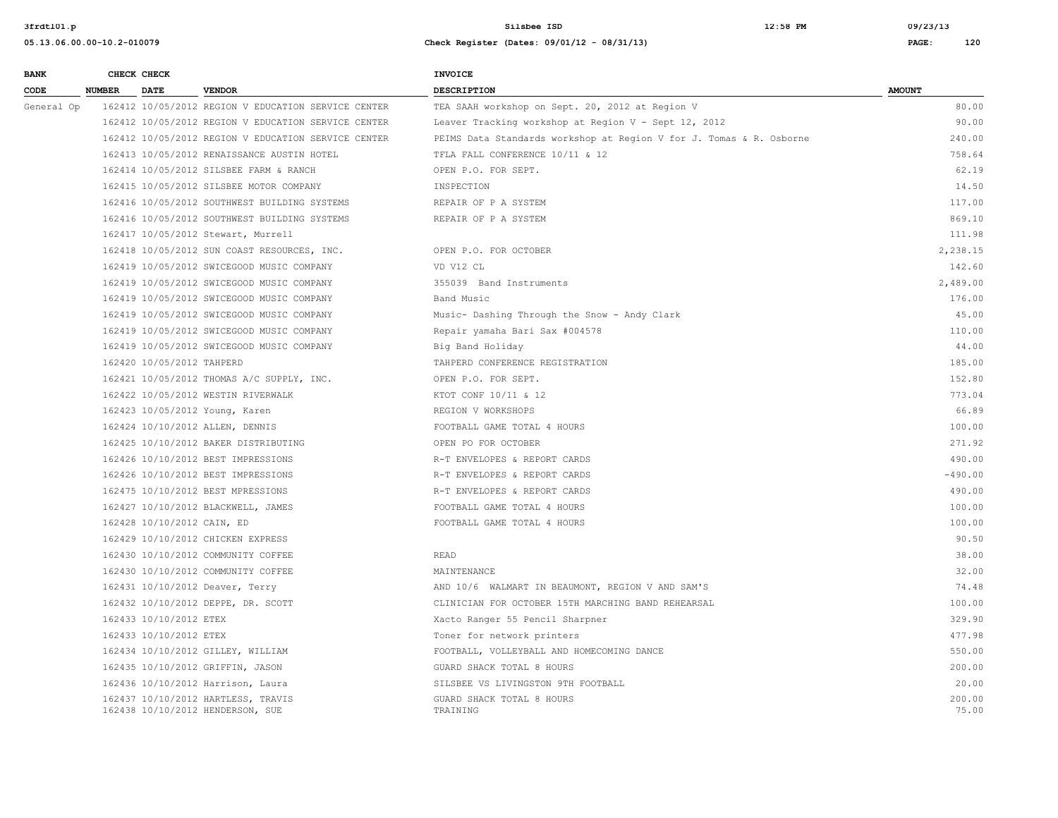| BANK CODE | CHECK NUMBER | CHECK DATE | VENDOR | INVOICE DESCRIPTION | AMOUNT |
|---|---|---|---|---|---|
| General Op | 162412 | 10/05/2012 | REGION V EDUCATION SERVICE CENTER | TEA SAAH workshop on Sept. 20, 2012 at Region V | 80.00 |
| | 162412 | 10/05/2012 | REGION V EDUCATION SERVICE CENTER | Leaver Tracking workshop at Region V - Sept 12, 2012 | 90.00 |
| | 162412 | 10/05/2012 | REGION V EDUCATION SERVICE CENTER | PEIMS Data Standards workshop at Region V for J. Tomas & R. Osborne | 240.00 |
| | 162413 | 10/05/2012 | RENAISSANCE AUSTIN HOTEL | TFLA FALL CONFERENCE 10/11 & 12 | 758.64 |
| | 162414 | 10/05/2012 | SILSBEE FARM & RANCH | OPEN P.O. FOR SEPT. | 62.19 |
| | 162415 | 10/05/2012 | SILSBEE MOTOR COMPANY | INSPECTION | 14.50 |
| | 162416 | 10/05/2012 | SOUTHWEST BUILDING SYSTEMS | REPAIR OF P A SYSTEM | 117.00 |
| | 162416 | 10/05/2012 | SOUTHWEST BUILDING SYSTEMS | REPAIR OF P A SYSTEM | 869.10 |
| | 162417 | 10/05/2012 | Stewart, Murrell | | 111.98 |
| | 162418 | 10/05/2012 | SUN COAST RESOURCES, INC. | OPEN P.O. FOR OCTOBER | 2,238.15 |
| | 162419 | 10/05/2012 | SWICEGOOD MUSIC COMPANY | VD V12 CL | 142.60 |
| | 162419 | 10/05/2012 | SWICEGOOD MUSIC COMPANY | 355039 Band Instruments | 2,489.00 |
| | 162419 | 10/05/2012 | SWICEGOOD MUSIC COMPANY | Band Music | 176.00 |
| | 162419 | 10/05/2012 | SWICEGOOD MUSIC COMPANY | Music- Dashing Through the Snow - Andy Clark | 45.00 |
| | 162419 | 10/05/2012 | SWICEGOOD MUSIC COMPANY | Repair yamaha Bari Sax #004578 | 110.00 |
| | 162419 | 10/05/2012 | SWICEGOOD MUSIC COMPANY | Big Band Holiday | 44.00 |
| | 162420 | 10/05/2012 | TAHPERD | TAHPERD CONFERENCE REGISTRATION | 185.00 |
| | 162421 | 10/05/2012 | THOMAS A/C SUPPLY, INC. | OPEN P.O. FOR SEPT. | 152.80 |
| | 162422 | 10/05/2012 | WESTIN RIVERWALK | KTOT CONF 10/11 & 12 | 773.04 |
| | 162423 | 10/05/2012 | Young, Karen | REGION V WORKSHOPS | 66.89 |
| | 162424 | 10/10/2012 | ALLEN, DENNIS | FOOTBALL GAME TOTAL 4 HOURS | 100.00 |
| | 162425 | 10/10/2012 | BAKER DISTRIBUTING | OPEN PO FOR OCTOBER | 271.92 |
| | 162426 | 10/10/2012 | BEST IMPRESSIONS | R-T ENVELOPES & REPORT CARDS | 490.00 |
| | 162426 | 10/10/2012 | BEST IMPRESSIONS | R-T ENVELOPES & REPORT CARDS | -490.00 |
| | 162475 | 10/10/2012 | BEST MPRESSIONS | R-T ENVELOPES & REPORT CARDS | 490.00 |
| | 162427 | 10/10/2012 | BLACKWELL, JAMES | FOOTBALL GAME TOTAL 4 HOURS | 100.00 |
| | 162428 | 10/10/2012 | CAIN, ED | FOOTBALL GAME TOTAL 4 HOURS | 100.00 |
| | 162429 | 10/10/2012 | CHICKEN EXPRESS | | 90.50 |
| | 162430 | 10/10/2012 | COMMUNITY COFFEE | READ | 38.00 |
| | 162430 | 10/10/2012 | COMMUNITY COFFEE | MAINTENANCE | 32.00 |
| | 162431 | 10/10/2012 | Deaver, Terry | AND 10/6 WALMART IN BEAUMONT, REGION V AND SAM'S | 74.48 |
| | 162432 | 10/10/2012 | DEPPE, DR. SCOTT | CLINICIAN FOR OCTOBER 15TH MARCHING BAND REHEARSAL | 100.00 |
| | 162433 | 10/10/2012 | ETEX | Xacto Ranger 55 Pencil Sharpner | 329.90 |
| | 162433 | 10/10/2012 | ETEX | Toner for network printers | 477.98 |
| | 162434 | 10/10/2012 | GILLEY, WILLIAM | FOOTBALL, VOLLEYBALL AND HOMECOMING DANCE | 550.00 |
| | 162435 | 10/10/2012 | GRIFFIN, JASON | GUARD SHACK TOTAL 8 HOURS | 200.00 |
| | 162436 | 10/10/2012 | Harrison, Laura | SILSBEE VS LIVINGSTON 9TH FOOTBALL | 20.00 |
| | 162437 | 10/10/2012 | HARTLESS, TRAVIS | GUARD SHACK TOTAL 8 HOURS | 200.00 |
| | 162438 | 10/10/2012 | HENDERSON, SUE | TRAINING | 75.00 |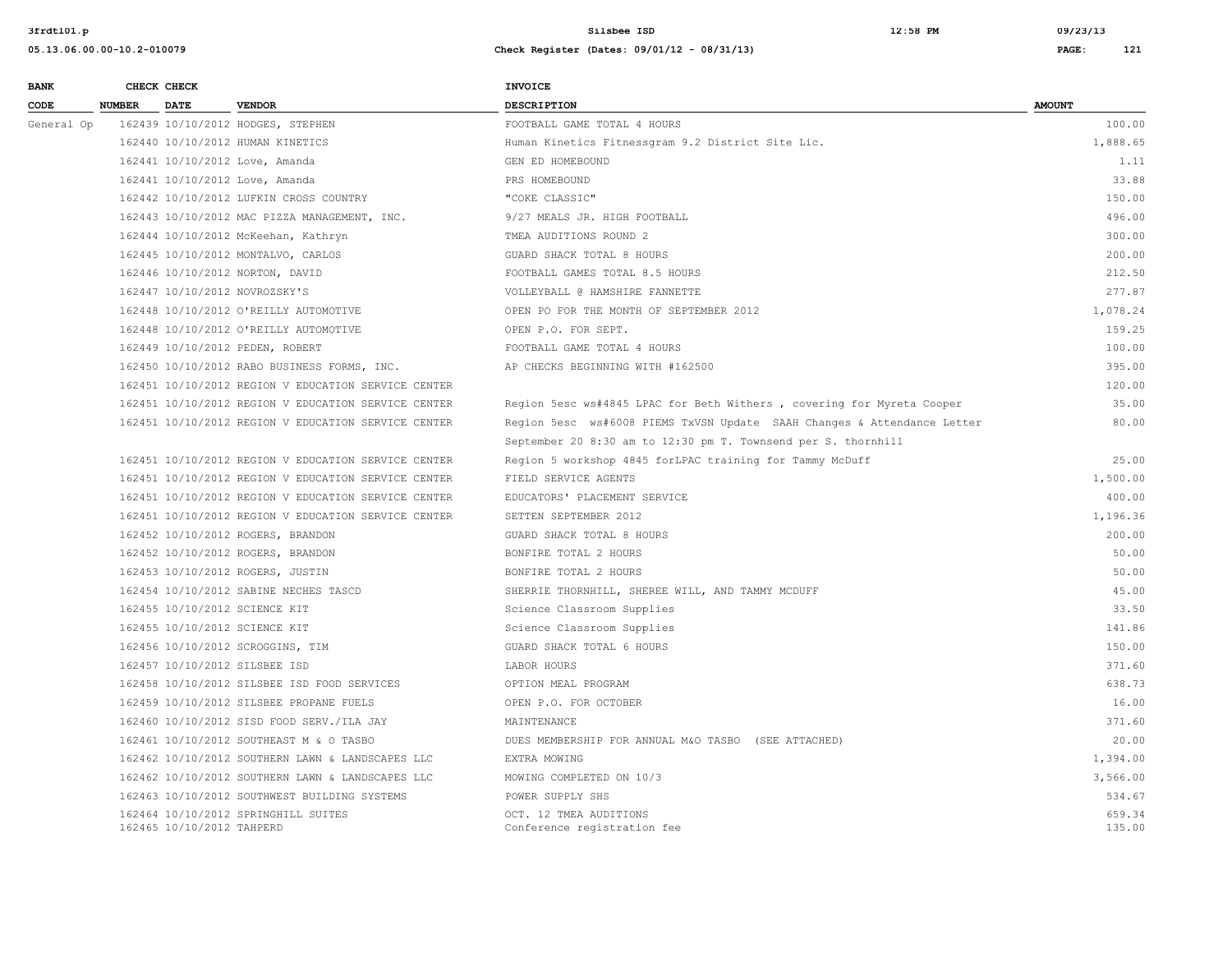| BANK CODE | CHECK NUMBER | CHECK DATE | VENDOR | INVOICE DESCRIPTION | AMOUNT |
|---|---|---|---|---|---|
| General Op | 162439 | 10/10/2012 | HODGES, STEPHEN | FOOTBALL GAME TOTAL 4 HOURS | 100.00 |
| | 162440 | 10/10/2012 | HUMAN KINETICS | Human Kinetics Fitnessgram 9.2 District Site Lic. | 1,888.65 |
| | 162441 | 10/10/2012 | Love, Amanda | GEN ED HOMEBOUND | 1.11 |
| | 162441 | 10/10/2012 | Love, Amanda | PRS HOMEBOUND | 33.88 |
| | 162442 | 10/10/2012 | LUFKIN CROSS COUNTRY | "COKE CLASSIC" | 150.00 |
| | 162443 | 10/10/2012 | MAC PIZZA MANAGEMENT, INC. | 9/27 MEALS JR. HIGH FOOTBALL | 496.00 |
| | 162444 | 10/10/2012 | McKeehan, Kathryn | TMEA AUDITIONS ROUND 2 | 300.00 |
| | 162445 | 10/10/2012 | MONTALVO, CARLOS | GUARD SHACK TOTAL 8 HOURS | 200.00 |
| | 162446 | 10/10/2012 | NORTON, DAVID | FOOTBALL GAMES TOTAL 8.5 HOURS | 212.50 |
| | 162447 | 10/10/2012 | NOVROZSKY'S | VOLLEYBALL @ HAMSHIRE FANNETTE | 277.87 |
| | 162448 | 10/10/2012 | O'REILLY AUTOMOTIVE | OPEN PO FOR THE MONTH OF SEPTEMBER 2012 | 1,078.24 |
| | 162448 | 10/10/2012 | O'REILLY AUTOMOTIVE | OPEN P.O. FOR SEPT. | 159.25 |
| | 162449 | 10/10/2012 | PEDEN, ROBERT | FOOTBALL GAME TOTAL 4 HOURS | 100.00 |
| | 162450 | 10/10/2012 | RABO BUSINESS FORMS, INC. | AP CHECKS BEGINNING WITH #162500 | 395.00 |
| | 162451 | 10/10/2012 | REGION V EDUCATION SERVICE CENTER | | 120.00 |
| | 162451 | 10/10/2012 | REGION V EDUCATION SERVICE CENTER | Region 5esc ws#4845 LPAC for Beth Withers , covering for Myreta Cooper | 35.00 |
| | 162451 | 10/10/2012 | REGION V EDUCATION SERVICE CENTER | Region 5esc ws#6008 PIEMS TxVSN Update SAAH Changes & Attendance Letter September 20 8:30 am to 12:30 pm T. Townsend per S. thornhill | 80.00 |
| | 162451 | 10/10/2012 | REGION V EDUCATION SERVICE CENTER | Region 5 workshop 4845 forLPAC training for Tammy McDuff | 25.00 |
| | 162451 | 10/10/2012 | REGION V EDUCATION SERVICE CENTER | FIELD SERVICE AGENTS | 1,500.00 |
| | 162451 | 10/10/2012 | REGION V EDUCATION SERVICE CENTER | EDUCATORS' PLACEMENT SERVICE | 400.00 |
| | 162451 | 10/10/2012 | REGION V EDUCATION SERVICE CENTER | SETTEN SEPTEMBER 2012 | 1,196.36 |
| | 162452 | 10/10/2012 | ROGERS, BRANDON | GUARD SHACK TOTAL 8 HOURS | 200.00 |
| | 162452 | 10/10/2012 | ROGERS, BRANDON | BONFIRE TOTAL 2 HOURS | 50.00 |
| | 162453 | 10/10/2012 | ROGERS, JUSTIN | BONFIRE TOTAL 2 HOURS | 50.00 |
| | 162454 | 10/10/2012 | SABINE NECHES TASCD | SHERRIE THORNHILL, SHEREE WILL, AND TAMMY MCDUFF | 45.00 |
| | 162455 | 10/10/2012 | SCIENCE KIT | Science Classroom Supplies | 33.50 |
| | 162455 | 10/10/2012 | SCIENCE KIT | Science Classroom Supplies | 141.86 |
| | 162456 | 10/10/2012 | SCROGGINS, TIM | GUARD SHACK TOTAL 6 HOURS | 150.00 |
| | 162457 | 10/10/2012 | SILSBEE ISD | LABOR HOURS | 371.60 |
| | 162458 | 10/10/2012 | SILSBEE ISD FOOD SERVICES | OPTION MEAL PROGRAM | 638.73 |
| | 162459 | 10/10/2012 | SILSBEE PROPANE FUELS | OPEN P.O. FOR OCTOBER | 16.00 |
| | 162460 | 10/10/2012 | SISD FOOD SERV./ILA JAY | MAINTENANCE | 371.60 |
| | 162461 | 10/10/2012 | SOUTHEAST M & O TASBO | DUES MEMBERSHIP FOR ANNUAL M&O TASBO (SEE ATTACHED) | 20.00 |
| | 162462 | 10/10/2012 | SOUTHERN LAWN & LANDSCAPES LLC | EXTRA MOWING | 1,394.00 |
| | 162462 | 10/10/2012 | SOUTHERN LAWN & LANDSCAPES LLC | MOWING COMPLETED ON 10/3 | 3,566.00 |
| | 162463 | 10/10/2012 | SOUTHWEST BUILDING SYSTEMS | POWER SUPPLY SHS | 534.67 |
| | 162464 | 10/10/2012 | SPRINGHILL SUITES | OCT. 12 TMEA AUDITIONS | 659.34 |
| | 162465 | 10/10/2012 | TAHPERD | Conference registration fee | 135.00 |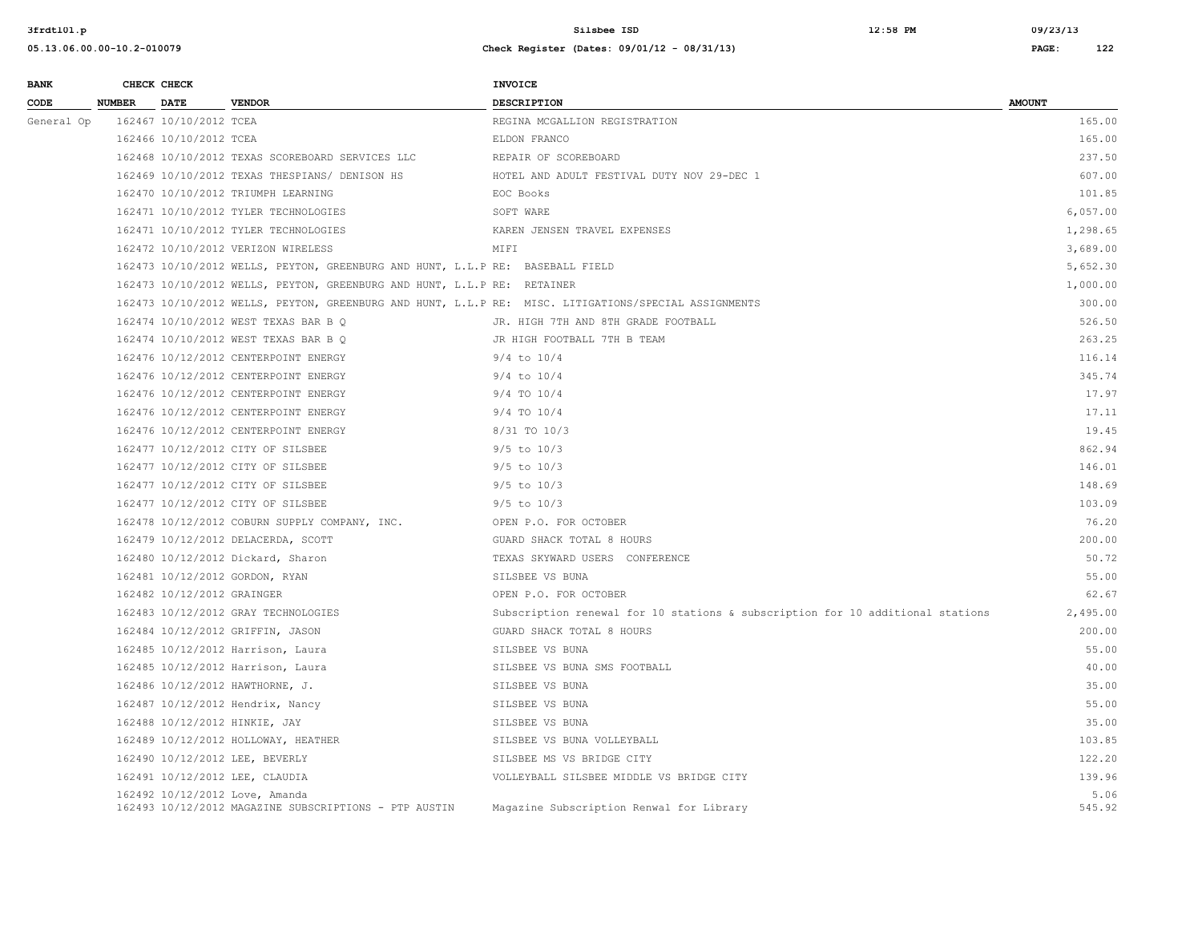| BANK CODE | CHECK NUMBER | CHECK DATE | VENDOR | INVOICE DESCRIPTION | AMOUNT |
|---|---|---|---|---|---|
| General Op | 162467 | 10/10/2012 | TCEA | REGINA MCGALLION REGISTRATION | 165.00 |
| | 162466 | 10/10/2012 | TCEA | ELDON FRANCO | 165.00 |
| | 162468 | 10/10/2012 | TEXAS SCOREBOARD SERVICES LLC | REPAIR OF SCOREBOARD | 237.50 |
| | 162469 | 10/10/2012 | TEXAS THESPIANS/ DENISON HS | HOTEL AND ADULT FESTIVAL DUTY NOV 29-DEC 1 | 607.00 |
| | 162470 | 10/10/2012 | TRIUMPH LEARNING | EOC Books | 101.85 |
| | 162471 | 10/10/2012 | TYLER TECHNOLOGIES | SOFT WARE | 6,057.00 |
| | 162471 | 10/10/2012 | TYLER TECHNOLOGIES | KAREN JENSEN TRAVEL EXPENSES | 1,298.65 |
| | 162472 | 10/10/2012 | VERIZON WIRELESS | MIFI | 3,689.00 |
| | 162473 | 10/10/2012 | WELLS, PEYTON, GREENBURG AND HUNT, L.L.P | RE: BASEBALL FIELD | 5,652.30 |
| | 162473 | 10/10/2012 | WELLS, PEYTON, GREENBURG AND HUNT, L.L.P | RE: RETAINER | 1,000.00 |
| | 162473 | 10/10/2012 | WELLS, PEYTON, GREENBURG AND HUNT, L.L.P | RE: MISC. LITIGATIONS/SPECIAL ASSIGNMENTS | 300.00 |
| | 162474 | 10/10/2012 | WEST TEXAS BAR B Q | JR. HIGH 7TH AND 8TH GRADE FOOTBALL | 526.50 |
| | 162474 | 10/10/2012 | WEST TEXAS BAR B Q | JR HIGH FOOTBALL 7TH B TEAM | 263.25 |
| | 162476 | 10/12/2012 | CENTERPOINT ENERGY | 9/4 to 10/4 | 116.14 |
| | 162476 | 10/12/2012 | CENTERPOINT ENERGY | 9/4 to 10/4 | 345.74 |
| | 162476 | 10/12/2012 | CENTERPOINT ENERGY | 9/4 TO 10/4 | 17.97 |
| | 162476 | 10/12/2012 | CENTERPOINT ENERGY | 9/4 TO 10/4 | 17.11 |
| | 162476 | 10/12/2012 | CENTERPOINT ENERGY | 8/31 TO 10/3 | 19.45 |
| | 162477 | 10/12/2012 | CITY OF SILSBEE | 9/5 to 10/3 | 862.94 |
| | 162477 | 10/12/2012 | CITY OF SILSBEE | 9/5 to 10/3 | 146.01 |
| | 162477 | 10/12/2012 | CITY OF SILSBEE | 9/5 to 10/3 | 148.69 |
| | 162477 | 10/12/2012 | CITY OF SILSBEE | 9/5 to 10/3 | 103.09 |
| | 162478 | 10/12/2012 | COBURN SUPPLY COMPANY, INC. | OPEN P.O. FOR OCTOBER | 76.20 |
| | 162479 | 10/12/2012 | DELACERDA, SCOTT | GUARD SHACK TOTAL 8 HOURS | 200.00 |
| | 162480 | 10/12/2012 | Dickard, Sharon | TEXAS SKYWARD USERS CONFERENCE | 50.72 |
| | 162481 | 10/12/2012 | GORDON, RYAN | SILSBEE VS BUNA | 55.00 |
| | 162482 | 10/12/2012 | GRAINGER | OPEN P.O. FOR OCTOBER | 62.67 |
| | 162483 | 10/12/2012 | GRAY TECHNOLOGIES | Subscription renewal for 10 stations & subscription for 10 additional stations | 2,495.00 |
| | 162484 | 10/12/2012 | GRIFFIN, JASON | GUARD SHACK TOTAL 8 HOURS | 200.00 |
| | 162485 | 10/12/2012 | Harrison, Laura | SILSBEE VS BUNA | 55.00 |
| | 162485 | 10/12/2012 | Harrison, Laura | SILSBEE VS BUNA SMS FOOTBALL | 40.00 |
| | 162486 | 10/12/2012 | HAWTHORNE, J. | SILSBEE VS BUNA | 35.00 |
| | 162487 | 10/12/2012 | Hendrix, Nancy | SILSBEE VS BUNA | 55.00 |
| | 162488 | 10/12/2012 | HINKIE, JAY | SILSBEE VS BUNA | 35.00 |
| | 162489 | 10/12/2012 | HOLLOWAY, HEATHER | SILSBEE VS BUNA VOLLEYBALL | 103.85 |
| | 162490 | 10/12/2012 | LEE, BEVERLY | SILSBEE MS VS BRIDGE CITY | 122.20 |
| | 162491 | 10/12/2012 | LEE, CLAUDIA | VOLLEYBALL SILSBEE MIDDLE VS BRIDGE CITY | 139.96 |
| | 162492 | 10/12/2012 | Love, Amanda | | 5.06 |
| | 162493 | 10/12/2012 | MAGAZINE SUBSCRIPTIONS - PTP AUSTIN | Magazine Subscription Renwal for Library | 545.92 |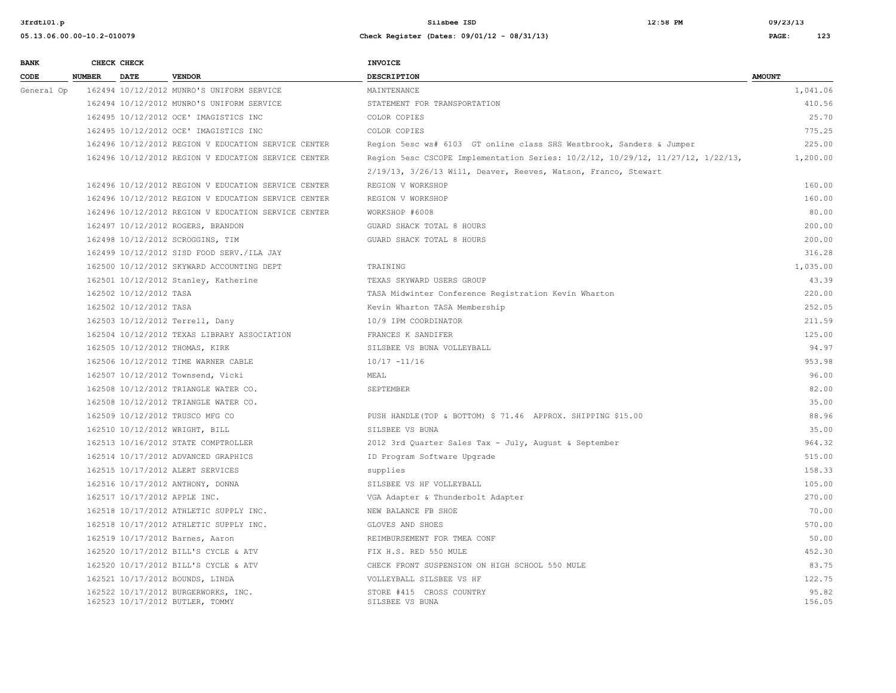| BANK CODE | CHECK NUMBER | CHECK DATE | VENDOR | INVOICE DESCRIPTION | AMOUNT |
|---|---|---|---|---|---|
| General Op | 162494 | 10/12/2012 | MUNRO'S UNIFORM SERVICE | MAINTENANCE | 1,041.06 |
| | 162494 | 10/12/2012 | MUNRO'S UNIFORM SERVICE | STATEMENT FOR TRANSPORTATION | 410.56 |
| | 162495 | 10/12/2012 | OCE' IMAGISTICS INC | COLOR COPIES | 25.70 |
| | 162495 | 10/12/2012 | OCE' IMAGISTICS INC | COLOR COPIES | 775.25 |
| | 162496 | 10/12/2012 | REGION V EDUCATION SERVICE CENTER | Region 5esc ws# 6103 GT online class SHS Westbrook, Sanders & Jumper | 225.00 |
| | 162496 | 10/12/2012 | REGION V EDUCATION SERVICE CENTER | Region 5esc CSCOPE Implementation Series: 10/2/12, 10/29/12, 11/27/12, 1/22/13, 2/19/13, 3/26/13 Will, Deaver, Reeves, Watson, Franco, Stewart | 1,200.00 |
| | 162496 | 10/12/2012 | REGION V EDUCATION SERVICE CENTER | REGION V WORKSHOP | 160.00 |
| | 162496 | 10/12/2012 | REGION V EDUCATION SERVICE CENTER | REGION V WORKSHOP | 160.00 |
| | 162496 | 10/12/2012 | REGION V EDUCATION SERVICE CENTER | WORKSHOP #6008 | 80.00 |
| | 162497 | 10/12/2012 | ROGERS, BRANDON | GUARD SHACK TOTAL 8 HOURS | 200.00 |
| | 162498 | 10/12/2012 | SCROGGINS, TIM | GUARD SHACK TOTAL 8 HOURS | 200.00 |
| | 162499 | 10/12/2012 | SISD FOOD SERV./ILA JAY | | 316.28 |
| | 162500 | 10/12/2012 | SKYWARD ACCOUNTING DEPT | TRAINING | 1,035.00 |
| | 162501 | 10/12/2012 | Stanley, Katherine | TEXAS SKYWARD USERS GROUP | 43.39 |
| | 162502 | 10/12/2012 | TASA | TASA Midwinter Conference Registration Kevin Wharton | 220.00 |
| | 162502 | 10/12/2012 | TASA | Kevin Wharton TASA Membership | 252.05 |
| | 162503 | 10/12/2012 | Terrell, Dany | 10/9 IPM COORDINATOR | 211.59 |
| | 162504 | 10/12/2012 | TEXAS LIBRARY ASSOCIATION | FRANCES K SANDIFER | 125.00 |
| | 162505 | 10/12/2012 | THOMAS, KIRK | SILSBEE VS BUNA VOLLEYBALL | 94.97 |
| | 162506 | 10/12/2012 | TIME WARNER CABLE | 10/17 -11/16 | 953.98 |
| | 162507 | 10/12/2012 | Townsend, Vicki | MEAL | 96.00 |
| | 162508 | 10/12/2012 | TRIANGLE WATER CO. | SEPTEMBER | 82.00 |
| | 162508 | 10/12/2012 | TRIANGLE WATER CO. | | 35.00 |
| | 162509 | 10/12/2012 | TRUSCO MFG CO | PUSH HANDLE(TOP & BOTTOM) $ 71.46 APPROX. SHIPPING $15.00 | 88.96 |
| | 162510 | 10/12/2012 | WRIGHT, BILL | SILSBEE VS BUNA | 35.00 |
| | 162513 | 10/16/2012 | STATE COMPTROLLER | 2012 3rd Quarter Sales Tax - July, August & September | 964.32 |
| | 162514 | 10/17/2012 | ADVANCED GRAPHICS | ID Program Software Upgrade | 515.00 |
| | 162515 | 10/17/2012 | ALERT SERVICES | supplies | 158.33 |
| | 162516 | 10/17/2012 | ANTHONY, DONNA | SILSBEE VS HF VOLLEYBALL | 105.00 |
| | 162517 | 10/17/2012 | APPLE INC. | VGA Adapter & Thunderbolt Adapter | 270.00 |
| | 162518 | 10/17/2012 | ATHLETIC SUPPLY INC. | NEW BALANCE FB SHOE | 70.00 |
| | 162518 | 10/17/2012 | ATHLETIC SUPPLY INC. | GLOVES AND SHOES | 570.00 |
| | 162519 | 10/17/2012 | Barnes, Aaron | REIMBURSEMENT FOR TMEA CONF | 50.00 |
| | 162520 | 10/17/2012 | BILL'S CYCLE & ATV | FIX H.S. RED 550 MULE | 452.30 |
| | 162520 | 10/17/2012 | BILL'S CYCLE & ATV | CHECK FRONT SUSPENSION ON HIGH SCHOOL 550 MULE | 83.75 |
| | 162521 | 10/17/2012 | BOUNDS, LINDA | VOLLEYBALL SILSBEE VS HF | 122.75 |
| | 162522 | 10/17/2012 | BURGERWORKS, INC. | STORE #415 CROSS COUNTRY | 95.82 |
| | 162523 | 10/17/2012 | BUTLER, TOMMY | SILSBEE VS BUNA | 156.05 |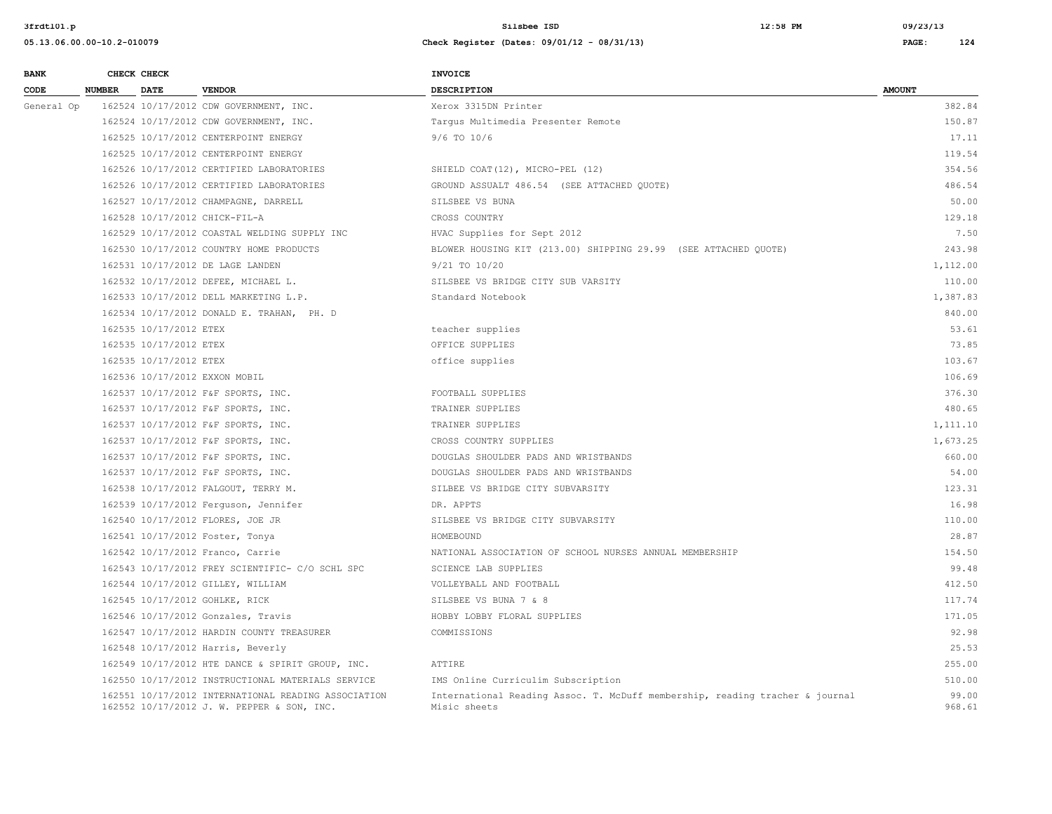| BANK CODE | CHECK NUMBER | CHECK DATE | VENDOR | INVOICE DESCRIPTION | AMOUNT |
|---|---|---|---|---|---|
| General Op | 162524 | 10/17/2012 | CDW GOVERNMENT, INC. | Xerox 3315DN Printer | 382.84 |
| | 162524 | 10/17/2012 | CDW GOVERNMENT, INC. | Targus Multimedia Presenter Remote | 150.87 |
| | 162525 | 10/17/2012 | CENTERPOINT ENERGY | 9/6 TO 10/6 | 17.11 |
| | 162525 | 10/17/2012 | CENTERPOINT ENERGY | | 119.54 |
| | 162526 | 10/17/2012 | CERTIFIED LABORATORIES | SHIELD COAT(12), MICRO-PEL (12) | 354.56 |
| | 162526 | 10/17/2012 | CERTIFIED LABORATORIES | GROUND ASSUALT 486.54 (SEE ATTACHED QUOTE) | 486.54 |
| | 162527 | 10/17/2012 | CHAMPAGNE, DARRELL | SILSBEE VS BUNA | 50.00 |
| | 162528 | 10/17/2012 | CHICK-FIL-A | CROSS COUNTRY | 129.18 |
| | 162529 | 10/17/2012 | COASTAL WELDING SUPPLY INC | HVAC Supplies for Sept 2012 | 7.50 |
| | 162530 | 10/17/2012 | COUNTRY HOME PRODUCTS | BLOWER HOUSING KIT (213.00) SHIPPING 29.99 (SEE ATTACHED QUOTE) | 243.98 |
| | 162531 | 10/17/2012 | DE LAGE LANDEN | 9/21 TO 10/20 | 1,112.00 |
| | 162532 | 10/17/2012 | DEFEE, MICHAEL L. | SILSBEE VS BRIDGE CITY SUB VARSITY | 110.00 |
| | 162533 | 10/17/2012 | DELL MARKETING L.P. | Standard Notebook | 1,387.83 |
| | 162534 | 10/17/2012 | DONALD E. TRAHAN, PH. D | | 840.00 |
| | 162535 | 10/17/2012 | ETEX | teacher supplies | 53.61 |
| | 162535 | 10/17/2012 | ETEX | OFFICE SUPPLIES | 73.85 |
| | 162535 | 10/17/2012 | ETEX | office supplies | 103.67 |
| | 162536 | 10/17/2012 | EXXON MOBIL | | 106.69 |
| | 162537 | 10/17/2012 | F&F SPORTS, INC. | FOOTBALL SUPPLIES | 376.30 |
| | 162537 | 10/17/2012 | F&F SPORTS, INC. | TRAINER SUPPLIES | 480.65 |
| | 162537 | 10/17/2012 | F&F SPORTS, INC. | TRAINER SUPPLIES | 1,111.10 |
| | 162537 | 10/17/2012 | F&F SPORTS, INC. | CROSS COUNTRY SUPPLIES | 1,673.25 |
| | 162537 | 10/17/2012 | F&F SPORTS, INC. | DOUGLAS SHOULDER PADS AND WRISTBANDS | 660.00 |
| | 162537 | 10/17/2012 | F&F SPORTS, INC. | DOUGLAS SHOULDER PADS AND WRISTBANDS | 54.00 |
| | 162538 | 10/17/2012 | FALGOUT, TERRY M. | SILBEE VS BRIDGE CITY SUBVARSITY | 123.31 |
| | 162539 | 10/17/2012 | Ferguson, Jennifer | DR. APPTS | 16.98 |
| | 162540 | 10/17/2012 | FLORES, JOE JR | SILSBEE VS BRIDGE CITY SUBVARSITY | 110.00 |
| | 162541 | 10/17/2012 | Foster, Tonya | HOMEBOUND | 28.87 |
| | 162542 | 10/17/2012 | Franco, Carrie | NATIONAL ASSOCIATION OF SCHOOL NURSES ANNUAL MEMBERSHIP | 154.50 |
| | 162543 | 10/17/2012 | FREY SCIENTIFIC- C/O SCHL SPC | SCIENCE LAB SUPPLIES | 99.48 |
| | 162544 | 10/17/2012 | GILLEY, WILLIAM | VOLLEYBALL AND FOOTBALL | 412.50 |
| | 162545 | 10/17/2012 | GOHLKE, RICK | SILSBEE VS BUNA 7 & 8 | 117.74 |
| | 162546 | 10/17/2012 | Gonzales, Travis | HOBBY LOBBY FLORAL SUPPLIES | 171.05 |
| | 162547 | 10/17/2012 | HARDIN COUNTY TREASURER | COMMISSIONS | 92.98 |
| | 162548 | 10/17/2012 | Harris, Beverly | | 25.53 |
| | 162549 | 10/17/2012 | HTE DANCE & SPIRIT GROUP, INC. | ATTIRE | 255.00 |
| | 162550 | 10/17/2012 | INSTRUCTIONAL MATERIALS SERVICE | IMS Online Curriculim Subscription | 510.00 |
| | 162551 | 10/17/2012 | INTERNATIONAL READING ASSOCIATION | International Reading Assoc. T. McDuff membership, reading tracher & journal | 99.00 |
| | 162552 | 10/17/2012 | J. W. PEPPER & SON, INC. | Misic sheets | 968.61 |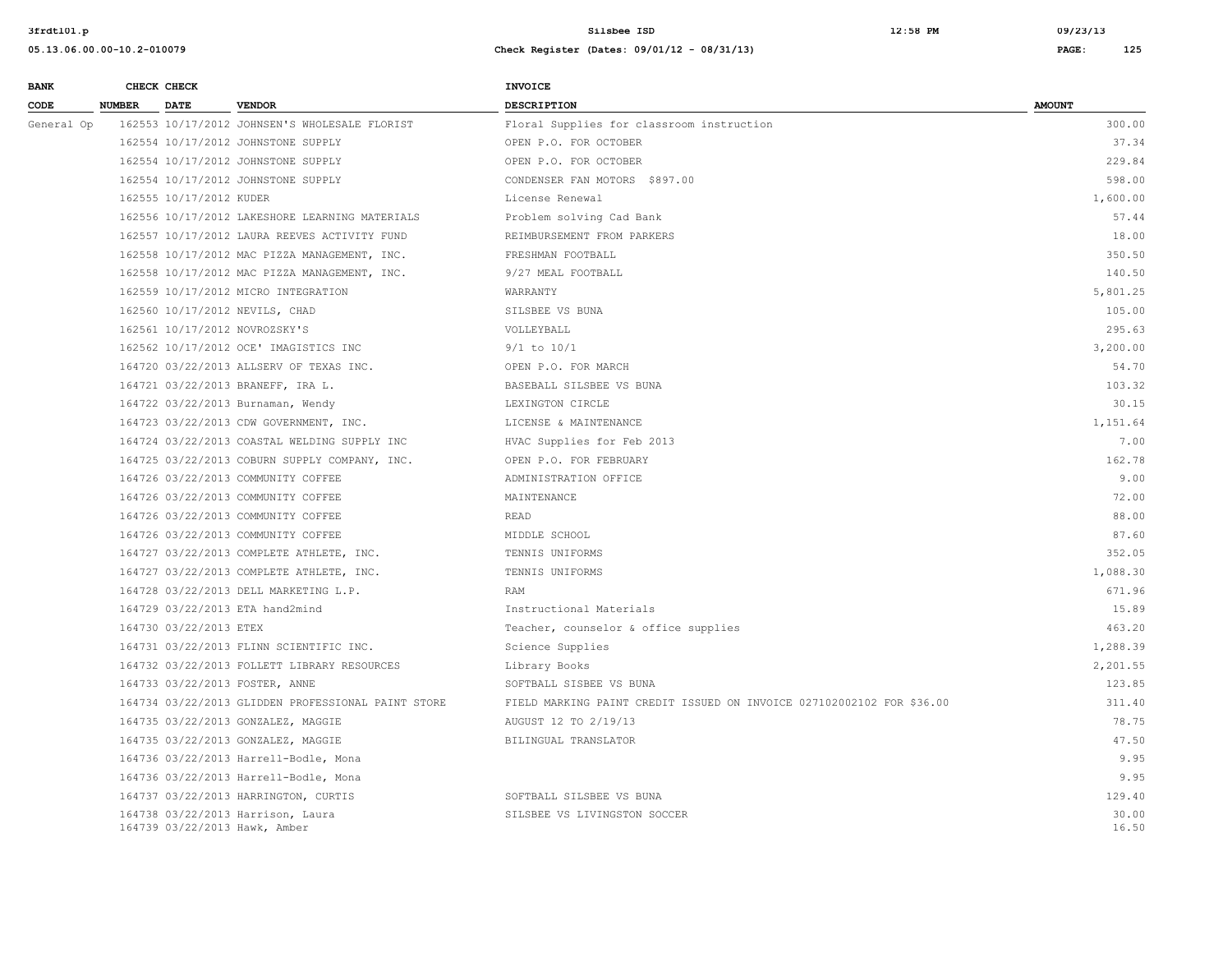| BANK CODE | CHECK NUMBER | CHECK DATE | VENDOR | INVOICE DESCRIPTION | AMOUNT |
|---|---|---|---|---|---|
| General Op | 162553 | 10/17/2012 | JOHNSEN'S WHOLESALE FLORIST | Floral Supplies for classroom instruction | 300.00 |
| | 162554 | 10/17/2012 | JOHNSTONE SUPPLY | OPEN P.O. FOR OCTOBER | 37.34 |
| | 162554 | 10/17/2012 | JOHNSTONE SUPPLY | OPEN P.O. FOR OCTOBER | 229.84 |
| | 162554 | 10/17/2012 | JOHNSTONE SUPPLY | CONDENSER FAN MOTORS $897.00 | 598.00 |
| | 162555 | 10/17/2012 | KUDER | License Renewal | 1,600.00 |
| | 162556 | 10/17/2012 | LAKESHORE LEARNING MATERIALS | Problem solving Cad Bank | 57.44 |
| | 162557 | 10/17/2012 | LAURA REEVES ACTIVITY FUND | REIMBURSEMENT FROM PARKERS | 18.00 |
| | 162558 | 10/17/2012 | MAC PIZZA MANAGEMENT, INC. | FRESHMAN FOOTBALL | 350.50 |
| | 162558 | 10/17/2012 | MAC PIZZA MANAGEMENT, INC. | 9/27 MEAL FOOTBALL | 140.50 |
| | 162559 | 10/17/2012 | MICRO INTEGRATION | WARRANTY | 5,801.25 |
| | 162560 | 10/17/2012 | NEVILS, CHAD | SILSBEE VS BUNA | 105.00 |
| | 162561 | 10/17/2012 | NOVROZSKY'S | VOLLEYBALL | 295.63 |
| | 162562 | 10/17/2012 | OCE' IMAGISTICS INC | 9/1 to 10/1 | 3,200.00 |
| | 164720 | 03/22/2013 | ALLSERV OF TEXAS INC. | OPEN P.O. FOR MARCH | 54.70 |
| | 164721 | 03/22/2013 | BRANEFF, IRA L. | BASEBALL SILSBEE VS BUNA | 103.32 |
| | 164722 | 03/22/2013 | Burnaman, Wendy | LEXINGTON CIRCLE | 30.15 |
| | 164723 | 03/22/2013 | CDW GOVERNMENT, INC. | LICENSE & MAINTENANCE | 1,151.64 |
| | 164724 | 03/22/2013 | COASTAL WELDING SUPPLY INC | HVAC Supplies for Feb 2013 | 7.00 |
| | 164725 | 03/22/2013 | COBURN SUPPLY COMPANY, INC. | OPEN P.O. FOR FEBRUARY | 162.78 |
| | 164726 | 03/22/2013 | COMMUNITY COFFEE | ADMINISTRATION OFFICE | 9.00 |
| | 164726 | 03/22/2013 | COMMUNITY COFFEE | MAINTENANCE | 72.00 |
| | 164726 | 03/22/2013 | COMMUNITY COFFEE | READ | 88.00 |
| | 164726 | 03/22/2013 | COMMUNITY COFFEE | MIDDLE SCHOOL | 87.60 |
| | 164727 | 03/22/2013 | COMPLETE ATHLETE, INC. | TENNIS UNIFORMS | 352.05 |
| | 164727 | 03/22/2013 | COMPLETE ATHLETE, INC. | TENNIS UNIFORMS | 1,088.30 |
| | 164728 | 03/22/2013 | DELL MARKETING L.P. | RAM | 671.96 |
| | 164729 | 03/22/2013 | ETA hand2mind | Instructional Materials | 15.89 |
| | 164730 | 03/22/2013 | ETEX | Teacher, counselor & office supplies | 463.20 |
| | 164731 | 03/22/2013 | FLINN SCIENTIFIC INC. | Science Supplies | 1,288.39 |
| | 164732 | 03/22/2013 | FOLLETT LIBRARY RESOURCES | Library Books | 2,201.55 |
| | 164733 | 03/22/2013 | FOSTER, ANNE | SOFTBALL SISBEE VS BUNA | 123.85 |
| | 164734 | 03/22/2013 | GLIDDEN PROFESSIONAL PAINT STORE | FIELD MARKING PAINT CREDIT ISSUED ON INVOICE 027102002102 FOR $36.00 | 311.40 |
| | 164735 | 03/22/2013 | GONZALEZ, MAGGIE | AUGUST 12 TO 2/19/13 | 78.75 |
| | 164735 | 03/22/2013 | GONZALEZ, MAGGIE | BILINGUAL TRANSLATOR | 47.50 |
| | 164736 | 03/22/2013 | Harrell-Bodle, Mona | | 9.95 |
| | 164736 | 03/22/2013 | Harrell-Bodle, Mona | | 9.95 |
| | 164737 | 03/22/2013 | HARRINGTON, CURTIS | SOFTBALL SILSBEE VS BUNA | 129.40 |
| | 164738 | 03/22/2013 | Harrison, Laura | SILSBEE VS LIVINGSTON SOCCER | 30.00 |
| | 164739 | 03/22/2013 | Hawk, Amber | | 16.50 |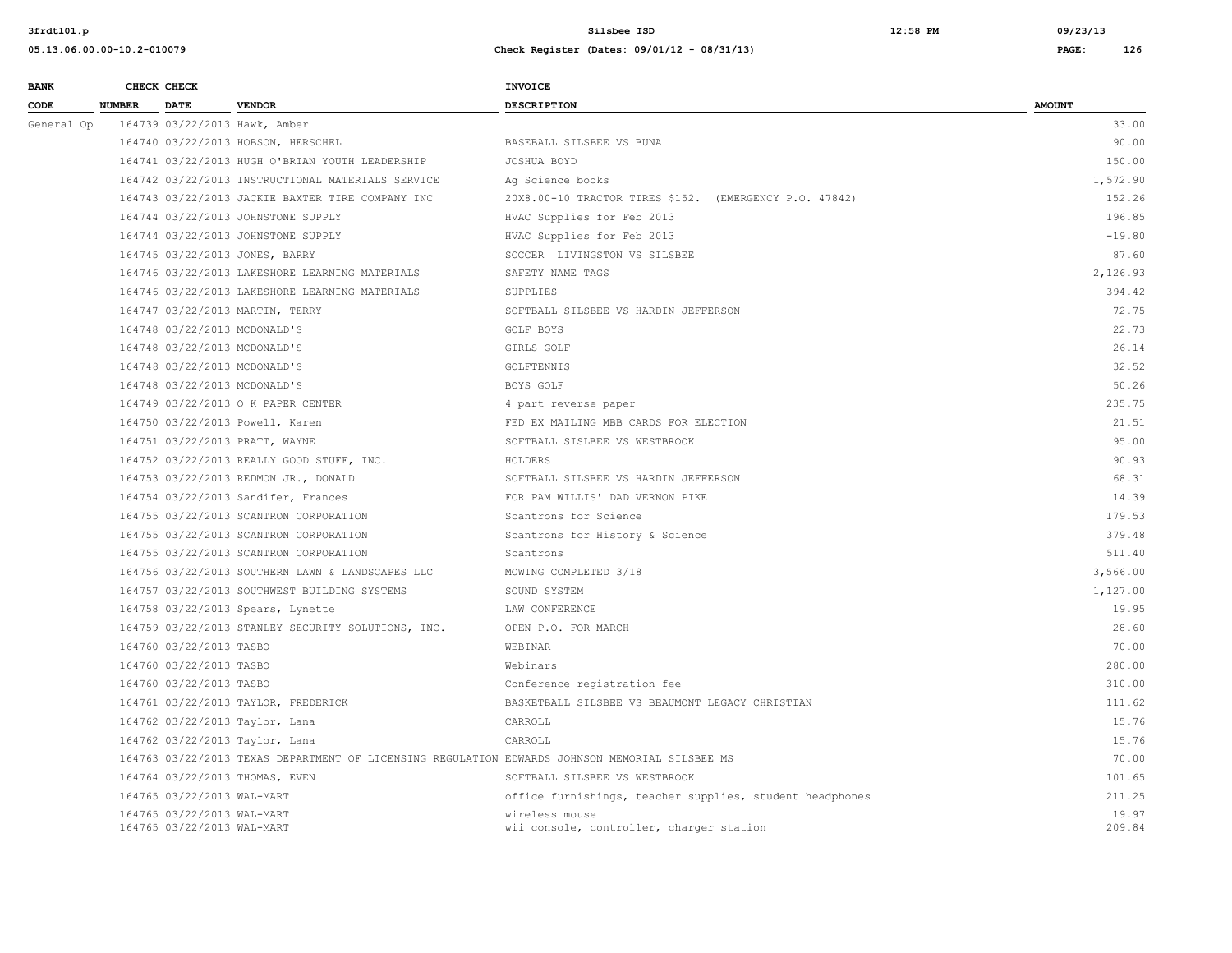| BANK CODE | CHECK NUMBER | CHECK DATE | VENDOR | INVOICE DESCRIPTION | AMOUNT |
|---|---|---|---|---|---|
| General Op | 164739 | 03/22/2013 | Hawk, Amber | | 33.00 |
| | 164740 | 03/22/2013 | HOBSON, HERSCHEL | BASEBALL SILSBEE VS BUNA | 90.00 |
| | 164741 | 03/22/2013 | HUGH O'BRIAN YOUTH LEADERSHIP | JOSHUA BOYD | 150.00 |
| | 164742 | 03/22/2013 | INSTRUCTIONAL MATERIALS SERVICE | Ag Science books | 1,572.90 |
| | 164743 | 03/22/2013 | JACKIE BAXTER TIRE COMPANY INC | 20X8.00-10 TRACTOR TIRES $152. (EMERGENCY P.O. 47842) | 152.26 |
| | 164744 | 03/22/2013 | JOHNSTONE SUPPLY | HVAC Supplies for Feb 2013 | 196.85 |
| | 164744 | 03/22/2013 | JOHNSTONE SUPPLY | HVAC Supplies for Feb 2013 | -19.80 |
| | 164745 | 03/22/2013 | JONES, BARRY | SOCCER LIVINGSTON VS SILSBEE | 87.60 |
| | 164746 | 03/22/2013 | LAKESHORE LEARNING MATERIALS | SAFETY NAME TAGS | 2,126.93 |
| | 164746 | 03/22/2013 | LAKESHORE LEARNING MATERIALS | SUPPLIES | 394.42 |
| | 164747 | 03/22/2013 | MARTIN, TERRY | SOFTBALL SILSBEE VS HARDIN JEFFERSON | 72.75 |
| | 164748 | 03/22/2013 | MCDONALD'S | GOLF BOYS | 22.73 |
| | 164748 | 03/22/2013 | MCDONALD'S | GIRLS GOLF | 26.14 |
| | 164748 | 03/22/2013 | MCDONALD'S | GOLFTENNIS | 32.52 |
| | 164748 | 03/22/2013 | MCDONALD'S | BOYS GOLF | 50.26 |
| | 164749 | 03/22/2013 | O K PAPER CENTER | 4 part reverse paper | 235.75 |
| | 164750 | 03/22/2013 | Powell, Karen | FED EX MAILING MBB CARDS FOR ELECTION | 21.51 |
| | 164751 | 03/22/2013 | PRATT, WAYNE | SOFTBALL SISLBEE VS WESTBROOK | 95.00 |
| | 164752 | 03/22/2013 | REALLY GOOD STUFF, INC. | HOLDERS | 90.93 |
| | 164753 | 03/22/2013 | REDMON JR., DONALD | SOFTBALL SILSBEE VS HARDIN JEFFERSON | 68.31 |
| | 164754 | 03/22/2013 | Sandifer, Frances | FOR PAM WILLIS' DAD VERNON PIKE | 14.39 |
| | 164755 | 03/22/2013 | SCANTRON CORPORATION | Scantrons for Science | 179.53 |
| | 164755 | 03/22/2013 | SCANTRON CORPORATION | Scantrons for History & Science | 379.48 |
| | 164755 | 03/22/2013 | SCANTRON CORPORATION | Scantrons | 511.40 |
| | 164756 | 03/22/2013 | SOUTHERN LAWN & LANDSCAPES LLC | MOWING COMPLETED 3/18 | 3,566.00 |
| | 164757 | 03/22/2013 | SOUTHWEST BUILDING SYSTEMS | SOUND SYSTEM | 1,127.00 |
| | 164758 | 03/22/2013 | Spears, Lynette | LAW CONFERENCE | 19.95 |
| | 164759 | 03/22/2013 | STANLEY SECURITY SOLUTIONS, INC. | OPEN P.O. FOR MARCH | 28.60 |
| | 164760 | 03/22/2013 | TASBO | WEBINAR | 70.00 |
| | 164760 | 03/22/2013 | TASBO | Webinars | 280.00 |
| | 164760 | 03/22/2013 | TASBO | Conference registration fee | 310.00 |
| | 164761 | 03/22/2013 | TAYLOR, FREDERICK | BASKETBALL SILSBEE VS BEAUMONT LEGACY CHRISTIAN | 111.62 |
| | 164762 | 03/22/2013 | Taylor, Lana | CARROLL | 15.76 |
| | 164762 | 03/22/2013 | Taylor, Lana | CARROLL | 15.76 |
| | 164763 | 03/22/2013 | TEXAS DEPARTMENT OF LICENSING REGULATION | EDWARDS JOHNSON MEMORIAL SILSBEE MS | 70.00 |
| | 164764 | 03/22/2013 | THOMAS, EVEN | SOFTBALL SILSBEE VS WESTBROOK | 101.65 |
| | 164765 | 03/22/2013 | WAL-MART | office furnishings, teacher supplies, student headphones | 211.25 |
| | 164765 | 03/22/2013 | WAL-MART | wireless mouse | 19.97 |
| | 164765 | 03/22/2013 | WAL-MART | wii console, controller, charger station | 209.84 |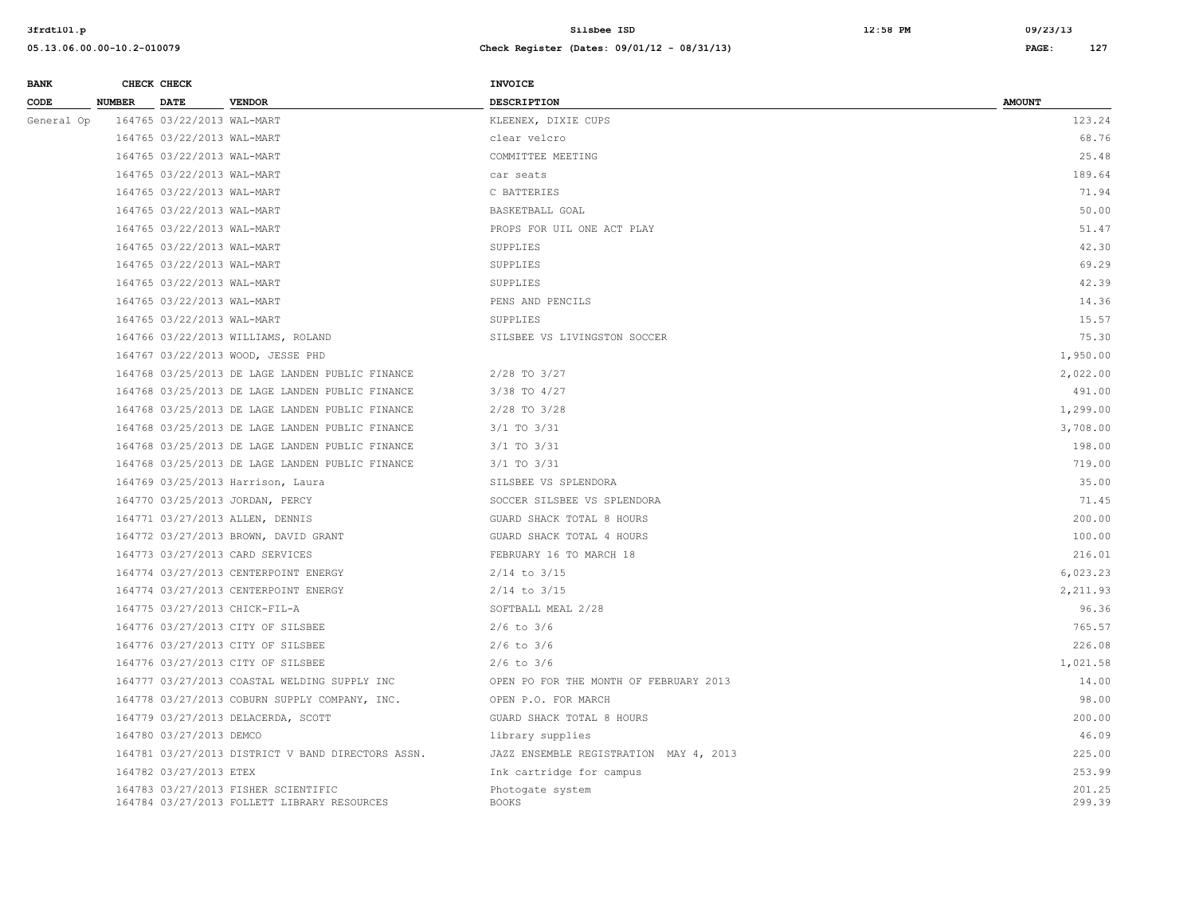| BANK CODE | CHECK NUMBER | CHECK DATE | VENDOR | INVOICE DESCRIPTION | AMOUNT |
|---|---|---|---|---|---|
| General Op | 164765 | 03/22/2013 | WAL-MART | KLEENEX, DIXIE CUPS | 123.24 |
| | 164765 | 03/22/2013 | WAL-MART | clear velcro | 68.76 |
| | 164765 | 03/22/2013 | WAL-MART | COMMITTEE MEETING | 25.48 |
| | 164765 | 03/22/2013 | WAL-MART | car seats | 189.64 |
| | 164765 | 03/22/2013 | WAL-MART | C BATTERIES | 71.94 |
| | 164765 | 03/22/2013 | WAL-MART | BASKETBALL GOAL | 50.00 |
| | 164765 | 03/22/2013 | WAL-MART | PROPS FOR UIL ONE ACT PLAY | 51.47 |
| | 164765 | 03/22/2013 | WAL-MART | SUPPLIES | 42.30 |
| | 164765 | 03/22/2013 | WAL-MART | SUPPLIES | 69.29 |
| | 164765 | 03/22/2013 | WAL-MART | SUPPLIES | 42.39 |
| | 164765 | 03/22/2013 | WAL-MART | PENS AND PENCILS | 14.36 |
| | 164765 | 03/22/2013 | WAL-MART | SUPPLIES | 15.57 |
| | 164766 | 03/22/2013 | WILLIAMS, ROLAND | SILSBEE VS LIVINGSTON SOCCER | 75.30 |
| | 164767 | 03/22/2013 | WOOD, JESSE PHD | | 1,950.00 |
| | 164768 | 03/25/2013 | DE LAGE LANDEN PUBLIC FINANCE | 2/28 TO 3/27 | 2,022.00 |
| | 164768 | 03/25/2013 | DE LAGE LANDEN PUBLIC FINANCE | 3/38 TO 4/27 | 491.00 |
| | 164768 | 03/25/2013 | DE LAGE LANDEN PUBLIC FINANCE | 2/28 TO 3/28 | 1,299.00 |
| | 164768 | 03/25/2013 | DE LAGE LANDEN PUBLIC FINANCE | 3/1 TO 3/31 | 3,708.00 |
| | 164768 | 03/25/2013 | DE LAGE LANDEN PUBLIC FINANCE | 3/1 TO 3/31 | 198.00 |
| | 164768 | 03/25/2013 | DE LAGE LANDEN PUBLIC FINANCE | 3/1 TO 3/31 | 719.00 |
| | 164769 | 03/25/2013 | Harrison, Laura | SILSBEE VS SPLENDORA | 35.00 |
| | 164770 | 03/25/2013 | JORDAN, PERCY | SOCCER SILSBEE VS SPLENDORA | 71.45 |
| | 164771 | 03/27/2013 | ALLEN, DENNIS | GUARD SHACK TOTAL 8 HOURS | 200.00 |
| | 164772 | 03/27/2013 | BROWN, DAVID GRANT | GUARD SHACK TOTAL 4 HOURS | 100.00 |
| | 164773 | 03/27/2013 | CARD SERVICES | FEBRUARY 16 TO MARCH 18 | 216.01 |
| | 164774 | 03/27/2013 | CENTERPOINT ENERGY | 2/14 to 3/15 | 6,023.23 |
| | 164774 | 03/27/2013 | CENTERPOINT ENERGY | 2/14 to 3/15 | 2,211.93 |
| | 164775 | 03/27/2013 | CHICK-FIL-A | SOFTBALL MEAL 2/28 | 96.36 |
| | 164776 | 03/27/2013 | CITY OF SILSBEE | 2/6 to 3/6 | 765.57 |
| | 164776 | 03/27/2013 | CITY OF SILSBEE | 2/6 to 3/6 | 226.08 |
| | 164776 | 03/27/2013 | CITY OF SILSBEE | 2/6 to 3/6 | 1,021.58 |
| | 164777 | 03/27/2013 | COASTAL WELDING SUPPLY INC | OPEN PO FOR THE MONTH OF FEBRUARY 2013 | 14.00 |
| | 164778 | 03/27/2013 | COBURN SUPPLY COMPANY, INC. | OPEN P.O. FOR MARCH | 98.00 |
| | 164779 | 03/27/2013 | DELACERDA, SCOTT | GUARD SHACK TOTAL 8 HOURS | 200.00 |
| | 164780 | 03/27/2013 | DEMCO | library supplies | 46.09 |
| | 164781 | 03/27/2013 | DISTRICT V BAND DIRECTORS ASSN. | JAZZ ENSEMBLE REGISTRATION MAY 4, 2013 | 225.00 |
| | 164782 | 03/27/2013 | ETEX | Ink cartridge for campus | 253.99 |
| | 164783 | 03/27/2013 | FISHER SCIENTIFIC | Photogate system | 201.25 |
| | 164784 | 03/27/2013 | FOLLETT LIBRARY RESOURCES | BOOKS | 299.39 |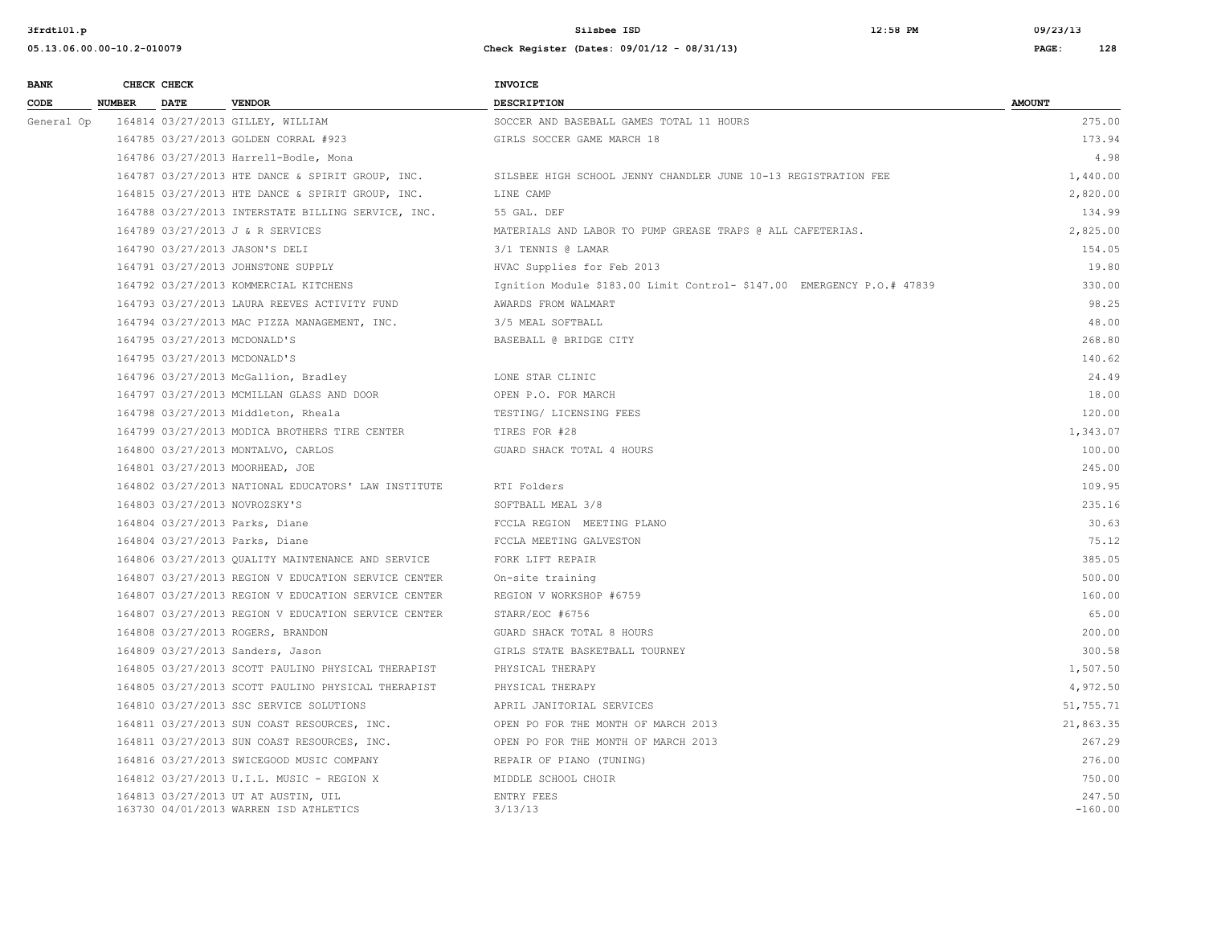| BANK CODE | CHECK NUMBER | CHECK DATE | VENDOR | INVOICE DESCRIPTION | AMOUNT |
|---|---|---|---|---|---|
| General Op | 164814 | 03/27/2013 | GILLEY, WILLIAM | SOCCER AND BASEBALL GAMES TOTAL 11 HOURS | 275.00 |
| | 164785 | 03/27/2013 | GOLDEN CORRAL #923 | GIRLS SOCCER GAME MARCH 18 | 173.94 |
| | 164786 | 03/27/2013 | Harrell-Bodle, Mona | | 4.98 |
| | 164787 | 03/27/2013 | HTE DANCE & SPIRIT GROUP, INC. | SILSBEE HIGH SCHOOL JENNY CHANDLER JUNE 10-13 REGISTRATION FEE | 1,440.00 |
| | 164815 | 03/27/2013 | HTE DANCE & SPIRIT GROUP, INC. | LINE CAMP | 2,820.00 |
| | 164788 | 03/27/2013 | INTERSTATE BILLING SERVICE, INC. | 55 GAL. DEF | 134.99 |
| | 164789 | 03/27/2013 | J & R SERVICES | MATERIALS AND LABOR TO PUMP GREASE TRAPS @ ALL CAFETERIAS. | 2,825.00 |
| | 164790 | 03/27/2013 | JASON'S DELI | 3/1 TENNIS @ LAMAR | 154.05 |
| | 164791 | 03/27/2013 | JOHNSTONE SUPPLY | HVAC Supplies for Feb 2013 | 19.80 |
| | 164792 | 03/27/2013 | KOMMERCIAL KITCHENS | Ignition Module $183.00 Limit Control- $147.00 EMERGENCY P.O.# 47839 | 330.00 |
| | 164793 | 03/27/2013 | LAURA REEVES ACTIVITY FUND | AWARDS FROM WALMART | 98.25 |
| | 164794 | 03/27/2013 | MAC PIZZA MANAGEMENT, INC. | 3/5 MEAL SOFTBALL | 48.00 |
| | 164795 | 03/27/2013 | MCDONALD'S | BASEBALL @ BRIDGE CITY | 268.80 |
| | 164795 | 03/27/2013 | MCDONALD'S | | 140.62 |
| | 164796 | 03/27/2013 | McGallion, Bradley | LONE STAR CLINIC | 24.49 |
| | 164797 | 03/27/2013 | MCMILLAN GLASS AND DOOR | OPEN P.O. FOR MARCH | 18.00 |
| | 164798 | 03/27/2013 | Middleton, Rheala | TESTING/ LICENSING FEES | 120.00 |
| | 164799 | 03/27/2013 | MODICA BROTHERS TIRE CENTER | TIRES FOR #28 | 1,343.07 |
| | 164800 | 03/27/2013 | MONTALVO, CARLOS | GUARD SHACK TOTAL 4 HOURS | 100.00 |
| | 164801 | 03/27/2013 | MOORHEAD, JOE | | 245.00 |
| | 164802 | 03/27/2013 | NATIONAL EDUCATORS' LAW INSTITUTE | RTI Folders | 109.95 |
| | 164803 | 03/27/2013 | NOVROZSKY'S | SOFTBALL MEAL 3/8 | 235.16 |
| | 164804 | 03/27/2013 | Parks, Diane | FCCLA REGION MEETING PLANO | 30.63 |
| | 164804 | 03/27/2013 | Parks, Diane | FCCLA MEETING GALVESTON | 75.12 |
| | 164806 | 03/27/2013 | QUALITY MAINTENANCE AND SERVICE | FORK LIFT REPAIR | 385.05 |
| | 164807 | 03/27/2013 | REGION V EDUCATION SERVICE CENTER | On-site training | 500.00 |
| | 164807 | 03/27/2013 | REGION V EDUCATION SERVICE CENTER | REGION V WORKSHOP #6759 | 160.00 |
| | 164807 | 03/27/2013 | REGION V EDUCATION SERVICE CENTER | STARR/EOC #6756 | 65.00 |
| | 164808 | 03/27/2013 | ROGERS, BRANDON | GUARD SHACK TOTAL 8 HOURS | 200.00 |
| | 164809 | 03/27/2013 | Sanders, Jason | GIRLS STATE BASKETBALL TOURNEY | 300.58 |
| | 164805 | 03/27/2013 | SCOTT PAULINO PHYSICAL THERAPIST | PHYSICAL THERAPY | 1,507.50 |
| | 164805 | 03/27/2013 | SCOTT PAULINO PHYSICAL THERAPIST | PHYSICAL THERAPY | 4,972.50 |
| | 164810 | 03/27/2013 | SSC SERVICE SOLUTIONS | APRIL JANITORIAL SERVICES | 51,755.71 |
| | 164811 | 03/27/2013 | SUN COAST RESOURCES, INC. | OPEN PO FOR THE MONTH OF MARCH 2013 | 21,863.35 |
| | 164811 | 03/27/2013 | SUN COAST RESOURCES, INC. | OPEN PO FOR THE MONTH OF MARCH 2013 | 267.29 |
| | 164816 | 03/27/2013 | SWICEGOOD MUSIC COMPANY | REPAIR OF PIANO (TUNING) | 276.00 |
| | 164812 | 03/27/2013 | U.I.L. MUSIC - REGION X | MIDDLE SCHOOL CHOIR | 750.00 |
| | 164813 | 03/27/2013 | UT AT AUSTIN, UIL | ENTRY FEES | 247.50 |
| | 163730 | 04/01/2013 | WARREN ISD ATHLETICS | 3/13/13 | -160.00 |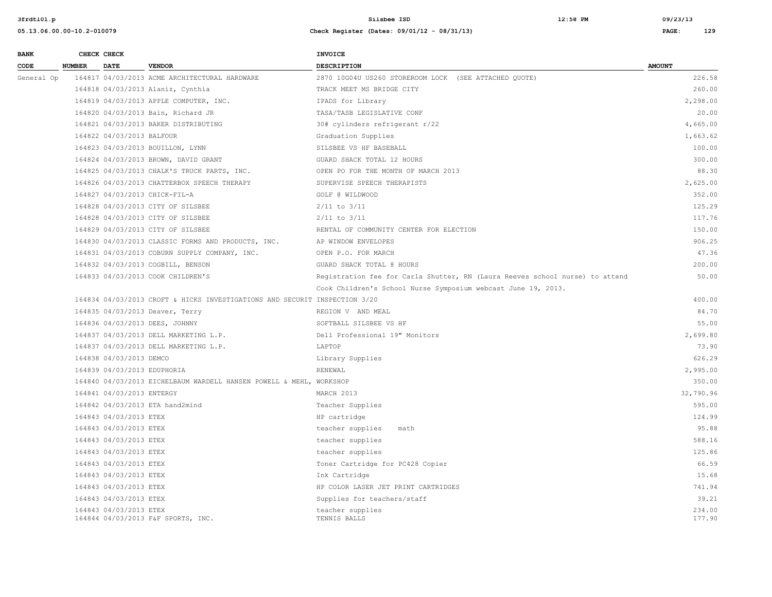| BANK CODE | CHECK NUMBER | CHECK DATE | VENDOR | INVOICE DESCRIPTION | AMOUNT |
|---|---|---|---|---|---|
| General Op | 164817 | 04/03/2013 | ACME ARCHITECTURAL HARDWARE | 2870 10G04U US260 STOREROOM LOCK (SEE ATTACHED QUOTE) | 226.58 |
| | 164818 | 04/03/2013 | Alaniz, Cynthia | TRACK MEET MS BRIDGE CITY | 260.00 |
| | 164819 | 04/03/2013 | APPLE COMPUTER, INC. | IPADS for Library | 2,298.00 |
| | 164820 | 04/03/2013 | Bain, Richard JR | TASA/TASB LEGISLATIVE CONF | 20.00 |
| | 164821 | 04/03/2013 | BAKER DISTRIBUTING | 30# cylinders refrigerant r/22 | 4,665.00 |
| | 164822 | 04/03/2013 | BALFOUR | Graduation Supplies | 1,663.62 |
| | 164823 | 04/03/2013 | BOUILLON, LYNN | SILSBEE VS HF BASEBALL | 100.00 |
| | 164824 | 04/03/2013 | BROWN, DAVID GRANT | GUARD SHACK TOTAL 12 HOURS | 300.00 |
| | 164825 | 04/03/2013 | CHALK'S TRUCK PARTS, INC. | OPEN PO FOR THE MONTH OF MARCH 2013 | 88.30 |
| | 164826 | 04/03/2013 | CHATTERBOX SPEECH THERAPY | SUPERVISE SPEECH THERAPISTS | 2,625.00 |
| | 164827 | 04/03/2013 | CHICK-FIL-A | GOLF @ WILDWOOD | 352.00 |
| | 164828 | 04/03/2013 | CITY OF SILSBEE | 2/11 to 3/11 | 125.29 |
| | 164828 | 04/03/2013 | CITY OF SILSBEE | 2/11 to 3/11 | 117.76 |
| | 164829 | 04/03/2013 | CITY OF SILSBEE | RENTAL OF COMMUNITY CENTER FOR ELECTION | 150.00 |
| | 164830 | 04/03/2013 | CLASSIC FORMS AND PRODUCTS, INC. | AP WINDOW ENVELOPES | 906.25 |
| | 164831 | 04/03/2013 | COBURN SUPPLY COMPANY, INC. | OPEN P.O. FOR MARCH | 47.36 |
| | 164832 | 04/03/2013 | COGBILL, BENSON | GUARD SHACK TOTAL 8 HOURS | 200.00 |
| | 164833 | 04/03/2013 | COOK CHILDREN'S | Registration fee for Carla Shutter, RN (Laura Reeves school nurse) to attend Cook Children's School Nurse Symposium webcast June 19, 2013. | 50.00 |
| | 164834 | 04/03/2013 | CROFT & HICKS INVESTIGATIONS AND SECURIT | INSPECTION 3/20 | 400.00 |
| | 164835 | 04/03/2013 | Deaver, Terry | REGION V AND MEAL | 84.70 |
| | 164836 | 04/03/2013 | DEES, JOHNNY | SOFTBALL SILSBEE VS HF | 55.00 |
| | 164837 | 04/03/2013 | DELL MARKETING L.P. | Dell Professional 19" Monitors | 2,699.80 |
| | 164837 | 04/03/2013 | DELL MARKETING L.P. | LAPTOP | 73.90 |
| | 164838 | 04/03/2013 | DEMCO | Library Supplies | 626.29 |
| | 164839 | 04/03/2013 | EDUPHORIA | RENEWAL | 2,995.00 |
| | 164840 | 04/03/2013 | EICHELBAUM WARDELL HANSEN POWELL & MEHL, | WORKSHOP | 350.00 |
| | 164841 | 04/03/2013 | ENTERGY | MARCH 2013 | 32,790.96 |
| | 164842 | 04/03/2013 | ETA hand2mind | Teacher Supplies | 595.00 |
| | 164843 | 04/03/2013 | ETEX | HP cartridge | 124.99 |
| | 164843 | 04/03/2013 | ETEX | teacher supplies math | 95.88 |
| | 164843 | 04/03/2013 | ETEX | teacher supplies | 588.16 |
| | 164843 | 04/03/2013 | ETEX | teacher supplies | 125.86 |
| | 164843 | 04/03/2013 | ETEX | Toner Cartridge for PC428 Copier | 66.59 |
| | 164843 | 04/03/2013 | ETEX | Ink Cartridge | 15.68 |
| | 164843 | 04/03/2013 | ETEX | HP COLOR LASER JET PRINT CARTRIDGES | 741.94 |
| | 164843 | 04/03/2013 | ETEX | Supplies for teachers/staff | 39.21 |
| | 164843 | 04/03/2013 | ETEX | teacher supplies | 234.00 |
| | 164844 | 04/03/2013 | F&F SPORTS, INC. | TENNIS BALLS | 177.90 |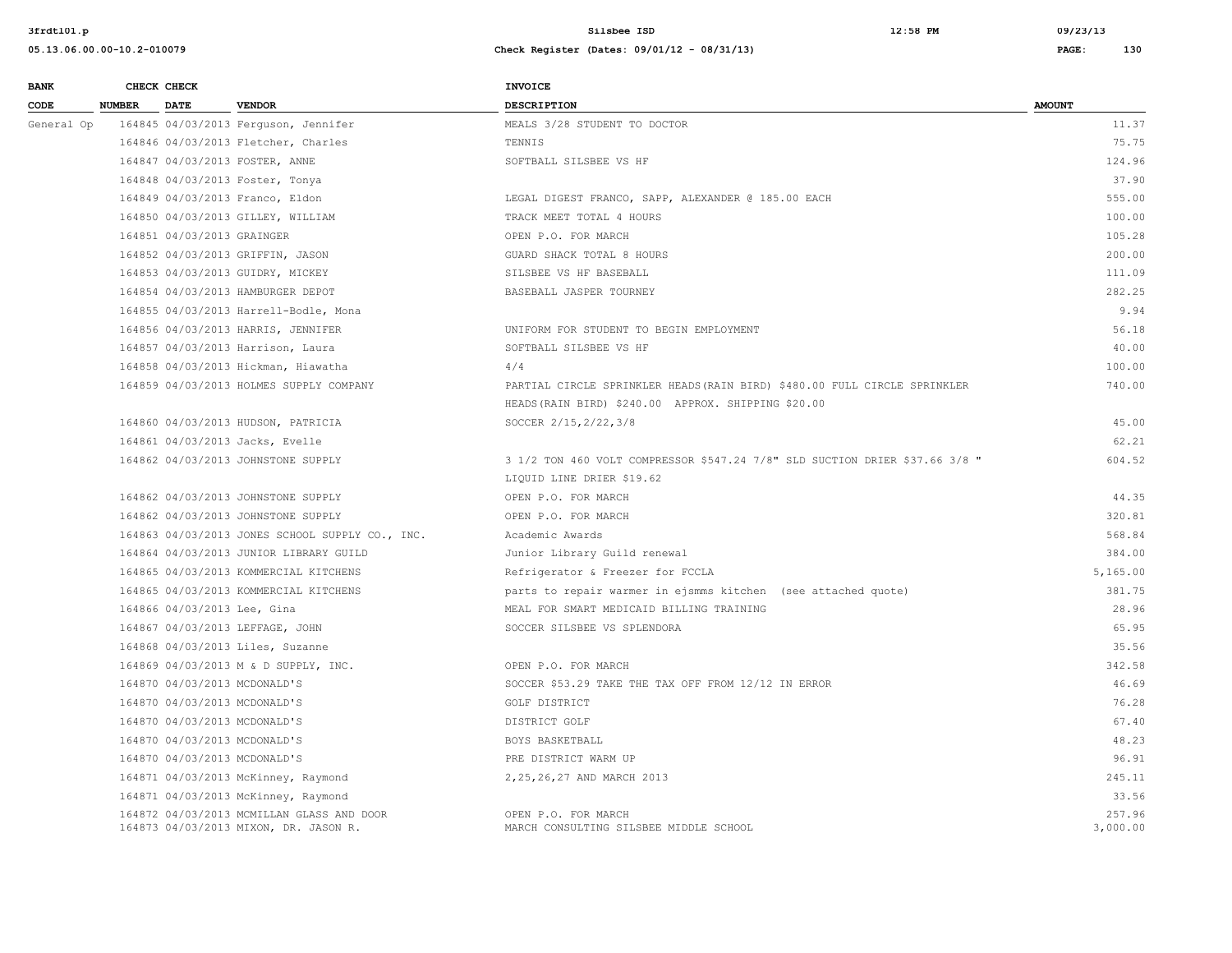| BANK CODE | CHECK NUMBER | CHECK DATE | VENDOR | INVOICE DESCRIPTION | AMOUNT |
|---|---|---|---|---|---|
| General Op | 164845 | 04/03/2013 | Ferguson, Jennifer | MEALS 3/28 STUDENT TO DOCTOR | 11.37 |
| | 164846 | 04/03/2013 | Fletcher, Charles | TENNIS | 75.75 |
| | 164847 | 04/03/2013 | FOSTER, ANNE | SOFTBALL SILSBEE VS HF | 124.96 |
| | 164848 | 04/03/2013 | Foster, Tonya | | 37.90 |
| | 164849 | 04/03/2013 | Franco, Eldon | LEGAL DIGEST FRANCO, SAPP, ALEXANDER @ 185.00 EACH | 555.00 |
| | 164850 | 04/03/2013 | GILLEY, WILLIAM | TRACK MEET TOTAL 4 HOURS | 100.00 |
| | 164851 | 04/03/2013 | GRAINGER | OPEN P.O. FOR MARCH | 105.28 |
| | 164852 | 04/03/2013 | GRIFFIN, JASON | GUARD SHACK TOTAL 8 HOURS | 200.00 |
| | 164853 | 04/03/2013 | GUIDRY, MICKEY | SILSBEE VS HF BASEBALL | 111.09 |
| | 164854 | 04/03/2013 | HAMBURGER DEPOT | BASEBALL JASPER TOURNEY | 282.25 |
| | 164855 | 04/03/2013 | Harrell-Bodle, Mona | | 9.94 |
| | 164856 | 04/03/2013 | HARRIS, JENNIFER | UNIFORM FOR STUDENT TO BEGIN EMPLOYMENT | 56.18 |
| | 164857 | 04/03/2013 | Harrison, Laura | SOFTBALL SILSBEE VS HF | 40.00 |
| | 164858 | 04/03/2013 | Hickman, Hiawatha | 4/4 | 100.00 |
| | 164859 | 04/03/2013 | HOLMES SUPPLY COMPANY | PARTIAL CIRCLE SPRINKLER HEADS(RAIN BIRD) $480.00 FULL CIRCLE SPRINKLER HEADS(RAIN BIRD) $240.00 APPROX. SHIPPING $20.00 | 740.00 |
| | 164860 | 04/03/2013 | HUDSON, PATRICIA | SOCCER 2/15,2/22,3/8 | 45.00 |
| | 164861 | 04/03/2013 | Jacks, Evelle | | 62.21 |
| | 164862 | 04/03/2013 | JOHNSTONE SUPPLY | 3 1/2 TON 460 VOLT COMPRESSOR $547.24 7/8" SLD SUCTION DRIER $37.66 3/8 " LIQUID LINE DRIER $19.62 | 604.52 |
| | 164862 | 04/03/2013 | JOHNSTONE SUPPLY | OPEN P.O. FOR MARCH | 44.35 |
| | 164862 | 04/03/2013 | JOHNSTONE SUPPLY | OPEN P.O. FOR MARCH | 320.81 |
| | 164863 | 04/03/2013 | JONES SCHOOL SUPPLY CO., INC. | Academic Awards | 568.84 |
| | 164864 | 04/03/2013 | JUNIOR LIBRARY GUILD | Junior Library Guild renewal | 384.00 |
| | 164865 | 04/03/2013 | KOMMERCIAL KITCHENS | Refrigerator & Freezer for FCCLA | 5,165.00 |
| | 164865 | 04/03/2013 | KOMMERCIAL KITCHENS | parts to repair warmer in ejsmms kitchen (see attached quote) | 381.75 |
| | 164866 | 04/03/2013 | Lee, Gina | MEAL FOR SMART MEDICAID BILLING TRAINING | 28.96 |
| | 164867 | 04/03/2013 | LEFFAGE, JOHN | SOCCER SILSBEE VS SPLENDORA | 65.95 |
| | 164868 | 04/03/2013 | Liles, Suzanne | | 35.56 |
| | 164869 | 04/03/2013 | M & D SUPPLY, INC. | OPEN P.O. FOR MARCH | 342.58 |
| | 164870 | 04/03/2013 | MCDONALD'S | SOCCER $53.29 TAKE THE TAX OFF FROM 12/12 IN ERROR | 46.69 |
| | 164870 | 04/03/2013 | MCDONALD'S | GOLF DISTRICT | 76.28 |
| | 164870 | 04/03/2013 | MCDONALD'S | DISTRICT GOLF | 67.40 |
| | 164870 | 04/03/2013 | MCDONALD'S | BOYS BASKETBALL | 48.23 |
| | 164870 | 04/03/2013 | MCDONALD'S | PRE DISTRICT WARM UP | 96.91 |
| | 164871 | 04/03/2013 | McKinney, Raymond | 2,25,26,27 AND MARCH 2013 | 245.11 |
| | 164871 | 04/03/2013 | McKinney, Raymond | | 33.56 |
| | 164872 | 04/03/2013 | MCMILLAN GLASS AND DOOR | OPEN P.O. FOR MARCH | 257.96 |
| | 164873 | 04/03/2013 | MIXON, DR. JASON R. | MARCH CONSULTING SILSBEE MIDDLE SCHOOL | 3,000.00 |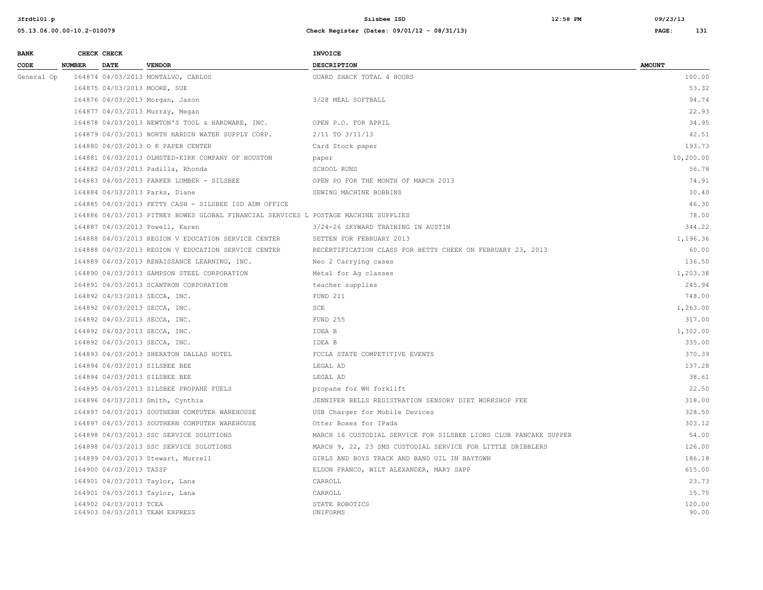| BANK CODE | CHECK NUMBER | CHECK DATE | VENDOR | INVOICE DESCRIPTION | AMOUNT |
|---|---|---|---|---|---|
| General Op | 164874 | 04/03/2013 | MONTALVO, CARLOS | GUARD SHACK TOTAL 4 HOURS | 100.00 |
| | 164875 | 04/03/2013 | MOORE, SUE | | 53.32 |
| | 164876 | 04/03/2013 | Morgan, Jason | 3/28 MEAL SOFTBALL | 94.74 |
| | 164877 | 04/03/2013 | Murray, Megan | | 22.93 |
| | 164878 | 04/03/2013 | NEWTON'S TOOL & HARDWARE, INC. | OPEN P.O. FOR APRIL | 34.95 |
| | 164879 | 04/03/2013 | NORTH HARDIN WATER SUPPLY CORP. | 2/11 TO 3/11/13 | 42.51 |
| | 164880 | 04/03/2013 | O K PAPER CENTER | Card Stock paper | 193.73 |
| | 164881 | 04/03/2013 | OLMSTED-KIRK COMPANY OF HOUSTON | paper | 10,200.00 |
| | 164882 | 04/03/2013 | Padilla, Rhonda | SCHOOL RUNS | 56.78 |
| | 164883 | 04/03/2013 | PARKER LUMBER - SILSBEE | OPEN PO FOR THE MONTH OF MARCH 2013 | 74.91 |
| | 164884 | 04/03/2013 | Parks, Diane | SEWING MACHINE BOBBINS | 30.40 |
| | 164885 | 04/03/2013 | PETTY CASH - SILSBEE ISD ADM OFFICE | | 46.30 |
| | 164886 | 04/03/2013 | PITNEY BOWES GLOBAL FINANCIAL SERVICES L | POSTAGE MACHINE SUPPLIES | 78.00 |
| | 164887 | 04/03/2013 | Powell, Karen | 3/24-26 SKYWARD TRAINING IN AUSTIN | 344.22 |
| | 164888 | 04/03/2013 | REGION V EDUCATION SERVICE CENTER | SETTEN FOR FEBRUARY 2013 | 1,196.36 |
| | 164888 | 04/03/2013 | REGION V EDUCATION SERVICE CENTER | RECERTIFICATION CLASS FOR BETTY CHEEK ON FEBRUARY 23, 2013 | 60.00 |
| | 164889 | 04/03/2013 | RENAISSANCE LEARNING, INC. | Neo 2 Carrying cases | 136.50 |
| | 164890 | 04/03/2013 | SAMPSON STEEL CORPORATION | Metal for Ag classes | 1,203.38 |
| | 164891 | 04/03/2013 | SCANTRON CORPORATION | teacher supplies | 245.94 |
| | 164892 | 04/03/2013 | SECCA, INC. | FUND 211 | 748.00 |
| | 164892 | 04/03/2013 | SECCA, INC. | SCE | 1,263.00 |
| | 164892 | 04/03/2013 | SECCA, INC. | FUND 255 | 317.00 |
| | 164892 | 04/03/2013 | SECCA, INC. | IDEA B | 1,302.00 |
| | 164892 | 04/03/2013 | SECCA, INC. | IDEA B | 335.00 |
| | 164893 | 04/03/2013 | SHERATON DALLAS HOTEL | FCCLA STATE COMPETITIVE EVENTS | 370.39 |
| | 164894 | 04/03/2013 | SILSBEE BEE | LEGAL AD | 137.28 |
| | 164894 | 04/03/2013 | SILSBEE BEE | LEGAL AD | 38.61 |
| | 164895 | 04/03/2013 | SILSBEE PROPANE FUELS | propane for WH forklift | 22.50 |
| | 164896 | 04/03/2013 | Smith, Cynthia | JENNIFER BELLS REGISTRATION SENSORY DIET WORKSHOP FEE | 318.00 |
| | 164897 | 04/03/2013 | SOUTHERN COMPUTER WAREHOUSE | USB Charger for Mobile Devices | 328.50 |
| | 164897 | 04/03/2013 | SOUTHERN COMPUTER WAREHOUSE | Otter Boxes for IPads | 303.12 |
| | 164898 | 04/03/2013 | SSC SERVICE SOLUTIONS | MARCH 16 CUSTODIAL SERVICE FOR SILSBEE LIONS CLUB PANCAKE SUPPER | 54.00 |
| | 164898 | 04/03/2013 | SSC SERVICE SOLUTIONS | MARCH 9, 22, 23 SMS CUSTODIAL SERVICE FOR LITTLE DRIBBLERS | 126.00 |
| | 164899 | 04/03/2013 | Stewart, Murrell | GIRLS AND BOYS TRACK AND BAND UIL IN BAYTOWN | 186.18 |
| | 164900 | 04/03/2013 | TASSP | ELDON FRANCO, WILT ALEXANDER, MARY SAPP | 615.00 |
| | 164901 | 04/03/2013 | Taylor, Lana | CARROLL | 23.73 |
| | 164901 | 04/03/2013 | Taylor, Lana | CARROLL | 15.75 |
| | 164902 | 04/03/2013 | TCEA | STATE ROBOTICS | 120.00 |
| | 164903 | 04/03/2013 | TEAM EXPRESS | UNIFORMS | 90.00 |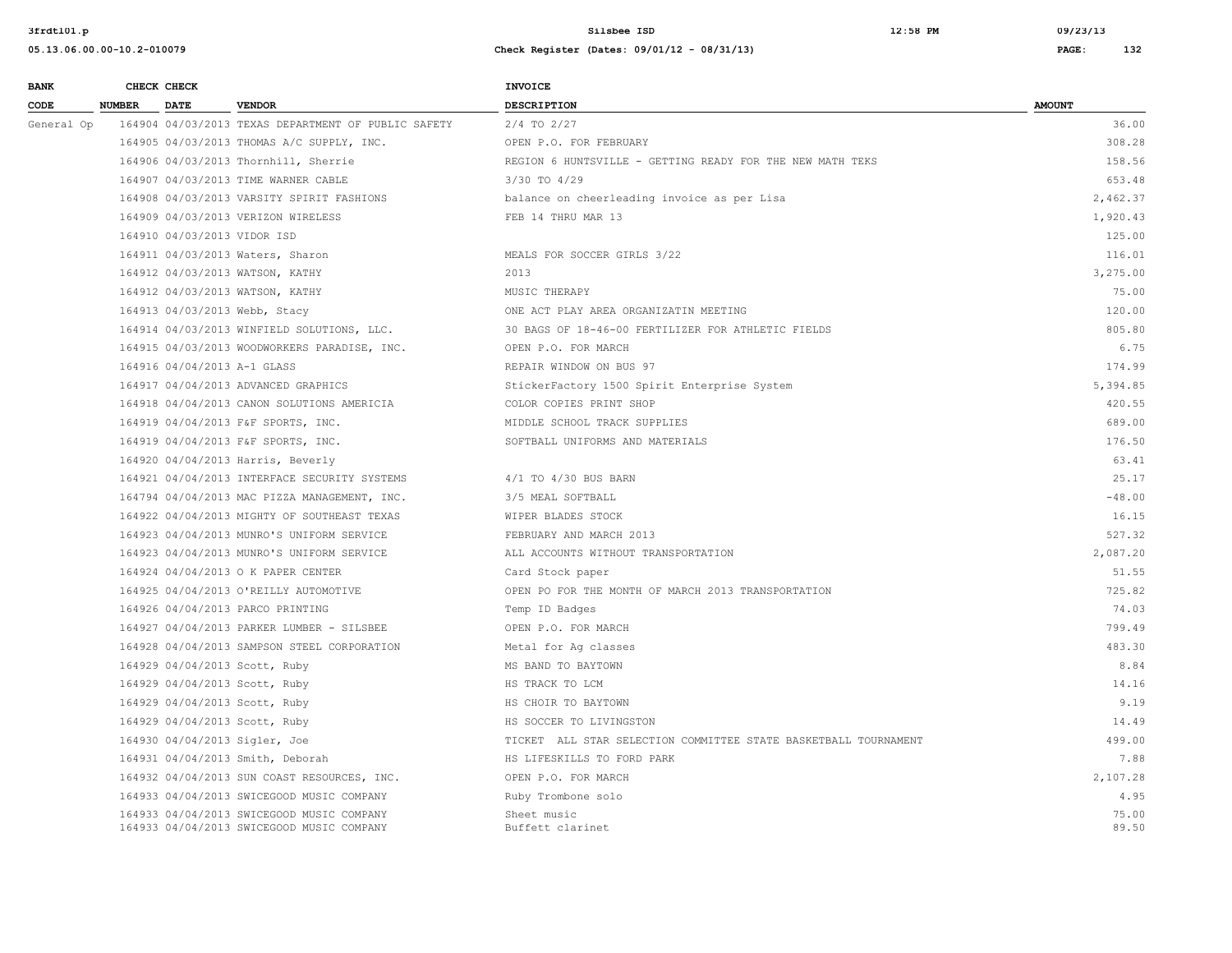| BANK CODE | CHECK NUMBER | CHECK DATE | VENDOR | INVOICE DESCRIPTION | AMOUNT |
|---|---|---|---|---|---|
| General Op | 164904 | 04/03/2013 | TEXAS DEPARTMENT OF PUBLIC SAFETY | 2/4 TO 2/27 | 36.00 |
| | 164905 | 04/03/2013 | THOMAS A/C SUPPLY, INC. | OPEN P.O. FOR FEBRUARY | 308.28 |
| | 164906 | 04/03/2013 | Thornhill, Sherrie | REGION 6 HUNTSVILLE - GETTING READY FOR THE NEW MATH TEKS | 158.56 |
| | 164907 | 04/03/2013 | TIME WARNER CABLE | 3/30 TO 4/29 | 653.48 |
| | 164908 | 04/03/2013 | VARSITY SPIRIT FASHIONS | balance on cheerleading invoice as per Lisa | 2,462.37 |
| | 164909 | 04/03/2013 | VERIZON WIRELESS | FEB 14 THRU MAR 13 | 1,920.43 |
| | 164910 | 04/03/2013 | VIDOR ISD | | 125.00 |
| | 164911 | 04/03/2013 | Waters, Sharon | MEALS FOR SOCCER GIRLS 3/22 | 116.01 |
| | 164912 | 04/03/2013 | WATSON, KATHY | 2013 | 3,275.00 |
| | 164912 | 04/03/2013 | WATSON, KATHY | MUSIC THERAPY | 75.00 |
| | 164913 | 04/03/2013 | Webb, Stacy | ONE ACT PLAY AREA ORGANIZATIN MEETING | 120.00 |
| | 164914 | 04/03/2013 | WINFIELD SOLUTIONS, LLC. | 30 BAGS OF 18-46-00 FERTILIZER FOR ATHLETIC FIELDS | 805.80 |
| | 164915 | 04/03/2013 | WOODWORKERS PARADISE, INC. | OPEN P.O. FOR MARCH | 6.75 |
| | 164916 | 04/04/2013 | A-1 GLASS | REPAIR WINDOW ON BUS 97 | 174.99 |
| | 164917 | 04/04/2013 | ADVANCED GRAPHICS | StickerFactory 1500 Spirit Enterprise System | 5,394.85 |
| | 164918 | 04/04/2013 | CANON SOLUTIONS AMERICIA | COLOR COPIES PRINT SHOP | 420.55 |
| | 164919 | 04/04/2013 | F&F SPORTS, INC. | MIDDLE SCHOOL TRACK SUPPLIES | 689.00 |
| | 164919 | 04/04/2013 | F&F SPORTS, INC. | SOFTBALL UNIFORMS AND MATERIALS | 176.50 |
| | 164920 | 04/04/2013 | Harris, Beverly | | 63.41 |
| | 164921 | 04/04/2013 | INTERFACE SECURITY SYSTEMS | 4/1 TO 4/30 BUS BARN | 25.17 |
| | 164794 | 04/04/2013 | MAC PIZZA MANAGEMENT, INC. | 3/5 MEAL SOFTBALL | -48.00 |
| | 164922 | 04/04/2013 | MIGHTY OF SOUTHEAST TEXAS | WIPER BLADES STOCK | 16.15 |
| | 164923 | 04/04/2013 | MUNRO'S UNIFORM SERVICE | FEBRUARY AND MARCH 2013 | 527.32 |
| | 164923 | 04/04/2013 | MUNRO'S UNIFORM SERVICE | ALL ACCOUNTS WITHOUT TRANSPORTATION | 2,087.20 |
| | 164924 | 04/04/2013 | O K PAPER CENTER | Card Stock paper | 51.55 |
| | 164925 | 04/04/2013 | O'REILLY AUTOMOTIVE | OPEN PO FOR THE MONTH OF MARCH 2013 TRANSPORTATION | 725.82 |
| | 164926 | 04/04/2013 | PARCO PRINTING | Temp ID Badges | 74.03 |
| | 164927 | 04/04/2013 | PARKER LUMBER - SILSBEE | OPEN P.O. FOR MARCH | 799.49 |
| | 164928 | 04/04/2013 | SAMPSON STEEL CORPORATION | Metal for Ag classes | 483.30 |
| | 164929 | 04/04/2013 | Scott, Ruby | MS BAND TO BAYTOWN | 8.84 |
| | 164929 | 04/04/2013 | Scott, Ruby | HS TRACK TO LCM | 14.16 |
| | 164929 | 04/04/2013 | Scott, Ruby | HS CHOIR TO BAYTOWN | 9.19 |
| | 164929 | 04/04/2013 | Scott, Ruby | HS SOCCER TO LIVINGSTON | 14.49 |
| | 164930 | 04/04/2013 | Sigler, Joe | TICKET ALL STAR SELECTION COMMITTEE STATE BASKETBALL TOURNAMENT | 499.00 |
| | 164931 | 04/04/2013 | Smith, Deborah | HS LIFESKILLS TO FORD PARK | 7.88 |
| | 164932 | 04/04/2013 | SUN COAST RESOURCES, INC. | OPEN P.O. FOR MARCH | 2,107.28 |
| | 164933 | 04/04/2013 | SWICEGOOD MUSIC COMPANY | Ruby Trombone solo | 4.95 |
| | 164933 | 04/04/2013 | SWICEGOOD MUSIC COMPANY | Sheet music | 75.00 |
| | 164933 | 04/04/2013 | SWICEGOOD MUSIC COMPANY | Buffett clarinet | 89.50 |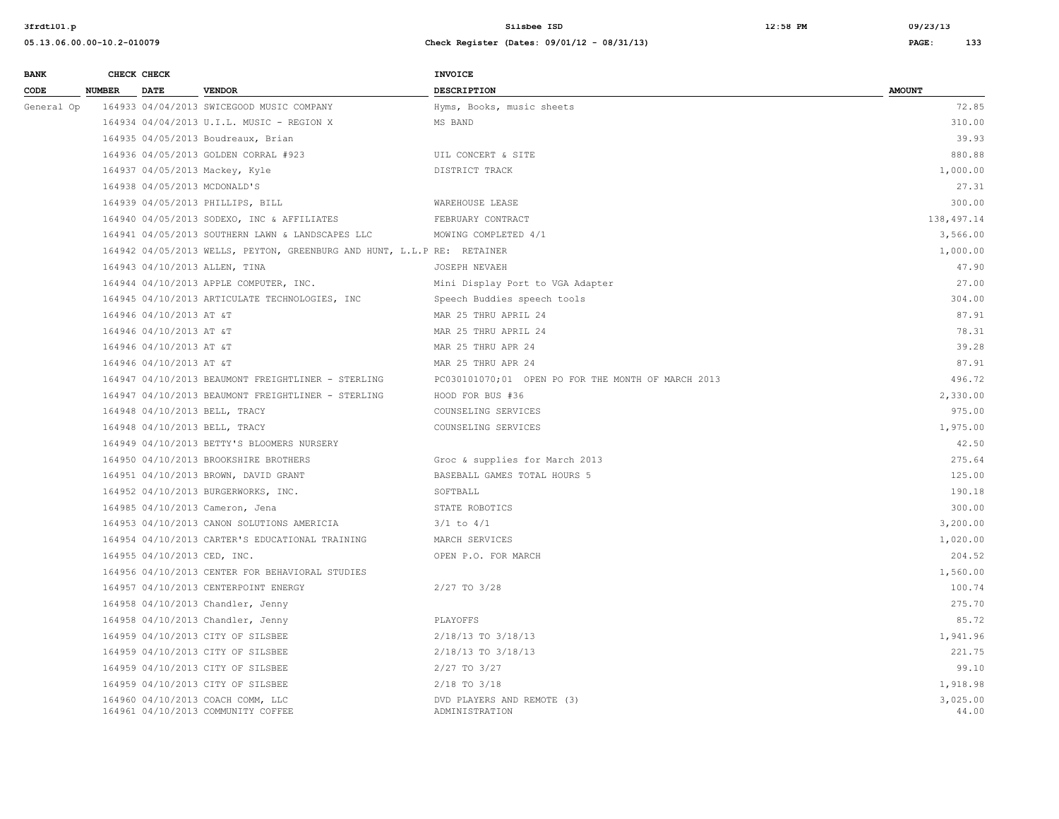| BANK CODE | CHECK NUMBER | CHECK DATE | VENDOR | INVOICE DESCRIPTION | AMOUNT |
|---|---|---|---|---|---|
| General Op | 164933 | 04/04/2013 | SWICEGOOD MUSIC COMPANY | Hyms, Books, music sheets | 72.85 |
| | 164934 | 04/04/2013 | U.I.L. MUSIC - REGION X | MS BAND | 310.00 |
| | 164935 | 04/05/2013 | Boudreaux, Brian | | 39.93 |
| | 164936 | 04/05/2013 | GOLDEN CORRAL #923 | UIL CONCERT & SITE | 880.88 |
| | 164937 | 04/05/2013 | Mackey, Kyle | DISTRICT TRACK | 1,000.00 |
| | 164938 | 04/05/2013 | MCDONALD'S | | 27.31 |
| | 164939 | 04/05/2013 | PHILLIPS, BILL | WAREHOUSE LEASE | 300.00 |
| | 164940 | 04/05/2013 | SODEXO, INC & AFFILIATES | FEBRUARY CONTRACT | 138,497.14 |
| | 164941 | 04/05/2013 | SOUTHERN LAWN & LANDSCAPES LLC | MOWING COMPLETED 4/1 | 3,566.00 |
| | 164942 | 04/05/2013 | WELLS, PEYTON, GREENBURG AND HUNT, L.L.P | RE: RETAINER | 1,000.00 |
| | 164943 | 04/10/2013 | ALLEN, TINA | JOSEPH NEVAEH | 47.90 |
| | 164944 | 04/10/2013 | APPLE COMPUTER, INC. | Mini Display Port to VGA Adapter | 27.00 |
| | 164945 | 04/10/2013 | ARTICULATE TECHNOLOGIES, INC | Speech Buddies speech tools | 304.00 |
| | 164946 | 04/10/2013 | AT &T | MAR 25 THRU APRIL 24 | 87.91 |
| | 164946 | 04/10/2013 | AT &T | MAR 25 THRU APRIL 24 | 78.31 |
| | 164946 | 04/10/2013 | AT &T | MAR 25 THRU APR 24 | 39.28 |
| | 164946 | 04/10/2013 | AT &T | MAR 25 THRU APR 24 | 87.91 |
| | 164947 | 04/10/2013 | BEAUMONT FREIGHTLINER - STERLING | PC030101070;01 OPEN PO FOR THE MONTH OF MARCH 2013 | 496.72 |
| | 164947 | 04/10/2013 | BEAUMONT FREIGHTLINER - STERLING | HOOD FOR BUS #36 | 2,330.00 |
| | 164948 | 04/10/2013 | BELL, TRACY | COUNSELING SERVICES | 975.00 |
| | 164948 | 04/10/2013 | BELL, TRACY | COUNSELING SERVICES | 1,975.00 |
| | 164949 | 04/10/2013 | BETTY'S BLOOMERS NURSERY | | 42.50 |
| | 164950 | 04/10/2013 | BROOKSHIRE BROTHERS | Groc & supplies for March 2013 | 275.64 |
| | 164951 | 04/10/2013 | BROWN, DAVID GRANT | BASEBALL GAMES TOTAL HOURS 5 | 125.00 |
| | 164952 | 04/10/2013 | BURGERWORKS, INC. | SOFTBALL | 190.18 |
| | 164985 | 04/10/2013 | Cameron, Jena | STATE ROBOTICS | 300.00 |
| | 164953 | 04/10/2013 | CANON SOLUTIONS AMERICIA | 3/1 to 4/1 | 3,200.00 |
| | 164954 | 04/10/2013 | CARTER'S EDUCATIONAL TRAINING | MARCH SERVICES | 1,020.00 |
| | 164955 | 04/10/2013 | CED, INC. | OPEN P.O. FOR MARCH | 204.52 |
| | 164956 | 04/10/2013 | CENTER FOR BEHAVIORAL STUDIES | | 1,560.00 |
| | 164957 | 04/10/2013 | CENTERPOINT ENERGY | 2/27 TO 3/28 | 100.74 |
| | 164958 | 04/10/2013 | Chandler, Jenny | | 275.70 |
| | 164958 | 04/10/2013 | Chandler, Jenny | PLAYOFFS | 85.72 |
| | 164959 | 04/10/2013 | CITY OF SILSBEE | 2/18/13 TO 3/18/13 | 1,941.96 |
| | 164959 | 04/10/2013 | CITY OF SILSBEE | 2/18/13 TO 3/18/13 | 221.75 |
| | 164959 | 04/10/2013 | CITY OF SILSBEE | 2/27 TO 3/27 | 99.10 |
| | 164959 | 04/10/2013 | CITY OF SILSBEE | 2/18 TO 3/18 | 1,918.98 |
| | 164960 | 04/10/2013 | COACH COMM, LLC | DVD PLAYERS AND REMOTE (3) | 3,025.00 |
| | 164961 | 04/10/2013 | COMMUNITY COFFEE | ADMINISTRATION | 44.00 |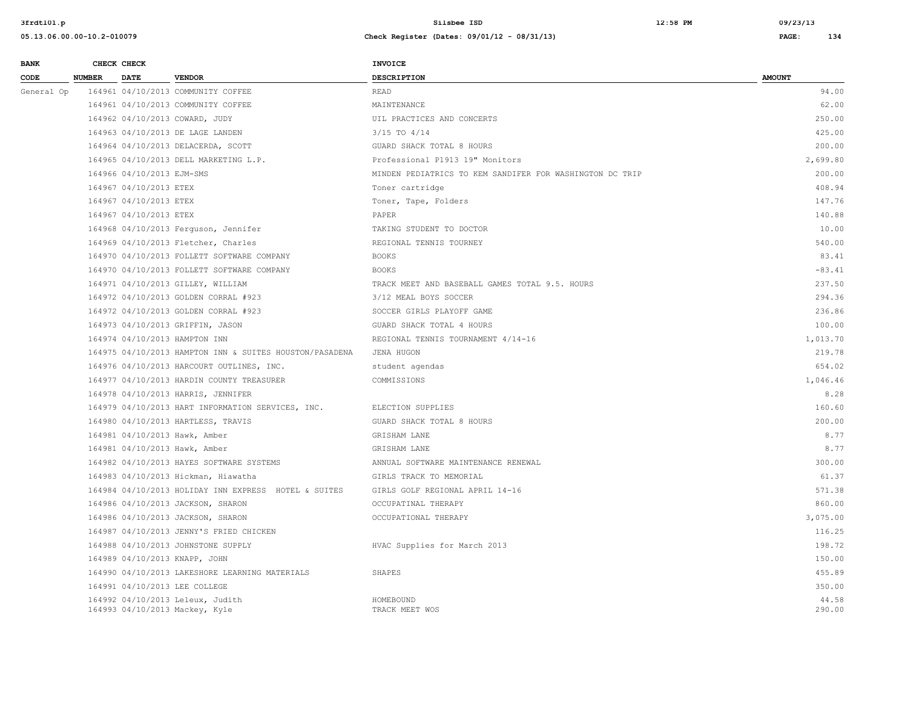| BANK CODE | CHECK NUMBER | CHECK DATE | VENDOR | INVOICE DESCRIPTION | AMOUNT |
|---|---|---|---|---|---|
| General Op | 164961 | 04/10/2013 | COMMUNITY COFFEE | READ | 94.00 |
| | 164961 | 04/10/2013 | COMMUNITY COFFEE | MAINTENANCE | 62.00 |
| | 164962 | 04/10/2013 | COWARD, JUDY | UIL PRACTICES AND CONCERTS | 250.00 |
| | 164963 | 04/10/2013 | DE LAGE LANDEN | 3/15 TO 4/14 | 425.00 |
| | 164964 | 04/10/2013 | DELACERDA, SCOTT | GUARD SHACK TOTAL 8 HOURS | 200.00 |
| | 164965 | 04/10/2013 | DELL MARKETING L.P. | Professional P1913 19" Monitors | 2,699.80 |
| | 164966 | 04/10/2013 | EJM-SMS | MINDEN PEDIATRICS TO KEM SANDIFER FOR WASHINGTON DC TRIP | 200.00 |
| | 164967 | 04/10/2013 | ETEX | Toner cartridge | 408.94 |
| | 164967 | 04/10/2013 | ETEX | Toner, Tape, Folders | 147.76 |
| | 164967 | 04/10/2013 | ETEX | PAPER | 140.88 |
| | 164968 | 04/10/2013 | Ferguson, Jennifer | TAKING STUDENT TO DOCTOR | 10.00 |
| | 164969 | 04/10/2013 | Fletcher, Charles | REGIONAL TENNIS TOURNEY | 540.00 |
| | 164970 | 04/10/2013 | FOLLETT SOFTWARE COMPANY | BOOKS | 83.41 |
| | 164970 | 04/10/2013 | FOLLETT SOFTWARE COMPANY | BOOKS | -83.41 |
| | 164971 | 04/10/2013 | GILLEY, WILLIAM | TRACK MEET AND BASEBALL GAMES TOTAL 9.5. HOURS | 237.50 |
| | 164972 | 04/10/2013 | GOLDEN CORRAL #923 | 3/12 MEAL BOYS SOCCER | 294.36 |
| | 164972 | 04/10/2013 | GOLDEN CORRAL #923 | SOCCER GIRLS PLAYOFF GAME | 236.86 |
| | 164973 | 04/10/2013 | GRIFFIN, JASON | GUARD SHACK TOTAL 4 HOURS | 100.00 |
| | 164974 | 04/10/2013 | HAMPTON INN | REGIONAL TENNIS TOURNAMENT 4/14-16 | 1,013.70 |
| | 164975 | 04/10/2013 | HAMPTON INN & SUITES HOUSTON/PASADENA | JENA HUGON | 219.78 |
| | 164976 | 04/10/2013 | HARCOURT OUTLINES, INC. | student agendas | 654.02 |
| | 164977 | 04/10/2013 | HARDIN COUNTY TREASURER | COMMISSIONS | 1,046.46 |
| | 164978 | 04/10/2013 | HARRIS, JENNIFER | | 8.28 |
| | 164979 | 04/10/2013 | HART INFORMATION SERVICES, INC. | ELECTION SUPPLIES | 160.60 |
| | 164980 | 04/10/2013 | HARTLESS, TRAVIS | GUARD SHACK TOTAL 8 HOURS | 200.00 |
| | 164981 | 04/10/2013 | Hawk, Amber | GRISHAM LANE | 8.77 |
| | 164981 | 04/10/2013 | Hawk, Amber | GRISHAM LANE | 8.77 |
| | 164982 | 04/10/2013 | HAYES SOFTWARE SYSTEMS | ANNUAL SOFTWARE MAINTENANCE RENEWAL | 300.00 |
| | 164983 | 04/10/2013 | Hickman, Hiawatha | GIRLS TRACK TO MEMORIAL | 61.37 |
| | 164984 | 04/10/2013 | HOLIDAY INN EXPRESS HOTEL & SUITES | GIRLS GOLF REGIONAL APRIL 14-16 | 571.38 |
| | 164986 | 04/10/2013 | JACKSON, SHARON | OCCUPATINAL THERAPY | 860.00 |
| | 164986 | 04/10/2013 | JACKSON, SHARON | OCCUPATIONAL THERAPY | 3,075.00 |
| | 164987 | 04/10/2013 | JENNY'S FRIED CHICKEN | | 116.25 |
| | 164988 | 04/10/2013 | JOHNSTONE SUPPLY | HVAC Supplies for March 2013 | 198.72 |
| | 164989 | 04/10/2013 | KNAPP, JOHN | | 150.00 |
| | 164990 | 04/10/2013 | LAKESHORE LEARNING MATERIALS | SHAPES | 455.89 |
| | 164991 | 04/10/2013 | LEE COLLEGE | | 350.00 |
| | 164992 | 04/10/2013 | Leleux, Judith | HOMEBOUND | 44.58 |
| | 164993 | 04/10/2013 | Mackey, Kyle | TRACK MEET WOS | 290.00 |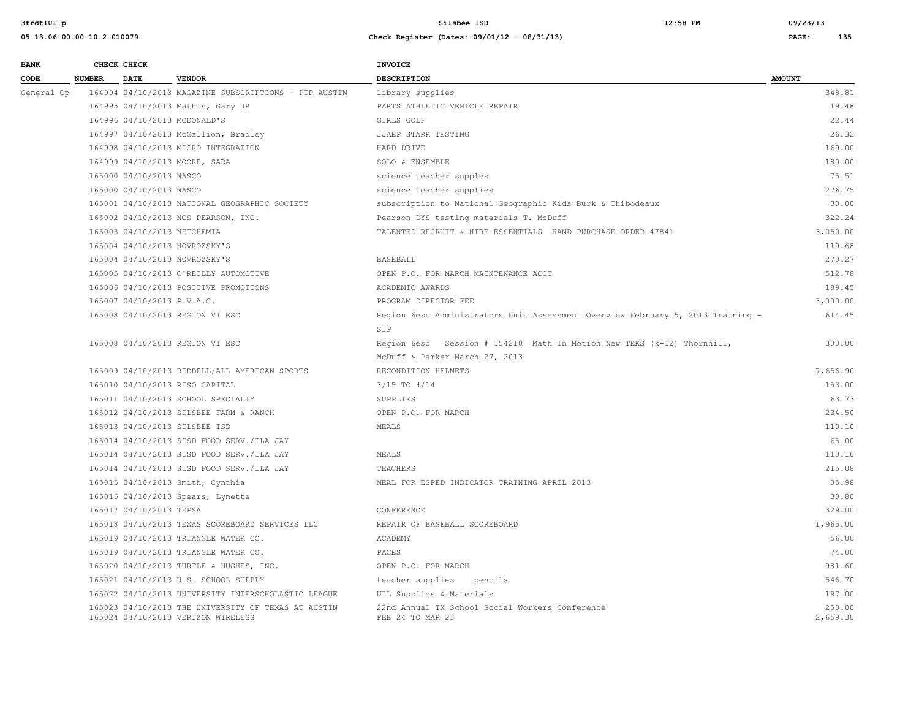| BANK CODE | CHECK NUMBER | CHECK DATE | VENDOR | INVOICE DESCRIPTION | AMOUNT |
|---|---|---|---|---|---|
| General Op | 164994 | 04/10/2013 | MAGAZINE SUBSCRIPTIONS - PTP AUSTIN | library supplies | 348.81 |
| | 164995 | 04/10/2013 | Mathis, Gary JR | PARTS ATHLETIC VEHICLE REPAIR | 19.48 |
| | 164996 | 04/10/2013 | MCDONALD'S | GIRLS GOLF | 22.44 |
| | 164997 | 04/10/2013 | McGallion, Bradley | JJAEP STARR TESTING | 26.32 |
| | 164998 | 04/10/2013 | MICRO INTEGRATION | HARD DRIVE | 169.00 |
| | 164999 | 04/10/2013 | MOORE, SARA | SOLO & ENSEMBLE | 180.00 |
| | 165000 | 04/10/2013 | NASCO | science teacher supples | 75.51 |
| | 165000 | 04/10/2013 | NASCO | science teacher supplies | 276.75 |
| | 165001 | 04/10/2013 | NATIONAL GEOGRAPHIC SOCIETY | subscription to National Geographic Kids Burk & Thibodeaux | 30.00 |
| | 165002 | 04/10/2013 | NCS PEARSON, INC. | Pearson DYS testing materials T. McDuff | 322.24 |
| | 165003 | 04/10/2013 | NETCHEMIA | TALENTED RECRUIT & HIRE ESSENTIALS HAND PURCHASE ORDER 47841 | 3,050.00 |
| | 165004 | 04/10/2013 | NOVROZSKY'S | | 119.68 |
| | 165004 | 04/10/2013 | NOVROZSKY'S | BASEBALL | 270.27 |
| | 165005 | 04/10/2013 | O'REILLY AUTOMOTIVE | OPEN P.O. FOR MARCH MAINTENANCE ACCT | 512.78 |
| | 165006 | 04/10/2013 | POSITIVE PROMOTIONS | ACADEMIC AWARDS | 189.45 |
| | 165007 | 04/10/2013 | P.V.A.C. | PROGRAM DIRECTOR FEE | 3,000.00 |
| | 165008 | 04/10/2013 | REGION VI ESC | Region 6esc Administrators Unit Assessment Overview February 5, 2013 Training - SIP | 614.45 |
| | 165008 | 04/10/2013 | REGION VI ESC | Region 6esc Session # 154210 Math In Motion New TEKS (k-12) Thornhill, McDuff & Parker March 27, 2013 | 300.00 |
| | 165009 | 04/10/2013 | RIDDELL/ALL AMERICAN SPORTS | RECONDITION HELMETS | 7,656.90 |
| | 165010 | 04/10/2013 | RISO CAPITAL | 3/15 TO 4/14 | 153.00 |
| | 165011 | 04/10/2013 | SCHOOL SPECIALTY | SUPPLIES | 63.73 |
| | 165012 | 04/10/2013 | SILSBEE FARM & RANCH | OPEN P.O. FOR MARCH | 234.50 |
| | 165013 | 04/10/2013 | SILSBEE ISD | MEALS | 110.10 |
| | 165014 | 04/10/2013 | SISD FOOD SERV./ILA JAY | | 65.00 |
| | 165014 | 04/10/2013 | SISD FOOD SERV./ILA JAY | MEALS | 110.10 |
| | 165014 | 04/10/2013 | SISD FOOD SERV./ILA JAY | TEACHERS | 215.08 |
| | 165015 | 04/10/2013 | Smith, Cynthia | MEAL FOR ESPED INDICATOR TRAINING APRIL 2013 | 35.98 |
| | 165016 | 04/10/2013 | Spears, Lynette | | 30.80 |
| | 165017 | 04/10/2013 | TEPSA | CONFERENCE | 329.00 |
| | 165018 | 04/10/2013 | TEXAS SCOREBOARD SERVICES LLC | REPAIR OF BASEBALL SCOREBOARD | 1,965.00 |
| | 165019 | 04/10/2013 | TRIANGLE WATER CO. | ACADEMY | 56.00 |
| | 165019 | 04/10/2013 | TRIANGLE WATER CO. | PACES | 74.00 |
| | 165020 | 04/10/2013 | TURTLE & HUGHES, INC. | OPEN P.O. FOR MARCH | 981.60 |
| | 165021 | 04/10/2013 | U.S. SCHOOL SUPPLY | teacher supplies pencils | 546.70 |
| | 165022 | 04/10/2013 | UNIVERSITY INTERSCHOLASTIC LEAGUE | UIL Supplies & Materials | 197.00 |
| | 165023 | 04/10/2013 | THE UNIVERSITY OF TEXAS AT AUSTIN | 22nd Annual TX School Social Workers Conference | 250.00 |
| | 165024 | 04/10/2013 | VERIZON WIRELESS | FEB 24 TO MAR 23 | 2,659.30 |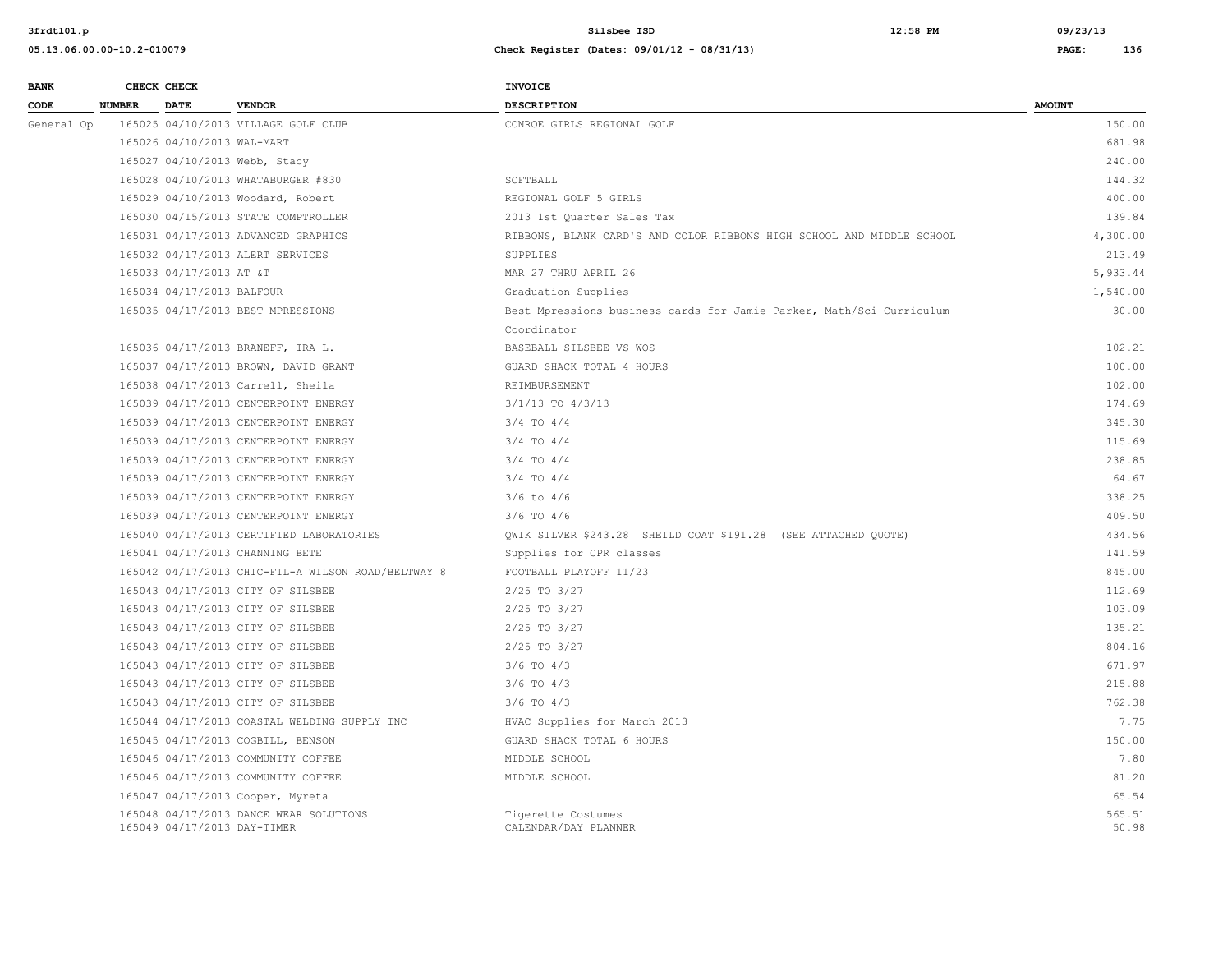| BANK CODE | CHECK NUMBER | CHECK DATE | VENDOR | INVOICE DESCRIPTION | AMOUNT |
|---|---|---|---|---|---|
| General Op | 165025 | 04/10/2013 | VILLAGE GOLF CLUB | CONROE GIRLS REGIONAL GOLF | 150.00 |
| | 165026 | 04/10/2013 | WAL-MART | | 681.98 |
| | 165027 | 04/10/2013 | Webb, Stacy | | 240.00 |
| | 165028 | 04/10/2013 | WHATABURGER #830 | SOFTBALL | 144.32 |
| | 165029 | 04/10/2013 | Woodard, Robert | REGIONAL GOLF 5 GIRLS | 400.00 |
| | 165030 | 04/15/2013 | STATE COMPTROLLER | 2013 1st Quarter Sales Tax | 139.84 |
| | 165031 | 04/17/2013 | ADVANCED GRAPHICS | RIBBONS, BLANK CARD'S AND COLOR RIBBONS HIGH SCHOOL AND MIDDLE SCHOOL | 4,300.00 |
| | 165032 | 04/17/2013 | ALERT SERVICES | SUPPLIES | 213.49 |
| | 165033 | 04/17/2013 | AT &T | MAR 27 THRU APRIL 26 | 5,933.44 |
| | 165034 | 04/17/2013 | BALFOUR | Graduation Supplies | 1,540.00 |
| | 165035 | 04/17/2013 | BEST MPRESSIONS | Best Mpressions business cards for Jamie Parker, Math/Sci Curriculum Coordinator | 30.00 |
| | 165036 | 04/17/2013 | BRANEFF, IRA L. | BASEBALL SILSBEE VS WOS | 102.21 |
| | 165037 | 04/17/2013 | BROWN, DAVID GRANT | GUARD SHACK TOTAL 4 HOURS | 100.00 |
| | 165038 | 04/17/2013 | Carrell, Sheila | REIMBURSEMENT | 102.00 |
| | 165039 | 04/17/2013 | CENTERPOINT ENERGY | 3/1/13 TO 4/3/13 | 174.69 |
| | 165039 | 04/17/2013 | CENTERPOINT ENERGY | 3/4 TO 4/4 | 345.30 |
| | 165039 | 04/17/2013 | CENTERPOINT ENERGY | 3/4 TO 4/4 | 115.69 |
| | 165039 | 04/17/2013 | CENTERPOINT ENERGY | 3/4 TO 4/4 | 238.85 |
| | 165039 | 04/17/2013 | CENTERPOINT ENERGY | 3/4 TO 4/4 | 64.67 |
| | 165039 | 04/17/2013 | CENTERPOINT ENERGY | 3/6 to 4/6 | 338.25 |
| | 165039 | 04/17/2013 | CENTERPOINT ENERGY | 3/6 TO 4/6 | 409.50 |
| | 165040 | 04/17/2013 | CERTIFIED LABORATORIES | QWIK SILVER $243.28 SHEILD COAT $191.28 (SEE ATTACHED QUOTE) | 434.56 |
| | 165041 | 04/17/2013 | CHANNING BETE | Supplies for CPR classes | 141.59 |
| | 165042 | 04/17/2013 | CHIC-FIL-A WILSON ROAD/BELTWAY 8 | FOOTBALL PLAYOFF 11/23 | 845.00 |
| | 165043 | 04/17/2013 | CITY OF SILSBEE | 2/25 TO 3/27 | 112.69 |
| | 165043 | 04/17/2013 | CITY OF SILSBEE | 2/25 TO 3/27 | 103.09 |
| | 165043 | 04/17/2013 | CITY OF SILSBEE | 2/25 TO 3/27 | 135.21 |
| | 165043 | 04/17/2013 | CITY OF SILSBEE | 2/25 TO 3/27 | 804.16 |
| | 165043 | 04/17/2013 | CITY OF SILSBEE | 3/6 TO 4/3 | 671.97 |
| | 165043 | 04/17/2013 | CITY OF SILSBEE | 3/6 TO 4/3 | 215.88 |
| | 165043 | 04/17/2013 | CITY OF SILSBEE | 3/6 TO 4/3 | 762.38 |
| | 165044 | 04/17/2013 | COASTAL WELDING SUPPLY INC | HVAC Supplies for March 2013 | 7.75 |
| | 165045 | 04/17/2013 | COGBILL, BENSON | GUARD SHACK TOTAL 6 HOURS | 150.00 |
| | 165046 | 04/17/2013 | COMMUNITY COFFEE | MIDDLE SCHOOL | 7.80 |
| | 165046 | 04/17/2013 | COMMUNITY COFFEE | MIDDLE SCHOOL | 81.20 |
| | 165047 | 04/17/2013 | Cooper, Myreta | | 65.54 |
| | 165048 | 04/17/2013 | DANCE WEAR SOLUTIONS | Tigerette Costumes | 565.51 |
| | 165049 | 04/17/2013 | DAY-TIMER | CALENDAR/DAY PLANNER | 50.98 |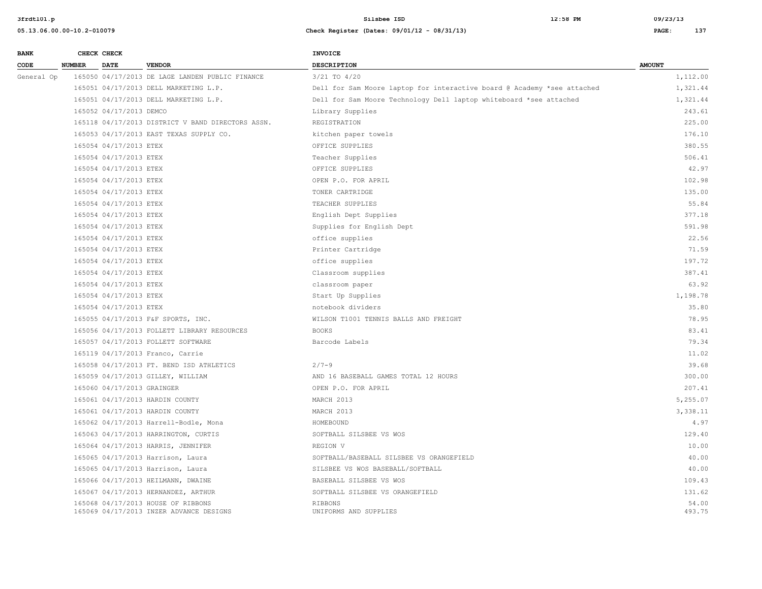| BANK CODE | CHECK NUMBER | CHECK DATE | VENDOR | INVOICE DESCRIPTION | AMOUNT |
|---|---|---|---|---|---|
| General Op | 165050 | 04/17/2013 | DE LAGE LANDEN PUBLIC FINANCE | 3/21 TO 4/20 | 1,112.00 |
| | 165051 | 04/17/2013 | DELL MARKETING L.P. | Dell for Sam Moore laptop for interactive board @ Academy *see attached | 1,321.44 |
| | 165051 | 04/17/2013 | DELL MARKETING L.P. | Dell for Sam Moore Technology Dell laptop whiteboard *see attached | 1,321.44 |
| | 165052 | 04/17/2013 | DEMCO | Library Supplies | 243.61 |
| | 165118 | 04/17/2013 | DISTRICT V BAND DIRECTORS ASSN. | REGISTRATION | 225.00 |
| | 165053 | 04/17/2013 | EAST TEXAS SUPPLY CO. | kitchen paper towels | 176.10 |
| | 165054 | 04/17/2013 | ETEX | OFFICE SUPPLIES | 380.55 |
| | 165054 | 04/17/2013 | ETEX | Teacher Supplies | 506.41 |
| | 165054 | 04/17/2013 | ETEX | OFFICE SUPPLIES | 42.97 |
| | 165054 | 04/17/2013 | ETEX | OPEN P.O. FOR APRIL | 102.98 |
| | 165054 | 04/17/2013 | ETEX | TONER CARTRIDGE | 135.00 |
| | 165054 | 04/17/2013 | ETEX | TEACHER SUPPLIES | 55.84 |
| | 165054 | 04/17/2013 | ETEX | English Dept Supplies | 377.18 |
| | 165054 | 04/17/2013 | ETEX | Supplies for English Dept | 591.98 |
| | 165054 | 04/17/2013 | ETEX | office supplies | 22.56 |
| | 165054 | 04/17/2013 | ETEX | Printer Cartridge | 71.59 |
| | 165054 | 04/17/2013 | ETEX | office supplies | 197.72 |
| | 165054 | 04/17/2013 | ETEX | Classroom supplies | 387.41 |
| | 165054 | 04/17/2013 | ETEX | classroom paper | 63.92 |
| | 165054 | 04/17/2013 | ETEX | Start Up Supplies | 1,198.78 |
| | 165054 | 04/17/2013 | ETEX | notebook dividers | 35.80 |
| | 165055 | 04/17/2013 | F&F SPORTS, INC. | WILSON T1001 TENNIS BALLS AND FREIGHT | 78.95 |
| | 165056 | 04/17/2013 | FOLLETT LIBRARY RESOURCES | BOOKS | 83.41 |
| | 165057 | 04/17/2013 | FOLLETT SOFTWARE | Barcode Labels | 79.34 |
| | 165119 | 04/17/2013 | Franco, Carrie | | 11.02 |
| | 165058 | 04/17/2013 | FT. BEND ISD ATHLETICS | 2/7-9 | 39.68 |
| | 165059 | 04/17/2013 | GILLEY, WILLIAM | AND 16 BASEBALL GAMES TOTAL 12 HOURS | 300.00 |
| | 165060 | 04/17/2013 | GRAINGER | OPEN P.O. FOR APRIL | 207.41 |
| | 165061 | 04/17/2013 | HARDIN COUNTY | MARCH 2013 | 5,255.07 |
| | 165061 | 04/17/2013 | HARDIN COUNTY | MARCH 2013 | 3,338.11 |
| | 165062 | 04/17/2013 | Harrell-Bodle, Mona | HOMEBOUND | 4.97 |
| | 165063 | 04/17/2013 | HARRINGTON, CURTIS | SOFTBALL SILSBEE VS WOS | 129.40 |
| | 165064 | 04/17/2013 | HARRIS, JENNIFER | REGION V | 10.00 |
| | 165065 | 04/17/2013 | Harrison, Laura | SOFTBALL/BASEBALL SILSBEE VS ORANGEFIELD | 40.00 |
| | 165065 | 04/17/2013 | Harrison, Laura | SILSBEE VS WOS BASEBALL/SOFTBALL | 40.00 |
| | 165066 | 04/17/2013 | HEILMANN, DWAINE | BASEBALL SILSBEE VS WOS | 109.43 |
| | 165067 | 04/17/2013 | HERNANDEZ, ARTHUR | SOFTBALL SILSBEE VS ORANGEFIELD | 131.62 |
| | 165068 | 04/17/2013 | HOUSE OF RIBBONS | RIBBONS | 54.00 |
| | 165069 | 04/17/2013 | INZER ADVANCE DESIGNS | UNIFORMS AND SUPPLIES | 493.75 |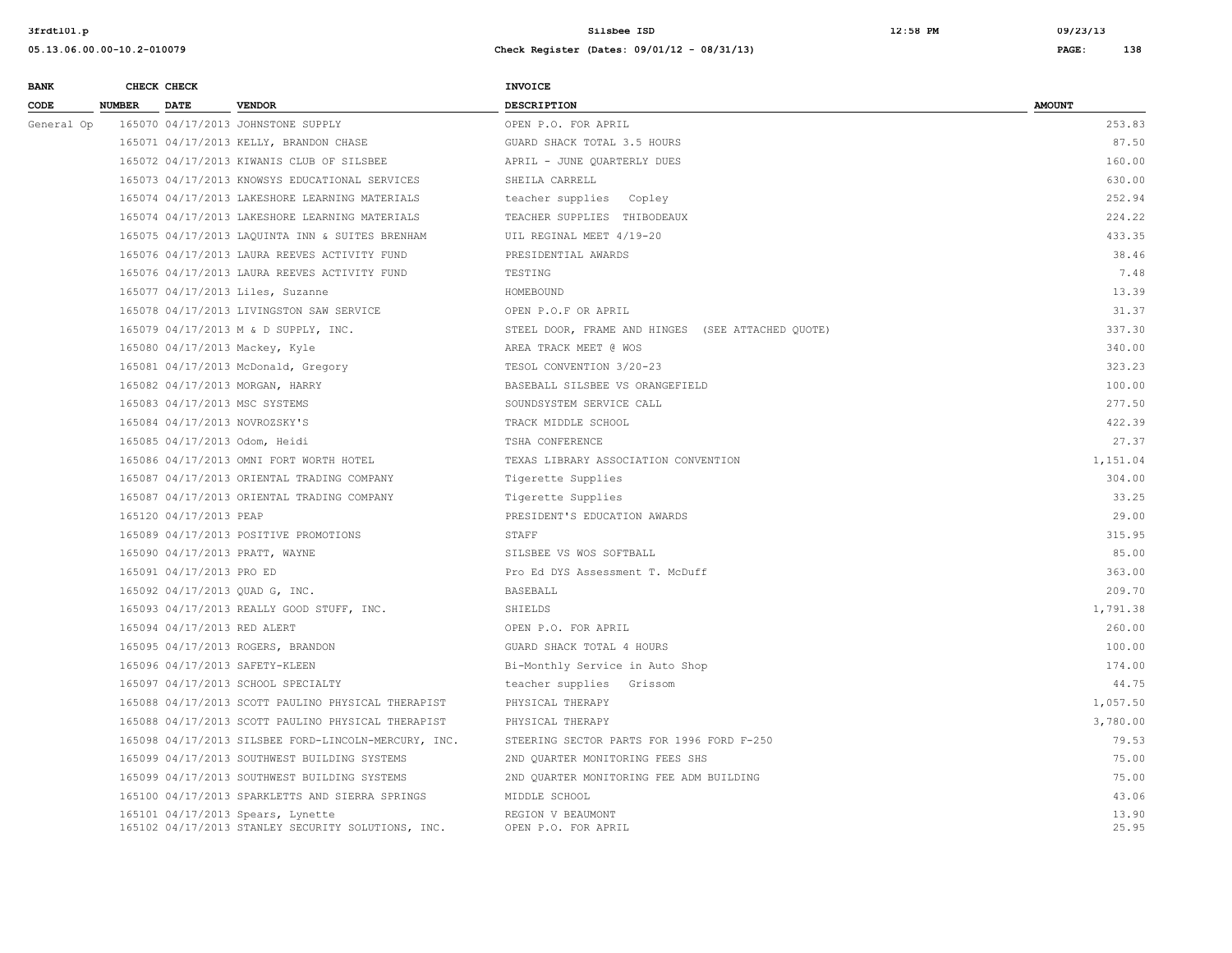| BANK CODE | CHECK NUMBER | CHECK DATE | VENDOR | INVOICE DESCRIPTION | AMOUNT |
|---|---|---|---|---|---|
| General Op | 165070 | 04/17/2013 | JOHNSTONE SUPPLY | OPEN P.O. FOR APRIL | 253.83 |
| | 165071 | 04/17/2013 | KELLY, BRANDON CHASE | GUARD SHACK TOTAL 3.5 HOURS | 87.50 |
| | 165072 | 04/17/2013 | KIWANIS CLUB OF SILSBEE | APRIL - JUNE QUARTERLY DUES | 160.00 |
| | 165073 | 04/17/2013 | KNOWSYS EDUCATIONAL SERVICES | SHEILA CARRELL | 630.00 |
| | 165074 | 04/17/2013 | LAKESHORE LEARNING MATERIALS | teacher supplies Copley | 252.94 |
| | 165074 | 04/17/2013 | LAKESHORE LEARNING MATERIALS | TEACHER SUPPLIES THIBODEAUX | 224.22 |
| | 165075 | 04/17/2013 | LAQUINTA INN & SUITES BRENHAM | UIL REGINAL MEET 4/19-20 | 433.35 |
| | 165076 | 04/17/2013 | LAURA REEVES ACTIVITY FUND | PRESIDENTIAL AWARDS | 38.46 |
| | 165076 | 04/17/2013 | LAURA REEVES ACTIVITY FUND | TESTING | 7.48 |
| | 165077 | 04/17/2013 | Liles, Suzanne | HOMEBOUND | 13.39 |
| | 165078 | 04/17/2013 | LIVINGSTON SAW SERVICE | OPEN P.O.F OR APRIL | 31.37 |
| | 165079 | 04/17/2013 | M & D SUPPLY, INC. | STEEL DOOR, FRAME AND HINGES (SEE ATTACHED QUOTE) | 337.30 |
| | 165080 | 04/17/2013 | Mackey, Kyle | AREA TRACK MEET @ WOS | 340.00 |
| | 165081 | 04/17/2013 | McDonald, Gregory | TESOL CONVENTION 3/20-23 | 323.23 |
| | 165082 | 04/17/2013 | MORGAN, HARRY | BASEBALL SILSBEE VS ORANGEFIELD | 100.00 |
| | 165083 | 04/17/2013 | MSC SYSTEMS | SOUNDSYSTEM SERVICE CALL | 277.50 |
| | 165084 | 04/17/2013 | NOVROZSKY'S | TRACK MIDDLE SCHOOL | 422.39 |
| | 165085 | 04/17/2013 | Odom, Heidi | TSHA CONFERENCE | 27.37 |
| | 165086 | 04/17/2013 | OMNI FORT WORTH HOTEL | TEXAS LIBRARY ASSOCIATION CONVENTION | 1,151.04 |
| | 165087 | 04/17/2013 | ORIENTAL TRADING COMPANY | Tigerette Supplies | 304.00 |
| | 165087 | 04/17/2013 | ORIENTAL TRADING COMPANY | Tigerette Supplies | 33.25 |
| | 165120 | 04/17/2013 | PEAP | PRESIDENT'S EDUCATION AWARDS | 29.00 |
| | 165089 | 04/17/2013 | POSITIVE PROMOTIONS | STAFF | 315.95 |
| | 165090 | 04/17/2013 | PRATT, WAYNE | SILSBEE VS WOS SOFTBALL | 85.00 |
| | 165091 | 04/17/2013 | PRO ED | Pro Ed DYS Assessment T. McDuff | 363.00 |
| | 165092 | 04/17/2013 | QUAD G, INC. | BASEBALL | 209.70 |
| | 165093 | 04/17/2013 | REALLY GOOD STUFF, INC. | SHIELDS | 1,791.38 |
| | 165094 | 04/17/2013 | RED ALERT | OPEN P.O. FOR APRIL | 260.00 |
| | 165095 | 04/17/2013 | ROGERS, BRANDON | GUARD SHACK TOTAL 4 HOURS | 100.00 |
| | 165096 | 04/17/2013 | SAFETY-KLEEN | Bi-Monthly Service in Auto Shop | 174.00 |
| | 165097 | 04/17/2013 | SCHOOL SPECIALTY | teacher supplies Grissom | 44.75 |
| | 165088 | 04/17/2013 | SCOTT PAULINO PHYSICAL THERAPIST | PHYSICAL THERAPY | 1,057.50 |
| | 165088 | 04/17/2013 | SCOTT PAULINO PHYSICAL THERAPIST | PHYSICAL THERAPY | 3,780.00 |
| | 165098 | 04/17/2013 | SILSBEE FORD-LINCOLN-MERCURY, INC. | STEERING SECTOR PARTS FOR 1996 FORD F-250 | 79.53 |
| | 165099 | 04/17/2013 | SOUTHWEST BUILDING SYSTEMS | 2ND QUARTER MONITORING FEES SHS | 75.00 |
| | 165099 | 04/17/2013 | SOUTHWEST BUILDING SYSTEMS | 2ND QUARTER MONITORING FEE ADM BUILDING | 75.00 |
| | 165100 | 04/17/2013 | SPARKLETTS AND SIERRA SPRINGS | MIDDLE SCHOOL | 43.06 |
| | 165101 | 04/17/2013 | Spears, Lynette | REGION V BEAUMONT | 13.90 |
| | 165102 | 04/17/2013 | STANLEY SECURITY SOLUTIONS, INC. | OPEN P.O. FOR APRIL | 25.95 |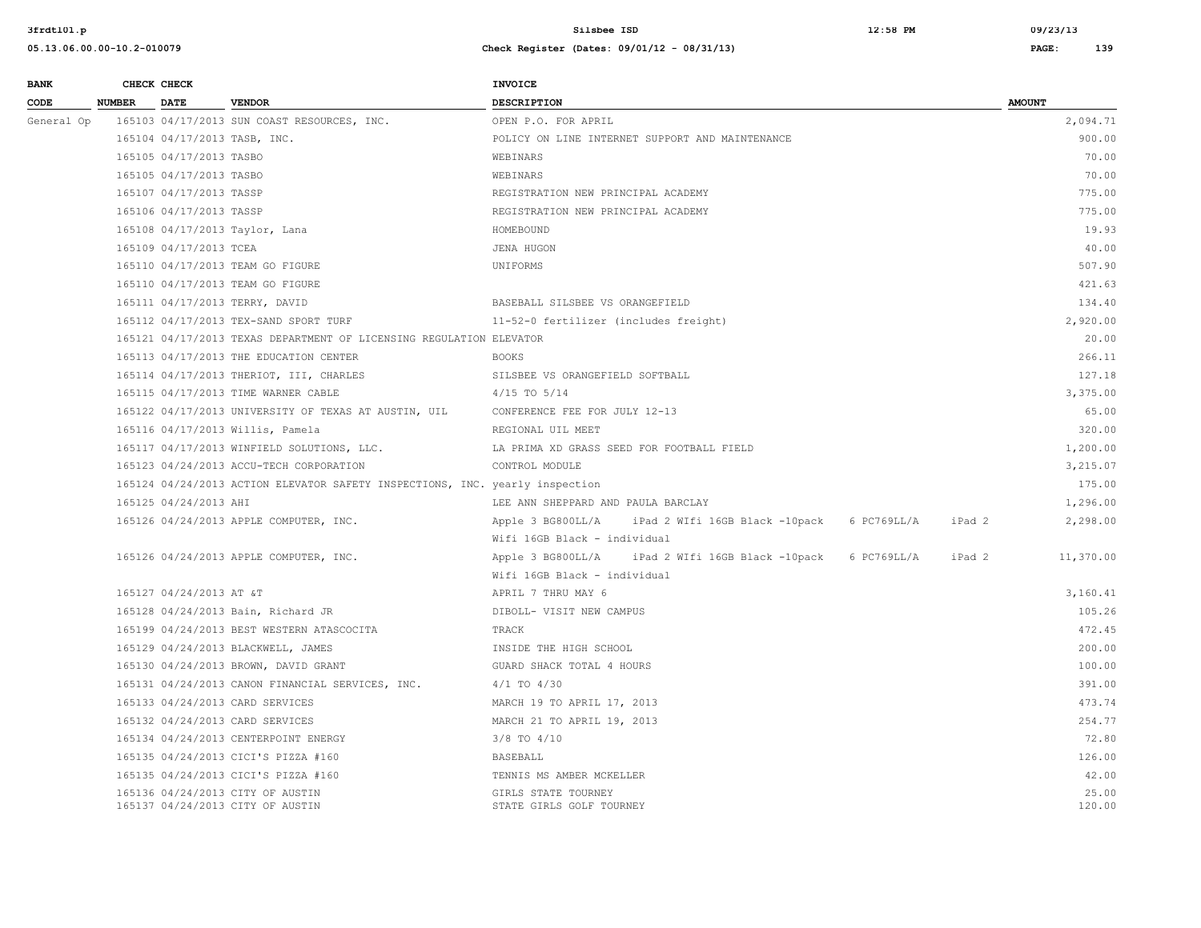| BANK CODE | CHECK NUMBER | CHECK DATE | VENDOR | INVOICE DESCRIPTION | AMOUNT |
|---|---|---|---|---|---|
| General Op | 165103 | 04/17/2013 | SUN COAST RESOURCES, INC. | OPEN P.O. FOR APRIL | 2,094.71 |
| | 165104 | 04/17/2013 | TASB, INC. | POLICY ON LINE INTERNET SUPPORT AND MAINTENANCE | 900.00 |
| | 165105 | 04/17/2013 | TASBO | WEBINARS | 70.00 |
| | 165105 | 04/17/2013 | TASBO | WEBINARS | 70.00 |
| | 165107 | 04/17/2013 | TASSP | REGISTRATION NEW PRINCIPAL ACADEMY | 775.00 |
| | 165106 | 04/17/2013 | TASSP | REGISTRATION NEW PRINCIPAL ACADEMY | 775.00 |
| | 165108 | 04/17/2013 | Taylor, Lana | HOMEBOUND | 19.93 |
| | 165109 | 04/17/2013 | TCEA | JENA HUGON | 40.00 |
| | 165110 | 04/17/2013 | TEAM GO FIGURE | UNIFORMS | 507.90 |
| | 165110 | 04/17/2013 | TEAM GO FIGURE | | 421.63 |
| | 165111 | 04/17/2013 | TERRY, DAVID | BASEBALL SILSBEE VS ORANGEFIELD | 134.40 |
| | 165112 | 04/17/2013 | TEX-SAND SPORT TURF | 11-52-0 fertilizer (includes freight) | 2,920.00 |
| | 165121 | 04/17/2013 | TEXAS DEPARTMENT OF LICENSING REGULATION | ELEVATOR | 20.00 |
| | 165113 | 04/17/2013 | THE EDUCATION CENTER | BOOKS | 266.11 |
| | 165114 | 04/17/2013 | THERIOT, III, CHARLES | SILSBEE VS ORANGEFIELD SOFTBALL | 127.18 |
| | 165115 | 04/17/2013 | TIME WARNER CABLE | 4/15 TO 5/14 | 3,375.00 |
| | 165122 | 04/17/2013 | UNIVERSITY OF TEXAS AT AUSTIN, UIL | CONFERENCE FEE FOR JULY 12-13 | 65.00 |
| | 165116 | 04/17/2013 | Willis, Pamela | REGIONAL UIL MEET | 320.00 |
| | 165117 | 04/17/2013 | WINFIELD SOLUTIONS, LLC. | LA PRIMA XD GRASS SEED FOR FOOTBALL FIELD | 1,200.00 |
| | 165123 | 04/24/2013 | ACCU-TECH CORPORATION | CONTROL MODULE | 3,215.07 |
| | 165124 | 04/24/2013 | ACTION ELEVATOR SAFETY INSPECTIONS, INC. | yearly inspection | 175.00 |
| | 165125 | 04/24/2013 | AHI | LEE ANN SHEPPARD AND PAULA BARCLAY | 1,296.00 |
| | 165126 | 04/24/2013 | APPLE COMPUTER, INC. | Apple 3 BG800LL/A iPad 2 WIfi 16GB Black -10pack 6 PC769LL/A iPad 2 Wifi 16GB Black - individual | 2,298.00 |
| | 165126 | 04/24/2013 | APPLE COMPUTER, INC. | Apple 3 BG800LL/A iPad 2 WIfi 16GB Black -10pack 6 PC769LL/A iPad 2 Wifi 16GB Black - individual | 11,370.00 |
| | 165127 | 04/24/2013 | AT &T | APRIL 7 THRU MAY 6 | 3,160.41 |
| | 165128 | 04/24/2013 | Bain, Richard JR | DIBOLL- VISIT NEW CAMPUS | 105.26 |
| | 165199 | 04/24/2013 | BEST WESTERN ATASCOCITA | TRACK | 472.45 |
| | 165129 | 04/24/2013 | BLACKWELL, JAMES | INSIDE THE HIGH SCHOOL | 200.00 |
| | 165130 | 04/24/2013 | BROWN, DAVID GRANT | GUARD SHACK TOTAL 4 HOURS | 100.00 |
| | 165131 | 04/24/2013 | CANON FINANCIAL SERVICES, INC. | 4/1 TO 4/30 | 391.00 |
| | 165133 | 04/24/2013 | CARD SERVICES | MARCH 19 TO APRIL 17, 2013 | 473.74 |
| | 165132 | 04/24/2013 | CARD SERVICES | MARCH 21 TO APRIL 19, 2013 | 254.77 |
| | 165134 | 04/24/2013 | CENTERPOINT ENERGY | 3/8 TO 4/10 | 72.80 |
| | 165135 | 04/24/2013 | CICI'S PIZZA #160 | BASEBALL | 126.00 |
| | 165135 | 04/24/2013 | CICI'S PIZZA #160 | TENNIS MS AMBER MCKELLER | 42.00 |
| | 165136 | 04/24/2013 | CITY OF AUSTIN | GIRLS STATE TOURNEY | 25.00 |
| | 165137 | 04/24/2013 | CITY OF AUSTIN | STATE GIRLS GOLF TOURNEY | 120.00 |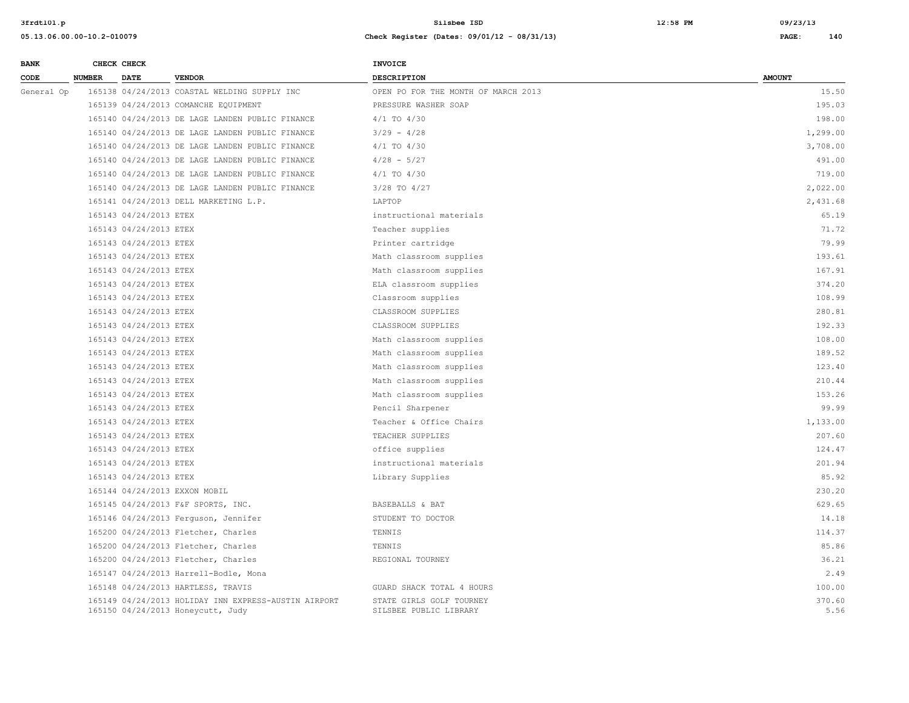| BANK CODE | CHECK NUMBER | CHECK DATE | VENDOR | INVOICE DESCRIPTION | AMOUNT |
|---|---|---|---|---|---|
| General Op | 165138 | 04/24/2013 | COASTAL WELDING SUPPLY INC | OPEN PO FOR THE MONTH OF MARCH 2013 | 15.50 |
| | 165139 | 04/24/2013 | COMANCHE EQUIPMENT | PRESSURE WASHER SOAP | 195.03 |
| | 165140 | 04/24/2013 | DE LAGE LANDEN PUBLIC FINANCE | 4/1 TO 4/30 | 198.00 |
| | 165140 | 04/24/2013 | DE LAGE LANDEN PUBLIC FINANCE | 3/29 - 4/28 | 1,299.00 |
| | 165140 | 04/24/2013 | DE LAGE LANDEN PUBLIC FINANCE | 4/1 TO 4/30 | 3,708.00 |
| | 165140 | 04/24/2013 | DE LAGE LANDEN PUBLIC FINANCE | 4/28 - 5/27 | 491.00 |
| | 165140 | 04/24/2013 | DE LAGE LANDEN PUBLIC FINANCE | 4/1 TO 4/30 | 719.00 |
| | 165140 | 04/24/2013 | DE LAGE LANDEN PUBLIC FINANCE | 3/28 TO 4/27 | 2,022.00 |
| | 165141 | 04/24/2013 | DELL MARKETING L.P. | LAPTOP | 2,431.68 |
| | 165143 | 04/24/2013 | ETEX | instructional materials | 65.19 |
| | 165143 | 04/24/2013 | ETEX | Teacher supplies | 71.72 |
| | 165143 | 04/24/2013 | ETEX | Printer cartridge | 79.99 |
| | 165143 | 04/24/2013 | ETEX | Math classroom supplies | 193.61 |
| | 165143 | 04/24/2013 | ETEX | Math classroom supplies | 167.91 |
| | 165143 | 04/24/2013 | ETEX | ELA classroom supplies | 374.20 |
| | 165143 | 04/24/2013 | ETEX | Classroom supplies | 108.99 |
| | 165143 | 04/24/2013 | ETEX | CLASSROOM SUPPLIES | 280.81 |
| | 165143 | 04/24/2013 | ETEX | CLASSROOM SUPPLIES | 192.33 |
| | 165143 | 04/24/2013 | ETEX | Math classroom supplies | 108.00 |
| | 165143 | 04/24/2013 | ETEX | Math classroom supplies | 189.52 |
| | 165143 | 04/24/2013 | ETEX | Math classroom supplies | 123.40 |
| | 165143 | 04/24/2013 | ETEX | Math classroom supplies | 210.44 |
| | 165143 | 04/24/2013 | ETEX | Math classroom supplies | 153.26 |
| | 165143 | 04/24/2013 | ETEX | Pencil Sharpener | 99.99 |
| | 165143 | 04/24/2013 | ETEX | Teacher & Office Chairs | 1,133.00 |
| | 165143 | 04/24/2013 | ETEX | TEACHER SUPPLIES | 207.60 |
| | 165143 | 04/24/2013 | ETEX | office supplies | 124.47 |
| | 165143 | 04/24/2013 | ETEX | instructional materials | 201.94 |
| | 165143 | 04/24/2013 | ETEX | Library Supplies | 85.92 |
| | 165144 | 04/24/2013 | EXXON MOBIL | | 230.20 |
| | 165145 | 04/24/2013 | F&F SPORTS, INC. | BASEBALLS & BAT | 629.65 |
| | 165146 | 04/24/2013 | Ferguson, Jennifer | STUDENT TO DOCTOR | 14.18 |
| | 165200 | 04/24/2013 | Fletcher, Charles | TENNIS | 114.37 |
| | 165200 | 04/24/2013 | Fletcher, Charles | TENNIS | 85.86 |
| | 165200 | 04/24/2013 | Fletcher, Charles | REGIONAL TOURNEY | 36.21 |
| | 165147 | 04/24/2013 | Harrell-Bodle, Mona | | 2.49 |
| | 165148 | 04/24/2013 | HARTLESS, TRAVIS | GUARD SHACK TOTAL 4 HOURS | 100.00 |
| | 165149 | 04/24/2013 | HOLIDAY INN EXPRESS-AUSTIN AIRPORT | STATE GIRLS GOLF TOURNEY | 370.60 |
| | 165150 | 04/24/2013 | Honeycutt, Judy | SILSBEE PUBLIC LIBRARY | 5.56 |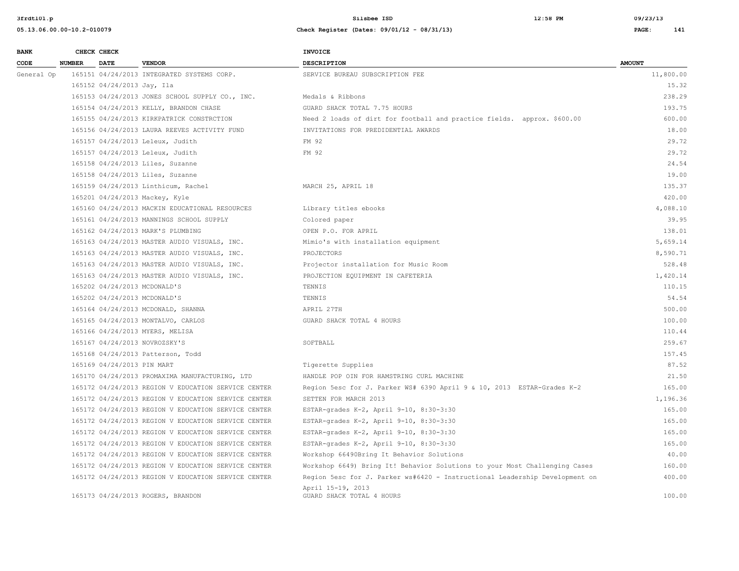| BANK CODE | CHECK NUMBER | CHECK DATE | VENDOR | INVOICE DESCRIPTION | AMOUNT |
|---|---|---|---|---|---|
| General Op | 165151 | 04/24/2013 | INTEGRATED SYSTEMS CORP. | SERVICE BUREAU SUBSCRIPTION FEE | 11,800.00 |
| | 165152 | 04/24/2013 | Jay, Ila | | 15.32 |
| | 165153 | 04/24/2013 | JONES SCHOOL SUPPLY CO., INC. | Medals & Ribbons | 238.29 |
| | 165154 | 04/24/2013 | KELLY, BRANDON CHASE | GUARD SHACK TOTAL 7.75 HOURS | 193.75 |
| | 165155 | 04/24/2013 | KIRKPATRICK CONSTRCTION | Need 2 loads of dirt for football and practice fields. approx. $600.00 | 600.00 |
| | 165156 | 04/24/2013 | LAURA REEVES ACTIVITY FUND | INVITATIONS FOR PREDIDENTIAL AWARDS | 18.00 |
| | 165157 | 04/24/2013 | Leleux, Judith | FM 92 | 29.72 |
| | 165157 | 04/24/2013 | Leleux, Judith | FM 92 | 29.72 |
| | 165158 | 04/24/2013 | Liles, Suzanne | | 24.54 |
| | 165158 | 04/24/2013 | Liles, Suzanne | | 19.00 |
| | 165159 | 04/24/2013 | Linthicum, Rachel | MARCH 25, APRIL 18 | 135.37 |
| | 165201 | 04/24/2013 | Mackey, Kyle | | 420.00 |
| | 165160 | 04/24/2013 | MACKIN EDUCATIONAL RESOURCES | Library titles ebooks | 4,088.10 |
| | 165161 | 04/24/2013 | MANNINGS SCHOOL SUPPLY | Colored paper | 39.95 |
| | 165162 | 04/24/2013 | MARK'S PLUMBING | OPEN P.O. FOR APRIL | 138.01 |
| | 165163 | 04/24/2013 | MASTER AUDIO VISUALS, INC. | Mimio's with installation equipment | 5,659.14 |
| | 165163 | 04/24/2013 | MASTER AUDIO VISUALS, INC. | PROJECTORS | 8,590.71 |
| | 165163 | 04/24/2013 | MASTER AUDIO VISUALS, INC. | Projector installation for Music Room | 528.48 |
| | 165163 | 04/24/2013 | MASTER AUDIO VISUALS, INC. | PROJECTION EQUIPMENT IN CAFETERIA | 1,420.14 |
| | 165202 | 04/24/2013 | MCDONALD'S | TENNIS | 110.15 |
| | 165202 | 04/24/2013 | MCDONALD'S | TENNIS | 54.54 |
| | 165164 | 04/24/2013 | MCDONALD, SHANNA | APRIL 27TH | 500.00 |
| | 165165 | 04/24/2013 | MONTALVO, CARLOS | GUARD SHACK TOTAL 4 HOURS | 100.00 |
| | 165166 | 04/24/2013 | MYERS, MELISA | | 110.44 |
| | 165167 | 04/24/2013 | NOVROZSKY'S | SOFTBALL | 259.67 |
| | 165168 | 04/24/2013 | Patterson, Todd | | 157.45 |
| | 165169 | 04/24/2013 | PIN MART | Tigerette Supplies | 87.52 |
| | 165170 | 04/24/2013 | PROMAXIMA MANUFACTURING, LTD | HANDLE POP OIN FOR HAMSTRING CURL MACHINE | 21.50 |
| | 165172 | 04/24/2013 | REGION V EDUCATION SERVICE CENTER | Region 5esc for J. Parker WS# 6390 April 9 & 10, 2013 ESTAR-Grades K-2 | 165.00 |
| | 165172 | 04/24/2013 | REGION V EDUCATION SERVICE CENTER | SETTEN FOR MARCH 2013 | 1,196.36 |
| | 165172 | 04/24/2013 | REGION V EDUCATION SERVICE CENTER | ESTAR-grades K-2, April 9-10, 8:30-3:30 | 165.00 |
| | 165172 | 04/24/2013 | REGION V EDUCATION SERVICE CENTER | ESTAR-grades K-2, April 9-10, 8:30-3:30 | 165.00 |
| | 165172 | 04/24/2013 | REGION V EDUCATION SERVICE CENTER | ESTAR-grades K-2, April 9-10, 8:30-3:30 | 165.00 |
| | 165172 | 04/24/2013 | REGION V EDUCATION SERVICE CENTER | ESTAR-grades K-2, April 9-10, 8:30-3:30 | 165.00 |
| | 165172 | 04/24/2013 | REGION V EDUCATION SERVICE CENTER | Workshop 66490Bring It Behavior Solutions | 40.00 |
| | 165172 | 04/24/2013 | REGION V EDUCATION SERVICE CENTER | Workshop 6649) Bring It! Behavior Solutions to your Most Challenging Cases | 160.00 |
| | 165172 | 04/24/2013 | REGION V EDUCATION SERVICE CENTER | Region 5esc for J. Parker ws#6420 - Instructional Leadership Development on April 15-19, 2013 | 400.00 |
| | 165173 | 04/24/2013 | ROGERS, BRANDON | GUARD SHACK TOTAL 4 HOURS | 100.00 |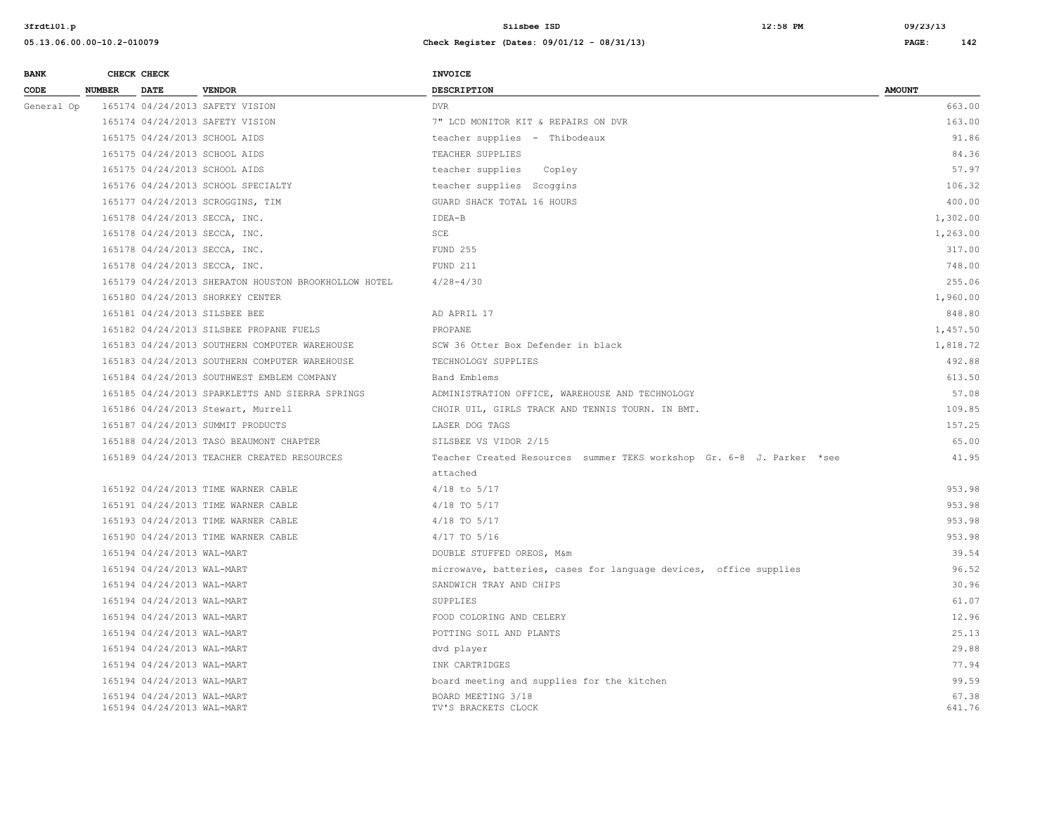| BANK CODE | CHECK NUMBER | CHECK DATE | VENDOR | INVOICE DESCRIPTION | AMOUNT |
|---|---|---|---|---|---|
| General Op | 165174 | 04/24/2013 | SAFETY VISION | DVR | 663.00 |
| | 165174 | 04/24/2013 | SAFETY VISION | 7" LCD MONITOR KIT & REPAIRS ON DVR | 163.00 |
| | 165175 | 04/24/2013 | SCHOOL AIDS | teacher supplies - Thibodeaux | 91.86 |
| | 165175 | 04/24/2013 | SCHOOL AIDS | TEACHER SUPPLIES | 84.36 |
| | 165175 | 04/24/2013 | SCHOOL AIDS | teacher supplies Copley | 57.97 |
| | 165176 | 04/24/2013 | SCHOOL SPECIALTY | teacher supplies Scoggins | 106.32 |
| | 165177 | 04/24/2013 | SCROGGINS, TIM | GUARD SHACK TOTAL 16 HOURS | 400.00 |
| | 165178 | 04/24/2013 | SECCA, INC. | IDEA-B | 1,302.00 |
| | 165178 | 04/24/2013 | SECCA, INC. | SCE | 1,263.00 |
| | 165178 | 04/24/2013 | SECCA, INC. | FUND 255 | 317.00 |
| | 165178 | 04/24/2013 | SECCA, INC. | FUND 211 | 748.00 |
| | 165179 | 04/24/2013 | SHERATON HOUSTON BROOKHOLLOW HOTEL | 4/28-4/30 | 255.06 |
| | 165180 | 04/24/2013 | SHORKEY CENTER | | 1,960.00 |
| | 165181 | 04/24/2013 | SILSBEE BEE | AD APRIL 17 | 848.80 |
| | 165182 | 04/24/2013 | SILSBEE PROPANE FUELS | PROPANE | 1,457.50 |
| | 165183 | 04/24/2013 | SOUTHERN COMPUTER WAREHOUSE | SCW 36 Otter Box Defender in black | 1,818.72 |
| | 165183 | 04/24/2013 | SOUTHERN COMPUTER WAREHOUSE | TECHNOLOGY SUPPLIES | 492.88 |
| | 165184 | 04/24/2013 | SOUTHWEST EMBLEM COMPANY | Band Emblems | 613.50 |
| | 165185 | 04/24/2013 | SPARKLETTS AND SIERRA SPRINGS | ADMINISTRATION OFFICE, WAREHOUSE AND TECHNOLOGY | 57.08 |
| | 165186 | 04/24/2013 | Stewart, Murrell | CHOIR UIL, GIRLS TRACK AND TENNIS TOURN. IN BMT. | 109.85 |
| | 165187 | 04/24/2013 | SUMMIT PRODUCTS | LASER DOG TAGS | 157.25 |
| | 165188 | 04/24/2013 | TASO BEAUMONT CHAPTER | SILSBEE VS VIDOR 2/15 | 65.00 |
| | 165189 | 04/24/2013 | TEACHER CREATED RESOURCES | Teacher Created Resources summer TEKS workshop Gr. 6-8 J. Parker *see attached | 41.95 |
| | 165192 | 04/24/2013 | TIME WARNER CABLE | 4/18 to 5/17 | 953.98 |
| | 165191 | 04/24/2013 | TIME WARNER CABLE | 4/18 TO 5/17 | 953.98 |
| | 165193 | 04/24/2013 | TIME WARNER CABLE | 4/18 TO 5/17 | 953.98 |
| | 165190 | 04/24/2013 | TIME WARNER CABLE | 4/17 TO 5/16 | 953.98 |
| | 165194 | 04/24/2013 | WAL-MART | DOUBLE STUFFED OREOS, M&m | 39.54 |
| | 165194 | 04/24/2013 | WAL-MART | microwave, batteries, cases for language devices, office supplies | 96.52 |
| | 165194 | 04/24/2013 | WAL-MART | SANDWICH TRAY AND CHIPS | 30.96 |
| | 165194 | 04/24/2013 | WAL-MART | SUPPLIES | 61.07 |
| | 165194 | 04/24/2013 | WAL-MART | FOOD COLORING AND CELERY | 12.96 |
| | 165194 | 04/24/2013 | WAL-MART | POTTING SOIL AND PLANTS | 25.13 |
| | 165194 | 04/24/2013 | WAL-MART | dvd player | 29.88 |
| | 165194 | 04/24/2013 | WAL-MART | INK CARTRIDGES | 77.94 |
| | 165194 | 04/24/2013 | WAL-MART | board meeting and supplies for the kitchen | 99.59 |
| | 165194 | 04/24/2013 | WAL-MART | BOARD MEETING 3/18 | 67.38 |
| | 165194 | 04/24/2013 | WAL-MART | TV'S BRACKETS CLOCK | 641.76 |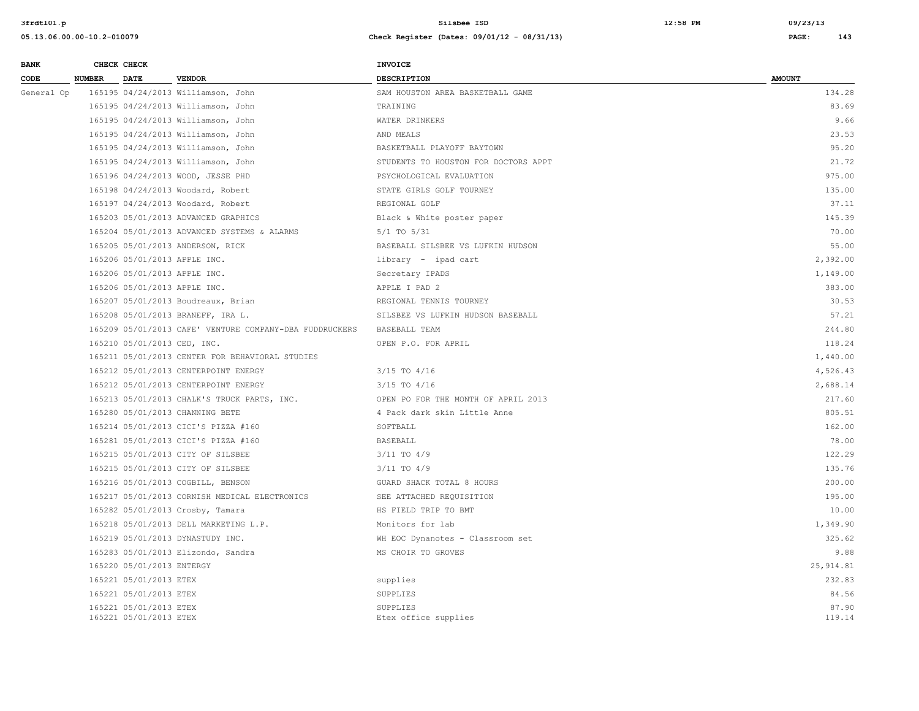| BANK CODE | CHECK NUMBER | CHECK DATE | VENDOR | INVOICE DESCRIPTION | AMOUNT |
|---|---|---|---|---|---|
| General Op | 165195 | 04/24/2013 | Williamson, John | SAM HOUSTON AREA BASKETBALL GAME | 134.28 |
| | 165195 | 04/24/2013 | Williamson, John | TRAINING | 83.69 |
| | 165195 | 04/24/2013 | Williamson, John | WATER DRINKERS | 9.66 |
| | 165195 | 04/24/2013 | Williamson, John | AND MEALS | 23.53 |
| | 165195 | 04/24/2013 | Williamson, John | BASKETBALL PLAYOFF BAYTOWN | 95.20 |
| | 165195 | 04/24/2013 | Williamson, John | STUDENTS TO HOUSTON FOR DOCTORS APPT | 21.72 |
| | 165196 | 04/24/2013 | WOOD, JESSE PHD | PSYCHOLOGICAL EVALUATION | 975.00 |
| | 165198 | 04/24/2013 | Woodard, Robert | STATE GIRLS GOLF TOURNEY | 135.00 |
| | 165197 | 04/24/2013 | Woodard, Robert | REGIONAL GOLF | 37.11 |
| | 165203 | 05/01/2013 | ADVANCED GRAPHICS | Black & White poster paper | 145.39 |
| | 165204 | 05/01/2013 | ADVANCED SYSTEMS & ALARMS | 5/1 TO 5/31 | 70.00 |
| | 165205 | 05/01/2013 | ANDERSON, RICK | BASEBALL SILSBEE VS LUFKIN HUDSON | 55.00 |
| | 165206 | 05/01/2013 | APPLE INC. | library - ipad cart | 2,392.00 |
| | 165206 | 05/01/2013 | APPLE INC. | Secretary IPADS | 1,149.00 |
| | 165206 | 05/01/2013 | APPLE INC. | APPLE I PAD 2 | 383.00 |
| | 165207 | 05/01/2013 | Boudreaux, Brian | REGIONAL TENNIS TOURNEY | 30.53 |
| | 165208 | 05/01/2013 | BRANEFF, IRA L. | SILSBEE VS LUFKIN HUDSON BASEBALL | 57.21 |
| | 165209 | 05/01/2013 | CAFE' VENTURE COMPANY-DBA FUDDRUCKERS | BASEBALL TEAM | 244.80 |
| | 165210 | 05/01/2013 | CED, INC. | OPEN P.O. FOR APRIL | 118.24 |
| | 165211 | 05/01/2013 | CENTER FOR BEHAVIORAL STUDIES | | 1,440.00 |
| | 165212 | 05/01/2013 | CENTERPOINT ENERGY | 3/15 TO 4/16 | 4,526.43 |
| | 165212 | 05/01/2013 | CENTERPOINT ENERGY | 3/15 TO 4/16 | 2,688.14 |
| | 165213 | 05/01/2013 | CHALK'S TRUCK PARTS, INC. | OPEN PO FOR THE MONTH OF APRIL 2013 | 217.60 |
| | 165280 | 05/01/2013 | CHANNING BETE | 4 Pack dark skin Little Anne | 805.51 |
| | 165214 | 05/01/2013 | CICI'S PIZZA #160 | SOFTBALL | 162.00 |
| | 165281 | 05/01/2013 | CICI'S PIZZA #160 | BASEBALL | 78.00 |
| | 165215 | 05/01/2013 | CITY OF SILSBEE | 3/11 TO 4/9 | 122.29 |
| | 165215 | 05/01/2013 | CITY OF SILSBEE | 3/11 TO 4/9 | 135.76 |
| | 165216 | 05/01/2013 | COGBILL, BENSON | GUARD SHACK TOTAL 8 HOURS | 200.00 |
| | 165217 | 05/01/2013 | CORNISH MEDICAL ELECTRONICS | SEE ATTACHED REQUISITION | 195.00 |
| | 165282 | 05/01/2013 | Crosby, Tamara | HS FIELD TRIP TO BMT | 10.00 |
| | 165218 | 05/01/2013 | DELL MARKETING L.P. | Monitors for lab | 1,349.90 |
| | 165219 | 05/01/2013 | DYNASTUDY INC. | WH EOC Dynanotes - Classroom set | 325.62 |
| | 165283 | 05/01/2013 | Elizondo, Sandra | MS CHOIR TO GROVES | 9.88 |
| | 165220 | 05/01/2013 | ENTERGY | | 25,914.81 |
| | 165221 | 05/01/2013 | ETEX | supplies | 232.83 |
| | 165221 | 05/01/2013 | ETEX | SUPPLIES | 84.56 |
| | 165221 | 05/01/2013 | ETEX | SUPPLIES | 87.90 |
| | 165221 | 05/01/2013 | ETEX | Etex office supplies | 119.14 |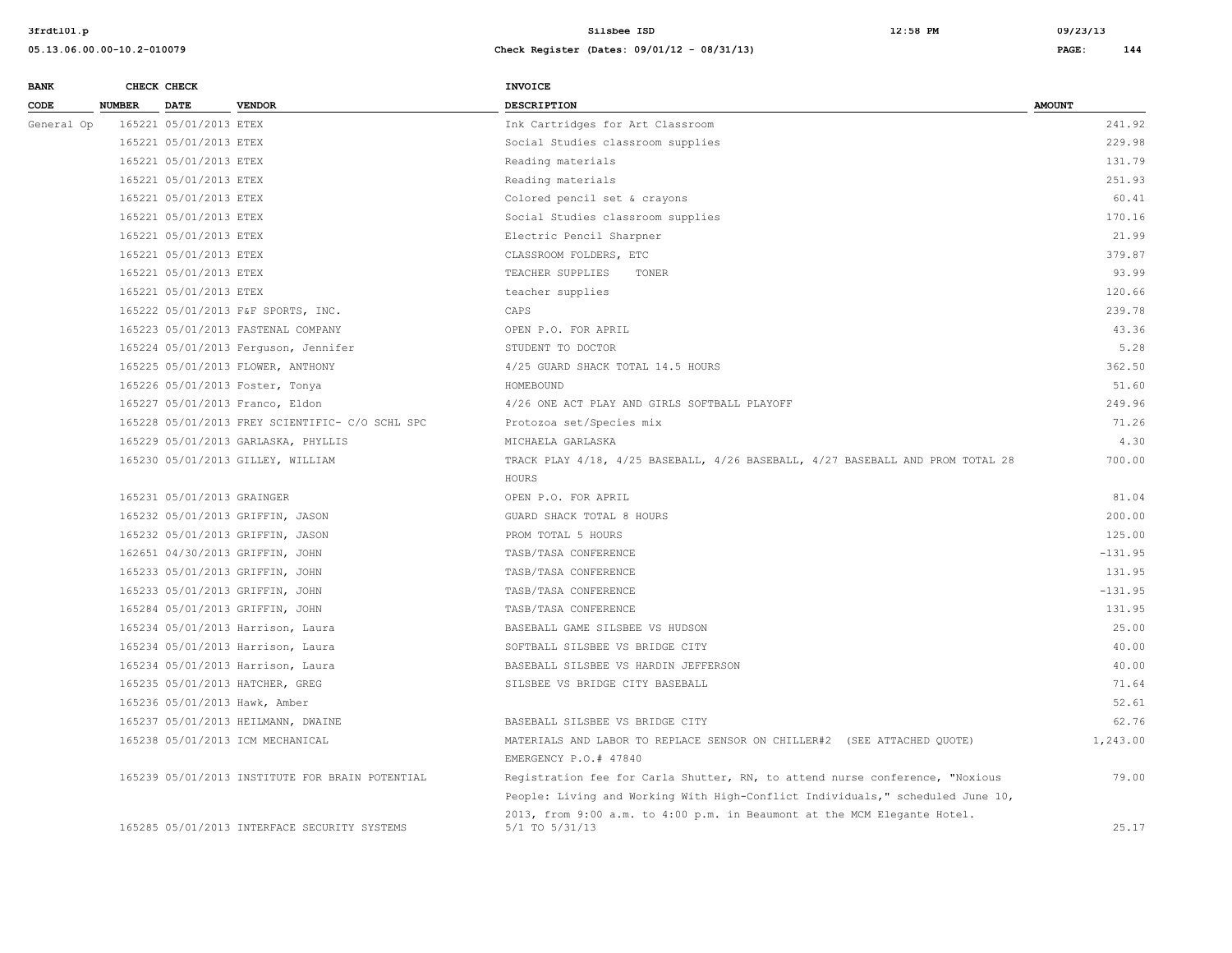| BANK CODE | CHECK NUMBER | CHECK DATE | VENDOR | INVOICE DESCRIPTION | AMOUNT |
|---|---|---|---|---|---|
| General Op | 165221 | 05/01/2013 | ETEX | Ink Cartridges for Art Classroom | 241.92 |
| | 165221 | 05/01/2013 | ETEX | Social Studies classroom supplies | 229.98 |
| | 165221 | 05/01/2013 | ETEX | Reading materials | 131.79 |
| | 165221 | 05/01/2013 | ETEX | Reading materials | 251.93 |
| | 165221 | 05/01/2013 | ETEX | Colored pencil set & crayons | 60.41 |
| | 165221 | 05/01/2013 | ETEX | Social Studies classroom supplies | 170.16 |
| | 165221 | 05/01/2013 | ETEX | Electric Pencil Sharpner | 21.99 |
| | 165221 | 05/01/2013 | ETEX | CLASSROOM FOLDERS, ETC | 379.87 |
| | 165221 | 05/01/2013 | ETEX | TEACHER SUPPLIES TONER | 93.99 |
| | 165221 | 05/01/2013 | ETEX | teacher supplies | 120.66 |
| | 165222 | 05/01/2013 | F&F SPORTS, INC. | CAPS | 239.78 |
| | 165223 | 05/01/2013 | FASTENAL COMPANY | OPEN P.O. FOR APRIL | 43.36 |
| | 165224 | 05/01/2013 | Ferguson, Jennifer | STUDENT TO DOCTOR | 5.28 |
| | 165225 | 05/01/2013 | FLOWER, ANTHONY | 4/25 GUARD SHACK TOTAL 14.5 HOURS | 362.50 |
| | 165226 | 05/01/2013 | Foster, Tonya | HOMEBOUND | 51.60 |
| | 165227 | 05/01/2013 | Franco, Eldon | 4/26 ONE ACT PLAY AND GIRLS SOFTBALL PLAYOFF | 249.96 |
| | 165228 | 05/01/2013 | FREY SCIENTIFIC- C/O SCHL SPC | Protozoa set/Species mix | 71.26 |
| | 165229 | 05/01/2013 | GARLASKA, PHYLLIS | MICHAELA GARLASKA | 4.30 |
| | 165230 | 05/01/2013 | GILLEY, WILLIAM | TRACK PLAY 4/18, 4/25 BASEBALL, 4/26 BASEBALL, 4/27 BASEBALL AND PROM TOTAL 28 HOURS | 700.00 |
| | 165231 | 05/01/2013 | GRAINGER | OPEN P.O. FOR APRIL | 81.04 |
| | 165232 | 05/01/2013 | GRIFFIN, JASON | GUARD SHACK TOTAL 8 HOURS | 200.00 |
| | 165232 | 05/01/2013 | GRIFFIN, JASON | PROM TOTAL 5 HOURS | 125.00 |
| | 162651 | 04/30/2013 | GRIFFIN, JOHN | TASB/TASA CONFERENCE | -131.95 |
| | 165233 | 05/01/2013 | GRIFFIN, JOHN | TASB/TASA CONFERENCE | 131.95 |
| | 165233 | 05/01/2013 | GRIFFIN, JOHN | TASB/TASA CONFERENCE | -131.95 |
| | 165284 | 05/01/2013 | GRIFFIN, JOHN | TASB/TASA CONFERENCE | 131.95 |
| | 165234 | 05/01/2013 | Harrison, Laura | BASEBALL GAME SILSBEE VS HUDSON | 25.00 |
| | 165234 | 05/01/2013 | Harrison, Laura | SOFTBALL SILSBEE VS BRIDGE CITY | 40.00 |
| | 165234 | 05/01/2013 | Harrison, Laura | BASEBALL SILSBEE VS HARDIN JEFFERSON | 40.00 |
| | 165235 | 05/01/2013 | HATCHER, GREG | SILSBEE VS BRIDGE CITY BASEBALL | 71.64 |
| | 165236 | 05/01/2013 | Hawk, Amber | | 52.61 |
| | 165237 | 05/01/2013 | HEILMANN, DWAINE | BASEBALL SILSBEE VS BRIDGE CITY | 62.76 |
| | 165238 | 05/01/2013 | ICM MECHANICAL | MATERIALS AND LABOR TO REPLACE SENSOR ON CHILLER#2 (SEE ATTACHED QUOTE) EMERGENCY P.O.# 47840 | 1,243.00 |
| | 165239 | 05/01/2013 | INSTITUTE FOR BRAIN POTENTIAL | Registration fee for Carla Shutter, RN, to attend nurse conference, "Noxious People: Living and Working With High-Conflict Individuals," scheduled June 10, 2013, from 9:00 a.m. to 4:00 p.m. in Beaumont at the MCM Elegante Hotel. | 79.00 |
| | 165285 | 05/01/2013 | INTERFACE SECURITY SYSTEMS | 5/1 TO 5/31/13 | 25.17 |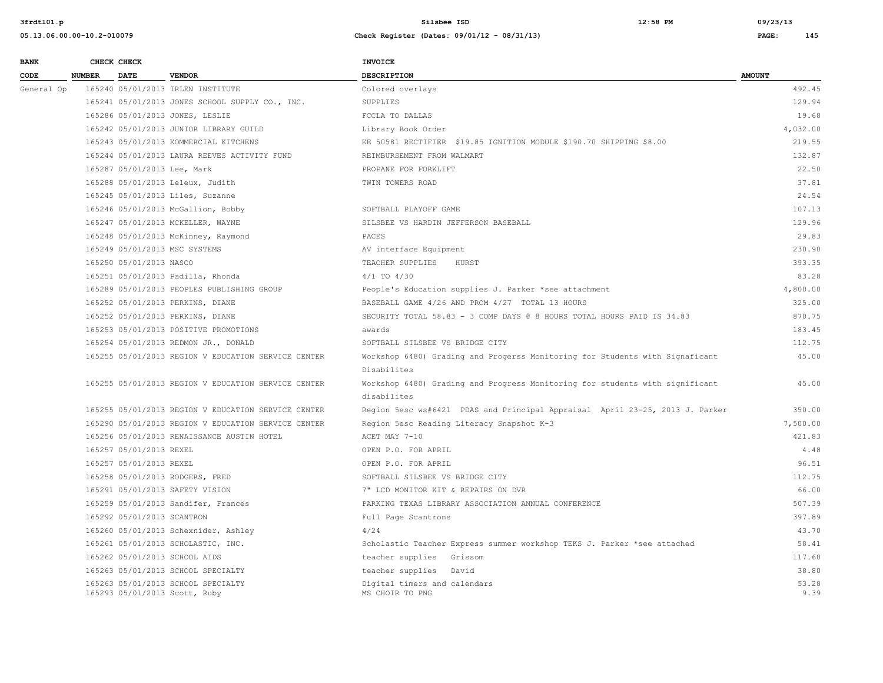| BANK CODE | CHECK NUMBER | CHECK DATE | VENDOR | INVOICE DESCRIPTION | AMOUNT |
|---|---|---|---|---|---|
| General Op | 165240 | 05/01/2013 | IRLEN INSTITUTE | Colored overlays | 492.45 |
| | 165241 | 05/01/2013 | JONES SCHOOL SUPPLY CO., INC. | SUPPLIES | 129.94 |
| | 165286 | 05/01/2013 | JONES, LESLIE | FCCLA TO DALLAS | 19.68 |
| | 165242 | 05/01/2013 | JUNIOR LIBRARY GUILD | Library Book Order | 4,032.00 |
| | 165243 | 05/01/2013 | KOMMERCIAL KITCHENS | KE 50581 RECTIFIER $19.85 IGNITION MODULE $190.70 SHIPPING $8.00 | 219.55 |
| | 165244 | 05/01/2013 | LAURA REEVES ACTIVITY FUND | REIMBURSEMENT FROM WALMART | 132.87 |
| | 165287 | 05/01/2013 | Lee, Mark | PROPANE FOR FORKLIFT | 22.50 |
| | 165288 | 05/01/2013 | Leleux, Judith | TWIN TOWERS ROAD | 37.81 |
| | 165245 | 05/01/2013 | Liles, Suzanne | | 24.54 |
| | 165246 | 05/01/2013 | McGallion, Bobby | SOFTBALL PLAYOFF GAME | 107.13 |
| | 165247 | 05/01/2013 | MCKELLER, WAYNE | SILSBEE VS HARDIN JEFFERSON BASEBALL | 129.96 |
| | 165248 | 05/01/2013 | McKinney, Raymond | PACES | 29.83 |
| | 165249 | 05/01/2013 | MSC SYSTEMS | AV interface Equipment | 230.90 |
| | 165250 | 05/01/2013 | NASCO | TEACHER SUPPLIES HURST | 393.35 |
| | 165251 | 05/01/2013 | Padilla, Rhonda | 4/1 TO 4/30 | 83.28 |
| | 165289 | 05/01/2013 | PEOPLES PUBLISHING GROUP | People's Education supplies J. Parker *see attachment | 4,800.00 |
| | 165252 | 05/01/2013 | PERKINS, DIANE | BASEBALL GAME 4/26 AND PROM 4/27 TOTAL 13 HOURS | 325.00 |
| | 165252 | 05/01/2013 | PERKINS, DIANE | SECURITY TOTAL 58.83 - 3 COMP DAYS @ 8 HOURS TOTAL HOURS PAID IS 34.83 | 870.75 |
| | 165253 | 05/01/2013 | POSITIVE PROMOTIONS | awards | 183.45 |
| | 165254 | 05/01/2013 | REDMON JR., DONALD | SOFTBALL SILSBEE VS BRIDGE CITY | 112.75 |
| | 165255 | 05/01/2013 | REGION V EDUCATION SERVICE CENTER | Workshop 6480) Grading and Progerss Monitoring for Students with Signaficant Disabilites | 45.00 |
| | 165255 | 05/01/2013 | REGION V EDUCATION SERVICE CENTER | Workshop 6480) Grading and Progress Monitoring for students with significant disabilites | 45.00 |
| | 165255 | 05/01/2013 | REGION V EDUCATION SERVICE CENTER | Region 5esc ws#6421 PDAS and Principal Appraisal April 23-25, 2013 J. Parker | 350.00 |
| | 165290 | 05/01/2013 | REGION V EDUCATION SERVICE CENTER | Region 5esc Reading Literacy Snapshot K-3 | 7,500.00 |
| | 165256 | 05/01/2013 | RENAISSANCE AUSTIN HOTEL | ACET MAY 7-10 | 421.83 |
| | 165257 | 05/01/2013 | REXEL | OPEN P.O. FOR APRIL | 4.48 |
| | 165257 | 05/01/2013 | REXEL | OPEN P.O. FOR APRIL | 96.51 |
| | 165258 | 05/01/2013 | RODGERS, FRED | SOFTBALL SILSBEE VS BRIDGE CITY | 112.75 |
| | 165291 | 05/01/2013 | SAFETY VISION | 7" LCD MONITOR KIT & REPAIRS ON DVR | 66.00 |
| | 165259 | 05/01/2013 | Sandifer, Frances | PARKING TEXAS LIBRARY ASSOCIATION ANNUAL CONFERENCE | 507.39 |
| | 165292 | 05/01/2013 | SCANTRON | Full Page Scantrons | 397.89 |
| | 165260 | 05/01/2013 | Schexnider, Ashley | 4/24 | 43.70 |
| | 165261 | 05/01/2013 | SCHOLASTIC, INC. | Scholastic Teacher Express summer workshop TEKS J. Parker *see attached | 58.41 |
| | 165262 | 05/01/2013 | SCHOOL AIDS | teacher supplies Grissom | 117.60 |
| | 165263 | 05/01/2013 | SCHOOL SPECIALTY | teacher supplies David | 38.80 |
| | 165263 | 05/01/2013 | SCHOOL SPECIALTY | Digital timers and calendars | 53.28 |
| | 165293 | 05/01/2013 | Scott, Ruby | MS CHOIR TO PNG | 9.39 |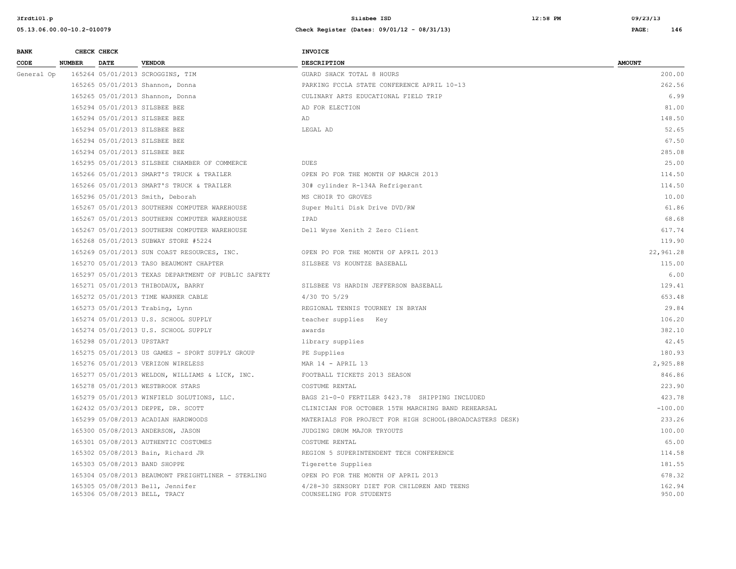| BANK CODE | CHECK NUMBER | CHECK DATE | VENDOR | INVOICE DESCRIPTION | AMOUNT |
|---|---|---|---|---|---|
| General Op | 165264 | 05/01/2013 | SCROGGINS, TIM | GUARD SHACK TOTAL 8 HOURS | 200.00 |
| | 165265 | 05/01/2013 | Shannon, Donna | PARKING FCCLA STATE CONFERENCE APRIL 10-13 | 262.56 |
| | 165265 | 05/01/2013 | Shannon, Donna | CULINARY ARTS EDUCATIONAL FIELD TRIP | 6.99 |
| | 165294 | 05/01/2013 | SILSBEE BEE | AD FOR ELECTION | 81.00 |
| | 165294 | 05/01/2013 | SILSBEE BEE | AD | 148.50 |
| | 165294 | 05/01/2013 | SILSBEE BEE | LEGAL AD | 52.65 |
| | 165294 | 05/01/2013 | SILSBEE BEE | | 67.50 |
| | 165294 | 05/01/2013 | SILSBEE BEE | | 285.08 |
| | 165295 | 05/01/2013 | SILSBEE CHAMBER OF COMMERCE | DUES | 25.00 |
| | 165266 | 05/01/2013 | SMART'S TRUCK & TRAILER | OPEN PO FOR THE MONTH OF MARCH 2013 | 114.50 |
| | 165266 | 05/01/2013 | SMART'S TRUCK & TRAILER | 30# cylinder R-134A Refrigerant | 114.50 |
| | 165296 | 05/01/2013 | Smith, Deborah | MS CHOIR TO GROVES | 10.00 |
| | 165267 | 05/01/2013 | SOUTHERN COMPUTER WAREHOUSE | Super Multi Disk Drive DVD/RW | 61.86 |
| | 165267 | 05/01/2013 | SOUTHERN COMPUTER WAREHOUSE | IPAD | 68.68 |
| | 165267 | 05/01/2013 | SOUTHERN COMPUTER WAREHOUSE | Dell Wyse Xenith 2 Zero Client | 617.74 |
| | 165268 | 05/01/2013 | SUBWAY STORE #5224 | | 119.90 |
| | 165269 | 05/01/2013 | SUN COAST RESOURCES, INC. | OPEN PO FOR THE MONTH OF APRIL 2013 | 22,961.28 |
| | 165270 | 05/01/2013 | TASO BEAUMONT CHAPTER | SILSBEE VS KOUNTZE BASEBALL | 115.00 |
| | 165297 | 05/01/2013 | TEXAS DEPARTMENT OF PUBLIC SAFETY | | 6.00 |
| | 165271 | 05/01/2013 | THIBODAUX, BARRY | SILSBEE VS HARDIN JEFFERSON BASEBALL | 129.41 |
| | 165272 | 05/01/2013 | TIME WARNER CABLE | 4/30 TO 5/29 | 653.48 |
| | 165273 | 05/01/2013 | Trabing, Lynn | REGIONAL TENNIS TOURNEY IN BRYAN | 29.84 |
| | 165274 | 05/01/2013 | U.S. SCHOOL SUPPLY | teacher supplies Key | 106.20 |
| | 165274 | 05/01/2013 | U.S. SCHOOL SUPPLY | awards | 382.10 |
| | 165298 | 05/01/2013 | UPSTART | library supplies | 42.45 |
| | 165275 | 05/01/2013 | US GAMES - SPORT SUPPLY GROUP | PE Supplies | 180.93 |
| | 165276 | 05/01/2013 | VERIZON WIRELESS | MAR 14 - APRIL 13 | 2,925.88 |
| | 165277 | 05/01/2013 | WELDON, WILLIAMS & LICK, INC. | FOOTBALL TICKETS 2013 SEASON | 846.86 |
| | 165278 | 05/01/2013 | WESTBROOK STARS | COSTUME RENTAL | 223.90 |
| | 165279 | 05/01/2013 | WINFIELD SOLUTIONS, LLC. | BAGS 21-0-0 FERTILER $423.78 SHIPPING INCLUDED | 423.78 |
| | 162432 | 05/03/2013 | DEPPE, DR. SCOTT | CLINICIAN FOR OCTOBER 15TH MARCHING BAND REHEARSAL | -100.00 |
| | 165299 | 05/08/2013 | ACADIAN HARDWOODS | MATERIALS FOR PROJECT FOR HIGH SCHOOL(BROADCASTERS DESK) | 233.26 |
| | 165300 | 05/08/2013 | ANDERSON, JASON | JUDGING DRUM MAJOR TRYOUTS | 100.00 |
| | 165301 | 05/08/2013 | AUTHENTIC COSTUMES | COSTUME RENTAL | 65.00 |
| | 165302 | 05/08/2013 | Bain, Richard JR | REGION 5 SUPERINTENDENT TECH CONFERENCE | 114.58 |
| | 165303 | 05/08/2013 | BAND SHOPPE | Tigerette Supplies | 181.55 |
| | 165304 | 05/08/2013 | BEAUMONT FREIGHTLINER - STERLING | OPEN PO FOR THE MONTH OF APRIL 2013 | 678.32 |
| | 165305 | 05/08/2013 | Bell, Jennifer | 4/28-30 SENSORY DIET FOR CHILDREN AND TEENS | 162.94 |
| | 165306 | 05/08/2013 | BELL, TRACY | COUNSELING FOR STUDENTS | 950.00 |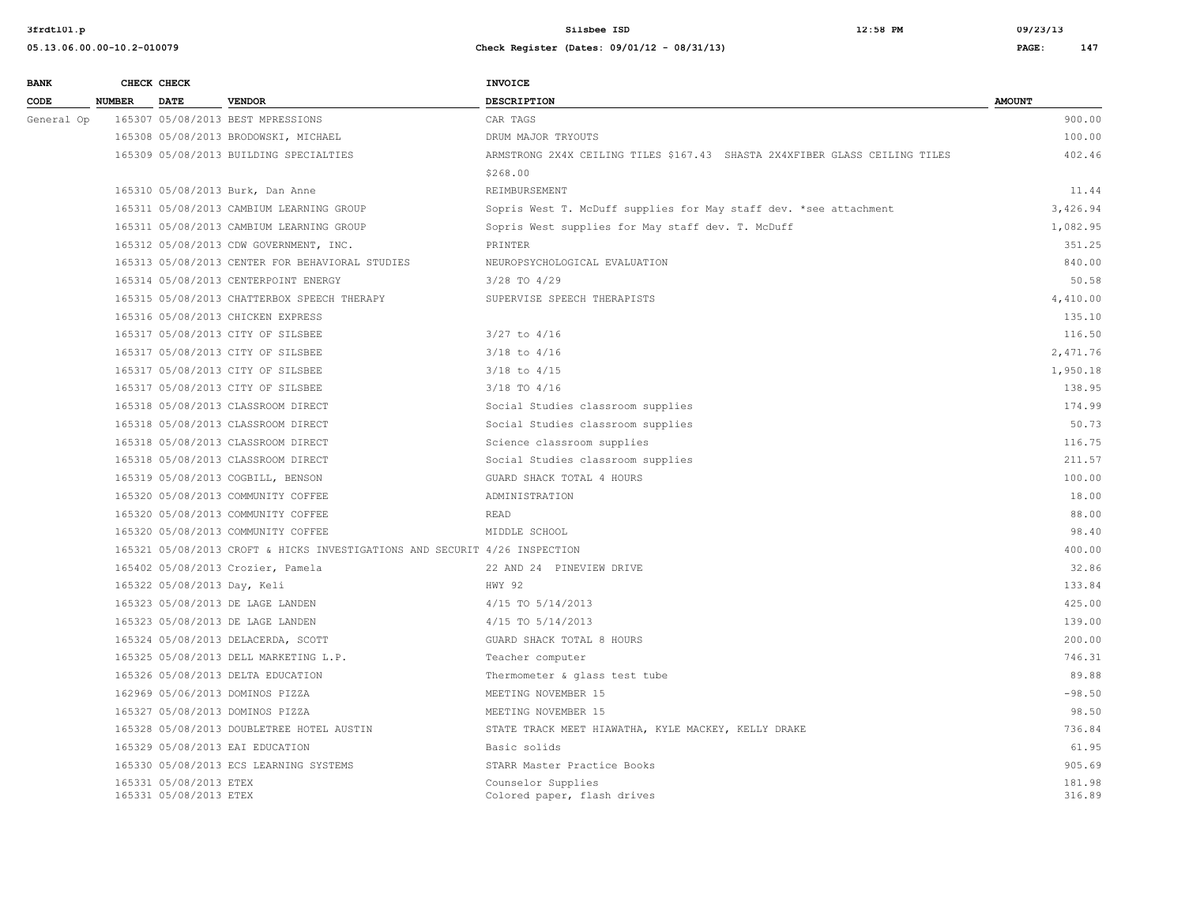| BANK CODE | CHECK NUMBER | CHECK DATE | VENDOR | INVOICE DESCRIPTION | AMOUNT |
|---|---|---|---|---|---|
| General Op | 165307 | 05/08/2013 | BEST MPRESSIONS | CAR TAGS | 900.00 |
| | 165308 | 05/08/2013 | BRODOWSKI, MICHAEL | DRUM MAJOR TRYOUTS | 100.00 |
| | 165309 | 05/08/2013 | BUILDING SPECIALTIES | ARMSTRONG 2X4X CEILING TILES $167.43 SHASTA 2X4XFIBER GLASS CEILING TILES $268.00 | 402.46 |
| | 165310 | 05/08/2013 | Burk, Dan Anne | REIMBURSEMENT | 11.44 |
| | 165311 | 05/08/2013 | CAMBIUM LEARNING GROUP | Sopris West T. McDuff supplies for May staff dev. *see attachment | 3,426.94 |
| | 165311 | 05/08/2013 | CAMBIUM LEARNING GROUP | Sopris West supplies for May staff dev. T. McDuff | 1,082.95 |
| | 165312 | 05/08/2013 | CDW GOVERNMENT, INC. | PRINTER | 351.25 |
| | 165313 | 05/08/2013 | CENTER FOR BEHAVIORAL STUDIES | NEUROPSYCHOLOGICAL EVALUATION | 840.00 |
| | 165314 | 05/08/2013 | CENTERPOINT ENERGY | 3/28 TO 4/29 | 50.58 |
| | 165315 | 05/08/2013 | CHATTERBOX SPEECH THERAPY | SUPERVISE SPEECH THERAPISTS | 4,410.00 |
| | 165316 | 05/08/2013 | CHICKEN EXPRESS | | 135.10 |
| | 165317 | 05/08/2013 | CITY OF SILSBEE | 3/27 to 4/16 | 116.50 |
| | 165317 | 05/08/2013 | CITY OF SILSBEE | 3/18 to 4/16 | 2,471.76 |
| | 165317 | 05/08/2013 | CITY OF SILSBEE | 3/18 to 4/15 | 1,950.18 |
| | 165317 | 05/08/2013 | CITY OF SILSBEE | 3/18 TO 4/16 | 138.95 |
| | 165318 | 05/08/2013 | CLASSROOM DIRECT | Social Studies classroom supplies | 174.99 |
| | 165318 | 05/08/2013 | CLASSROOM DIRECT | Social Studies classroom supplies | 50.73 |
| | 165318 | 05/08/2013 | CLASSROOM DIRECT | Science classroom supplies | 116.75 |
| | 165318 | 05/08/2013 | CLASSROOM DIRECT | Social Studies classroom supplies | 211.57 |
| | 165319 | 05/08/2013 | COGBILL, BENSON | GUARD SHACK TOTAL 4 HOURS | 100.00 |
| | 165320 | 05/08/2013 | COMMUNITY COFFEE | ADMINISTRATION | 18.00 |
| | 165320 | 05/08/2013 | COMMUNITY COFFEE | READ | 88.00 |
| | 165320 | 05/08/2013 | COMMUNITY COFFEE | MIDDLE SCHOOL | 98.40 |
| | 165321 | 05/08/2013 | CROFT & HICKS INVESTIGATIONS AND SECURIT | 4/26 INSPECTION | 400.00 |
| | 165402 | 05/08/2013 | Crozier, Pamela | 22 AND 24 PINEVIEW DRIVE | 32.86 |
| | 165322 | 05/08/2013 | Day, Keli | HWY 92 | 133.84 |
| | 165323 | 05/08/2013 | DE LAGE LANDEN | 4/15 TO 5/14/2013 | 425.00 |
| | 165323 | 05/08/2013 | DE LAGE LANDEN | 4/15 TO 5/14/2013 | 139.00 |
| | 165324 | 05/08/2013 | DELACERDA, SCOTT | GUARD SHACK TOTAL 8 HOURS | 200.00 |
| | 165325 | 05/08/2013 | DELL MARKETING L.P. | Teacher computer | 746.31 |
| | 165326 | 05/08/2013 | DELTA EDUCATION | Thermometer & glass test tube | 89.88 |
| | 162969 | 05/06/2013 | DOMINOS PIZZA | MEETING NOVEMBER 15 | -98.50 |
| | 165327 | 05/08/2013 | DOMINOS PIZZA | MEETING NOVEMBER 15 | 98.50 |
| | 165328 | 05/08/2013 | DOUBLETREE HOTEL AUSTIN | STATE TRACK MEET HIAWATHA, KYLE MACKEY, KELLY DRAKE | 736.84 |
| | 165329 | 05/08/2013 | EAI EDUCATION | Basic solids | 61.95 |
| | 165330 | 05/08/2013 | ECS LEARNING SYSTEMS | STARR Master Practice Books | 905.69 |
| | 165331 | 05/08/2013 | ETEX | Counselor Supplies | 181.98 |
| | 165331 | 05/08/2013 | ETEX | Colored paper, flash drives | 316.89 |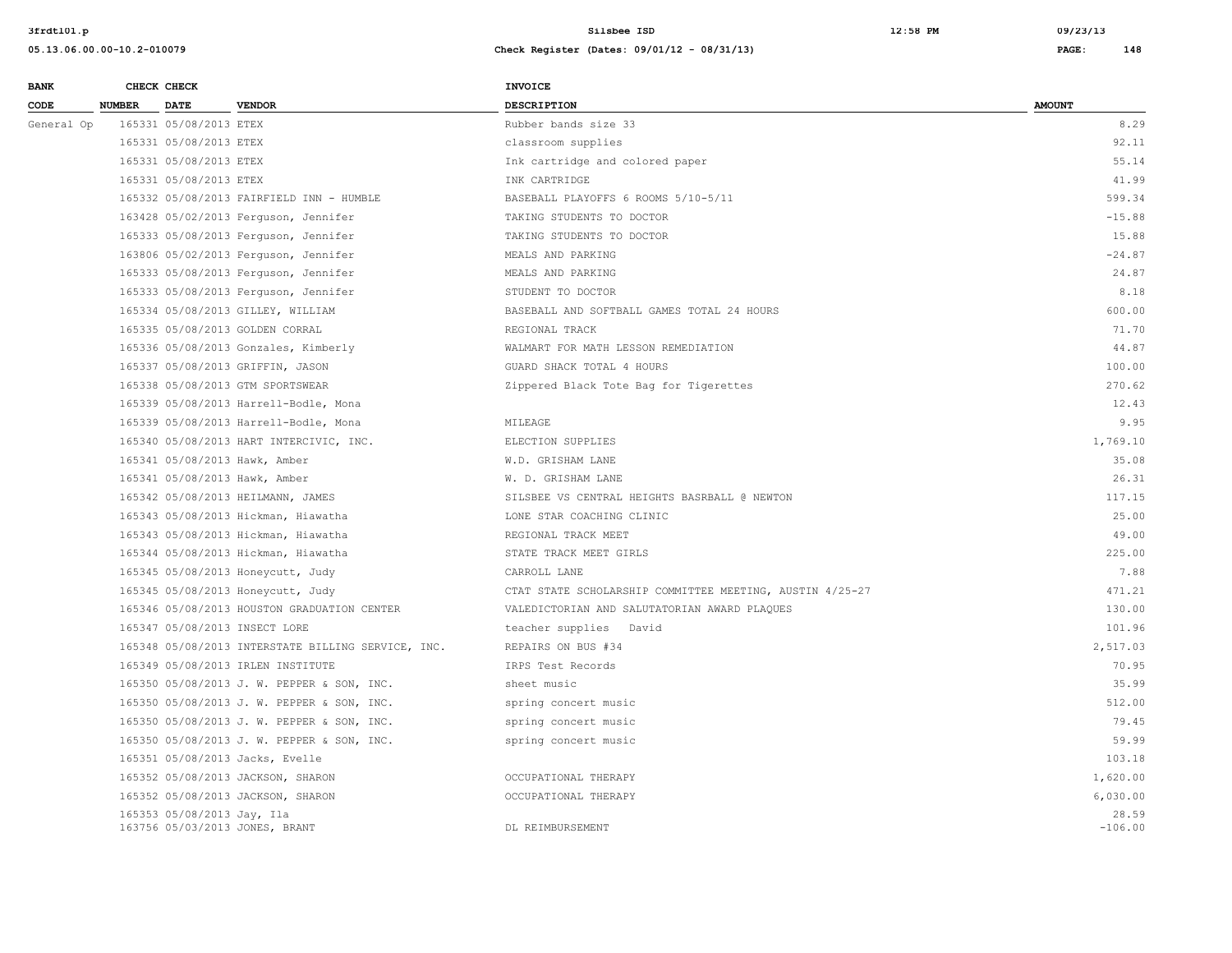| BANK CODE | CHECK NUMBER | CHECK DATE | VENDOR | INVOICE DESCRIPTION | AMOUNT |
|---|---|---|---|---|---|
| General Op | 165331 | 05/08/2013 | ETEX | Rubber bands size 33 | 8.29 |
| | 165331 | 05/08/2013 | ETEX | classroom supplies | 92.11 |
| | 165331 | 05/08/2013 | ETEX | Ink cartridge and colored paper | 55.14 |
| | 165331 | 05/08/2013 | ETEX | INK CARTRIDGE | 41.99 |
| | 165332 | 05/08/2013 | FAIRFIELD INN - HUMBLE | BASEBALL PLAYOFFS 6 ROOMS 5/10-5/11 | 599.34 |
| | 163428 | 05/02/2013 | Ferguson, Jennifer | TAKING STUDENTS TO DOCTOR | -15.88 |
| | 165333 | 05/08/2013 | Ferguson, Jennifer | TAKING STUDENTS TO DOCTOR | 15.88 |
| | 163806 | 05/02/2013 | Ferguson, Jennifer | MEALS AND PARKING | -24.87 |
| | 165333 | 05/08/2013 | Ferguson, Jennifer | MEALS AND PARKING | 24.87 |
| | 165333 | 05/08/2013 | Ferguson, Jennifer | STUDENT TO DOCTOR | 8.18 |
| | 165334 | 05/08/2013 | GILLEY, WILLIAM | BASEBALL AND SOFTBALL GAMES TOTAL 24 HOURS | 600.00 |
| | 165335 | 05/08/2013 | GOLDEN CORRAL | REGIONAL TRACK | 71.70 |
| | 165336 | 05/08/2013 | Gonzales, Kimberly | WALMART FOR MATH LESSON REMEDIATION | 44.87 |
| | 165337 | 05/08/2013 | GRIFFIN, JASON | GUARD SHACK TOTAL 4 HOURS | 100.00 |
| | 165338 | 05/08/2013 | GTM SPORTSWEAR | Zippered Black Tote Bag for Tigerettes | 270.62 |
| | 165339 | 05/08/2013 | Harrell-Bodle, Mona | | 12.43 |
| | 165339 | 05/08/2013 | Harrell-Bodle, Mona | MILEAGE | 9.95 |
| | 165340 | 05/08/2013 | HART INTERCIVIC, INC. | ELECTION SUPPLIES | 1,769.10 |
| | 165341 | 05/08/2013 | Hawk, Amber | W.D. GRISHAM LANE | 35.08 |
| | 165341 | 05/08/2013 | Hawk, Amber | W. D. GRISHAM LANE | 26.31 |
| | 165342 | 05/08/2013 | HEILMANN, JAMES | SILSBEE VS CENTRAL HEIGHTS BASRBALL @ NEWTON | 117.15 |
| | 165343 | 05/08/2013 | Hickman, Hiawatha | LONE STAR COACHING CLINIC | 25.00 |
| | 165343 | 05/08/2013 | Hickman, Hiawatha | REGIONAL TRACK MEET | 49.00 |
| | 165344 | 05/08/2013 | Hickman, Hiawatha | STATE TRACK MEET GIRLS | 225.00 |
| | 165345 | 05/08/2013 | Honeycutt, Judy | CARROLL LANE | 7.88 |
| | 165345 | 05/08/2013 | Honeycutt, Judy | CTAT STATE SCHOLARSHIP COMMITTEE MEETING, AUSTIN 4/25-27 | 471.21 |
| | 165346 | 05/08/2013 | HOUSTON GRADUATION CENTER | VALEDICTORIAN AND SALUTATORIAN AWARD PLAQUES | 130.00 |
| | 165347 | 05/08/2013 | INSECT LORE | teacher supplies David | 101.96 |
| | 165348 | 05/08/2013 | INTERSTATE BILLING SERVICE, INC. | REPAIRS ON BUS #34 | 2,517.03 |
| | 165349 | 05/08/2013 | IRLEN INSTITUTE | IRPS Test Records | 70.95 |
| | 165350 | 05/08/2013 | J. W. PEPPER & SON, INC. | sheet music | 35.99 |
| | 165350 | 05/08/2013 | J. W. PEPPER & SON, INC. | spring concert music | 512.00 |
| | 165350 | 05/08/2013 | J. W. PEPPER & SON, INC. | spring concert music | 79.45 |
| | 165350 | 05/08/2013 | J. W. PEPPER & SON, INC. | spring concert music | 59.99 |
| | 165351 | 05/08/2013 | Jacks, Evelle | | 103.18 |
| | 165352 | 05/08/2013 | JACKSON, SHARON | OCCUPATIONAL THERAPY | 1,620.00 |
| | 165352 | 05/08/2013 | JACKSON, SHARON | OCCUPATIONAL THERAPY | 6,030.00 |
| | 165353 | 05/08/2013 | Jay, Ila | | 28.59 |
| | 163756 | 05/03/2013 | JONES, BRANT | DL REIMBURSEMENT | -106.00 |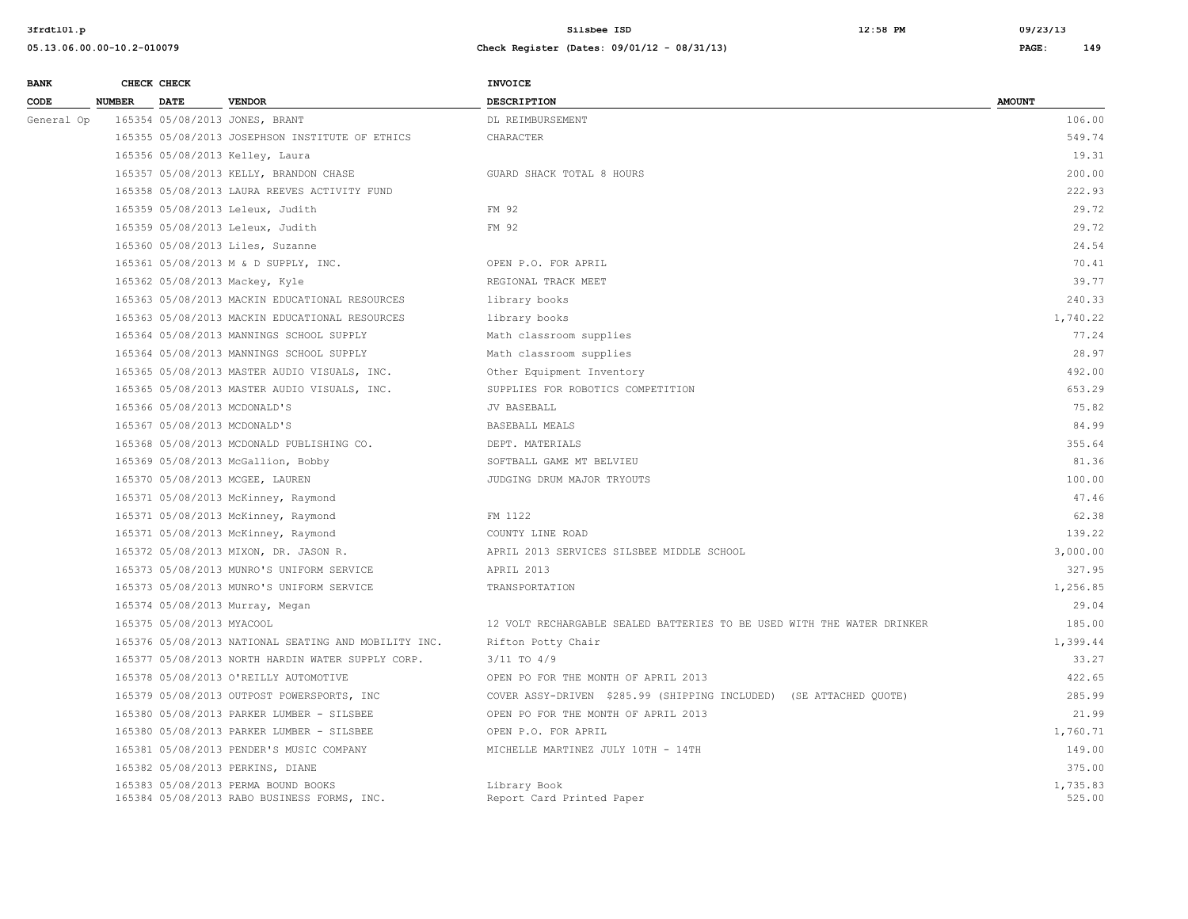| BANK CODE | CHECK NUMBER | CHECK DATE | VENDOR | INVOICE DESCRIPTION | AMOUNT |
|---|---|---|---|---|---|
| General Op | 165354 | 05/08/2013 | JONES, BRANT | DL REIMBURSEMENT | 106.00 |
| | 165355 | 05/08/2013 | JOSEPHSON INSTITUTE OF ETHICS | CHARACTER | 549.74 |
| | 165356 | 05/08/2013 | Kelley, Laura | | 19.31 |
| | 165357 | 05/08/2013 | KELLY, BRANDON CHASE | GUARD SHACK TOTAL 8 HOURS | 200.00 |
| | 165358 | 05/08/2013 | LAURA REEVES ACTIVITY FUND | | 222.93 |
| | 165359 | 05/08/2013 | Leleux, Judith | FM 92 | 29.72 |
| | 165359 | 05/08/2013 | Leleux, Judith | FM 92 | 29.72 |
| | 165360 | 05/08/2013 | Liles, Suzanne | | 24.54 |
| | 165361 | 05/08/2013 | M & D SUPPLY, INC. | OPEN P.O. FOR APRIL | 70.41 |
| | 165362 | 05/08/2013 | Mackey, Kyle | REGIONAL TRACK MEET | 39.77 |
| | 165363 | 05/08/2013 | MACKIN EDUCATIONAL RESOURCES | library books | 240.33 |
| | 165363 | 05/08/2013 | MACKIN EDUCATIONAL RESOURCES | library books | 1,740.22 |
| | 165364 | 05/08/2013 | MANNINGS SCHOOL SUPPLY | Math classroom supplies | 77.24 |
| | 165364 | 05/08/2013 | MANNINGS SCHOOL SUPPLY | Math classroom supplies | 28.97 |
| | 165365 | 05/08/2013 | MASTER AUDIO VISUALS, INC. | Other Equipment Inventory | 492.00 |
| | 165365 | 05/08/2013 | MASTER AUDIO VISUALS, INC. | SUPPLIES FOR ROBOTICS COMPETITION | 653.29 |
| | 165366 | 05/08/2013 | MCDONALD'S | JV BASEBALL | 75.82 |
| | 165367 | 05/08/2013 | MCDONALD'S | BASEBALL MEALS | 84.99 |
| | 165368 | 05/08/2013 | MCDONALD PUBLISHING CO. | DEPT. MATERIALS | 355.64 |
| | 165369 | 05/08/2013 | McGallion, Bobby | SOFTBALL GAME MT BELVIEU | 81.36 |
| | 165370 | 05/08/2013 | MCGEE, LAUREN | JUDGING DRUM MAJOR TRYOUTS | 100.00 |
| | 165371 | 05/08/2013 | McKinney, Raymond | | 47.46 |
| | 165371 | 05/08/2013 | McKinney, Raymond | FM 1122 | 62.38 |
| | 165371 | 05/08/2013 | McKinney, Raymond | COUNTY LINE ROAD | 139.22 |
| | 165372 | 05/08/2013 | MIXON, DR. JASON R. | APRIL 2013 SERVICES SILSBEE MIDDLE SCHOOL | 3,000.00 |
| | 165373 | 05/08/2013 | MUNRO'S UNIFORM SERVICE | APRIL 2013 | 327.95 |
| | 165373 | 05/08/2013 | MUNRO'S UNIFORM SERVICE | TRANSPORTATION | 1,256.85 |
| | 165374 | 05/08/2013 | Murray, Megan | | 29.04 |
| | 165375 | 05/08/2013 | MYACOOL | 12 VOLT RECHARGABLE SEALED BATTERIES TO BE USED WITH THE WATER DRINKER | 185.00 |
| | 165376 | 05/08/2013 | NATIONAL SEATING AND MOBILITY INC. | Rifton Potty Chair | 1,399.44 |
| | 165377 | 05/08/2013 | NORTH HARDIN WATER SUPPLY CORP. | 3/11 TO 4/9 | 33.27 |
| | 165378 | 05/08/2013 | O'REILLY AUTOMOTIVE | OPEN PO FOR THE MONTH OF APRIL 2013 | 422.65 |
| | 165379 | 05/08/2013 | OUTPOST POWERSPORTS, INC | COVER ASSY-DRIVEN $285.99 (SHIPPING INCLUDED) (SE ATTACHED QUOTE) | 285.99 |
| | 165380 | 05/08/2013 | PARKER LUMBER - SILSBEE | OPEN PO FOR THE MONTH OF APRIL 2013 | 21.99 |
| | 165380 | 05/08/2013 | PARKER LUMBER - SILSBEE | OPEN P.O. FOR APRIL | 1,760.71 |
| | 165381 | 05/08/2013 | PENDER'S MUSIC COMPANY | MICHELLE MARTINEZ JULY 10TH - 14TH | 149.00 |
| | 165382 | 05/08/2013 | PERKINS, DIANE | | 375.00 |
| | 165383 | 05/08/2013 | PERMA BOUND BOOKS | Library Book | 1,735.83 |
| | 165384 | 05/08/2013 | RABO BUSINESS FORMS, INC. | Report Card Printed Paper | 525.00 |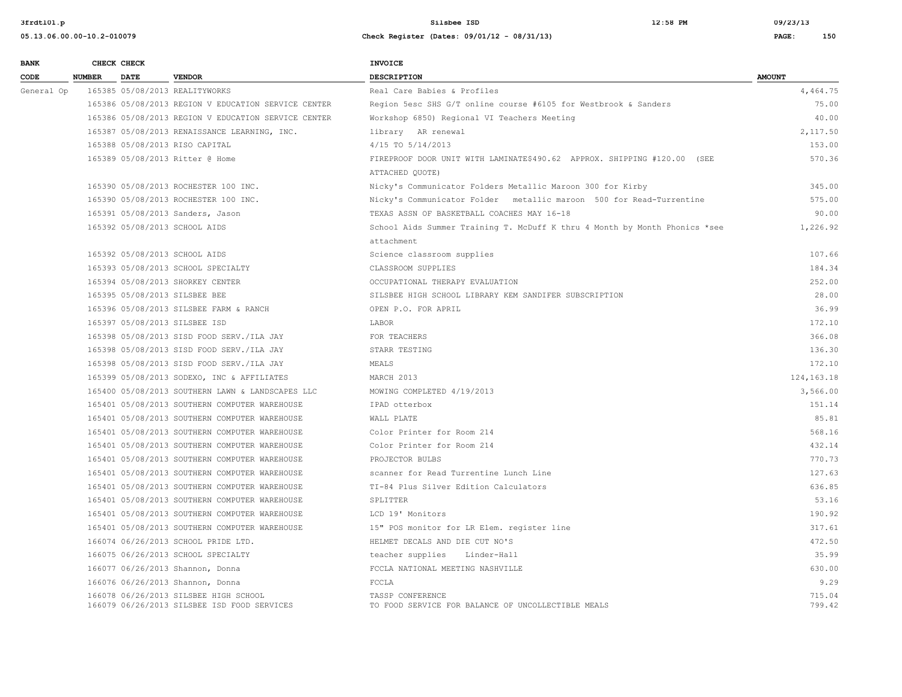| BANK CODE | CHECK NUMBER | CHECK DATE | VENDOR | INVOICE DESCRIPTION | AMOUNT |
|---|---|---|---|---|---|
| General Op | 165385 | 05/08/2013 | REALITYWORKS | Real Care Babies & Profiles | 4,464.75 |
| | 165386 | 05/08/2013 | REGION V EDUCATION SERVICE CENTER | Region 5esc SHS G/T online course #6105 for Westbrook & Sanders | 75.00 |
| | 165386 | 05/08/2013 | REGION V EDUCATION SERVICE CENTER | Workshop 6850) Regional VI Teachers Meeting | 40.00 |
| | 165387 | 05/08/2013 | RENAISSANCE LEARNING, INC. | library AR renewal | 2,117.50 |
| | 165388 | 05/08/2013 | RISO CAPITAL | 4/15 TO 5/14/2013 | 153.00 |
| | 165389 | 05/08/2013 | Ritter @ Home | FIREPROOF DOOR UNIT WITH LAMINATE$490.62 APPROX. SHIPPING #120.00 (SEE ATTACHED QUOTE) | 570.36 |
| | 165390 | 05/08/2013 | ROCHESTER 100 INC. | Nicky's Communicator Folders Metallic Maroon 300 for Kirby | 345.00 |
| | 165390 | 05/08/2013 | ROCHESTER 100 INC. | Nicky's Communicator Folder metallic maroon 500 for Read-Turrentine | 575.00 |
| | 165391 | 05/08/2013 | Sanders, Jason | TEXAS ASSN OF BASKETBALL COACHES MAY 16-18 | 90.00 |
| | 165392 | 05/08/2013 | SCHOOL AIDS | School Aids Summer Training T. McDuff K thru 4 Month by Month Phonics *see attachment | 1,226.92 |
| | 165392 | 05/08/2013 | SCHOOL AIDS | Science classroom supplies | 107.66 |
| | 165393 | 05/08/2013 | SCHOOL SPECIALTY | CLASSROOM SUPPLIES | 184.34 |
| | 165394 | 05/08/2013 | SHORKEY CENTER | OCCUPATIONAL THERAPY EVALUATION | 252.00 |
| | 165395 | 05/08/2013 | SILSBEE BEE | SILSBEE HIGH SCHOOL LIBRARY KEM SANDIFER SUBSCRIPTION | 28.00 |
| | 165396 | 05/08/2013 | SILSBEE FARM & RANCH | OPEN P.O. FOR APRIL | 36.99 |
| | 165397 | 05/08/2013 | SILSBEE ISD | LABOR | 172.10 |
| | 165398 | 05/08/2013 | SISD FOOD SERV./ILA JAY | FOR TEACHERS | 366.08 |
| | 165398 | 05/08/2013 | SISD FOOD SERV./ILA JAY | STARR TESTING | 136.30 |
| | 165398 | 05/08/2013 | SISD FOOD SERV./ILA JAY | MEALS | 172.10 |
| | 165399 | 05/08/2013 | SODEXO, INC & AFFILIATES | MARCH 2013 | 124,163.18 |
| | 165400 | 05/08/2013 | SOUTHERN LAWN & LANDSCAPES LLC | MOWING COMPLETED 4/19/2013 | 3,566.00 |
| | 165401 | 05/08/2013 | SOUTHERN COMPUTER WAREHOUSE | IPAD otterbox | 151.14 |
| | 165401 | 05/08/2013 | SOUTHERN COMPUTER WAREHOUSE | WALL PLATE | 85.81 |
| | 165401 | 05/08/2013 | SOUTHERN COMPUTER WAREHOUSE | Color Printer for Room 214 | 568.16 |
| | 165401 | 05/08/2013 | SOUTHERN COMPUTER WAREHOUSE | Color Printer for Room 214 | 432.14 |
| | 165401 | 05/08/2013 | SOUTHERN COMPUTER WAREHOUSE | PROJECTOR BULBS | 770.73 |
| | 165401 | 05/08/2013 | SOUTHERN COMPUTER WAREHOUSE | scanner for Read Turrentine Lunch Line | 127.63 |
| | 165401 | 05/08/2013 | SOUTHERN COMPUTER WAREHOUSE | TI-84 Plus Silver Edition Calculators | 636.85 |
| | 165401 | 05/08/2013 | SOUTHERN COMPUTER WAREHOUSE | SPLITTER | 53.16 |
| | 165401 | 05/08/2013 | SOUTHERN COMPUTER WAREHOUSE | LCD 19' Monitors | 190.92 |
| | 165401 | 05/08/2013 | SOUTHERN COMPUTER WAREHOUSE | 15" POS monitor for LR Elem. register line | 317.61 |
| | 166074 | 06/26/2013 | SCHOOL PRIDE LTD. | HELMET DECALS AND DIE CUT NO'S | 472.50 |
| | 166075 | 06/26/2013 | SCHOOL SPECIALTY | teacher supplies Linder-Hall | 35.99 |
| | 166077 | 06/26/2013 | Shannon, Donna | FCCLA NATIONAL MEETING NASHVILLE | 630.00 |
| | 166076 | 06/26/2013 | Shannon, Donna | FCCLA | 9.29 |
| | 166078 | 06/26/2013 | SILSBEE HIGH SCHOOL | TASSP CONFERENCE | 715.04 |
| | 166079 | 06/26/2013 | SILSBEE ISD FOOD SERVICES | TO FOOD SERVICE FOR BALANCE OF UNCOLLECTIBLE MEALS | 799.42 |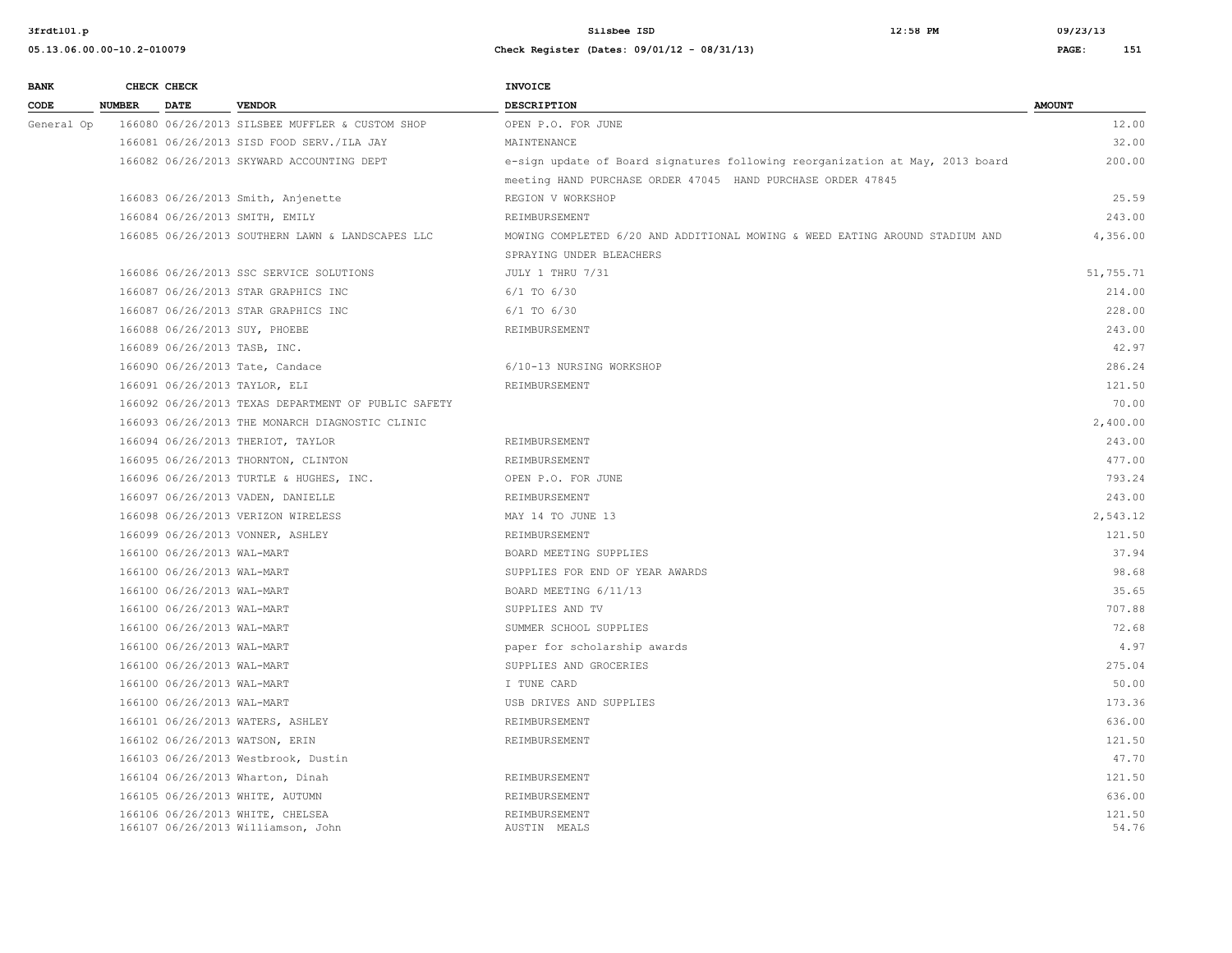| BANK CODE | CHECK NUMBER | CHECK DATE | VENDOR | INVOICE DESCRIPTION | AMOUNT |
|---|---|---|---|---|---|
| General Op | 166080 | 06/26/2013 | SILSBEE MUFFLER & CUSTOM SHOP | OPEN P.O. FOR JUNE | 12.00 |
| | 166081 | 06/26/2013 | SISD FOOD SERV./ILA JAY | MAINTENANCE | 32.00 |
| | 166082 | 06/26/2013 | SKYWARD ACCOUNTING DEPT | e-sign update of Board signatures following reorganization at May, 2013 board meeting HAND PURCHASE ORDER 47045 HAND PURCHASE ORDER 47845 | 200.00 |
| | 166083 | 06/26/2013 | Smith, Anjenette | REGION V WORKSHOP | 25.59 |
| | 166084 | 06/26/2013 | SMITH, EMILY | REIMBURSEMENT | 243.00 |
| | 166085 | 06/26/2013 | SOUTHERN LAWN & LANDSCAPES LLC | MOWING COMPLETED 6/20 AND ADDITIONAL MOWING & WEED EATING AROUND STADIUM AND SPRAYING UNDER BLEACHERS | 4,356.00 |
| | 166086 | 06/26/2013 | SSC SERVICE SOLUTIONS | JULY 1 THRU 7/31 | 51,755.71 |
| | 166087 | 06/26/2013 | STAR GRAPHICS INC | 6/1 TO 6/30 | 214.00 |
| | 166087 | 06/26/2013 | STAR GRAPHICS INC | 6/1 TO 6/30 | 228.00 |
| | 166088 | 06/26/2013 | SUY, PHOEBE | REIMBURSEMENT | 243.00 |
| | 166089 | 06/26/2013 | TASB, INC. | | 42.97 |
| | 166090 | 06/26/2013 | Tate, Candace | 6/10-13 NURSING WORKSHOP | 286.24 |
| | 166091 | 06/26/2013 | TAYLOR, ELI | REIMBURSEMENT | 121.50 |
| | 166092 | 06/26/2013 | TEXAS DEPARTMENT OF PUBLIC SAFETY | | 70.00 |
| | 166093 | 06/26/2013 | THE MONARCH DIAGNOSTIC CLINIC | | 2,400.00 |
| | 166094 | 06/26/2013 | THERIOT, TAYLOR | REIMBURSEMENT | 243.00 |
| | 166095 | 06/26/2013 | THORNTON, CLINTON | REIMBURSEMENT | 477.00 |
| | 166096 | 06/26/2013 | TURTLE & HUGHES, INC. | OPEN P.O. FOR JUNE | 793.24 |
| | 166097 | 06/26/2013 | VADEN, DANIELLE | REIMBURSEMENT | 243.00 |
| | 166098 | 06/26/2013 | VERIZON WIRELESS | MAY 14 TO JUNE 13 | 2,543.12 |
| | 166099 | 06/26/2013 | VONNER, ASHLEY | REIMBURSEMENT | 121.50 |
| | 166100 | 06/26/2013 | WAL-MART | BOARD MEETING SUPPLIES | 37.94 |
| | 166100 | 06/26/2013 | WAL-MART | SUPPLIES FOR END OF YEAR AWARDS | 98.68 |
| | 166100 | 06/26/2013 | WAL-MART | BOARD MEETING 6/11/13 | 35.65 |
| | 166100 | 06/26/2013 | WAL-MART | SUPPLIES AND TV | 707.88 |
| | 166100 | 06/26/2013 | WAL-MART | SUMMER SCHOOL SUPPLIES | 72.68 |
| | 166100 | 06/26/2013 | WAL-MART | paper for scholarship awards | 4.97 |
| | 166100 | 06/26/2013 | WAL-MART | SUPPLIES AND GROCERIES | 275.04 |
| | 166100 | 06/26/2013 | WAL-MART | I TUNE CARD | 50.00 |
| | 166100 | 06/26/2013 | WAL-MART | USB DRIVES AND SUPPLIES | 173.36 |
| | 166101 | 06/26/2013 | WATERS, ASHLEY | REIMBURSEMENT | 636.00 |
| | 166102 | 06/26/2013 | WATSON, ERIN | REIMBURSEMENT | 121.50 |
| | 166103 | 06/26/2013 | Westbrook, Dustin | | 47.70 |
| | 166104 | 06/26/2013 | Wharton, Dinah | REIMBURSEMENT | 121.50 |
| | 166105 | 06/26/2013 | WHITE, AUTUMN | REIMBURSEMENT | 636.00 |
| | 166106 | 06/26/2013 | WHITE, CHELSEA | REIMBURSEMENT | 121.50 |
| | 166107 | 06/26/2013 | Williamson, John | AUSTIN MEALS | 54.76 |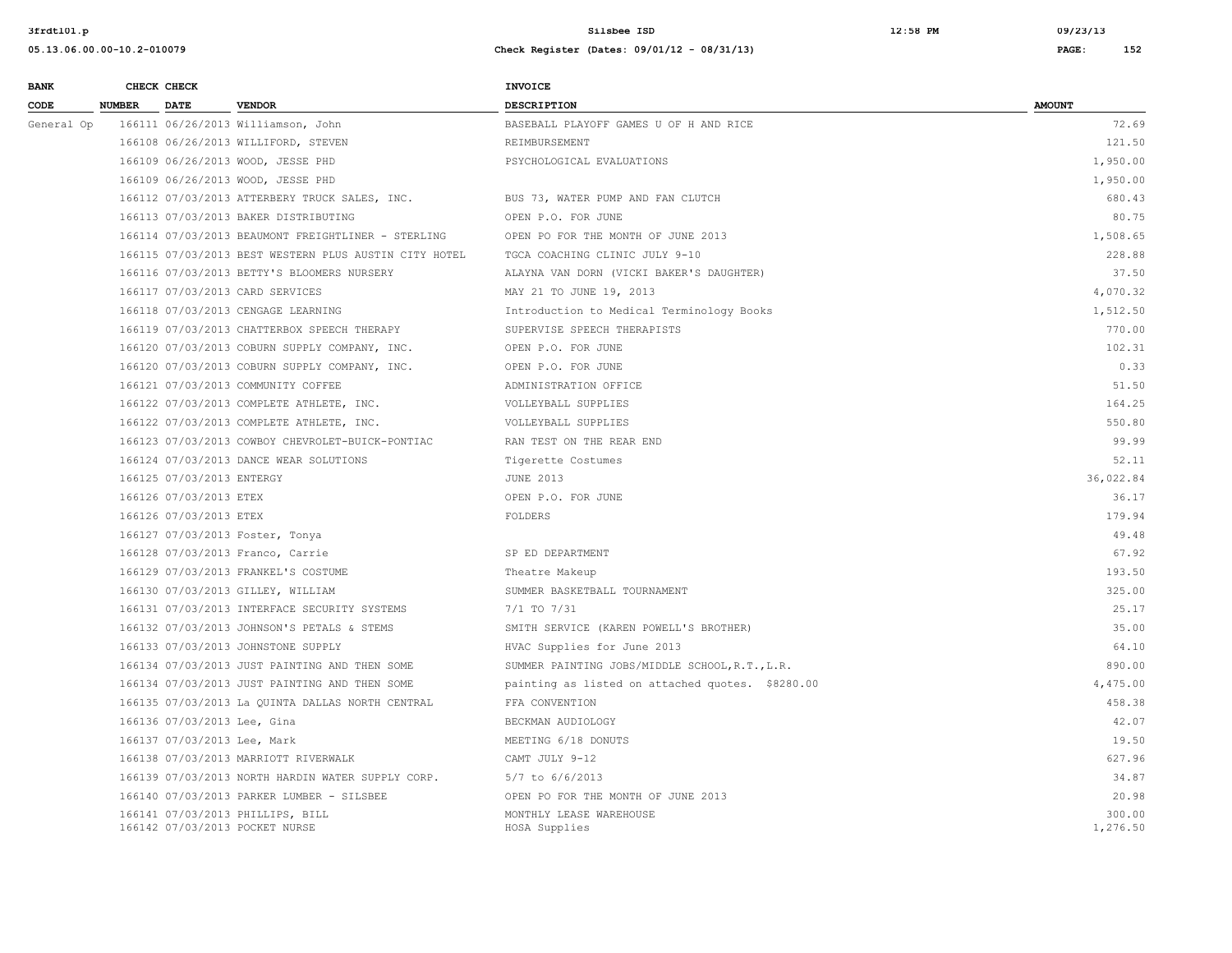| BANK CODE | CHECK NUMBER | CHECK DATE | VENDOR | INVOICE DESCRIPTION | AMOUNT |
|---|---|---|---|---|---|
| General Op | 166111 | 06/26/2013 | Williamson, John | BASEBALL PLAYOFF GAMES U OF H AND RICE | 72.69 |
| | 166108 | 06/26/2013 | WILLIFORD, STEVEN | REIMBURSEMENT | 121.50 |
| | 166109 | 06/26/2013 | WOOD, JESSE PHD | PSYCHOLOGICAL EVALUATIONS | 1,950.00 |
| | 166109 | 06/26/2013 | WOOD, JESSE PHD | | 1,950.00 |
| | 166112 | 07/03/2013 | ATTERBERY TRUCK SALES, INC. | BUS 73, WATER PUMP AND FAN CLUTCH | 680.43 |
| | 166113 | 07/03/2013 | BAKER DISTRIBUTING | OPEN P.O. FOR JUNE | 80.75 |
| | 166114 | 07/03/2013 | BEAUMONT FREIGHTLINER - STERLING | OPEN PO FOR THE MONTH OF JUNE 2013 | 1,508.65 |
| | 166115 | 07/03/2013 | BEST WESTERN PLUS AUSTIN CITY HOTEL | TGCA COACHING CLINIC JULY 9-10 | 228.88 |
| | 166116 | 07/03/2013 | BETTY'S BLOOMERS NURSERY | ALAYNA VAN DORN (VICKI BAKER'S DAUGHTER) | 37.50 |
| | 166117 | 07/03/2013 | CARD SERVICES | MAY 21 TO JUNE 19, 2013 | 4,070.32 |
| | 166118 | 07/03/2013 | CENGAGE LEARNING | Introduction to Medical Terminology Books | 1,512.50 |
| | 166119 | 07/03/2013 | CHATTERBOX SPEECH THERAPY | SUPERVISE SPEECH THERAPISTS | 770.00 |
| | 166120 | 07/03/2013 | COBURN SUPPLY COMPANY, INC. | OPEN P.O. FOR JUNE | 102.31 |
| | 166120 | 07/03/2013 | COBURN SUPPLY COMPANY, INC. | OPEN P.O. FOR JUNE | 0.33 |
| | 166121 | 07/03/2013 | COMMUNITY COFFEE | ADMINISTRATION OFFICE | 51.50 |
| | 166122 | 07/03/2013 | COMPLETE ATHLETE, INC. | VOLLEYBALL SUPPLIES | 164.25 |
| | 166122 | 07/03/2013 | COMPLETE ATHLETE, INC. | VOLLEYBALL SUPPLIES | 550.80 |
| | 166123 | 07/03/2013 | COWBOY CHEVROLET-BUICK-PONTIAC | RAN TEST ON THE REAR END | 99.99 |
| | 166124 | 07/03/2013 | DANCE WEAR SOLUTIONS | Tigerette Costumes | 52.11 |
| | 166125 | 07/03/2013 | ENTERGY | JUNE 2013 | 36,022.84 |
| | 166126 | 07/03/2013 | ETEX | OPEN P.O. FOR JUNE | 36.17 |
| | 166126 | 07/03/2013 | ETEX | FOLDERS | 179.94 |
| | 166127 | 07/03/2013 | Foster, Tonya | | 49.48 |
| | 166128 | 07/03/2013 | Franco, Carrie | SP ED DEPARTMENT | 67.92 |
| | 166129 | 07/03/2013 | FRANKEL'S COSTUME | Theatre Makeup | 193.50 |
| | 166130 | 07/03/2013 | GILLEY, WILLIAM | SUMMER BASKETBALL TOURNAMENT | 325.00 |
| | 166131 | 07/03/2013 | INTERFACE SECURITY SYSTEMS | 7/1 TO 7/31 | 25.17 |
| | 166132 | 07/03/2013 | JOHNSON'S PETALS & STEMS | SMITH SERVICE (KAREN POWELL'S BROTHER) | 35.00 |
| | 166133 | 07/03/2013 | JOHNSTONE SUPPLY | HVAC Supplies for June 2013 | 64.10 |
| | 166134 | 07/03/2013 | JUST PAINTING AND THEN SOME | SUMMER PAINTING JOBS/MIDDLE SCHOOL,R.T.,L.R. | 890.00 |
| | 166134 | 07/03/2013 | JUST PAINTING AND THEN SOME | painting as listed on attached quotes. $8280.00 | 4,475.00 |
| | 166135 | 07/03/2013 | La QUINTA DALLAS NORTH CENTRAL | FFA CONVENTION | 458.38 |
| | 166136 | 07/03/2013 | Lee, Gina | BECKMAN AUDIOLOGY | 42.07 |
| | 166137 | 07/03/2013 | Lee, Mark | MEETING 6/18 DONUTS | 19.50 |
| | 166138 | 07/03/2013 | MARRIOTT RIVERWALK | CAMT JULY 9-12 | 627.96 |
| | 166139 | 07/03/2013 | NORTH HARDIN WATER SUPPLY CORP. | 5/7 to 6/6/2013 | 34.87 |
| | 166140 | 07/03/2013 | PARKER LUMBER - SILSBEE | OPEN PO FOR THE MONTH OF JUNE 2013 | 20.98 |
| | 166141 | 07/03/2013 | PHILLIPS, BILL | MONTHLY LEASE WAREHOUSE | 300.00 |
| | 166142 | 07/03/2013 | POCKET NURSE | HOSA Supplies | 1,276.50 |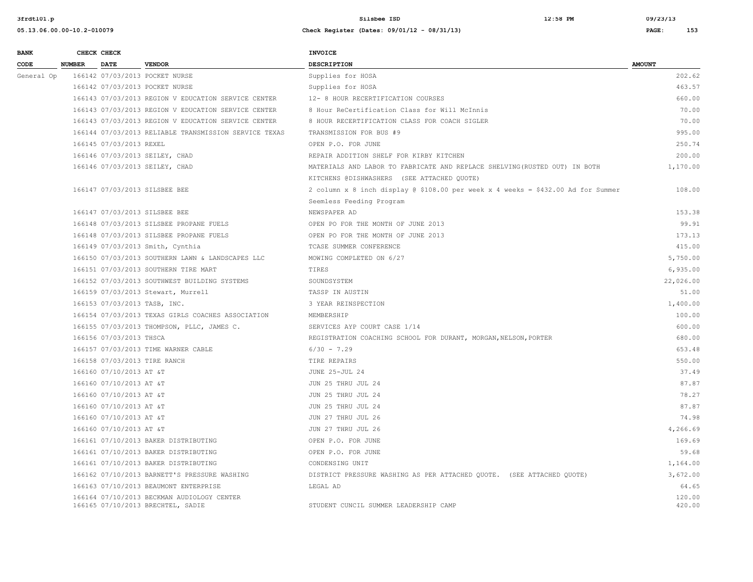| BANK CODE | CHECK NUMBER | CHECK DATE | VENDOR | INVOICE DESCRIPTION | AMOUNT |
|---|---|---|---|---|---|
| General Op | 166142 | 07/03/2013 | POCKET NURSE | Supplies for HOSA | 202.62 |
| | 166142 | 07/03/2013 | POCKET NURSE | Supplies for HOSA | 463.57 |
| | 166143 | 07/03/2013 | REGION V EDUCATION SERVICE CENTER | 12- 8 HOUR RECERTIFICATION COURSES | 660.00 |
| | 166143 | 07/03/2013 | REGION V EDUCATION SERVICE CENTER | 8 Hour ReCertification Class for Will McInnis | 70.00 |
| | 166143 | 07/03/2013 | REGION V EDUCATION SERVICE CENTER | 8 HOUR RECERTIFICATION CLASS FOR COACH SIGLER | 70.00 |
| | 166144 | 07/03/2013 | RELIABLE TRANSMISSION SERVICE TEXAS | TRANSMISSION FOR BUS #9 | 995.00 |
| | 166145 | 07/03/2013 | REXEL | OPEN P.O. FOR JUNE | 250.74 |
| | 166146 | 07/03/2013 | SEILEY, CHAD | REPAIR ADDITION SHELF FOR KIRBY KITCHEN | 200.00 |
| | 166146 | 07/03/2013 | SEILEY, CHAD | MATERIALS AND LABOR TO FABRICATE AND REPLACE SHELVING(RUSTED OUT) IN BOTH KITCHENS @DISHWASHERS (SEE ATTACHED QUOTE) | 1,170.00 |
| | 166147 | 07/03/2013 | SILSBEE BEE | 2 column x 8 inch display @ $108.00 per week x 4 weeks = $432.00 Ad for Summer Seemless Feeding Program | 108.00 |
| | 166147 | 07/03/2013 | SILSBEE BEE | NEWSPAPER AD | 153.38 |
| | 166148 | 07/03/2013 | SILSBEE PROPANE FUELS | OPEN PO FOR THE MONTH OF JUNE 2013 | 99.91 |
| | 166148 | 07/03/2013 | SILSBEE PROPANE FUELS | OPEN PO FOR THE MONTH OF JUNE 2013 | 173.13 |
| | 166149 | 07/03/2013 | Smith, Cynthia | TCASE SUMMER CONFERENCE | 415.00 |
| | 166150 | 07/03/2013 | SOUTHERN LAWN & LANDSCAPES LLC | MOWING COMPLETED ON 6/27 | 5,750.00 |
| | 166151 | 07/03/2013 | SOUTHERN TIRE MART | TIRES | 6,935.00 |
| | 166152 | 07/03/2013 | SOUTHWEST BUILDING SYSTEMS | SOUNDSYSTEM | 22,026.00 |
| | 166159 | 07/03/2013 | Stewart, Murrell | TASSP IN AUSTIN | 51.00 |
| | 166153 | 07/03/2013 | TASB, INC. | 3 YEAR REINSPECTION | 1,400.00 |
| | 166154 | 07/03/2013 | TEXAS GIRLS COACHES ASSOCIATION | MEMBERSHIP | 100.00 |
| | 166155 | 07/03/2013 | THOMPSON, PLLC, JAMES C. | SERVICES AYP COURT CASE 1/14 | 600.00 |
| | 166156 | 07/03/2013 | THSCA | REGISTRATION COACHING SCHOOL FOR DURANT, MORGAN,NELSON,PORTER | 680.00 |
| | 166157 | 07/03/2013 | TIME WARNER CABLE | 6/30 - 7.29 | 653.48 |
| | 166158 | 07/03/2013 | TIRE RANCH | TIRE REPAIRS | 550.00 |
| | 166160 | 07/10/2013 | AT &T | JUNE 25-JUL 24 | 37.49 |
| | 166160 | 07/10/2013 | AT &T | JUN 25 THRU JUL 24 | 87.87 |
| | 166160 | 07/10/2013 | AT &T | JUN 25 THRU JUL 24 | 78.27 |
| | 166160 | 07/10/2013 | AT &T | JUN 25 THRU JUL 24 | 87.87 |
| | 166160 | 07/10/2013 | AT &T | JUN 27 THRU JUL 26 | 74.98 |
| | 166160 | 07/10/2013 | AT &T | JUN 27 THRU JUL 26 | 4,266.69 |
| | 166161 | 07/10/2013 | BAKER DISTRIBUTING | OPEN P.O. FOR JUNE | 169.69 |
| | 166161 | 07/10/2013 | BAKER DISTRIBUTING | OPEN P.O. FOR JUNE | 59.68 |
| | 166161 | 07/10/2013 | BAKER DISTRIBUTING | CONDENSING UNIT | 1,164.00 |
| | 166162 | 07/10/2013 | BARNETT'S PRESSURE WASHING | DISTRICT PRESSURE WASHING AS PER ATTACHED QUOTE. (SEE ATTACHED QUOTE) | 3,672.00 |
| | 166163 | 07/10/2013 | BEAUMONT ENTERPRISE | LEGAL AD | 64.65 |
| | 166164 | 07/10/2013 | BECKMAN AUDIOLOGY CENTER | | 120.00 |
| | 166165 | 07/10/2013 | BRECHTEL, SADIE | STUDENT CUNCIL SUMMER LEADERSHIP CAMP | 420.00 |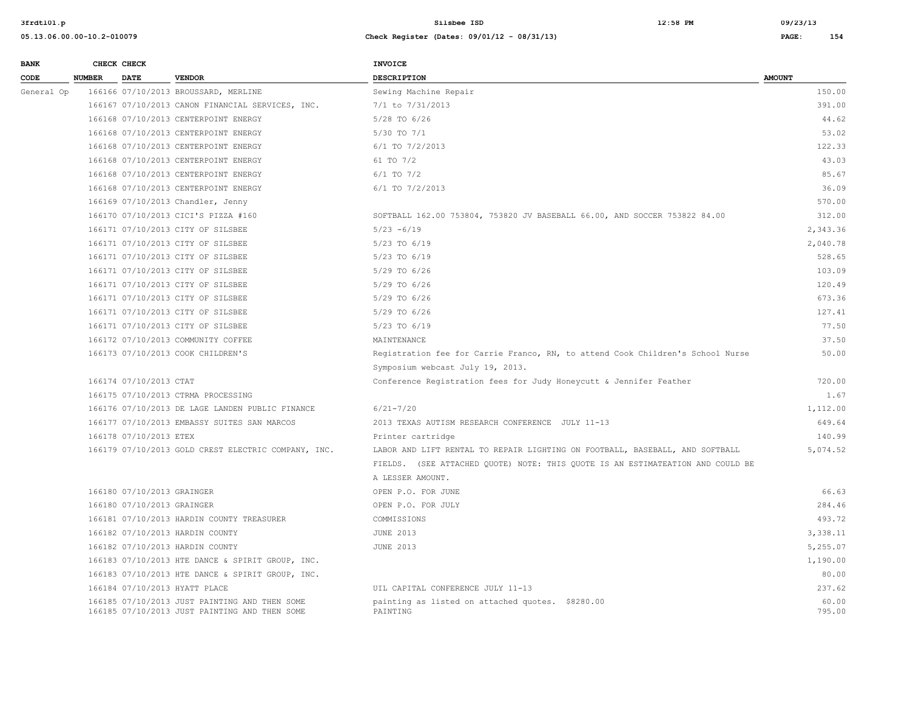| BANK CODE | CHECK NUMBER | CHECK DATE | VENDOR | INVOICE DESCRIPTION | AMOUNT |
|---|---|---|---|---|---|
| General Op | 166166 | 07/10/2013 | BROUSSARD, MERLINE | Sewing Machine Repair | 150.00 |
| | 166167 | 07/10/2013 | CANON FINANCIAL SERVICES, INC. | 7/1 to 7/31/2013 | 391.00 |
| | 166168 | 07/10/2013 | CENTERPOINT ENERGY | 5/28 TO 6/26 | 44.62 |
| | 166168 | 07/10/2013 | CENTERPOINT ENERGY | 5/30 TO 7/1 | 53.02 |
| | 166168 | 07/10/2013 | CENTERPOINT ENERGY | 6/1 TO 7/2/2013 | 122.33 |
| | 166168 | 07/10/2013 | CENTERPOINT ENERGY | 61 TO 7/2 | 43.03 |
| | 166168 | 07/10/2013 | CENTERPOINT ENERGY | 6/1 TO 7/2 | 85.67 |
| | 166168 | 07/10/2013 | CENTERPOINT ENERGY | 6/1 TO 7/2/2013 | 36.09 |
| | 166169 | 07/10/2013 | Chandler, Jenny | | 570.00 |
| | 166170 | 07/10/2013 | CICI'S PIZZA #160 | SOFTBALL 162.00 753804, 753820 JV BASEBALL 66.00, AND SOCCER 753822 84.00 | 312.00 |
| | 166171 | 07/10/2013 | CITY OF SILSBEE | 5/23 -6/19 | 2,343.36 |
| | 166171 | 07/10/2013 | CITY OF SILSBEE | 5/23 TO 6/19 | 2,040.78 |
| | 166171 | 07/10/2013 | CITY OF SILSBEE | 5/23 TO 6/19 | 528.65 |
| | 166171 | 07/10/2013 | CITY OF SILSBEE | 5/29 TO 6/26 | 103.09 |
| | 166171 | 07/10/2013 | CITY OF SILSBEE | 5/29 TO 6/26 | 120.49 |
| | 166171 | 07/10/2013 | CITY OF SILSBEE | 5/29 TO 6/26 | 673.36 |
| | 166171 | 07/10/2013 | CITY OF SILSBEE | 5/29 TO 6/26 | 127.41 |
| | 166171 | 07/10/2013 | CITY OF SILSBEE | 5/23 TO 6/19 | 77.50 |
| | 166172 | 07/10/2013 | COMMUNITY COFFEE | MAINTENANCE | 37.50 |
| | 166173 | 07/10/2013 | COOK CHILDREN'S | Registration fee for Carrie Franco, RN, to attend Cook Children's School Nurse Symposium webcast July 19, 2013. | 50.00 |
| | 166174 | 07/10/2013 | CTAT | Conference Registration fees for Judy Honeycutt & Jennifer Feather | 720.00 |
| | 166175 | 07/10/2013 | CTRMA PROCESSING | | 1.67 |
| | 166176 | 07/10/2013 | DE LAGE LANDEN PUBLIC FINANCE | 6/21-7/20 | 1,112.00 |
| | 166177 | 07/10/2013 | EMBASSY SUITES SAN MARCOS | 2013 TEXAS AUTISM RESEARCH CONFERENCE JULY 11-13 | 649.64 |
| | 166178 | 07/10/2013 | ETEX | Printer cartridge | 140.99 |
| | 166179 | 07/10/2013 | GOLD CREST ELECTRIC COMPANY, INC. | LABOR AND LIFT RENTAL TO REPAIR LIGHTING ON FOOTBALL, BASEBALL, AND SOFTBALL FIELDS. (SEE ATTACHED QUOTE) NOTE: THIS QUOTE IS AN ESTIMATEATION AND COULD BE A LESSER AMOUNT. | 5,074.52 |
| | 166180 | 07/10/2013 | GRAINGER | OPEN P.O. FOR JUNE | 66.63 |
| | 166180 | 07/10/2013 | GRAINGER | OPEN P.O. FOR JULY | 284.46 |
| | 166181 | 07/10/2013 | HARDIN COUNTY TREASURER | COMMISSIONS | 493.72 |
| | 166182 | 07/10/2013 | HARDIN COUNTY | JUNE 2013 | 3,338.11 |
| | 166182 | 07/10/2013 | HARDIN COUNTY | JUNE 2013 | 5,255.07 |
| | 166183 | 07/10/2013 | HTE DANCE & SPIRIT GROUP, INC. | | 1,190.00 |
| | 166183 | 07/10/2013 | HTE DANCE & SPIRIT GROUP, INC. | | 80.00 |
| | 166184 | 07/10/2013 | HYATT PLACE | UIL CAPITAL CONFERENCE JULY 11-13 | 237.62 |
| | 166185 | 07/10/2013 | JUST PAINTING AND THEN SOME | painting as listed on attached quotes. $8280.00 | 60.00 |
| | 166185 | 07/10/2013 | JUST PAINTING AND THEN SOME | PAINTING | 795.00 |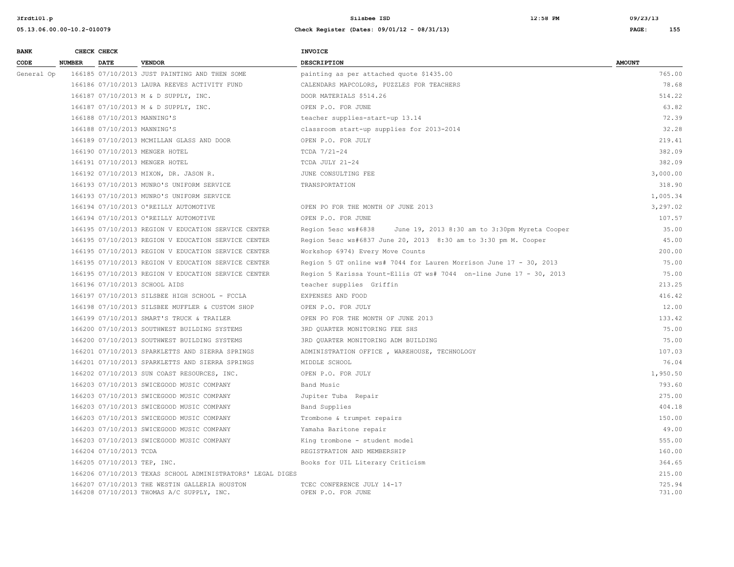| BANK CODE | CHECK NUMBER | CHECK DATE | VENDOR | INVOICE DESCRIPTION | AMOUNT |
|---|---|---|---|---|---|
| General Op | 166185 | 07/10/2013 | JUST PAINTING AND THEN SOME | painting as per attached quote $1435.00 | 765.00 |
| | 166186 | 07/10/2013 | LAURA REEVES ACTIVITY FUND | CALENDARS MAPCOLORS, PUZZLES FOR TEACHERS | 78.68 |
| | 166187 | 07/10/2013 | M & D SUPPLY, INC. | DOOR MATERIALS $514.26 | 514.22 |
| | 166187 | 07/10/2013 | M & D SUPPLY, INC. | OPEN P.O. FOR JUNE | 63.82 |
| | 166188 | 07/10/2013 | MANNING'S | teacher supplies-start-up 13.14 | 72.39 |
| | 166188 | 07/10/2013 | MANNING'S | classroom start-up supplies for 2013-2014 | 32.28 |
| | 166189 | 07/10/2013 | MCMILLAN GLASS AND DOOR | OPEN P.O. FOR JULY | 219.41 |
| | 166190 | 07/10/2013 | MENGER HOTEL | TCDA 7/21-24 | 382.09 |
| | 166191 | 07/10/2013 | MENGER HOTEL | TCDA JULY 21-24 | 382.09 |
| | 166192 | 07/10/2013 | MIXON, DR. JASON R. | JUNE CONSULTING FEE | 3,000.00 |
| | 166193 | 07/10/2013 | MUNRO'S UNIFORM SERVICE | TRANSPORTATION | 318.90 |
| | 166193 | 07/10/2013 | MUNRO'S UNIFORM SERVICE | | 1,005.34 |
| | 166194 | 07/10/2013 | O'REILLY AUTOMOTIVE | OPEN PO FOR THE MONTH OF JUNE 2013 | 3,297.02 |
| | 166194 | 07/10/2013 | O'REILLY AUTOMOTIVE | OPEN P.O. FOR JUNE | 107.57 |
| | 166195 | 07/10/2013 | REGION V EDUCATION SERVICE CENTER | Region 5esc ws#6838 June 19, 2013 8:30 am to 3:30pm Myreta Cooper | 35.00 |
| | 166195 | 07/10/2013 | REGION V EDUCATION SERVICE CENTER | Region 5esc ws#6837 June 20, 2013 8:30 am to 3:30 pm M. Cooper | 45.00 |
| | 166195 | 07/10/2013 | REGION V EDUCATION SERVICE CENTER | Workshop 6974) Every Move Counts | 200.00 |
| | 166195 | 07/10/2013 | REGION V EDUCATION SERVICE CENTER | Region 5 GT online ws# 7044 for Lauren Morrison June 17 - 30, 2013 | 75.00 |
| | 166195 | 07/10/2013 | REGION V EDUCATION SERVICE CENTER | Region 5 Karissa Yount-Ellis GT ws# 7044 on-line June 17 - 30, 2013 | 75.00 |
| | 166196 | 07/10/2013 | SCHOOL AIDS | teacher supplies Griffin | 213.25 |
| | 166197 | 07/10/2013 | SILSBEE HIGH SCHOOL - FCCLA | EXPENSES AND FOOD | 416.42 |
| | 166198 | 07/10/2013 | SILSBEE MUFFLER & CUSTOM SHOP | OPEN P.O. FOR JULY | 12.00 |
| | 166199 | 07/10/2013 | SMART'S TRUCK & TRAILER | OPEN PO FOR THE MONTH OF JUNE 2013 | 133.42 |
| | 166200 | 07/10/2013 | SOUTHWEST BUILDING SYSTEMS | 3RD QUARTER MONITORING FEE SHS | 75.00 |
| | 166200 | 07/10/2013 | SOUTHWEST BUILDING SYSTEMS | 3RD QUARTER MONITORING ADM BUILDING | 75.00 |
| | 166201 | 07/10/2013 | SPARKLETTS AND SIERRA SPRINGS | ADMINISTRATION OFFICE , WAREHOUSE, TECHNOLOGY | 107.03 |
| | 166201 | 07/10/2013 | SPARKLETTS AND SIERRA SPRINGS | MIDDLE SCHOOL | 76.04 |
| | 166202 | 07/10/2013 | SUN COAST RESOURCES, INC. | OPEN P.O. FOR JULY | 1,950.50 |
| | 166203 | 07/10/2013 | SWICEGOOD MUSIC COMPANY | Band Music | 793.60 |
| | 166203 | 07/10/2013 | SWICEGOOD MUSIC COMPANY | Jupiter Tuba Repair | 275.00 |
| | 166203 | 07/10/2013 | SWICEGOOD MUSIC COMPANY | Band Supplies | 404.18 |
| | 166203 | 07/10/2013 | SWICEGOOD MUSIC COMPANY | Trombone & trumpet repairs | 150.00 |
| | 166203 | 07/10/2013 | SWICEGOOD MUSIC COMPANY | Yamaha Baritone repair | 49.00 |
| | 166203 | 07/10/2013 | SWICEGOOD MUSIC COMPANY | King trombone - student model | 555.00 |
| | 166204 | 07/10/2013 | TCDA | REGISTRATION AND MEMBERSHIP | 160.00 |
| | 166205 | 07/10/2013 | TEP, INC. | Books for UIL Literary Criticism | 364.65 |
| | 166206 | 07/10/2013 | TEXAS SCHOOL ADMINISTRATORS' LEGAL DIGES | | 215.00 |
| | 166207 | 07/10/2013 | THE WESTIN GALLERIA HOUSTON | TCEC CONFERENCE JULY 14-17 | 725.94 |
| | 166208 | 07/10/2013 | THOMAS A/C SUPPLY, INC. | OPEN P.O. FOR JUNE | 731.00 |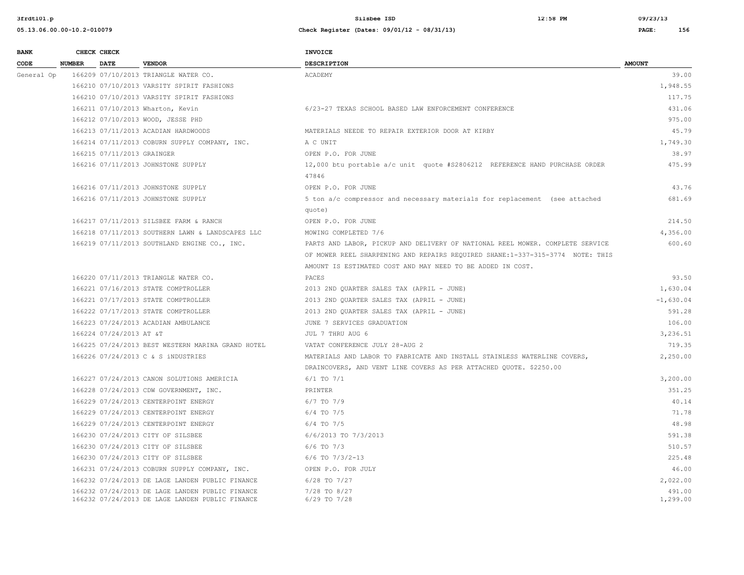| BANK CODE | CHECK NUMBER | CHECK DATE | VENDOR | INVOICE DESCRIPTION | AMOUNT |
|---|---|---|---|---|---|
| General Op | 166209 | 07/10/2013 | TRIANGLE WATER CO. | ACADEMY | 39.00 |
| | 166210 | 07/10/2013 | VARSITY SPIRIT FASHIONS | | 1,948.55 |
| | 166210 | 07/10/2013 | VARSITY SPIRIT FASHIONS | | 117.75 |
| | 166211 | 07/10/2013 | Wharton, Kevin | 6/23-27 TEXAS SCHOOL BASED LAW ENFORCEMENT CONFERENCE | 431.06 |
| | 166212 | 07/10/2013 | WOOD, JESSE PHD | | 975.00 |
| | 166213 | 07/11/2013 | ACADIAN HARDWOODS | MATERIALS NEEDE TO REPAIR EXTERIOR DOOR AT KIRBY | 45.79 |
| | 166214 | 07/11/2013 | COBURN SUPPLY COMPANY, INC. | A C UNIT | 1,749.30 |
| | 166215 | 07/11/2013 | GRAINGER | OPEN P.O. FOR JUNE | 38.97 |
| | 166216 | 07/11/2013 | JOHNSTONE SUPPLY | 12,000 btu portable a/c unit quote #S2806212 REFERENCE HAND PURCHASE ORDER 47846 | 475.99 |
| | 166216 | 07/11/2013 | JOHNSTONE SUPPLY | OPEN P.O. FOR JUNE | 43.76 |
| | 166216 | 07/11/2013 | JOHNSTONE SUPPLY | 5 ton a/c compressor and necessary materials for replacement (see attached quote) | 681.69 |
| | 166217 | 07/11/2013 | SILSBEE FARM & RANCH | OPEN P.O. FOR JUNE | 214.50 |
| | 166218 | 07/11/2013 | SOUTHERN LAWN & LANDSCAPES LLC | MOWING COMPLETED 7/6 | 4,356.00 |
| | 166219 | 07/11/2013 | SOUTHLAND ENGINE CO., INC. | PARTS AND LABOR, PICKUP AND DELIVERY OF NATIONAL REEL MOWER. COMPLETE SERVICE OF MOWER REEL SHARPENING AND REPAIRS REQUIRED SHANE:1-337-315-3774 NOTE: THIS AMOUNT IS ESTIMATED COST AND MAY NEED TO BE ADDED IN COST. | 600.60 |
| | 166220 | 07/11/2013 | TRIANGLE WATER CO. | PACES | 93.50 |
| | 166221 | 07/16/2013 | STATE COMPTROLLER | 2013 2ND QUARTER SALES TAX (APRIL - JUNE) | 1,630.04 |
| | 166221 | 07/17/2013 | STATE COMPTROLLER | 2013 2ND QUARTER SALES TAX (APRIL - JUNE) | -1,630.04 |
| | 166222 | 07/17/2013 | STATE COMPTROLLER | 2013 2ND QUARTER SALES TAX (APRIL - JUNE) | 591.28 |
| | 166223 | 07/24/2013 | ACADIAN AMBULANCE | JUNE 7 SERVICES GRADUATION | 106.00 |
| | 166224 | 07/24/2013 | AT &T | JUL 7 THRU AUG 6 | 3,236.51 |
| | 166225 | 07/24/2013 | BEST WESTERN MARINA GRAND HOTEL | VATAT CONFERENCE JULY 28-AUG 2 | 719.35 |
| | 166226 | 07/24/2013 | C & S iNDUSTRIES | MATERIALS AND LABOR TO FABRICATE AND INSTALL STAINLESS WATERLINE COVERS, DRAINCOVERS, AND VENT LINE COVERS AS PER ATTACHED QUOTE. $2250.00 | 2,250.00 |
| | 166227 | 07/24/2013 | CANON SOLUTIONS AMERICIA | 6/1 TO 7/1 | 3,200.00 |
| | 166228 | 07/24/2013 | CDW GOVERNMENT, INC. | PRINTER | 351.25 |
| | 166229 | 07/24/2013 | CENTERPOINT ENERGY | 6/7 TO 7/9 | 40.14 |
| | 166229 | 07/24/2013 | CENTERPOINT ENERGY | 6/4 TO 7/5 | 71.78 |
| | 166229 | 07/24/2013 | CENTERPOINT ENERGY | 6/4 TO 7/5 | 48.98 |
| | 166230 | 07/24/2013 | CITY OF SILSBEE | 6/6/2013 TO 7/3/2013 | 591.38 |
| | 166230 | 07/24/2013 | CITY OF SILSBEE | 6/6 TO 7/3 | 510.57 |
| | 166230 | 07/24/2013 | CITY OF SILSBEE | 6/6 TO 7/3/2-13 | 225.48 |
| | 166231 | 07/24/2013 | COBURN SUPPLY COMPANY, INC. | OPEN P.O. FOR JULY | 46.00 |
| | 166232 | 07/24/2013 | DE LAGE LANDEN PUBLIC FINANCE | 6/28 TO 7/27 | 2,022.00 |
| | 166232 | 07/24/2013 | DE LAGE LANDEN PUBLIC FINANCE | 7/28 TO 8/27 | 491.00 |
| | 166232 | 07/24/2013 | DE LAGE LANDEN PUBLIC FINANCE | 6/29 TO 7/28 | 1,299.00 |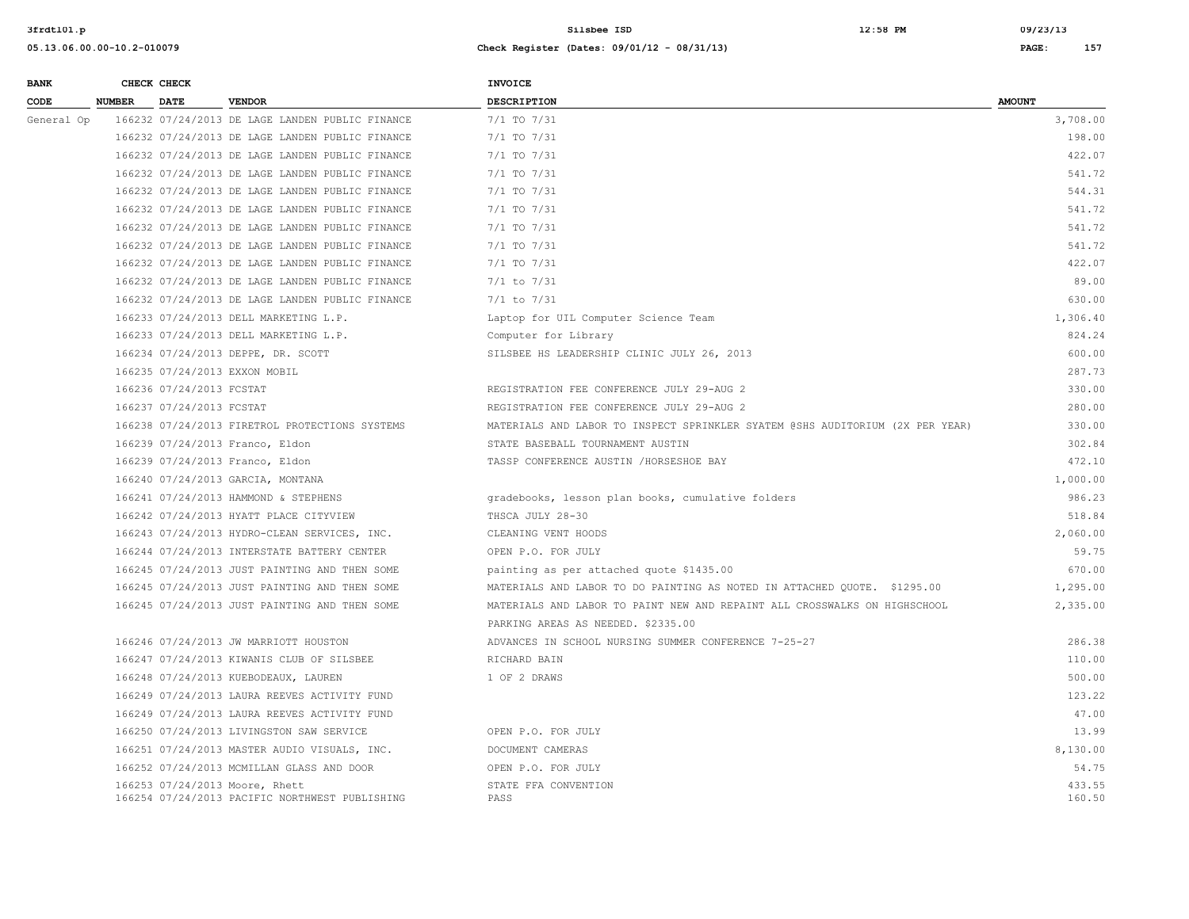| BANK CODE | CHECK NUMBER | CHECK DATE | VENDOR | INVOICE DESCRIPTION | AMOUNT |
|---|---|---|---|---|---|
| General Op | 166232 | 07/24/2013 | DE LAGE LANDEN PUBLIC FINANCE | 7/1 TO 7/31 | 3,708.00 |
| | 166232 | 07/24/2013 | DE LAGE LANDEN PUBLIC FINANCE | 7/1 TO 7/31 | 198.00 |
| | 166232 | 07/24/2013 | DE LAGE LANDEN PUBLIC FINANCE | 7/1 TO 7/31 | 422.07 |
| | 166232 | 07/24/2013 | DE LAGE LANDEN PUBLIC FINANCE | 7/1 TO 7/31 | 541.72 |
| | 166232 | 07/24/2013 | DE LAGE LANDEN PUBLIC FINANCE | 7/1 TO 7/31 | 544.31 |
| | 166232 | 07/24/2013 | DE LAGE LANDEN PUBLIC FINANCE | 7/1 TO 7/31 | 541.72 |
| | 166232 | 07/24/2013 | DE LAGE LANDEN PUBLIC FINANCE | 7/1 TO 7/31 | 541.72 |
| | 166232 | 07/24/2013 | DE LAGE LANDEN PUBLIC FINANCE | 7/1 TO 7/31 | 541.72 |
| | 166232 | 07/24/2013 | DE LAGE LANDEN PUBLIC FINANCE | 7/1 TO 7/31 | 422.07 |
| | 166232 | 07/24/2013 | DE LAGE LANDEN PUBLIC FINANCE | 7/1 to 7/31 | 89.00 |
| | 166232 | 07/24/2013 | DE LAGE LANDEN PUBLIC FINANCE | 7/1 to 7/31 | 630.00 |
| | 166233 | 07/24/2013 | DELL MARKETING L.P. | Laptop for UIL Computer Science Team | 1,306.40 |
| | 166233 | 07/24/2013 | DELL MARKETING L.P. | Computer for Library | 824.24 |
| | 166234 | 07/24/2013 | DEPPE, DR. SCOTT | SILSBEE HS LEADERSHIP CLINIC JULY 26, 2013 | 600.00 |
| | 166235 | 07/24/2013 | EXXON MOBIL | | 287.73 |
| | 166236 | 07/24/2013 | FCSTAT | REGISTRATION FEE CONFERENCE JULY 29-AUG 2 | 330.00 |
| | 166237 | 07/24/2013 | FCSTAT | REGISTRATION FEE CONFERENCE JULY 29-AUG 2 | 280.00 |
| | 166238 | 07/24/2013 | FIRETROL PROTECTIONS SYSTEMS | MATERIALS AND LABOR TO INSPECT SPRINKLER SYATEM @SHS AUDITORIUM (2X PER YEAR) | 330.00 |
| | 166239 | 07/24/2013 | Franco, Eldon | STATE BASEBALL TOURNAMENT AUSTIN | 302.84 |
| | 166239 | 07/24/2013 | Franco, Eldon | TASSP CONFERENCE AUSTIN /HORSESHOE BAY | 472.10 |
| | 166240 | 07/24/2013 | GARCIA, MONTANA | | 1,000.00 |
| | 166241 | 07/24/2013 | HAMMOND & STEPHENS | gradebooks, lesson plan books, cumulative folders | 986.23 |
| | 166242 | 07/24/2013 | HYATT PLACE CITYVIEW | THSCA JULY 28-30 | 518.84 |
| | 166243 | 07/24/2013 | HYDRO-CLEAN SERVICES, INC. | CLEANING VENT HOODS | 2,060.00 |
| | 166244 | 07/24/2013 | INTERSTATE BATTERY CENTER | OPEN P.O. FOR JULY | 59.75 |
| | 166245 | 07/24/2013 | JUST PAINTING AND THEN SOME | painting as per attached quote $1435.00 | 670.00 |
| | 166245 | 07/24/2013 | JUST PAINTING AND THEN SOME | MATERIALS AND LABOR TO DO PAINTING AS NOTED IN ATTACHED QUOTE. $1295.00 | 1,295.00 |
| | 166245 | 07/24/2013 | JUST PAINTING AND THEN SOME | MATERIALS AND LABOR TO PAINT NEW AND REPAINT ALL CROSSWALKS ON HIGHSCHOOL PARKING AREAS AS NEEDED. $2335.00 | 2,335.00 |
| | 166246 | 07/24/2013 | JW MARRIOTT HOUSTON | ADVANCES IN SCHOOL NURSING SUMMER CONFERENCE 7-25-27 | 286.38 |
| | 166247 | 07/24/2013 | KIWANIS CLUB OF SILSBEE | RICHARD BAIN | 110.00 |
| | 166248 | 07/24/2013 | KUEBODEAUX, LAUREN | 1 OF 2 DRAWS | 500.00 |
| | 166249 | 07/24/2013 | LAURA REEVES ACTIVITY FUND | | 123.22 |
| | 166249 | 07/24/2013 | LAURA REEVES ACTIVITY FUND | | 47.00 |
| | 166250 | 07/24/2013 | LIVINGSTON SAW SERVICE | OPEN P.O. FOR JULY | 13.99 |
| | 166251 | 07/24/2013 | MASTER AUDIO VISUALS, INC. | DOCUMENT CAMERAS | 8,130.00 |
| | 166252 | 07/24/2013 | MCMILLAN GLASS AND DOOR | OPEN P.O. FOR JULY | 54.75 |
| | 166253 | 07/24/2013 | Moore, Rhett | STATE FFA CONVENTION | 433.55 |
| | 166254 | 07/24/2013 | PACIFIC NORTHWEST PUBLISHING | PASS | 160.50 |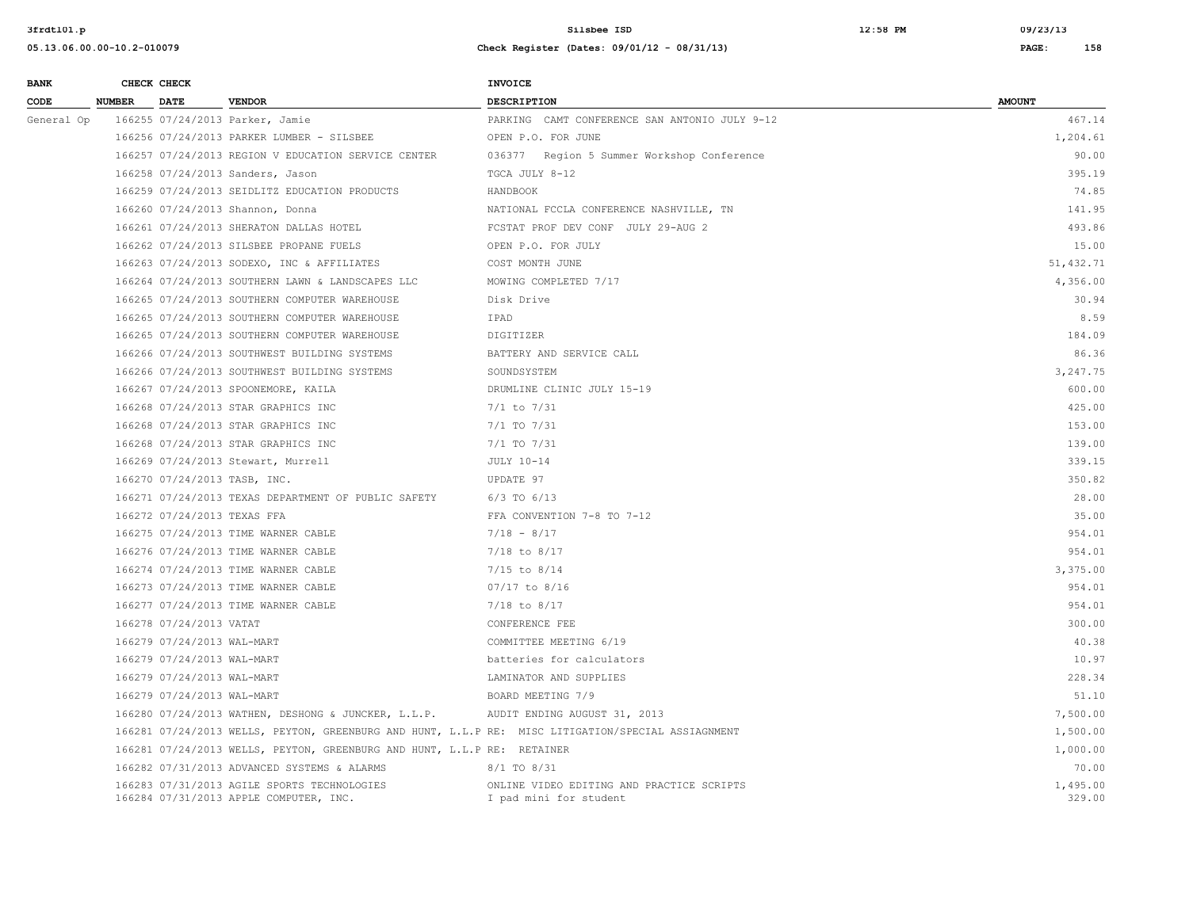| BANK CODE | CHECK NUMBER | CHECK DATE | VENDOR | INVOICE DESCRIPTION | AMOUNT |
|---|---|---|---|---|---|
| General Op | 166255 | 07/24/2013 | Parker, Jamie | PARKING CAMT CONFERENCE SAN ANTONIO JULY 9-12 | 467.14 |
| | 166256 | 07/24/2013 | PARKER LUMBER - SILSBEE | OPEN P.O. FOR JUNE | 1,204.61 |
| | 166257 | 07/24/2013 | REGION V EDUCATION SERVICE CENTER | 036377 Region 5 Summer Workshop Conference | 90.00 |
| | 166258 | 07/24/2013 | Sanders, Jason | TGCA JULY 8-12 | 395.19 |
| | 166259 | 07/24/2013 | SEIDLITZ EDUCATION PRODUCTS | HANDBOOK | 74.85 |
| | 166260 | 07/24/2013 | Shannon, Donna | NATIONAL FCCLA CONFERENCE NASHVILLE, TN | 141.95 |
| | 166261 | 07/24/2013 | SHERATON DALLAS HOTEL | FCSTAT PROF DEV CONF JULY 29-AUG 2 | 493.86 |
| | 166262 | 07/24/2013 | SILSBEE PROPANE FUELS | OPEN P.O. FOR JULY | 15.00 |
| | 166263 | 07/24/2013 | SODEXO, INC & AFFILIATES | COST MONTH JUNE | 51,432.71 |
| | 166264 | 07/24/2013 | SOUTHERN LAWN & LANDSCAPES LLC | MOWING COMPLETED 7/17 | 4,356.00 |
| | 166265 | 07/24/2013 | SOUTHERN COMPUTER WAREHOUSE | Disk Drive | 30.94 |
| | 166265 | 07/24/2013 | SOUTHERN COMPUTER WAREHOUSE | IPAD | 8.59 |
| | 166265 | 07/24/2013 | SOUTHERN COMPUTER WAREHOUSE | DIGITIZER | 184.09 |
| | 166266 | 07/24/2013 | SOUTHWEST BUILDING SYSTEMS | BATTERY AND SERVICE CALL | 86.36 |
| | 166266 | 07/24/2013 | SOUTHWEST BUILDING SYSTEMS | SOUNDSYSTEM | 3,247.75 |
| | 166267 | 07/24/2013 | SPOONEMORE, KAILA | DRUMLINE CLINIC JULY 15-19 | 600.00 |
| | 166268 | 07/24/2013 | STAR GRAPHICS INC | 7/1 to 7/31 | 425.00 |
| | 166268 | 07/24/2013 | STAR GRAPHICS INC | 7/1 TO 7/31 | 153.00 |
| | 166268 | 07/24/2013 | STAR GRAPHICS INC | 7/1 TO 7/31 | 139.00 |
| | 166269 | 07/24/2013 | Stewart, Murrell | JULY 10-14 | 339.15 |
| | 166270 | 07/24/2013 | TASB, INC. | UPDATE 97 | 350.82 |
| | 166271 | 07/24/2013 | TEXAS DEPARTMENT OF PUBLIC SAFETY | 6/3 TO 6/13 | 28.00 |
| | 166272 | 07/24/2013 | TEXAS FFA | FFA CONVENTION 7-8 TO 7-12 | 35.00 |
| | 166275 | 07/24/2013 | TIME WARNER CABLE | 7/18 - 8/17 | 954.01 |
| | 166276 | 07/24/2013 | TIME WARNER CABLE | 7/18 to 8/17 | 954.01 |
| | 166274 | 07/24/2013 | TIME WARNER CABLE | 7/15 to 8/14 | 3,375.00 |
| | 166273 | 07/24/2013 | TIME WARNER CABLE | 07/17 to 8/16 | 954.01 |
| | 166277 | 07/24/2013 | TIME WARNER CABLE | 7/18 to 8/17 | 954.01 |
| | 166278 | 07/24/2013 | VATAT | CONFERENCE FEE | 300.00 |
| | 166279 | 07/24/2013 | WAL-MART | COMMITTEE MEETING 6/19 | 40.38 |
| | 166279 | 07/24/2013 | WAL-MART | batteries for calculators | 10.97 |
| | 166279 | 07/24/2013 | WAL-MART | LAMINATOR AND SUPPLIES | 228.34 |
| | 166279 | 07/24/2013 | WAL-MART | BOARD MEETING 7/9 | 51.10 |
| | 166280 | 07/24/2013 | WATHEN, DESHONG & JUNCKER, L.L.P. | AUDIT ENDING AUGUST 31, 2013 | 7,500.00 |
| | 166281 | 07/24/2013 | WELLS, PEYTON, GREENBURG AND HUNT, L.L.P | RE: MISC LITIGATION/SPECIAL ASSIAGNMENT | 1,500.00 |
| | 166281 | 07/24/2013 | WELLS, PEYTON, GREENBURG AND HUNT, L.L.P | RE: RETAINER | 1,000.00 |
| | 166282 | 07/31/2013 | ADVANCED SYSTEMS & ALARMS | 8/1 TO 8/31 | 70.00 |
| | 166283 | 07/31/2013 | AGILE SPORTS TECHNOLOGIES | ONLINE VIDEO EDITING AND PRACTICE SCRIPTS | 1,495.00 |
| | 166284 | 07/31/2013 | APPLE COMPUTER, INC. | I pad mini for student | 329.00 |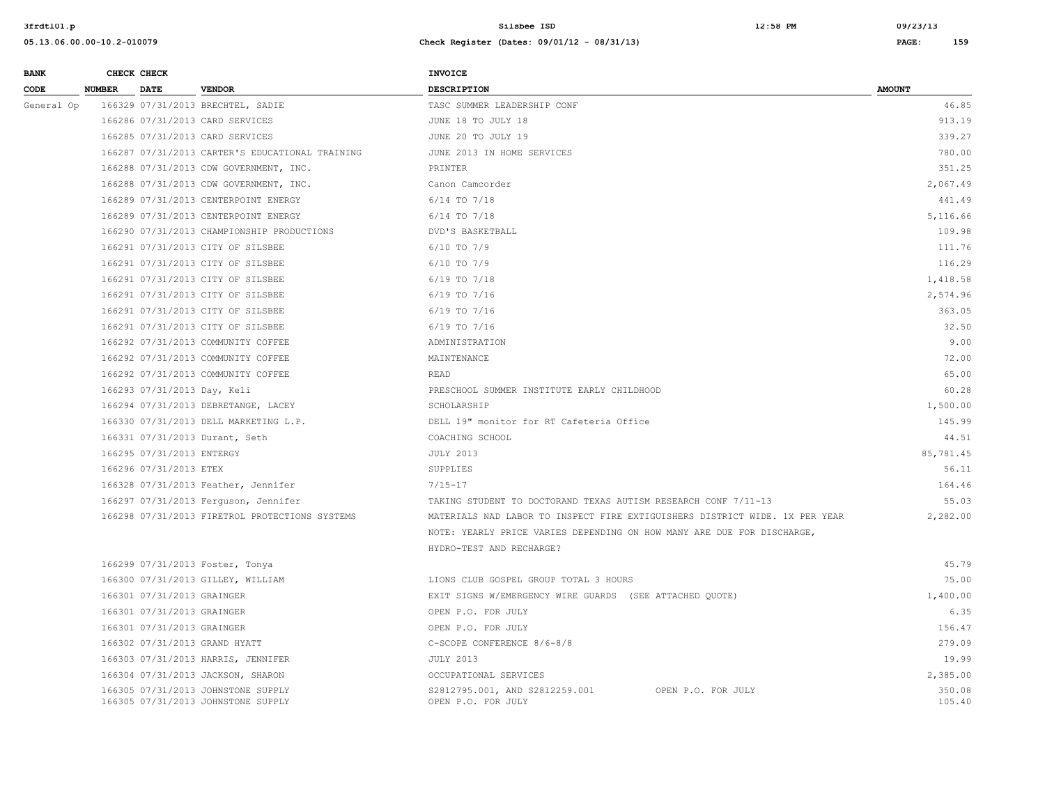| BANK CODE | CHECK NUMBER | CHECK DATE | VENDOR | INVOICE DESCRIPTION | AMOUNT |
|---|---|---|---|---|---|
| General Op | 166329 | 07/31/2013 | BRECHTEL, SADIE | TASC SUMMER LEADERSHIP CONF | 46.85 |
| | 166286 | 07/31/2013 | CARD SERVICES | JUNE 18 TO JULY 18 | 913.19 |
| | 166285 | 07/31/2013 | CARD SERVICES | JUNE 20 TO JULY 19 | 339.27 |
| | 166287 | 07/31/2013 | CARTER'S EDUCATIONAL TRAINING | JUNE 2013 IN HOME SERVICES | 780.00 |
| | 166288 | 07/31/2013 | CDW GOVERNMENT, INC. | PRINTER | 351.25 |
| | 166288 | 07/31/2013 | CDW GOVERNMENT, INC. | Canon Camcorder | 2,067.49 |
| | 166289 | 07/31/2013 | CENTERPOINT ENERGY | 6/14 TO 7/18 | 441.49 |
| | 166289 | 07/31/2013 | CENTERPOINT ENERGY | 6/14 TO 7/18 | 5,116.66 |
| | 166290 | 07/31/2013 | CHAMPIONSHIP PRODUCTIONS | DVD'S BASKETBALL | 109.98 |
| | 166291 | 07/31/2013 | CITY OF SILSBEE | 6/10 TO 7/9 | 111.76 |
| | 166291 | 07/31/2013 | CITY OF SILSBEE | 6/10 TO 7/9 | 116.29 |
| | 166291 | 07/31/2013 | CITY OF SILSBEE | 6/19 TO 7/18 | 1,418.58 |
| | 166291 | 07/31/2013 | CITY OF SILSBEE | 6/19 TO 7/16 | 2,574.96 |
| | 166291 | 07/31/2013 | CITY OF SILSBEE | 6/19 TO 7/16 | 363.05 |
| | 166291 | 07/31/2013 | CITY OF SILSBEE | 6/19 TO 7/16 | 32.50 |
| | 166292 | 07/31/2013 | COMMUNITY COFFEE | ADMINISTRATION | 9.00 |
| | 166292 | 07/31/2013 | COMMUNITY COFFEE | MAINTENANCE | 72.00 |
| | 166292 | 07/31/2013 | COMMUNITY COFFEE | READ | 65.00 |
| | 166293 | 07/31/2013 | Day, Keli | PRESCHOOL SUMMER INSTITUTE EARLY CHILDHOOD | 60.28 |
| | 166294 | 07/31/2013 | DEBRETANGE, LACEY | SCHOLARSHIP | 1,500.00 |
| | 166330 | 07/31/2013 | DELL MARKETING L.P. | DELL 19" monitor for RT Cafeteria Office | 145.99 |
| | 166331 | 07/31/2013 | Durant, Seth | COACHING SCHOOL | 44.51 |
| | 166295 | 07/31/2013 | ENTERGY | JULY 2013 | 85,781.45 |
| | 166296 | 07/31/2013 | ETEX | SUPPLIES | 56.11 |
| | 166328 | 07/31/2013 | Feather, Jennifer | 7/15-17 | 164.46 |
| | 166297 | 07/31/2013 | Ferguson, Jennifer | TAKING STUDENT TO DOCTORAND TEXAS AUTISM RESEARCH CONF 7/11-13 | 55.03 |
| | 166298 | 07/31/2013 | FIRETROL PROTECTIONS SYSTEMS | MATERIALS NAD LABOR TO INSPECT FIRE EXTIGUISHERS DISTRICT WIDE. 1X PER YEAR NOTE: YEARLY PRICE VARIES DEPENDING ON HOW MANY ARE DUE FOR DISCHARGE, HYDRO-TEST AND RECHARGE? | 2,282.00 |
| | 166299 | 07/31/2013 | Foster, Tonya | | 45.79 |
| | 166300 | 07/31/2013 | GILLEY, WILLIAM | LIONS CLUB GOSPEL GROUP TOTAL 3 HOURS | 75.00 |
| | 166301 | 07/31/2013 | GRAINGER | EXIT SIGNS W/EMERGENCY WIRE GUARDS (SEE ATTACHED QUOTE) | 1,400.00 |
| | 166301 | 07/31/2013 | GRAINGER | OPEN P.O. FOR JULY | 6.35 |
| | 166301 | 07/31/2013 | GRAINGER | OPEN P.O. FOR JULY | 156.47 |
| | 166302 | 07/31/2013 | GRAND HYATT | C-SCOPE CONFERENCE 8/6-8/8 | 279.09 |
| | 166303 | 07/31/2013 | HARRIS, JENNIFER | JULY 2013 | 19.99 |
| | 166304 | 07/31/2013 | JACKSON, SHARON | OCCUPATIONAL SERVICES | 2,385.00 |
| | 166305 | 07/31/2013 | JOHNSTONE SUPPLY | S2812795.001, AND S2812259.001 OPEN P.O. FOR JULY | 350.08 |
| | 166305 | 07/31/2013 | JOHNSTONE SUPPLY | OPEN P.O. FOR JULY | 105.40 |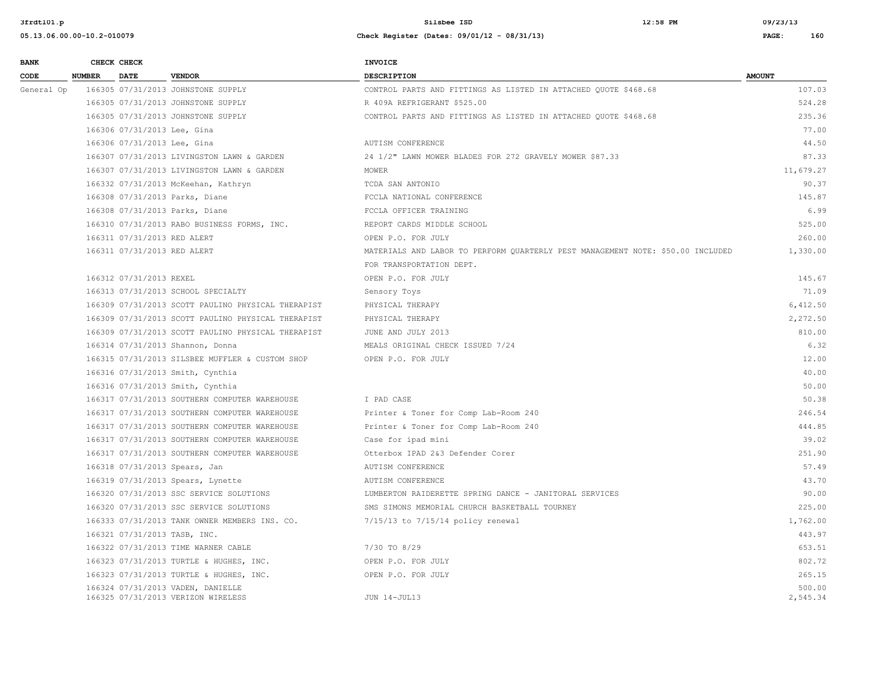| BANK CODE | CHECK NUMBER | CHECK DATE | VENDOR | INVOICE DESCRIPTION | AMOUNT |
|---|---|---|---|---|---|
| General Op | 166305 | 07/31/2013 | JOHNSTONE SUPPLY | CONTROL PARTS AND FITTINGS AS LISTED IN ATTACHED QUOTE $468.68 | 107.03 |
| | 166305 | 07/31/2013 | JOHNSTONE SUPPLY | R 409A REFRIGERANT $525.00 | 524.28 |
| | 166305 | 07/31/2013 | JOHNSTONE SUPPLY | CONTROL PARTS AND FITTINGS AS LISTED IN ATTACHED QUOTE $468.68 | 235.36 |
| | 166306 | 07/31/2013 | Lee, Gina | | 77.00 |
| | 166306 | 07/31/2013 | Lee, Gina | AUTISM CONFERENCE | 44.50 |
| | 166307 | 07/31/2013 | LIVINGSTON LAWN & GARDEN | 24 1/2" LAWN MOWER BLADES FOR 272 GRAVELY MOWER $87.33 | 87.33 |
| | 166307 | 07/31/2013 | LIVINGSTON LAWN & GARDEN | MOWER | 11,679.27 |
| | 166332 | 07/31/2013 | McKeehan, Kathryn | TCDA SAN ANTONIO | 90.37 |
| | 166308 | 07/31/2013 | Parks, Diane | FCCLA NATIONAL CONFERENCE | 145.87 |
| | 166308 | 07/31/2013 | Parks, Diane | FCCLA OFFICER TRAINING | 6.99 |
| | 166310 | 07/31/2013 | RABO BUSINESS FORMS, INC. | REPORT CARDS MIDDLE SCHOOL | 525.00 |
| | 166311 | 07/31/2013 | RED ALERT | OPEN P.O. FOR JULY | 260.00 |
| | 166311 | 07/31/2013 | RED ALERT | MATERIALS AND LABOR TO PERFORM QUARTERLY PEST MANAGEMENT NOTE: $50.00 INCLUDED FOR TRANSPORTATION DEPT. | 1,330.00 |
| | 166312 | 07/31/2013 | REXEL | OPEN P.O. FOR JULY | 145.67 |
| | 166313 | 07/31/2013 | SCHOOL SPECIALTY | Sensory Toys | 71.09 |
| | 166309 | 07/31/2013 | SCOTT PAULINO PHYSICAL THERAPIST | PHYSICAL THERAPY | 6,412.50 |
| | 166309 | 07/31/2013 | SCOTT PAULINO PHYSICAL THERAPIST | PHYSICAL THERAPY | 2,272.50 |
| | 166309 | 07/31/2013 | SCOTT PAULINO PHYSICAL THERAPIST | JUNE AND JULY 2013 | 810.00 |
| | 166314 | 07/31/2013 | Shannon, Donna | MEALS ORIGINAL CHECK ISSUED 7/24 | 6.32 |
| | 166315 | 07/31/2013 | SILSBEE MUFFLER & CUSTOM SHOP | OPEN P.O. FOR JULY | 12.00 |
| | 166316 | 07/31/2013 | Smith, Cynthia | | 40.00 |
| | 166316 | 07/31/2013 | Smith, Cynthia | | 50.00 |
| | 166317 | 07/31/2013 | SOUTHERN COMPUTER WAREHOUSE | I PAD CASE | 50.38 |
| | 166317 | 07/31/2013 | SOUTHERN COMPUTER WAREHOUSE | Printer & Toner for Comp Lab-Room 240 | 246.54 |
| | 166317 | 07/31/2013 | SOUTHERN COMPUTER WAREHOUSE | Printer & Toner for Comp Lab-Room 240 | 444.85 |
| | 166317 | 07/31/2013 | SOUTHERN COMPUTER WAREHOUSE | Case for ipad mini | 39.02 |
| | 166317 | 07/31/2013 | SOUTHERN COMPUTER WAREHOUSE | Otterbox IPAD 2&3 Defender Corer | 251.90 |
| | 166318 | 07/31/2013 | Spears, Jan | AUTISM CONFERENCE | 57.49 |
| | 166319 | 07/31/2013 | Spears, Lynette | AUTISM CONFERENCE | 43.70 |
| | 166320 | 07/31/2013 | SSC SERVICE SOLUTIONS | LUMBERTON RAIDERETTE SPRING DANCE - JANITORAL SERVICES | 90.00 |
| | 166320 | 07/31/2013 | SSC SERVICE SOLUTIONS | SMS SIMONS MEMORIAL CHURCH BASKETBALL TOURNEY | 225.00 |
| | 166333 | 07/31/2013 | TANK OWNER MEMBERS INS. CO. | 7/15/13 to 7/15/14 policy renewal | 1,762.00 |
| | 166321 | 07/31/2013 | TASB, INC. | | 443.97 |
| | 166322 | 07/31/2013 | TIME WARNER CABLE | 7/30 TO 8/29 | 653.51 |
| | 166323 | 07/31/2013 | TURTLE & HUGHES, INC. | OPEN P.O. FOR JULY | 802.72 |
| | 166323 | 07/31/2013 | TURTLE & HUGHES, INC. | OPEN P.O. FOR JULY | 265.15 |
| | 166324 | 07/31/2013 | VADEN, DANIELLE | | 500.00 |
| | 166325 | 07/31/2013 | VERIZON WIRELESS | JUN 14-JUL13 | 2,545.34 |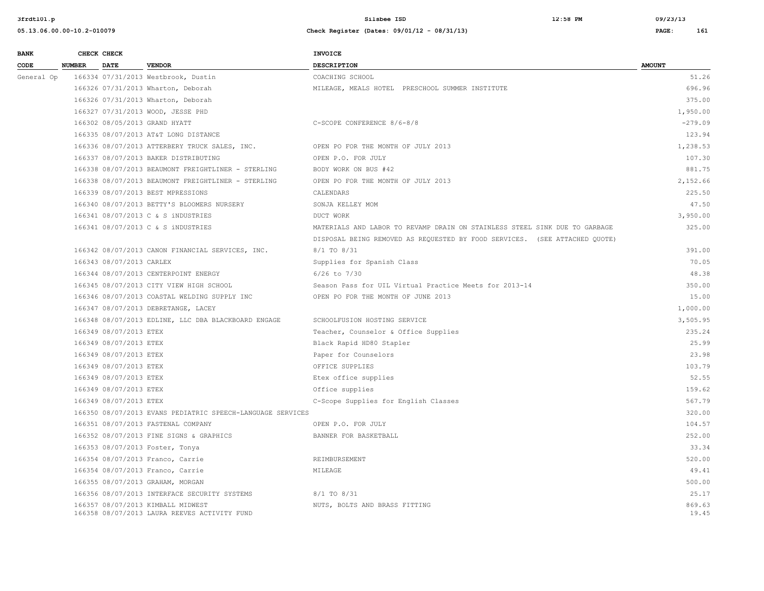| BANK CODE | CHECK NUMBER | CHECK DATE | VENDOR | INVOICE DESCRIPTION | AMOUNT |
|---|---|---|---|---|---|
| General Op | 166334 | 07/31/2013 | Westbrook, Dustin | COACHING SCHOOL | 51.26 |
| | 166326 | 07/31/2013 | Wharton, Deborah | MILEAGE, MEALS HOTEL PRESCHOOL SUMMER INSTITUTE | 696.96 |
| | 166326 | 07/31/2013 | Wharton, Deborah | | 375.00 |
| | 166327 | 07/31/2013 | WOOD, JESSE PHD | | 1,950.00 |
| | 166302 | 08/05/2013 | GRAND HYATT | C-SCOPE CONFERENCE 8/6-8/8 | -279.09 |
| | 166335 | 08/07/2013 | AT&T LONG DISTANCE | | 123.94 |
| | 166336 | 08/07/2013 | ATTERBERY TRUCK SALES, INC. | OPEN PO FOR THE MONTH OF JULY 2013 | 1,238.53 |
| | 166337 | 08/07/2013 | BAKER DISTRIBUTING | OPEN P.O. FOR JULY | 107.30 |
| | 166338 | 08/07/2013 | BEAUMONT FREIGHTLINER - STERLING | BODY WORK ON BUS #42 | 881.75 |
| | 166338 | 08/07/2013 | BEAUMONT FREIGHTLINER - STERLING | OPEN PO FOR THE MONTH OF JULY 2013 | 2,152.66 |
| | 166339 | 08/07/2013 | BEST MPRESSIONS | CALENDARS | 225.50 |
| | 166340 | 08/07/2013 | BETTY'S BLOOMERS NURSERY | SONJA KELLEY MOM | 47.50 |
| | 166341 | 08/07/2013 | C & S iNDUSTRIES | DUCT WORK | 3,950.00 |
| | 166341 | 08/07/2013 | C & S iNDUSTRIES | MATERIALS AND LABOR TO REVAMP DRAIN ON STAINLESS STEEL SINK DUE TO GARBAGE DISPOSAL BEING REMOVED AS REQUESTED BY FOOD SERVICES. (SEE ATTACHED QUOTE) | 325.00 |
| | 166342 | 08/07/2013 | CANON FINANCIAL SERVICES, INC. | 8/1 TO 8/31 | 391.00 |
| | 166343 | 08/07/2013 | CARLEX | Supplies for Spanish Class | 70.05 |
| | 166344 | 08/07/2013 | CENTERPOINT ENERGY | 6/26 to 7/30 | 48.38 |
| | 166345 | 08/07/2013 | CITY VIEW HIGH SCHOOL | Season Pass for UIL Virtual Practice Meets for 2013-14 | 350.00 |
| | 166346 | 08/07/2013 | COASTAL WELDING SUPPLY INC | OPEN PO FOR THE MONTH OF JUNE 2013 | 15.00 |
| | 166347 | 08/07/2013 | DEBRETANGE, LACEY | | 1,000.00 |
| | 166348 | 08/07/2013 | EDLINE, LLC DBA BLACKBOARD ENGAGE | SCHOOLFUSION HOSTING SERVICE | 3,505.95 |
| | 166349 | 08/07/2013 | ETEX | Teacher, Counselor & Office Supplies | 235.24 |
| | 166349 | 08/07/2013 | ETEX | Black Rapid HD80 Stapler | 25.99 |
| | 166349 | 08/07/2013 | ETEX | Paper for Counselors | 23.98 |
| | 166349 | 08/07/2013 | ETEX | OFFICE SUPPLIES | 103.79 |
| | 166349 | 08/07/2013 | ETEX | Etex office supplies | 52.55 |
| | 166349 | 08/07/2013 | ETEX | Office supplies | 159.62 |
| | 166349 | 08/07/2013 | ETEX | C-Scope Supplies for English Classes | 567.79 |
| | 166350 | 08/07/2013 | EVANS PEDIATRIC SPEECH-LANGUAGE SERVICES | | 320.00 |
| | 166351 | 08/07/2013 | FASTENAL COMPANY | OPEN P.O. FOR JULY | 104.57 |
| | 166352 | 08/07/2013 | FINE SIGNS & GRAPHICS | BANNER FOR BASKETBALL | 252.00 |
| | 166353 | 08/07/2013 | Foster, Tonya | | 33.34 |
| | 166354 | 08/07/2013 | Franco, Carrie | REIMBURSEMENT | 520.00 |
| | 166354 | 08/07/2013 | Franco, Carrie | MILEAGE | 49.41 |
| | 166355 | 08/07/2013 | GRAHAM, MORGAN | | 500.00 |
| | 166356 | 08/07/2013 | INTERFACE SECURITY SYSTEMS | 8/1 TO 8/31 | 25.17 |
| | 166357 | 08/07/2013 | KIMBALL MIDWEST | NUTS, BOLTS AND BRASS FITTING | 869.63 |
| | 166358 | 08/07/2013 | LAURA REEVES ACTIVITY FUND | | 19.45 |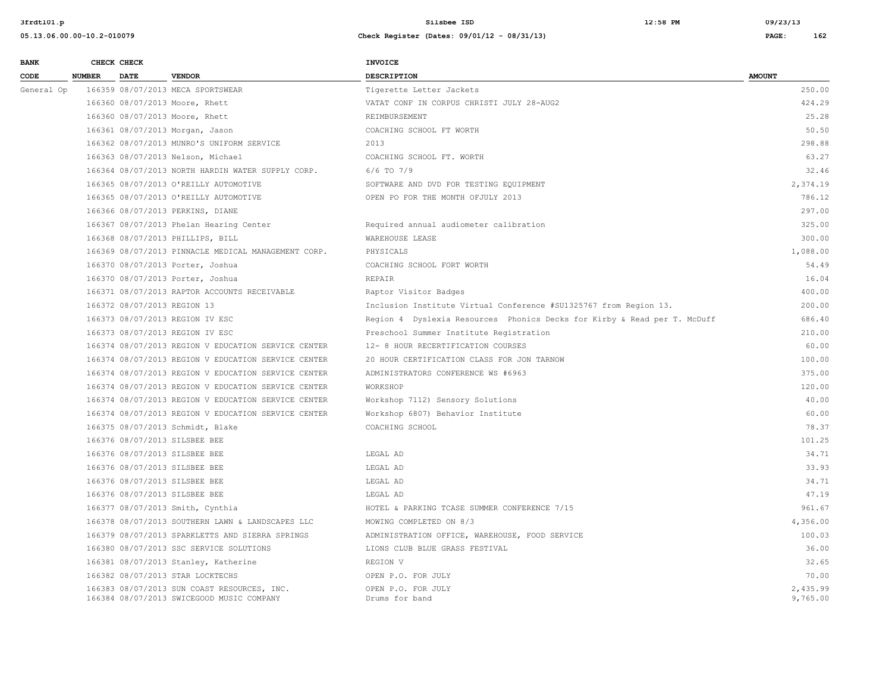| BANK CODE | CHECK NUMBER | CHECK DATE | VENDOR | INVOICE DESCRIPTION | AMOUNT |
|---|---|---|---|---|---|
| General Op | 166359 | 08/07/2013 | MECA SPORTSWEAR | Tigerette Letter Jackets | 250.00 |
| | 166360 | 08/07/2013 | Moore, Rhett | VATAT CONF IN CORPUS CHRISTI JULY 28-AUG2 | 424.29 |
| | 166360 | 08/07/2013 | Moore, Rhett | REIMBURSEMENT | 25.28 |
| | 166361 | 08/07/2013 | Morgan, Jason | COACHING SCHOOL FT WORTH | 50.50 |
| | 166362 | 08/07/2013 | MUNRO'S UNIFORM SERVICE | 2013 | 298.88 |
| | 166363 | 08/07/2013 | Nelson, Michael | COACHING SCHOOL FT. WORTH | 63.27 |
| | 166364 | 08/07/2013 | NORTH HARDIN WATER SUPPLY CORP. | 6/6 TO 7/9 | 32.46 |
| | 166365 | 08/07/2013 | O'REILLY AUTOMOTIVE | SOFTWARE AND DVD FOR TESTING EQUIPMENT | 2,374.19 |
| | 166365 | 08/07/2013 | O'REILLY AUTOMOTIVE | OPEN PO FOR THE MONTH OFJULY 2013 | 786.12 |
| | 166366 | 08/07/2013 | PERKINS, DIANE | | 297.00 |
| | 166367 | 08/07/2013 | Phelan Hearing Center | Required annual audiometer calibration | 325.00 |
| | 166368 | 08/07/2013 | PHILLIPS, BILL | WAREHOUSE LEASE | 300.00 |
| | 166369 | 08/07/2013 | PINNACLE MEDICAL MANAGEMENT CORP. | PHYSICALS | 1,088.00 |
| | 166370 | 08/07/2013 | Porter, Joshua | COACHING SCHOOL FORT WORTH | 54.49 |
| | 166370 | 08/07/2013 | Porter, Joshua | REPAIR | 16.04 |
| | 166371 | 08/07/2013 | RAPTOR ACCOUNTS RECEIVABLE | Raptor Visitor Badges | 400.00 |
| | 166372 | 08/07/2013 | REGION 13 | Inclusion Institute Virtual Conference #SU1325767 from Region 13. | 200.00 |
| | 166373 | 08/07/2013 | REGION IV ESC | Region 4 Dyslexia Resources Phonics Decks for Kirby & Read per T. McDuff | 686.40 |
| | 166373 | 08/07/2013 | REGION IV ESC | Preschool Summer Institute Registration | 210.00 |
| | 166374 | 08/07/2013 | REGION V EDUCATION SERVICE CENTER | 12- 8 HOUR RECERTIFICATION COURSES | 60.00 |
| | 166374 | 08/07/2013 | REGION V EDUCATION SERVICE CENTER | 20 HOUR CERTIFICATION CLASS FOR JON TARNOW | 100.00 |
| | 166374 | 08/07/2013 | REGION V EDUCATION SERVICE CENTER | ADMINISTRATORS CONFERENCE WS #6963 | 375.00 |
| | 166374 | 08/07/2013 | REGION V EDUCATION SERVICE CENTER | WORKSHOP | 120.00 |
| | 166374 | 08/07/2013 | REGION V EDUCATION SERVICE CENTER | Workshop 7112) Sensory Solutions | 40.00 |
| | 166374 | 08/07/2013 | REGION V EDUCATION SERVICE CENTER | Workshop 6807) Behavior Institute | 60.00 |
| | 166375 | 08/07/2013 | Schmidt, Blake | COACHING SCHOOL | 78.37 |
| | 166376 | 08/07/2013 | SILSBEE BEE | | 101.25 |
| | 166376 | 08/07/2013 | SILSBEE BEE | LEGAL AD | 34.71 |
| | 166376 | 08/07/2013 | SILSBEE BEE | LEGAL AD | 33.93 |
| | 166376 | 08/07/2013 | SILSBEE BEE | LEGAL AD | 34.71 |
| | 166376 | 08/07/2013 | SILSBEE BEE | LEGAL AD | 47.19 |
| | 166377 | 08/07/2013 | Smith, Cynthia | HOTEL & PARKING TCASE SUMMER CONFERENCE 7/15 | 961.67 |
| | 166378 | 08/07/2013 | SOUTHERN LAWN & LANDSCAPES LLC | MOWING COMPLETED ON 8/3 | 4,356.00 |
| | 166379 | 08/07/2013 | SPARKLETTS AND SIERRA SPRINGS | ADMINISTRATION OFFICE, WAREHOUSE, FOOD SERVICE | 100.03 |
| | 166380 | 08/07/2013 | SSC SERVICE SOLUTIONS | LIONS CLUB BLUE GRASS FESTIVAL | 36.00 |
| | 166381 | 08/07/2013 | Stanley, Katherine | REGION V | 32.65 |
| | 166382 | 08/07/2013 | STAR LOCKTECHS | OPEN P.O. FOR JULY | 70.00 |
| | 166383 | 08/07/2013 | SUN COAST RESOURCES, INC. | OPEN P.O. FOR JULY | 2,435.99 |
| | 166384 | 08/07/2013 | SWICEGOOD MUSIC COMPANY | Drums for band | 9,765.00 |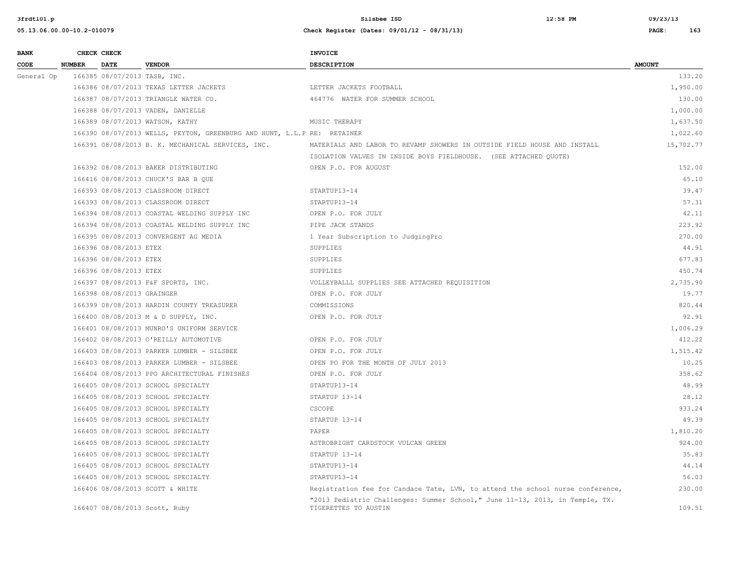| BANK CODE | CHECK NUMBER | CHECK DATE | VENDOR | INVOICE DESCRIPTION | AMOUNT |
|---|---|---|---|---|---|
| General Op | 166385 | 08/07/2013 | TASB, INC. | | 133.20 |
| | 166386 | 08/07/2013 | TEXAS LETTER JACKETS | LETTER JACKETS FOOTBALL | 1,950.00 |
| | 166387 | 08/07/2013 | TRIANGLE WATER CO. | 464776 WATER FOR SUMMER SCHOOL | 130.00 |
| | 166388 | 08/07/2013 | VADEN, DANIELLE | | 1,000.00 |
| | 166389 | 08/07/2013 | WATSON, KATHY | MUSIC THERAPY | 1,637.50 |
| | 166390 | 08/07/2013 | WELLS, PEYTON, GREENBURG AND HUNT, L.L.P | RE: RETAINER | 1,022.60 |
| | 166391 | 08/08/2013 | B. K. MECHANICAL SERVICES, INC. | MATERIALS AND LABOR TO REVAMP SHOWERS IN OUTSIDE FIELD HOUSE AND INSTALL ISOLATION VALVES IN INSIDE BOYS FIELDHOUSE. (SEE ATTACHED QUOTE) | 15,702.77 |
| | 166392 | 08/08/2013 | BAKER DISTRIBUTING | OPEN P.O. FOR AUGUST | 152.00 |
| | 166416 | 08/08/2013 | CHUCK'S BAR B QUE | | 65.10 |
| | 166393 | 08/08/2013 | CLASSROOM DIRECT | STARTUP13-14 | 39.47 |
| | 166393 | 08/08/2013 | CLASSROOM DIRECT | STARTUP13-14 | 57.31 |
| | 166394 | 08/08/2013 | COASTAL WELDING SUPPLY INC | OPEN P.O. FOR JULY | 42.11 |
| | 166394 | 08/08/2013 | COASTAL WELDING SUPPLY INC | PIPE JACK STANDS | 223.92 |
| | 166395 | 08/08/2013 | CONVERGENT AG MEDIA | 1 Year Subscription to JudgingPro | 270.00 |
| | 166396 | 08/08/2013 | ETEX | SUPPLIES | 44.91 |
| | 166396 | 08/08/2013 | ETEX | SUPPLIES | 677.83 |
| | 166396 | 08/08/2013 | ETEX | SUPPLIES | 450.74 |
| | 166397 | 08/08/2013 | F&F SPORTS, INC. | VOLLEYBALLL SUPPLIES SEE ATTACHED REQUISITION | 2,735.90 |
| | 166398 | 08/08/2013 | GRAINGER | OPEN P.O. FOR JULY | 19.77 |
| | 166399 | 08/08/2013 | HARDIN COUNTY TREASURER | COMMISSIONS | 820.44 |
| | 166400 | 08/08/2013 | M & D SUPPLY, INC. | OPEN P.O. FOR JULY | 92.91 |
| | 166401 | 08/08/2013 | MUNRO'S UNIFORM SERVICE | | 1,006.29 |
| | 166402 | 08/08/2013 | O'REILLY AUTOMOTIVE | OPEN P.O. FOR JULY | 412.22 |
| | 166403 | 08/08/2013 | PARKER LUMBER - SILSBEE | OPEN P.O. FOR JULY | 1,515.42 |
| | 166403 | 08/08/2013 | PARKER LUMBER - SILSBEE | OPEN PO FOR THE MONTH OF JULY 2013 | 10.25 |
| | 166404 | 08/08/2013 | PPG ARCHITECTURAL FINISHES | OPEN P.O. FOR JULY | 358.62 |
| | 166405 | 08/08/2013 | SCHOOL SPECIALTY | STARTUP13-14 | 48.99 |
| | 166405 | 08/08/2013 | SCHOOL SPECIALTY | STARTUP 13-14 | 28.12 |
| | 166405 | 08/08/2013 | SCHOOL SPECIALTY | CSCOPE | 933.24 |
| | 166405 | 08/08/2013 | SCHOOL SPECIALTY | STARTUP 13-14 | 49.39 |
| | 166405 | 08/08/2013 | SCHOOL SPECIALTY | PAPER | 1,810.20 |
| | 166405 | 08/08/2013 | SCHOOL SPECIALTY | ASTROBRIGHT CARDSTOCK VULCAN GREEN | 924.00 |
| | 166405 | 08/08/2013 | SCHOOL SPECIALTY | STARTUP 13-14 | 35.83 |
| | 166405 | 08/08/2013 | SCHOOL SPECIALTY | STARTUP13-14 | 44.14 |
| | 166405 | 08/08/2013 | SCHOOL SPECIALTY | STARTUP13-14 | 56.03 |
| | 166406 | 08/08/2013 | SCOTT & WHITE | Registration fee for Candace Tate, LVN, to attend the school nurse conference, "2013 Pediatric Challenges: Summer School," June 11-13, 2013, in Temple, TX. | 230.00 |
| | 166407 | 08/08/2013 | Scott, Ruby | TIGERETTES TO AUSTIN | 109.51 |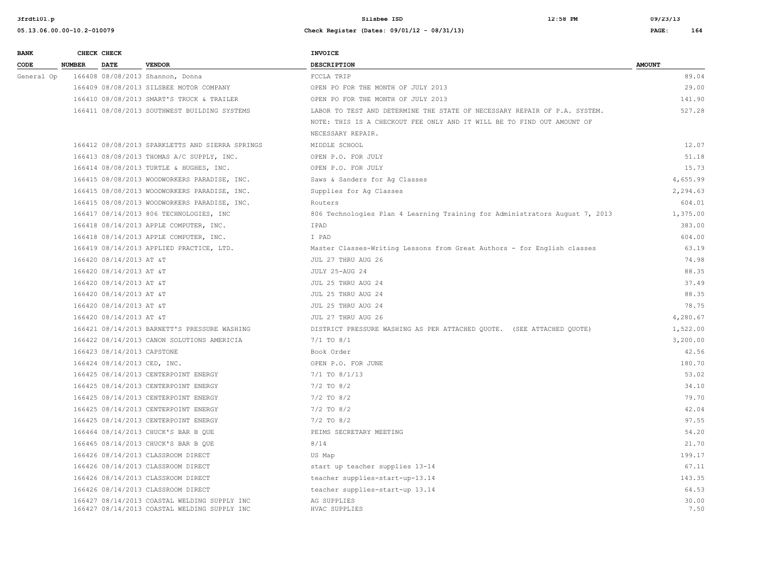| BANK CODE | CHECK NUMBER | CHECK DATE | VENDOR | INVOICE DESCRIPTION | AMOUNT |
|---|---|---|---|---|---|
| General Op | 166408 | 08/08/2013 | Shannon, Donna | FCCLA TRIP | 89.04 |
| | 166409 | 08/08/2013 | SILSBEE MOTOR COMPANY | OPEN PO FOR THE MONTH OF JULY 2013 | 29.00 |
| | 166410 | 08/08/2013 | SMART'S TRUCK & TRAILER | OPEN PO FOR THE MONTH OF JULY 2013 | 141.90 |
| | 166411 | 08/08/2013 | SOUTHWEST BUILDING SYSTEMS | LABOR TO TEST AND DETERMINE THE STATE OF NECESSARY REPAIR OF P.A. SYSTEM. NOTE: THIS IS A CHECKOUT FEE ONLY AND IT WILL BE TO FIND OUT AMOUNT OF NECESSARY REPAIR. | 527.28 |
| | 166412 | 08/08/2013 | SPARKLETTS AND SIERRA SPRINGS | MIDDLE SCHOOL | 12.07 |
| | 166413 | 08/08/2013 | THOMAS A/C SUPPLY, INC. | OPEN P.O. FOR JULY | 51.18 |
| | 166414 | 08/08/2013 | TURTLE & HUGHES, INC. | OPEN P.O. FOR JULY | 15.73 |
| | 166415 | 08/08/2013 | WOODWORKERS PARADISE, INC. | Saws & Sanders for Ag Classes | 4,655.99 |
| | 166415 | 08/08/2013 | WOODWORKERS PARADISE, INC. | Supplies for Ag Classes | 2,294.63 |
| | 166415 | 08/08/2013 | WOODWORKERS PARADISE, INC. | Routers | 604.01 |
| | 166417 | 08/14/2013 | 806 TECHNOLOGIES, INC | 806 Technologies Plan 4 Learning Training for Administrators August 7, 2013 | 1,375.00 |
| | 166418 | 08/14/2013 | APPLE COMPUTER, INC. | IPAD | 383.00 |
| | 166418 | 08/14/2013 | APPLE COMPUTER, INC. | I PAD | 604.00 |
| | 166419 | 08/14/2013 | APPLIED PRACTICE, LTD. | Master Classes-Writing Lessons from Great Authors - for English classes | 63.19 |
| | 166420 | 08/14/2013 | AT &T | JUL 27 THRU AUG 26 | 74.98 |
| | 166420 | 08/14/2013 | AT &T | JULY 25-AUG 24 | 88.35 |
| | 166420 | 08/14/2013 | AT &T | JUL 25 THRU AUG 24 | 37.49 |
| | 166420 | 08/14/2013 | AT &T | JUL 25 THRU AUG 24 | 88.35 |
| | 166420 | 08/14/2013 | AT &T | JUL 25 THRU AUG 24 | 78.75 |
| | 166420 | 08/14/2013 | AT &T | JUL 27 THRU AUG 26 | 4,280.67 |
| | 166421 | 08/14/2013 | BARNETT'S PRESSURE WASHING | DISTRICT PRESSURE WASHING AS PER ATTACHED QUOTE. (SEE ATTACHED QUOTE) | 1,522.00 |
| | 166422 | 08/14/2013 | CANON SOLUTIONS AMERICIA | 7/1 TO 8/1 | 3,200.00 |
| | 166423 | 08/14/2013 | CAPSTONE | Book Order | 42.56 |
| | 166424 | 08/14/2013 | CED, INC. | OPEN P.O. FOR JUNE | 180.70 |
| | 166425 | 08/14/2013 | CENTERPOINT ENERGY | 7/1 TO 8/1/13 | 53.02 |
| | 166425 | 08/14/2013 | CENTERPOINT ENERGY | 7/2 TO 8/2 | 34.10 |
| | 166425 | 08/14/2013 | CENTERPOINT ENERGY | 7/2 TO 8/2 | 79.70 |
| | 166425 | 08/14/2013 | CENTERPOINT ENERGY | 7/2 TO 8/2 | 42.04 |
| | 166425 | 08/14/2013 | CENTERPOINT ENERGY | 7/2 TO 8/2 | 97.55 |
| | 166464 | 08/14/2013 | CHUCK'S BAR B QUE | PEIMS SECRETARY MEETING | 54.20 |
| | 166465 | 08/14/2013 | CHUCK'S BAR B QUE | 8/14 | 21.70 |
| | 166426 | 08/14/2013 | CLASSROOM DIRECT | US Map | 199.17 |
| | 166426 | 08/14/2013 | CLASSROOM DIRECT | start up teacher supplies 13-14 | 67.11 |
| | 166426 | 08/14/2013 | CLASSROOM DIRECT | teacher supplies-start-up-13.14 | 143.35 |
| | 166426 | 08/14/2013 | CLASSROOM DIRECT | teacher supplies-start-up 13.14 | 64.53 |
| | 166427 | 08/14/2013 | COASTAL WELDING SUPPLY INC | AG SUPPLIES | 30.00 |
| | 166427 | 08/14/2013 | COASTAL WELDING SUPPLY INC | HVAC SUPPLIES | 7.50 |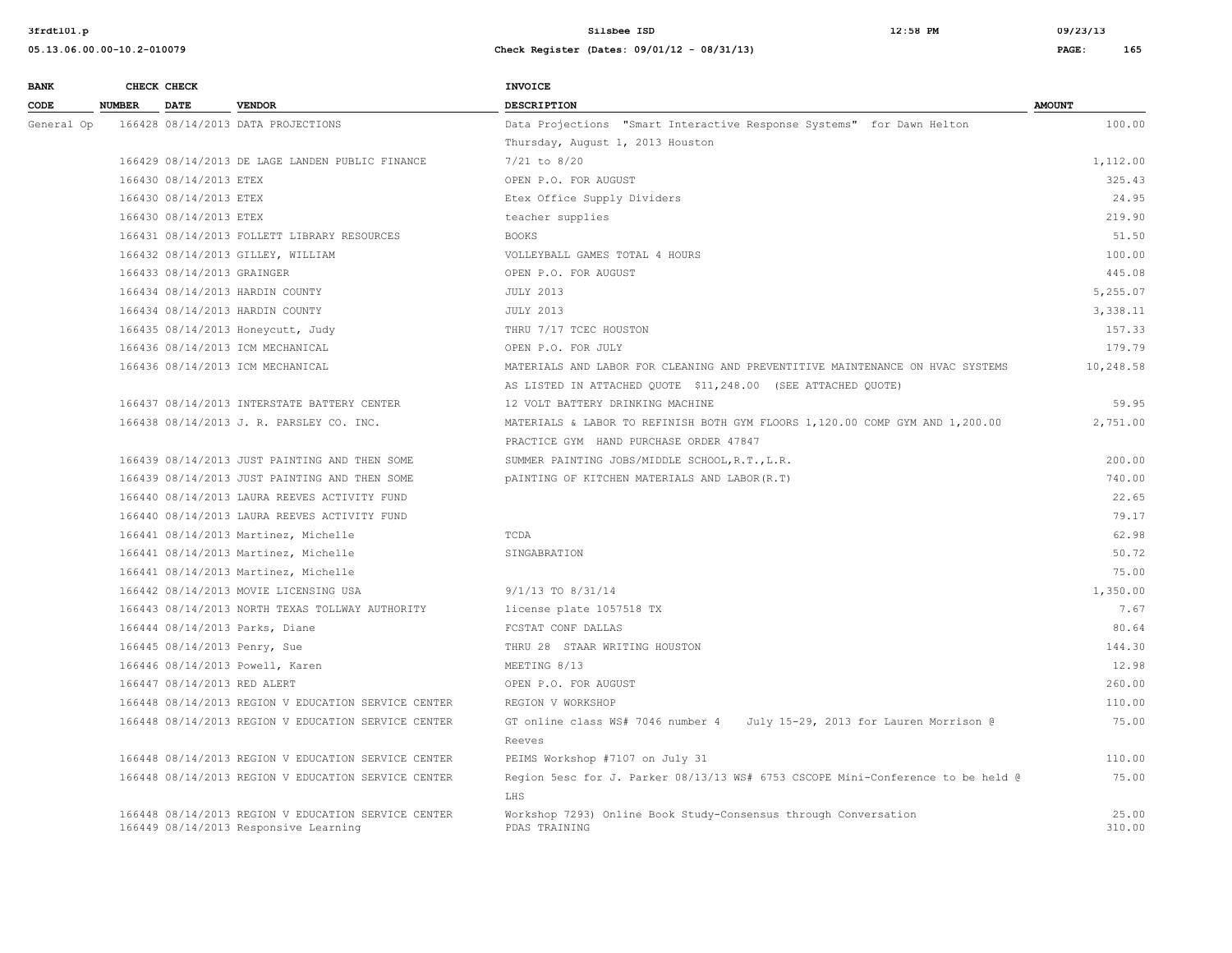| BANK CODE | CHECK NUMBER | CHECK DATE | VENDOR | INVOICE DESCRIPTION | AMOUNT |
|---|---|---|---|---|---|
| General Op | 166428 | 08/14/2013 | DATA PROJECTIONS | Data Projections "Smart Interactive Response Systems" for Dawn Helton Thursday, August 1, 2013 Houston | 100.00 |
| | 166429 | 08/14/2013 | DE LAGE LANDEN PUBLIC FINANCE | 7/21 to 8/20 | 1,112.00 |
| | 166430 | 08/14/2013 | ETEX | OPEN P.O. FOR AUGUST | 325.43 |
| | 166430 | 08/14/2013 | ETEX | Etex Office Supply Dividers | 24.95 |
| | 166430 | 08/14/2013 | ETEX | teacher supplies | 219.90 |
| | 166431 | 08/14/2013 | FOLLETT LIBRARY RESOURCES | BOOKS | 51.50 |
| | 166432 | 08/14/2013 | GILLEY, WILLIAM | VOLLEYBALL GAMES TOTAL 4 HOURS | 100.00 |
| | 166433 | 08/14/2013 | GRAINGER | OPEN P.O. FOR AUGUST | 445.08 |
| | 166434 | 08/14/2013 | HARDIN COUNTY | JULY 2013 | 5,255.07 |
| | 166434 | 08/14/2013 | HARDIN COUNTY | JULY 2013 | 3,338.11 |
| | 166435 | 08/14/2013 | Honeycutt, Judy | THRU 7/17 TCEC HOUSTON | 157.33 |
| | 166436 | 08/14/2013 | ICM MECHANICAL | OPEN P.O. FOR JULY | 179.79 |
| | 166436 | 08/14/2013 | ICM MECHANICAL | MATERIALS AND LABOR FOR CLEANING AND PREVENTITIVE MAINTENANCE ON HVAC SYSTEMS AS LISTED IN ATTACHED QUOTE $11,248.00 (SEE ATTACHED QUOTE) | 10,248.58 |
| | 166437 | 08/14/2013 | INTERSTATE BATTERY CENTER | 12 VOLT BATTERY DRINKING MACHINE | 59.95 |
| | 166438 | 08/14/2013 | J. R. PARSLEY CO. INC. | MATERIALS & LABOR TO REFINISH BOTH GYM FLOORS 1,120.00 COMP GYM AND 1,200.00 PRACTICE GYM HAND PURCHASE ORDER 47847 | 2,751.00 |
| | 166439 | 08/14/2013 | JUST PAINTING AND THEN SOME | SUMMER PAINTING JOBS/MIDDLE SCHOOL,R.T.,L.R. | 200.00 |
| | 166439 | 08/14/2013 | JUST PAINTING AND THEN SOME | pAINTING OF KITCHEN MATERIALS AND LABOR(R.T) | 740.00 |
| | 166440 | 08/14/2013 | LAURA REEVES ACTIVITY FUND | | 22.65 |
| | 166440 | 08/14/2013 | LAURA REEVES ACTIVITY FUND | | 79.17 |
| | 166441 | 08/14/2013 | Martinez, Michelle | TCDA | 62.98 |
| | 166441 | 08/14/2013 | Martinez, Michelle | SINGABRATION | 50.72 |
| | 166441 | 08/14/2013 | Martinez, Michelle | | 75.00 |
| | 166442 | 08/14/2013 | MOVIE LICENSING USA | 9/1/13 TO 8/31/14 | 1,350.00 |
| | 166443 | 08/14/2013 | NORTH TEXAS TOLLWAY AUTHORITY | license plate 1057518 TX | 7.67 |
| | 166444 | 08/14/2013 | Parks, Diane | FCSTAT CONF DALLAS | 80.64 |
| | 166445 | 08/14/2013 | Penry, Sue | THRU 28 STAAR WRITING HOUSTON | 144.30 |
| | 166446 | 08/14/2013 | Powell, Karen | MEETING 8/13 | 12.98 |
| | 166447 | 08/14/2013 | RED ALERT | OPEN P.O. FOR AUGUST | 260.00 |
| | 166448 | 08/14/2013 | REGION V EDUCATION SERVICE CENTER | REGION V WORKSHOP | 110.00 |
| | 166448 | 08/14/2013 | REGION V EDUCATION SERVICE CENTER | GT online class WS# 7046 number 4 July 15-29, 2013 for Lauren Morrison @ Reeves | 75.00 |
| | 166448 | 08/14/2013 | REGION V EDUCATION SERVICE CENTER | PEIMS Workshop #7107 on July 31 | 110.00 |
| | 166448 | 08/14/2013 | REGION V EDUCATION SERVICE CENTER | Region 5esc for J. Parker 08/13/13 WS# 6753 CSCOPE Mini-Conference to be held @ LHS | 75.00 |
| | 166448 | 08/14/2013 | REGION V EDUCATION SERVICE CENTER | Workshop 7293) Online Book Study-Consensus through Conversation | 25.00 |
| | 166449 | 08/14/2013 | Responsive Learning | PDAS TRAINING | 310.00 |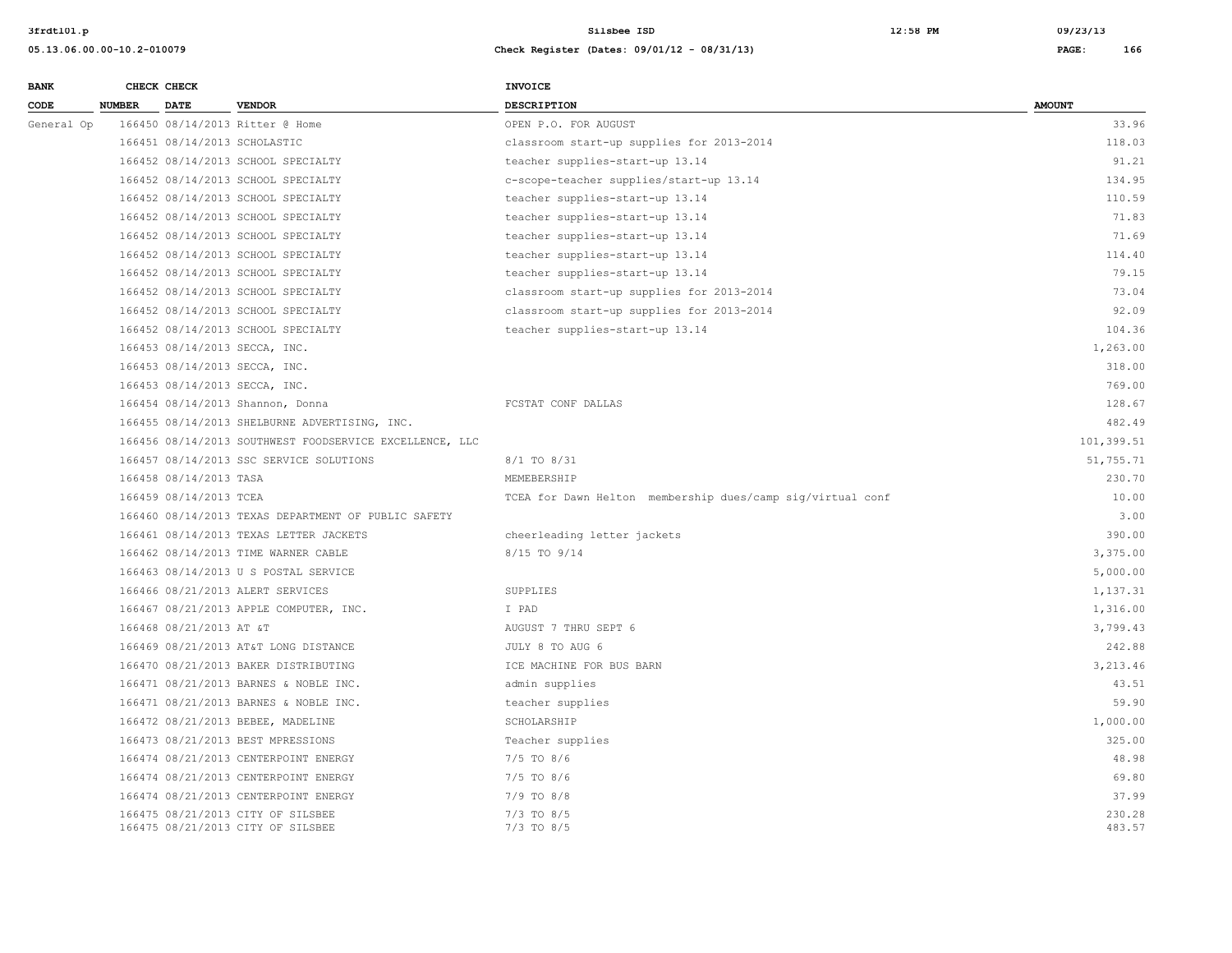| BANK CODE | CHECK NUMBER | CHECK DATE | VENDOR | INVOICE DESCRIPTION | AMOUNT |
|---|---|---|---|---|---|
| General Op | 166450 | 08/14/2013 | Ritter @ Home | OPEN P.O. FOR AUGUST | 33.96 |
| | 166451 | 08/14/2013 | SCHOLASTIC | classroom start-up supplies for 2013-2014 | 118.03 |
| | 166452 | 08/14/2013 | SCHOOL SPECIALTY | teacher supplies-start-up 13.14 | 91.21 |
| | 166452 | 08/14/2013 | SCHOOL SPECIALTY | c-scope-teacher supplies/start-up 13.14 | 134.95 |
| | 166452 | 08/14/2013 | SCHOOL SPECIALTY | teacher supplies-start-up 13.14 | 110.59 |
| | 166452 | 08/14/2013 | SCHOOL SPECIALTY | teacher supplies-start-up 13.14 | 71.83 |
| | 166452 | 08/14/2013 | SCHOOL SPECIALTY | teacher supplies-start-up 13.14 | 71.69 |
| | 166452 | 08/14/2013 | SCHOOL SPECIALTY | teacher supplies-start-up 13.14 | 114.40 |
| | 166452 | 08/14/2013 | SCHOOL SPECIALTY | teacher supplies-start-up 13.14 | 79.15 |
| | 166452 | 08/14/2013 | SCHOOL SPECIALTY | classroom start-up supplies for 2013-2014 | 73.04 |
| | 166452 | 08/14/2013 | SCHOOL SPECIALTY | classroom start-up supplies for 2013-2014 | 92.09 |
| | 166452 | 08/14/2013 | SCHOOL SPECIALTY | teacher supplies-start-up 13.14 | 104.36 |
| | 166453 | 08/14/2013 | SECCA, INC. | | 1,263.00 |
| | 166453 | 08/14/2013 | SECCA, INC. | | 318.00 |
| | 166453 | 08/14/2013 | SECCA, INC. | | 769.00 |
| | 166454 | 08/14/2013 | Shannon, Donna | FCSTAT CONF DALLAS | 128.67 |
| | 166455 | 08/14/2013 | SHELBURNE ADVERTISING, INC. | | 482.49 |
| | 166456 | 08/14/2013 | SOUTHWEST FOODSERVICE EXCELLENCE, LLC | | 101,399.51 |
| | 166457 | 08/14/2013 | SSC SERVICE SOLUTIONS | 8/1 TO 8/31 | 51,755.71 |
| | 166458 | 08/14/2013 | TASA | MEMEBERSHIP | 230.70 |
| | 166459 | 08/14/2013 | TCEA | TCEA for Dawn Helton membership dues/camp sig/virtual conf | 10.00 |
| | 166460 | 08/14/2013 | TEXAS DEPARTMENT OF PUBLIC SAFETY | | 3.00 |
| | 166461 | 08/14/2013 | TEXAS LETTER JACKETS | cheerleading letter jackets | 390.00 |
| | 166462 | 08/14/2013 | TIME WARNER CABLE | 8/15 TO 9/14 | 3,375.00 |
| | 166463 | 08/14/2013 | U S POSTAL SERVICE | | 5,000.00 |
| | 166466 | 08/21/2013 | ALERT SERVICES | SUPPLIES | 1,137.31 |
| | 166467 | 08/21/2013 | APPLE COMPUTER, INC. | I PAD | 1,316.00 |
| | 166468 | 08/21/2013 | AT &T | AUGUST 7 THRU SEPT 6 | 3,799.43 |
| | 166469 | 08/21/2013 | AT&T LONG DISTANCE | JULY 8 TO AUG 6 | 242.88 |
| | 166470 | 08/21/2013 | BAKER DISTRIBUTING | ICE MACHINE FOR BUS BARN | 3,213.46 |
| | 166471 | 08/21/2013 | BARNES & NOBLE INC. | admin supplies | 43.51 |
| | 166471 | 08/21/2013 | BARNES & NOBLE INC. | teacher supplies | 59.90 |
| | 166472 | 08/21/2013 | BEBEE, MADELINE | SCHOLARSHIP | 1,000.00 |
| | 166473 | 08/21/2013 | BEST MPRESSIONS | Teacher supplies | 325.00 |
| | 166474 | 08/21/2013 | CENTERPOINT ENERGY | 7/5 TO 8/6 | 48.98 |
| | 166474 | 08/21/2013 | CENTERPOINT ENERGY | 7/5 TO 8/6 | 69.80 |
| | 166474 | 08/21/2013 | CENTERPOINT ENERGY | 7/9 TO 8/8 | 37.99 |
| | 166475 | 08/21/2013 | CITY OF SILSBEE | 7/3 TO 8/5 | 230.28 |
| | 166475 | 08/21/2013 | CITY OF SILSBEE | 7/3 TO 8/5 | 483.57 |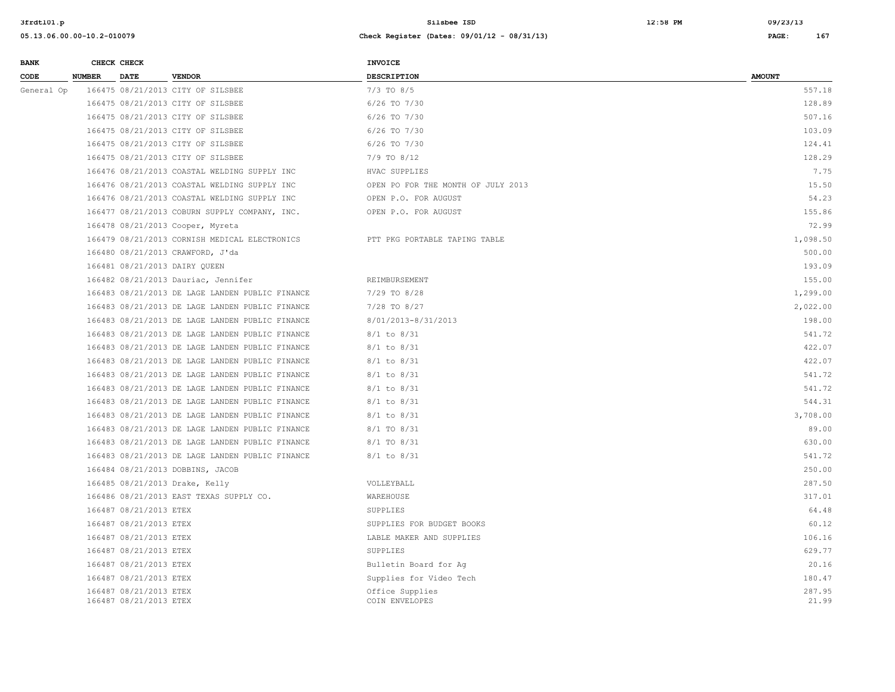| BANK CODE | CHECK NUMBER | CHECK DATE | VENDOR | INVOICE DESCRIPTION | AMOUNT |
|---|---|---|---|---|---|
| General Op | 166475 | 08/21/2013 | CITY OF SILSBEE | 7/3 TO 8/5 | 557.18 |
| | 166475 | 08/21/2013 | CITY OF SILSBEE | 6/26 TO 7/30 | 128.89 |
| | 166475 | 08/21/2013 | CITY OF SILSBEE | 6/26 TO 7/30 | 507.16 |
| | 166475 | 08/21/2013 | CITY OF SILSBEE | 6/26 TO 7/30 | 103.09 |
| | 166475 | 08/21/2013 | CITY OF SILSBEE | 6/26 TO 7/30 | 124.41 |
| | 166475 | 08/21/2013 | CITY OF SILSBEE | 7/9 TO 8/12 | 128.29 |
| | 166476 | 08/21/2013 | COASTAL WELDING SUPPLY INC | HVAC SUPPLIES | 7.75 |
| | 166476 | 08/21/2013 | COASTAL WELDING SUPPLY INC | OPEN PO FOR THE MONTH OF JULY 2013 | 15.50 |
| | 166476 | 08/21/2013 | COASTAL WELDING SUPPLY INC | OPEN P.O. FOR AUGUST | 54.23 |
| | 166477 | 08/21/2013 | COBURN SUPPLY COMPANY, INC. | OPEN P.O. FOR AUGUST | 155.86 |
| | 166478 | 08/21/2013 | Cooper, Myreta | | 72.99 |
| | 166479 | 08/21/2013 | CORNISH MEDICAL ELECTRONICS | PTT PKG PORTABLE TAPING TABLE | 1,098.50 |
| | 166480 | 08/21/2013 | CRAWFORD, J'da | | 500.00 |
| | 166481 | 08/21/2013 | DAIRY QUEEN | | 193.09 |
| | 166482 | 08/21/2013 | Dauriac, Jennifer | REIMBURSEMENT | 155.00 |
| | 166483 | 08/21/2013 | DE LAGE LANDEN PUBLIC FINANCE | 7/29 TO 8/28 | 1,299.00 |
| | 166483 | 08/21/2013 | DE LAGE LANDEN PUBLIC FINANCE | 7/28 TO 8/27 | 2,022.00 |
| | 166483 | 08/21/2013 | DE LAGE LANDEN PUBLIC FINANCE | 8/01/2013-8/31/2013 | 198.00 |
| | 166483 | 08/21/2013 | DE LAGE LANDEN PUBLIC FINANCE | 8/1 to 8/31 | 541.72 |
| | 166483 | 08/21/2013 | DE LAGE LANDEN PUBLIC FINANCE | 8/1 to 8/31 | 422.07 |
| | 166483 | 08/21/2013 | DE LAGE LANDEN PUBLIC FINANCE | 8/1 to 8/31 | 422.07 |
| | 166483 | 08/21/2013 | DE LAGE LANDEN PUBLIC FINANCE | 8/1 to 8/31 | 541.72 |
| | 166483 | 08/21/2013 | DE LAGE LANDEN PUBLIC FINANCE | 8/1 to 8/31 | 541.72 |
| | 166483 | 08/21/2013 | DE LAGE LANDEN PUBLIC FINANCE | 8/1 to 8/31 | 544.31 |
| | 166483 | 08/21/2013 | DE LAGE LANDEN PUBLIC FINANCE | 8/1 to 8/31 | 3,708.00 |
| | 166483 | 08/21/2013 | DE LAGE LANDEN PUBLIC FINANCE | 8/1 TO 8/31 | 89.00 |
| | 166483 | 08/21/2013 | DE LAGE LANDEN PUBLIC FINANCE | 8/1 TO 8/31 | 630.00 |
| | 166483 | 08/21/2013 | DE LAGE LANDEN PUBLIC FINANCE | 8/1 to 8/31 | 541.72 |
| | 166484 | 08/21/2013 | DOBBINS, JACOB | | 250.00 |
| | 166485 | 08/21/2013 | Drake, Kelly | VOLLEYBALL | 287.50 |
| | 166486 | 08/21/2013 | EAST TEXAS SUPPLY CO. | WAREHOUSE | 317.01 |
| | 166487 | 08/21/2013 | ETEX | SUPPLIES | 64.48 |
| | 166487 | 08/21/2013 | ETEX | SUPPLIES FOR BUDGET BOOKS | 60.12 |
| | 166487 | 08/21/2013 | ETEX | LABLE MAKER AND SUPPLIES | 106.16 |
| | 166487 | 08/21/2013 | ETEX | SUPPLIES | 629.77 |
| | 166487 | 08/21/2013 | ETEX | Bulletin Board for Ag | 20.16 |
| | 166487 | 08/21/2013 | ETEX | Supplies for Video Tech | 180.47 |
| | 166487 | 08/21/2013 | ETEX | Office Supplies | 287.95 |
| | 166487 | 08/21/2013 | ETEX | COIN ENVELOPES | 21.99 |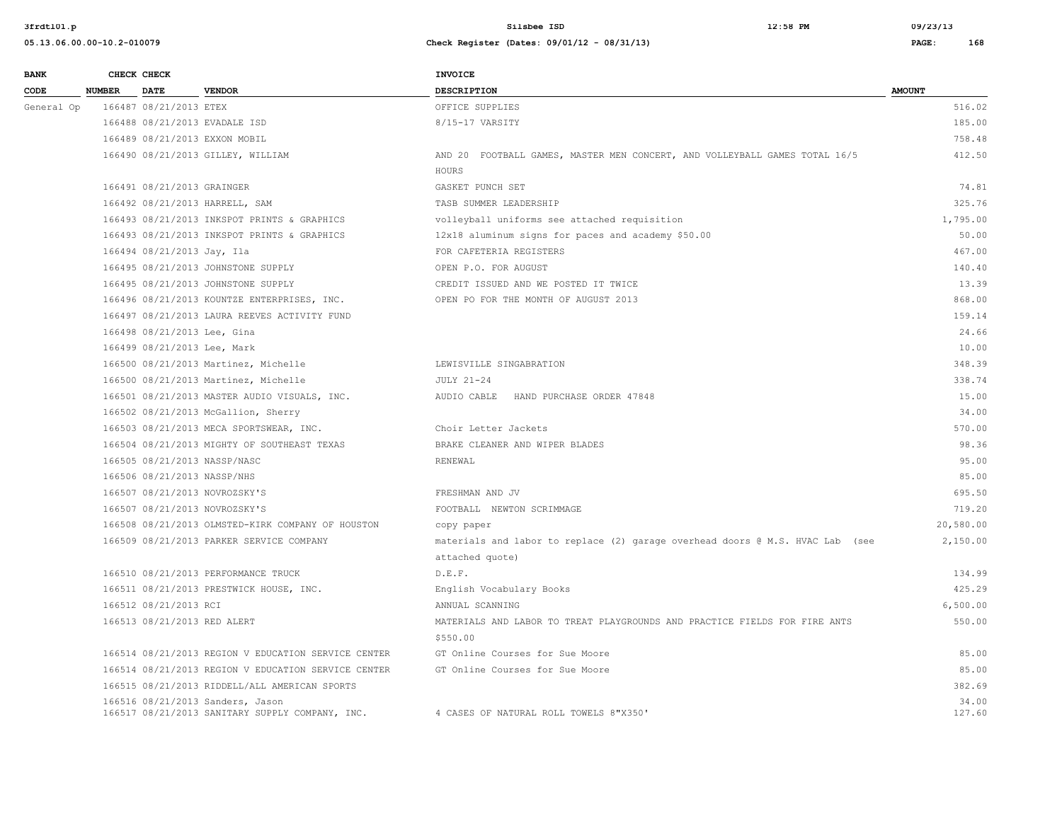| BANK CODE | CHECK NUMBER | CHECK DATE | VENDOR | INVOICE DESCRIPTION | AMOUNT |
|---|---|---|---|---|---|
| General Op | 166487 | 08/21/2013 | ETEX | OFFICE SUPPLIES | 516.02 |
| | 166488 | 08/21/2013 | EVADALE ISD | 8/15-17 VARSITY | 185.00 |
| | 166489 | 08/21/2013 | EXXON MOBIL | | 758.48 |
| | 166490 | 08/21/2013 | GILLEY, WILLIAM | AND 20 FOOTBALL GAMES, MASTER MEN CONCERT, AND VOLLEYBALL GAMES TOTAL 16/5 HOURS | 412.50 |
| | 166491 | 08/21/2013 | GRAINGER | GASKET PUNCH SET | 74.81 |
| | 166492 | 08/21/2013 | HARRELL, SAM | TASB SUMMER LEADERSHIP | 325.76 |
| | 166493 | 08/21/2013 | INKSPOT PRINTS & GRAPHICS | volleyball uniforms see attached requisition | 1,795.00 |
| | 166493 | 08/21/2013 | INKSPOT PRINTS & GRAPHICS | 12x18 aluminum signs for paces and academy $50.00 | 50.00 |
| | 166494 | 08/21/2013 | Jay, Ila | FOR CAFETERIA REGISTERS | 467.00 |
| | 166495 | 08/21/2013 | JOHNSTONE SUPPLY | OPEN P.O. FOR AUGUST | 140.40 |
| | 166495 | 08/21/2013 | JOHNSTONE SUPPLY | CREDIT ISSUED AND WE POSTED IT TWICE | 13.39 |
| | 166496 | 08/21/2013 | KOUNTZE ENTERPRISES, INC. | OPEN PO FOR THE MONTH OF AUGUST 2013 | 868.00 |
| | 166497 | 08/21/2013 | LAURA REEVES ACTIVITY FUND | | 159.14 |
| | 166498 | 08/21/2013 | Lee, Gina | | 24.66 |
| | 166499 | 08/21/2013 | Lee, Mark | | 10.00 |
| | 166500 | 08/21/2013 | Martinez, Michelle | LEWISVILLE SINGABRATION | 348.39 |
| | 166500 | 08/21/2013 | Martinez, Michelle | JULY 21-24 | 338.74 |
| | 166501 | 08/21/2013 | MASTER AUDIO VISUALS, INC. | AUDIO CABLE HAND PURCHASE ORDER 47848 | 15.00 |
| | 166502 | 08/21/2013 | McGallion, Sherry | | 34.00 |
| | 166503 | 08/21/2013 | MECA SPORTSWEAR, INC. | Choir Letter Jackets | 570.00 |
| | 166504 | 08/21/2013 | MIGHTY OF SOUTHEAST TEXAS | BRAKE CLEANER AND WIPER BLADES | 98.36 |
| | 166505 | 08/21/2013 | NASSP/NASC | RENEWAL | 95.00 |
| | 166506 | 08/21/2013 | NASSP/NHS | | 85.00 |
| | 166507 | 08/21/2013 | NOVROZSKY'S | FRESHMAN AND JV | 695.50 |
| | 166507 | 08/21/2013 | NOVROZSKY'S | FOOTBALL NEWTON SCRIMMAGE | 719.20 |
| | 166508 | 08/21/2013 | OLMSTED-KIRK COMPANY OF HOUSTON | copy paper | 20,580.00 |
| | 166509 | 08/21/2013 | PARKER SERVICE COMPANY | materials and labor to replace (2) garage overhead doors @ M.S. HVAC Lab (see attached quote) | 2,150.00 |
| | 166510 | 08/21/2013 | PERFORMANCE TRUCK | D.E.F. | 134.99 |
| | 166511 | 08/21/2013 | PRESTWICK HOUSE, INC. | English Vocabulary Books | 425.29 |
| | 166512 | 08/21/2013 | RCI | ANNUAL SCANNING | 6,500.00 |
| | 166513 | 08/21/2013 | RED ALERT | MATERIALS AND LABOR TO TREAT PLAYGROUNDS AND PRACTICE FIELDS FOR FIRE ANTS $550.00 | 550.00 |
| | 166514 | 08/21/2013 | REGION V EDUCATION SERVICE CENTER | GT Online Courses for Sue Moore | 85.00 |
| | 166514 | 08/21/2013 | REGION V EDUCATION SERVICE CENTER | GT Online Courses for Sue Moore | 85.00 |
| | 166515 | 08/21/2013 | RIDDELL/ALL AMERICAN SPORTS | | 382.69 |
| | 166516 | 08/21/2013 | Sanders, Jason | | 34.00 |
| | 166517 | 08/21/2013 | SANITARY SUPPLY COMPANY, INC. | 4 CASES OF NATURAL ROLL TOWELS 8"X350' | 127.60 |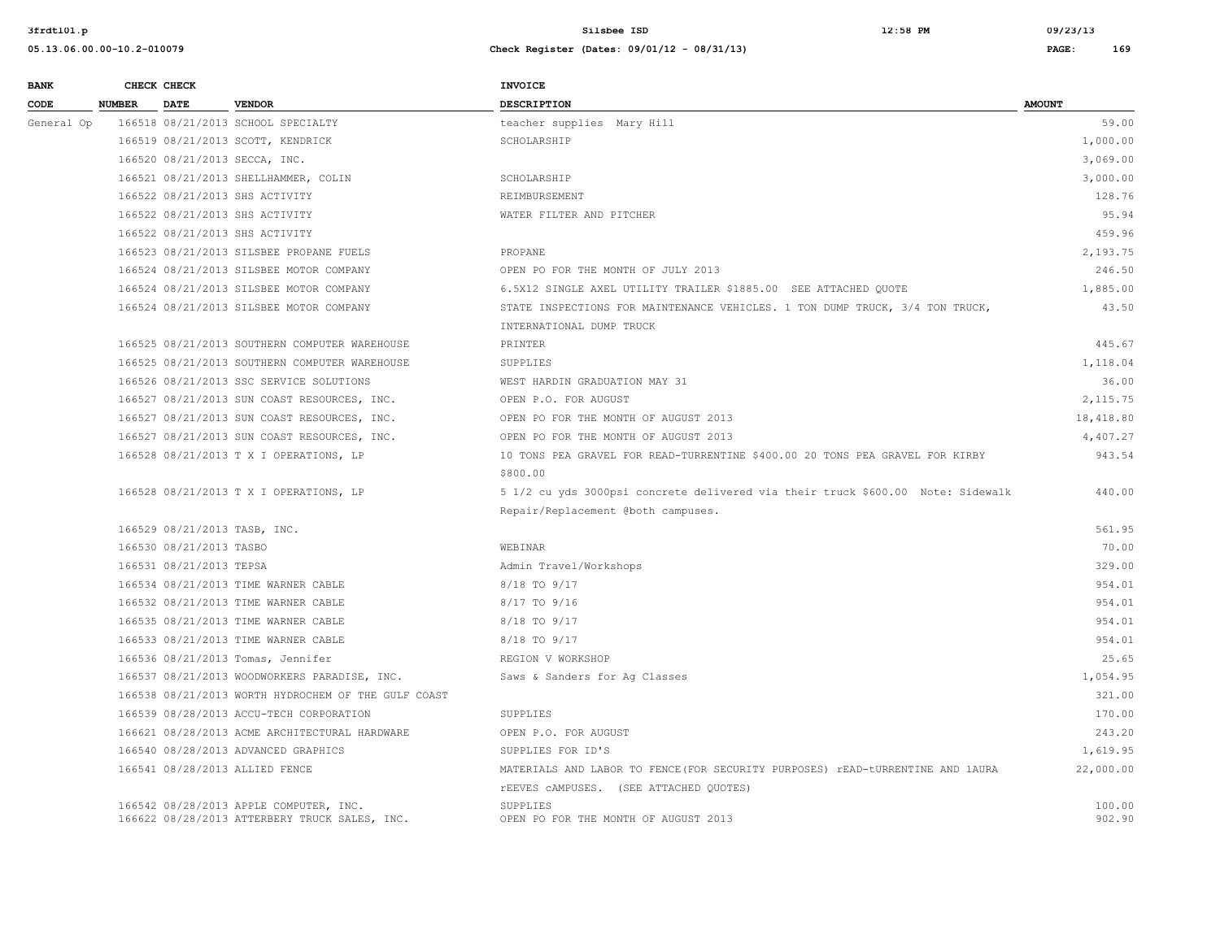| BANK CODE | CHECK NUMBER | CHECK DATE | VENDOR | INVOICE DESCRIPTION | AMOUNT |
|---|---|---|---|---|---|
| General Op | 166518 | 08/21/2013 | SCHOOL SPECIALTY | teacher supplies Mary Hill | 59.00 |
| | 166519 | 08/21/2013 | SCOTT, KENDRICK | SCHOLARSHIP | 1,000.00 |
| | 166520 | 08/21/2013 | SECCA, INC. | | 3,069.00 |
| | 166521 | 08/21/2013 | SHELLHAMMER, COLIN | SCHOLARSHIP | 3,000.00 |
| | 166522 | 08/21/2013 | SHS ACTIVITY | REIMBURSEMENT | 128.76 |
| | 166522 | 08/21/2013 | SHS ACTIVITY | WATER FILTER AND PITCHER | 95.94 |
| | 166522 | 08/21/2013 | SHS ACTIVITY | | 459.96 |
| | 166523 | 08/21/2013 | SILSBEE PROPANE FUELS | PROPANE | 2,193.75 |
| | 166524 | 08/21/2013 | SILSBEE MOTOR COMPANY | OPEN PO FOR THE MONTH OF JULY 2013 | 246.50 |
| | 166524 | 08/21/2013 | SILSBEE MOTOR COMPANY | 6.5X12 SINGLE AXEL UTILITY TRAILER $1885.00 SEE ATTACHED QUOTE | 1,885.00 |
| | 166524 | 08/21/2013 | SILSBEE MOTOR COMPANY | STATE INSPECTIONS FOR MAINTENANCE VEHICLES. 1 TON DUMP TRUCK, 3/4 TON TRUCK, INTERNATIONAL DUMP TRUCK | 43.50 |
| | 166525 | 08/21/2013 | SOUTHERN COMPUTER WAREHOUSE | PRINTER | 445.67 |
| | 166525 | 08/21/2013 | SOUTHERN COMPUTER WAREHOUSE | SUPPLIES | 1,118.04 |
| | 166526 | 08/21/2013 | SSC SERVICE SOLUTIONS | WEST HARDIN GRADUATION MAY 31 | 36.00 |
| | 166527 | 08/21/2013 | SUN COAST RESOURCES, INC. | OPEN P.O. FOR AUGUST | 2,115.75 |
| | 166527 | 08/21/2013 | SUN COAST RESOURCES, INC. | OPEN PO FOR THE MONTH OF AUGUST 2013 | 18,418.80 |
| | 166527 | 08/21/2013 | SUN COAST RESOURCES, INC. | OPEN PO FOR THE MONTH OF AUGUST 2013 | 4,407.27 |
| | 166528 | 08/21/2013 | T X I OPERATIONS, LP | 10 TONS PEA GRAVEL FOR READ-TURRENTINE $400.00 20 TONS PEA GRAVEL FOR KIRBY $800.00 | 943.54 |
| | 166528 | 08/21/2013 | T X I OPERATIONS, LP | 5 1/2 cu yds 3000psi concrete delivered via their truck $600.00 Note: Sidewalk Repair/Replacement @both campuses. | 440.00 |
| | 166529 | 08/21/2013 | TASB, INC. | | 561.95 |
| | 166530 | 08/21/2013 | TASBO | WEBINAR | 70.00 |
| | 166531 | 08/21/2013 | TEPSA | Admin Travel/Workshops | 329.00 |
| | 166534 | 08/21/2013 | TIME WARNER CABLE | 8/18 TO 9/17 | 954.01 |
| | 166532 | 08/21/2013 | TIME WARNER CABLE | 8/17 TO 9/16 | 954.01 |
| | 166535 | 08/21/2013 | TIME WARNER CABLE | 8/18 TO 9/17 | 954.01 |
| | 166533 | 08/21/2013 | TIME WARNER CABLE | 8/18 TO 9/17 | 954.01 |
| | 166536 | 08/21/2013 | Tomas, Jennifer | REGION V WORKSHOP | 25.65 |
| | 166537 | 08/21/2013 | WOODWORKERS PARADISE, INC. | Saws & Sanders for Ag Classes | 1,054.95 |
| | 166538 | 08/21/2013 | WORTH HYDROCHEM OF THE GULF COAST | | 321.00 |
| | 166539 | 08/28/2013 | ACCU-TECH CORPORATION | SUPPLIES | 170.00 |
| | 166621 | 08/28/2013 | ACME ARCHITECTURAL HARDWARE | OPEN P.O. FOR AUGUST | 243.20 |
| | 166540 | 08/28/2013 | ADVANCED GRAPHICS | SUPPLIES FOR ID'S | 1,619.95 |
| | 166541 | 08/28/2013 | ALLIED FENCE | MATERIALS AND LABOR TO FENCE(FOR SECURITY PURPOSES) rEAD-tURRENTINE AND lAURA rEEVES cAMPUSES. (SEE ATTACHED QUOTES) | 22,000.00 |
| | 166542 | 08/28/2013 | APPLE COMPUTER, INC. | SUPPLIES | 100.00 |
| | 166622 | 08/28/2013 | ATTERBERY TRUCK SALES, INC. | OPEN PO FOR THE MONTH OF AUGUST 2013 | 902.90 |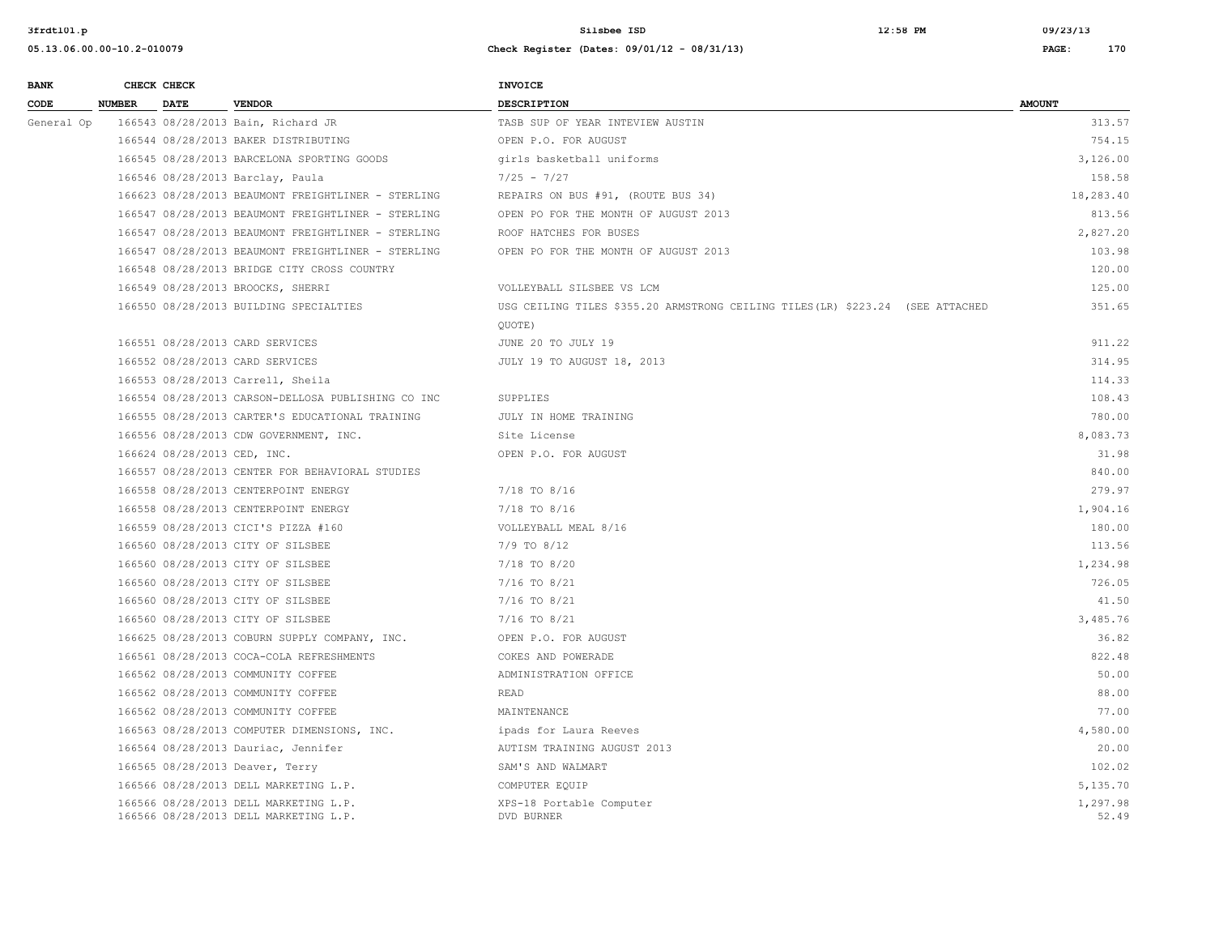| BANK CODE | CHECK NUMBER | CHECK DATE | VENDOR | INVOICE DESCRIPTION | AMOUNT |
|---|---|---|---|---|---|
| General Op | 166543 | 08/28/2013 | Bain, Richard JR | TASB SUP OF YEAR INTEVIEW AUSTIN | 313.57 |
| | 166544 | 08/28/2013 | BAKER DISTRIBUTING | OPEN P.O. FOR AUGUST | 754.15 |
| | 166545 | 08/28/2013 | BARCELONA SPORTING GOODS | girls basketball uniforms | 3,126.00 |
| | 166546 | 08/28/2013 | Barclay, Paula | 7/25 - 7/27 | 158.58 |
| | 166623 | 08/28/2013 | BEAUMONT FREIGHTLINER - STERLING | REPAIRS ON BUS #91, (ROUTE BUS 34) | 18,283.40 |
| | 166547 | 08/28/2013 | BEAUMONT FREIGHTLINER - STERLING | OPEN PO FOR THE MONTH OF AUGUST 2013 | 813.56 |
| | 166547 | 08/28/2013 | BEAUMONT FREIGHTLINER - STERLING | ROOF HATCHES FOR BUSES | 2,827.20 |
| | 166547 | 08/28/2013 | BEAUMONT FREIGHTLINER - STERLING | OPEN PO FOR THE MONTH OF AUGUST 2013 | 103.98 |
| | 166548 | 08/28/2013 | BRIDGE CITY CROSS COUNTRY | | 120.00 |
| | 166549 | 08/28/2013 | BROOCKS, SHERRI | VOLLEYBALL SILSBEE VS LCM | 125.00 |
| | 166550 | 08/28/2013 | BUILDING SPECIALTIES | USG CEILING TILES $355.20 ARMSTRONG CEILING TILES(LR) $223.24 (SEE ATTACHED QUOTE) | 351.65 |
| | 166551 | 08/28/2013 | CARD SERVICES | JUNE 20 TO JULY 19 | 911.22 |
| | 166552 | 08/28/2013 | CARD SERVICES | JULY 19 TO AUGUST 18, 2013 | 314.95 |
| | 166553 | 08/28/2013 | Carrell, Sheila | | 114.33 |
| | 166554 | 08/28/2013 | CARSON-DELLOSA PUBLISHING CO INC | SUPPLIES | 108.43 |
| | 166555 | 08/28/2013 | CARTER'S EDUCATIONAL TRAINING | JULY IN HOME TRAINING | 780.00 |
| | 166556 | 08/28/2013 | CDW GOVERNMENT, INC. | Site License | 8,083.73 |
| | 166624 | 08/28/2013 | CED, INC. | OPEN P.O. FOR AUGUST | 31.98 |
| | 166557 | 08/28/2013 | CENTER FOR BEHAVIORAL STUDIES | | 840.00 |
| | 166558 | 08/28/2013 | CENTERPOINT ENERGY | 7/18 TO 8/16 | 279.97 |
| | 166558 | 08/28/2013 | CENTERPOINT ENERGY | 7/18 TO 8/16 | 1,904.16 |
| | 166559 | 08/28/2013 | CICI'S PIZZA #160 | VOLLEYBALL MEAL 8/16 | 180.00 |
| | 166560 | 08/28/2013 | CITY OF SILSBEE | 7/9 TO 8/12 | 113.56 |
| | 166560 | 08/28/2013 | CITY OF SILSBEE | 7/18 TO 8/20 | 1,234.98 |
| | 166560 | 08/28/2013 | CITY OF SILSBEE | 7/16 TO 8/21 | 726.05 |
| | 166560 | 08/28/2013 | CITY OF SILSBEE | 7/16 TO 8/21 | 41.50 |
| | 166560 | 08/28/2013 | CITY OF SILSBEE | 7/16 TO 8/21 | 3,485.76 |
| | 166625 | 08/28/2013 | COBURN SUPPLY COMPANY, INC. | OPEN P.O. FOR AUGUST | 36.82 |
| | 166561 | 08/28/2013 | COCA-COLA REFRESHMENTS | COKES AND POWERADE | 822.48 |
| | 166562 | 08/28/2013 | COMMUNITY COFFEE | ADMINISTRATION OFFICE | 50.00 |
| | 166562 | 08/28/2013 | COMMUNITY COFFEE | READ | 88.00 |
| | 166562 | 08/28/2013 | COMMUNITY COFFEE | MAINTENANCE | 77.00 |
| | 166563 | 08/28/2013 | COMPUTER DIMENSIONS, INC. | ipads for Laura Reeves | 4,580.00 |
| | 166564 | 08/28/2013 | Dauriac, Jennifer | AUTISM TRAINING AUGUST 2013 | 20.00 |
| | 166565 | 08/28/2013 | Deaver, Terry | SAM'S AND WALMART | 102.02 |
| | 166566 | 08/28/2013 | DELL MARKETING L.P. | COMPUTER EQUIP | 5,135.70 |
| | 166566 | 08/28/2013 | DELL MARKETING L.P. | XPS-18 Portable Computer | 1,297.98 |
| | 166566 | 08/28/2013 | DELL MARKETING L.P. | DVD BURNER | 52.49 |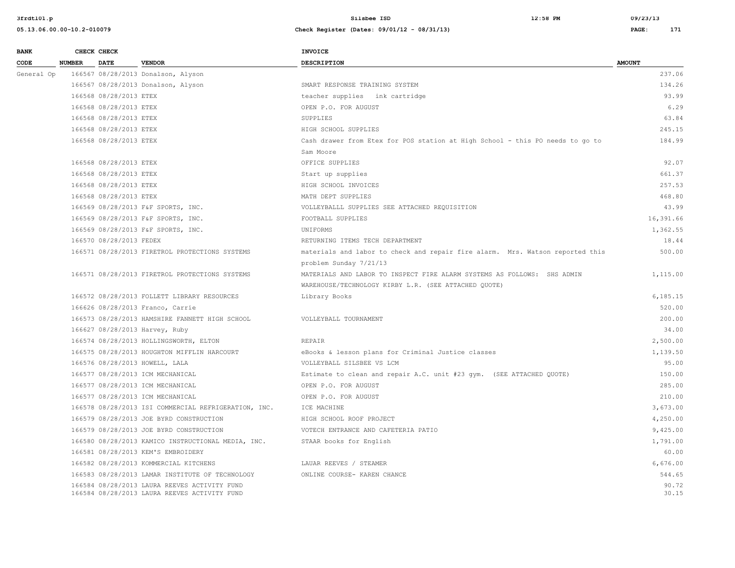| BANK CODE | CHECK NUMBER | CHECK DATE | VENDOR | INVOICE DESCRIPTION | AMOUNT |
|---|---|---|---|---|---|
| General Op | 166567 | 08/28/2013 | Donalson, Alyson | | 237.06 |
| | 166567 | 08/28/2013 | Donalson, Alyson | SMART RESPONSE TRAINING SYSTEM | 134.26 |
| | 166568 | 08/28/2013 | ETEX | teacher supplies ink cartridge | 93.99 |
| | 166568 | 08/28/2013 | ETEX | OPEN P.O. FOR AUGUST | 6.29 |
| | 166568 | 08/28/2013 | ETEX | SUPPLIES | 63.84 |
| | 166568 | 08/28/2013 | ETEX | HIGH SCHOOL SUPPLIES | 245.15 |
| | 166568 | 08/28/2013 | ETEX | Cash drawer from Etex for POS station at High School - this PO needs to go to Sam Moore | 184.99 |
| | 166568 | 08/28/2013 | ETEX | OFFICE SUPPLIES | 92.07 |
| | 166568 | 08/28/2013 | ETEX | Start up supplies | 661.37 |
| | 166568 | 08/28/2013 | ETEX | HIGH SCHOOL INVOICES | 257.53 |
| | 166568 | 08/28/2013 | ETEX | MATH DEPT SUPPLIES | 468.80 |
| | 166569 | 08/28/2013 | F&F SPORTS, INC. | VOLLEYBALLL SUPPLIES SEE ATTACHED REQUISITION | 43.99 |
| | 166569 | 08/28/2013 | F&F SPORTS, INC. | FOOTBALL SUPPLIES | 16,391.66 |
| | 166569 | 08/28/2013 | F&F SPORTS, INC. | UNIFORMS | 1,362.55 |
| | 166570 | 08/28/2013 | FEDEX | RETURNING ITEMS TECH DEPARTMENT | 18.44 |
| | 166571 | 08/28/2013 | FIRETROL PROTECTIONS SYSTEMS | materials and labor to check and repair fire alarm. Mrs. Watson reported this problem Sunday 7/21/13 | 500.00 |
| | 166571 | 08/28/2013 | FIRETROL PROTECTIONS SYSTEMS | MATERIALS AND LABOR TO INSPECT FIRE ALARM SYSTEMS AS FOLLOWS: SHS ADMIN WAREHOUSE/TECHNOLOGY KIRBY L.R. (SEE ATTACHED QUOTE) | 1,115.00 |
| | 166572 | 08/28/2013 | FOLLETT LIBRARY RESOURCES | Library Books | 6,185.15 |
| | 166626 | 08/28/2013 | Franco, Carrie | | 520.00 |
| | 166573 | 08/28/2013 | HAMSHIRE FANNETT HIGH SCHOOL | VOLLEYBALL TOURNAMENT | 200.00 |
| | 166627 | 08/28/2013 | Harvey, Ruby | | 34.00 |
| | 166574 | 08/28/2013 | HOLLINGSWORTH, ELTON | REPAIR | 2,500.00 |
| | 166575 | 08/28/2013 | HOUGHTON MIFFLIN HARCOURT | eBooks & lesson plans for Criminal Justice classes | 1,139.50 |
| | 166576 | 08/28/2013 | HOWELL, LALA | VOLLEYBALL SILSBEE VS LCM | 95.00 |
| | 166577 | 08/28/2013 | ICM MECHANICAL | Estimate to clean and repair A.C. unit #23 gym. (SEE ATTACHED QUOTE) | 150.00 |
| | 166577 | 08/28/2013 | ICM MECHANICAL | OPEN P.O. FOR AUGUST | 285.00 |
| | 166577 | 08/28/2013 | ICM MECHANICAL | OPEN P.O. FOR AUGUST | 210.00 |
| | 166578 | 08/28/2013 | ISI COMMERCIAL REFRIGERATION, INC. | ICE MACHINE | 3,673.00 |
| | 166579 | 08/28/2013 | JOE BYRD CONSTRUCTION | HIGH SCHOOL ROOF PROJECT | 4,250.00 |
| | 166579 | 08/28/2013 | JOE BYRD CONSTRUCTION | VOTECH ENTRANCE AND CAFETERIA PATIO | 9,425.00 |
| | 166580 | 08/28/2013 | KAMICO INSTRUCTIONAL MEDIA, INC. | STAAR books for English | 1,791.00 |
| | 166581 | 08/28/2013 | KEM'S EMBROIDERY | | 60.00 |
| | 166582 | 08/28/2013 | KOMMERCIAL KITCHENS | LAUAR REEVES / STEAMER | 6,676.00 |
| | 166583 | 08/28/2013 | LAMAR INSTITUTE OF TECHNOLOGY | ONLINE COURSE- KAREN CHANCE | 544.65 |
| | 166584 | 08/28/2013 | LAURA REEVES ACTIVITY FUND | | 90.72 |
| | 166584 | 08/28/2013 | LAURA REEVES ACTIVITY FUND | | 30.15 |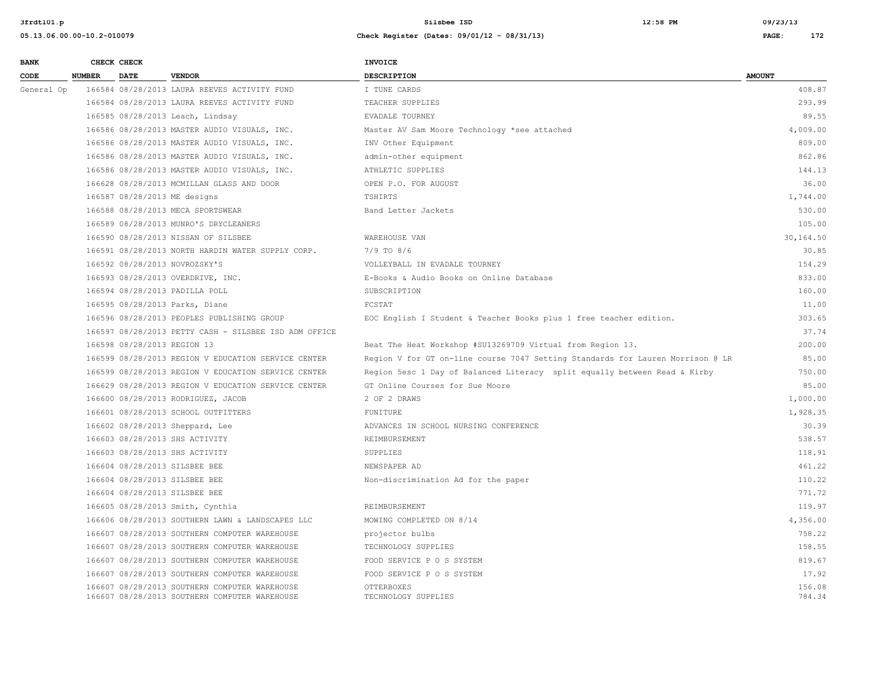| BANK CODE | CHECK NUMBER | CHECK DATE | VENDOR | INVOICE DESCRIPTION | AMOUNT |
|---|---|---|---|---|---|
| General Op | 166584 | 08/28/2013 | LAURA REEVES ACTIVITY FUND | I TUNE CARDS | 408.87 |
| | 166584 | 08/28/2013 | LAURA REEVES ACTIVITY FUND | TEACHER SUPPLIES | 293.99 |
| | 166585 | 08/28/2013 | Leach, Lindsay | EVADALE TOURNEY | 89.55 |
| | 166586 | 08/28/2013 | MASTER AUDIO VISUALS, INC. | Master AV Sam Moore Technology *see attached | 4,009.00 |
| | 166586 | 08/28/2013 | MASTER AUDIO VISUALS, INC. | INV Other Equipment | 809.00 |
| | 166586 | 08/28/2013 | MASTER AUDIO VISUALS, INC. | admin-other equipment | 862.86 |
| | 166586 | 08/28/2013 | MASTER AUDIO VISUALS, INC. | ATHLETIC SUPPLIES | 144.13 |
| | 166628 | 08/28/2013 | MCMILLAN GLASS AND DOOR | OPEN P.O. FOR AUGUST | 36.00 |
| | 166587 | 08/28/2013 | ME designs | TSHIRTS | 1,744.00 |
| | 166588 | 08/28/2013 | MECA SPORTSWEAR | Band Letter Jackets | 530.00 |
| | 166589 | 08/28/2013 | MUNRO'S DRYCLEANERS | | 105.00 |
| | 166590 | 08/28/2013 | NISSAN OF SILSBEE | WAREHOUSE VAN | 30,164.50 |
| | 166591 | 08/28/2013 | NORTH HARDIN WATER SUPPLY CORP. | 7/9 TO 8/6 | 30.85 |
| | 166592 | 08/28/2013 | NOVROZSKY'S | VOLLEYBALL IN EVADALE TOURNEY | 154.29 |
| | 166593 | 08/28/2013 | OVERDRIVE, INC. | E-Books & Audio Books on Online Database | 833.00 |
| | 166594 | 08/28/2013 | PADILLA POLL | SUBSCRIPTION | 160.00 |
| | 166595 | 08/28/2013 | Parks, Diane | FCSTAT | 11.00 |
| | 166596 | 08/28/2013 | PEOPLES PUBLISHING GROUP | EOC English I Student & Teacher Books plus 1 free teacher edition. | 303.65 |
| | 166597 | 08/28/2013 | PETTY CASH - SILSBEE ISD ADM OFFICE | | 37.74 |
| | 166598 | 08/28/2013 | REGION 13 | Beat The Heat Workshop #SU13269709 Virtual from Region 13. | 200.00 |
| | 166599 | 08/28/2013 | REGION V EDUCATION SERVICE CENTER | Region V for GT on-line course 7047 Setting Standards for Lauren Morrison @ LR | 85.00 |
| | 166599 | 08/28/2013 | REGION V EDUCATION SERVICE CENTER | Region 5esc 1 Day of Balanced Literacy split equally between Read & Kirby | 750.00 |
| | 166629 | 08/28/2013 | REGION V EDUCATION SERVICE CENTER | GT Online Courses for Sue Moore | 85.00 |
| | 166600 | 08/28/2013 | RODRIGUEZ, JACOB | 2 OF 2 DRAWS | 1,000.00 |
| | 166601 | 08/28/2013 | SCHOOL OUTFITTERS | FUNITURE | 1,928.35 |
| | 166602 | 08/28/2013 | Sheppard, Lee | ADVANCES IN SCHOOL NURSING CONFERENCE | 30.39 |
| | 166603 | 08/28/2013 | SHS ACTIVITY | REIMBURSEMENT | 538.57 |
| | 166603 | 08/28/2013 | SHS ACTIVITY | SUPPLIES | 118.91 |
| | 166604 | 08/28/2013 | SILSBEE BEE | NEWSPAPER AD | 461.22 |
| | 166604 | 08/28/2013 | SILSBEE BEE | Non-discrimination Ad for the paper | 110.22 |
| | 166604 | 08/28/2013 | SILSBEE BEE | | 771.72 |
| | 166605 | 08/28/2013 | Smith, Cynthia | REIMBURSEMENT | 119.97 |
| | 166606 | 08/28/2013 | SOUTHERN LAWN & LANDSCAPES LLC | MOWING COMPLETED ON 8/14 | 4,356.00 |
| | 166607 | 08/28/2013 | SOUTHERN COMPUTER WAREHOUSE | projector bulbs | 758.22 |
| | 166607 | 08/28/2013 | SOUTHERN COMPUTER WAREHOUSE | TECHNOLOGY SUPPLIES | 158.55 |
| | 166607 | 08/28/2013 | SOUTHERN COMPUTER WAREHOUSE | FOOD SERVICE P O S SYSTEM | 819.67 |
| | 166607 | 08/28/2013 | SOUTHERN COMPUTER WAREHOUSE | FOOD SERVICE P O S SYSTEM | 17.92 |
| | 166607 | 08/28/2013 | SOUTHERN COMPUTER WAREHOUSE | OTTERBOXES | 156.08 |
| | 166607 | 08/28/2013 | SOUTHERN COMPUTER WAREHOUSE | TECHNOLOGY SUPPLIES | 784.34 |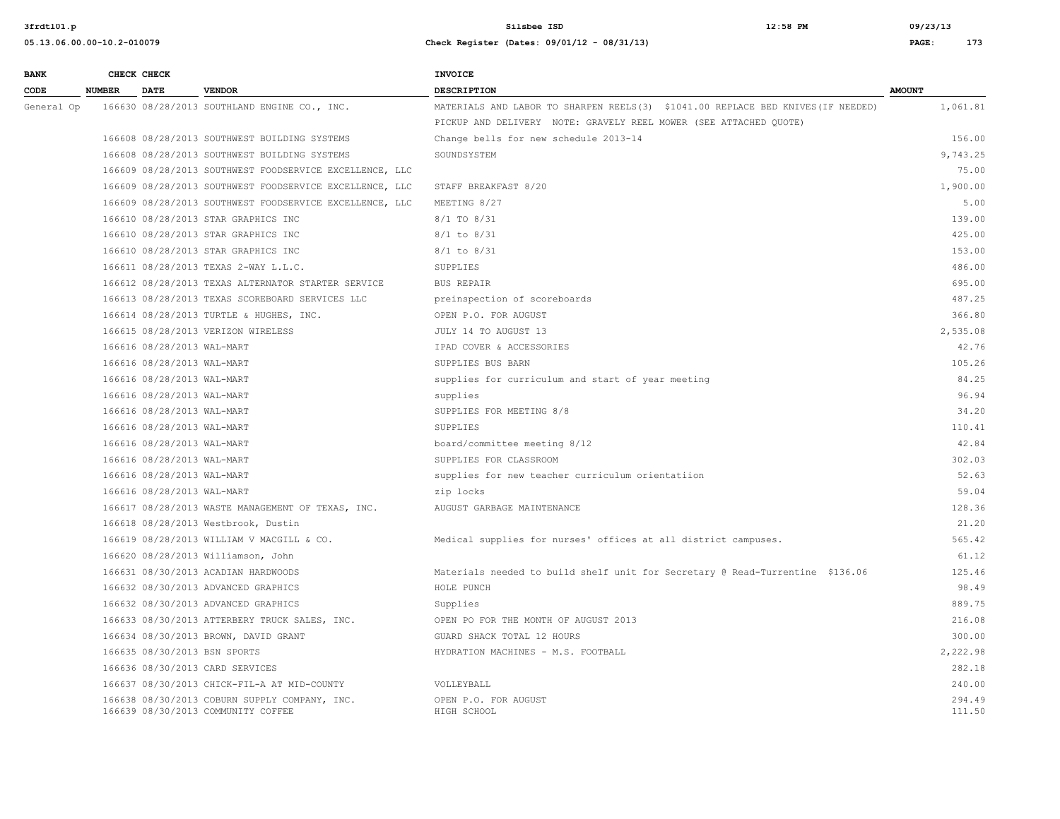| BANK CODE | CHECK NUMBER | CHECK DATE | VENDOR | INVOICE DESCRIPTION | AMOUNT |
|---|---|---|---|---|---|
| General Op | 166630 | 08/28/2013 | SOUTHLAND ENGINE CO., INC. | MATERIALS AND LABOR TO SHARPEN REELS(3) $1041.00 REPLACE BED KNIVES(IF NEEDED) PICKUP AND DELIVERY NOTE: GRAVELY REEL MOWER (SEE ATTACHED QUOTE) | 1,061.81 |
| | 166608 | 08/28/2013 | SOUTHWEST BUILDING SYSTEMS | Change bells for new schedule 2013-14 | 156.00 |
| | 166608 | 08/28/2013 | SOUTHWEST BUILDING SYSTEMS | SOUNDSYSTEM | 9,743.25 |
| | 166609 | 08/28/2013 | SOUTHWEST FOODSERVICE EXCELLENCE, LLC | | 75.00 |
| | 166609 | 08/28/2013 | SOUTHWEST FOODSERVICE EXCELLENCE, LLC | STAFF BREAKFAST 8/20 | 1,900.00 |
| | 166609 | 08/28/2013 | SOUTHWEST FOODSERVICE EXCELLENCE, LLC | MEETING 8/27 | 5.00 |
| | 166610 | 08/28/2013 | STAR GRAPHICS INC | 8/1 TO 8/31 | 139.00 |
| | 166610 | 08/28/2013 | STAR GRAPHICS INC | 8/1 to 8/31 | 425.00 |
| | 166610 | 08/28/2013 | STAR GRAPHICS INC | 8/1 to 8/31 | 153.00 |
| | 166611 | 08/28/2013 | TEXAS 2-WAY L.L.C. | SUPPLIES | 486.00 |
| | 166612 | 08/28/2013 | TEXAS ALTERNATOR STARTER SERVICE | BUS REPAIR | 695.00 |
| | 166613 | 08/28/2013 | TEXAS SCOREBOARD SERVICES LLC | preinspection of scoreboards | 487.25 |
| | 166614 | 08/28/2013 | TURTLE & HUGHES, INC. | OPEN P.O. FOR AUGUST | 366.80 |
| | 166615 | 08/28/2013 | VERIZON WIRELESS | JULY 14 TO AUGUST 13 | 2,535.08 |
| | 166616 | 08/28/2013 | WAL-MART | IPAD COVER & ACCESSORIES | 42.76 |
| | 166616 | 08/28/2013 | WAL-MART | SUPPLIES BUS BARN | 105.26 |
| | 166616 | 08/28/2013 | WAL-MART | supplies for curriculum and start of year meeting | 84.25 |
| | 166616 | 08/28/2013 | WAL-MART | supplies | 96.94 |
| | 166616 | 08/28/2013 | WAL-MART | SUPPLIES FOR MEETING 8/8 | 34.20 |
| | 166616 | 08/28/2013 | WAL-MART | SUPPLIES | 110.41 |
| | 166616 | 08/28/2013 | WAL-MART | board/committee meeting 8/12 | 42.84 |
| | 166616 | 08/28/2013 | WAL-MART | SUPPLIES FOR CLASSROOM | 302.03 |
| | 166616 | 08/28/2013 | WAL-MART | supplies for new teacher curriculum orientatiion | 52.63 |
| | 166616 | 08/28/2013 | WAL-MART | zip locks | 59.04 |
| | 166617 | 08/28/2013 | WASTE MANAGEMENT OF TEXAS, INC. | AUGUST GARBAGE MAINTENANCE | 128.36 |
| | 166618 | 08/28/2013 | Westbrook, Dustin | | 21.20 |
| | 166619 | 08/28/2013 | WILLIAM V MACGILL & CO. | Medical supplies for nurses' offices at all district campuses. | 565.42 |
| | 166620 | 08/28/2013 | Williamson, John | | 61.12 |
| | 166631 | 08/30/2013 | ACADIAN HARDWOODS | Materials needed to build shelf unit for Secretary @ Read-Turrentine $136.06 | 125.46 |
| | 166632 | 08/30/2013 | ADVANCED GRAPHICS | HOLE PUNCH | 98.49 |
| | 166632 | 08/30/2013 | ADVANCED GRAPHICS | Supplies | 889.75 |
| | 166633 | 08/30/2013 | ATTERBERY TRUCK SALES, INC. | OPEN PO FOR THE MONTH OF AUGUST 2013 | 216.08 |
| | 166634 | 08/30/2013 | BROWN, DAVID GRANT | GUARD SHACK TOTAL 12 HOURS | 300.00 |
| | 166635 | 08/30/2013 | BSN SPORTS | HYDRATION MACHINES - M.S. FOOTBALL | 2,222.98 |
| | 166636 | 08/30/2013 | CARD SERVICES | | 282.18 |
| | 166637 | 08/30/2013 | CHICK-FIL-A AT MID-COUNTY | VOLLEYBALL | 240.00 |
| | 166638 | 08/30/2013 | COBURN SUPPLY COMPANY, INC. | OPEN P.O. FOR AUGUST | 294.49 |
| | 166639 | 08/30/2013 | COMMUNITY COFFEE | HIGH SCHOOL | 111.50 |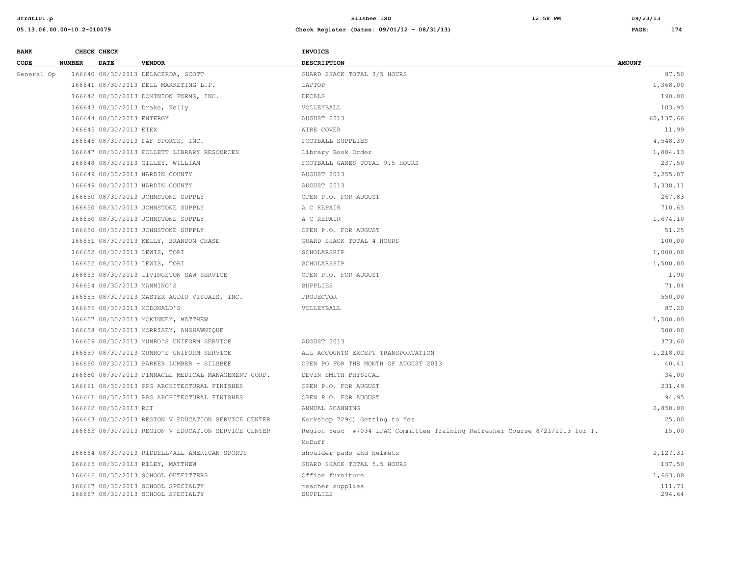| BANK CODE | CHECK NUMBER | CHECK DATE | VENDOR | INVOICE DESCRIPTION | AMOUNT |
|---|---|---|---|---|---|
| General Op | 166640 | 08/30/2013 | DELACERDA, SCOTT | GUARD SHACK TOTAL 3/5 HOURS | 87.50 |
| | 166641 | 08/30/2013 | DELL MARKETING L.P. | LAPTOP | 1,368.00 |
| | 166642 | 08/30/2013 | DOMINION FORMS, INC. | DECALS | 190.00 |
| | 166643 | 08/30/2013 | Drake, Kelly | VOLLEYBALL | 103.95 |
| | 166644 | 08/30/2013 | ENTERGY | AUGUST 2013 | 60,137.66 |
| | 166645 | 08/30/2013 | ETEX | WIRE COVER | 11.99 |
| | 166646 | 08/30/2013 | F&F SPORTS, INC. | FOOTBALL SUPPLIES | 4,548.39 |
| | 166647 | 08/30/2013 | FOLLETT LIBRARY RESOURCES | Library Book Order | 1,884.13 |
| | 166648 | 08/30/2013 | GILLEY, WILLIAM | FOOTBALL GAMES TOTAL 9.5 HOURS | 237.50 |
| | 166649 | 08/30/2013 | HARDIN COUNTY | AUGUST 2013 | 5,255.07 |
| | 166649 | 08/30/2013 | HARDIN COUNTY | AUGUST 2013 | 3,338.11 |
| | 166650 | 08/30/2013 | JOHNSTONE SUPPLY | OPEN P.O. FOR AUGUST | 267.83 |
| | 166650 | 08/30/2013 | JOHNSTONE SUPPLY | A C REPAIR | 710.65 |
| | 166650 | 08/30/2013 | JOHNSTONE SUPPLY | A C REPAIR | 1,674.10 |
| | 166650 | 08/30/2013 | JOHNSTONE SUPPLY | OPEN P.O. FOR AUGUST | 51.25 |
| | 166651 | 08/30/2013 | KELLY, BRANDON CHASE | GUARD SHACK TOTAL 4 HOURS | 100.00 |
| | 166652 | 08/30/2013 | LEWIS, TORI | SCHOLARSHIP | 1,000.00 |
| | 166652 | 08/30/2013 | LEWIS, TORI | SCHOLARSHIP | 1,500.00 |
| | 166653 | 08/30/2013 | LIVINGSTON SAW SERVICE | OPEN P.O. FOR AUGUST | 1.90 |
| | 166654 | 08/30/2013 | MANNING'S | SUPPLIES | 71.04 |
| | 166655 | 08/30/2013 | MASTER AUDIO VISUALS, INC. | PROJECTOR | 550.00 |
| | 166656 | 08/30/2013 | MCDONALD'S | VOLLEYBALL | 87.20 |
| | 166657 | 08/30/2013 | MCKINNEY, MATTHEW | | 1,500.00 |
| | 166658 | 08/30/2013 | MORRISEY, ANSHAWNIQUE | | 500.00 |
| | 166659 | 08/30/2013 | MUNRO'S UNIFORM SERVICE | AUGUST 2013 | 373.60 |
| | 166659 | 08/30/2013 | MUNRO'S UNIFORM SERVICE | ALL ACCOUNTS EXCEPT TRANSPORTATION | 1,218.02 |
| | 166660 | 08/30/2013 | PARKER LUMBER - SILSBEE | OPEN PO FOR THE MONTH OF AUGUST 2013 | 40.41 |
| | 166680 | 08/30/2013 | PINNACLE MEDICAL MANAGEMENT CORP. | DEVIN SMITH PHYSICAL | 34.00 |
| | 166661 | 08/30/2013 | PPG ARCHITECTURAL FINISHES | OPEN P.O. FOR AUGUST | 231.49 |
| | 166661 | 08/30/2013 | PPG ARCHITECTURAL FINISHES | OPEN P.O. FOR AUGUST | 94.95 |
| | 166662 | 08/30/2013 | RCI | ANNUAL SCANNING | 2,850.00 |
| | 166663 | 08/30/2013 | REGION V EDUCATION SERVICE CENTER | Workshop 7294) Getting to Yes | 25.00 |
| | 166663 | 08/30/2013 | REGION V EDUCATION SERVICE CENTER | Region 5esc #7034 LPAC Committee Training Refresher Course 8/21/2013 for T. McDuff | 15.00 |
| | 166664 | 08/30/2013 | RIDDELL/ALL AMERICAN SPORTS | shoulder pads and helmets | 2,127.31 |
| | 166665 | 08/30/2013 | RILEY, MATTHEW | GUARD SHACK TOTAL 5.5 HOURS | 137.50 |
| | 166666 | 08/30/2013 | SCHOOL OUTFITTERS | Office furniture | 1,663.08 |
| | 166667 | 08/30/2013 | SCHOOL SPECIALTY | teacher supplies | 111.71 |
| | 166667 | 08/30/2013 | SCHOOL SPECIALTY | SUPPLIES | 294.64 |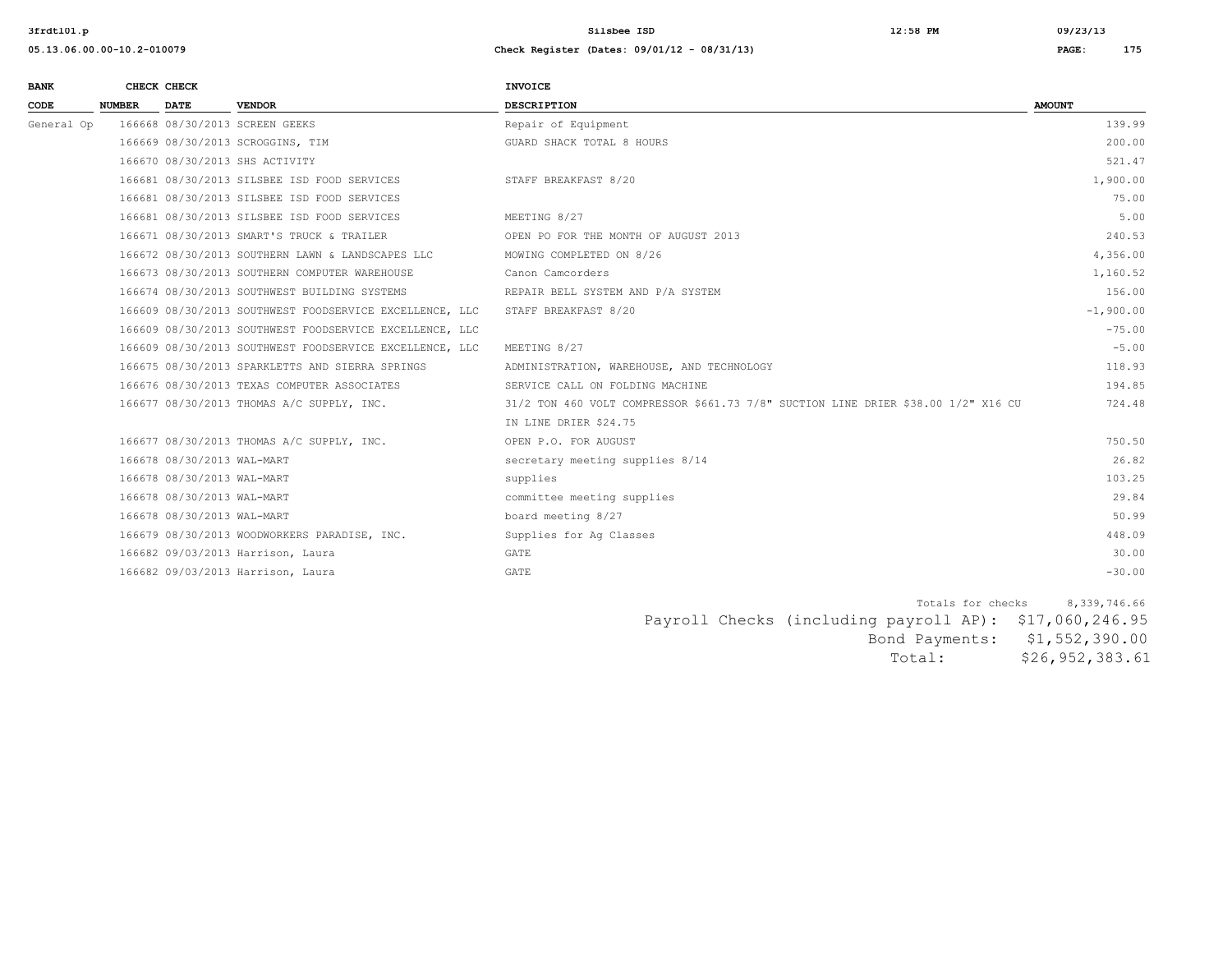| BANK CODE | CHECK NUMBER | CHECK DATE | VENDOR | INVOICE DESCRIPTION | AMOUNT |
|---|---|---|---|---|---|
| General Op | 166668 | 08/30/2013 | SCREEN GEEKS | Repair of Equipment | 139.99 |
| | 166669 | 08/30/2013 | SCROGGINS, TIM | GUARD SHACK TOTAL 8 HOURS | 200.00 |
| | 166670 | 08/30/2013 | SHS ACTIVITY | | 521.47 |
| | 166681 | 08/30/2013 | SILSBEE ISD FOOD SERVICES | STAFF BREAKFAST 8/20 | 1,900.00 |
| | 166681 | 08/30/2013 | SILSBEE ISD FOOD SERVICES | | 75.00 |
| | 166681 | 08/30/2013 | SILSBEE ISD FOOD SERVICES | MEETING 8/27 | 5.00 |
| | 166671 | 08/30/2013 | SMART'S TRUCK & TRAILER | OPEN PO FOR THE MONTH OF AUGUST 2013 | 240.53 |
| | 166672 | 08/30/2013 | SOUTHERN LAWN & LANDSCAPES LLC | MOWING COMPLETED ON 8/26 | 4,356.00 |
| | 166673 | 08/30/2013 | SOUTHERN COMPUTER WAREHOUSE | Canon Camcorders | 1,160.52 |
| | 166674 | 08/30/2013 | SOUTHWEST BUILDING SYSTEMS | REPAIR BELL SYSTEM AND P/A SYSTEM | 156.00 |
| | 166609 | 08/30/2013 | SOUTHWEST FOODSERVICE EXCELLENCE, LLC | STAFF BREAKFAST 8/20 | -1,900.00 |
| | 166609 | 08/30/2013 | SOUTHWEST FOODSERVICE EXCELLENCE, LLC | | -75.00 |
| | 166609 | 08/30/2013 | SOUTHWEST FOODSERVICE EXCELLENCE, LLC | MEETING 8/27 | -5.00 |
| | 166675 | 08/30/2013 | SPARKLETTS AND SIERRA SPRINGS | ADMINISTRATION, WAREHOUSE, AND TECHNOLOGY | 118.93 |
| | 166676 | 08/30/2013 | TEXAS COMPUTER ASSOCIATES | SERVICE CALL ON FOLDING MACHINE | 194.85 |
| | 166677 | 08/30/2013 | THOMAS A/C SUPPLY, INC. | 31/2 TON 460 VOLT COMPRESSOR $661.73 7/8" SUCTION LINE DRIER $38.00 1/2" X16 CU IN LINE DRIER $24.75 | 724.48 |
| | 166677 | 08/30/2013 | THOMAS A/C SUPPLY, INC. | OPEN P.O. FOR AUGUST | 750.50 |
| | 166678 | 08/30/2013 | WAL-MART | secretary meeting supplies 8/14 | 26.82 |
| | 166678 | 08/30/2013 | WAL-MART | supplies | 103.25 |
| | 166678 | 08/30/2013 | WAL-MART | committee meeting supplies | 29.84 |
| | 166678 | 08/30/2013 | WAL-MART | board meeting 8/27 | 50.99 |
| | 166679 | 08/30/2013 | WOODWORKERS PARADISE, INC. | Supplies for Ag Classes | 448.09 |
| | 166682 | 09/03/2013 | Harrison, Laura | GATE | 30.00 |
| | 166682 | 09/03/2013 | Harrison, Laura | GATE | -30.00 |

Totals for checks 8,339,746.66

Payroll Checks (including payroll AP): $17,060,246.95

Bond Payments: $1,552,390.00

Total: $26,952,383.61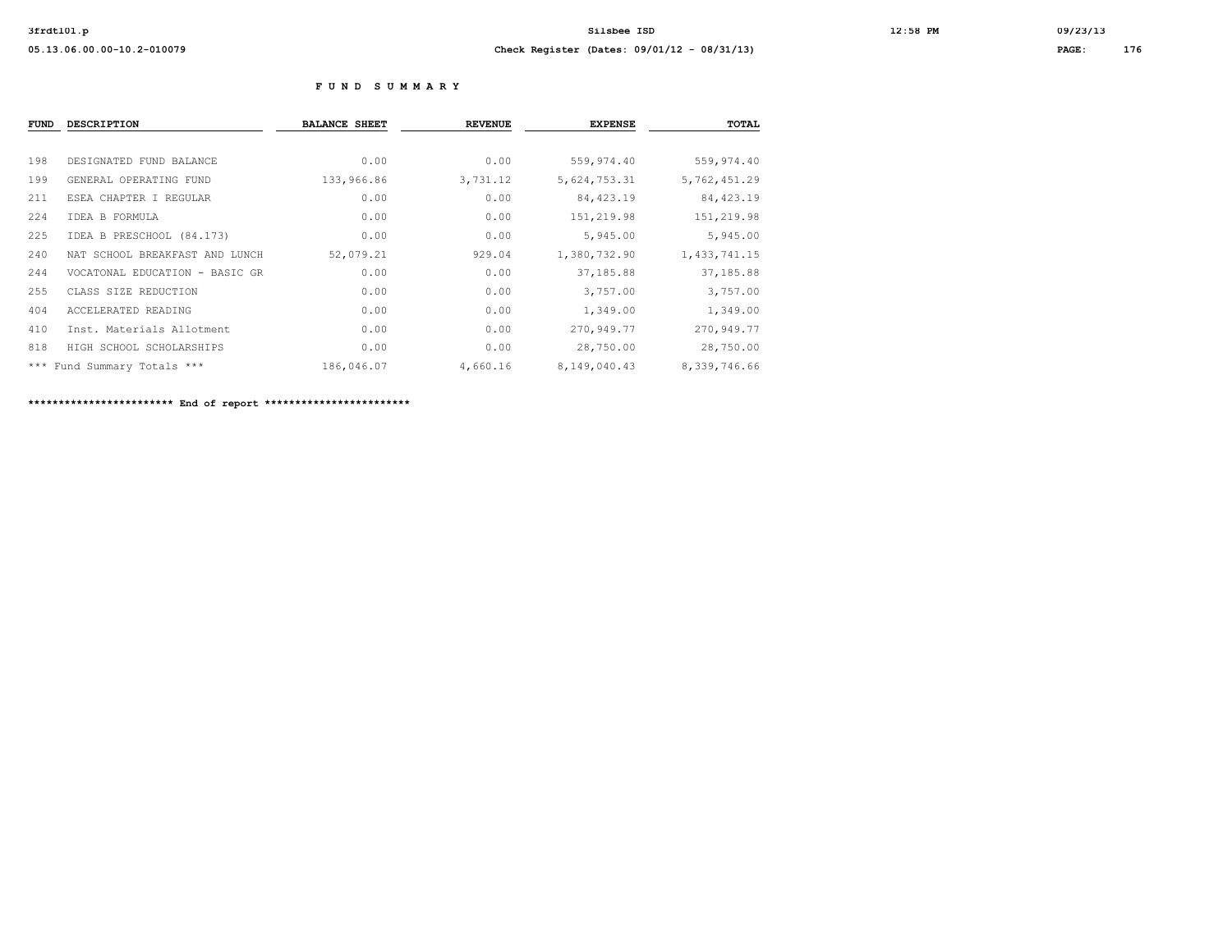**F U N D   S U M M A R Y**

| FUND | DESCRIPTION | BALANCE SHEET | REVENUE | EXPENSE | TOTAL |
|---|---|---|---|---|---|
| 198 | DESIGNATED FUND BALANCE | 0.00 | 0.00 | 559,974.40 | 559,974.40 |
| 199 | GENERAL OPERATING FUND | 133,966.86 | 3,731.12 | 5,624,753.31 | 5,762,451.29 |
| 211 | ESEA CHAPTER I REGULAR | 0.00 | 0.00 | 84,423.19 | 84,423.19 |
| 224 | IDEA B FORMULA | 0.00 | 0.00 | 151,219.98 | 151,219.98 |
| 225 | IDEA B PRESCHOOL (84.173) | 0.00 | 0.00 | 5,945.00 | 5,945.00 |
| 240 | NAT SCHOOL BREAKFAST AND LUNCH | 52,079.21 | 929.04 | 1,380,732.90 | 1,433,741.15 |
| 244 | VOCATONAL EDUCATION - BASIC GR | 0.00 | 0.00 | 37,185.88 | 37,185.88 |
| 255 | CLASS SIZE REDUCTION | 0.00 | 0.00 | 3,757.00 | 3,757.00 |
| 404 | ACCELERATED READING | 0.00 | 0.00 | 1,349.00 | 1,349.00 |
| 410 | Inst. Materials Allotment | 0.00 | 0.00 | 270,949.77 | 270,949.77 |
| 818 | HIGH SCHOOL SCHOLARSHIPS | 0.00 | 0.00 | 28,750.00 | 28,750.00 |
| *** Fund Summary Totals *** | | 186,046.07 | 4,660.16 | 8,149,040.43 | 8,339,746.66 |

**************************** End of report ****************************